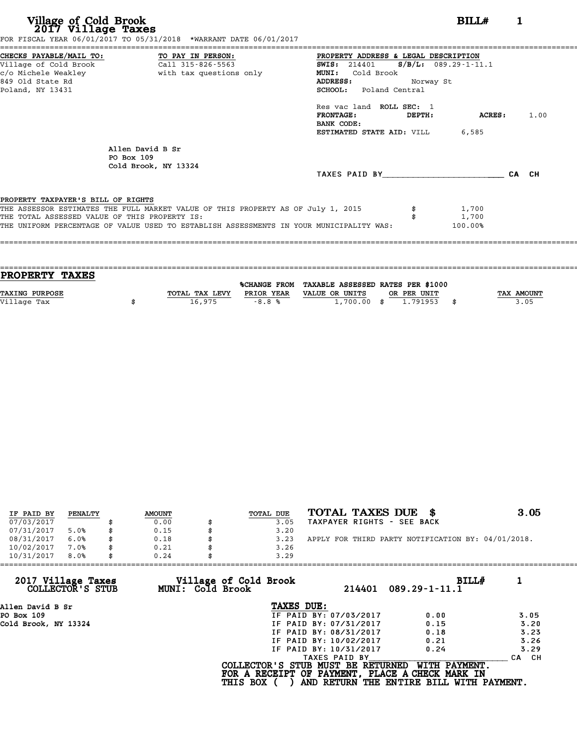# Village of Cold Brook
## 2017 Village Taxes

**BILL# 1**

FOR FISCAL YEAR 06/01/2017 TO 05/31/2018 *WARRANT DATE 06/01/2017

**CHECKS PAYABLE/MAIL TO:**
Village of Cold Brook
c/o Michele Weakley
849 Old State Rd
Poland, NY 13431

**TO PAY IN PERSON:**
Call 315-826-5563
with tax questions only

**PROPERTY ADDRESS & LEGAL DESCRIPTION**
**SWIS:** 214401 **S/B/L:** 089.29-1-11.1
**MUNI:** Cold Brook
**ADDRESS:** Norway St
**SCHOOL:** Poland Central

Res vac land **ROLL SEC:** 1
**FRONTAGE:** **DEPTH:** **ACRES:** 1.00
**BANK CODE:**
**ESTIMATED STATE AID:** VILL 6,585

Allen David B Sr
PO Box 109
Cold Brook, NY 13324

TAXES PAID BY________________________ CA CH

**PROPERTY TAXPAYER'S BILL OF RIGHTS**

THE ASSESSOR ESTIMATES THE FULL MARKET VALUE OF THIS PROPERTY AS OF July 1, 2015 $ 1,700
THE TOTAL ASSESSED VALUE OF THIS PROPERTY IS: $ 1,700
THE UNIFORM PERCENTAGE OF VALUE USED TO ESTABLISH ASSESSMENTS IN YOUR MUNICIPALITY WAS: 100.00%

## PROPERTY TAXES

| TAXING PURPOSE | TOTAL TAX LEVY | %CHANGE FROM PRIOR YEAR | TAXABLE ASSESSED VALUE OR UNITS | RATES PER $1000 OR PER UNIT | TAX AMOUNT |
|---|---|---|---|---|---|
| Village Tax | $ 16,975 | -8.8 % | 1,700.00 | $ 1.791953 | $ 3.05 |

| IF PAID BY | PENALTY | AMOUNT | TOTAL DUE |
|---|---|---|---|
| 07/03/2017 | | $ 0.00 | $ 3.05 |
| 07/31/2017 | 5.0% | $ 0.15 | $ 3.20 |
| 08/31/2017 | 6.0% | $ 0.18 | $ 3.23 |
| 10/02/2017 | 7.0% | $ 0.21 | $ 3.26 |
| 10/31/2017 | 8.0% | $ 0.24 | $ 3.29 |

**TOTAL TAXES DUE $ 3.05**
TAXPAYER RIGHTS - SEE BACK

APPLY FOR THIRD PARTY NOTIFICATION BY: 04/01/2018.

**2017 Village Taxes COLLECTOR'S STUB** — **Village of Cold Brook MUNI: Cold Brook** — 214401 089.29-1-11.1 — **BILL# 1**

Allen David B Sr
PO Box 109
Cold Brook, NY 13324

**TAXES DUE:**

| | | |
|---|---|---|
| IF PAID BY: 07/03/2017 | 0.00 | 3.05 |
| IF PAID BY: 07/31/2017 | 0.15 | 3.20 |
| IF PAID BY: 08/31/2017 | 0.18 | 3.23 |
| IF PAID BY: 10/02/2017 | 0.21 | 3.26 |
| IF PAID BY: 10/31/2017 | 0.24 | 3.29 |

TAXES PAID BY________________________ CA CH

**COLLECTOR'S STUB MUST BE RETURNED WITH PAYMENT.**
**FOR A RECEIPT OF PAYMENT, PLACE A CHECK MARK IN THIS BOX ( ) AND RETURN THE ENTIRE BILL WITH PAYMENT.**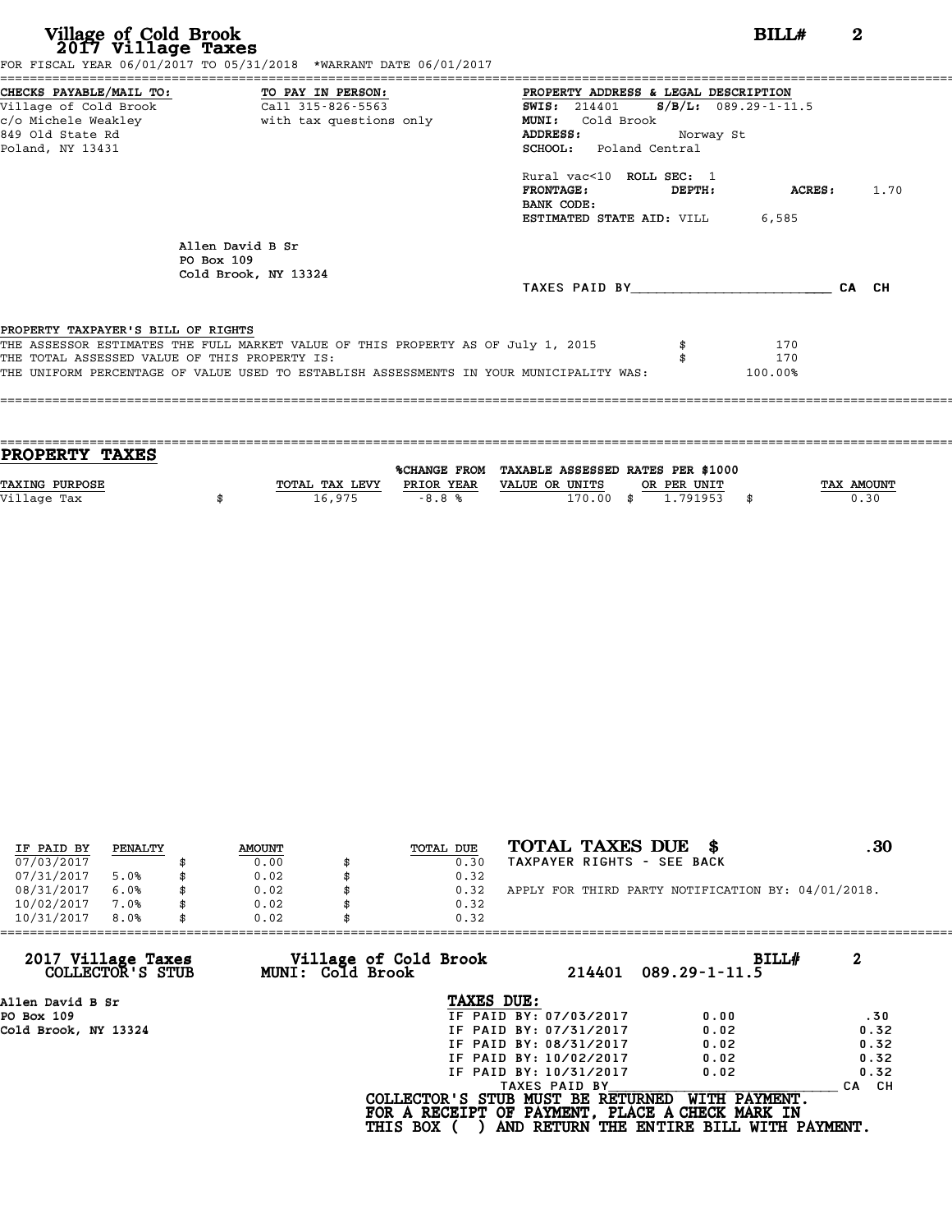# Village of Cold Brook
## 2017 Village Taxes

**BILL# 2**

FOR FISCAL YEAR 06/01/2017 TO 05/31/2018 *WARRANT DATE 06/01/2017

**CHECKS PAYABLE/MAIL TO:**
Village of Cold Brook
c/o Michele Weakley
849 Old State Rd
Poland, NY 13431

**TO PAY IN PERSON:**
Call 315-826-5563
with tax questions only

**PROPERTY ADDRESS & LEGAL DESCRIPTION**
**SWIS:** 214401 **S/B/L:** 089.29-1-11.5
**MUNI:** Cold Brook
**ADDRESS:** Norway St
**SCHOOL:** Poland Central

Rural vac<10 **ROLL SEC:** 1
**FRONTAGE:** **DEPTH:** **ACRES:** 1.70
**BANK CODE:**
**ESTIMATED STATE AID:** VILL 6,585

Allen David B Sr
PO Box 109
Cold Brook, NY 13324

TAXES PAID BY________________________ CA CH

PROPERTY TAXPAYER'S BILL OF RIGHTS

| | | |
|---|---|---|
| THE ASSESSOR ESTIMATES THE FULL MARKET VALUE OF THIS PROPERTY AS OF July 1, 2015 | $ | 170 |
| THE TOTAL ASSESSED VALUE OF THIS PROPERTY IS: | $ | 170 |
| THE UNIFORM PERCENTAGE OF VALUE USED TO ESTABLISH ASSESSMENTS IN YOUR MUNICIPALITY WAS: | | 100.00% |

## PROPERTY TAXES

| TAXING PURPOSE | TOTAL TAX LEVY | %CHANGE FROM PRIOR YEAR | TAXABLE ASSESSED VALUE OR UNITS | RATES PER $1000 OR PER UNIT | TAX AMOUNT |
|---|---|---|---|---|---|
| Village Tax | $ 16,975 | -8.8 % | 170.00 | $ 1.791953 | $ 0.30 |

| IF PAID BY | PENALTY | AMOUNT | TOTAL DUE |
|---|---|---|---|
| 07/03/2017 | | $ 0.00 | $ 0.30 |
| 07/31/2017 | 5.0% | $ 0.02 | $ 0.32 |
| 08/31/2017 | 6.0% | $ 0.02 | $ 0.32 |
| 10/02/2017 | 7.0% | $ 0.02 | $ 0.32 |
| 10/31/2017 | 8.0% | $ 0.02 | $ 0.32 |

**TOTAL TAXES DUE $ .30**
TAXPAYER RIGHTS - SEE BACK

APPLY FOR THIRD PARTY NOTIFICATION BY: 04/01/2018.

**2017 Village Taxes** **Village of Cold Brook** **BILL# 2**
**COLLECTOR'S STUB** **MUNI: Cold Brook** 214401 089.29-1-11.5

**Allen David B Sr**
**PO Box 109**
**Cold Brook, NY 13324**

**TAXES DUE:**

| | | |
|---|---|---|
| IF PAID BY: 07/03/2017 | 0.00 | .30 |
| IF PAID BY: 07/31/2017 | 0.02 | 0.32 |
| IF PAID BY: 08/31/2017 | 0.02 | 0.32 |
| IF PAID BY: 10/02/2017 | 0.02 | 0.32 |
| IF PAID BY: 10/31/2017 | 0.02 | 0.32 |

TAXES PAID BY________________________ CA CH

**COLLECTOR'S STUB MUST BE RETURNED WITH PAYMENT.**
**FOR A RECEIPT OF PAYMENT, PLACE A CHECK MARK IN**
**THIS BOX ( ) AND RETURN THE ENTIRE BILL WITH PAYMENT.**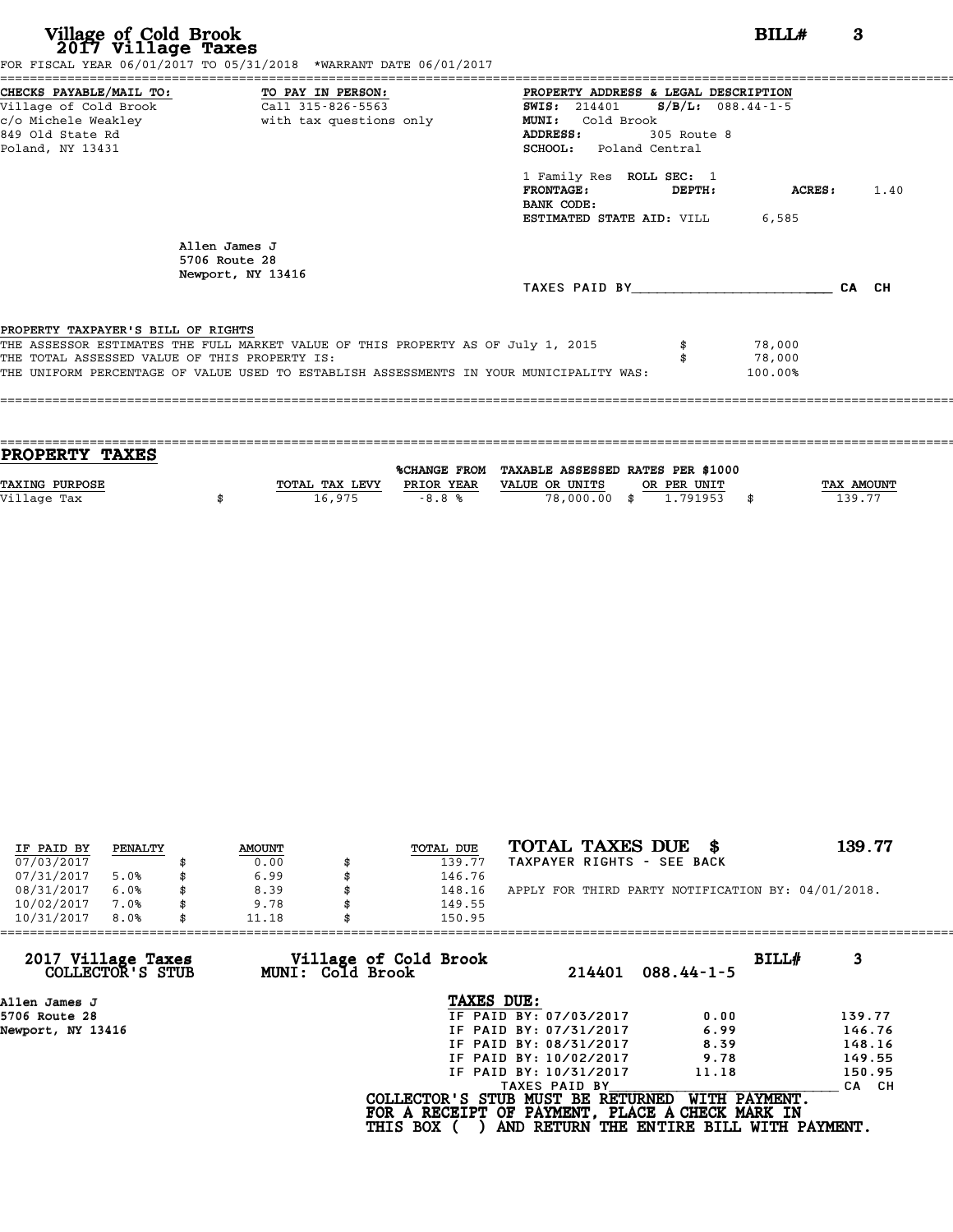# Village of Cold Brook
## 2017 Village Taxes

**BILL#** 3

FOR FISCAL YEAR 06/01/2017 TO 05/31/2018 *WARRANT DATE 06/01/2017

**CHECKS PAYABLE/MAIL TO:**
Village of Cold Brook
c/o Michele Weakley
849 Old State Rd
Poland, NY 13431

**TO PAY IN PERSON:**
Call 315-826-5563
with tax questions only

**PROPERTY ADDRESS & LEGAL DESCRIPTION**
**SWIS:** 214401 **S/B/L:** 088.44-1-5
**MUNI:** Cold Brook
**ADDRESS:** 305 Route 8
**SCHOOL:** Poland Central

1 Family Res **ROLL SEC:** 1
**FRONTAGE:** **DEPTH:** **ACRES:** 1.40
**BANK CODE:**
**ESTIMATED STATE AID:** VILL 6,585

Allen James J
5706 Route 28
Newport, NY 13416

TAXES PAID BY________________________ CA CH

PROPERTY TAXPAYER'S BILL OF RIGHTS
THE ASSESSOR ESTIMATES THE FULL MARKET VALUE OF THIS PROPERTY AS OF July 1, 2015 $ 78,000
THE TOTAL ASSESSED VALUE OF THIS PROPERTY IS: $ 78,000
THE UNIFORM PERCENTAGE OF VALUE USED TO ESTABLISH ASSESSMENTS IN YOUR MUNICIPALITY WAS: 100.00%

## PROPERTY TAXES

| TAXING PURPOSE | TOTAL TAX LEVY | %CHANGE FROM PRIOR YEAR | TAXABLE ASSESSED VALUE OR UNITS | RATES PER $1000 OR PER UNIT | TAX AMOUNT |
|---|---|---|---|---|---|
| Village Tax | $ 16,975 | -8.8 % | 78,000.00 | $ 1.791953 | $ 139.77 |

| IF PAID BY | PENALTY | AMOUNT | TOTAL DUE |
|---|---|---|---|
| 07/03/2017 | | $ 0.00 | $ 139.77 |
| 07/31/2017 | 5.0% | $ 6.99 | $ 146.76 |
| 08/31/2017 | 6.0% | $ 8.39 | $ 148.16 |
| 10/02/2017 | 7.0% | $ 9.78 | $ 149.55 |
| 10/31/2017 | 8.0% | $ 11.18 | $ 150.95 |

**TOTAL TAXES DUE $ 139.77**
TAXPAYER RIGHTS - SEE BACK

APPLY FOR THIRD PARTY NOTIFICATION BY: 04/01/2018.

**2017 Village Taxes COLLECTOR'S STUB** — **Village of Cold Brook MUNI: Cold Brook** — 214401 088.44-1-5 — **BILL#** 3

Allen James J
5706 Route 28
Newport, NY 13416

**TAXES DUE:**

| | | |
|---|---|---|
| IF PAID BY: 07/03/2017 | 0.00 | 139.77 |
| IF PAID BY: 07/31/2017 | 6.99 | 146.76 |
| IF PAID BY: 08/31/2017 | 8.39 | 148.16 |
| IF PAID BY: 10/02/2017 | 9.78 | 149.55 |
| IF PAID BY: 10/31/2017 | 11.18 | 150.95 |

TAXES PAID BY________________________ CA CH

**COLLECTOR'S STUB MUST BE RETURNED WITH PAYMENT.**
**FOR A RECEIPT OF PAYMENT, PLACE A CHECK MARK IN**
**THIS BOX ( ) AND RETURN THE ENTIRE BILL WITH PAYMENT.**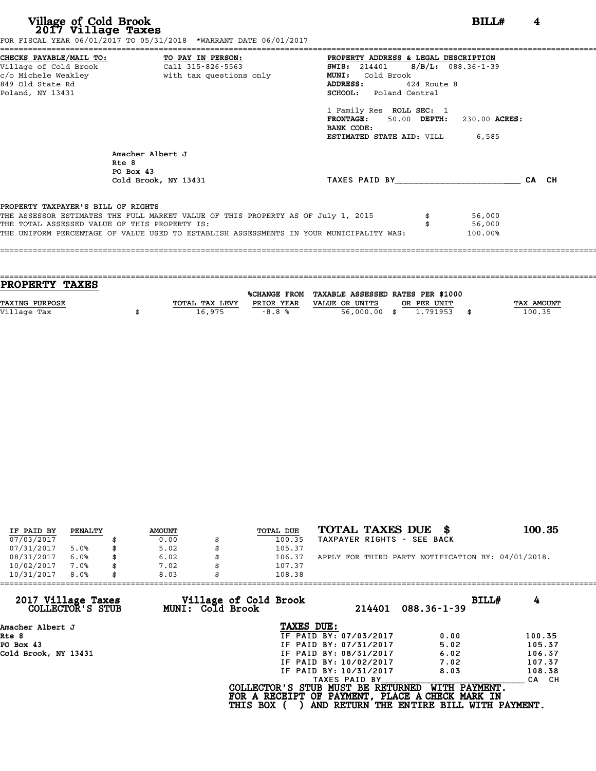# Village of Cold Brook

## 2017 Village Taxes

**BILL# 4**

FOR FISCAL YEAR 06/01/2017 TO 05/31/2018 *WARRANT DATE 06/01/2017

**CHECKS PAYABLE/MAIL TO:**
Village of Cold Brook
c/o Michele Weakley
849 Old State Rd
Poland, NY 13431

**TO PAY IN PERSON:**
Call 315-826-5563
with tax questions only

**PROPERTY ADDRESS & LEGAL DESCRIPTION**
**SWIS:** 214401 **S/B/L:** 088.36-1-39
**MUNI:** Cold Brook
**ADDRESS:** 424 Route 8
**SCHOOL:** Poland Central

1 Family Res **ROLL SEC:** 1
**FRONTAGE:** 50.00 **DEPTH:** 230.00 **ACRES:**
**BANK CODE:**
**ESTIMATED STATE AID:** VILL 6,585

Amacher Albert J
Rte 8
PO Box 43
Cold Brook, NY 13431

TAXES PAID BY________________________ CA CH

**PROPERTY TAXPAYER'S BILL OF RIGHTS**

| | | |
|---|---|---|
| THE ASSESSOR ESTIMATES THE FULL MARKET VALUE OF THIS PROPERTY AS OF July 1, 2015 | $ | 56,000 |
| THE TOTAL ASSESSED VALUE OF THIS PROPERTY IS: | $ | 56,000 |
| THE UNIFORM PERCENTAGE OF VALUE USED TO ESTABLISH ASSESSMENTS IN YOUR MUNICIPALITY WAS: | | 100.00% |

## PROPERTY TAXES

| TAXING PURPOSE | | TOTAL TAX LEVY | %CHANGE FROM PRIOR YEAR | TAXABLE ASSESSED VALUE OR UNITS | | RATES PER $1000 OR PER UNIT | | TAX AMOUNT |
|---|---|---|---|---|---|---|---|---|
| Village Tax | $ | 16,975 | -8.8 % | 56,000.00 | $ | 1.791953 | $ | 100.35 |

| IF PAID BY | PENALTY | | AMOUNT | | TOTAL DUE |
|---|---|---|---|---|---|
| 07/03/2017 | | $ | 0.00 | $ | 100.35 |
| 07/31/2017 | 5.0% | $ | 5.02 | $ | 105.37 |
| 08/31/2017 | 6.0% | $ | 6.02 | $ | 106.37 |
| 10/02/2017 | 7.0% | $ | 7.02 | $ | 107.37 |
| 10/31/2017 | 8.0% | $ | 8.03 | $ | 108.38 |

**TOTAL TAXES DUE $ 100.35**
TAXPAYER RIGHTS - SEE BACK

APPLY FOR THIRD PARTY NOTIFICATION BY: 04/01/2018.

**2017 Village Taxes** — COLLECTOR'S STUB
**Village of Cold Brook** — MUNI: Cold Brook
214401 088.36-1-39
**BILL# 4**

Amacher Albert J
Rte 8
PO Box 43
Cold Brook, NY 13431

**TAXES DUE:**

| | | |
|---|---|---|
| IF PAID BY: 07/03/2017 | 0.00 | 100.35 |
| IF PAID BY: 07/31/2017 | 5.02 | 105.37 |
| IF PAID BY: 08/31/2017 | 6.02 | 106.37 |
| IF PAID BY: 10/02/2017 | 7.02 | 107.37 |
| IF PAID BY: 10/31/2017 | 8.03 | 108.38 |

TAXES PAID BY________________________ CA CH

**COLLECTOR'S STUB MUST BE RETURNED WITH PAYMENT.**
**FOR A RECEIPT OF PAYMENT, PLACE A CHECK MARK IN THIS BOX ( ) AND RETURN THE ENTIRE BILL WITH PAYMENT.**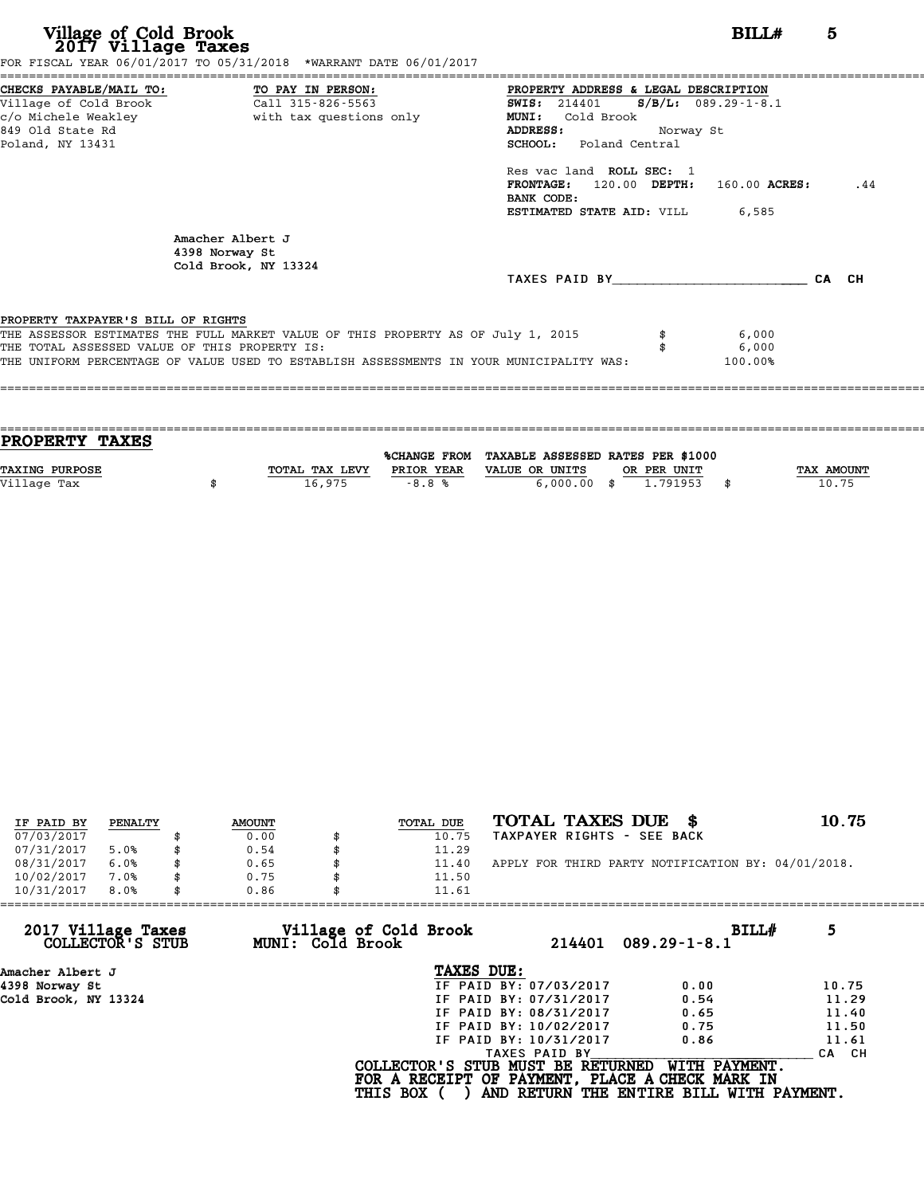# Village of Cold Brook
## 2017 Village Taxes

**BILL# 5**

FOR FISCAL YEAR 06/01/2017 TO 05/31/2018 *WARRANT DATE 06/01/2017

**CHECKS PAYABLE/MAIL TO:**
Village of Cold Brook
c/o Michele Weakley
849 Old State Rd
Poland, NY 13431

**TO PAY IN PERSON:**
Call 315-826-5563
with tax questions only

**PROPERTY ADDRESS & LEGAL DESCRIPTION**
**SWIS:** 214401 **S/B/L:** 089.29-1-8.1
**MUNI:** Cold Brook
**ADDRESS:** Norway St
**SCHOOL:** Poland Central

Res vac land **ROLL SEC:** 1
**FRONTAGE:** 120.00 **DEPTH:** 160.00 **ACRES:** .44
**BANK CODE:**
**ESTIMATED STATE AID:** VILL 6,585

Amacher Albert J
4398 Norway St
Cold Brook, NY 13324

TAXES PAID BY________________________ CA CH

PROPERTY TAXPAYER'S BILL OF RIGHTS

THE ASSESSOR ESTIMATES THE FULL MARKET VALUE OF THIS PROPERTY AS OF July 1, 2015 $ 6,000
THE TOTAL ASSESSED VALUE OF THIS PROPERTY IS: $ 6,000
THE UNIFORM PERCENTAGE OF VALUE USED TO ESTABLISH ASSESSMENTS IN YOUR MUNICIPALITY WAS: 100.00%

## PROPERTY TAXES

| TAXING PURPOSE | TOTAL TAX LEVY | %CHANGE FROM PRIOR YEAR | TAXABLE ASSESSED VALUE OR UNITS | RATES PER $1000 OR PER UNIT | TAX AMOUNT |
|---|---|---|---|---|---|
| Village Tax | $ 16,975 | -8.8 % | 6,000.00 | $ 1.791953 | $ 10.75 |

| IF PAID BY | PENALTY | AMOUNT | TOTAL DUE |
|---|---|---|---|
| 07/03/2017 | | $ 0.00 | $ 10.75 |
| 07/31/2017 | 5.0% | $ 0.54 | $ 11.29 |
| 08/31/2017 | 6.0% | $ 0.65 | $ 11.40 |
| 10/02/2017 | 7.0% | $ 0.75 | $ 11.50 |
| 10/31/2017 | 8.0% | $ 0.86 | $ 11.61 |

**TOTAL TAXES DUE $ 10.75**
TAXPAYER RIGHTS - SEE BACK

APPLY FOR THIRD PARTY NOTIFICATION BY: 04/01/2018.

**2017 Village Taxes COLLECTOR'S STUB** — **Village of Cold Brook MUNI: Cold Brook** — 214401 089.29-1-8.1 — **BILL# 5**

Amacher Albert J
4398 Norway St
Cold Brook, NY 13324

**TAXES DUE:**

| | | |
|---|---|---|
| IF PAID BY: 07/03/2017 | 0.00 | 10.75 |
| IF PAID BY: 07/31/2017 | 0.54 | 11.29 |
| IF PAID BY: 08/31/2017 | 0.65 | 11.40 |
| IF PAID BY: 10/02/2017 | 0.75 | 11.50 |
| IF PAID BY: 10/31/2017 | 0.86 | 11.61 |

TAXES PAID BY________________________ CA CH

**COLLECTOR'S STUB MUST BE RETURNED WITH PAYMENT.**
**FOR A RECEIPT OF PAYMENT, PLACE A CHECK MARK IN THIS BOX ( ) AND RETURN THE ENTIRE BILL WITH PAYMENT.**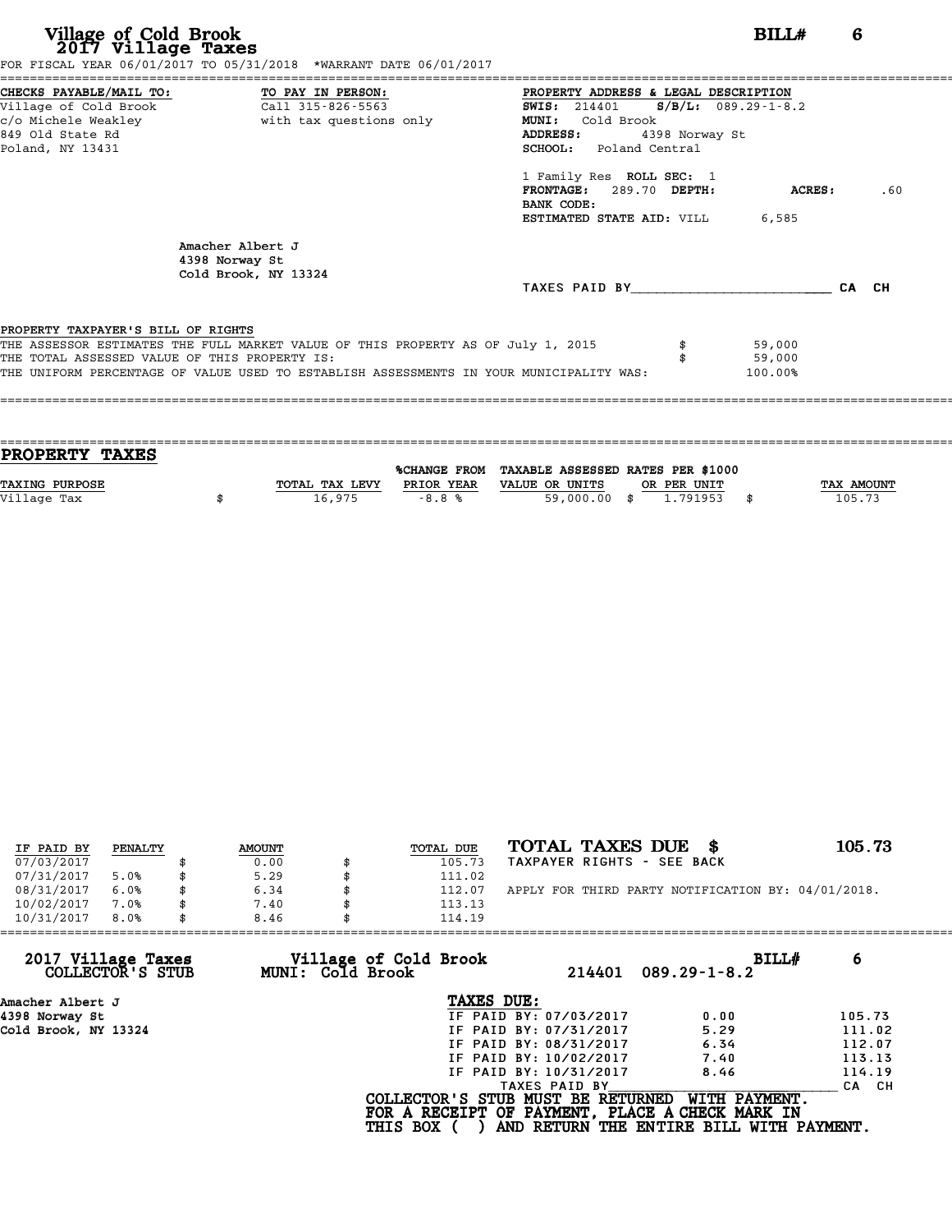# Village of Cold Brook
## 2017 Village Taxes

**BILL# 6**

FOR FISCAL YEAR 06/01/2017 TO 05/31/2018 *WARRANT DATE 06/01/2017

**CHECKS PAYABLE/MAIL TO:**
Village of Cold Brook
c/o Michele Weakley
849 Old State Rd
Poland, NY 13431

**TO PAY IN PERSON:**
Call 315-826-5563
with tax questions only

**PROPERTY ADDRESS & LEGAL DESCRIPTION**
**SWIS:** 214401 **S/B/L:** 089.29-1-8.2
**MUNI:** Cold Brook
**ADDRESS:** 4398 Norway St
**SCHOOL:** Poland Central

1 Family Res **ROLL SEC:** 1
**FRONTAGE:** 289.70 **DEPTH:** **ACRES:** .60
**BANK CODE:**
**ESTIMATED STATE AID:** VILL 6,585

Amacher Albert J
4398 Norway St
Cold Brook, NY 13324

TAXES PAID BY________________________ CA CH

**PROPERTY TAXPAYER'S BILL OF RIGHTS**

| | | |
|---|---|---|
| THE ASSESSOR ESTIMATES THE FULL MARKET VALUE OF THIS PROPERTY AS OF July 1, 2015 | $ | 59,000 |
| THE TOTAL ASSESSED VALUE OF THIS PROPERTY IS: | $ | 59,000 |
| THE UNIFORM PERCENTAGE OF VALUE USED TO ESTABLISH ASSESSMENTS IN YOUR MUNICIPALITY WAS: | | 100.00% |

## PROPERTY TAXES

| TAXING PURPOSE | | TOTAL TAX LEVY | %CHANGE FROM PRIOR YEAR | TAXABLE ASSESSED VALUE OR UNITS | | RATES PER $1000 OR PER UNIT | | TAX AMOUNT |
|---|---|---|---|---|---|---|---|---|
| Village Tax | $ | 16,975 | -8.8 % | 59,000.00 | $ | 1.791953 | $ | 105.73 |

| IF PAID BY | PENALTY | | AMOUNT | | TOTAL DUE |
|---|---|---|---|---|---|
| 07/03/2017 | | $ | 0.00 | $ | 105.73 |
| 07/31/2017 | 5.0% | $ | 5.29 | $ | 111.02 |
| 08/31/2017 | 6.0% | $ | 6.34 | $ | 112.07 |
| 10/02/2017 | 7.0% | $ | 7.40 | $ | 113.13 |
| 10/31/2017 | 8.0% | $ | 8.46 | $ | 114.19 |

**TOTAL TAXES DUE $ 105.73**

TAXPAYER RIGHTS - SEE BACK

APPLY FOR THIRD PARTY NOTIFICATION BY: 04/01/2018.

---

**2017 Village Taxes COLLECTOR'S STUB**
**Village of Cold Brook MUNI: Cold Brook**
214401 089.29-1-8.2 **BILL# 6**

Amacher Albert J
4398 Norway St
Cold Brook, NY 13324

**TAXES DUE:**

| | | |
|---|---|---|
| IF PAID BY: 07/03/2017 | 0.00 | 105.73 |
| IF PAID BY: 07/31/2017 | 5.29 | 111.02 |
| IF PAID BY: 08/31/2017 | 6.34 | 112.07 |
| IF PAID BY: 10/02/2017 | 7.40 | 113.13 |
| IF PAID BY: 10/31/2017 | 8.46 | 114.19 |

TAXES PAID BY________________________ CA CH

**COLLECTOR'S STUB MUST BE RETURNED WITH PAYMENT.**
**FOR A RECEIPT OF PAYMENT, PLACE A CHECK MARK IN**
**THIS BOX ( ) AND RETURN THE ENTIRE BILL WITH PAYMENT.**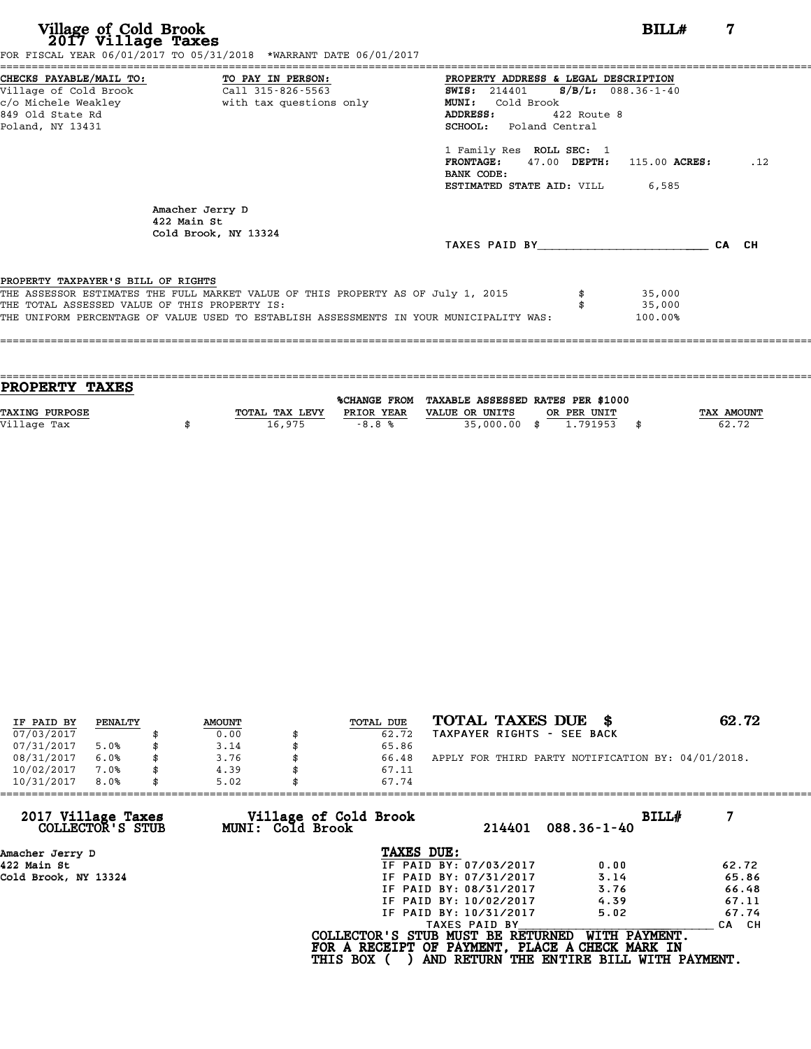# Village of Cold Brook
## 2017 Village Taxes

**BILL# 7**

FOR FISCAL YEAR 06/01/2017 TO 05/31/2018 *WARRANT DATE 06/01/2017

**CHECKS PAYABLE/MAIL TO:**
Village of Cold Brook
c/o Michele Weakley
849 Old State Rd
Poland, NY 13431

**TO PAY IN PERSON:**
Call 315-826-5563
with tax questions only

**PROPERTY ADDRESS & LEGAL DESCRIPTION**
**SWIS:** 214401 **S/B/L:** 088.36-1-40
**MUNI:** Cold Brook
**ADDRESS:** 422 Route 8
**SCHOOL:** Poland Central

1 Family Res **ROLL SEC:** 1
**FRONTAGE:** 47.00 **DEPTH:** 115.00 **ACRES:** .12
**BANK CODE:**
**ESTIMATED STATE AID:** VILL 6,585

Amacher Jerry D
422 Main St
Cold Brook, NY 13324

TAXES PAID BY________________________ CA CH

**PROPERTY TAXPAYER'S BILL OF RIGHTS**

THE ASSESSOR ESTIMATES THE FULL MARKET VALUE OF THIS PROPERTY AS OF July 1, 2015 $ 35,000
THE TOTAL ASSESSED VALUE OF THIS PROPERTY IS: $ 35,000
THE UNIFORM PERCENTAGE OF VALUE USED TO ESTABLISH ASSESSMENTS IN YOUR MUNICIPALITY WAS: 100.00%

## PROPERTY TAXES

| TAXING PURPOSE | TOTAL TAX LEVY | %CHANGE FROM PRIOR YEAR | TAXABLE ASSESSED VALUE OR UNITS | RATES PER $1000 OR PER UNIT | TAX AMOUNT |
|---|---|---|---|---|---|
| Village Tax | $ 16,975 | -8.8 % | 35,000.00 | $ 1.791953 | $ 62.72 |

| IF PAID BY | PENALTY | AMOUNT | TOTAL DUE |
|---|---|---|---|
| 07/03/2017 | | $ 0.00 | $ 62.72 |
| 07/31/2017 | 5.0% | $ 3.14 | $ 65.86 |
| 08/31/2017 | 6.0% | $ 3.76 | $ 66.48 |
| 10/02/2017 | 7.0% | $ 4.39 | $ 67.11 |
| 10/31/2017 | 8.0% | $ 5.02 | $ 67.74 |

**TOTAL TAXES DUE $ 62.72**
TAXPAYER RIGHTS - SEE BACK

APPLY FOR THIRD PARTY NOTIFICATION BY: 04/01/2018.

---

**2017 Village Taxes COLLECTOR'S STUB** — **Village of Cold Brook MUNI: Cold Brook** — 214401 088.36-1-40 — **BILL# 7**

Amacher Jerry D
422 Main St
Cold Brook, NY 13324

**TAXES DUE:**

| | | |
|---|---|---|
| IF PAID BY: 07/03/2017 | 0.00 | 62.72 |
| IF PAID BY: 07/31/2017 | 3.14 | 65.86 |
| IF PAID BY: 08/31/2017 | 3.76 | 66.48 |
| IF PAID BY: 10/02/2017 | 4.39 | 67.11 |
| IF PAID BY: 10/31/2017 | 5.02 | 67.74 |

TAXES PAID BY________________________ CA CH

COLLECTOR'S STUB MUST BE RETURNED WITH PAYMENT.
FOR A RECEIPT OF PAYMENT, PLACE A CHECK MARK IN
THIS BOX ( ) AND RETURN THE ENTIRE BILL WITH PAYMENT.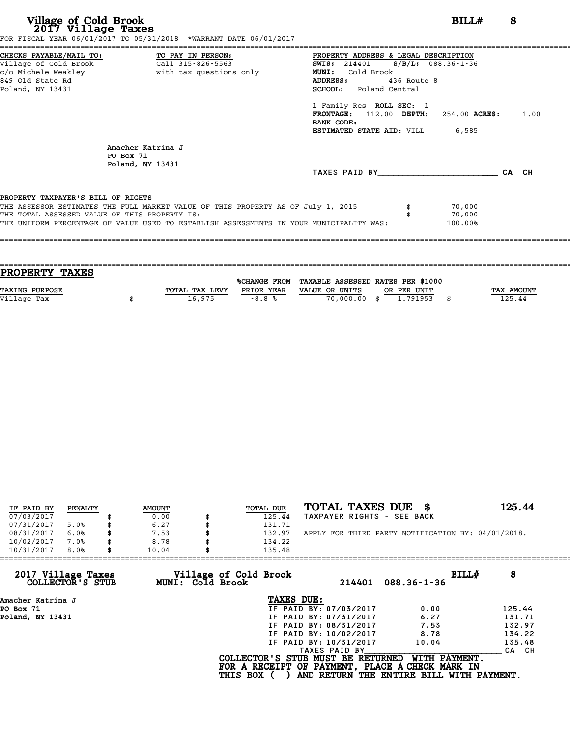# Village of Cold Brook
## 2017 Village Taxes

**BILL# 8**

FOR FISCAL YEAR 06/01/2017 TO 05/31/2018 *WARRANT DATE 06/01/2017

**CHECKS PAYABLE/MAIL TO:**
Village of Cold Brook
c/o Michele Weakley
849 Old State Rd
Poland, NY 13431

**TO PAY IN PERSON:**
Call 315-826-5563
with tax questions only

**PROPERTY ADDRESS & LEGAL DESCRIPTION**
**SWIS:** 214401 **S/B/L:** 088.36-1-36
**MUNI:** Cold Brook
**ADDRESS:** 436 Route 8
**SCHOOL:** Poland Central

1 Family Res **ROLL SEC:** 1
**FRONTAGE:** 112.00 **DEPTH:** 254.00 **ACRES:** 1.00
**BANK CODE:**
**ESTIMATED STATE AID:** VILL 6,585

Amacher Katrina J
PO Box 71
Poland, NY 13431

TAXES PAID BY________________________ CA CH

PROPERTY TAXPAYER'S BILL OF RIGHTS

THE ASSESSOR ESTIMATES THE FULL MARKET VALUE OF THIS PROPERTY AS OF July 1, 2015 $ 70,000
THE TOTAL ASSESSED VALUE OF THIS PROPERTY IS: $ 70,000
THE UNIFORM PERCENTAGE OF VALUE USED TO ESTABLISH ASSESSMENTS IN YOUR MUNICIPALITY WAS: 100.00%

## PROPERTY TAXES

| TAXING PURPOSE | TOTAL TAX LEVY | %CHANGE FROM PRIOR YEAR | TAXABLE ASSESSED VALUE OR UNITS | RATES PER $1000 OR PER UNIT | TAX AMOUNT |
|---|---|---|---|---|---|
| Village Tax | $ 16,975 | -8.8 % | 70,000.00 | $ 1.791953 | $ 125.44 |

| IF PAID BY | PENALTY | AMOUNT | TOTAL DUE |
|---|---|---|---|
| 07/03/2017 | | $ 0.00 | $ 125.44 |
| 07/31/2017 | 5.0% | $ 6.27 | $ 131.71 |
| 08/31/2017 | 6.0% | $ 7.53 | $ 132.97 |
| 10/02/2017 | 7.0% | $ 8.78 | $ 134.22 |
| 10/31/2017 | 8.0% | $ 10.04 | $ 135.48 |

**TOTAL TAXES DUE $ 125.44**
TAXPAYER RIGHTS - SEE BACK

APPLY FOR THIRD PARTY NOTIFICATION BY: 04/01/2018.

**2017 Village Taxes COLLECTOR'S STUB** — **Village of Cold Brook MUNI: Cold Brook** — 214401 088.36-1-36 — **BILL# 8**

Amacher Katrina J
PO Box 71
Poland, NY 13431

**TAXES DUE:**

| | | |
|---|---|---|
| IF PAID BY: 07/03/2017 | 0.00 | 125.44 |
| IF PAID BY: 07/31/2017 | 6.27 | 131.71 |
| IF PAID BY: 08/31/2017 | 7.53 | 132.97 |
| IF PAID BY: 10/02/2017 | 8.78 | 134.22 |
| IF PAID BY: 10/31/2017 | 10.04 | 135.48 |

TAXES PAID BY________________________ CA CH

**COLLECTOR'S STUB MUST BE RETURNED WITH PAYMENT.**
**FOR A RECEIPT OF PAYMENT, PLACE A CHECK MARK IN THIS BOX ( ) AND RETURN THE ENTIRE BILL WITH PAYMENT.**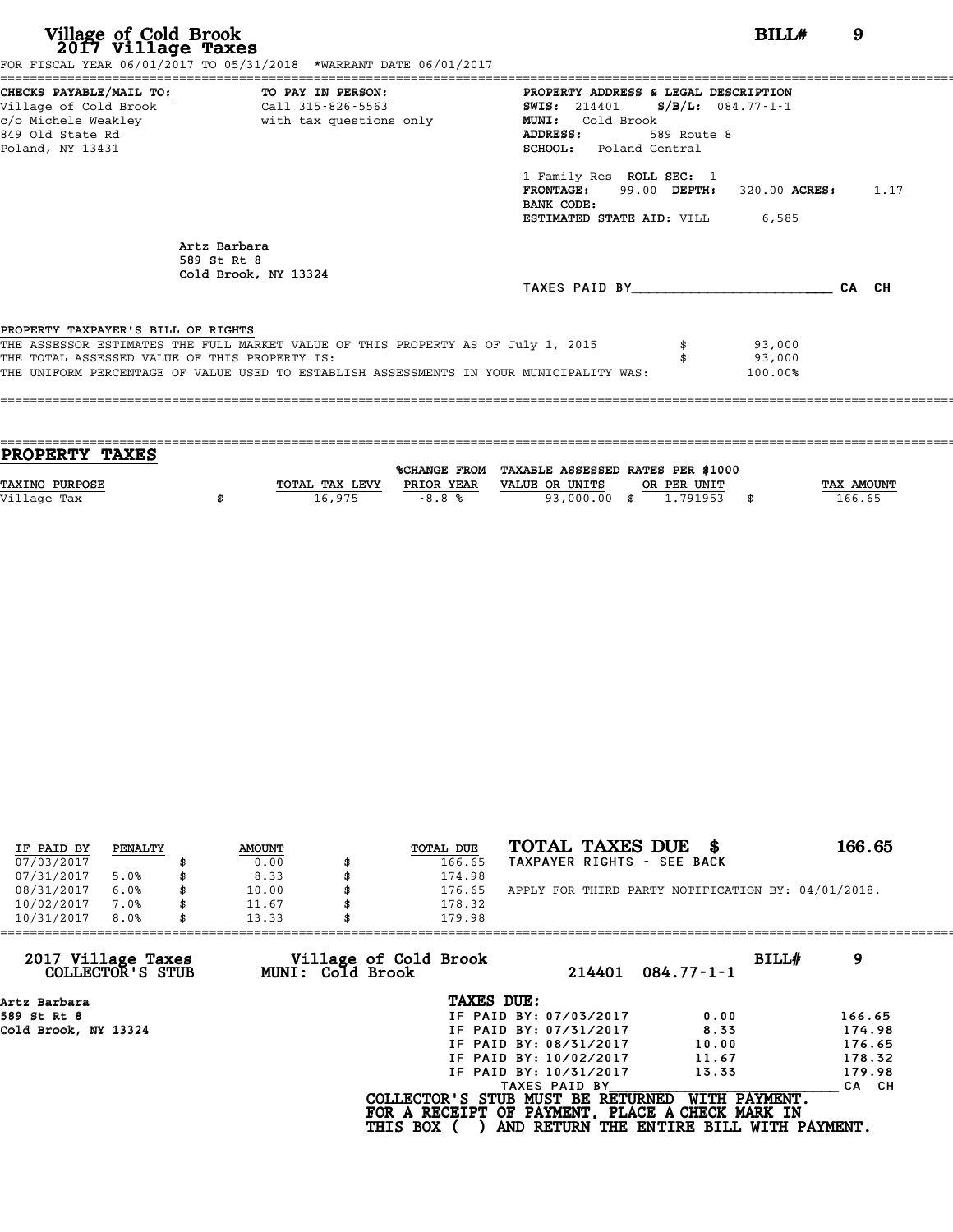# Village of Cold Brook
## 2017 Village Taxes

**BILL# 9**

FOR FISCAL YEAR 06/01/2017 TO 05/31/2018 *WARRANT DATE 06/01/2017

**CHECKS PAYABLE/MAIL TO:**
Village of Cold Brook
c/o Michele Weakley
849 Old State Rd
Poland, NY 13431

**TO PAY IN PERSON:**
Call 315-826-5563
with tax questions only

**PROPERTY ADDRESS & LEGAL DESCRIPTION**
**SWIS:** 214401 **S/B/L:** 084.77-1-1
**MUNI:** Cold Brook
**ADDRESS:** 589 Route 8
**SCHOOL:** Poland Central

1 Family Res **ROLL SEC:** 1
**FRONTAGE:** 99.00 **DEPTH:** 320.00 **ACRES:** 1.17
**BANK CODE:**
**ESTIMATED STATE AID:** VILL 6,585

Artz Barbara
589 St Rt 8
Cold Brook, NY 13324

TAXES PAID BY________________________ CA CH

PROPERTY TAXPAYER'S BILL OF RIGHTS

THE ASSESSOR ESTIMATES THE FULL MARKET VALUE OF THIS PROPERTY AS OF July 1, 2015 $ 93,000
THE TOTAL ASSESSED VALUE OF THIS PROPERTY IS: $ 93,000
THE UNIFORM PERCENTAGE OF VALUE USED TO ESTABLISH ASSESSMENTS IN YOUR MUNICIPALITY WAS: 100.00%

## PROPERTY TAXES

| TAXING PURPOSE | TOTAL TAX LEVY | %CHANGE FROM PRIOR YEAR | TAXABLE ASSESSED VALUE OR UNITS | RATES PER $1000 OR PER UNIT | TAX AMOUNT |
|---|---|---|---|---|---|
| Village Tax | $ 16,975 | -8.8 % | 93,000.00 | $ 1.791953 | $ 166.65 |

| IF PAID BY | PENALTY | AMOUNT | TOTAL DUE |
|---|---|---|---|
| 07/03/2017 | | $ 0.00 | $ 166.65 |
| 07/31/2017 | 5.0% | $ 8.33 | $ 174.98 |
| 08/31/2017 | 6.0% | $ 10.00 | $ 176.65 |
| 10/02/2017 | 7.0% | $ 11.67 | $ 178.32 |
| 10/31/2017 | 8.0% | $ 13.33 | $ 179.98 |

**TOTAL TAXES DUE $ 166.65**
TAXPAYER RIGHTS - SEE BACK

APPLY FOR THIRD PARTY NOTIFICATION BY: 04/01/2018.

**2017 Village Taxes COLLECTOR'S STUB** — **Village of Cold Brook MUNI: Cold Brook** — 214401 084.77-1-1 — **BILL# 9**

Artz Barbara
589 St Rt 8
Cold Brook, NY 13324

**TAXES DUE:**

| | | |
|---|---|---|
| IF PAID BY: 07/03/2017 | 0.00 | 166.65 |
| IF PAID BY: 07/31/2017 | 8.33 | 174.98 |
| IF PAID BY: 08/31/2017 | 10.00 | 176.65 |
| IF PAID BY: 10/02/2017 | 11.67 | 178.32 |
| IF PAID BY: 10/31/2017 | 13.33 | 179.98 |

TAXES PAID BY________________________ CA CH

**COLLECTOR'S STUB MUST BE RETURNED WITH PAYMENT.**
**FOR A RECEIPT OF PAYMENT, PLACE A CHECK MARK IN THIS BOX ( ) AND RETURN THE ENTIRE BILL WITH PAYMENT.**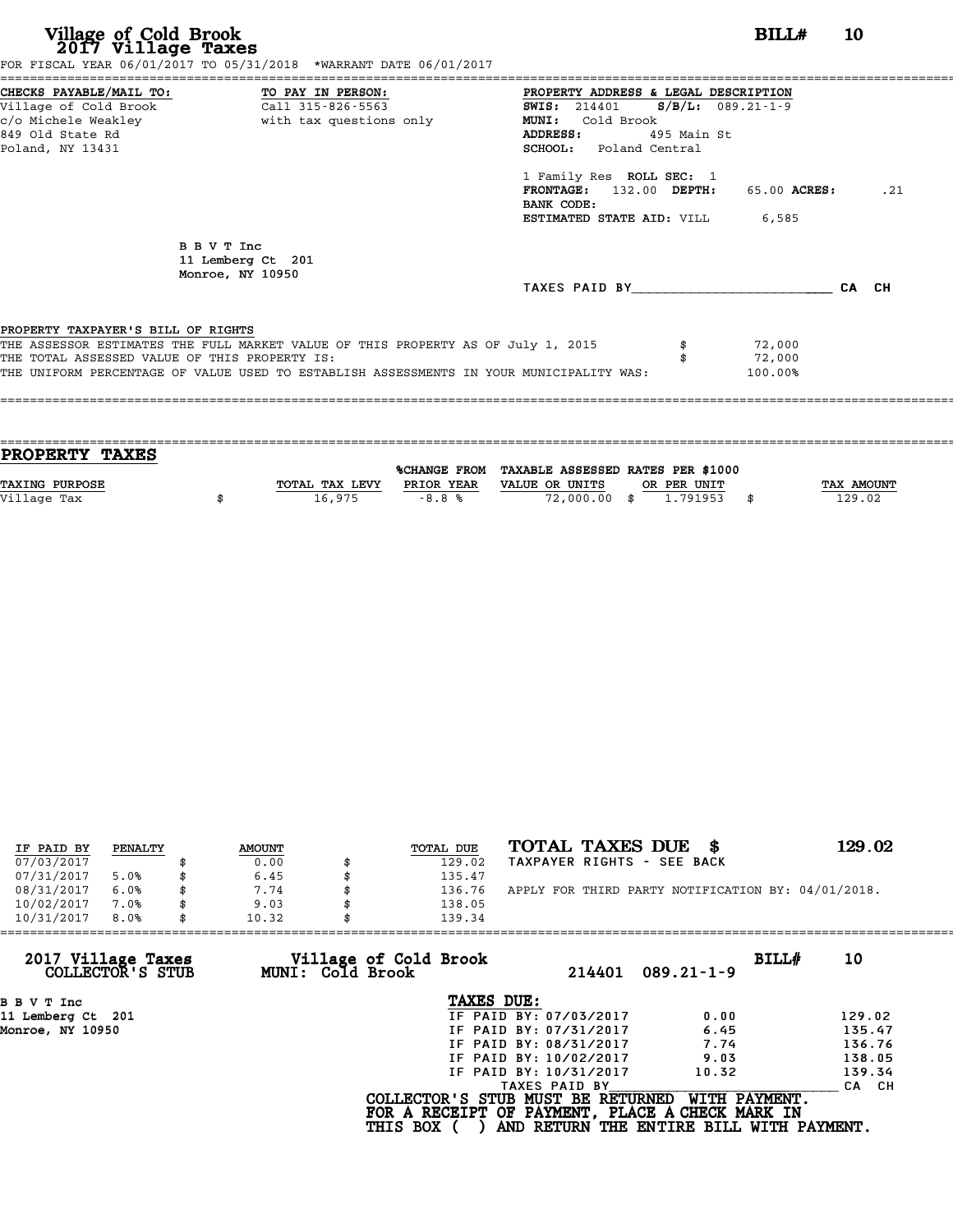# Village of Cold Brook
## 2017 Village Taxes

**BILL# 10**

FOR FISCAL YEAR 06/01/2017 TO 05/31/2018 *WARRANT DATE 06/01/2017

**CHECKS PAYABLE/MAIL TO:**
Village of Cold Brook
c/o Michele Weakley
849 Old State Rd
Poland, NY 13431

**TO PAY IN PERSON:**
Call 315-826-5563
with tax questions only

**PROPERTY ADDRESS & LEGAL DESCRIPTION**
**SWIS:** 214401 **S/B/L:** 089.21-1-9
**MUNI:** Cold Brook
**ADDRESS:** 495 Main St
**SCHOOL:** Poland Central

1 Family Res **ROLL SEC:** 1
**FRONTAGE:** 132.00 **DEPTH:** 65.00 **ACRES:** .21
**BANK CODE:**
**ESTIMATED STATE AID:** VILL 6,585

B B V T Inc
11 Lemberg Ct 201
Monroe, NY 10950

TAXES PAID BY________________________ CA CH

**PROPERTY TAXPAYER'S BILL OF RIGHTS**

THE ASSESSOR ESTIMATES THE FULL MARKET VALUE OF THIS PROPERTY AS OF July 1, 2015 $ 72,000
THE TOTAL ASSESSED VALUE OF THIS PROPERTY IS: $ 72,000
THE UNIFORM PERCENTAGE OF VALUE USED TO ESTABLISH ASSESSMENTS IN YOUR MUNICIPALITY WAS: 100.00%

## PROPERTY TAXES

| TAXING PURPOSE | TOTAL TAX LEVY | %CHANGE FROM PRIOR YEAR | TAXABLE ASSESSED VALUE OR UNITS | RATES PER $1000 OR PER UNIT | TAX AMOUNT |
|---|---|---|---|---|---|
| Village Tax | $ 16,975 | -8.8 % | 72,000.00 | $ 1.791953 | $ 129.02 |

| IF PAID BY | PENALTY | AMOUNT | TOTAL DUE |
|---|---|---|---|
| 07/03/2017 | | $ 0.00 | $ 129.02 |
| 07/31/2017 | 5.0% | $ 6.45 | $ 135.47 |
| 08/31/2017 | 6.0% | $ 7.74 | $ 136.76 |
| 10/02/2017 | 7.0% | $ 9.03 | $ 138.05 |
| 10/31/2017 | 8.0% | $ 10.32 | $ 139.34 |

**TOTAL TAXES DUE $ 129.02**
TAXPAYER RIGHTS - SEE BACK

APPLY FOR THIRD PARTY NOTIFICATION BY: 04/01/2018.

---

**2017 Village Taxes COLLECTOR'S STUB** — **Village of Cold Brook MUNI: Cold Brook** — 214401 089.21-1-9 — **BILL# 10**

B B V T Inc
11 Lemberg Ct 201
Monroe, NY 10950

**TAXES DUE:**

| | | |
|---|---|---|
| IF PAID BY: 07/03/2017 | 0.00 | 129.02 |
| IF PAID BY: 07/31/2017 | 6.45 | 135.47 |
| IF PAID BY: 08/31/2017 | 7.74 | 136.76 |
| IF PAID BY: 10/02/2017 | 9.03 | 138.05 |
| IF PAID BY: 10/31/2017 | 10.32 | 139.34 |

TAXES PAID BY________________________ CA CH

**COLLECTOR'S STUB MUST BE RETURNED WITH PAYMENT.**
**FOR A RECEIPT OF PAYMENT, PLACE A CHECK MARK IN**
**THIS BOX ( ) AND RETURN THE ENTIRE BILL WITH PAYMENT.**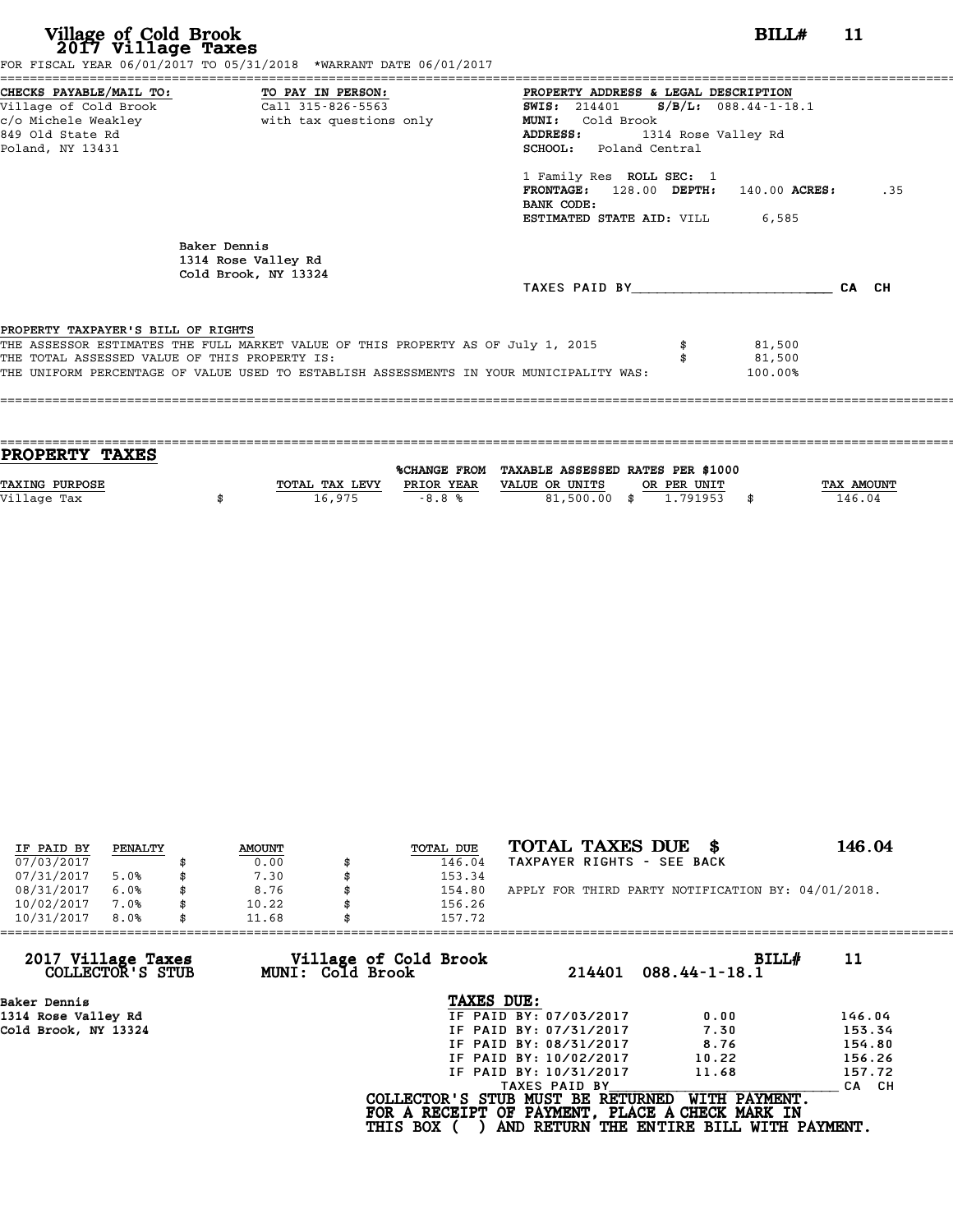# Village of Cold Brook
## 2017 Village Taxes

**BILL# 11**

FOR FISCAL YEAR 06/01/2017 TO 05/31/2018 *WARRANT DATE 06/01/2017

**CHECKS PAYABLE/MAIL TO:**
Village of Cold Brook
c/o Michele Weakley
849 Old State Rd
Poland, NY 13431

**TO PAY IN PERSON:**
Call 315-826-5563
with tax questions only

**PROPERTY ADDRESS & LEGAL DESCRIPTION**
**SWIS:** 214401 **S/B/L:** 088.44-1-18.1
**MUNI:** Cold Brook
**ADDRESS:** 1314 Rose Valley Rd
**SCHOOL:** Poland Central

1 Family Res **ROLL SEC:** 1
**FRONTAGE:** 128.00 **DEPTH:** 140.00 **ACRES:** .35
**BANK CODE:**
**ESTIMATED STATE AID:** VILL 6,585

Baker Dennis
1314 Rose Valley Rd
Cold Brook, NY 13324

TAXES PAID BY________________________ CA CH

PROPERTY TAXPAYER'S BILL OF RIGHTS
THE ASSESSOR ESTIMATES THE FULL MARKET VALUE OF THIS PROPERTY AS OF July 1, 2015 $ 81,500
THE TOTAL ASSESSED VALUE OF THIS PROPERTY IS: $ 81,500
THE UNIFORM PERCENTAGE OF VALUE USED TO ESTABLISH ASSESSMENTS IN YOUR MUNICIPALITY WAS: 100.00%

## PROPERTY TAXES

| TAXING PURPOSE | | TOTAL TAX LEVY | %CHANGE FROM PRIOR YEAR | TAXABLE ASSESSED VALUE OR UNITS | | RATES PER $1000 OR PER UNIT | | TAX AMOUNT |
|---|---|---|---|---|---|---|---|---|
| Village Tax | $ | 16,975 | -8.8 % | 81,500.00 | $ | 1.791953 | $ | 146.04 |

| IF PAID BY | PENALTY | | AMOUNT | | TOTAL DUE |
|---|---|---|---|---|---|
| 07/03/2017 | | $ | 0.00 | $ | 146.04 |
| 07/31/2017 | 5.0% | $ | 7.30 | $ | 153.34 |
| 08/31/2017 | 6.0% | $ | 8.76 | $ | 154.80 |
| 10/02/2017 | 7.0% | $ | 10.22 | $ | 156.26 |
| 10/31/2017 | 8.0% | $ | 11.68 | $ | 157.72 |

**TOTAL TAXES DUE $ 146.04**
TAXPAYER RIGHTS - SEE BACK

APPLY FOR THIRD PARTY NOTIFICATION BY: 04/01/2018.

---

**2017 Village Taxes** **Village of Cold Brook** **BILL# 11**
**COLLECTOR'S STUB** **MUNI: Cold Brook** 214401 088.44-1-18.1

**Baker Dennis**
**1314 Rose Valley Rd**
**Cold Brook, NY 13324**

**TAXES DUE:**

| | | |
|---|---|---|
| IF PAID BY: 07/03/2017 | 0.00 | 146.04 |
| IF PAID BY: 07/31/2017 | 7.30 | 153.34 |
| IF PAID BY: 08/31/2017 | 8.76 | 154.80 |
| IF PAID BY: 10/02/2017 | 10.22 | 156.26 |
| IF PAID BY: 10/31/2017 | 11.68 | 157.72 |

TAXES PAID BY________________________ CA CH

**COLLECTOR'S STUB MUST BE RETURNED WITH PAYMENT.**
**FOR A RECEIPT OF PAYMENT, PLACE A CHECK MARK IN**
**THIS BOX ( ) AND RETURN THE ENTIRE BILL WITH PAYMENT.**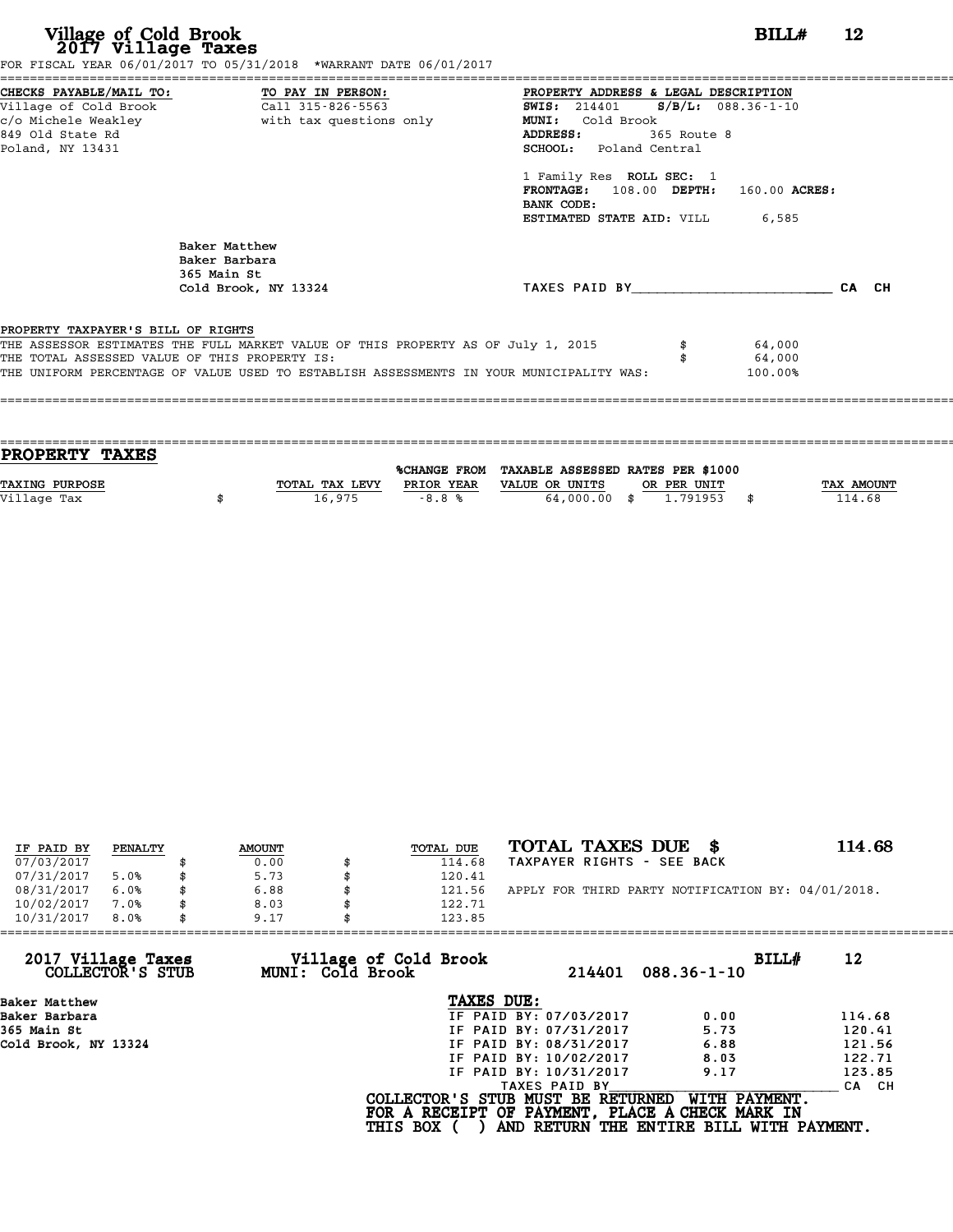# Village of Cold Brook
## 2017 Village Taxes

**BILL# 12**

FOR FISCAL YEAR 06/01/2017 TO 05/31/2018 *WARRANT DATE 06/01/2017

| CHECKS PAYABLE/MAIL TO: | TO PAY IN PERSON: | PROPERTY ADDRESS & LEGAL DESCRIPTION |
|---|---|---|
| Village of Cold Brook | Call 315-826-5563 | **SWIS:** 214401 **S/B/L:** 088.36-1-10 |
| c/o Michele Weakley | with tax questions only | **MUNI:** Cold Brook |
| 849 Old State Rd | | **ADDRESS:** 365 Route 8 |
| Poland, NY 13431 | | **SCHOOL:** Poland Central |

1 Family Res **ROLL SEC:** 1
**FRONTAGE:** 108.00 **DEPTH:** 160.00 **ACRES:**
**BANK CODE:**
**ESTIMATED STATE AID:** VILL 6,585

Baker Matthew
Baker Barbara
365 Main St
Cold Brook, NY 13324

TAXES PAID BY________________________ CA CH

PROPERTY TAXPAYER'S BILL OF RIGHTS

| | |
|---|---|
| THE ASSESSOR ESTIMATES THE FULL MARKET VALUE OF THIS PROPERTY AS OF July 1, 2015 | $ 64,000 |
| THE TOTAL ASSESSED VALUE OF THIS PROPERTY IS: | $ 64,000 |
| THE UNIFORM PERCENTAGE OF VALUE USED TO ESTABLISH ASSESSMENTS IN YOUR MUNICIPALITY WAS: | 100.00% |

## PROPERTY TAXES

| TAXING PURPOSE | TOTAL TAX LEVY | %CHANGE FROM PRIOR YEAR | TAXABLE ASSESSED VALUE OR UNITS | RATES PER $1000 OR PER UNIT | TAX AMOUNT |
|---|---|---|---|---|---|
| Village Tax | $ 16,975 | -8.8 % | 64,000.00 | $ 1.791953 | $ 114.68 |

| IF PAID BY | PENALTY | AMOUNT | TOTAL DUE |
|---|---|---|---|
| 07/03/2017 | | $ 0.00 | $ 114.68 |
| 07/31/2017 | 5.0% | $ 5.73 | $ 120.41 |
| 08/31/2017 | 6.0% | $ 6.88 | $ 121.56 |
| 10/02/2017 | 7.0% | $ 8.03 | $ 122.71 |
| 10/31/2017 | 8.0% | $ 9.17 | $ 123.85 |

**TOTAL TAXES DUE $ 114.68**

TAXPAYER RIGHTS - SEE BACK

APPLY FOR THIRD PARTY NOTIFICATION BY: 04/01/2018.

**2017 Village Taxes COLLECTOR'S STUB** | **Village of Cold Brook MUNI: Cold Brook** | 214401 088.36-1-10 | **BILL# 12**

Baker Matthew
Baker Barbara
365 Main St
Cold Brook, NY 13324

**TAXES DUE:**

| | | |
|---|---|---|
| IF PAID BY: 07/03/2017 | 0.00 | 114.68 |
| IF PAID BY: 07/31/2017 | 5.73 | 120.41 |
| IF PAID BY: 08/31/2017 | 6.88 | 121.56 |
| IF PAID BY: 10/02/2017 | 8.03 | 122.71 |
| IF PAID BY: 10/31/2017 | 9.17 | 123.85 |

TAXES PAID BY________________________ CA CH

COLLECTOR'S STUB MUST BE RETURNED WITH PAYMENT.
FOR A RECEIPT OF PAYMENT, PLACE A CHECK MARK IN THIS BOX ( ) AND RETURN THE ENTIRE BILL WITH PAYMENT.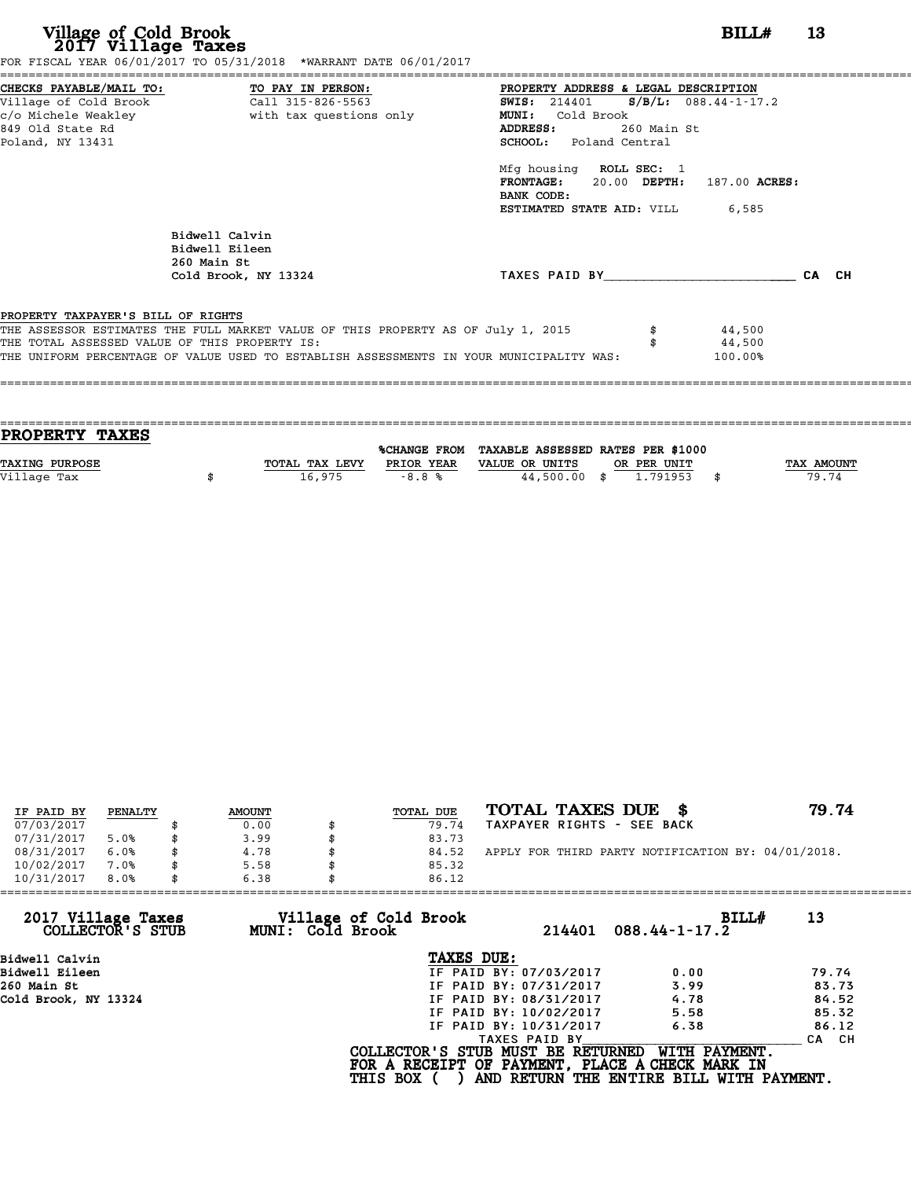# Village of Cold Brook
## 2017 Village Taxes

**BILL# 13**

FOR FISCAL YEAR 06/01/2017 TO 05/31/2018 *WARRANT DATE 06/01/2017

| CHECKS PAYABLE/MAIL TO: | TO PAY IN PERSON: | PROPERTY ADDRESS & LEGAL DESCRIPTION |
|---|---|---|
| Village of Cold Brook | Call 315-826-5563 | **SWIS:** 214401 **S/B/L:** 088.44-1-17.2 |
| c/o Michele Weakley | with tax questions only | **MUNI:** Cold Brook |
| 849 Old State Rd | | **ADDRESS:** 260 Main St |
| Poland, NY 13431 | | **SCHOOL:** Poland Central |

Mfg housing **ROLL SEC:** 1
**FRONTAGE:** 20.00 **DEPTH:** 187.00 **ACRES:**
**BANK CODE:**
**ESTIMATED STATE AID:** VILL 6,585

Bidwell Calvin
Bidwell Eileen
260 Main St
Cold Brook, NY 13324

TAXES PAID BY________________________ CA CH

**PROPERTY TAXPAYER'S BILL OF RIGHTS**

THE ASSESSOR ESTIMATES THE FULL MARKET VALUE OF THIS PROPERTY AS OF July 1, 2015 $ 44,500
THE TOTAL ASSESSED VALUE OF THIS PROPERTY IS: $ 44,500
THE UNIFORM PERCENTAGE OF VALUE USED TO ESTABLISH ASSESSMENTS IN YOUR MUNICIPALITY WAS: 100.00%

## PROPERTY TAXES

| TAXING PURPOSE | TOTAL TAX LEVY | %CHANGE FROM PRIOR YEAR | TAXABLE ASSESSED VALUE OR UNITS | RATES PER $1000 OR PER UNIT | TAX AMOUNT |
|---|---|---|---|---|---|
| Village Tax | $ 16,975 | -8.8 % | 44,500.00 | $ 1.791953 | $ 79.74 |

| IF PAID BY | PENALTY | AMOUNT | TOTAL DUE |
|---|---|---|---|
| 07/03/2017 | | $ 0.00 | $ 79.74 |
| 07/31/2017 | 5.0% | $ 3.99 | $ 83.73 |
| 08/31/2017 | 6.0% | $ 4.78 | $ 84.52 |
| 10/02/2017 | 7.0% | $ 5.58 | $ 85.32 |
| 10/31/2017 | 8.0% | $ 6.38 | $ 86.12 |

**TOTAL TAXES DUE $ 79.74**
TAXPAYER RIGHTS - SEE BACK

APPLY FOR THIRD PARTY NOTIFICATION BY: 04/01/2018.

**2017 Village Taxes COLLECTOR'S STUB** — **Village of Cold Brook MUNI: Cold Brook** — 214401 088.44-1-17.2 — **BILL# 13**

Bidwell Calvin
Bidwell Eileen
260 Main St
Cold Brook, NY 13324

**TAXES DUE:**

| | | |
|---|---|---|
| IF PAID BY: 07/03/2017 | 0.00 | 79.74 |
| IF PAID BY: 07/31/2017 | 3.99 | 83.73 |
| IF PAID BY: 08/31/2017 | 4.78 | 84.52 |
| IF PAID BY: 10/02/2017 | 5.58 | 85.32 |
| IF PAID BY: 10/31/2017 | 6.38 | 86.12 |

TAXES PAID BY________________________ CA CH

**COLLECTOR'S STUB MUST BE RETURNED WITH PAYMENT.**
**FOR A RECEIPT OF PAYMENT, PLACE A CHECK MARK IN THIS BOX ( ) AND RETURN THE ENTIRE BILL WITH PAYMENT.**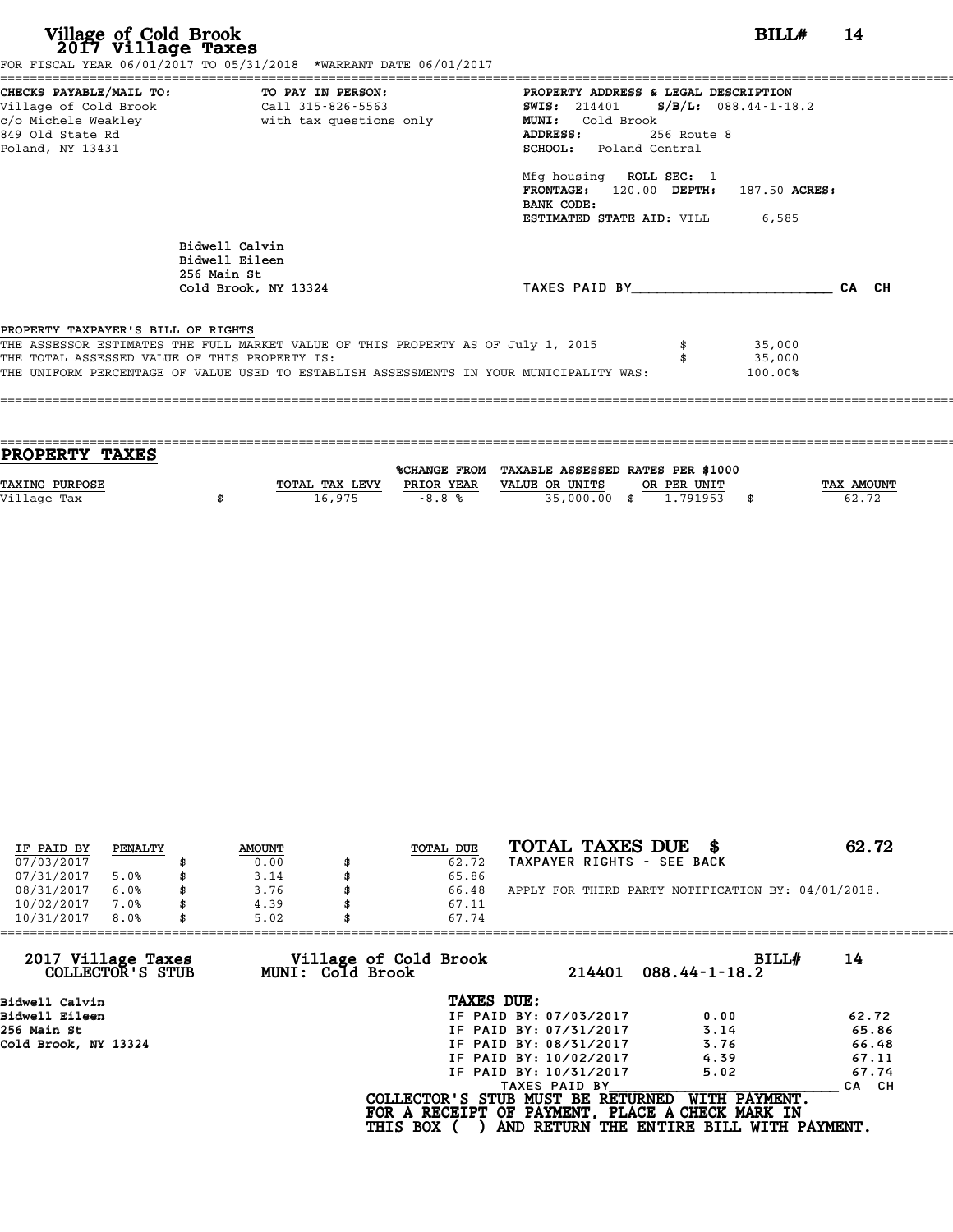# Village of Cold Brook
## 2017 Village Taxes

**BILL# 14**

FOR FISCAL YEAR 06/01/2017 TO 05/31/2018 *WARRANT DATE 06/01/2017

| CHECKS PAYABLE/MAIL TO: | TO PAY IN PERSON: | PROPERTY ADDRESS & LEGAL DESCRIPTION |
|---|---|---|
| Village of Cold Brook | Call 315-826-5563 | **SWIS:** 214401 **S/B/L:** 088.44-1-18.2 |
| c/o Michele Weakley | with tax questions only | **MUNI:** Cold Brook |
| 849 Old State Rd | | **ADDRESS:** 256 Route 8 |
| Poland, NY 13431 | | **SCHOOL:** Poland Central |

Mfg housing **ROLL SEC:** 1
**FRONTAGE:** 120.00 **DEPTH:** 187.50 **ACRES:**
**BANK CODE:**
**ESTIMATED STATE AID:** VILL 6,585

Bidwell Calvin
Bidwell Eileen
256 Main St
Cold Brook, NY 13324

TAXES PAID BY________________________ CA CH

**PROPERTY TAXPAYER'S BILL OF RIGHTS**

THE ASSESSOR ESTIMATES THE FULL MARKET VALUE OF THIS PROPERTY AS OF July 1, 2015 $ 35,000
THE TOTAL ASSESSED VALUE OF THIS PROPERTY IS: $ 35,000
THE UNIFORM PERCENTAGE OF VALUE USED TO ESTABLISH ASSESSMENTS IN YOUR MUNICIPALITY WAS: 100.00%

## PROPERTY TAXES

| TAXING PURPOSE | TOTAL TAX LEVY | %CHANGE FROM PRIOR YEAR | TAXABLE ASSESSED VALUE OR UNITS | RATES PER $1000 OR PER UNIT | TAX AMOUNT |
|---|---|---|---|---|---|
| Village Tax | $ 16,975 | -8.8 % | 35,000.00 | $ 1.791953 | $ 62.72 |

| IF PAID BY | PENALTY | AMOUNT | TOTAL DUE |
|---|---|---|---|
| 07/03/2017 | | $ 0.00 | $ 62.72 |
| 07/31/2017 | 5.0% | $ 3.14 | $ 65.86 |
| 08/31/2017 | 6.0% | $ 3.76 | $ 66.48 |
| 10/02/2017 | 7.0% | $ 4.39 | $ 67.11 |
| 10/31/2017 | 8.0% | $ 5.02 | $ 67.74 |

**TOTAL TAXES DUE $ 62.72**

TAXPAYER RIGHTS - SEE BACK

APPLY FOR THIRD PARTY NOTIFICATION BY: 04/01/2018.

---

**2017 Village Taxes COLLECTOR'S STUB** — **Village of Cold Brook MUNI: Cold Brook** — 214401 088.44-1-18.2 — **BILL# 14**

Bidwell Calvin
Bidwell Eileen
256 Main St
Cold Brook, NY 13324

**TAXES DUE:**

| | Penalty | Total |
|---|---|---|
| IF PAID BY: 07/03/2017 | 0.00 | 62.72 |
| IF PAID BY: 07/31/2017 | 3.14 | 65.86 |
| IF PAID BY: 08/31/2017 | 3.76 | 66.48 |
| IF PAID BY: 10/02/2017 | 4.39 | 67.11 |
| IF PAID BY: 10/31/2017 | 5.02 | 67.74 |

TAXES PAID BY________________________ CA CH

**COLLECTOR'S STUB MUST BE RETURNED WITH PAYMENT.**
**FOR A RECEIPT OF PAYMENT, PLACE A CHECK MARK IN THIS BOX ( ) AND RETURN THE ENTIRE BILL WITH PAYMENT.**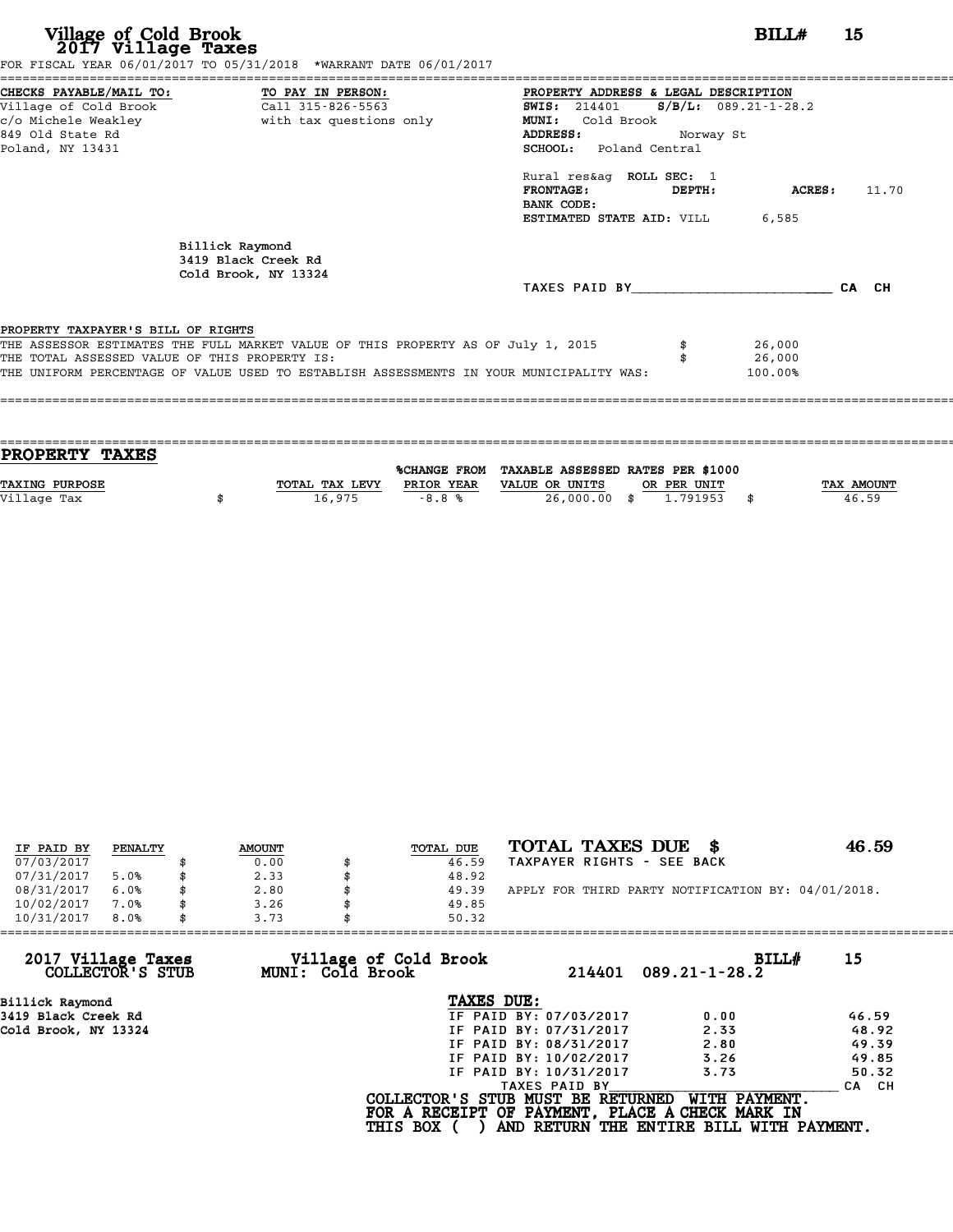# Village of Cold Brook
## 2017 Village Taxes

BILL# 15

FOR FISCAL YEAR 06/01/2017 TO 05/31/2018 *WARRANT DATE 06/01/2017

**CHECKS PAYABLE/MAIL TO:**
Village of Cold Brook
c/o Michele Weakley
849 Old State Rd
Poland, NY 13431

**TO PAY IN PERSON:**
Call 315-826-5563
with tax questions only

**PROPERTY ADDRESS & LEGAL DESCRIPTION**
**SWIS:** 214401 **S/B/L:** 089.21-1-28.2
**MUNI:** Cold Brook
**ADDRESS:** Norway St
**SCHOOL:** Poland Central

Rural res&ag **ROLL SEC:** 1
**FRONTAGE:** **DEPTH:** **ACRES:** 11.70
**BANK CODE:**
**ESTIMATED STATE AID:** VILL 6,585

Billick Raymond
3419 Black Creek Rd
Cold Brook, NY 13324

TAXES PAID BY________________________ CA CH

PROPERTY TAXPAYER'S BILL OF RIGHTS

THE ASSESSOR ESTIMATES THE FULL MARKET VALUE OF THIS PROPERTY AS OF July 1, 2015 $ 26,000
THE TOTAL ASSESSED VALUE OF THIS PROPERTY IS: $ 26,000
THE UNIFORM PERCENTAGE OF VALUE USED TO ESTABLISH ASSESSMENTS IN YOUR MUNICIPALITY WAS: 100.00%

## PROPERTY TAXES

| TAXING PURPOSE | TOTAL TAX LEVY | %CHANGE FROM PRIOR YEAR | TAXABLE ASSESSED VALUE OR UNITS | RATES PER $1000 OR PER UNIT | TAX AMOUNT |
|---|---|---|---|---|---|
| Village Tax | $ 16,975 | -8.8 % | 26,000.00 | $ 1.791953 | $ 46.59 |

| IF PAID BY | PENALTY | AMOUNT | TOTAL DUE |
|---|---|---|---|
| 07/03/2017 | | $ 0.00 | $ 46.59 |
| 07/31/2017 | 5.0% | $ 2.33 | $ 48.92 |
| 08/31/2017 | 6.0% | $ 2.80 | $ 49.39 |
| 10/02/2017 | 7.0% | $ 3.26 | $ 49.85 |
| 10/31/2017 | 8.0% | $ 3.73 | $ 50.32 |

**TOTAL TAXES DUE $ 46.59**
TAXPAYER RIGHTS - SEE BACK

APPLY FOR THIRD PARTY NOTIFICATION BY: 04/01/2018.

---

**2017 Village Taxes COLLECTOR'S STUB** | **Village of Cold Brook MUNI: Cold Brook** | 214401 089.21-1-28.2 | **BILL#** 15

Billick Raymond
3419 Black Creek Rd
Cold Brook, NY 13324

**TAXES DUE:**

| | Penalty | Total |
|---|---|---|
| IF PAID BY: 07/03/2017 | 0.00 | 46.59 |
| IF PAID BY: 07/31/2017 | 2.33 | 48.92 |
| IF PAID BY: 08/31/2017 | 2.80 | 49.39 |
| IF PAID BY: 10/02/2017 | 3.26 | 49.85 |
| IF PAID BY: 10/31/2017 | 3.73 | 50.32 |

TAXES PAID BY________________________ CA CH

**COLLECTOR'S STUB MUST BE RETURNED WITH PAYMENT.**
**FOR A RECEIPT OF PAYMENT, PLACE A CHECK MARK IN THIS BOX ( ) AND RETURN THE ENTIRE BILL WITH PAYMENT.**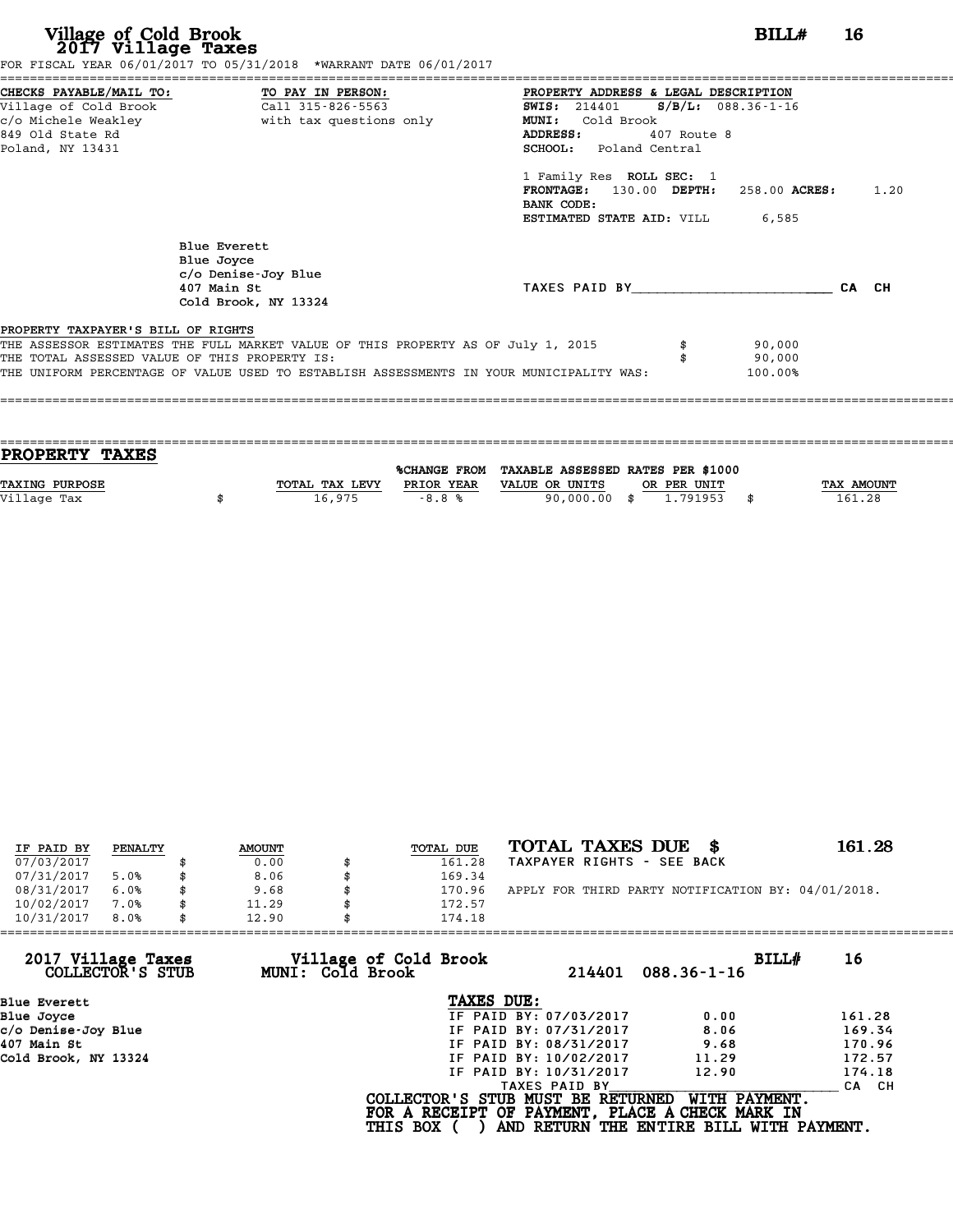# Village of Cold Brook
## 2017 Village Taxes

**BILL# 16**

FOR FISCAL YEAR 06/01/2017 TO 05/31/2018 *WARRANT DATE 06/01/2017

**CHECKS PAYABLE/MAIL TO:**
Village of Cold Brook
c/o Michele Weakley
849 Old State Rd
Poland, NY 13431

**TO PAY IN PERSON:**
Call 315-826-5563
with tax questions only

**PROPERTY ADDRESS & LEGAL DESCRIPTION**
**SWIS:** 214401 **S/B/L:** 088.36-1-16
**MUNI:** Cold Brook
**ADDRESS:** 407 Route 8
**SCHOOL:** Poland Central

1 Family Res **ROLL SEC:** 1
**FRONTAGE:** 130.00 **DEPTH:** 258.00 **ACRES:** 1.20
**BANK CODE:**
**ESTIMATED STATE AID:** VILL 6,585

Blue Everett
Blue Joyce
c/o Denise-Joy Blue
407 Main St
Cold Brook, NY 13324

TAXES PAID BY________________________ CA CH

**PROPERTY TAXPAYER'S BILL OF RIGHTS**

THE ASSESSOR ESTIMATES THE FULL MARKET VALUE OF THIS PROPERTY AS OF July 1, 2015 $ 90,000
THE TOTAL ASSESSED VALUE OF THIS PROPERTY IS: $ 90,000
THE UNIFORM PERCENTAGE OF VALUE USED TO ESTABLISH ASSESSMENTS IN YOUR MUNICIPALITY WAS: 100.00%

## PROPERTY TAXES

| TAXING PURPOSE | TOTAL TAX LEVY | %CHANGE FROM PRIOR YEAR | TAXABLE ASSESSED VALUE OR UNITS | RATES PER $1000 OR PER UNIT | TAX AMOUNT |
|---|---|---|---|---|---|
| Village Tax | $ 16,975 | -8.8 % | 90,000.00 | $ 1.791953 | $ 161.28 |

| IF PAID BY | PENALTY | AMOUNT | TOTAL DUE |
|---|---|---|---|
| 07/03/2017 | | $ 0.00 | $ 161.28 |
| 07/31/2017 | 5.0% | $ 8.06 | $ 169.34 |
| 08/31/2017 | 6.0% | $ 9.68 | $ 170.96 |
| 10/02/2017 | 7.0% | $ 11.29 | $ 172.57 |
| 10/31/2017 | 8.0% | $ 12.90 | $ 174.18 |

**TOTAL TAXES DUE $ 161.28**
TAXPAYER RIGHTS - SEE BACK

APPLY FOR THIRD PARTY NOTIFICATION BY: 04/01/2018.

---

**2017 Village Taxes COLLECTOR'S STUB** — **Village of Cold Brook MUNI: Cold Brook** — 214401 088.36-1-16 — **BILL# 16**

Blue Everett
Blue Joyce
c/o Denise-Joy Blue
407 Main St
Cold Brook, NY 13324

**TAXES DUE:**

| | Penalty | Total |
|---|---|---|
| IF PAID BY: 07/03/2017 | 0.00 | 161.28 |
| IF PAID BY: 07/31/2017 | 8.06 | 169.34 |
| IF PAID BY: 08/31/2017 | 9.68 | 170.96 |
| IF PAID BY: 10/02/2017 | 11.29 | 172.57 |
| IF PAID BY: 10/31/2017 | 12.90 | 174.18 |

TAXES PAID BY________________________ CA CH

COLLECTOR'S STUB MUST BE RETURNED WITH PAYMENT.
FOR A RECEIPT OF PAYMENT, PLACE A CHECK MARK IN
THIS BOX ( ) AND RETURN THE ENTIRE BILL WITH PAYMENT.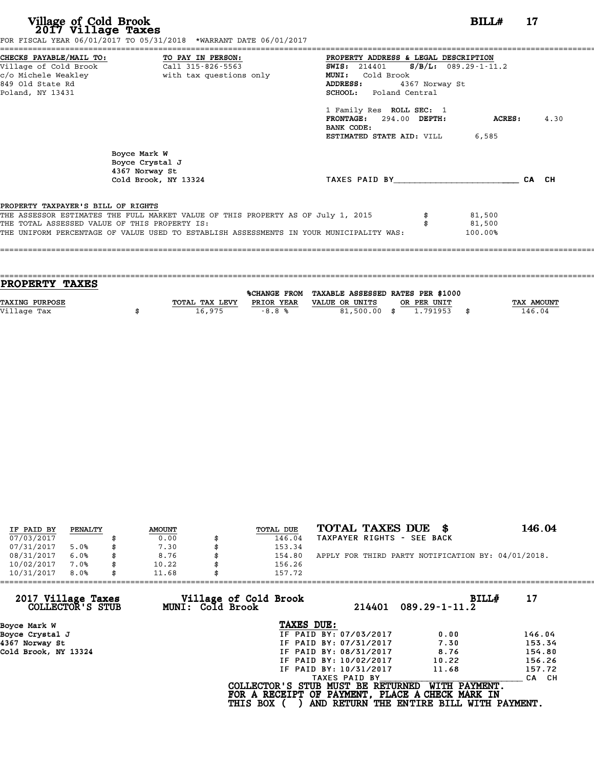# Village of Cold Brook
## 2017 Village Taxes

**BILL# 17**

FOR FISCAL YEAR 06/01/2017 TO 05/31/2018 *WARRANT DATE 06/01/2017

**CHECKS PAYABLE/MAIL TO:**
Village of Cold Brook
c/o Michele Weakley
849 Old State Rd
Poland, NY 13431

**TO PAY IN PERSON:**
Call 315-826-5563
with tax questions only

**PROPERTY ADDRESS & LEGAL DESCRIPTION**
**SWIS:** 214401 **S/B/L:** 089.29-1-11.2
**MUNI:** Cold Brook
**ADDRESS:** 4367 Norway St
**SCHOOL:** Poland Central

1 Family Res **ROLL SEC:** 1
**FRONTAGE:** 294.00 **DEPTH:** **ACRES:** 4.30
**BANK CODE:**
**ESTIMATED STATE AID:** VILL 6,585

Boyce Mark W
Boyce Crystal J
4367 Norway St
Cold Brook, NY 13324

TAXES PAID BY________________________ CA CH

**PROPERTY TAXPAYER'S BILL OF RIGHTS**

| | |
|---|---|
| THE ASSESSOR ESTIMATES THE FULL MARKET VALUE OF THIS PROPERTY AS OF July 1, 2015 | $ 81,500 |
| THE TOTAL ASSESSED VALUE OF THIS PROPERTY IS: | $ 81,500 |
| THE UNIFORM PERCENTAGE OF VALUE USED TO ESTABLISH ASSESSMENTS IN YOUR MUNICIPALITY WAS: | 100.00% |

## PROPERTY TAXES

| TAXING PURPOSE | TOTAL TAX LEVY | %CHANGE FROM PRIOR YEAR | TAXABLE ASSESSED VALUE OR UNITS | RATES PER $1000 OR PER UNIT | TAX AMOUNT |
|---|---|---|---|---|---|
| Village Tax | $ 16,975 | -8.8 % | 81,500.00 | $ 1.791953 | $ 146.04 |

| IF PAID BY | PENALTY | AMOUNT | TOTAL DUE |
|---|---|---|---|
| 07/03/2017 | | $ 0.00 | $ 146.04 |
| 07/31/2017 | 5.0% | $ 7.30 | $ 153.34 |
| 08/31/2017 | 6.0% | $ 8.76 | $ 154.80 |
| 10/02/2017 | 7.0% | $ 10.22 | $ 156.26 |
| 10/31/2017 | 8.0% | $ 11.68 | $ 157.72 |

**TOTAL TAXES DUE $ 146.04**
TAXPAYER RIGHTS - SEE BACK

APPLY FOR THIRD PARTY NOTIFICATION BY: 04/01/2018.

**2017 Village Taxes COLLECTOR'S STUB** — **Village of Cold Brook MUNI: Cold Brook** — 214401 089.29-1-11.2 — **BILL# 17**

Boyce Mark W
Boyce Crystal J
4367 Norway St
Cold Brook, NY 13324

**TAXES DUE:**

| | | |
|---|---|---|
| IF PAID BY: 07/03/2017 | 0.00 | 146.04 |
| IF PAID BY: 07/31/2017 | 7.30 | 153.34 |
| IF PAID BY: 08/31/2017 | 8.76 | 154.80 |
| IF PAID BY: 10/02/2017 | 10.22 | 156.26 |
| IF PAID BY: 10/31/2017 | 11.68 | 157.72 |

TAXES PAID BY________________________ CA CH

**COLLECTOR'S STUB MUST BE RETURNED WITH PAYMENT.**
**FOR A RECEIPT OF PAYMENT, PLACE A CHECK MARK IN**
**THIS BOX ( ) AND RETURN THE ENTIRE BILL WITH PAYMENT.**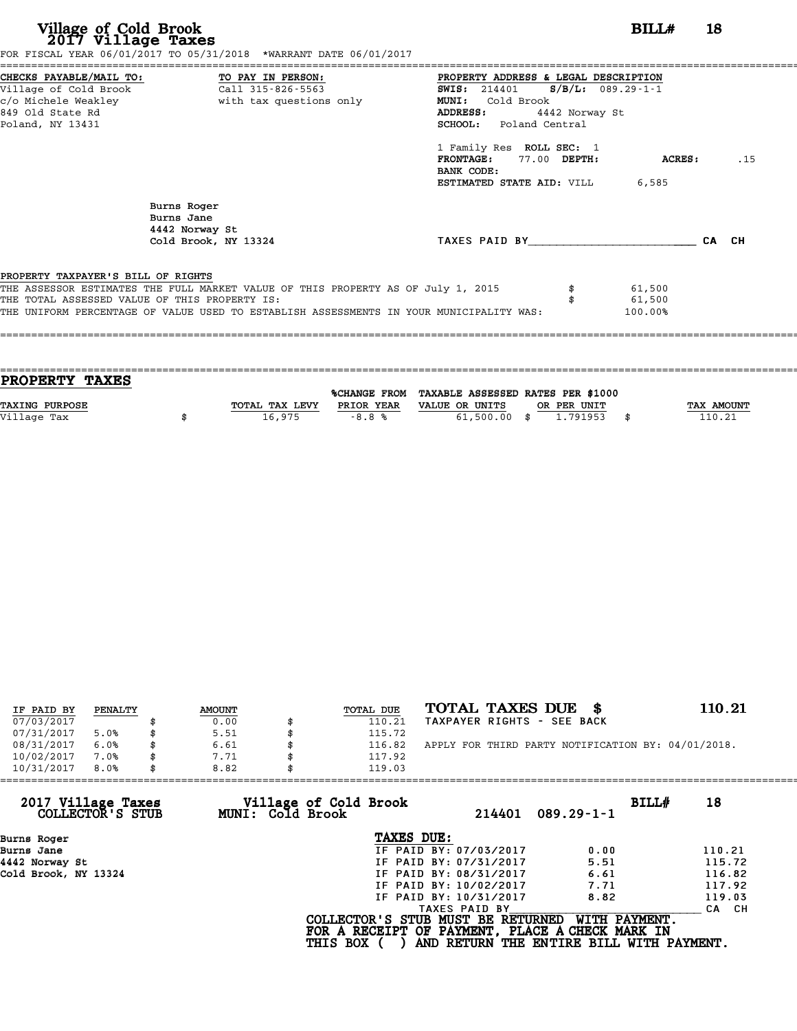# Village of Cold Brook
## 2017 Village Taxes

**BILL# 18**

FOR FISCAL YEAR 06/01/2017 TO 05/31/2018 *WARRANT DATE 06/01/2017

**CHECKS PAYABLE/MAIL TO:**
Village of Cold Brook
c/o Michele Weakley
849 Old State Rd
Poland, NY 13431

**TO PAY IN PERSON:**
Call 315-826-5563
with tax questions only

**PROPERTY ADDRESS & LEGAL DESCRIPTION**
**SWIS:** 214401 **S/B/L:** 089.29-1-1
**MUNI:** Cold Brook
**ADDRESS:** 4442 Norway St
**SCHOOL:** Poland Central

1 Family Res **ROLL SEC:** 1
**FRONTAGE:** 77.00 **DEPTH:** **ACRES:** .15
**BANK CODE:**
**ESTIMATED STATE AID:** VILL 6,585

Burns Roger
Burns Jane
4442 Norway St
Cold Brook, NY 13324

TAXES PAID BY________________________ CA CH

PROPERTY TAXPAYER'S BILL OF RIGHTS

THE ASSESSOR ESTIMATES THE FULL MARKET VALUE OF THIS PROPERTY AS OF July 1, 2015 $ 61,500
THE TOTAL ASSESSED VALUE OF THIS PROPERTY IS: $ 61,500
THE UNIFORM PERCENTAGE OF VALUE USED TO ESTABLISH ASSESSMENTS IN YOUR MUNICIPALITY WAS: 100.00%

## PROPERTY TAXES

| TAXING PURPOSE | TOTAL TAX LEVY | %CHANGE FROM PRIOR YEAR | TAXABLE ASSESSED VALUE OR UNITS | RATES PER $1000 OR PER UNIT | TAX AMOUNT |
|---|---|---|---|---|---|
| Village Tax | $ 16,975 | -8.8 % | 61,500.00 | $ 1.791953 | $ 110.21 |

| IF PAID BY | PENALTY | AMOUNT | TOTAL DUE |
|---|---|---|---|
| 07/03/2017 | | $ 0.00 | $ 110.21 |
| 07/31/2017 | 5.0% | $ 5.51 | $ 115.72 |
| 08/31/2017 | 6.0% | $ 6.61 | $ 116.82 |
| 10/02/2017 | 7.0% | $ 7.71 | $ 117.92 |
| 10/31/2017 | 8.0% | $ 8.82 | $ 119.03 |

**TOTAL TAXES DUE $ 110.21**
TAXPAYER RIGHTS - SEE BACK

APPLY FOR THIRD PARTY NOTIFICATION BY: 04/01/2018.

**2017 Village Taxes COLLECTOR'S STUB** — **Village of Cold Brook MUNI: Cold Brook** — 214401 089.29-1-1 — **BILL# 18**

Burns Roger
Burns Jane
4442 Norway St
Cold Brook, NY 13324

**TAXES DUE:**

| | | |
|---|---|---|
| IF PAID BY: 07/03/2017 | 0.00 | 110.21 |
| IF PAID BY: 07/31/2017 | 5.51 | 115.72 |
| IF PAID BY: 08/31/2017 | 6.61 | 116.82 |
| IF PAID BY: 10/02/2017 | 7.71 | 117.92 |
| IF PAID BY: 10/31/2017 | 8.82 | 119.03 |

TAXES PAID BY________________________ CA CH

COLLECTOR'S STUB MUST BE RETURNED WITH PAYMENT.
FOR A RECEIPT OF PAYMENT, PLACE A CHECK MARK IN
THIS BOX ( ) AND RETURN THE ENTIRE BILL WITH PAYMENT.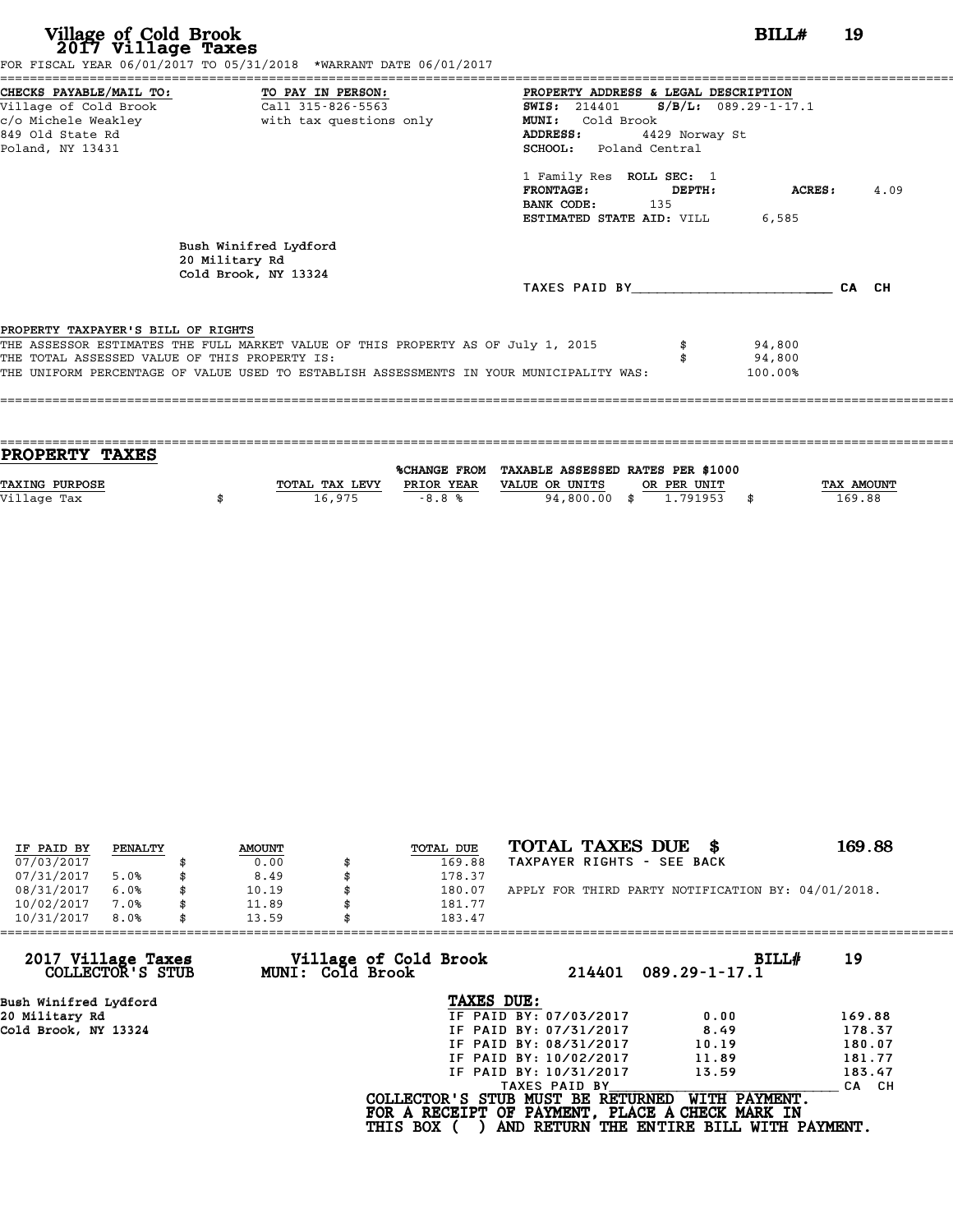# Village of Cold Brook
## 2017 Village Taxes

**BILL# 19**

FOR FISCAL YEAR 06/01/2017 TO 05/31/2018 *WARRANT DATE 06/01/2017

**CHECKS PAYABLE/MAIL TO:**
Village of Cold Brook
c/o Michele Weakley
849 Old State Rd
Poland, NY 13431

**TO PAY IN PERSON:**
Call 315-826-5563
with tax questions only

**PROPERTY ADDRESS & LEGAL DESCRIPTION**
**SWIS:** 214401 **S/B/L:** 089.29-1-17.1
**MUNI:** Cold Brook
**ADDRESS:** 4429 Norway St
**SCHOOL:** Poland Central

1 Family Res **ROLL SEC:** 1
**FRONTAGE:** **DEPTH:** **ACRES:** 4.09
**BANK CODE:** 135
**ESTIMATED STATE AID:** VILL 6,585

Bush Winifred Lydford
20 Military Rd
Cold Brook, NY 13324

TAXES PAID BY________________________ CA CH

PROPERTY TAXPAYER'S BILL OF RIGHTS

THE ASSESSOR ESTIMATES THE FULL MARKET VALUE OF THIS PROPERTY AS OF July 1, 2015 $ 94,800
THE TOTAL ASSESSED VALUE OF THIS PROPERTY IS: $ 94,800
THE UNIFORM PERCENTAGE OF VALUE USED TO ESTABLISH ASSESSMENTS IN YOUR MUNICIPALITY WAS: 100.00%

## PROPERTY TAXES

| TAXING PURPOSE | TOTAL TAX LEVY | %CHANGE FROM PRIOR YEAR | TAXABLE ASSESSED VALUE OR UNITS | RATES PER $1000 OR PER UNIT | TAX AMOUNT |
|---|---|---|---|---|---|
| Village Tax | $ 16,975 | -8.8 % | 94,800.00 | $ 1.791953 | $ 169.88 |

| IF PAID BY | PENALTY | AMOUNT | TOTAL DUE |
|---|---|---|---|
| 07/03/2017 | | $ 0.00 | $ 169.88 |
| 07/31/2017 | 5.0% | $ 8.49 | $ 178.37 |
| 08/31/2017 | 6.0% | $ 10.19 | $ 180.07 |
| 10/02/2017 | 7.0% | $ 11.89 | $ 181.77 |
| 10/31/2017 | 8.0% | $ 13.59 | $ 183.47 |

**TOTAL TAXES DUE $ 169.88**
TAXPAYER RIGHTS - SEE BACK

APPLY FOR THIRD PARTY NOTIFICATION BY: 04/01/2018.

**2017 Village Taxes COLLECTOR'S STUB** **Village of Cold Brook MUNI: Cold Brook** 214401 089.29-1-17.1 **BILL# 19**

Bush Winifred Lydford
20 Military Rd
Cold Brook, NY 13324

**TAXES DUE:**

| | | |
|---|---|---|
| IF PAID BY: 07/03/2017 | 0.00 | 169.88 |
| IF PAID BY: 07/31/2017 | 8.49 | 178.37 |
| IF PAID BY: 08/31/2017 | 10.19 | 180.07 |
| IF PAID BY: 10/02/2017 | 11.89 | 181.77 |
| IF PAID BY: 10/31/2017 | 13.59 | 183.47 |

TAXES PAID BY________________________ CA CH

COLLECTOR'S STUB MUST BE RETURNED WITH PAYMENT.
FOR A RECEIPT OF PAYMENT, PLACE A CHECK MARK IN THIS BOX ( ) AND RETURN THE ENTIRE BILL WITH PAYMENT.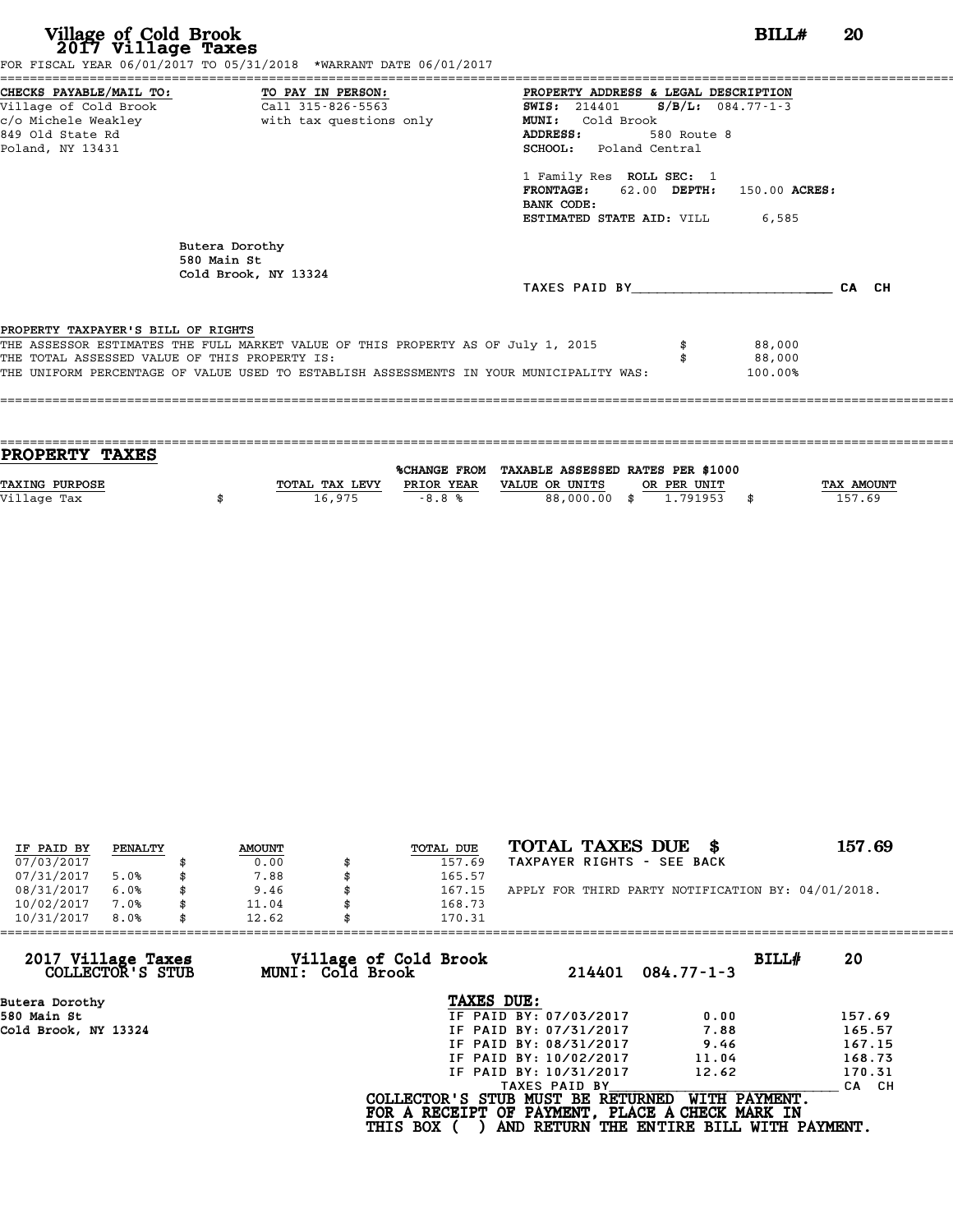# Village of Cold Brook
## 2017 Village Taxes

**BILL# 20**

FOR FISCAL YEAR 06/01/2017 TO 05/31/2018 *WARRANT DATE 06/01/2017

**CHECKS PAYABLE/MAIL TO:**
Village of Cold Brook
c/o Michele Weakley
849 Old State Rd
Poland, NY 13431

**TO PAY IN PERSON:**
Call 315-826-5563
with tax questions only

**PROPERTY ADDRESS & LEGAL DESCRIPTION**
**SWIS:** 214401 **S/B/L:** 084.77-1-3
**MUNI:** Cold Brook
**ADDRESS:** 580 Route 8
**SCHOOL:** Poland Central

1 Family Res **ROLL SEC:** 1
**FRONTAGE:** 62.00 **DEPTH:** 150.00 **ACRES:**
**BANK CODE:**
**ESTIMATED STATE AID:** VILL 6,585

Butera Dorothy
580 Main St
Cold Brook, NY 13324

TAXES PAID BY________________________ CA CH

**PROPERTY TAXPAYER'S BILL OF RIGHTS**

THE ASSESSOR ESTIMATES THE FULL MARKET VALUE OF THIS PROPERTY AS OF July 1, 2015 $ 88,000
THE TOTAL ASSESSED VALUE OF THIS PROPERTY IS: $ 88,000
THE UNIFORM PERCENTAGE OF VALUE USED TO ESTABLISH ASSESSMENTS IN YOUR MUNICIPALITY WAS: 100.00%

## PROPERTY TAXES

| TAXING PURPOSE | TOTAL TAX LEVY | %CHANGE FROM PRIOR YEAR | TAXABLE ASSESSED VALUE OR UNITS | RATES PER $1000 OR PER UNIT | TAX AMOUNT |
|---|---|---|---|---|---|
| Village Tax | $ 16,975 | -8.8 % | 88,000.00 | $ 1.791953 | $ 157.69 |

| IF PAID BY | PENALTY | AMOUNT | TOTAL DUE |
|---|---|---|---|
| 07/03/2017 | | $ 0.00 | $ 157.69 |
| 07/31/2017 | 5.0% | $ 7.88 | $ 165.57 |
| 08/31/2017 | 6.0% | $ 9.46 | $ 167.15 |
| 10/02/2017 | 7.0% | $ 11.04 | $ 168.73 |
| 10/31/2017 | 8.0% | $ 12.62 | $ 170.31 |

**TOTAL TAXES DUE $ 157.69**
TAXPAYER RIGHTS - SEE BACK

APPLY FOR THIRD PARTY NOTIFICATION BY: 04/01/2018.

**2017 Village Taxes COLLECTOR'S STUB** — **Village of Cold Brook MUNI: Cold Brook** — 214401 084.77-1-3 — **BILL# 20**

Butera Dorothy
580 Main St
Cold Brook, NY 13324

**TAXES DUE:**

| | | |
|---|---|---|
| IF PAID BY: 07/03/2017 | 0.00 | 157.69 |
| IF PAID BY: 07/31/2017 | 7.88 | 165.57 |
| IF PAID BY: 08/31/2017 | 9.46 | 167.15 |
| IF PAID BY: 10/02/2017 | 11.04 | 168.73 |
| IF PAID BY: 10/31/2017 | 12.62 | 170.31 |

TAXES PAID BY________________________ CA CH

**COLLECTOR'S STUB MUST BE RETURNED WITH PAYMENT.**
**FOR A RECEIPT OF PAYMENT, PLACE A CHECK MARK IN THIS BOX ( ) AND RETURN THE ENTIRE BILL WITH PAYMENT.**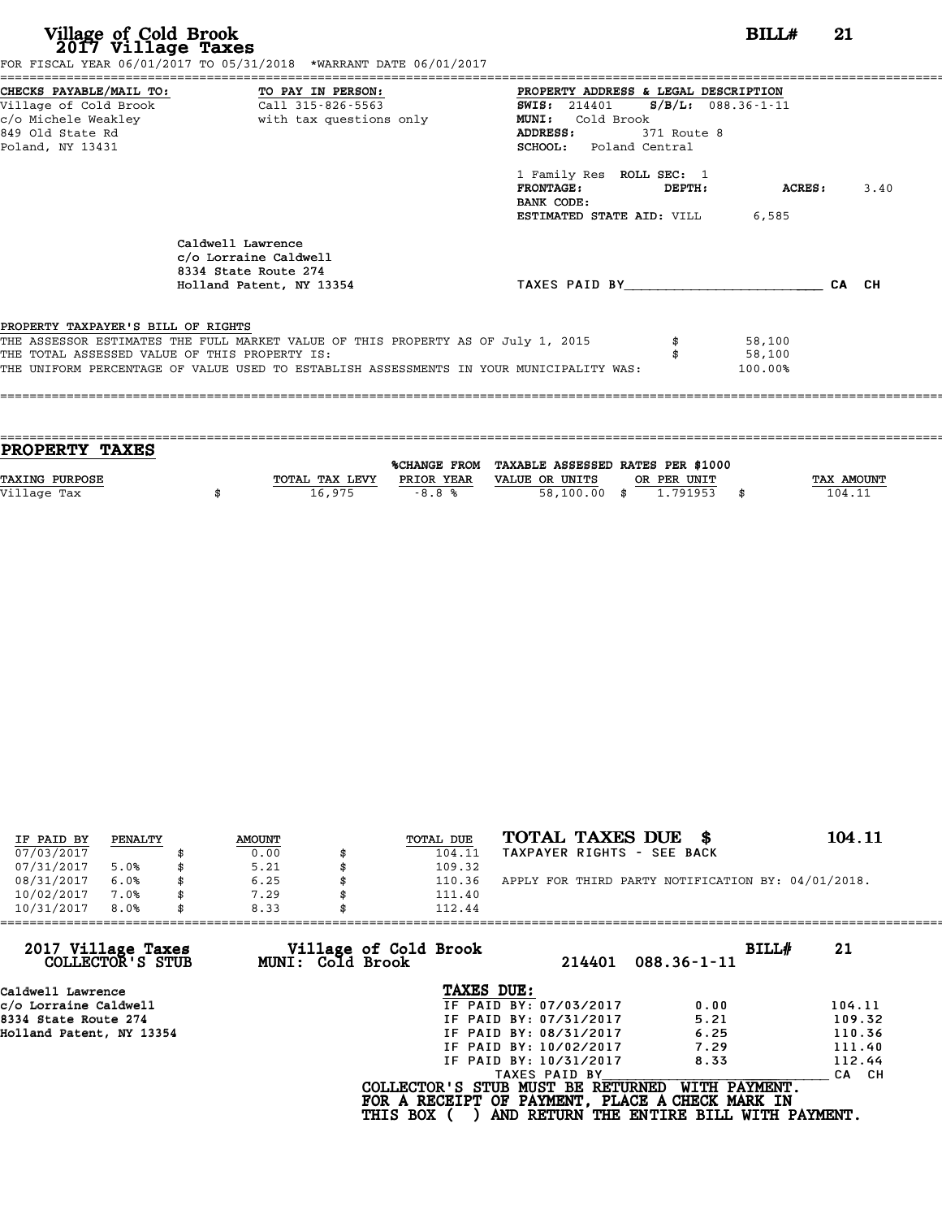# Village of Cold Brook
## 2017 Village Taxes

**BILL# 21**

FOR FISCAL YEAR 06/01/2017 TO 05/31/2018 *WARRANT DATE 06/01/2017

**CHECKS PAYABLE/MAIL TO:**
Village of Cold Brook
c/o Michele Weakley
849 Old State Rd
Poland, NY 13431

**TO PAY IN PERSON:**
Call 315-826-5563
with tax questions only

**PROPERTY ADDRESS & LEGAL DESCRIPTION**
**SWIS:** 214401 **S/B/L:** 088.36-1-11
**MUNI:** Cold Brook
**ADDRESS:** 371 Route 8
**SCHOOL:** Poland Central

1 Family Res **ROLL SEC:** 1
**FRONTAGE:** **DEPTH:** **ACRES:** 3.40
**BANK CODE:**
**ESTIMATED STATE AID:** VILL 6,585

Caldwell Lawrence
c/o Lorraine Caldwell
8334 State Route 274
Holland Patent, NY 13354

TAXES PAID BY_______________________ CA CH

**PROPERTY TAXPAYER'S BILL OF RIGHTS**

THE ASSESSOR ESTIMATES THE FULL MARKET VALUE OF THIS PROPERTY AS OF July 1, 2015 $ 58,100
THE TOTAL ASSESSED VALUE OF THIS PROPERTY IS: $ 58,100
THE UNIFORM PERCENTAGE OF VALUE USED TO ESTABLISH ASSESSMENTS IN YOUR MUNICIPALITY WAS: 100.00%

## PROPERTY TAXES

| TAXING PURPOSE | TOTAL TAX LEVY | %CHANGE FROM PRIOR YEAR | TAXABLE ASSESSED VALUE OR UNITS | RATES PER $1000 OR PER UNIT | TAX AMOUNT |
|---|---|---|---|---|---|
| Village Tax | $ 16,975 | -8.8 % | 58,100.00 | $ 1.791953 | $ 104.11 |

| IF PAID BY | PENALTY | AMOUNT | TOTAL DUE |
|---|---|---|---|
| 07/03/2017 | | $ 0.00 | $ 104.11 |
| 07/31/2017 | 5.0% | $ 5.21 | $ 109.32 |
| 08/31/2017 | 6.0% | $ 6.25 | $ 110.36 |
| 10/02/2017 | 7.0% | $ 7.29 | $ 111.40 |
| 10/31/2017 | 8.0% | $ 8.33 | $ 112.44 |

**TOTAL TAXES DUE $ 104.11**
TAXPAYER RIGHTS - SEE BACK

APPLY FOR THIRD PARTY NOTIFICATION BY: 04/01/2018.

**2017 Village Taxes COLLECTOR'S STUB** — **Village of Cold Brook MUNI: Cold Brook** — 214401 088.36-1-11 — **BILL# 21**

Caldwell Lawrence
c/o Lorraine Caldwell
8334 State Route 274
Holland Patent, NY 13354

**TAXES DUE:**

| | PENALTY | TOTAL |
|---|---|---|
| IF PAID BY: 07/03/2017 | 0.00 | 104.11 |
| IF PAID BY: 07/31/2017 | 5.21 | 109.32 |
| IF PAID BY: 08/31/2017 | 6.25 | 110.36 |
| IF PAID BY: 10/02/2017 | 7.29 | 111.40 |
| IF PAID BY: 10/31/2017 | 8.33 | 112.44 |

TAXES PAID BY_______________________ CA CH

**COLLECTOR'S STUB MUST BE RETURNED WITH PAYMENT.**
**FOR A RECEIPT OF PAYMENT, PLACE A CHECK MARK IN THIS BOX ( ) AND RETURN THE ENTIRE BILL WITH PAYMENT.**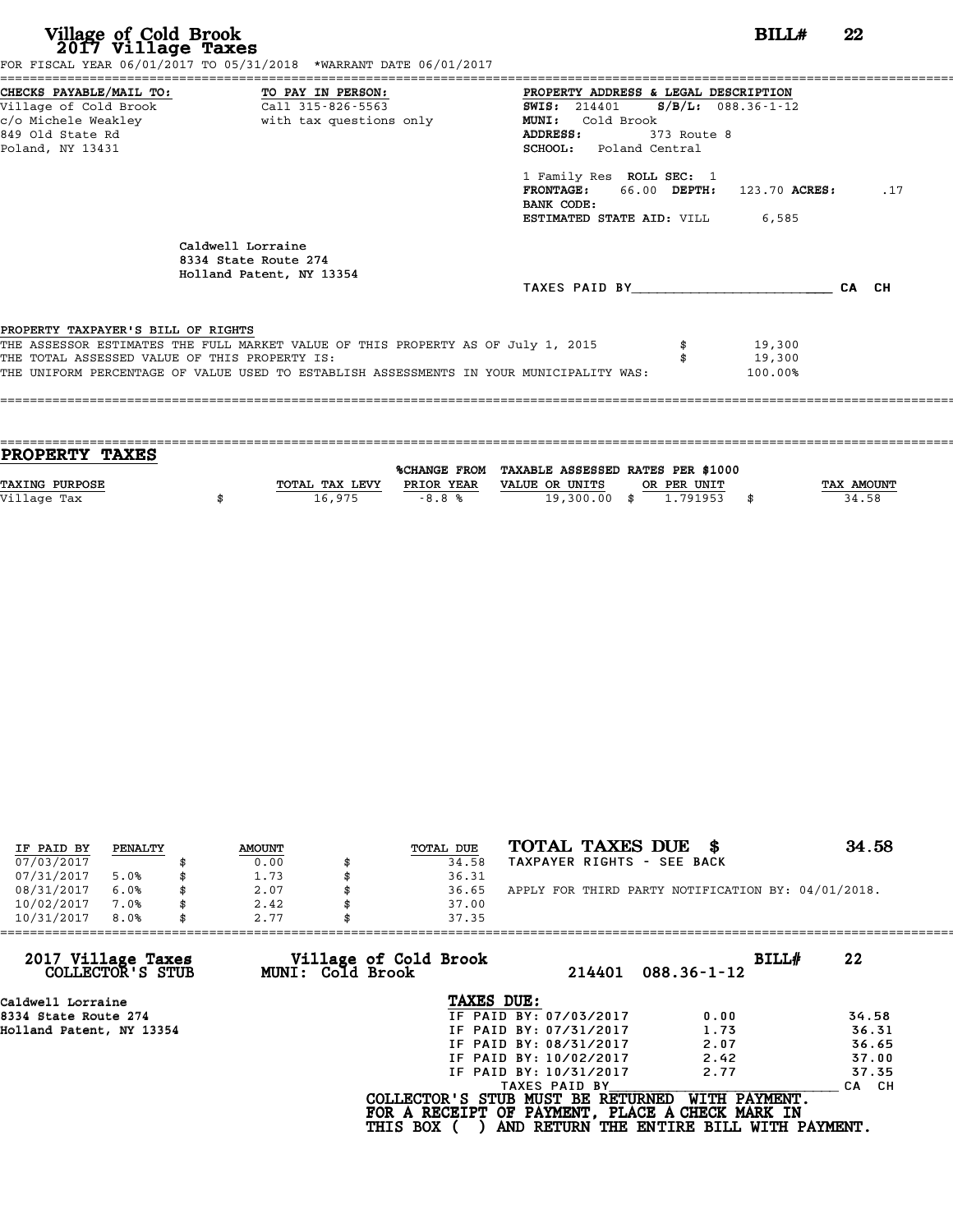# Village of Cold Brook
## 2017 Village Taxes

**BILL# 22**

FOR FISCAL YEAR 06/01/2017 TO 05/31/2018 *WARRANT DATE 06/01/2017

**CHECKS PAYABLE/MAIL TO:**
Village of Cold Brook
c/o Michele Weakley
849 Old State Rd
Poland, NY 13431

**TO PAY IN PERSON:**
Call 315-826-5563
with tax questions only

**PROPERTY ADDRESS & LEGAL DESCRIPTION**
**SWIS:** 214401 **S/B/L:** 088.36-1-12
**MUNI:** Cold Brook
**ADDRESS:** 373 Route 8
**SCHOOL:** Poland Central

1 Family Res **ROLL SEC:** 1
**FRONTAGE:** 66.00 **DEPTH:** 123.70 **ACRES:** .17
**BANK CODE:**
**ESTIMATED STATE AID:** VILL 6,585

Caldwell Lorraine
8334 State Route 274
Holland Patent, NY 13354

TAXES PAID BY_________________________ CA CH

PROPERTY TAXPAYER'S BILL OF RIGHTS

THE ASSESSOR ESTIMATES THE FULL MARKET VALUE OF THIS PROPERTY AS OF July 1, 2015 $ 19,300
THE TOTAL ASSESSED VALUE OF THIS PROPERTY IS: $ 19,300
THE UNIFORM PERCENTAGE OF VALUE USED TO ESTABLISH ASSESSMENTS IN YOUR MUNICIPALITY WAS: 100.00%

## PROPERTY TAXES

| TAXING PURPOSE | TOTAL TAX LEVY | %CHANGE FROM PRIOR YEAR | TAXABLE ASSESSED VALUE OR UNITS | RATES PER $1000 OR PER UNIT | TAX AMOUNT |
|---|---|---|---|---|---|
| Village Tax | $ 16,975 | -8.8 % | 19,300.00 | $ 1.791953 | $ 34.58 |

| IF PAID BY | PENALTY | AMOUNT | TOTAL DUE |
|---|---|---|---|
| 07/03/2017 | | $ 0.00 | $ 34.58 |
| 07/31/2017 | 5.0% | $ 1.73 | $ 36.31 |
| 08/31/2017 | 6.0% | $ 2.07 | $ 36.65 |
| 10/02/2017 | 7.0% | $ 2.42 | $ 37.00 |
| 10/31/2017 | 8.0% | $ 2.77 | $ 37.35 |

**TOTAL TAXES DUE $ 34.58**
TAXPAYER RIGHTS - SEE BACK

APPLY FOR THIRD PARTY NOTIFICATION BY: 04/01/2018.

**2017 Village Taxes** COLLECTOR'S STUB
**Village of Cold Brook** MUNI: Cold Brook
214401 088.36-1-12 **BILL# 22**

Caldwell Lorraine
8334 State Route 274
Holland Patent, NY 13354

**TAXES DUE:**

| | | |
|---|---|---|
| IF PAID BY: 07/03/2017 | 0.00 | 34.58 |
| IF PAID BY: 07/31/2017 | 1.73 | 36.31 |
| IF PAID BY: 08/31/2017 | 2.07 | 36.65 |
| IF PAID BY: 10/02/2017 | 2.42 | 37.00 |
| IF PAID BY: 10/31/2017 | 2.77 | 37.35 |

TAXES PAID BY_________________________ CA CH

COLLECTOR'S STUB MUST BE RETURNED WITH PAYMENT.
FOR A RECEIPT OF PAYMENT, PLACE A CHECK MARK IN
THIS BOX ( ) AND RETURN THE ENTIRE BILL WITH PAYMENT.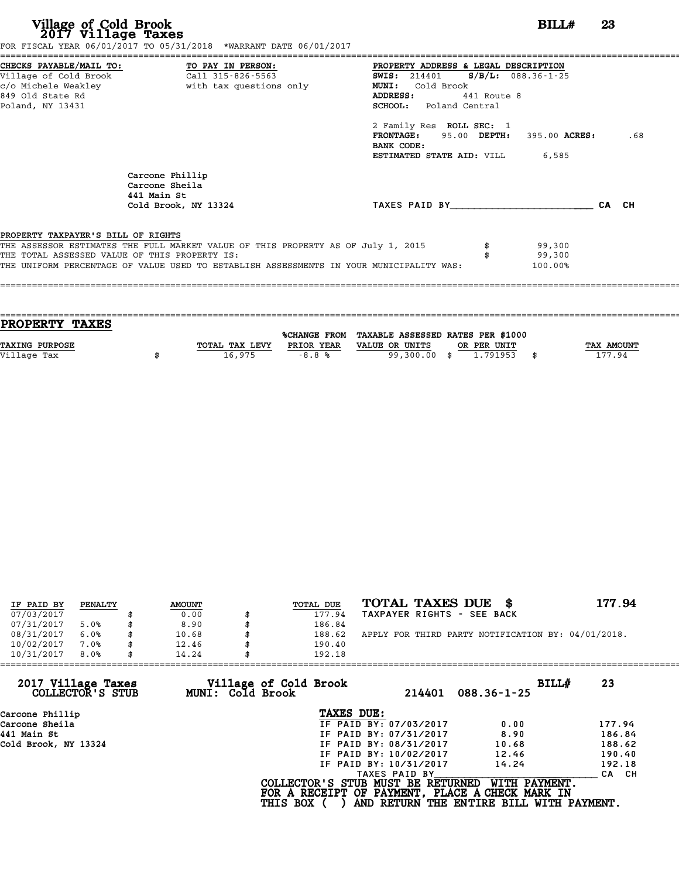# Village of Cold Brook
## 2017 Village Taxes

**BILL# 23**

FOR FISCAL YEAR 06/01/2017 TO 05/31/2018 *WARRANT DATE 06/01/2017

**CHECKS PAYABLE/MAIL TO:**
Village of Cold Brook
c/o Michele Weakley
849 Old State Rd
Poland, NY 13431

**TO PAY IN PERSON:**
Call 315-826-5563
with tax questions only

**PROPERTY ADDRESS & LEGAL DESCRIPTION**
**SWIS:** 214401 **S/B/L:** 088.36-1-25
**MUNI:** Cold Brook
**ADDRESS:** 441 Route 8
**SCHOOL:** Poland Central

2 Family Res **ROLL SEC:** 1
**FRONTAGE:** 95.00 **DEPTH:** 395.00 **ACRES:** .68
**BANK CODE:**
**ESTIMATED STATE AID:** VILL 6,585

Carcone Phillip
Carcone Sheila
441 Main St
Cold Brook, NY 13324

TAXES PAID BY________________________ CA CH

**PROPERTY TAXPAYER'S BILL OF RIGHTS**

THE ASSESSOR ESTIMATES THE FULL MARKET VALUE OF THIS PROPERTY AS OF July 1, 2015 $ 99,300
THE TOTAL ASSESSED VALUE OF THIS PROPERTY IS: $ 99,300
THE UNIFORM PERCENTAGE OF VALUE USED TO ESTABLISH ASSESSMENTS IN YOUR MUNICIPALITY WAS: 100.00%

## PROPERTY TAXES

| TAXING PURPOSE | | TOTAL TAX LEVY | %CHANGE FROM PRIOR YEAR | TAXABLE ASSESSED VALUE OR UNITS | | RATES PER $1000 OR PER UNIT | | TAX AMOUNT |
|---|---|---|---|---|---|---|---|---|
| Village Tax | $ | 16,975 | -8.8 % | 99,300.00 | $ | 1.791953 | $ | 177.94 |

| IF PAID BY | PENALTY | | AMOUNT | | TOTAL DUE |
|---|---|---|---|---|---|
| 07/03/2017 | | $ | 0.00 | $ | 177.94 |
| 07/31/2017 | 5.0% | $ | 8.90 | $ | 186.84 |
| 08/31/2017 | 6.0% | $ | 10.68 | $ | 188.62 |
| 10/02/2017 | 7.0% | $ | 12.46 | $ | 190.40 |
| 10/31/2017 | 8.0% | $ | 14.24 | $ | 192.18 |

**TOTAL TAXES DUE $ 177.94**

TAXPAYER RIGHTS - SEE BACK

APPLY FOR THIRD PARTY NOTIFICATION BY: 04/01/2018.

---

**2017 Village Taxes COLLECTOR'S STUB** — **Village of Cold Brook MUNI: Cold Brook** — 214401 088.36-1-25 — **BILL# 23**

Carcone Phillip
Carcone Sheila
441 Main St
Cold Brook, NY 13324

**TAXES DUE:**

| | | |
|---|---|---|
| IF PAID BY: 07/03/2017 | 0.00 | 177.94 |
| IF PAID BY: 07/31/2017 | 8.90 | 186.84 |
| IF PAID BY: 08/31/2017 | 10.68 | 188.62 |
| IF PAID BY: 10/02/2017 | 12.46 | 190.40 |
| IF PAID BY: 10/31/2017 | 14.24 | 192.18 |

TAXES PAID BY________________________ CA CH

**COLLECTOR'S STUB MUST BE RETURNED WITH PAYMENT.**
**FOR A RECEIPT OF PAYMENT, PLACE A CHECK MARK IN THIS BOX ( ) AND RETURN THE ENTIRE BILL WITH PAYMENT.**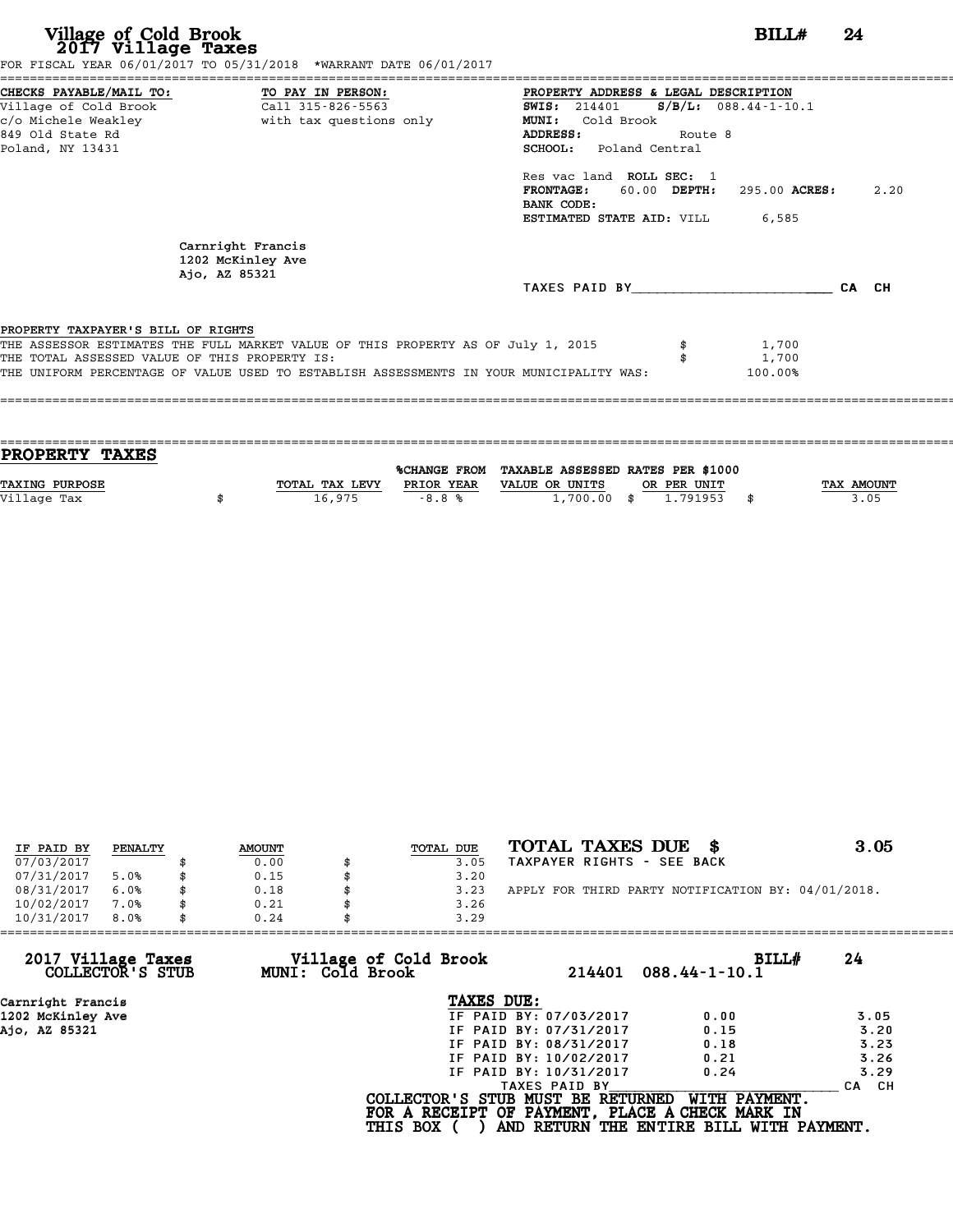# Village of Cold Brook
## 2017 Village Taxes

**BILL# 24**

FOR FISCAL YEAR 06/01/2017 TO 05/31/2018 *WARRANT DATE 06/01/2017

**CHECKS PAYABLE/MAIL TO:**
Village of Cold Brook
c/o Michele Weakley
849 Old State Rd
Poland, NY 13431

**TO PAY IN PERSON:**
Call 315-826-5563
with tax questions only

**PROPERTY ADDRESS & LEGAL DESCRIPTION**
**SWIS:** 214401 **S/B/L:** 088.44-1-10.1
**MUNI:** Cold Brook
**ADDRESS:** Route 8
**SCHOOL:** Poland Central

Res vac land **ROLL SEC:** 1
**FRONTAGE:** 60.00 **DEPTH:** 295.00 **ACRES:** 2.20
**BANK CODE:**
**ESTIMATED STATE AID:** VILL 6,585

Carnright Francis
1202 McKinley Ave
Ajo, AZ 85321

TAXES PAID BY________________________ CA CH

**PROPERTY TAXPAYER'S BILL OF RIGHTS**

THE ASSESSOR ESTIMATES THE FULL MARKET VALUE OF THIS PROPERTY AS OF July 1, 2015 $ 1,700
THE TOTAL ASSESSED VALUE OF THIS PROPERTY IS: $ 1,700
THE UNIFORM PERCENTAGE OF VALUE USED TO ESTABLISH ASSESSMENTS IN YOUR MUNICIPALITY WAS: 100.00%

## PROPERTY TAXES

| TAXING PURPOSE | TOTAL TAX LEVY | %CHANGE FROM PRIOR YEAR | TAXABLE ASSESSED VALUE OR UNITS | RATES PER $1000 OR PER UNIT | TAX AMOUNT |
|---|---|---|---|---|---|
| Village Tax | $ 16,975 | -8.8 % | 1,700.00 | $ 1.791953 | $ 3.05 |

| IF PAID BY | PENALTY | AMOUNT | TOTAL DUE |
|---|---|---|---|
| 07/03/2017 | | $ 0.00 | $ 3.05 |
| 07/31/2017 | 5.0% | $ 0.15 | $ 3.20 |
| 08/31/2017 | 6.0% | $ 0.18 | $ 3.23 |
| 10/02/2017 | 7.0% | $ 0.21 | $ 3.26 |
| 10/31/2017 | 8.0% | $ 0.24 | $ 3.29 |

**TOTAL TAXES DUE $ 3.05**
TAXPAYER RIGHTS - SEE BACK

APPLY FOR THIRD PARTY NOTIFICATION BY: 04/01/2018.

---

**2017 Village Taxes COLLECTOR'S STUB** | **Village of Cold Brook MUNI: Cold Brook** | 214401 088.44-1-10.1 | **BILL# 24**

Carnright Francis
1202 McKinley Ave
Ajo, AZ 85321

**TAXES DUE:**

| | | |
|---|---|---|
| IF PAID BY: 07/03/2017 | 0.00 | 3.05 |
| IF PAID BY: 07/31/2017 | 0.15 | 3.20 |
| IF PAID BY: 08/31/2017 | 0.18 | 3.23 |
| IF PAID BY: 10/02/2017 | 0.21 | 3.26 |
| IF PAID BY: 10/31/2017 | 0.24 | 3.29 |

TAXES PAID BY________________________ CA CH

**COLLECTOR'S STUB MUST BE RETURNED WITH PAYMENT.**
**FOR A RECEIPT OF PAYMENT, PLACE A CHECK MARK IN THIS BOX ( ) AND RETURN THE ENTIRE BILL WITH PAYMENT.**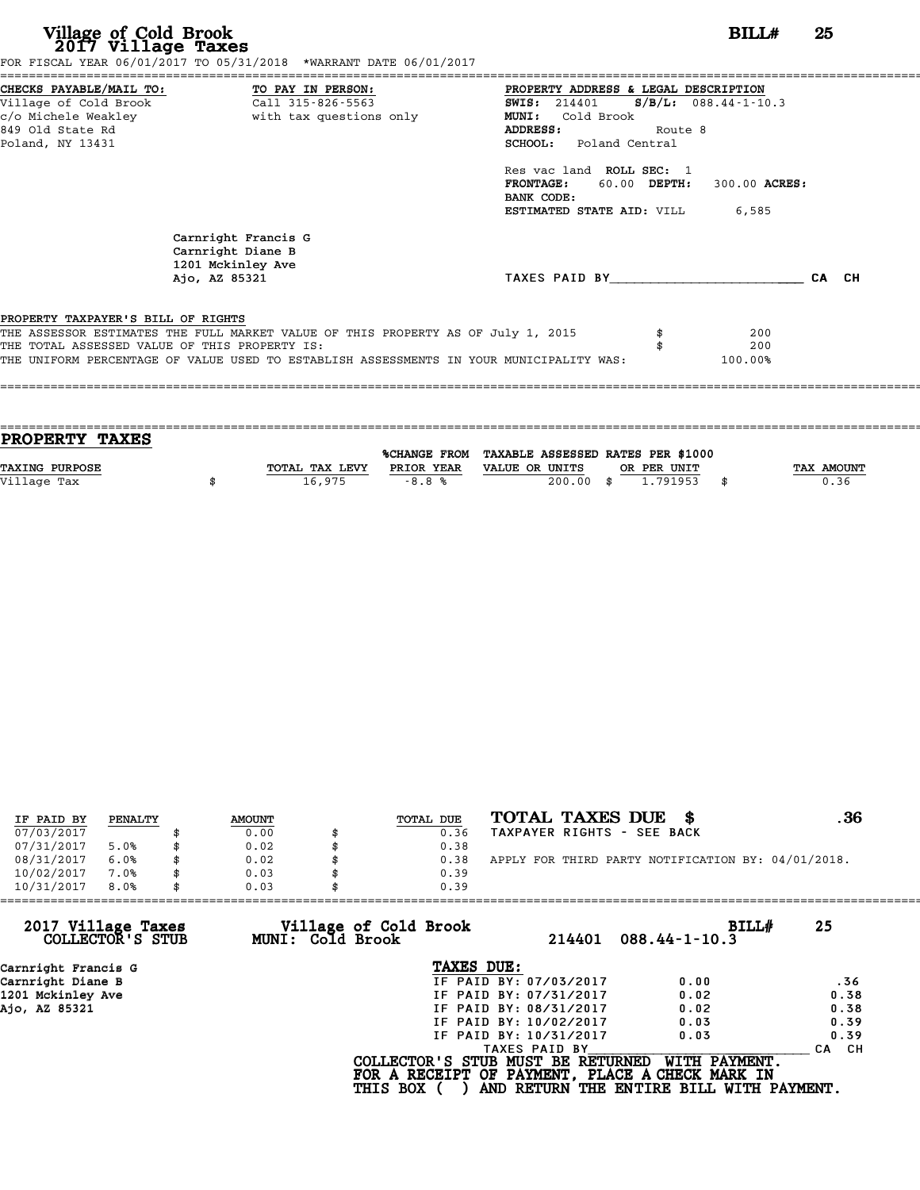# Village of Cold Brook
## 2017 Village Taxes

**BILL# 25**

FOR FISCAL YEAR 06/01/2017 TO 05/31/2018 *WARRANT DATE 06/01/2017

**CHECKS PAYABLE/MAIL TO:**
Village of Cold Brook
c/o Michele Weakley
849 Old State Rd
Poland, NY 13431

**TO PAY IN PERSON:**
Call 315-826-5563
with tax questions only

**PROPERTY ADDRESS & LEGAL DESCRIPTION**
**SWIS:** 214401 **S/B/L:** 088.44-1-10.3
**MUNI:** Cold Brook
**ADDRESS:** Route 8
**SCHOOL:** Poland Central

Res vac land **ROLL SEC:** 1
**FRONTAGE:** 60.00 **DEPTH:** 300.00 **ACRES:**
**BANK CODE:**
**ESTIMATED STATE AID:** VILL 6,585

Carnright Francis G
Carnright Diane B
1201 Mckinley Ave
Ajo, AZ 85321

TAXES PAID BY________________________ CA CH

PROPERTY TAXPAYER'S BILL OF RIGHTS

| | |
|---|---|
| THE ASSESSOR ESTIMATES THE FULL MARKET VALUE OF THIS PROPERTY AS OF July 1, 2015 | $ 200 |
| THE TOTAL ASSESSED VALUE OF THIS PROPERTY IS: | $ 200 |
| THE UNIFORM PERCENTAGE OF VALUE USED TO ESTABLISH ASSESSMENTS IN YOUR MUNICIPALITY WAS: | 100.00% |

## PROPERTY TAXES

| TAXING PURPOSE | TOTAL TAX LEVY | %CHANGE FROM PRIOR YEAR | TAXABLE ASSESSED VALUE OR UNITS | RATES PER $1000 OR PER UNIT | TAX AMOUNT |
|---|---|---|---|---|---|
| Village Tax | $ 16,975 | -8.8 % | 200.00 | $ 1.791953 | $ 0.36 |

| IF PAID BY | PENALTY | AMOUNT | TOTAL DUE |
|---|---|---|---|
| 07/03/2017 | | $ 0.00 | $ 0.36 |
| 07/31/2017 | 5.0% | $ 0.02 | $ 0.38 |
| 08/31/2017 | 6.0% | $ 0.02 | $ 0.38 |
| 10/02/2017 | 7.0% | $ 0.03 | $ 0.39 |
| 10/31/2017 | 8.0% | $ 0.03 | $ 0.39 |

**TOTAL TAXES DUE $ .36**
TAXPAYER RIGHTS - SEE BACK

APPLY FOR THIRD PARTY NOTIFICATION BY: 04/01/2018.

**2017 Village Taxes COLLECTOR'S STUB** — **Village of Cold Brook MUNI: Cold Brook** — 214401 088.44-1-10.3 — **BILL# 25**

Carnright Francis G
Carnright Diane B
1201 Mckinley Ave
Ajo, AZ 85321

**TAXES DUE:**

| | | |
|---|---|---|
| IF PAID BY: 07/03/2017 | 0.00 | .36 |
| IF PAID BY: 07/31/2017 | 0.02 | 0.38 |
| IF PAID BY: 08/31/2017 | 0.02 | 0.38 |
| IF PAID BY: 10/02/2017 | 0.03 | 0.39 |
| IF PAID BY: 10/31/2017 | 0.03 | 0.39 |

TAXES PAID BY________________________ CA CH

**COLLECTOR'S STUB MUST BE RETURNED WITH PAYMENT.**
**FOR A RECEIPT OF PAYMENT, PLACE A CHECK MARK IN**
**THIS BOX ( ) AND RETURN THE ENTIRE BILL WITH PAYMENT.**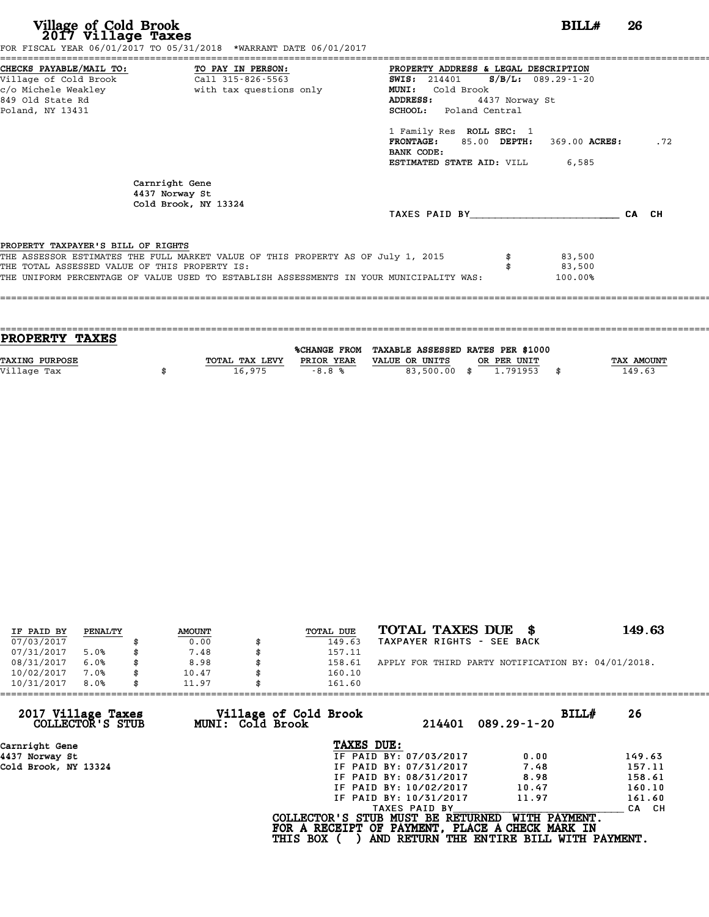# Village of Cold Brook
## 2017 Village Taxes

**BILL# 26**

FOR FISCAL YEAR 06/01/2017 TO 05/31/2018 *WARRANT DATE 06/01/2017

**CHECKS PAYABLE/MAIL TO:**
Village of Cold Brook
c/o Michele Weakley
849 Old State Rd
Poland, NY 13431

**TO PAY IN PERSON:**
Call 315-826-5563
with tax questions only

**PROPERTY ADDRESS & LEGAL DESCRIPTION**
**SWIS:** 214401 **S/B/L:** 089.29-1-20
**MUNI:** Cold Brook
**ADDRESS:** 4437 Norway St
**SCHOOL:** Poland Central

1 Family Res **ROLL SEC:** 1
**FRONTAGE:** 85.00 **DEPTH:** 369.00 **ACRES:** .72
**BANK CODE:**
**ESTIMATED STATE AID:** VILL 6,585

Carnright Gene
4437 Norway St
Cold Brook, NY 13324

TAXES PAID BY________________________ CA CH

PROPERTY TAXPAYER'S BILL OF RIGHTS

| | | |
|---|---|---|
| THE ASSESSOR ESTIMATES THE FULL MARKET VALUE OF THIS PROPERTY AS OF July 1, 2015 | $ | 83,500 |
| THE TOTAL ASSESSED VALUE OF THIS PROPERTY IS: | $ | 83,500 |
| THE UNIFORM PERCENTAGE OF VALUE USED TO ESTABLISH ASSESSMENTS IN YOUR MUNICIPALITY WAS: | | 100.00% |

## PROPERTY TAXES

| TAXING PURPOSE | | TOTAL TAX LEVY | %CHANGE FROM PRIOR YEAR | TAXABLE ASSESSED VALUE OR UNITS | | RATES PER $1000 OR PER UNIT | | TAX AMOUNT |
|---|---|---|---|---|---|---|---|---|
| Village Tax | $ | 16,975 | -8.8 % | 83,500.00 | $ | 1.791953 | $ | 149.63 |

| IF PAID BY | PENALTY | | AMOUNT | | TOTAL DUE |
|---|---|---|---|---|---|
| 07/03/2017 | | $ | 0.00 | $ | 149.63 |
| 07/31/2017 | 5.0% | $ | 7.48 | $ | 157.11 |
| 08/31/2017 | 6.0% | $ | 8.98 | $ | 158.61 |
| 10/02/2017 | 7.0% | $ | 10.47 | $ | 160.10 |
| 10/31/2017 | 8.0% | $ | 11.97 | $ | 161.60 |

**TOTAL TAXES DUE $ 149.63**
TAXPAYER RIGHTS - SEE BACK

APPLY FOR THIRD PARTY NOTIFICATION BY: 04/01/2018.

**2017 Village Taxes COLLECTOR'S STUB**
**Village of Cold Brook MUNI: Cold Brook**
214401 089.29-1-20
**BILL# 26**

Carnright Gene
4437 Norway St
Cold Brook, NY 13324

**TAXES DUE:**

| | | |
|---|---|---|
| IF PAID BY: 07/03/2017 | 0.00 | 149.63 |
| IF PAID BY: 07/31/2017 | 7.48 | 157.11 |
| IF PAID BY: 08/31/2017 | 8.98 | 158.61 |
| IF PAID BY: 10/02/2017 | 10.47 | 160.10 |
| IF PAID BY: 10/31/2017 | 11.97 | 161.60 |

TAXES PAID BY________________________ CA CH

**COLLECTOR'S STUB MUST BE RETURNED WITH PAYMENT.**
**FOR A RECEIPT OF PAYMENT, PLACE A CHECK MARK IN THIS BOX ( ) AND RETURN THE ENTIRE BILL WITH PAYMENT.**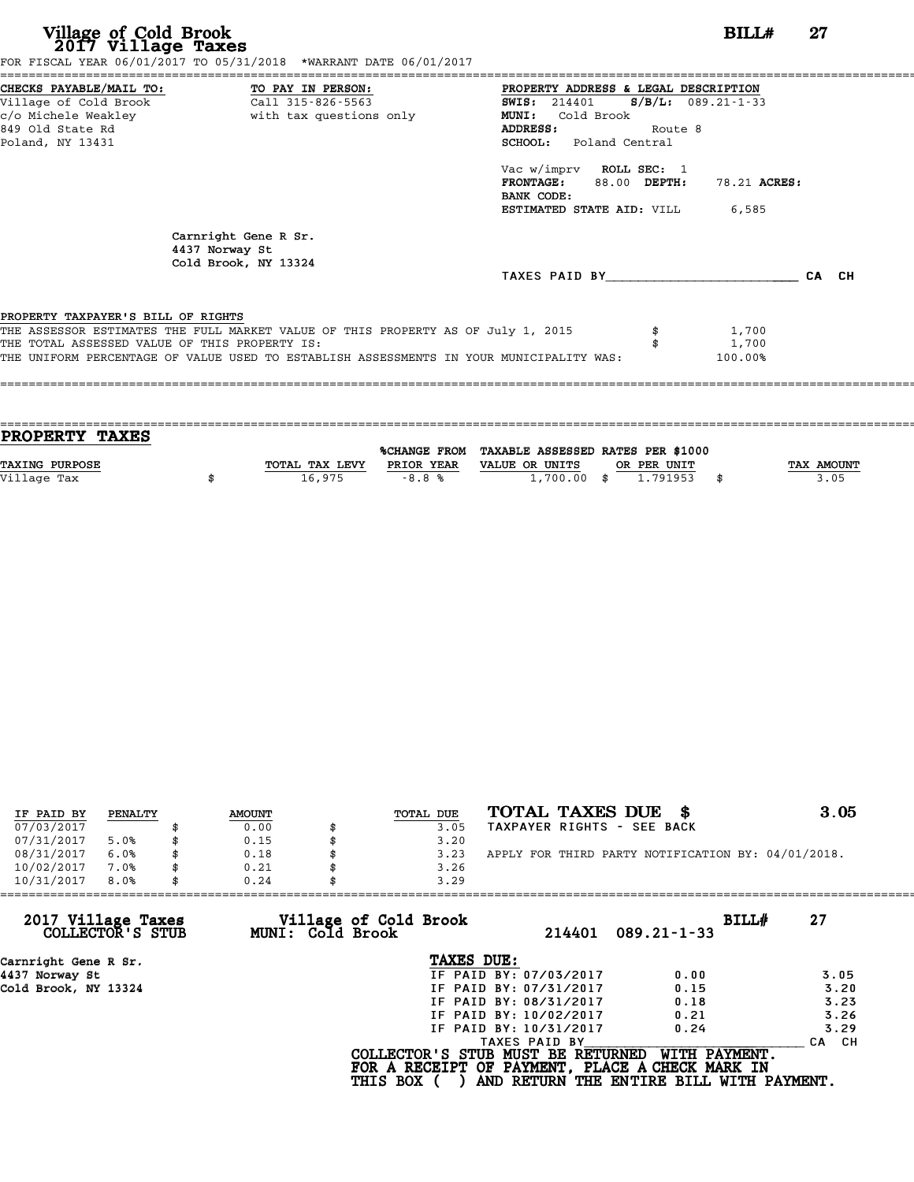# Village of Cold Brook
## 2017 Village Taxes

**BILL# 27**

FOR FISCAL YEAR 06/01/2017 TO 05/31/2018 *WARRANT DATE 06/01/2017

**CHECKS PAYABLE/MAIL TO:**
Village of Cold Brook
c/o Michele Weakley
849 Old State Rd
Poland, NY 13431

**TO PAY IN PERSON:**
Call 315-826-5563
with tax questions only

**PROPERTY ADDRESS & LEGAL DESCRIPTION**
**SWIS:** 214401 **S/B/L:** 089.21-1-33
**MUNI:** Cold Brook
**ADDRESS:** Route 8
**SCHOOL:** Poland Central

Vac w/imprv **ROLL SEC:** 1
**FRONTAGE:** 88.00 **DEPTH:** 78.21 **ACRES:**
**BANK CODE:**
**ESTIMATED STATE AID:** VILL 6,585

Carnright Gene R Sr.
4437 Norway St
Cold Brook, NY 13324

TAXES PAID BY________________________ CA CH

**PROPERTY TAXPAYER'S BILL OF RIGHTS**

THE ASSESSOR ESTIMATES THE FULL MARKET VALUE OF THIS PROPERTY AS OF July 1, 2015 $ 1,700
THE TOTAL ASSESSED VALUE OF THIS PROPERTY IS: $ 1,700
THE UNIFORM PERCENTAGE OF VALUE USED TO ESTABLISH ASSESSMENTS IN YOUR MUNICIPALITY WAS: 100.00%

## PROPERTY TAXES

| TAXING PURPOSE | TOTAL TAX LEVY | %CHANGE FROM PRIOR YEAR | TAXABLE ASSESSED VALUE OR UNITS | RATES PER $1000 OR PER UNIT | TAX AMOUNT |
|---|---|---|---|---|---|
| Village Tax | $ 16,975 | -8.8 % | 1,700.00 | $ 1.791953 | $ 3.05 |

| IF PAID BY | PENALTY | AMOUNT | TOTAL DUE |
|---|---|---|---|
| 07/03/2017 | | $ 0.00 | $ 3.05 |
| 07/31/2017 | 5.0% | $ 0.15 | $ 3.20 |
| 08/31/2017 | 6.0% | $ 0.18 | $ 3.23 |
| 10/02/2017 | 7.0% | $ 0.21 | $ 3.26 |
| 10/31/2017 | 8.0% | $ 0.24 | $ 3.29 |

**TOTAL TAXES DUE $ 3.05**
TAXPAYER RIGHTS - SEE BACK

APPLY FOR THIRD PARTY NOTIFICATION BY: 04/01/2018.

**2017 Village Taxes COLLECTOR'S STUB** | **Village of Cold Brook MUNI: Cold Brook** | 214401 089.21-1-33 | **BILL# 27**

Carnright Gene R Sr.
4437 Norway St
Cold Brook, NY 13324

**TAXES DUE:**

| | | |
|---|---|---|
| IF PAID BY: 07/03/2017 | 0.00 | 3.05 |
| IF PAID BY: 07/31/2017 | 0.15 | 3.20 |
| IF PAID BY: 08/31/2017 | 0.18 | 3.23 |
| IF PAID BY: 10/02/2017 | 0.21 | 3.26 |
| IF PAID BY: 10/31/2017 | 0.24 | 3.29 |

TAXES PAID BY________________________ CA CH

**COLLECTOR'S STUB MUST BE RETURNED WITH PAYMENT.**
**FOR A RECEIPT OF PAYMENT, PLACE A CHECK MARK IN**
**THIS BOX ( ) AND RETURN THE ENTIRE BILL WITH PAYMENT.**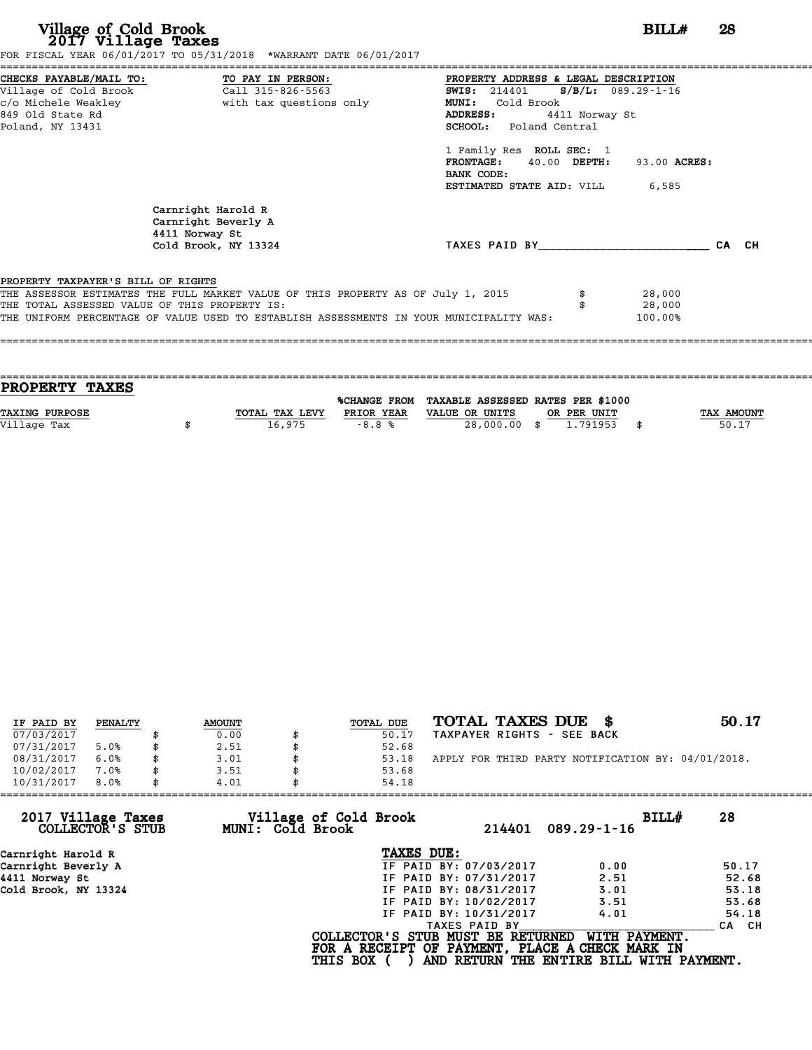# Village of Cold Brook
## 2017 Village Taxes

**BILL# 28**

FOR FISCAL YEAR 06/01/2017 TO 05/31/2018 *WARRANT DATE 06/01/2017

**CHECKS PAYABLE/MAIL TO:**
Village of Cold Brook
c/o Michele Weakley
849 Old State Rd
Poland, NY 13431

**TO PAY IN PERSON:**
Call 315-826-5563
with tax questions only

**PROPERTY ADDRESS & LEGAL DESCRIPTION**
**SWIS:** 214401 **S/B/L:** 089.29-1-16
**MUNI:** Cold Brook
**ADDRESS:** 4411 Norway St
**SCHOOL:** Poland Central

1 Family Res **ROLL SEC:** 1
**FRONTAGE:** 40.00 **DEPTH:** 93.00 **ACRES:**
**BANK CODE:**
**ESTIMATED STATE AID:** VILL 6,585

Carnright Harold R
Carnright Beverly A
4411 Norway St
Cold Brook, NY 13324

TAXES PAID BY________________________ CA CH

**PROPERTY TAXPAYER'S BILL OF RIGHTS**

| | | |
|---|---|---|
| THE ASSESSOR ESTIMATES THE FULL MARKET VALUE OF THIS PROPERTY AS OF July 1, 2015 | $ | 28,000 |
| THE TOTAL ASSESSED VALUE OF THIS PROPERTY IS: | $ | 28,000 |
| THE UNIFORM PERCENTAGE OF VALUE USED TO ESTABLISH ASSESSMENTS IN YOUR MUNICIPALITY WAS: | | 100.00% |

## PROPERTY TAXES

| TAXING PURPOSE | | TOTAL TAX LEVY | %CHANGE FROM PRIOR YEAR | TAXABLE ASSESSED VALUE OR UNITS | | RATES PER $1000 OR PER UNIT | | TAX AMOUNT |
|---|---|---|---|---|---|---|---|---|
| Village Tax | $ | 16,975 | -8.8 % | 28,000.00 | $ | 1.791953 | $ | 50.17 |

| IF PAID BY | PENALTY | | AMOUNT | | TOTAL DUE |
|---|---|---|---|---|---|
| 07/03/2017 | | $ | 0.00 | $ | 50.17 |
| 07/31/2017 | 5.0% | $ | 2.51 | $ | 52.68 |
| 08/31/2017 | 6.0% | $ | 3.01 | $ | 53.18 |
| 10/02/2017 | 7.0% | $ | 3.51 | $ | 53.68 |
| 10/31/2017 | 8.0% | $ | 4.01 | $ | 54.18 |

**TOTAL TAXES DUE $ 50.17**
TAXPAYER RIGHTS - SEE BACK

APPLY FOR THIRD PARTY NOTIFICATION BY: 04/01/2018.

---

**2017 Village Taxes COLLECTOR'S STUB** — **Village of Cold Brook MUNI: Cold Brook** — 214401 089.29-1-16 — **BILL# 28**

Carnright Harold R
Carnright Beverly A
4411 Norway St
Cold Brook, NY 13324

**TAXES DUE:**

| | | |
|---|---|---|
| IF PAID BY: 07/03/2017 | 0.00 | 50.17 |
| IF PAID BY: 07/31/2017 | 2.51 | 52.68 |
| IF PAID BY: 08/31/2017 | 3.01 | 53.18 |
| IF PAID BY: 10/02/2017 | 3.51 | 53.68 |
| IF PAID BY: 10/31/2017 | 4.01 | 54.18 |

TAXES PAID BY________________________ CA CH

**COLLECTOR'S STUB MUST BE RETURNED WITH PAYMENT.**
**FOR A RECEIPT OF PAYMENT, PLACE A CHECK MARK IN THIS BOX ( ) AND RETURN THE ENTIRE BILL WITH PAYMENT.**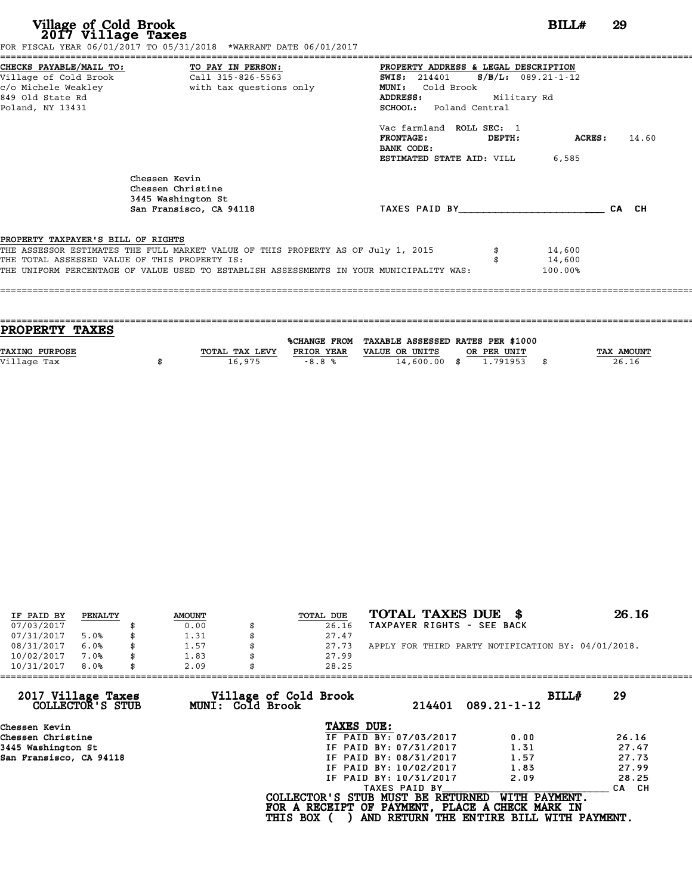# Village of Cold Brook
## 2017 Village Taxes

**BILL# 29**

FOR FISCAL YEAR 06/01/2017 TO 05/31/2018 *WARRANT DATE 06/01/2017

**CHECKS PAYABLE/MAIL TO:**
Village of Cold Brook
c/o Michele Weakley
849 Old State Rd
Poland, NY 13431

**TO PAY IN PERSON:**
Call 315-826-5563
with tax questions only

**PROPERTY ADDRESS & LEGAL DESCRIPTION**
**SWIS:** 214401 **S/B/L:** 089.21-1-12
**MUNI:** Cold Brook
**ADDRESS:** Military Rd
**SCHOOL:** Poland Central

Vac farmland **ROLL SEC:** 1
**FRONTAGE:** **DEPTH:** **ACRES:** 14.60
**BANK CODE:**
**ESTIMATED STATE AID:** VILL 6,585

Chessen Kevin
Chessen Christine
3445 Washington St
San Fransisco, CA 94118

TAXES PAID BY\_\_\_\_\_\_\_\_\_\_\_\_\_\_\_\_\_\_\_\_\_\_\_\_ CA CH

**PROPERTY TAXPAYER'S BILL OF RIGHTS**

THE ASSESSOR ESTIMATES THE FULL MARKET VALUE OF THIS PROPERTY AS OF July 1, 2015 $ 14,600
THE TOTAL ASSESSED VALUE OF THIS PROPERTY IS: $ 14,600
THE UNIFORM PERCENTAGE OF VALUE USED TO ESTABLISH ASSESSMENTS IN YOUR MUNICIPALITY WAS: 100.00%

## PROPERTY TAXES

| TAXING PURPOSE | TOTAL TAX LEVY | %CHANGE FROM PRIOR YEAR | TAXABLE ASSESSED VALUE OR UNITS | RATES PER $1000 OR PER UNIT | TAX AMOUNT |
|---|---|---|---|---|---|
| Village Tax | $ 16,975 | -8.8 % | 14,600.00 | $ 1.791953 | $ 26.16 |

| IF PAID BY | PENALTY | AMOUNT | TOTAL DUE |
|---|---|---|---|
| 07/03/2017 | | $ 0.00 | $ 26.16 |
| 07/31/2017 | 5.0% | $ 1.31 | $ 27.47 |
| 08/31/2017 | 6.0% | $ 1.57 | $ 27.73 |
| 10/02/2017 | 7.0% | $ 1.83 | $ 27.99 |
| 10/31/2017 | 8.0% | $ 2.09 | $ 28.25 |

**TOTAL TAXES DUE $ 26.16**
TAXPAYER RIGHTS - SEE BACK

APPLY FOR THIRD PARTY NOTIFICATION BY: 04/01/2018.

---

**2017 Village Taxes COLLECTOR'S STUB** — **Village of Cold Brook MUNI: Cold Brook** — 214401 089.21-1-12 — **BILL# 29**

Chessen Kevin
Chessen Christine
3445 Washington St
San Fransisco, CA 94118

**TAXES DUE:**

| | | |
|---|---|---|
| IF PAID BY: 07/03/2017 | 0.00 | 26.16 |
| IF PAID BY: 07/31/2017 | 1.31 | 27.47 |
| IF PAID BY: 08/31/2017 | 1.57 | 27.73 |
| IF PAID BY: 10/02/2017 | 1.83 | 27.99 |
| IF PAID BY: 10/31/2017 | 2.09 | 28.25 |

TAXES PAID BY\_\_\_\_\_\_\_\_\_\_\_\_\_\_\_\_\_\_\_\_\_\_\_\_ CA CH

**COLLECTOR'S STUB MUST BE RETURNED WITH PAYMENT.**
**FOR A RECEIPT OF PAYMENT, PLACE A CHECK MARK IN**
**THIS BOX ( ) AND RETURN THE ENTIRE BILL WITH PAYMENT.**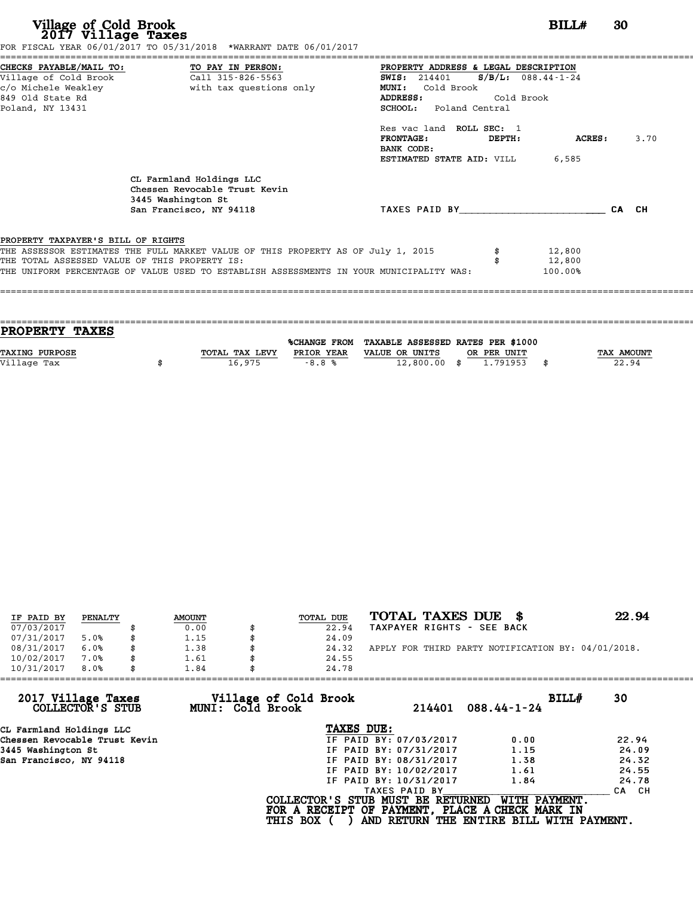# Village of Cold Brook
## 2017 Village Taxes

**BILL# 30**

FOR FISCAL YEAR 06/01/2017 TO 05/31/2018 *WARRANT DATE 06/01/2017

**CHECKS PAYABLE/MAIL TO:**
Village of Cold Brook
c/o Michele Weakley
849 Old State Rd
Poland, NY 13431

**TO PAY IN PERSON:**
Call 315-826-5563
with tax questions only

**PROPERTY ADDRESS & LEGAL DESCRIPTION**
**SWIS:** 214401 **S/B/L:** 088.44-1-24
**MUNI:** Cold Brook
**ADDRESS:** Cold Brook
**SCHOOL:** Poland Central

Res vac land **ROLL SEC:** 1
**FRONTAGE:** **DEPTH:** **ACRES:** 3.70
**BANK CODE:**
**ESTIMATED STATE AID:** VILL 6,585

CL Farmland Holdings LLC
Chessen Revocable Trust Kevin
3445 Washington St
San Francisco, NY 94118

TAXES PAID BY________________________ CA CH

PROPERTY TAXPAYER'S BILL OF RIGHTS

THE ASSESSOR ESTIMATES THE FULL MARKET VALUE OF THIS PROPERTY AS OF July 1, 2015 $ 12,800
THE TOTAL ASSESSED VALUE OF THIS PROPERTY IS: $ 12,800
THE UNIFORM PERCENTAGE OF VALUE USED TO ESTABLISH ASSESSMENTS IN YOUR MUNICIPALITY WAS: 100.00%

## PROPERTY TAXES

| TAXING PURPOSE | TOTAL TAX LEVY | %CHANGE FROM PRIOR YEAR | TAXABLE ASSESSED VALUE OR UNITS | RATES PER $1000 OR PER UNIT | TAX AMOUNT |
|---|---|---|---|---|---|
| Village Tax | $ 16,975 | -8.8 % | 12,800.00 | $ 1.791953 | $ 22.94 |

| IF PAID BY | PENALTY | AMOUNT | TOTAL DUE |
|---|---|---|---|
| 07/03/2017 | | $ 0.00 | $ 22.94 |
| 07/31/2017 | 5.0% | $ 1.15 | $ 24.09 |
| 08/31/2017 | 6.0% | $ 1.38 | $ 24.32 |
| 10/02/2017 | 7.0% | $ 1.61 | $ 24.55 |
| 10/31/2017 | 8.0% | $ 1.84 | $ 24.78 |

**TOTAL TAXES DUE $ 22.94**
TAXPAYER RIGHTS - SEE BACK

APPLY FOR THIRD PARTY NOTIFICATION BY: 04/01/2018.

**2017 Village Taxes COLLECTOR'S STUB** — **Village of Cold Brook MUNI: Cold Brook** — 214401 088.44-1-24 — **BILL# 30**

CL Farmland Holdings LLC
Chessen Revocable Trust Kevin
3445 Washington St
San Francisco, NY 94118

**TAXES DUE:**

| | | |
|---|---|---|
| IF PAID BY: 07/03/2017 | 0.00 | 22.94 |
| IF PAID BY: 07/31/2017 | 1.15 | 24.09 |
| IF PAID BY: 08/31/2017 | 1.38 | 24.32 |
| IF PAID BY: 10/02/2017 | 1.61 | 24.55 |
| IF PAID BY: 10/31/2017 | 1.84 | 24.78 |

TAXES PAID BY________________________ CA CH

COLLECTOR'S STUB MUST BE RETURNED WITH PAYMENT.
FOR A RECEIPT OF PAYMENT, PLACE A CHECK MARK IN
THIS BOX ( ) AND RETURN THE ENTIRE BILL WITH PAYMENT.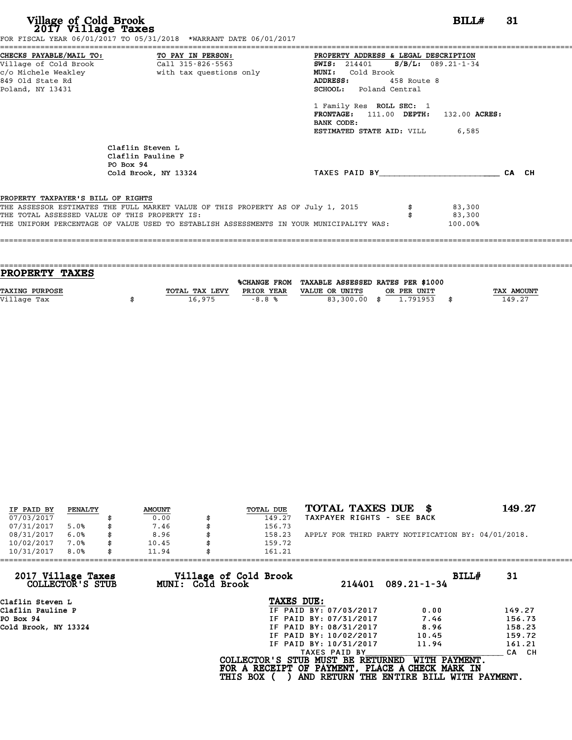# Village of Cold Brook
## 2017 Village Taxes

**BILL# 31**

FOR FISCAL YEAR 06/01/2017 TO 05/31/2018 *WARRANT DATE 06/01/2017

**CHECKS PAYABLE/MAIL TO:**
Village of Cold Brook
c/o Michele Weakley
849 Old State Rd
Poland, NY 13431

**TO PAY IN PERSON:**
Call 315-826-5563
with tax questions only

**PROPERTY ADDRESS & LEGAL DESCRIPTION**
**SWIS:** 214401 **S/B/L:** 089.21-1-34
**MUNI:** Cold Brook
**ADDRESS:** 458 Route 8
**SCHOOL:** Poland Central

1 Family Res **ROLL SEC:** 1
**FRONTAGE:** 111.00 **DEPTH:** 132.00 **ACRES:**
**BANK CODE:**
**ESTIMATED STATE AID:** VILL 6,585

Claflin Steven L
Claflin Pauline P
PO Box 94
Cold Brook, NY 13324

TAXES PAID BY\_\_\_\_\_\_\_\_\_\_\_\_\_\_\_\_\_\_\_\_\_\_\_\_ CA CH

PROPERTY TAXPAYER'S BILL OF RIGHTS

| | | |
|---|---|---|
| THE ASSESSOR ESTIMATES THE FULL MARKET VALUE OF THIS PROPERTY AS OF July 1, 2015 | $ | 83,300 |
| THE TOTAL ASSESSED VALUE OF THIS PROPERTY IS: | $ | 83,300 |
| THE UNIFORM PERCENTAGE OF VALUE USED TO ESTABLISH ASSESSMENTS IN YOUR MUNICIPALITY WAS: | | 100.00% |

## PROPERTY TAXES

| TAXING PURPOSE | | TOTAL TAX LEVY | %CHANGE FROM PRIOR YEAR | TAXABLE ASSESSED VALUE OR UNITS | | RATES PER $1000 OR PER UNIT | | TAX AMOUNT |
|---|---|---|---|---|---|---|---|---|
| Village Tax | $ | 16,975 | -8.8 % | 83,300.00 | $ | 1.791953 | $ | 149.27 |

| IF PAID BY | PENALTY | | AMOUNT | | TOTAL DUE |
|---|---|---|---|---|---|
| 07/03/2017 | | $ | 0.00 | $ | 149.27 |
| 07/31/2017 | 5.0% | $ | 7.46 | $ | 156.73 |
| 08/31/2017 | 6.0% | $ | 8.96 | $ | 158.23 |
| 10/02/2017 | 7.0% | $ | 10.45 | $ | 159.72 |
| 10/31/2017 | 8.0% | $ | 11.94 | $ | 161.21 |

**TOTAL TAXES DUE $ 149.27**
TAXPAYER RIGHTS - SEE BACK

APPLY FOR THIRD PARTY NOTIFICATION BY: 04/01/2018.

---

**2017 Village Taxes** **Village of Cold Brook** **BILL# 31**
**COLLECTOR'S STUB** **MUNI: Cold Brook** 214401 089.21-1-34

Claflin Steven L
Claflin Pauline P
PO Box 94
Cold Brook, NY 13324

**TAXES DUE:**

| | | |
|---|---|---|
| IF PAID BY: 07/03/2017 | 0.00 | 149.27 |
| IF PAID BY: 07/31/2017 | 7.46 | 156.73 |
| IF PAID BY: 08/31/2017 | 8.96 | 158.23 |
| IF PAID BY: 10/02/2017 | 10.45 | 159.72 |
| IF PAID BY: 10/31/2017 | 11.94 | 161.21 |

TAXES PAID BY\_\_\_\_\_\_\_\_\_\_\_\_\_\_\_\_\_\_\_\_\_\_\_\_ CA CH

**COLLECTOR'S STUB MUST BE RETURNED WITH PAYMENT.**
**FOR A RECEIPT OF PAYMENT, PLACE A CHECK MARK IN**
**THIS BOX ( ) AND RETURN THE ENTIRE BILL WITH PAYMENT.**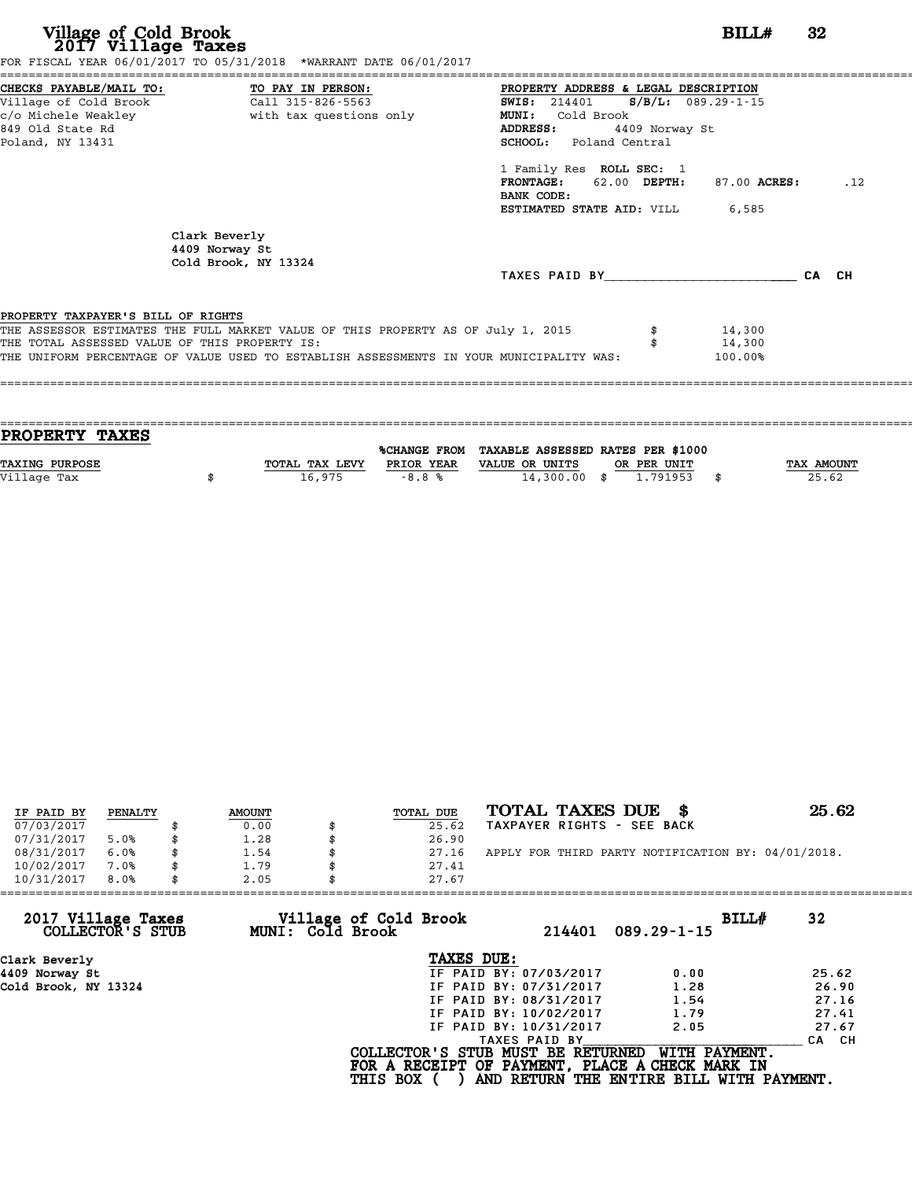# Village of Cold Brook
## 2017 Village Taxes

**BILL# 32**

FOR FISCAL YEAR 06/01/2017 TO 05/31/2018 *WARRANT DATE 06/01/2017

**CHECKS PAYABLE/MAIL TO:**
Village of Cold Brook
c/o Michele Weakley
849 Old State Rd
Poland, NY 13431

**TO PAY IN PERSON:**
Call 315-826-5563
with tax questions only

**PROPERTY ADDRESS & LEGAL DESCRIPTION**
**SWIS:** 214401 **S/B/L:** 089.29-1-15
**MUNI:** Cold Brook
**ADDRESS:** 4409 Norway St
**SCHOOL:** Poland Central

1 Family Res **ROLL SEC:** 1
**FRONTAGE:** 62.00 **DEPTH:** 87.00 **ACRES:** .12
**BANK CODE:**
**ESTIMATED STATE AID:** VILL 6,585

Clark Beverly
4409 Norway St
Cold Brook, NY 13324

TAXES PAID BY________________________ CA CH

PROPERTY TAXPAYER'S BILL OF RIGHTS
THE ASSESSOR ESTIMATES THE FULL MARKET VALUE OF THIS PROPERTY AS OF July 1, 2015 $ 14,300
THE TOTAL ASSESSED VALUE OF THIS PROPERTY IS: $ 14,300
THE UNIFORM PERCENTAGE OF VALUE USED TO ESTABLISH ASSESSMENTS IN YOUR MUNICIPALITY WAS: 100.00%

## PROPERTY TAXES

| TAXING PURPOSE | TOTAL TAX LEVY | %CHANGE FROM PRIOR YEAR | TAXABLE ASSESSED VALUE OR UNITS | RATES PER $1000 OR PER UNIT | TAX AMOUNT |
|---|---|---|---|---|---|
| Village Tax | $ 16,975 | -8.8 % | 14,300.00 | $ 1.791953 | $ 25.62 |

| IF PAID BY | PENALTY | AMOUNT | TOTAL DUE |
|---|---|---|---|
| 07/03/2017 | | $ 0.00 | $ 25.62 |
| 07/31/2017 | 5.0% | $ 1.28 | $ 26.90 |
| 08/31/2017 | 6.0% | $ 1.54 | $ 27.16 |
| 10/02/2017 | 7.0% | $ 1.79 | $ 27.41 |
| 10/31/2017 | 8.0% | $ 2.05 | $ 27.67 |

**TOTAL TAXES DUE $ 25.62**
TAXPAYER RIGHTS - SEE BACK

APPLY FOR THIRD PARTY NOTIFICATION BY: 04/01/2018.

**2017 Village Taxes COLLECTOR'S STUB** — **Village of Cold Brook MUNI: Cold Brook** — 214401 089.29-1-15 — **BILL# 32**

Clark Beverly
4409 Norway St
Cold Brook, NY 13324

**TAXES DUE:**

| | | |
|---|---|---|
| IF PAID BY: 07/03/2017 | 0.00 | 25.62 |
| IF PAID BY: 07/31/2017 | 1.28 | 26.90 |
| IF PAID BY: 08/31/2017 | 1.54 | 27.16 |
| IF PAID BY: 10/02/2017 | 1.79 | 27.41 |
| IF PAID BY: 10/31/2017 | 2.05 | 27.67 |

TAXES PAID BY________________________ CA CH

**COLLECTOR'S STUB MUST BE RETURNED WITH PAYMENT.**
**FOR A RECEIPT OF PAYMENT, PLACE A CHECK MARK IN THIS BOX ( ) AND RETURN THE ENTIRE BILL WITH PAYMENT.**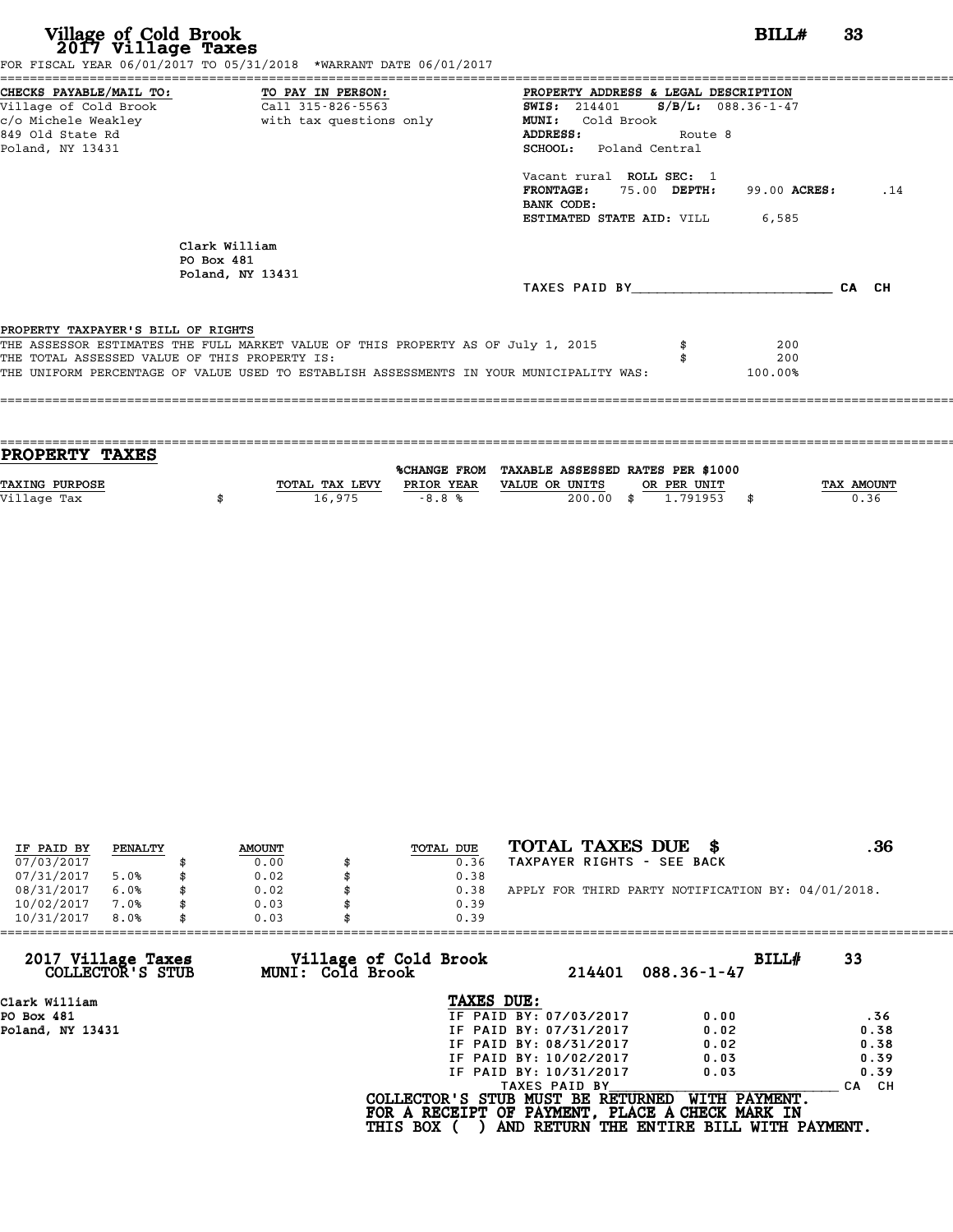# Village of Cold Brook
## 2017 Village Taxes

**BILL# 33**

FOR FISCAL YEAR 06/01/2017 TO 05/31/2018 *WARRANT DATE 06/01/2017

**CHECKS PAYABLE/MAIL TO:**
Village of Cold Brook
c/o Michele Weakley
849 Old State Rd
Poland, NY 13431

**TO PAY IN PERSON:**
Call 315-826-5563
with tax questions only

**PROPERTY ADDRESS & LEGAL DESCRIPTION**
**SWIS:** 214401 **S/B/L:** 088.36-1-47
**MUNI:** Cold Brook
**ADDRESS:** Route 8
**SCHOOL:** Poland Central

Vacant rural **ROLL SEC:** 1
**FRONTAGE:** 75.00 **DEPTH:** 99.00 **ACRES:** .14
**BANK CODE:**
**ESTIMATED STATE AID:** VILL 6,585

Clark William
PO Box 481
Poland, NY 13431

TAXES PAID BY________________________ CA CH

**PROPERTY TAXPAYER'S BILL OF RIGHTS**

THE ASSESSOR ESTIMATES THE FULL MARKET VALUE OF THIS PROPERTY AS OF July 1, 2015 $ 200
THE TOTAL ASSESSED VALUE OF THIS PROPERTY IS: $ 200
THE UNIFORM PERCENTAGE OF VALUE USED TO ESTABLISH ASSESSMENTS IN YOUR MUNICIPALITY WAS: 100.00%

## PROPERTY TAXES

| TAXING PURPOSE | TOTAL TAX LEVY | %CHANGE FROM PRIOR YEAR | TAXABLE ASSESSED VALUE OR UNITS | RATES PER $1000 OR PER UNIT | TAX AMOUNT |
|---|---|---|---|---|---|
| Village Tax | $ 16,975 | -8.8 % | 200.00 | $ 1.791953 | $ 0.36 |

| IF PAID BY | PENALTY | AMOUNT | TOTAL DUE |
|---|---|---|---|
| 07/03/2017 | | $ 0.00 | $ 0.36 |
| 07/31/2017 | 5.0% | $ 0.02 | $ 0.38 |
| 08/31/2017 | 6.0% | $ 0.02 | $ 0.38 |
| 10/02/2017 | 7.0% | $ 0.03 | $ 0.39 |
| 10/31/2017 | 8.0% | $ 0.03 | $ 0.39 |

**TOTAL TAXES DUE $ .36**
TAXPAYER RIGHTS - SEE BACK

APPLY FOR THIRD PARTY NOTIFICATION BY: 04/01/2018.

**2017 Village Taxes COLLECTOR'S STUB** — **Village of Cold Brook MUNI: Cold Brook** — 214401 088.36-1-47 — **BILL# 33**

Clark William
PO Box 481
Poland, NY 13431

**TAXES DUE:**

| | | |
|---|---|---|
| IF PAID BY: 07/03/2017 | 0.00 | .36 |
| IF PAID BY: 07/31/2017 | 0.02 | 0.38 |
| IF PAID BY: 08/31/2017 | 0.02 | 0.38 |
| IF PAID BY: 10/02/2017 | 0.03 | 0.39 |
| IF PAID BY: 10/31/2017 | 0.03 | 0.39 |

TAXES PAID BY________________________ CA CH

**COLLECTOR'S STUB MUST BE RETURNED WITH PAYMENT.**
**FOR A RECEIPT OF PAYMENT, PLACE A CHECK MARK IN THIS BOX ( ) AND RETURN THE ENTIRE BILL WITH PAYMENT.**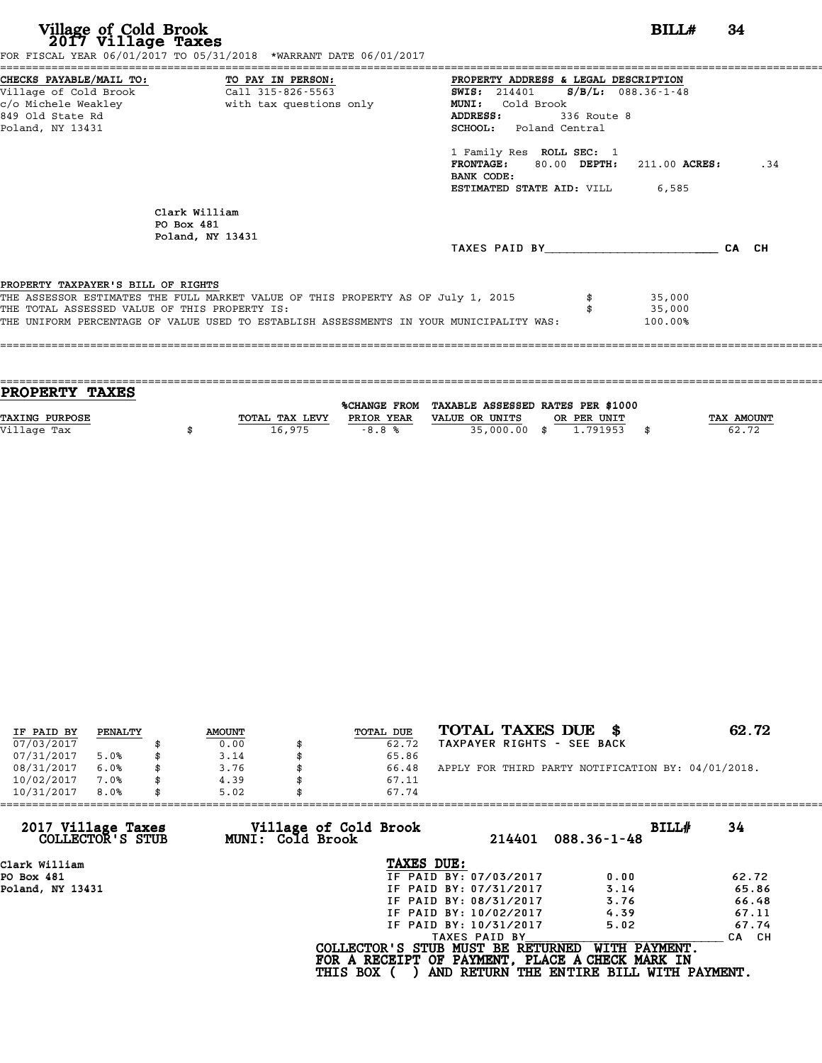# Village of Cold Brook
## 2017 Village Taxes

**BILL# 34**

FOR FISCAL YEAR 06/01/2017 TO 05/31/2018 *WARRANT DATE 06/01/2017

**CHECKS PAYABLE/MAIL TO:**
Village of Cold Brook
c/o Michele Weakley
849 Old State Rd
Poland, NY 13431

**TO PAY IN PERSON:**
Call 315-826-5563
with tax questions only

**PROPERTY ADDRESS & LEGAL DESCRIPTION**
**SWIS:** 214401 **S/B/L:** 088.36-1-48
**MUNI:** Cold Brook
**ADDRESS:** 336 Route 8
**SCHOOL:** Poland Central

1 Family Res **ROLL SEC:** 1
**FRONTAGE:** 80.00 **DEPTH:** 211.00 **ACRES:** .34
**BANK CODE:**
**ESTIMATED STATE AID:** VILL 6,585

Clark William
PO Box 481
Poland, NY 13431

TAXES PAID BY________________________ CA CH

PROPERTY TAXPAYER'S BILL OF RIGHTS

THE ASSESSOR ESTIMATES THE FULL MARKET VALUE OF THIS PROPERTY AS OF July 1, 2015 $ 35,000
THE TOTAL ASSESSED VALUE OF THIS PROPERTY IS: $ 35,000
THE UNIFORM PERCENTAGE OF VALUE USED TO ESTABLISH ASSESSMENTS IN YOUR MUNICIPALITY WAS: 100.00%

## PROPERTY TAXES

| TAXING PURPOSE | | TOTAL TAX LEVY | %CHANGE FROM PRIOR YEAR | TAXABLE ASSESSED VALUE OR UNITS | | RATES PER $1000 OR PER UNIT | | TAX AMOUNT |
|---|---|---|---|---|---|---|---|---|
| Village Tax | $ | 16,975 | -8.8 % | 35,000.00 | $ | 1.791953 | $ | 62.72 |

| IF PAID BY | PENALTY | | AMOUNT | | TOTAL DUE |
|---|---|---|---|---|---|
| 07/03/2017 | | $ | 0.00 | $ | 62.72 |
| 07/31/2017 | 5.0% | $ | 3.14 | $ | 65.86 |
| 08/31/2017 | 6.0% | $ | 3.76 | $ | 66.48 |
| 10/02/2017 | 7.0% | $ | 4.39 | $ | 67.11 |
| 10/31/2017 | 8.0% | $ | 5.02 | $ | 67.74 |

**TOTAL TAXES DUE $ 62.72**
TAXPAYER RIGHTS - SEE BACK

APPLY FOR THIRD PARTY NOTIFICATION BY: 04/01/2018.

---

**2017 Village Taxes COLLECTOR'S STUB** — **Village of Cold Brook MUNI: Cold Brook** — 214401 088.36-1-48 — **BILL# 34**

Clark William
PO Box 481
Poland, NY 13431

**TAXES DUE:**

| | | |
|---|---|---|
| IF PAID BY: 07/03/2017 | 0.00 | 62.72 |
| IF PAID BY: 07/31/2017 | 3.14 | 65.86 |
| IF PAID BY: 08/31/2017 | 3.76 | 66.48 |
| IF PAID BY: 10/02/2017 | 4.39 | 67.11 |
| IF PAID BY: 10/31/2017 | 5.02 | 67.74 |

TAXES PAID BY________________________ CA CH

COLLECTOR'S STUB MUST BE RETURNED WITH PAYMENT.
FOR A RECEIPT OF PAYMENT, PLACE A CHECK MARK IN
THIS BOX ( ) AND RETURN THE ENTIRE BILL WITH PAYMENT.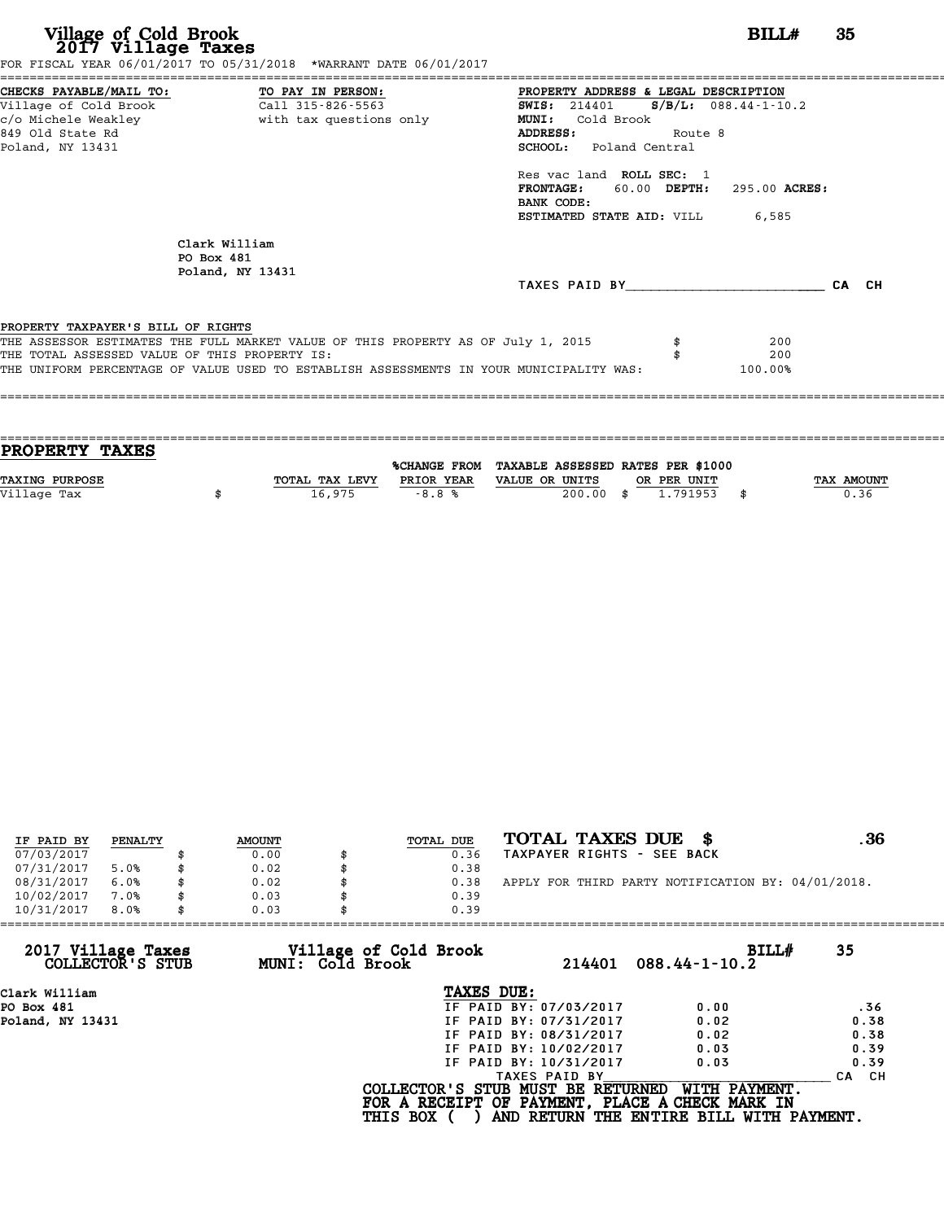# Village of Cold Brook
## 2017 Village Taxes

**BILL# 35**

FOR FISCAL YEAR 06/01/2017 TO 05/31/2018 *WARRANT DATE 06/01/2017

**CHECKS PAYABLE/MAIL TO:**
Village of Cold Brook
c/o Michele Weakley
849 Old State Rd
Poland, NY 13431

**TO PAY IN PERSON:**
Call 315-826-5563
with tax questions only

**PROPERTY ADDRESS & LEGAL DESCRIPTION**
**SWIS:** 214401 **S/B/L:** 088.44-1-10.2
**MUNI:** Cold Brook
**ADDRESS:** Route 8
**SCHOOL:** Poland Central

Res vac land **ROLL SEC:** 1
**FRONTAGE:** 60.00 **DEPTH:** 295.00 **ACRES:**
**BANK CODE:**
**ESTIMATED STATE AID:** VILL 6,585

Clark William
PO Box 481
Poland, NY 13431

TAXES PAID BY________________________ CA CH

**PROPERTY TAXPAYER'S BILL OF RIGHTS**

THE ASSESSOR ESTIMATES THE FULL MARKET VALUE OF THIS PROPERTY AS OF July 1, 2015 $ 200
THE TOTAL ASSESSED VALUE OF THIS PROPERTY IS: $ 200
THE UNIFORM PERCENTAGE OF VALUE USED TO ESTABLISH ASSESSMENTS IN YOUR MUNICIPALITY WAS: 100.00%

## PROPERTY TAXES

| TAXING PURPOSE | TOTAL TAX LEVY | %CHANGE FROM PRIOR YEAR | TAXABLE ASSESSED VALUE OR UNITS | RATES PER $1000 OR PER UNIT | TAX AMOUNT |
|---|---|---|---|---|---|
| Village Tax | $ 16,975 | -8.8 % | 200.00 | $ 1.791953 | $ 0.36 |

| IF PAID BY | PENALTY | AMOUNT | TOTAL DUE |
|---|---|---|---|
| 07/03/2017 | | $ 0.00 | $ 0.36 |
| 07/31/2017 | 5.0% | $ 0.02 | $ 0.38 |
| 08/31/2017 | 6.0% | $ 0.02 | $ 0.38 |
| 10/02/2017 | 7.0% | $ 0.03 | $ 0.39 |
| 10/31/2017 | 8.0% | $ 0.03 | $ 0.39 |

**TOTAL TAXES DUE $ .36**
TAXPAYER RIGHTS - SEE BACK

APPLY FOR THIRD PARTY NOTIFICATION BY: 04/01/2018.

---

**2017 Village Taxes COLLECTOR'S STUB**
**Village of Cold Brook MUNI: Cold Brook**
214401 088.44-1-10.2 **BILL# 35**

Clark William
PO Box 481
Poland, NY 13431

**TAXES DUE:**

| | | |
|---|---|---|
| IF PAID BY: 07/03/2017 | 0.00 | .36 |
| IF PAID BY: 07/31/2017 | 0.02 | 0.38 |
| IF PAID BY: 08/31/2017 | 0.02 | 0.38 |
| IF PAID BY: 10/02/2017 | 0.03 | 0.39 |
| IF PAID BY: 10/31/2017 | 0.03 | 0.39 |

TAXES PAID BY________________________ CA CH

**COLLECTOR'S STUB MUST BE RETURNED WITH PAYMENT.**
**FOR A RECEIPT OF PAYMENT, PLACE A CHECK MARK IN THIS BOX ( ) AND RETURN THE ENTIRE BILL WITH PAYMENT.**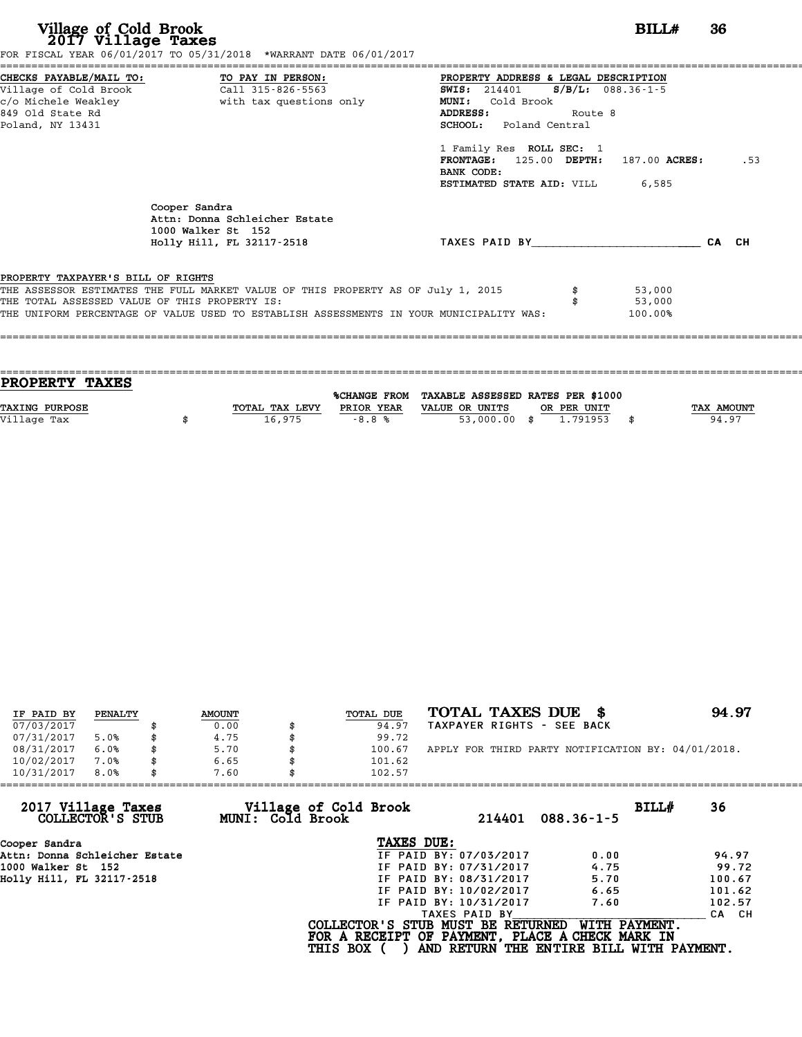# Village of Cold Brook
## 2017 Village Taxes

**BILL# 36**

FOR FISCAL YEAR 06/01/2017 TO 05/31/2018 *WARRANT DATE 06/01/2017

**CHECKS PAYABLE/MAIL TO:**
Village of Cold Brook
c/o Michele Weakley
849 Old State Rd
Poland, NY 13431

**TO PAY IN PERSON:**
Call 315-826-5563
with tax questions only

**PROPERTY ADDRESS & LEGAL DESCRIPTION**
**SWIS:** 214401 **S/B/L:** 088.36-1-5
**MUNI:** Cold Brook
**ADDRESS:** Route 8
**SCHOOL:** Poland Central

1 Family Res **ROLL SEC:** 1
**FRONTAGE:** 125.00 **DEPTH:** 187.00 **ACRES:** .53
**BANK CODE:**
**ESTIMATED STATE AID:** VILL 6,585

Cooper Sandra
Attn: Donna Schleicher Estate
1000 Walker St 152
Holly Hill, FL 32117-2518

TAXES PAID BY________________________ CA CH

**PROPERTY TAXPAYER'S BILL OF RIGHTS**

| | | |
|---|---|---|
| THE ASSESSOR ESTIMATES THE FULL MARKET VALUE OF THIS PROPERTY AS OF July 1, 2015 | $ | 53,000 |
| THE TOTAL ASSESSED VALUE OF THIS PROPERTY IS: | $ | 53,000 |
| THE UNIFORM PERCENTAGE OF VALUE USED TO ESTABLISH ASSESSMENTS IN YOUR MUNICIPALITY WAS: | | 100.00% |

## PROPERTY TAXES

| TAXING PURPOSE | | TOTAL TAX LEVY | %CHANGE FROM PRIOR YEAR | TAXABLE ASSESSED VALUE OR UNITS | | RATES PER $1000 OR PER UNIT | | TAX AMOUNT |
|---|---|---|---|---|---|---|---|---|
| Village Tax | $ | 16,975 | -8.8 % | 53,000.00 | $ | 1.791953 | $ | 94.97 |

| IF PAID BY | PENALTY | | AMOUNT | | TOTAL DUE |
|---|---|---|---|---|---|
| 07/03/2017 | | $ | 0.00 | $ | 94.97 |
| 07/31/2017 | 5.0% | $ | 4.75 | $ | 99.72 |
| 08/31/2017 | 6.0% | $ | 5.70 | $ | 100.67 |
| 10/02/2017 | 7.0% | $ | 6.65 | $ | 101.62 |
| 10/31/2017 | 8.0% | $ | 7.60 | $ | 102.57 |

**TOTAL TAXES DUE $ 94.97**
TAXPAYER RIGHTS - SEE BACK

APPLY FOR THIRD PARTY NOTIFICATION BY: 04/01/2018.

**2017 Village Taxes COLLECTOR'S STUB** — **Village of Cold Brook MUNI: Cold Brook** — 214401 088.36-1-5 — **BILL# 36**

Cooper Sandra
Attn: Donna Schleicher Estate
1000 Walker St 152
Holly Hill, FL 32117-2518

**TAXES DUE:**

| | | |
|---|---|---|
| IF PAID BY: 07/03/2017 | 0.00 | 94.97 |
| IF PAID BY: 07/31/2017 | 4.75 | 99.72 |
| IF PAID BY: 08/31/2017 | 5.70 | 100.67 |
| IF PAID BY: 10/02/2017 | 6.65 | 101.62 |
| IF PAID BY: 10/31/2017 | 7.60 | 102.57 |

TAXES PAID BY________________________ CA CH

COLLECTOR'S STUB MUST BE RETURNED WITH PAYMENT.
FOR A RECEIPT OF PAYMENT, PLACE A CHECK MARK IN THIS BOX ( ) AND RETURN THE ENTIRE BILL WITH PAYMENT.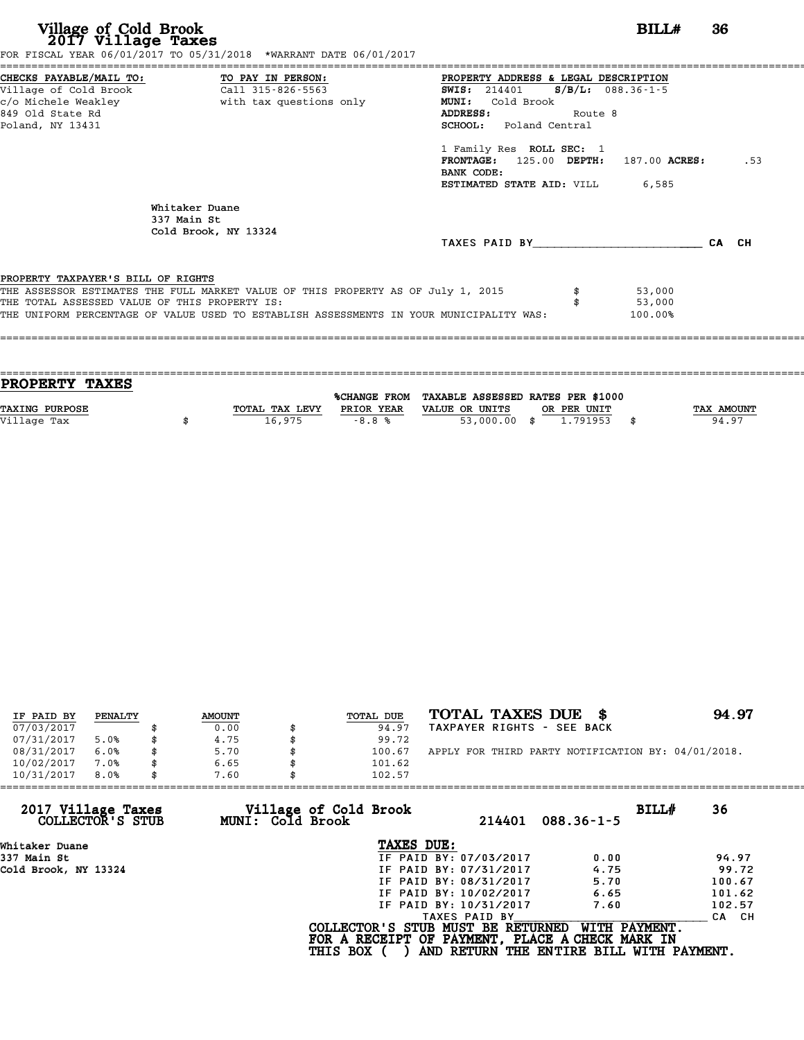# Village of Cold Brook
## 2017 Village Taxes

**BILL# 36**

FOR FISCAL YEAR 06/01/2017 TO 05/31/2018 *WARRANT DATE 06/01/2017

| CHECKS PAYABLE/MAIL TO: | TO PAY IN PERSON: | PROPERTY ADDRESS & LEGAL DESCRIPTION |
|---|---|---|
| Village of Cold Brook | Call 315-826-5563 | **SWIS:** 214401 **S/B/L:** 088.36-1-5 |
| c/o Michele Weakley | with tax questions only | **MUNI:** Cold Brook |
| 849 Old State Rd | | **ADDRESS:** Route 8 |
| Poland, NY 13431 | | **SCHOOL:** Poland Central |

1 Family Res **ROLL SEC:** 1
**FRONTAGE:** 125.00 **DEPTH:** 187.00 **ACRES:** .53
**BANK CODE:**
**ESTIMATED STATE AID:** VILL 6,585

Whitaker Duane
337 Main St
Cold Brook, NY 13324

TAXES PAID BY________________________ CA CH

**PROPERTY TAXPAYER'S BILL OF RIGHTS**

THE ASSESSOR ESTIMATES THE FULL MARKET VALUE OF THIS PROPERTY AS OF July 1, 2015 $ 53,000
THE TOTAL ASSESSED VALUE OF THIS PROPERTY IS: $ 53,000
THE UNIFORM PERCENTAGE OF VALUE USED TO ESTABLISH ASSESSMENTS IN YOUR MUNICIPALITY WAS: 100.00%

## PROPERTY TAXES

| TAXING PURPOSE | TOTAL TAX LEVY | %CHANGE FROM PRIOR YEAR | TAXABLE ASSESSED VALUE OR UNITS | RATES PER $1000 OR PER UNIT | TAX AMOUNT |
|---|---|---|---|---|---|
| Village Tax | $ 16,975 | -8.8 % | 53,000.00 | $ 1.791953 | $ 94.97 |

| IF PAID BY | PENALTY | AMOUNT | TOTAL DUE |
|---|---|---|---|
| 07/03/2017 | | $ 0.00 | $ 94.97 |
| 07/31/2017 | 5.0% | $ 4.75 | $ 99.72 |
| 08/31/2017 | 6.0% | $ 5.70 | $ 100.67 |
| 10/02/2017 | 7.0% | $ 6.65 | $ 101.62 |
| 10/31/2017 | 8.0% | $ 7.60 | $ 102.57 |

**TOTAL TAXES DUE $ 94.97**

TAXPAYER RIGHTS - SEE BACK

APPLY FOR THIRD PARTY NOTIFICATION BY: 04/01/2018.

---

**2017 Village Taxes COLLECTOR'S STUB** — **Village of Cold Brook MUNI: Cold Brook** — 214401 088.36-1-5 — **BILL# 36**

Whitaker Duane
337 Main St
Cold Brook, NY 13324

**TAXES DUE:**

| | | |
|---|---|---|
| IF PAID BY: 07/03/2017 | 0.00 | 94.97 |
| IF PAID BY: 07/31/2017 | 4.75 | 99.72 |
| IF PAID BY: 08/31/2017 | 5.70 | 100.67 |
| IF PAID BY: 10/02/2017 | 6.65 | 101.62 |
| IF PAID BY: 10/31/2017 | 7.60 | 102.57 |

TAXES PAID BY________________________ CA CH

**COLLECTOR'S STUB MUST BE RETURNED WITH PAYMENT.**
**FOR A RECEIPT OF PAYMENT, PLACE A CHECK MARK IN THIS BOX ( ) AND RETURN THE ENTIRE BILL WITH PAYMENT.**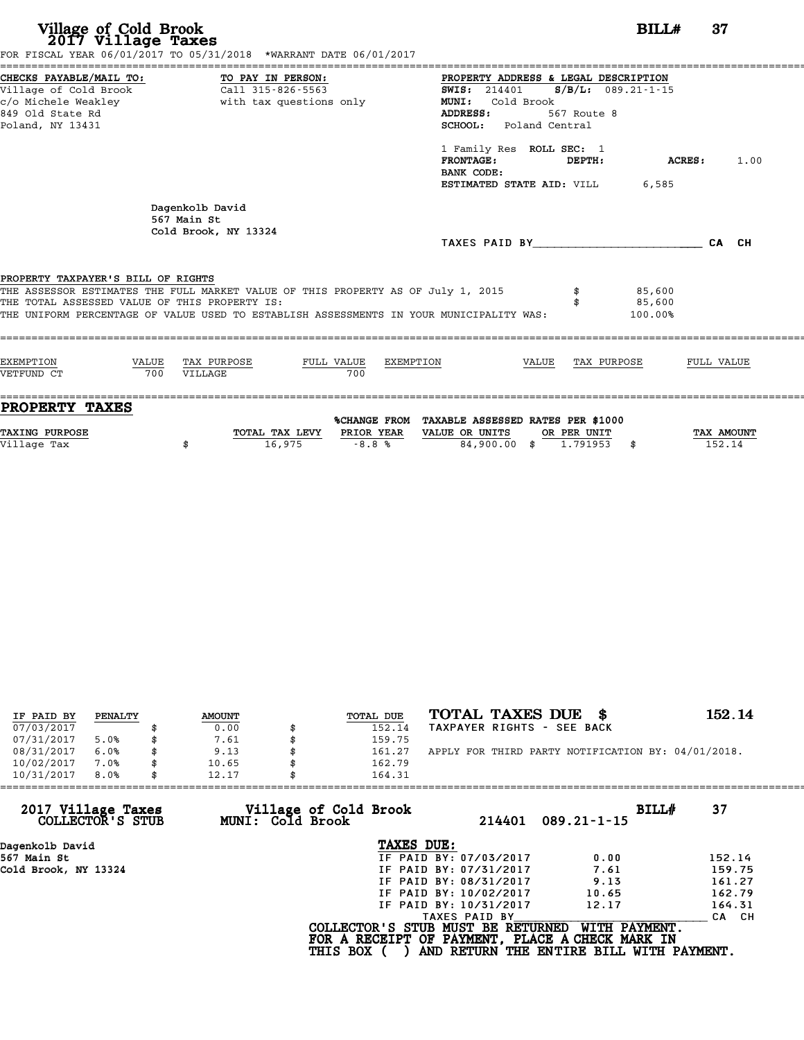# Village of Cold Brook
## 2017 Village Taxes

**BILL# 37**

FOR FISCAL YEAR 06/01/2017 TO 05/31/2018 *WARRANT DATE 06/01/2017

**CHECKS PAYABLE/MAIL TO:**
Village of Cold Brook
c/o Michele Weakley
849 Old State Rd
Poland, NY 13431

**TO PAY IN PERSON:**
Call 315-826-5563
with tax questions only

**PROPERTY ADDRESS & LEGAL DESCRIPTION**
**SWIS:** 214401 **S/B/L:** 089.21-1-15
**MUNI:** Cold Brook
**ADDRESS:** 567 Route 8
**SCHOOL:** Poland Central

1 Family Res **ROLL SEC:** 1
**FRONTAGE:** **DEPTH:** **ACRES:** 1.00
**BANK CODE:**
**ESTIMATED STATE AID:** VILL 6,585

Dagenkolb David
567 Main St
Cold Brook, NY 13324

TAXES PAID BY________________________ CA CH

**PROPERTY TAXPAYER'S BILL OF RIGHTS**

THE ASSESSOR ESTIMATES THE FULL MARKET VALUE OF THIS PROPERTY AS OF July 1, 2015 $ 85,600
THE TOTAL ASSESSED VALUE OF THIS PROPERTY IS: $ 85,600
THE UNIFORM PERCENTAGE OF VALUE USED TO ESTABLISH ASSESSMENTS IN YOUR MUNICIPALITY WAS: 100.00%

| EXEMPTION | VALUE | TAX PURPOSE | FULL VALUE | EXEMPTION | VALUE | TAX PURPOSE | FULL VALUE |
|---|---|---|---|---|---|---|---|
| VETFUND CT | 700 | VILLAGE | 700 | | | | |

## PROPERTY TAXES

| TAXING PURPOSE | TOTAL TAX LEVY | %CHANGE FROM PRIOR YEAR | TAXABLE ASSESSED VALUE OR UNITS | RATES PER $1000 OR PER UNIT | TAX AMOUNT |
|---|---|---|---|---|---|
| Village Tax | $ 16,975 | -8.8 % | 84,900.00 | $ 1.791953 | $ 152.14 |

| IF PAID BY | PENALTY | AMOUNT | TOTAL DUE |
|---|---|---|---|
| 07/03/2017 | | $ 0.00 | $ 152.14 |
| 07/31/2017 | 5.0% | $ 7.61 | $ 159.75 |
| 08/31/2017 | 6.0% | $ 9.13 | $ 161.27 |
| 10/02/2017 | 7.0% | $ 10.65 | $ 162.79 |
| 10/31/2017 | 8.0% | $ 12.17 | $ 164.31 |

**TOTAL TAXES DUE $ 152.14**
TAXPAYER RIGHTS - SEE BACK

APPLY FOR THIRD PARTY NOTIFICATION BY: 04/01/2018.

---

**2017 Village Taxes COLLECTOR'S STUB** — **Village of Cold Brook MUNI: Cold Brook** — 214401 089.21-1-15 — **BILL# 37**

Dagenkolb David
567 Main St
Cold Brook, NY 13324

**TAXES DUE:**

| | | |
|---|---|---|
| IF PAID BY: 07/03/2017 | 0.00 | 152.14 |
| IF PAID BY: 07/31/2017 | 7.61 | 159.75 |
| IF PAID BY: 08/31/2017 | 9.13 | 161.27 |
| IF PAID BY: 10/02/2017 | 10.65 | 162.79 |
| IF PAID BY: 10/31/2017 | 12.17 | 164.31 |

TAXES PAID BY________________________ CA CH

**COLLECTOR'S STUB MUST BE RETURNED WITH PAYMENT.**
**FOR A RECEIPT OF PAYMENT, PLACE A CHECK MARK IN THIS BOX ( ) AND RETURN THE ENTIRE BILL WITH PAYMENT.**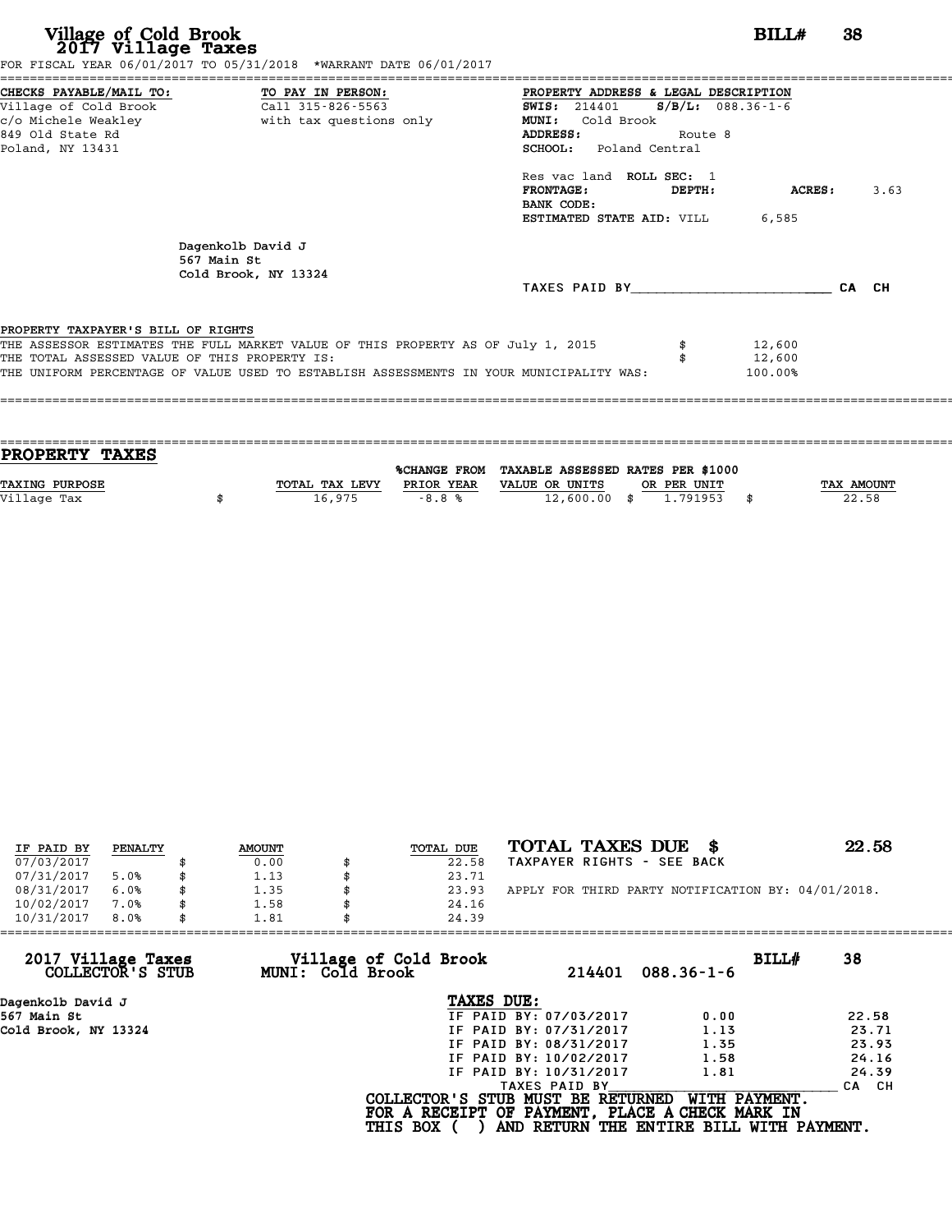# Village of Cold Brook
## 2017 Village Taxes

**BILL#** 38

FOR FISCAL YEAR 06/01/2017 TO 05/31/2018 *WARRANT DATE 06/01/2017

| CHECKS PAYABLE/MAIL TO: | TO PAY IN PERSON: | PROPERTY ADDRESS & LEGAL DESCRIPTION |
|---|---|---|
| Village of Cold Brook | Call 315-826-5563 | **SWIS:** 214401 **S/B/L:** 088.36-1-6 |
| c/o Michele Weakley | with tax questions only | **MUNI:** Cold Brook |
| 849 Old State Rd | | **ADDRESS:** Route 8 |
| Poland, NY 13431 | | **SCHOOL:** Poland Central |

Res vac land **ROLL SEC:** 1
**FRONTAGE:** **DEPTH:** **ACRES:** 3.63
**BANK CODE:**
**ESTIMATED STATE AID:** VILL 6,585

Dagenkolb David J
567 Main St
Cold Brook, NY 13324

TAXES PAID BY________________________ CA CH

**PROPERTY TAXPAYER'S BILL OF RIGHTS**

THE ASSESSOR ESTIMATES THE FULL MARKET VALUE OF THIS PROPERTY AS OF July 1, 2015 $ 12,600
THE TOTAL ASSESSED VALUE OF THIS PROPERTY IS: $ 12,600
THE UNIFORM PERCENTAGE OF VALUE USED TO ESTABLISH ASSESSMENTS IN YOUR MUNICIPALITY WAS: 100.00%

## PROPERTY TAXES

| TAXING PURPOSE | TOTAL TAX LEVY | %CHANGE FROM PRIOR YEAR | TAXABLE ASSESSED VALUE OR UNITS | RATES PER $1000 OR PER UNIT | TAX AMOUNT |
|---|---|---|---|---|---|
| Village Tax | $ 16,975 | -8.8 % | 12,600.00 | $ 1.791953 | $ 22.58 |

| IF PAID BY | PENALTY | AMOUNT | TOTAL DUE |
|---|---|---|---|
| 07/03/2017 | | $ 0.00 | $ 22.58 |
| 07/31/2017 | 5.0% | $ 1.13 | $ 23.71 |
| 08/31/2017 | 6.0% | $ 1.35 | $ 23.93 |
| 10/02/2017 | 7.0% | $ 1.58 | $ 24.16 |
| 10/31/2017 | 8.0% | $ 1.81 | $ 24.39 |

**TOTAL TAXES DUE $ 22.58**

TAXPAYER RIGHTS - SEE BACK

APPLY FOR THIRD PARTY NOTIFICATION BY: 04/01/2018.

---

**2017 Village Taxes COLLECTOR'S STUB** — **Village of Cold Brook MUNI: Cold Brook** — 214401 088.36-1-6 — **BILL#** 38

Dagenkolb David J
567 Main St
Cold Brook, NY 13324

**TAXES DUE:**

| | | |
|---|---|---|
| IF PAID BY: 07/03/2017 | 0.00 | 22.58 |
| IF PAID BY: 07/31/2017 | 1.13 | 23.71 |
| IF PAID BY: 08/31/2017 | 1.35 | 23.93 |
| IF PAID BY: 10/02/2017 | 1.58 | 24.16 |
| IF PAID BY: 10/31/2017 | 1.81 | 24.39 |

TAXES PAID BY________________________ CA CH

**COLLECTOR'S STUB MUST BE RETURNED WITH PAYMENT.**
**FOR A RECEIPT OF PAYMENT, PLACE A CHECK MARK IN THIS BOX ( ) AND RETURN THE ENTIRE BILL WITH PAYMENT.**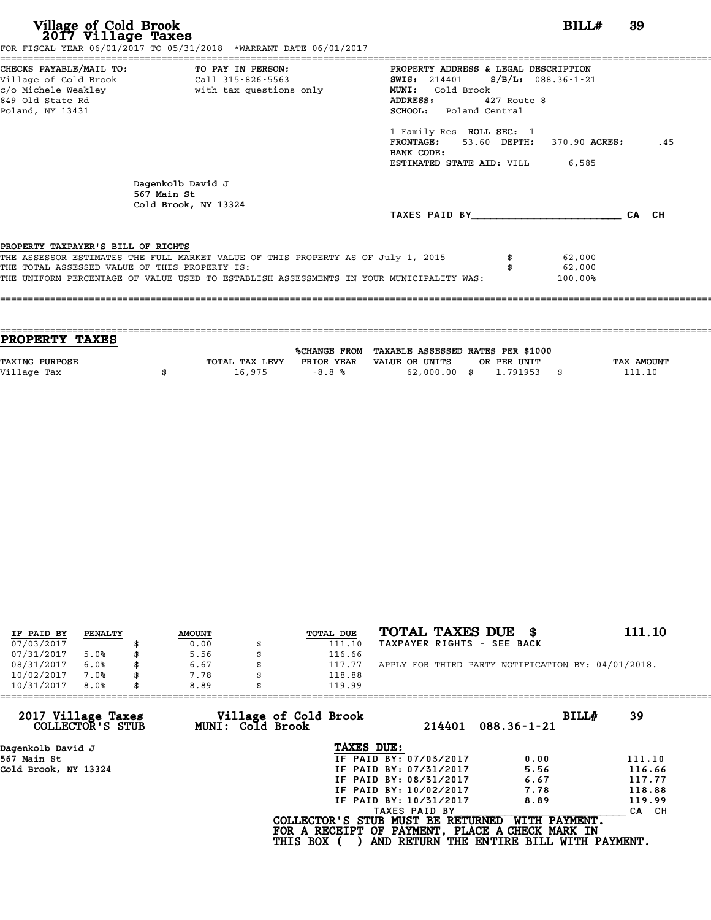# Village of Cold Brook
## 2017 Village Taxes

**BILL#** 39

FOR FISCAL YEAR 06/01/2017 TO 05/31/2018 *WARRANT DATE 06/01/2017

**CHECKS PAYABLE/MAIL TO:**
Village of Cold Brook
c/o Michele Weakley
849 Old State Rd
Poland, NY 13431

**TO PAY IN PERSON:**
Call 315-826-5563
with tax questions only

**PROPERTY ADDRESS & LEGAL DESCRIPTION**
**SWIS:** 214401 **S/B/L:** 088.36-1-21
**MUNI:** Cold Brook
**ADDRESS:** 427 Route 8
**SCHOOL:** Poland Central

1 Family Res **ROLL SEC:** 1
**FRONTAGE:** 53.60 **DEPTH:** 370.90 **ACRES:** .45
**BANK CODE:**
**ESTIMATED STATE AID:** VILL 6,585

Dagenkolb David J
567 Main St
Cold Brook, NY 13324

TAXES PAID BY________________________ CA CH

**PROPERTY TAXPAYER'S BILL OF RIGHTS**

| | | |
|---|---|---|
| THE ASSESSOR ESTIMATES THE FULL MARKET VALUE OF THIS PROPERTY AS OF July 1, 2015 | $ | 62,000 |
| THE TOTAL ASSESSED VALUE OF THIS PROPERTY IS: | $ | 62,000 |
| THE UNIFORM PERCENTAGE OF VALUE USED TO ESTABLISH ASSESSMENTS IN YOUR MUNICIPALITY WAS: | | 100.00% |

## PROPERTY TAXES

| TAXING PURPOSE | | TOTAL TAX LEVY | %CHANGE FROM PRIOR YEAR | TAXABLE ASSESSED VALUE OR UNITS | | RATES PER $1000 OR PER UNIT | | TAX AMOUNT |
|---|---|---|---|---|---|---|---|---|
| Village Tax | $ | 16,975 | -8.8 % | 62,000.00 | $ | 1.791953 | $ | 111.10 |

| IF PAID BY | PENALTY | | AMOUNT | | TOTAL DUE |
|---|---|---|---|---|---|
| 07/03/2017 | | $ | 0.00 | $ | 111.10 |
| 07/31/2017 | 5.0% | $ | 5.56 | $ | 116.66 |
| 08/31/2017 | 6.0% | $ | 6.67 | $ | 117.77 |
| 10/02/2017 | 7.0% | $ | 7.78 | $ | 118.88 |
| 10/31/2017 | 8.0% | $ | 8.89 | $ | 119.99 |

**TOTAL TAXES DUE $** 111.10
TAXPAYER RIGHTS - SEE BACK

APPLY FOR THIRD PARTY NOTIFICATION BY: 04/01/2018.

**2017 Village Taxes**
**COLLECTOR'S STUB**

**Village of Cold Brook**
**MUNI: Cold Brook**

214401 088.36-1-21 **BILL#** 39

Dagenkolb David J
567 Main St
Cold Brook, NY 13324

**TAXES DUE:**

| | | |
|---|---|---|
| IF PAID BY: 07/03/2017 | 0.00 | 111.10 |
| IF PAID BY: 07/31/2017 | 5.56 | 116.66 |
| IF PAID BY: 08/31/2017 | 6.67 | 117.77 |
| IF PAID BY: 10/02/2017 | 7.78 | 118.88 |
| IF PAID BY: 10/31/2017 | 8.89 | 119.99 |

TAXES PAID BY________________________ CA CH

**COLLECTOR'S STUB MUST BE RETURNED WITH PAYMENT.**
**FOR A RECEIPT OF PAYMENT, PLACE A CHECK MARK IN**
**THIS BOX ( ) AND RETURN THE ENTIRE BILL WITH PAYMENT.**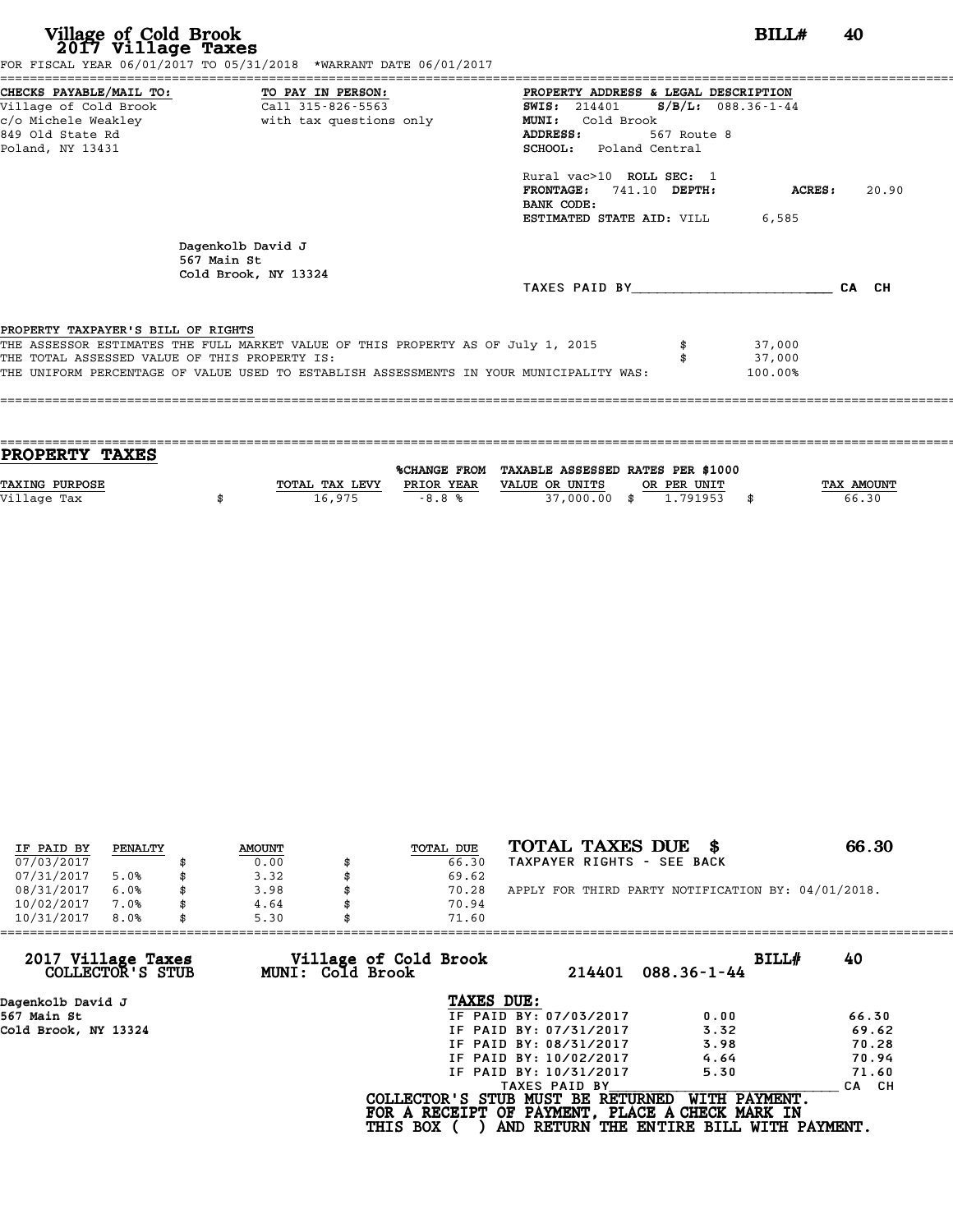# Village of Cold Brook
## 2017 Village Taxes

**BILL#** 40

FOR FISCAL YEAR 06/01/2017 TO 05/31/2018 *WARRANT DATE 06/01/2017

**CHECKS PAYABLE/MAIL TO:**
Village of Cold Brook
c/o Michele Weakley
849 Old State Rd
Poland, NY 13431

**TO PAY IN PERSON:**
Call 315-826-5563
with tax questions only

**PROPERTY ADDRESS & LEGAL DESCRIPTION**
**SWIS:** 214401 **S/B/L:** 088.36-1-44
**MUNI:** Cold Brook
**ADDRESS:** 567 Route 8
**SCHOOL:** Poland Central

Rural vac>10 **ROLL SEC:** 1
**FRONTAGE:** 741.10 **DEPTH:** **ACRES:** 20.90
**BANK CODE:**
**ESTIMATED STATE AID:** VILL 6,585

Dagenkolb David J
567 Main St
Cold Brook, NY 13324

TAXES PAID BY________________________ CA CH

**PROPERTY TAXPAYER'S BILL OF RIGHTS**

THE ASSESSOR ESTIMATES THE FULL MARKET VALUE OF THIS PROPERTY AS OF July 1, 2015 $ 37,000
THE TOTAL ASSESSED VALUE OF THIS PROPERTY IS: $ 37,000
THE UNIFORM PERCENTAGE OF VALUE USED TO ESTABLISH ASSESSMENTS IN YOUR MUNICIPALITY WAS: 100.00%

## PROPERTY TAXES

| TAXING PURPOSE | TOTAL TAX LEVY | %CHANGE FROM PRIOR YEAR | TAXABLE ASSESSED VALUE OR UNITS | RATES PER $1000 OR PER UNIT | TAX AMOUNT |
|---|---|---|---|---|---|
| Village Tax | $ 16,975 | -8.8 % | 37,000.00 | $ 1.791953 | $ 66.30 |

| IF PAID BY | PENALTY | AMOUNT | TOTAL DUE |
|---|---|---|---|
| 07/03/2017 | | $ 0.00 | $ 66.30 |
| 07/31/2017 | 5.0% | $ 3.32 | $ 69.62 |
| 08/31/2017 | 6.0% | $ 3.98 | $ 70.28 |
| 10/02/2017 | 7.0% | $ 4.64 | $ 70.94 |
| 10/31/2017 | 8.0% | $ 5.30 | $ 71.60 |

**TOTAL TAXES DUE $ 66.30**
TAXPAYER RIGHTS - SEE BACK

APPLY FOR THIRD PARTY NOTIFICATION BY: 04/01/2018.

**2017 Village Taxes COLLECTOR'S STUB** — **Village of Cold Brook MUNI: Cold Brook** — 214401 088.36-1-44 — **BILL#** 40

Dagenkolb David J
567 Main St
Cold Brook, NY 13324

**TAXES DUE:**

| | | |
|---|---|---|
| IF PAID BY: 07/03/2017 | 0.00 | 66.30 |
| IF PAID BY: 07/31/2017 | 3.32 | 69.62 |
| IF PAID BY: 08/31/2017 | 3.98 | 70.28 |
| IF PAID BY: 10/02/2017 | 4.64 | 70.94 |
| IF PAID BY: 10/31/2017 | 5.30 | 71.60 |

TAXES PAID BY________________________ CA CH

**COLLECTOR'S STUB MUST BE RETURNED WITH PAYMENT.**
**FOR A RECEIPT OF PAYMENT, PLACE A CHECK MARK IN**
**THIS BOX ( ) AND RETURN THE ENTIRE BILL WITH PAYMENT.**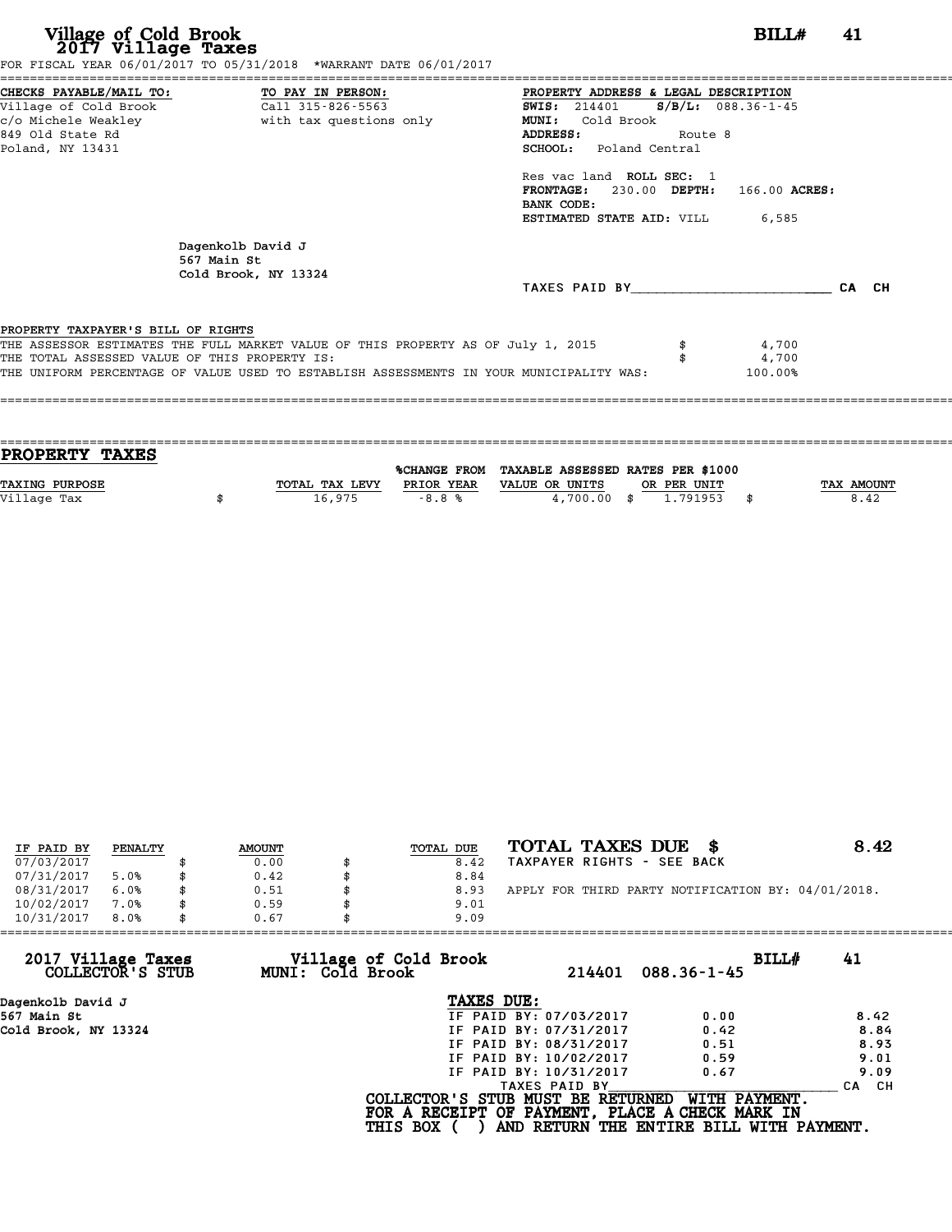# Village of Cold Brook
## 2017 Village Taxes

**BILL# 41**

FOR FISCAL YEAR 06/01/2017 TO 05/31/2018 *WARRANT DATE 06/01/2017

**CHECKS PAYABLE/MAIL TO:**
Village of Cold Brook
c/o Michele Weakley
849 Old State Rd
Poland, NY 13431

**TO PAY IN PERSON:**
Call 315-826-5563
with tax questions only

**PROPERTY ADDRESS & LEGAL DESCRIPTION**
**SWIS:** 214401 **S/B/L:** 088.36-1-45
**MUNI:** Cold Brook
**ADDRESS:** Route 8
**SCHOOL:** Poland Central

Res vac land **ROLL SEC:** 1
**FRONTAGE:** 230.00 **DEPTH:** 166.00 **ACRES:**
**BANK CODE:**
**ESTIMATED STATE AID:** VILL 6,585

Dagenkolb David J
567 Main St
Cold Brook, NY 13324

TAXES PAID BY________________________ CA CH

**PROPERTY TAXPAYER'S BILL OF RIGHTS**

THE ASSESSOR ESTIMATES THE FULL MARKET VALUE OF THIS PROPERTY AS OF July 1, 2015 $ 4,700
THE TOTAL ASSESSED VALUE OF THIS PROPERTY IS: $ 4,700
THE UNIFORM PERCENTAGE OF VALUE USED TO ESTABLISH ASSESSMENTS IN YOUR MUNICIPALITY WAS: 100.00%

## PROPERTY TAXES

| TAXING PURPOSE | TOTAL TAX LEVY | %CHANGE FROM PRIOR YEAR | TAXABLE ASSESSED VALUE OR UNITS | RATES PER $1000 OR PER UNIT | TAX AMOUNT |
|---|---|---|---|---|---|
| Village Tax | $ 16,975 | -8.8 % | 4,700.00 | $ 1.791953 | $ 8.42 |

| IF PAID BY | PENALTY | AMOUNT | TOTAL DUE |
|---|---|---|---|
| 07/03/2017 | | $ 0.00 | $ 8.42 |
| 07/31/2017 | 5.0% | $ 0.42 | $ 8.84 |
| 08/31/2017 | 6.0% | $ 0.51 | $ 8.93 |
| 10/02/2017 | 7.0% | $ 0.59 | $ 9.01 |
| 10/31/2017 | 8.0% | $ 0.67 | $ 9.09 |

**TOTAL TAXES DUE $ 8.42**
TAXPAYER RIGHTS - SEE BACK

APPLY FOR THIRD PARTY NOTIFICATION BY: 04/01/2018.

**2017 Village Taxes COLLECTOR'S STUB** — **Village of Cold Brook MUNI: Cold Brook** — 214401 088.36-1-45 — **BILL# 41**

Dagenkolb David J
567 Main St
Cold Brook, NY 13324

**TAXES DUE:**

| | | |
|---|---|---|
| IF PAID BY: 07/03/2017 | 0.00 | 8.42 |
| IF PAID BY: 07/31/2017 | 0.42 | 8.84 |
| IF PAID BY: 08/31/2017 | 0.51 | 8.93 |
| IF PAID BY: 10/02/2017 | 0.59 | 9.01 |
| IF PAID BY: 10/31/2017 | 0.67 | 9.09 |

TAXES PAID BY________________________ CA CH

**COLLECTOR'S STUB MUST BE RETURNED WITH PAYMENT.**
**FOR A RECEIPT OF PAYMENT, PLACE A CHECK MARK IN THIS BOX ( ) AND RETURN THE ENTIRE BILL WITH PAYMENT.**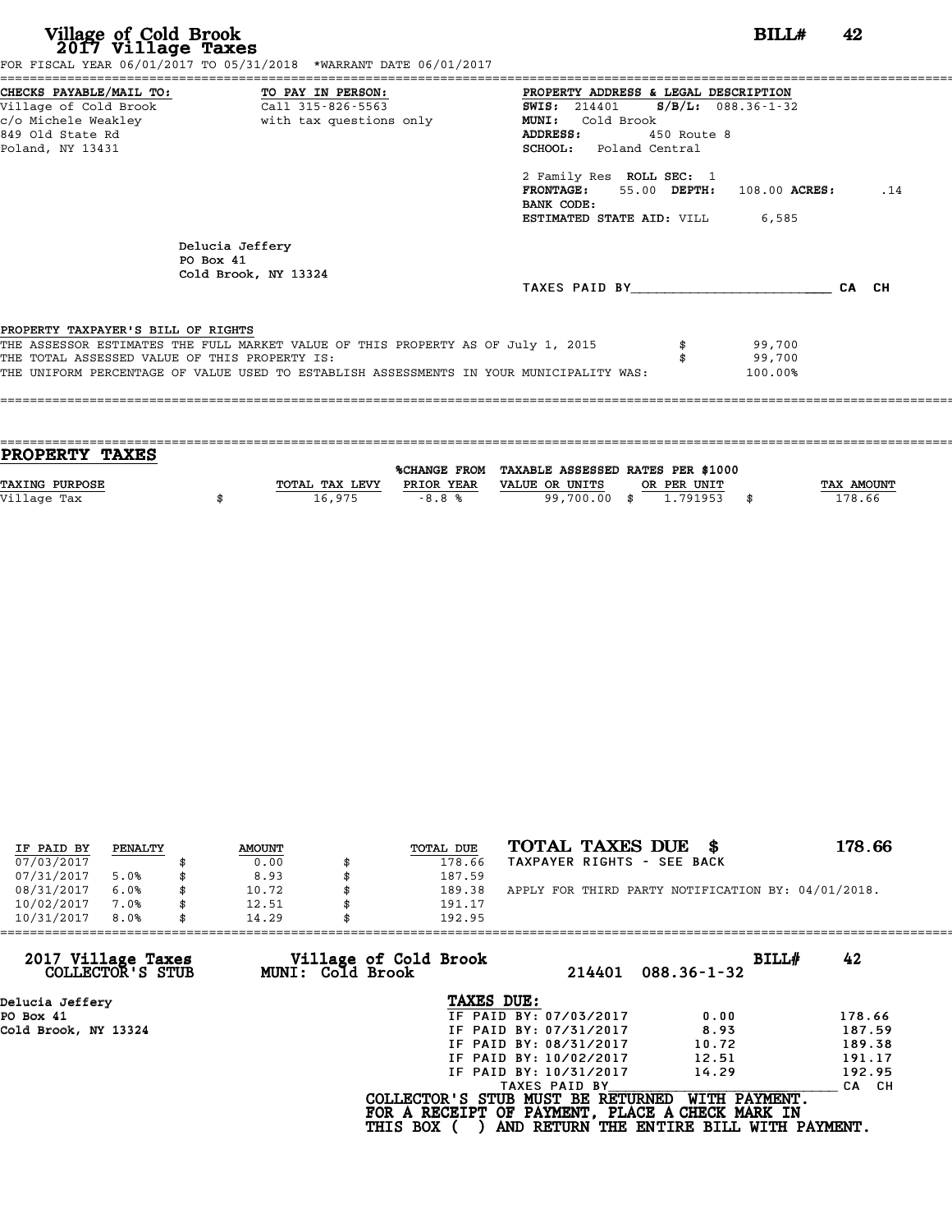# Village of Cold Brook
## 2017 Village Taxes

**BILL# 42**

FOR FISCAL YEAR 06/01/2017 TO 05/31/2018 *WARRANT DATE 06/01/2017

**CHECKS PAYABLE/MAIL TO:**
Village of Cold Brook
c/o Michele Weakley
849 Old State Rd
Poland, NY 13431

**TO PAY IN PERSON:**
Call 315-826-5563
with tax questions only

**PROPERTY ADDRESS & LEGAL DESCRIPTION**
**SWIS:** 214401 **S/B/L:** 088.36-1-32
**MUNI:** Cold Brook
**ADDRESS:** 450 Route 8
**SCHOOL:** Poland Central

2 Family Res **ROLL SEC:** 1
**FRONTAGE:** 55.00 **DEPTH:** 108.00 **ACRES:** .14
**BANK CODE:**
**ESTIMATED STATE AID:** VILL 6,585

Delucia Jeffery
PO Box 41
Cold Brook, NY 13324

TAXES PAID BY________________________ CA CH

PROPERTY TAXPAYER'S BILL OF RIGHTS

THE ASSESSOR ESTIMATES THE FULL MARKET VALUE OF THIS PROPERTY AS OF July 1, 2015 $ 99,700
THE TOTAL ASSESSED VALUE OF THIS PROPERTY IS: $ 99,700
THE UNIFORM PERCENTAGE OF VALUE USED TO ESTABLISH ASSESSMENTS IN YOUR MUNICIPALITY WAS: 100.00%

## PROPERTY TAXES

| TAXING PURPOSE | TOTAL TAX LEVY | %CHANGE FROM PRIOR YEAR | TAXABLE ASSESSED VALUE OR UNITS | RATES PER $1000 OR PER UNIT | TAX AMOUNT |
|---|---|---|---|---|---|
| Village Tax | $ 16,975 | -8.8 % | 99,700.00 | $ 1.791953 | $ 178.66 |

| IF PAID BY | PENALTY | AMOUNT | TOTAL DUE |
|---|---|---|---|
| 07/03/2017 | | $ 0.00 | $ 178.66 |
| 07/31/2017 | 5.0% | $ 8.93 | $ 187.59 |
| 08/31/2017 | 6.0% | $ 10.72 | $ 189.38 |
| 10/02/2017 | 7.0% | $ 12.51 | $ 191.17 |
| 10/31/2017 | 8.0% | $ 14.29 | $ 192.95 |

**TOTAL TAXES DUE $ 178.66**
TAXPAYER RIGHTS - SEE BACK

APPLY FOR THIRD PARTY NOTIFICATION BY: 04/01/2018.

---

**2017 Village Taxes COLLECTOR'S STUB** — **Village of Cold Brook MUNI: Cold Brook** — 214401 088.36-1-32 — **BILL# 42**

Delucia Jeffery
PO Box 41
Cold Brook, NY 13324

**TAXES DUE:**

| | | |
|---|---|---|
| IF PAID BY: 07/03/2017 | 0.00 | 178.66 |
| IF PAID BY: 07/31/2017 | 8.93 | 187.59 |
| IF PAID BY: 08/31/2017 | 10.72 | 189.38 |
| IF PAID BY: 10/02/2017 | 12.51 | 191.17 |
| IF PAID BY: 10/31/2017 | 14.29 | 192.95 |

TAXES PAID BY________________________ CA CH

**COLLECTOR'S STUB MUST BE RETURNED WITH PAYMENT.**
**FOR A RECEIPT OF PAYMENT, PLACE A CHECK MARK IN**
**THIS BOX ( ) AND RETURN THE ENTIRE BILL WITH PAYMENT.**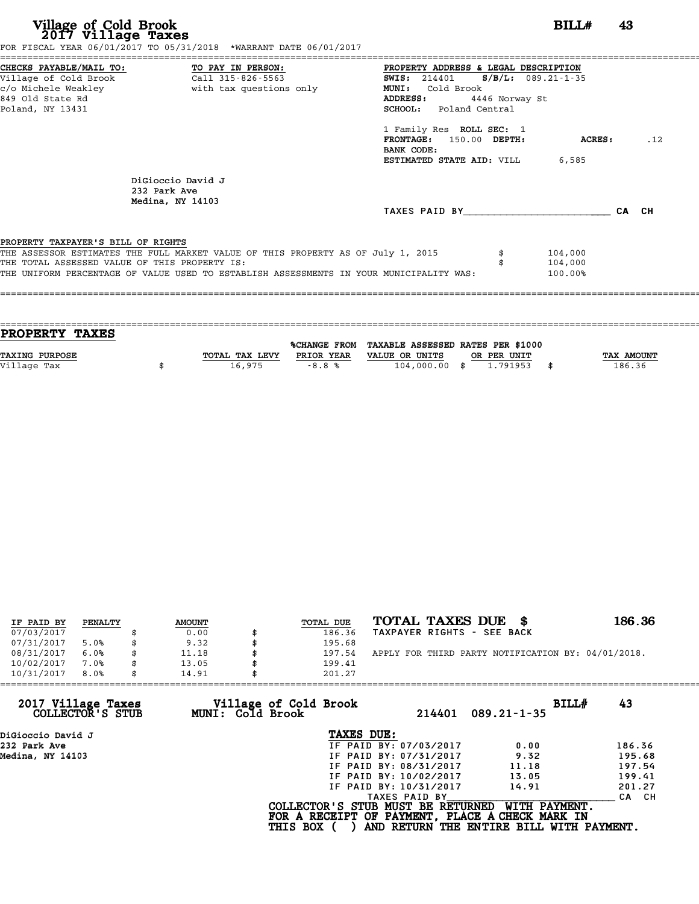# Village of Cold Brook
## 2017 Village Taxes

**BILL# 43**

FOR FISCAL YEAR 06/01/2017 TO 05/31/2018 *WARRANT DATE 06/01/2017

| CHECKS PAYABLE/MAIL TO: | TO PAY IN PERSON: | PROPERTY ADDRESS & LEGAL DESCRIPTION |
|---|---|---|
| Village of Cold Brook | Call 315-826-5563 | **SWIS:** 214401 **S/B/L:** 089.21-1-35 |
| c/o Michele Weakley | with tax questions only | **MUNI:** Cold Brook |
| 849 Old State Rd | | **ADDRESS:** 4446 Norway St |
| Poland, NY 13431 | | **SCHOOL:** Poland Central |

1 Family Res **ROLL SEC:** 1
**FRONTAGE:** 150.00 **DEPTH:** **ACRES:** .12
**BANK CODE:**
**ESTIMATED STATE AID:** VILL 6,585

DiGioccio David J
232 Park Ave
Medina, NY 14103

TAXES PAID BY________________________ CA CH

PROPERTY TAXPAYER'S BILL OF RIGHTS

THE ASSESSOR ESTIMATES THE FULL MARKET VALUE OF THIS PROPERTY AS OF July 1, 2015 $ 104,000
THE TOTAL ASSESSED VALUE OF THIS PROPERTY IS: $ 104,000
THE UNIFORM PERCENTAGE OF VALUE USED TO ESTABLISH ASSESSMENTS IN YOUR MUNICIPALITY WAS: 100.00%

## PROPERTY TAXES

| TAXING PURPOSE | TOTAL TAX LEVY | %CHANGE FROM PRIOR YEAR | TAXABLE ASSESSED VALUE OR UNITS | RATES PER $1000 OR PER UNIT | TAX AMOUNT |
|---|---|---|---|---|---|
| Village Tax | $ 16,975 | -8.8 % | 104,000.00 | $ 1.791953 | $ 186.36 |

| IF PAID BY | PENALTY | AMOUNT | TOTAL DUE |
|---|---|---|---|
| 07/03/2017 | | $ 0.00 | $ 186.36 |
| 07/31/2017 | 5.0% | $ 9.32 | $ 195.68 |
| 08/31/2017 | 6.0% | $ 11.18 | $ 197.54 |
| 10/02/2017 | 7.0% | $ 13.05 | $ 199.41 |
| 10/31/2017 | 8.0% | $ 14.91 | $ 201.27 |

**TOTAL TAXES DUE $ 186.36**

TAXPAYER RIGHTS - SEE BACK

APPLY FOR THIRD PARTY NOTIFICATION BY: 04/01/2018.

---

**2017 Village Taxes COLLECTOR'S STUB** — **Village of Cold Brook MUNI: Cold Brook** — 214401 089.21-1-35 — **BILL# 43**

DiGioccio David J
232 Park Ave
Medina, NY 14103

**TAXES DUE:**

| | | |
|---|---|---|
| IF PAID BY: 07/03/2017 | 0.00 | 186.36 |
| IF PAID BY: 07/31/2017 | 9.32 | 195.68 |
| IF PAID BY: 08/31/2017 | 11.18 | 197.54 |
| IF PAID BY: 10/02/2017 | 13.05 | 199.41 |
| IF PAID BY: 10/31/2017 | 14.91 | 201.27 |

TAXES PAID BY________________________ CA CH

COLLECTOR'S STUB MUST BE RETURNED WITH PAYMENT.
FOR A RECEIPT OF PAYMENT, PLACE A CHECK MARK IN THIS BOX ( ) AND RETURN THE ENTIRE BILL WITH PAYMENT.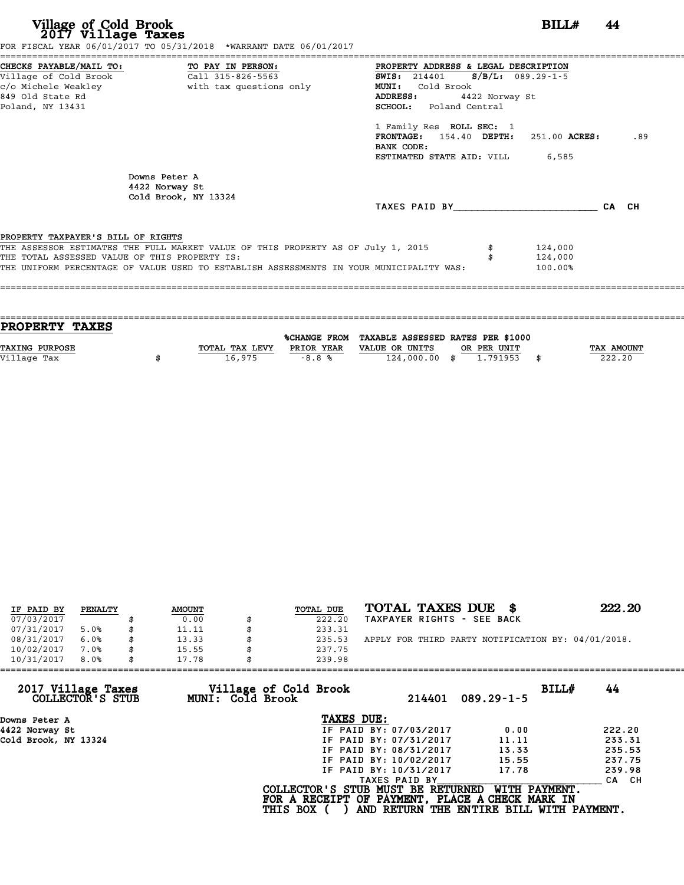# Village of Cold Brook
## 2017 Village Taxes

**BILL# 44**

FOR FISCAL YEAR 06/01/2017 TO 05/31/2018 *WARRANT DATE 06/01/2017

**CHECKS PAYABLE/MAIL TO:**
Village of Cold Brook
c/o Michele Weakley
849 Old State Rd
Poland, NY 13431

**TO PAY IN PERSON:**
Call 315-826-5563
with tax questions only

**PROPERTY ADDRESS & LEGAL DESCRIPTION**
**SWIS:** 214401 **S/B/L:** 089.29-1-5
**MUNI:** Cold Brook
**ADDRESS:** 4422 Norway St
**SCHOOL:** Poland Central

1 Family Res **ROLL SEC:** 1
**FRONTAGE:** 154.40 **DEPTH:** 251.00 **ACRES:** .89
**BANK CODE:**
**ESTIMATED STATE AID:** VILL 6,585

Downs Peter A
4422 Norway St
Cold Brook, NY 13324

TAXES PAID BY________________________ CA CH

**PROPERTY TAXPAYER'S BILL OF RIGHTS**

THE ASSESSOR ESTIMATES THE FULL MARKET VALUE OF THIS PROPERTY AS OF July 1, 2015 $ 124,000
THE TOTAL ASSESSED VALUE OF THIS PROPERTY IS: $ 124,000
THE UNIFORM PERCENTAGE OF VALUE USED TO ESTABLISH ASSESSMENTS IN YOUR MUNICIPALITY WAS: 100.00%

## PROPERTY TAXES

| TAXING PURPOSE | TOTAL TAX LEVY | %CHANGE FROM PRIOR YEAR | TAXABLE ASSESSED VALUE OR UNITS | RATES PER $1000 OR PER UNIT | TAX AMOUNT |
|---|---|---|---|---|---|
| Village Tax | $ 16,975 | -8.8 % | 124,000.00 | $ 1.791953 | $ 222.20 |

| IF PAID BY | PENALTY | AMOUNT | TOTAL DUE |
|---|---|---|---|
| 07/03/2017 | | $ 0.00 | $ 222.20 |
| 07/31/2017 | 5.0% | $ 11.11 | $ 233.31 |
| 08/31/2017 | 6.0% | $ 13.33 | $ 235.53 |
| 10/02/2017 | 7.0% | $ 15.55 | $ 237.75 |
| 10/31/2017 | 8.0% | $ 17.78 | $ 239.98 |

**TOTAL TAXES DUE $ 222.20**
TAXPAYER RIGHTS - SEE BACK

APPLY FOR THIRD PARTY NOTIFICATION BY: 04/01/2018.

---

**2017 Village Taxes COLLECTOR'S STUB** — **Village of Cold Brook MUNI: Cold Brook** — 214401 089.29-1-5 — **BILL# 44**

Downs Peter A
4422 Norway St
Cold Brook, NY 13324

**TAXES DUE:**

| | | |
|---|---|---|
| IF PAID BY: 07/03/2017 | 0.00 | 222.20 |
| IF PAID BY: 07/31/2017 | 11.11 | 233.31 |
| IF PAID BY: 08/31/2017 | 13.33 | 235.53 |
| IF PAID BY: 10/02/2017 | 15.55 | 237.75 |
| IF PAID BY: 10/31/2017 | 17.78 | 239.98 |

TAXES PAID BY________________________ CA CH

**COLLECTOR'S STUB MUST BE RETURNED WITH PAYMENT.**
**FOR A RECEIPT OF PAYMENT, PLACE A CHECK MARK IN THIS BOX ( ) AND RETURN THE ENTIRE BILL WITH PAYMENT.**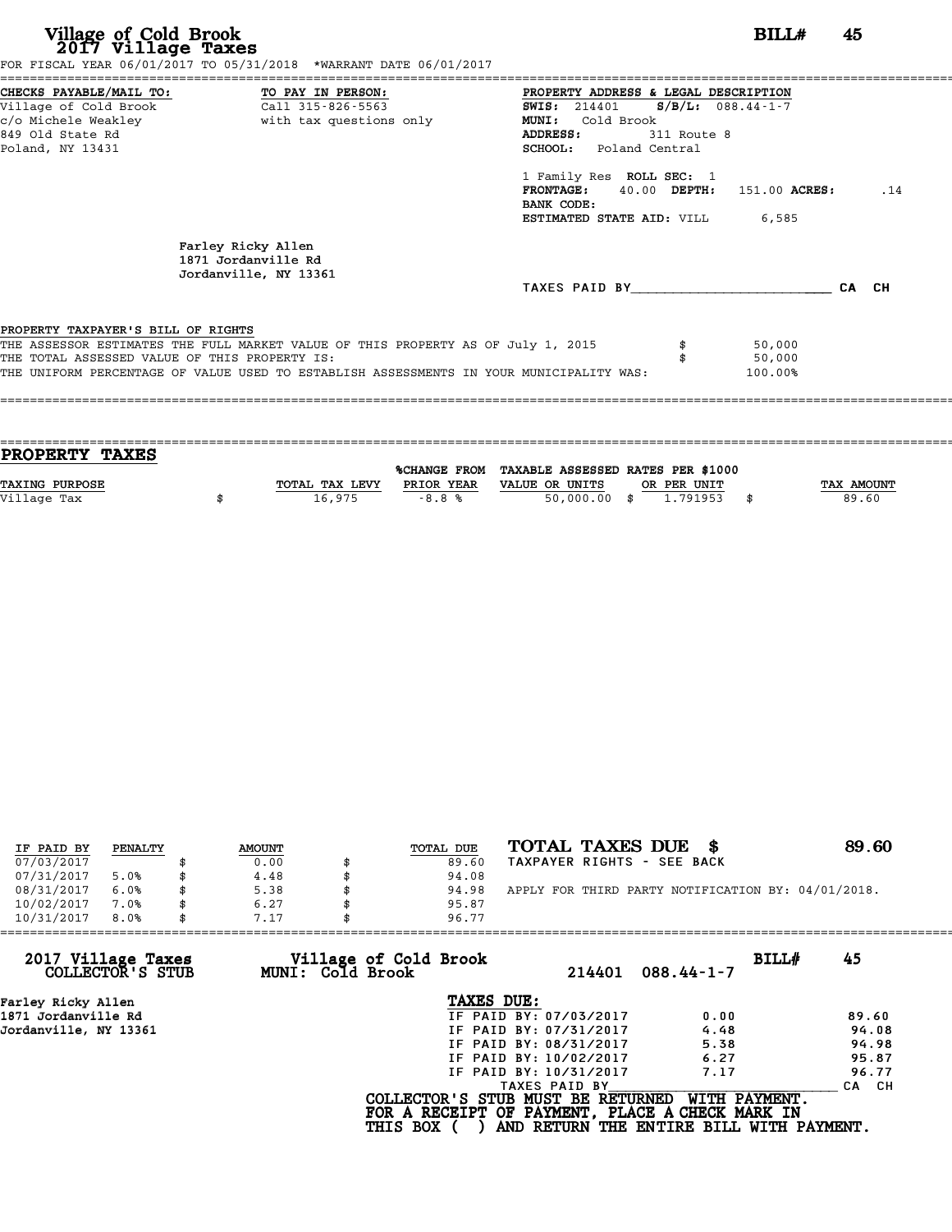# Village of Cold Brook
## 2017 Village Taxes

**BILL# 45**

FOR FISCAL YEAR 06/01/2017 TO 05/31/2018 *WARRANT DATE 06/01/2017

**CHECKS PAYABLE/MAIL TO:**
Village of Cold Brook
c/o Michele Weakley
849 Old State Rd
Poland, NY 13431

**TO PAY IN PERSON:**
Call 315-826-5563
with tax questions only

**PROPERTY ADDRESS & LEGAL DESCRIPTION**
**SWIS:** 214401 **S/B/L:** 088.44-1-7
**MUNI:** Cold Brook
**ADDRESS:** 311 Route 8
**SCHOOL:** Poland Central

1 Family Res **ROLL SEC:** 1
**FRONTAGE:** 40.00 **DEPTH:** 151.00 **ACRES:** .14
**BANK CODE:**
**ESTIMATED STATE AID:** VILL 6,585

Farley Ricky Allen
1871 Jordanville Rd
Jordanville, NY 13361

TAXES PAID BY________________________ CA CH

PROPERTY TAXPAYER'S BILL OF RIGHTS

THE ASSESSOR ESTIMATES THE FULL MARKET VALUE OF THIS PROPERTY AS OF July 1, 2015 $ 50,000
THE TOTAL ASSESSED VALUE OF THIS PROPERTY IS: $ 50,000
THE UNIFORM PERCENTAGE OF VALUE USED TO ESTABLISH ASSESSMENTS IN YOUR MUNICIPALITY WAS: 100.00%

## PROPERTY TAXES

| TAXING PURPOSE | TOTAL TAX LEVY | %CHANGE FROM PRIOR YEAR | TAXABLE ASSESSED VALUE OR UNITS | RATES PER $1000 OR PER UNIT | TAX AMOUNT |
|---|---|---|---|---|---|
| Village Tax | $ 16,975 | -8.8 % | 50,000.00 | $ 1.791953 | $ 89.60 |

| IF PAID BY | PENALTY | AMOUNT | TOTAL DUE |
|---|---|---|---|
| 07/03/2017 | | $ 0.00 | $ 89.60 |
| 07/31/2017 | 5.0% | $ 4.48 | $ 94.08 |
| 08/31/2017 | 6.0% | $ 5.38 | $ 94.98 |
| 10/02/2017 | 7.0% | $ 6.27 | $ 95.87 |
| 10/31/2017 | 8.0% | $ 7.17 | $ 96.77 |

**TOTAL TAXES DUE $ 89.60**
TAXPAYER RIGHTS - SEE BACK

APPLY FOR THIRD PARTY NOTIFICATION BY: 04/01/2018.

---

**2017 Village Taxes** — COLLECTOR'S STUB
**Village of Cold Brook** — MUNI: Cold Brook
214401 088.44-1-7 **BILL# 45**

Farley Ricky Allen
1871 Jordanville Rd
Jordanville, NY 13361

**TAXES DUE:**

| | Penalty | Total |
|---|---|---|
| IF PAID BY: 07/03/2017 | 0.00 | 89.60 |
| IF PAID BY: 07/31/2017 | 4.48 | 94.08 |
| IF PAID BY: 08/31/2017 | 5.38 | 94.98 |
| IF PAID BY: 10/02/2017 | 6.27 | 95.87 |
| IF PAID BY: 10/31/2017 | 7.17 | 96.77 |

TAXES PAID BY________________________ CA CH

**COLLECTOR'S STUB MUST BE RETURNED WITH PAYMENT.**
**FOR A RECEIPT OF PAYMENT, PLACE A CHECK MARK IN THIS BOX ( ) AND RETURN THE ENTIRE BILL WITH PAYMENT.**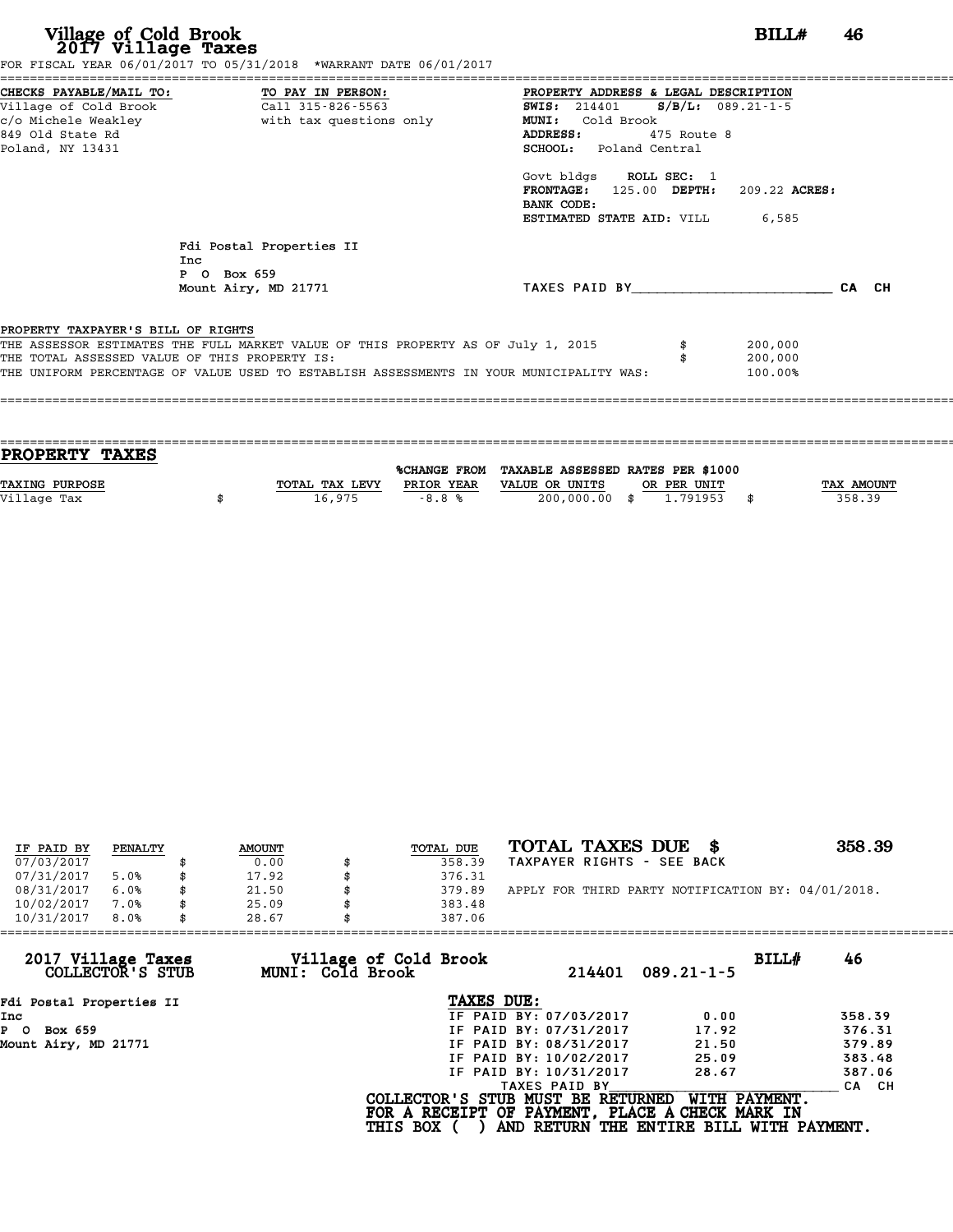# Village of Cold Brook
## 2017 Village Taxes

**BILL# 46**

FOR FISCAL YEAR 06/01/2017 TO 05/31/2018 *WARRANT DATE 06/01/2017

**CHECKS PAYABLE/MAIL TO:**
Village of Cold Brook
c/o Michele Weakley
849 Old State Rd
Poland, NY 13431

**TO PAY IN PERSON:**
Call 315-826-5563
with tax questions only

**PROPERTY ADDRESS & LEGAL DESCRIPTION**
**SWIS:** 214401 **S/B/L:** 089.21-1-5
**MUNI:** Cold Brook
**ADDRESS:** 475 Route 8
**SCHOOL:** Poland Central

Govt bldgs **ROLL SEC:** 1
**FRONTAGE:** 125.00 **DEPTH:** 209.22 **ACRES:**
**BANK CODE:**
**ESTIMATED STATE AID:** VILL 6,585

Fdi Postal Properties II
Inc
P O Box 659
Mount Airy, MD 21771

TAXES PAID BY_______________________ CA CH

**PROPERTY TAXPAYER'S BILL OF RIGHTS**

THE ASSESSOR ESTIMATES THE FULL MARKET VALUE OF THIS PROPERTY AS OF July 1, 2015 $ 200,000
THE TOTAL ASSESSED VALUE OF THIS PROPERTY IS: $ 200,000
THE UNIFORM PERCENTAGE OF VALUE USED TO ESTABLISH ASSESSMENTS IN YOUR MUNICIPALITY WAS: 100.00%

## PROPERTY TAXES

| TAXING PURPOSE | TOTAL TAX LEVY | %CHANGE FROM PRIOR YEAR | TAXABLE ASSESSED VALUE OR UNITS | RATES PER $1000 OR PER UNIT | TAX AMOUNT |
|---|---|---|---|---|---|
| Village Tax | $ 16,975 | -8.8 % | 200,000.00 | $ 1.791953 | $ 358.39 |

| IF PAID BY | PENALTY | AMOUNT | TOTAL DUE |
|---|---|---|---|
| 07/03/2017 | | $ 0.00 | $ 358.39 |
| 07/31/2017 | 5.0% | $ 17.92 | $ 376.31 |
| 08/31/2017 | 6.0% | $ 21.50 | $ 379.89 |
| 10/02/2017 | 7.0% | $ 25.09 | $ 383.48 |
| 10/31/2017 | 8.0% | $ 28.67 | $ 387.06 |

**TOTAL TAXES DUE $ 358.39**
TAXPAYER RIGHTS - SEE BACK

APPLY FOR THIRD PARTY NOTIFICATION BY: 04/01/2018.

**2017 Village Taxes COLLECTOR'S STUB** — **Village of Cold Brook MUNI: Cold Brook** — 214401 089.21-1-5 — **BILL# 46**

Fdi Postal Properties II
Inc
P O Box 659
Mount Airy, MD 21771

**TAXES DUE:**

| | | |
|---|---|---|
| IF PAID BY: 07/03/2017 | 0.00 | 358.39 |
| IF PAID BY: 07/31/2017 | 17.92 | 376.31 |
| IF PAID BY: 08/31/2017 | 21.50 | 379.89 |
| IF PAID BY: 10/02/2017 | 25.09 | 383.48 |
| IF PAID BY: 10/31/2017 | 28.67 | 387.06 |

TAXES PAID BY_______________________ CA CH

**COLLECTOR'S STUB MUST BE RETURNED WITH PAYMENT.**
**FOR A RECEIPT OF PAYMENT, PLACE A CHECK MARK IN THIS BOX ( ) AND RETURN THE ENTIRE BILL WITH PAYMENT.**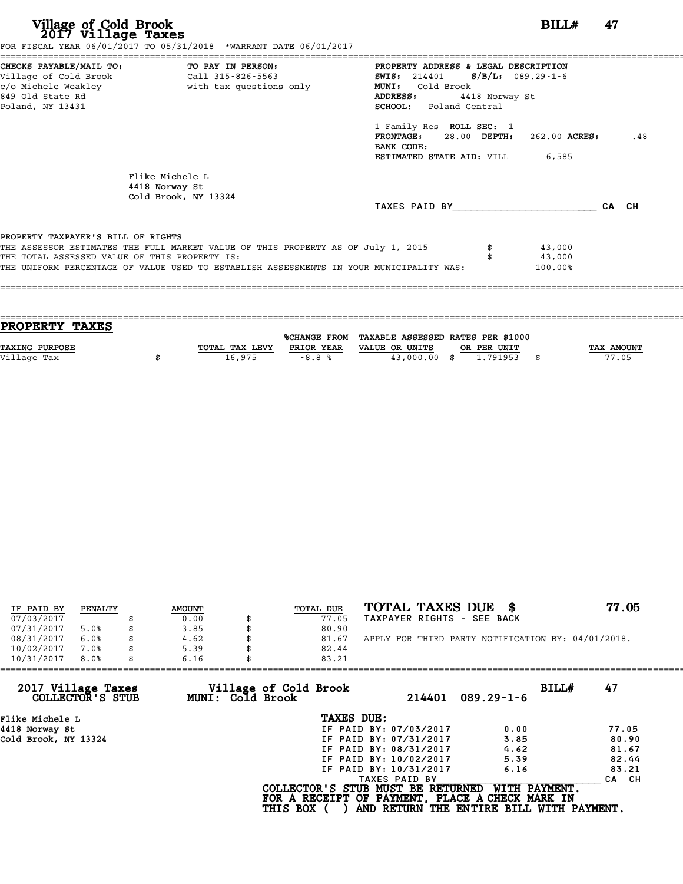# Village of Cold Brook
## 2017 Village Taxes

**BILL# 47**

FOR FISCAL YEAR 06/01/2017 TO 05/31/2018 *WARRANT DATE 06/01/2017

**CHECKS PAYABLE/MAIL TO:**
Village of Cold Brook
c/o Michele Weakley
849 Old State Rd
Poland, NY 13431

**TO PAY IN PERSON:**
Call 315-826-5563
with tax questions only

**PROPERTY ADDRESS & LEGAL DESCRIPTION**
**SWIS:** 214401 **S/B/L:** 089.29-1-6
**MUNI:** Cold Brook
**ADDRESS:** 4418 Norway St
**SCHOOL:** Poland Central

1 Family Res **ROLL SEC:** 1
**FRONTAGE:** 28.00 **DEPTH:** 262.00 **ACRES:** .48
**BANK CODE:**
**ESTIMATED STATE AID:** VILL 6,585

Flike Michele L
4418 Norway St
Cold Brook, NY 13324

TAXES PAID BY________________________ CA CH

PROPERTY TAXPAYER'S BILL OF RIGHTS

THE ASSESSOR ESTIMATES THE FULL MARKET VALUE OF THIS PROPERTY AS OF July 1, 2015 $ 43,000
THE TOTAL ASSESSED VALUE OF THIS PROPERTY IS: $ 43,000
THE UNIFORM PERCENTAGE OF VALUE USED TO ESTABLISH ASSESSMENTS IN YOUR MUNICIPALITY WAS: 100.00%

## PROPERTY TAXES

| TAXING PURPOSE | TOTAL TAX LEVY | %CHANGE FROM PRIOR YEAR | TAXABLE ASSESSED VALUE OR UNITS | RATES PER $1000 OR PER UNIT | TAX AMOUNT |
|---|---|---|---|---|---|
| Village Tax | $ 16,975 | -8.8 % | 43,000.00 | $ 1.791953 | $ 77.05 |

| IF PAID BY | PENALTY | AMOUNT | TOTAL DUE |
|---|---|---|---|
| 07/03/2017 | | $ 0.00 | $ 77.05 |
| 07/31/2017 | 5.0% | $ 3.85 | $ 80.90 |
| 08/31/2017 | 6.0% | $ 4.62 | $ 81.67 |
| 10/02/2017 | 7.0% | $ 5.39 | $ 82.44 |
| 10/31/2017 | 8.0% | $ 6.16 | $ 83.21 |

**TOTAL TAXES DUE $ 77.05**
TAXPAYER RIGHTS - SEE BACK

APPLY FOR THIRD PARTY NOTIFICATION BY: 04/01/2018.

---

**2017 Village Taxes COLLECTOR'S STUB**
**Village of Cold Brook MUNI: Cold Brook** 214401 089.29-1-6 **BILL# 47**

Flike Michele L
4418 Norway St
Cold Brook, NY 13324

**TAXES DUE:**

| | | |
|---|---|---|
| IF PAID BY: 07/03/2017 | 0.00 | 77.05 |
| IF PAID BY: 07/31/2017 | 3.85 | 80.90 |
| IF PAID BY: 08/31/2017 | 4.62 | 81.67 |
| IF PAID BY: 10/02/2017 | 5.39 | 82.44 |
| IF PAID BY: 10/31/2017 | 6.16 | 83.21 |

TAXES PAID BY________________________ CA CH

**COLLECTOR'S STUB MUST BE RETURNED WITH PAYMENT.**
**FOR A RECEIPT OF PAYMENT, PLACE A CHECK MARK IN THIS BOX ( ) AND RETURN THE ENTIRE BILL WITH PAYMENT.**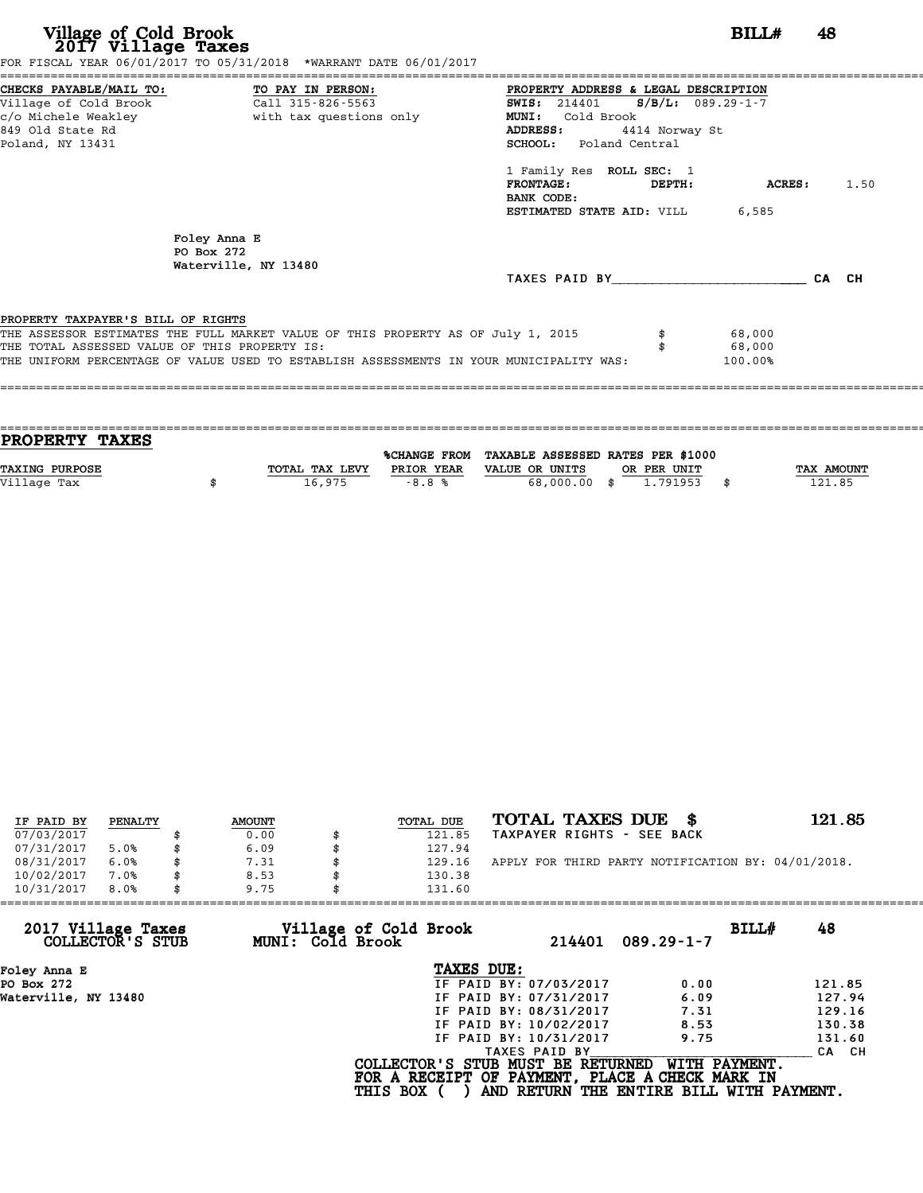# Village of Cold Brook
## 2017 Village Taxes

**BILL# 48**

FOR FISCAL YEAR 06/01/2017 TO 05/31/2018 \*WARRANT DATE 06/01/2017

| CHECKS PAYABLE/MAIL TO: | TO PAY IN PERSON: | PROPERTY ADDRESS & LEGAL DESCRIPTION |
|---|---|---|
| Village of Cold Brook | Call 315-826-5563 | **SWIS:** 214401 **S/B/L:** 089.29-1-7 |
| c/o Michele Weakley | with tax questions only | **MUNI:** Cold Brook |
| 849 Old State Rd | | **ADDRESS:** 4414 Norway St |
| Poland, NY 13431 | | **SCHOOL:** Poland Central |

1 Family Res **ROLL SEC:** 1
**FRONTAGE:** **DEPTH:** **ACRES:** 1.50
**BANK CODE:**
**ESTIMATED STATE AID:** VILL 6,585

Foley Anna E
PO Box 272
Waterville, NY 13480

TAXES PAID BY________________________ CA CH

**PROPERTY TAXPAYER'S BILL OF RIGHTS**

THE ASSESSOR ESTIMATES THE FULL MARKET VALUE OF THIS PROPERTY AS OF July 1, 2015 $ 68,000
THE TOTAL ASSESSED VALUE OF THIS PROPERTY IS: $ 68,000
THE UNIFORM PERCENTAGE OF VALUE USED TO ESTABLISH ASSESSMENTS IN YOUR MUNICIPALITY WAS: 100.00%

## PROPERTY TAXES

| TAXING PURPOSE | TOTAL TAX LEVY | %CHANGE FROM PRIOR YEAR | TAXABLE ASSESSED VALUE OR UNITS | RATES PER $1000 OR PER UNIT | TAX AMOUNT |
|---|---|---|---|---|---|
| Village Tax | $ 16,975 | -8.8 % | 68,000.00 | $ 1.791953 | $ 121.85 |

| IF PAID BY | PENALTY | AMOUNT | TOTAL DUE |
|---|---|---|---|
| 07/03/2017 | | $ 0.00 | $ 121.85 |
| 07/31/2017 | 5.0% | $ 6.09 | $ 127.94 |
| 08/31/2017 | 6.0% | $ 7.31 | $ 129.16 |
| 10/02/2017 | 7.0% | $ 8.53 | $ 130.38 |
| 10/31/2017 | 8.0% | $ 9.75 | $ 131.60 |

**TOTAL TAXES DUE $ 121.85**

TAXPAYER RIGHTS - SEE BACK

APPLY FOR THIRD PARTY NOTIFICATION BY: 04/01/2018.

---

**2017 Village Taxes COLLECTOR'S STUB** — **Village of Cold Brook MUNI: Cold Brook** — 214401 089.29-1-7 — **BILL# 48**

Foley Anna E
PO Box 272
Waterville, NY 13480

**TAXES DUE:**

| | | |
|---|---|---|
| IF PAID BY: 07/03/2017 | 0.00 | 121.85 |
| IF PAID BY: 07/31/2017 | 6.09 | 127.94 |
| IF PAID BY: 08/31/2017 | 7.31 | 129.16 |
| IF PAID BY: 10/02/2017 | 8.53 | 130.38 |
| IF PAID BY: 10/31/2017 | 9.75 | 131.60 |

TAXES PAID BY________________________ CA CH

**COLLECTOR'S STUB MUST BE RETURNED WITH PAYMENT.**
**FOR A RECEIPT OF PAYMENT, PLACE A CHECK MARK IN THIS BOX ( ) AND RETURN THE ENTIRE BILL WITH PAYMENT.**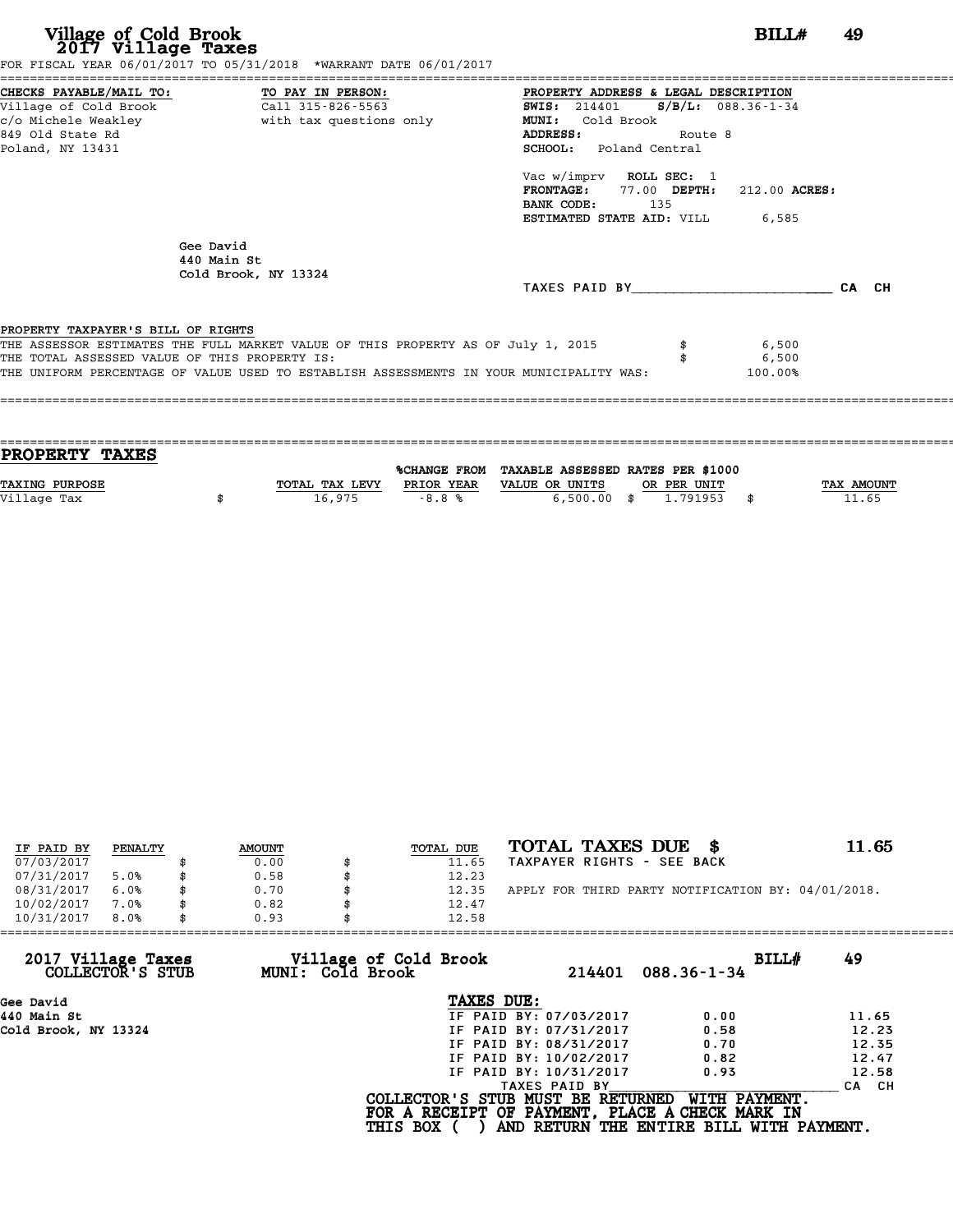# Village of Cold Brook
## 2017 Village Taxes

**BILL#** 49

FOR FISCAL YEAR 06/01/2017 TO 05/31/2018 *WARRANT DATE 06/01/2017

**CHECKS PAYABLE/MAIL TO:**
Village of Cold Brook
c/o Michele Weakley
849 Old State Rd
Poland, NY 13431

**TO PAY IN PERSON:**
Call 315-826-5563
with tax questions only

**PROPERTY ADDRESS & LEGAL DESCRIPTION**
**SWIS:** 214401 **S/B/L:** 088.36-1-34
**MUNI:** Cold Brook
**ADDRESS:** Route 8
**SCHOOL:** Poland Central

Vac w/imprv **ROLL SEC:** 1
**FRONTAGE:** 77.00 **DEPTH:** 212.00 **ACRES:**
**BANK CODE:** 135
**ESTIMATED STATE AID:** VILL 6,585

Gee David
440 Main St
Cold Brook, NY 13324

TAXES PAID BY________________________ CA CH

**PROPERTY TAXPAYER'S BILL OF RIGHTS**

THE ASSESSOR ESTIMATES THE FULL MARKET VALUE OF THIS PROPERTY AS OF July 1, 2015 $ 6,500
THE TOTAL ASSESSED VALUE OF THIS PROPERTY IS: $ 6,500
THE UNIFORM PERCENTAGE OF VALUE USED TO ESTABLISH ASSESSMENTS IN YOUR MUNICIPALITY WAS: 100.00%

## PROPERTY TAXES

| TAXING PURPOSE | TOTAL TAX LEVY | %CHANGE FROM PRIOR YEAR | TAXABLE ASSESSED VALUE OR UNITS | RATES PER $1000 OR PER UNIT | TAX AMOUNT |
|---|---|---|---|---|---|
| Village Tax | $ 16,975 | -8.8 % | 6,500.00 | $ 1.791953 | $ 11.65 |

| IF PAID BY | PENALTY | AMOUNT | TOTAL DUE |
|---|---|---|---|
| 07/03/2017 | | $ 0.00 | $ 11.65 |
| 07/31/2017 | 5.0% | $ 0.58 | $ 12.23 |
| 08/31/2017 | 6.0% | $ 0.70 | $ 12.35 |
| 10/02/2017 | 7.0% | $ 0.82 | $ 12.47 |
| 10/31/2017 | 8.0% | $ 0.93 | $ 12.58 |

**TOTAL TAXES DUE $ 11.65**
TAXPAYER RIGHTS - SEE BACK

APPLY FOR THIRD PARTY NOTIFICATION BY: 04/01/2018.

**2017 Village Taxes COLLECTOR'S STUB**
**Village of Cold Brook MUNI: Cold Brook**
214401 088.36-1-34
**BILL#** 49

Gee David
440 Main St
Cold Brook, NY 13324

**TAXES DUE:**

| | | |
|---|---|---|
| IF PAID BY: 07/03/2017 | 0.00 | 11.65 |
| IF PAID BY: 07/31/2017 | 0.58 | 12.23 |
| IF PAID BY: 08/31/2017 | 0.70 | 12.35 |
| IF PAID BY: 10/02/2017 | 0.82 | 12.47 |
| IF PAID BY: 10/31/2017 | 0.93 | 12.58 |

TAXES PAID BY________________________ CA CH

COLLECTOR'S STUB MUST BE RETURNED WITH PAYMENT.
FOR A RECEIPT OF PAYMENT, PLACE A CHECK MARK IN THIS BOX ( ) AND RETURN THE ENTIRE BILL WITH PAYMENT.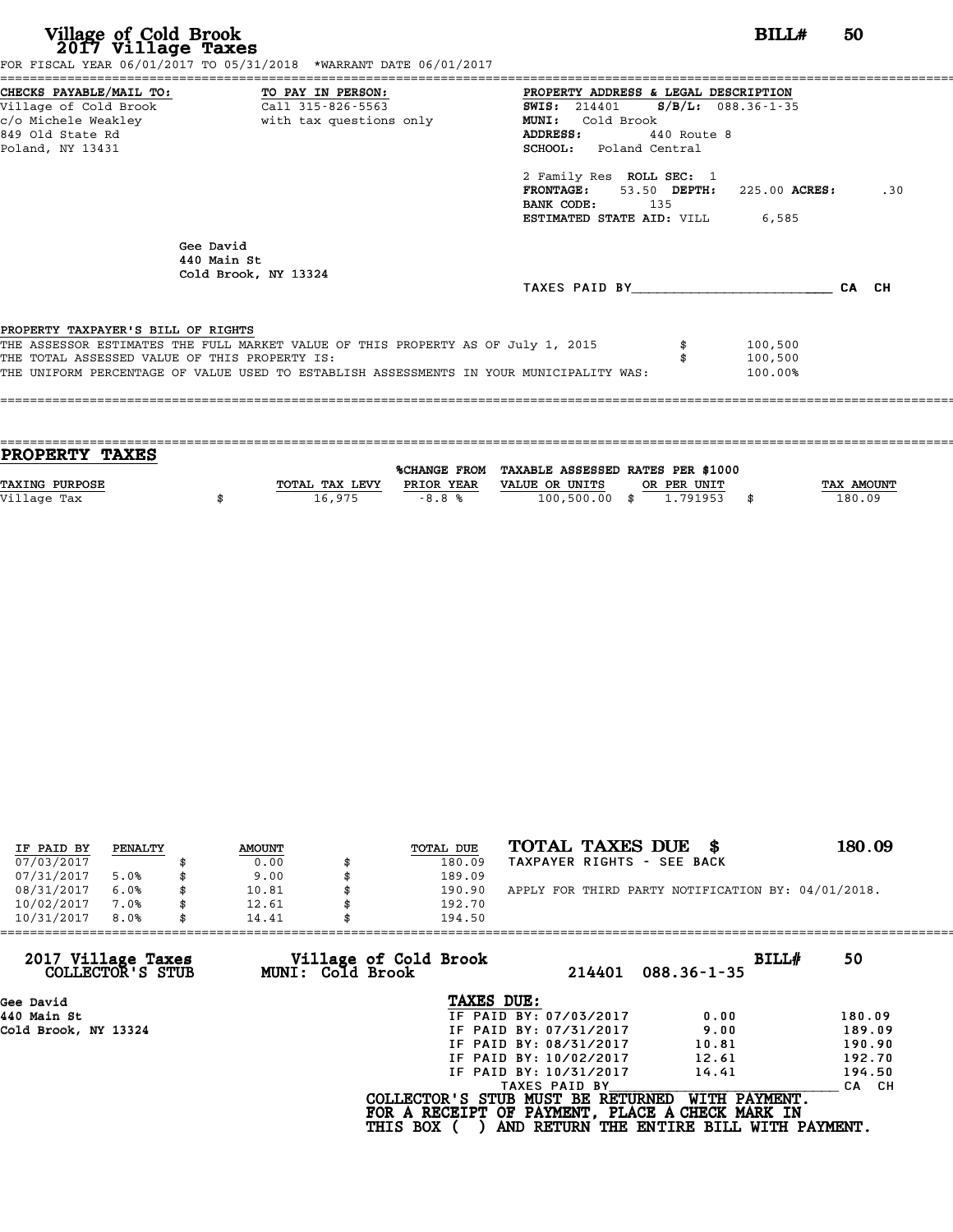# Village of Cold Brook
## 2017 Village Taxes

**BILL#** 50

FOR FISCAL YEAR 06/01/2017 TO 05/31/2018 *WARRANT DATE 06/01/2017

**CHECKS PAYABLE/MAIL TO:**
Village of Cold Brook
c/o Michele Weakley
849 Old State Rd
Poland, NY 13431

**TO PAY IN PERSON:**
Call 315-826-5563
with tax questions only

**PROPERTY ADDRESS & LEGAL DESCRIPTION**
**SWIS:** 214401 **S/B/L:** 088.36-1-35
**MUNI:** Cold Brook
**ADDRESS:** 440 Route 8
**SCHOOL:** Poland Central

2 Family Res **ROLL SEC:** 1
**FRONTAGE:** 53.50 **DEPTH:** 225.00 **ACRES:** .30
**BANK CODE:** 135
**ESTIMATED STATE AID:** VILL 6,585

Gee David
440 Main St
Cold Brook, NY 13324

TAXES PAID BY________________________ CA CH

**PROPERTY TAXPAYER'S BILL OF RIGHTS**

THE ASSESSOR ESTIMATES THE FULL MARKET VALUE OF THIS PROPERTY AS OF July 1, 2015 $ 100,500
THE TOTAL ASSESSED VALUE OF THIS PROPERTY IS: $ 100,500
THE UNIFORM PERCENTAGE OF VALUE USED TO ESTABLISH ASSESSMENTS IN YOUR MUNICIPALITY WAS: 100.00%

## PROPERTY TAXES

| TAXING PURPOSE | TOTAL TAX LEVY | %CHANGE FROM PRIOR YEAR | TAXABLE ASSESSED VALUE OR UNITS | RATES PER $1000 OR PER UNIT | TAX AMOUNT |
|---|---|---|---|---|---|
| Village Tax | $ 16,975 | -8.8 % | 100,500.00 | $ 1.791953 | $ 180.09 |

| IF PAID BY | PENALTY | AMOUNT | TOTAL DUE |
|---|---|---|---|
| 07/03/2017 | | $ 0.00 | $ 180.09 |
| 07/31/2017 | 5.0% | $ 9.00 | $ 189.09 |
| 08/31/2017 | 6.0% | $ 10.81 | $ 190.90 |
| 10/02/2017 | 7.0% | $ 12.61 | $ 192.70 |
| 10/31/2017 | 8.0% | $ 14.41 | $ 194.50 |

**TOTAL TAXES DUE $ 180.09**
TAXPAYER RIGHTS - SEE BACK

APPLY FOR THIRD PARTY NOTIFICATION BY: 04/01/2018.

**2017 Village Taxes COLLECTOR'S STUB** — **Village of Cold Brook MUNI: Cold Brook** — 214401 088.36-1-35 — **BILL#** 50

Gee David
440 Main St
Cold Brook, NY 13324

**TAXES DUE:**

| | | |
|---|---|---|
| IF PAID BY: 07/03/2017 | 0.00 | 180.09 |
| IF PAID BY: 07/31/2017 | 9.00 | 189.09 |
| IF PAID BY: 08/31/2017 | 10.81 | 190.90 |
| IF PAID BY: 10/02/2017 | 12.61 | 192.70 |
| IF PAID BY: 10/31/2017 | 14.41 | 194.50 |

TAXES PAID BY________________________ CA CH

**COLLECTOR'S STUB MUST BE RETURNED WITH PAYMENT.**
**FOR A RECEIPT OF PAYMENT, PLACE A CHECK MARK IN**
**THIS BOX ( ) AND RETURN THE ENTIRE BILL WITH PAYMENT.**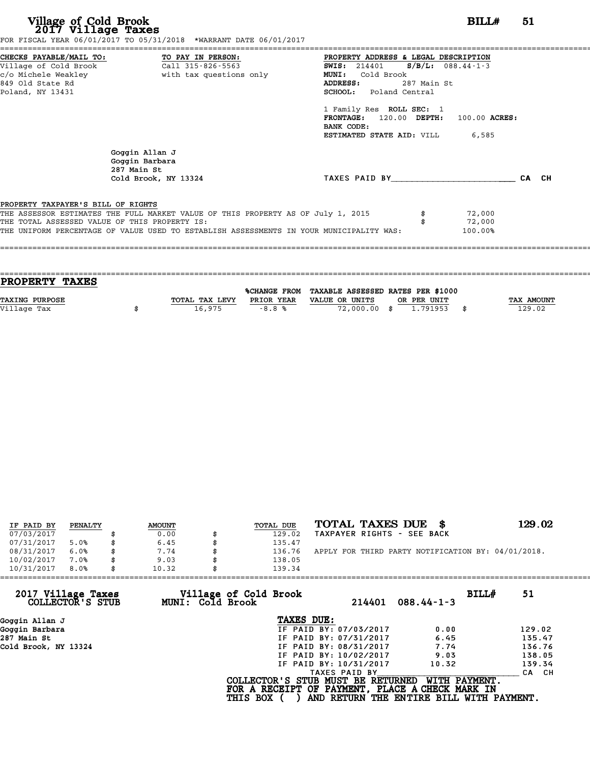# Village of Cold Brook
## 2017 Village Taxes

**BILL# 51**

FOR FISCAL YEAR 06/01/2017 TO 05/31/2018 *WARRANT DATE 06/01/2017

**CHECKS PAYABLE/MAIL TO:**
Village of Cold Brook
c/o Michele Weakley
849 Old State Rd
Poland, NY 13431

**TO PAY IN PERSON:**
Call 315-826-5563
with tax questions only

**PROPERTY ADDRESS & LEGAL DESCRIPTION**
**SWIS:** 214401 **S/B/L:** 088.44-1-3
**MUNI:** Cold Brook
**ADDRESS:** 287 Main St
**SCHOOL:** Poland Central

1 Family Res **ROLL SEC:** 1
**FRONTAGE:** 120.00 **DEPTH:** 100.00 **ACRES:**
**BANK CODE:**
**ESTIMATED STATE AID:** VILL 6,585

Goggin Allan J
Goggin Barbara
287 Main St
Cold Brook, NY 13324

TAXES PAID BY________________________ CA CH

**PROPERTY TAXPAYER'S BILL OF RIGHTS**

THE ASSESSOR ESTIMATES THE FULL MARKET VALUE OF THIS PROPERTY AS OF July 1, 2015 $ 72,000
THE TOTAL ASSESSED VALUE OF THIS PROPERTY IS: $ 72,000
THE UNIFORM PERCENTAGE OF VALUE USED TO ESTABLISH ASSESSMENTS IN YOUR MUNICIPALITY WAS: 100.00%

## PROPERTY TAXES

| TAXING PURPOSE | TOTAL TAX LEVY | %CHANGE FROM PRIOR YEAR | TAXABLE ASSESSED VALUE OR UNITS | RATES PER $1000 OR PER UNIT | TAX AMOUNT |
|---|---|---|---|---|---|
| Village Tax | $ 16,975 | -8.8 % | 72,000.00 | $ 1.791953 | $ 129.02 |

| IF PAID BY | PENALTY | AMOUNT | TOTAL DUE |
|---|---|---|---|
| 07/03/2017 | | $ 0.00 | $ 129.02 |
| 07/31/2017 | 5.0% | $ 6.45 | $ 135.47 |
| 08/31/2017 | 6.0% | $ 7.74 | $ 136.76 |
| 10/02/2017 | 7.0% | $ 9.03 | $ 138.05 |
| 10/31/2017 | 8.0% | $ 10.32 | $ 139.34 |

**TOTAL TAXES DUE $ 129.02**
TAXPAYER RIGHTS - SEE BACK

APPLY FOR THIRD PARTY NOTIFICATION BY: 04/01/2018.

---

**2017 Village Taxes COLLECTOR'S STUB** — Village of Cold Brook — MUNI: Cold Brook — 214401 088.44-1-3 — **BILL# 51**

Goggin Allan J
Goggin Barbara
287 Main St
Cold Brook, NY 13324

**TAXES DUE:**

| | | |
|---|---|---|
| IF PAID BY: 07/03/2017 | 0.00 | 129.02 |
| IF PAID BY: 07/31/2017 | 6.45 | 135.47 |
| IF PAID BY: 08/31/2017 | 7.74 | 136.76 |
| IF PAID BY: 10/02/2017 | 9.03 | 138.05 |
| IF PAID BY: 10/31/2017 | 10.32 | 139.34 |

TAXES PAID BY________________________ CA CH

**COLLECTOR'S STUB MUST BE RETURNED WITH PAYMENT.**
**FOR A RECEIPT OF PAYMENT, PLACE A CHECK MARK IN THIS BOX ( ) AND RETURN THE ENTIRE BILL WITH PAYMENT.**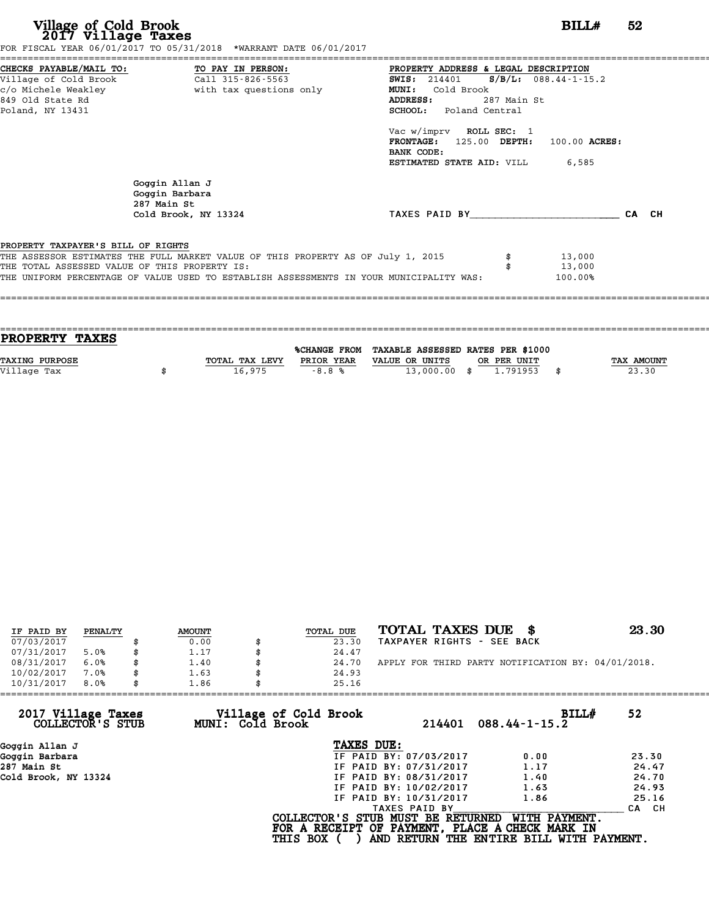# Village of Cold Brook
## 2017 Village Taxes

**BILL# 52**

FOR FISCAL YEAR 06/01/2017 TO 05/31/2018 *WARRANT DATE 06/01/2017

**CHECKS PAYABLE/MAIL TO:**
Village of Cold Brook
c/o Michele Weakley
849 Old State Rd
Poland, NY 13431

**TO PAY IN PERSON:**
Call 315-826-5563
with tax questions only

**PROPERTY ADDRESS & LEGAL DESCRIPTION**
**SWIS:** 214401 **S/B/L:** 088.44-1-15.2
**MUNI:** Cold Brook
**ADDRESS:** 287 Main St
**SCHOOL:** Poland Central

Vac w/imprv **ROLL SEC:** 1
**FRONTAGE:** 125.00 **DEPTH:** 100.00 **ACRES:**
**BANK CODE:**
**ESTIMATED STATE AID:** VILL 6,585

Goggin Allan J
Goggin Barbara
287 Main St
Cold Brook, NY 13324

TAXES PAID BY________________________ CA CH

PROPERTY TAXPAYER'S BILL OF RIGHTS

| | | |
|---|---|---|
| THE ASSESSOR ESTIMATES THE FULL MARKET VALUE OF THIS PROPERTY AS OF July 1, 2015 | $ | 13,000 |
| THE TOTAL ASSESSED VALUE OF THIS PROPERTY IS: | $ | 13,000 |
| THE UNIFORM PERCENTAGE OF VALUE USED TO ESTABLISH ASSESSMENTS IN YOUR MUNICIPALITY WAS: | | 100.00% |

## PROPERTY TAXES

| TAXING PURPOSE | | TOTAL TAX LEVY | %CHANGE FROM PRIOR YEAR | TAXABLE ASSESSED VALUE OR UNITS | | RATES PER $1000 OR PER UNIT | | TAX AMOUNT |
|---|---|---|---|---|---|---|---|---|
| Village Tax | $ | 16,975 | -8.8 % | 13,000.00 | $ | 1.791953 | $ | 23.30 |

| IF PAID BY | PENALTY | | AMOUNT | | TOTAL DUE |
|---|---|---|---|---|---|
| 07/03/2017 | | $ | 0.00 | $ | 23.30 |
| 07/31/2017 | 5.0% | $ | 1.17 | $ | 24.47 |
| 08/31/2017 | 6.0% | $ | 1.40 | $ | 24.70 |
| 10/02/2017 | 7.0% | $ | 1.63 | $ | 24.93 |
| 10/31/2017 | 8.0% | $ | 1.86 | $ | 25.16 |

**TOTAL TAXES DUE $ 23.30**
TAXPAYER RIGHTS - SEE BACK

APPLY FOR THIRD PARTY NOTIFICATION BY: 04/01/2018.

**2017 Village Taxes COLLECTOR'S STUB** — **Village of Cold Brook MUNI: Cold Brook** — 214401 088.44-1-15.2 — **BILL# 52**

Goggin Allan J
Goggin Barbara
287 Main St
Cold Brook, NY 13324

**TAXES DUE:**

| | | |
|---|---|---|
| IF PAID BY: 07/03/2017 | 0.00 | 23.30 |
| IF PAID BY: 07/31/2017 | 1.17 | 24.47 |
| IF PAID BY: 08/31/2017 | 1.40 | 24.70 |
| IF PAID BY: 10/02/2017 | 1.63 | 24.93 |
| IF PAID BY: 10/31/2017 | 1.86 | 25.16 |

TAXES PAID BY________________________ CA CH

**COLLECTOR'S STUB MUST BE RETURNED WITH PAYMENT.**
**FOR A RECEIPT OF PAYMENT, PLACE A CHECK MARK IN THIS BOX ( ) AND RETURN THE ENTIRE BILL WITH PAYMENT.**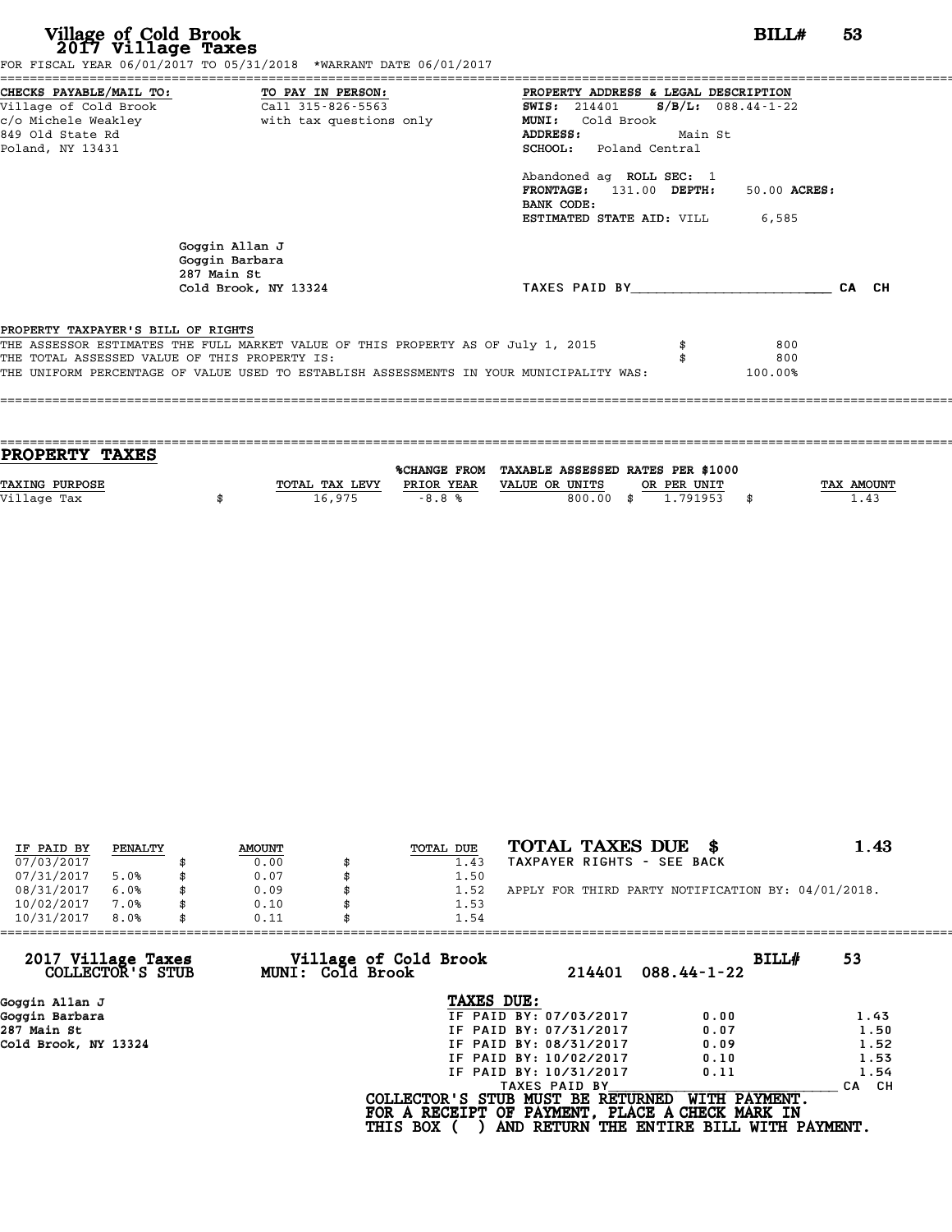# Village of Cold Brook
## 2017 Village Taxes

**BILL# 53**

FOR FISCAL YEAR 06/01/2017 TO 05/31/2018 *WARRANT DATE 06/01/2017

**CHECKS PAYABLE/MAIL TO:**
Village of Cold Brook
c/o Michele Weakley
849 Old State Rd
Poland, NY 13431

**TO PAY IN PERSON:**
Call 315-826-5563
with tax questions only

**PROPERTY ADDRESS & LEGAL DESCRIPTION**
**SWIS:** 214401 **S/B/L:** 088.44-1-22
**MUNI:** Cold Brook
**ADDRESS:** Main St
**SCHOOL:** Poland Central

Abandoned ag **ROLL SEC:** 1
**FRONTAGE:** 131.00 **DEPTH:** 50.00 **ACRES:**
**BANK CODE:**
**ESTIMATED STATE AID:** VILL 6,585

Goggin Allan J
Goggin Barbara
287 Main St
Cold Brook, NY 13324

TAXES PAID BY________________________ CA CH

PROPERTY TAXPAYER'S BILL OF RIGHTS

THE ASSESSOR ESTIMATES THE FULL MARKET VALUE OF THIS PROPERTY AS OF July 1, 2015 $ 800
THE TOTAL ASSESSED VALUE OF THIS PROPERTY IS: $ 800
THE UNIFORM PERCENTAGE OF VALUE USED TO ESTABLISH ASSESSMENTS IN YOUR MUNICIPALITY WAS: 100.00%

## PROPERTY TAXES

| TAXING PURPOSE | TOTAL TAX LEVY | %CHANGE FROM PRIOR YEAR | TAXABLE ASSESSED VALUE OR UNITS | RATES PER $1000 OR PER UNIT | TAX AMOUNT |
|---|---|---|---|---|---|
| Village Tax | $ 16,975 | -8.8 % | 800.00 | $ 1.791953 | $ 1.43 |

| IF PAID BY | PENALTY | AMOUNT | TOTAL DUE |
|---|---|---|---|
| 07/03/2017 | | $ 0.00 | $ 1.43 |
| 07/31/2017 | 5.0% | $ 0.07 | $ 1.50 |
| 08/31/2017 | 6.0% | $ 0.09 | $ 1.52 |
| 10/02/2017 | 7.0% | $ 0.10 | $ 1.53 |
| 10/31/2017 | 8.0% | $ 0.11 | $ 1.54 |

**TOTAL TAXES DUE $ 1.43**
TAXPAYER RIGHTS - SEE BACK

APPLY FOR THIRD PARTY NOTIFICATION BY: 04/01/2018.

---

**2017 Village Taxes**
**COLLECTOR'S STUB**

**Village of Cold Brook**
**MUNI: Cold Brook**

214401 088.44-1-22 **BILL# 53**

Goggin Allan J
Goggin Barbara
287 Main St
Cold Brook, NY 13324

**TAXES DUE:**

| | | |
|---|---|---|
| IF PAID BY: 07/03/2017 | 0.00 | 1.43 |
| IF PAID BY: 07/31/2017 | 0.07 | 1.50 |
| IF PAID BY: 08/31/2017 | 0.09 | 1.52 |
| IF PAID BY: 10/02/2017 | 0.10 | 1.53 |
| IF PAID BY: 10/31/2017 | 0.11 | 1.54 |

TAXES PAID BY________________________ CA CH

**COLLECTOR'S STUB MUST BE RETURNED WITH PAYMENT.**
**FOR A RECEIPT OF PAYMENT, PLACE A CHECK MARK IN**
**THIS BOX ( ) AND RETURN THE ENTIRE BILL WITH PAYMENT.**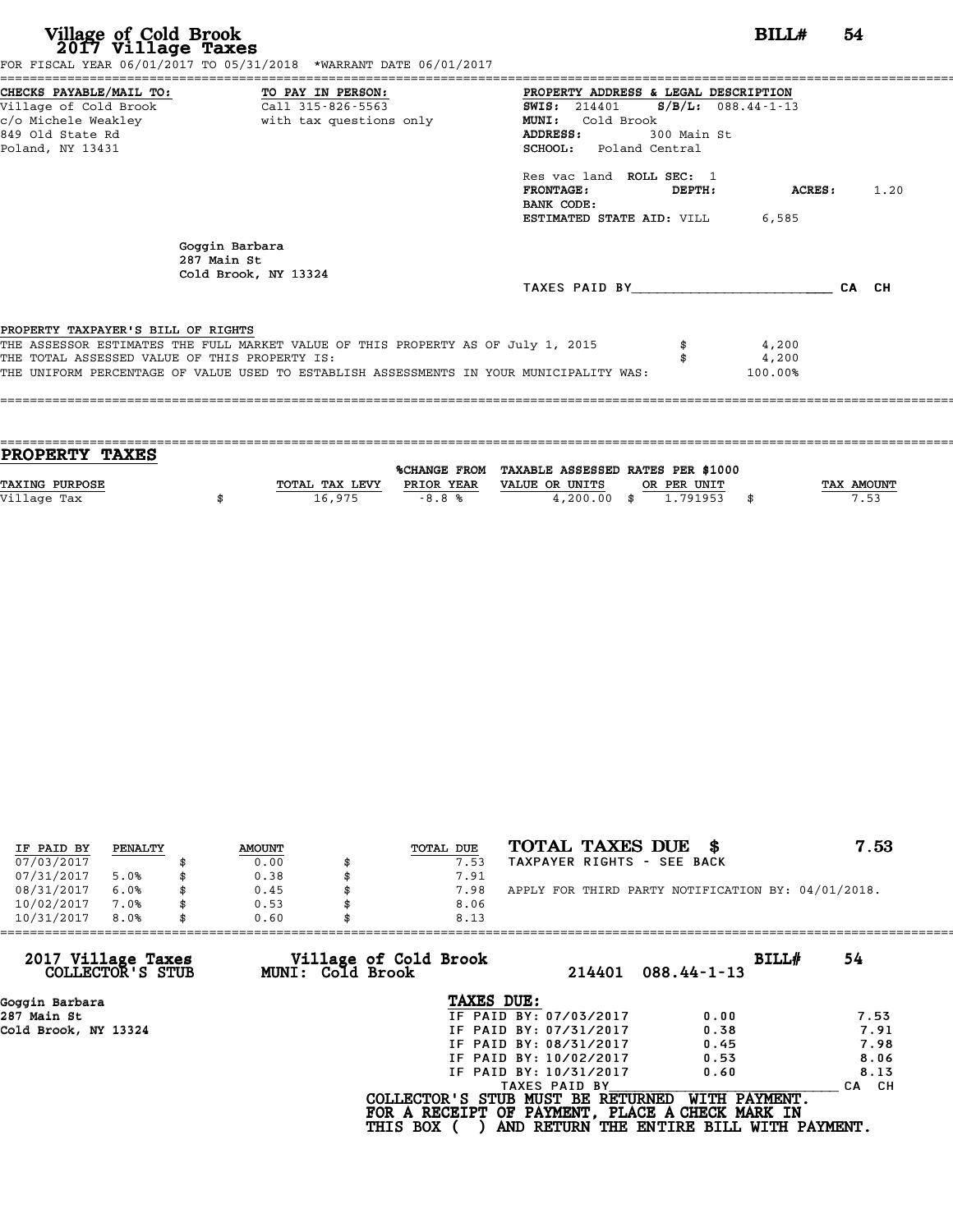# Village of Cold Brook
## 2017 Village Taxes

**BILL# 54**

FOR FISCAL YEAR 06/01/2017 TO 05/31/2018 *WARRANT DATE 06/01/2017

**CHECKS PAYABLE/MAIL TO:**
Village of Cold Brook
c/o Michele Weakley
849 Old State Rd
Poland, NY 13431

**TO PAY IN PERSON:**
Call 315-826-5563
with tax questions only

**PROPERTY ADDRESS & LEGAL DESCRIPTION**
**SWIS:** 214401 **S/B/L:** 088.44-1-13
**MUNI:** Cold Brook
**ADDRESS:** 300 Main St
**SCHOOL:** Poland Central

Res vac land **ROLL SEC:** 1
**FRONTAGE:** **DEPTH:** **ACRES:** 1.20
**BANK CODE:**
**ESTIMATED STATE AID:** VILL 6,585

Goggin Barbara
287 Main St
Cold Brook, NY 13324

TAXES PAID BY________________________ CA CH

**PROPERTY TAXPAYER'S BILL OF RIGHTS**

| | |
|---|---|
| THE ASSESSOR ESTIMATES THE FULL MARKET VALUE OF THIS PROPERTY AS OF July 1, 2015 | $ 4,200 |
| THE TOTAL ASSESSED VALUE OF THIS PROPERTY IS: | $ 4,200 |
| THE UNIFORM PERCENTAGE OF VALUE USED TO ESTABLISH ASSESSMENTS IN YOUR MUNICIPALITY WAS: | 100.00% |

## PROPERTY TAXES

| TAXING PURPOSE | TOTAL TAX LEVY | %CHANGE FROM PRIOR YEAR | TAXABLE ASSESSED VALUE OR UNITS | RATES PER $1000 OR PER UNIT | TAX AMOUNT |
|---|---|---|---|---|---|
| Village Tax | $ 16,975 | -8.8 % | 4,200.00 | $ 1.791953 | $ 7.53 |

| IF PAID BY | PENALTY | AMOUNT | TOTAL DUE |
|---|---|---|---|
| 07/03/2017 | | $ 0.00 | $ 7.53 |
| 07/31/2017 | 5.0% | $ 0.38 | $ 7.91 |
| 08/31/2017 | 6.0% | $ 0.45 | $ 7.98 |
| 10/02/2017 | 7.0% | $ 0.53 | $ 8.06 |
| 10/31/2017 | 8.0% | $ 0.60 | $ 8.13 |

**TOTAL TAXES DUE $ 7.53**
TAXPAYER RIGHTS - SEE BACK

APPLY FOR THIRD PARTY NOTIFICATION BY: 04/01/2018.

---

**2017 Village Taxes** — COLLECTOR'S STUB
**Village of Cold Brook** — MUNI: Cold Brook
214401 088.44-1-13
**BILL# 54**

Goggin Barbara
287 Main St
Cold Brook, NY 13324

**TAXES DUE:**

| | | |
|---|---|---|
| IF PAID BY: 07/03/2017 | 0.00 | 7.53 |
| IF PAID BY: 07/31/2017 | 0.38 | 7.91 |
| IF PAID BY: 08/31/2017 | 0.45 | 7.98 |
| IF PAID BY: 10/02/2017 | 0.53 | 8.06 |
| IF PAID BY: 10/31/2017 | 0.60 | 8.13 |

TAXES PAID BY________________________ CA CH

COLLECTOR'S STUB MUST BE RETURNED WITH PAYMENT.
FOR A RECEIPT OF PAYMENT, PLACE A CHECK MARK IN
THIS BOX ( ) AND RETURN THE ENTIRE BILL WITH PAYMENT.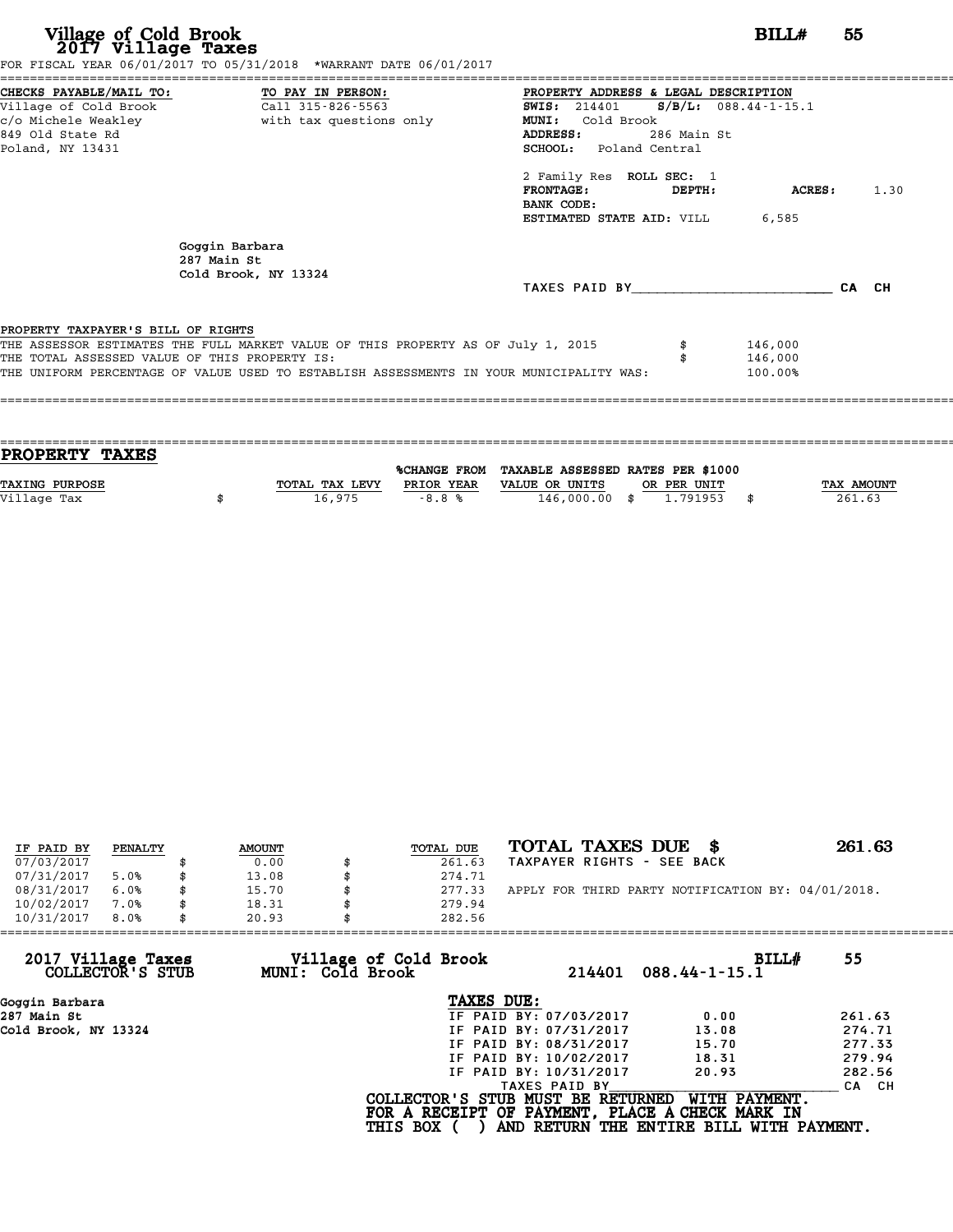# Village of Cold Brook
## 2017 Village Taxes

**BILL# 55**

FOR FISCAL YEAR 06/01/2017 TO 05/31/2018 *WARRANT DATE 06/01/2017

**CHECKS PAYABLE/MAIL TO:**
Village of Cold Brook
c/o Michele Weakley
849 Old State Rd
Poland, NY 13431

**TO PAY IN PERSON:**
Call 315-826-5563
with tax questions only

**PROPERTY ADDRESS & LEGAL DESCRIPTION**
**SWIS:** 214401 **S/B/L:** 088.44-1-15.1
**MUNI:** Cold Brook
**ADDRESS:** 286 Main St
**SCHOOL:** Poland Central

2 Family Res **ROLL SEC:** 1
**FRONTAGE:** **DEPTH:** **ACRES:** 1.30
**BANK CODE:**
**ESTIMATED STATE AID:** VILL 6,585

Goggin Barbara
287 Main St
Cold Brook, NY 13324

TAXES PAID BY________________________ CA CH

PROPERTY TAXPAYER'S BILL OF RIGHTS

THE ASSESSOR ESTIMATES THE FULL MARKET VALUE OF THIS PROPERTY AS OF July 1, 2015 $ 146,000
THE TOTAL ASSESSED VALUE OF THIS PROPERTY IS: $ 146,000
THE UNIFORM PERCENTAGE OF VALUE USED TO ESTABLISH ASSESSMENTS IN YOUR MUNICIPALITY WAS: 100.00%

## PROPERTY TAXES

| TAXING PURPOSE | TOTAL TAX LEVY | %CHANGE FROM PRIOR YEAR | TAXABLE ASSESSED VALUE OR UNITS | RATES PER $1000 OR PER UNIT | TAX AMOUNT |
|---|---|---|---|---|---|
| Village Tax | $ 16,975 | -8.8 % | 146,000.00 | $ 1.791953 | $ 261.63 |

| IF PAID BY | PENALTY | AMOUNT | TOTAL DUE |
|---|---|---|---|
| 07/03/2017 | | $ 0.00 | $ 261.63 |
| 07/31/2017 | 5.0% | $ 13.08 | $ 274.71 |
| 08/31/2017 | 6.0% | $ 15.70 | $ 277.33 |
| 10/02/2017 | 7.0% | $ 18.31 | $ 279.94 |
| 10/31/2017 | 8.0% | $ 20.93 | $ 282.56 |

**TOTAL TAXES DUE $ 261.63**
TAXPAYER RIGHTS - SEE BACK

APPLY FOR THIRD PARTY NOTIFICATION BY: 04/01/2018.

**2017 Village Taxes COLLECTOR'S STUB** — **Village of Cold Brook MUNI: Cold Brook** — 214401 088.44-1-15.1 — **BILL# 55**

Goggin Barbara
287 Main St
Cold Brook, NY 13324

**TAXES DUE:**

| | | |
|---|---|---|
| IF PAID BY: 07/03/2017 | 0.00 | 261.63 |
| IF PAID BY: 07/31/2017 | 13.08 | 274.71 |
| IF PAID BY: 08/31/2017 | 15.70 | 277.33 |
| IF PAID BY: 10/02/2017 | 18.31 | 279.94 |
| IF PAID BY: 10/31/2017 | 20.93 | 282.56 |

TAXES PAID BY________________________ CA CH

COLLECTOR'S STUB MUST BE RETURNED WITH PAYMENT.
FOR A RECEIPT OF PAYMENT, PLACE A CHECK MARK IN
THIS BOX ( ) AND RETURN THE ENTIRE BILL WITH PAYMENT.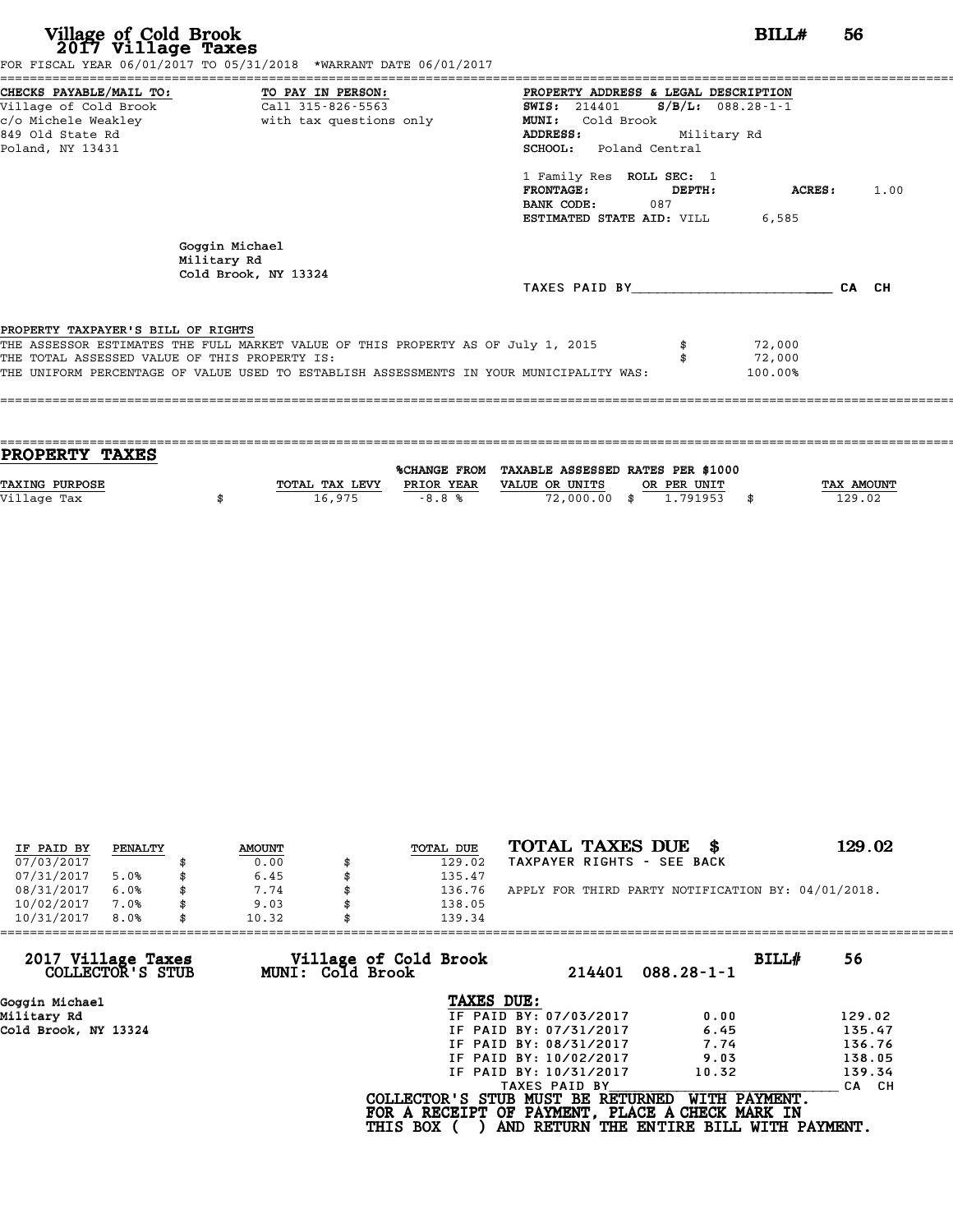# Village of Cold Brook
## 2017 Village Taxes

**BILL# 56**

FOR FISCAL YEAR 06/01/2017 TO 05/31/2018 *WARRANT DATE 06/01/2017

**CHECKS PAYABLE/MAIL TO:**
Village of Cold Brook
c/o Michele Weakley
849 Old State Rd
Poland, NY 13431

**TO PAY IN PERSON:**
Call 315-826-5563
with tax questions only

**PROPERTY ADDRESS & LEGAL DESCRIPTION**
**SWIS:** 214401 **S/B/L:** 088.28-1-1
**MUNI:** Cold Brook
**ADDRESS:** Military Rd
**SCHOOL:** Poland Central

1 Family Res **ROLL SEC:** 1
**FRONTAGE:** **DEPTH:** **ACRES:** 1.00
**BANK CODE:** 087
**ESTIMATED STATE AID:** VILL 6,585

Goggin Michael
Military Rd
Cold Brook, NY 13324

TAXES PAID BY________________________ CA CH

PROPERTY TAXPAYER'S BILL OF RIGHTS

THE ASSESSOR ESTIMATES THE FULL MARKET VALUE OF THIS PROPERTY AS OF July 1, 2015 $ 72,000
THE TOTAL ASSESSED VALUE OF THIS PROPERTY IS: $ 72,000
THE UNIFORM PERCENTAGE OF VALUE USED TO ESTABLISH ASSESSMENTS IN YOUR MUNICIPALITY WAS: 100.00%

## PROPERTY TAXES

| TAXING PURPOSE | TOTAL TAX LEVY | %CHANGE FROM PRIOR YEAR | TAXABLE ASSESSED VALUE OR UNITS | RATES PER $1000 OR PER UNIT | TAX AMOUNT |
|---|---|---|---|---|---|
| Village Tax | $ 16,975 | -8.8 % | 72,000.00 | $ 1.791953 | $ 129.02 |

| IF PAID BY | PENALTY | AMOUNT | TOTAL DUE |
|---|---|---|---|
| 07/03/2017 | | $ 0.00 | $ 129.02 |
| 07/31/2017 | 5.0% | $ 6.45 | $ 135.47 |
| 08/31/2017 | 6.0% | $ 7.74 | $ 136.76 |
| 10/02/2017 | 7.0% | $ 9.03 | $ 138.05 |
| 10/31/2017 | 8.0% | $ 10.32 | $ 139.34 |

**TOTAL TAXES DUE $ 129.02**

TAXPAYER RIGHTS - SEE BACK

APPLY FOR THIRD PARTY NOTIFICATION BY: 04/01/2018.

---

**2017 Village Taxes COLLECTOR'S STUB**
**Village of Cold Brook MUNI: Cold Brook** 214401 088.28-1-1 **BILL# 56**

Goggin Michael
Military Rd
Cold Brook, NY 13324

**TAXES DUE:**

| | | |
|---|---|---|
| IF PAID BY: 07/03/2017 | 0.00 | 129.02 |
| IF PAID BY: 07/31/2017 | 6.45 | 135.47 |
| IF PAID BY: 08/31/2017 | 7.74 | 136.76 |
| IF PAID BY: 10/02/2017 | 9.03 | 138.05 |
| IF PAID BY: 10/31/2017 | 10.32 | 139.34 |

TAXES PAID BY________________________ CA CH

COLLECTOR'S STUB MUST BE RETURNED WITH PAYMENT.
FOR A RECEIPT OF PAYMENT, PLACE A CHECK MARK IN
THIS BOX ( ) AND RETURN THE ENTIRE BILL WITH PAYMENT.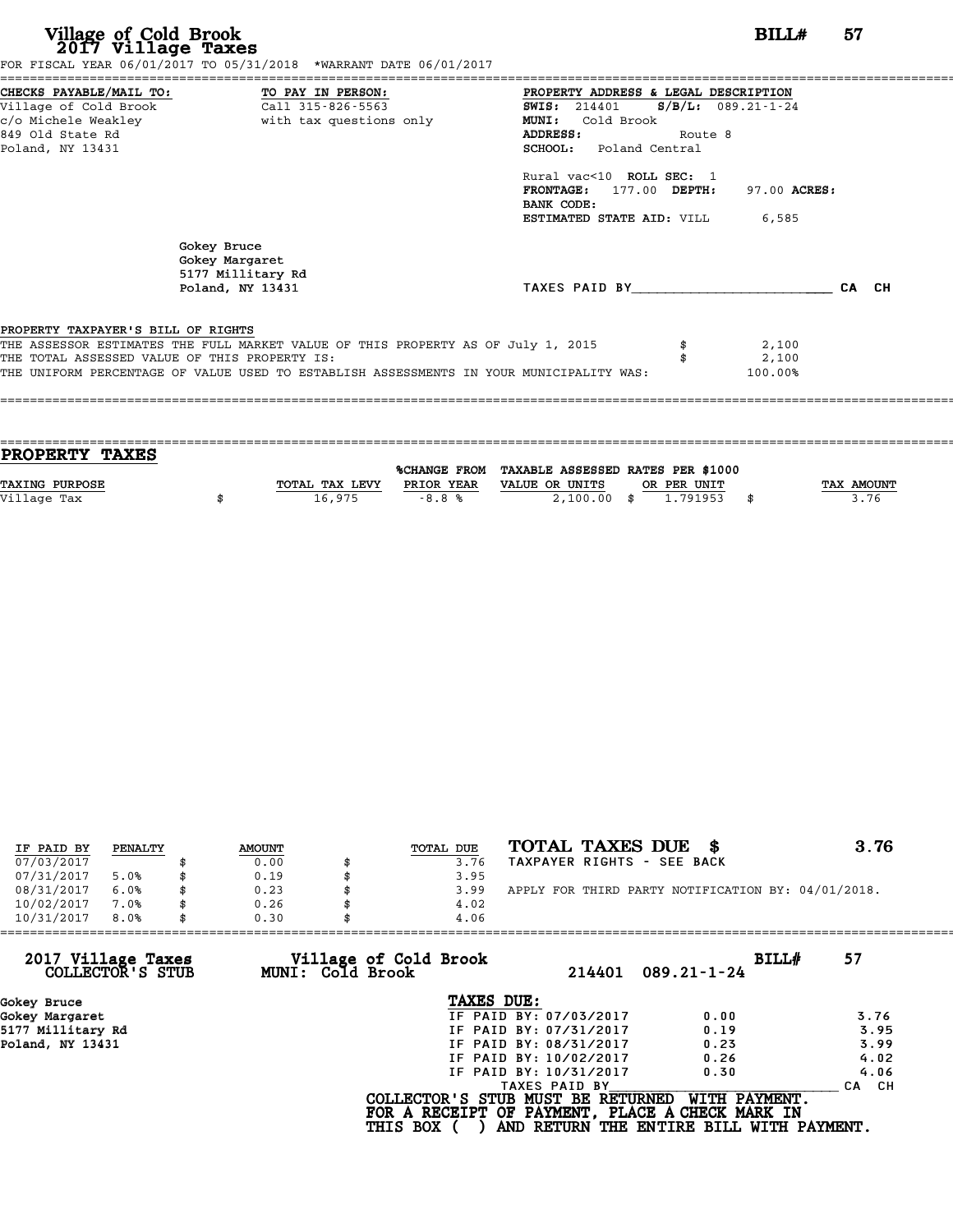# Village of Cold Brook
## 2017 Village Taxes

**BILL# 57**

FOR FISCAL YEAR 06/01/2017 TO 05/31/2018 *WARRANT DATE 06/01/2017

**CHECKS PAYABLE/MAIL TO:**
Village of Cold Brook
c/o Michele Weakley
849 Old State Rd
Poland, NY 13431

**TO PAY IN PERSON:**
Call 315-826-5563
with tax questions only

**PROPERTY ADDRESS & LEGAL DESCRIPTION**
**SWIS:** 214401 **S/B/L:** 089.21-1-24
**MUNI:** Cold Brook
**ADDRESS:** Route 8
**SCHOOL:** Poland Central

Rural vac<10 **ROLL SEC:** 1
**FRONTAGE:** 177.00 **DEPTH:** 97.00 **ACRES:**
**BANK CODE:**
**ESTIMATED STATE AID:** VILL 6,585

Gokey Bruce
Gokey Margaret
5177 Millitary Rd
Poland, NY 13431

TAXES PAID BY________________________ CA CH

**PROPERTY TAXPAYER'S BILL OF RIGHTS**

THE ASSESSOR ESTIMATES THE FULL MARKET VALUE OF THIS PROPERTY AS OF July 1, 2015 $ 2,100
THE TOTAL ASSESSED VALUE OF THIS PROPERTY IS: $ 2,100
THE UNIFORM PERCENTAGE OF VALUE USED TO ESTABLISH ASSESSMENTS IN YOUR MUNICIPALITY WAS: 100.00%

## PROPERTY TAXES

| TAXING PURPOSE | TOTAL TAX LEVY | %CHANGE FROM PRIOR YEAR | TAXABLE ASSESSED VALUE OR UNITS | RATES PER $1000 OR PER UNIT | TAX AMOUNT |
|---|---|---|---|---|---|
| Village Tax | $ 16,975 | -8.8 % | 2,100.00 | $ 1.791953 | $ 3.76 |

| IF PAID BY | PENALTY | AMOUNT | TOTAL DUE |
|---|---|---|---|
| 07/03/2017 | | $ 0.00 | $ 3.76 |
| 07/31/2017 | 5.0% | $ 0.19 | $ 3.95 |
| 08/31/2017 | 6.0% | $ 0.23 | $ 3.99 |
| 10/02/2017 | 7.0% | $ 0.26 | $ 4.02 |
| 10/31/2017 | 8.0% | $ 0.30 | $ 4.06 |

**TOTAL TAXES DUE $ 3.76**
TAXPAYER RIGHTS - SEE BACK

APPLY FOR THIRD PARTY NOTIFICATION BY: 04/01/2018.

---

**2017 Village Taxes COLLECTOR'S STUB** — **Village of Cold Brook MUNI: Cold Brook** — 214401 089.21-1-24 — **BILL# 57**

Gokey Bruce
Gokey Margaret
5177 Millitary Rd
Poland, NY 13431

**TAXES DUE:**

| | | |
|---|---|---|
| IF PAID BY: 07/03/2017 | 0.00 | 3.76 |
| IF PAID BY: 07/31/2017 | 0.19 | 3.95 |
| IF PAID BY: 08/31/2017 | 0.23 | 3.99 |
| IF PAID BY: 10/02/2017 | 0.26 | 4.02 |
| IF PAID BY: 10/31/2017 | 0.30 | 4.06 |

TAXES PAID BY________________________ CA CH

**COLLECTOR'S STUB MUST BE RETURNED WITH PAYMENT.**
**FOR A RECEIPT OF PAYMENT, PLACE A CHECK MARK IN THIS BOX ( ) AND RETURN THE ENTIRE BILL WITH PAYMENT.**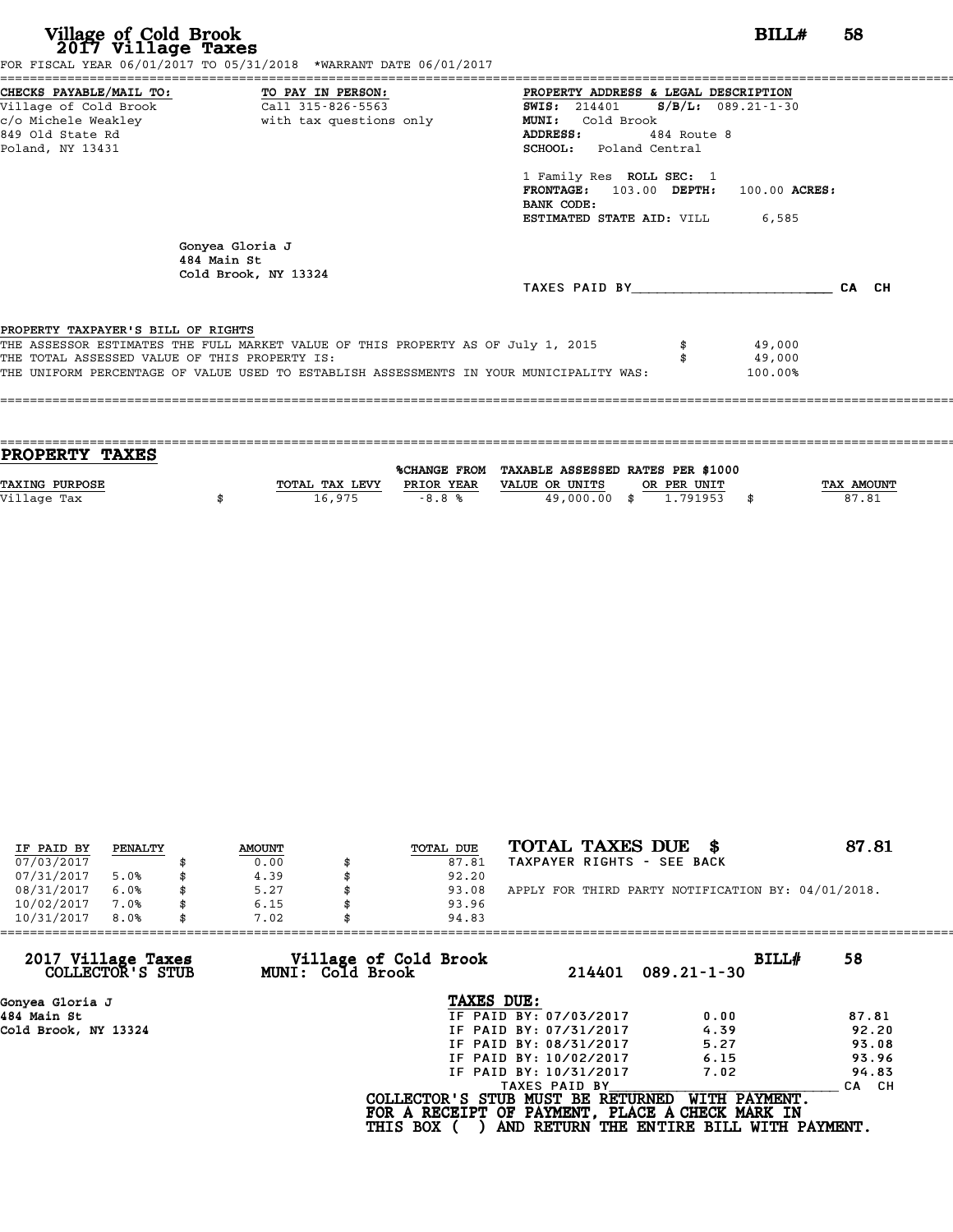# Village of Cold Brook
## 2017 Village Taxes

**BILL# 58**

FOR FISCAL YEAR 06/01/2017 TO 05/31/2018 *WARRANT DATE 06/01/2017

| CHECKS PAYABLE/MAIL TO: | TO PAY IN PERSON: | PROPERTY ADDRESS & LEGAL DESCRIPTION |
|---|---|---|
| Village of Cold Brook | Call 315-826-5563 | **SWIS:** 214401 **S/B/L:** 089.21-1-30 |
| c/o Michele Weakley | with tax questions only | **MUNI:** Cold Brook |
| 849 Old State Rd | | **ADDRESS:** 484 Route 8 |
| Poland, NY 13431 | | **SCHOOL:** Poland Central |

1 Family Res **ROLL SEC:** 1
**FRONTAGE:** 103.00 **DEPTH:** 100.00 **ACRES:**
**BANK CODE:**
**ESTIMATED STATE AID:** VILL 6,585

Gonyea Gloria J
484 Main St
Cold Brook, NY 13324

TAXES PAID BY________________________ CA CH

**PROPERTY TAXPAYER'S BILL OF RIGHTS**

THE ASSESSOR ESTIMATES THE FULL MARKET VALUE OF THIS PROPERTY AS OF July 1, 2015 $ 49,000
THE TOTAL ASSESSED VALUE OF THIS PROPERTY IS: $ 49,000
THE UNIFORM PERCENTAGE OF VALUE USED TO ESTABLISH ASSESSMENTS IN YOUR MUNICIPALITY WAS: 100.00%

## PROPERTY TAXES

| TAXING PURPOSE | TOTAL TAX LEVY | %CHANGE FROM PRIOR YEAR | TAXABLE ASSESSED VALUE OR UNITS | RATES PER $1000 OR PER UNIT | TAX AMOUNT |
|---|---|---|---|---|---|
| Village Tax | $ 16,975 | -8.8 % | 49,000.00 | $ 1.791953 | $ 87.81 |

| IF PAID BY | PENALTY | AMOUNT | TOTAL DUE |
|---|---|---|---|
| 07/03/2017 | | $ 0.00 | $ 87.81 |
| 07/31/2017 | 5.0% | $ 4.39 | $ 92.20 |
| 08/31/2017 | 6.0% | $ 5.27 | $ 93.08 |
| 10/02/2017 | 7.0% | $ 6.15 | $ 93.96 |
| 10/31/2017 | 8.0% | $ 7.02 | $ 94.83 |

**TOTAL TAXES DUE $ 87.81**
TAXPAYER RIGHTS - SEE BACK
APPLY FOR THIRD PARTY NOTIFICATION BY: 04/01/2018.

**2017 Village Taxes COLLECTOR'S STUB** — **Village of Cold Brook MUNI: Cold Brook** — 214401 089.21-1-30 — **BILL# 58**

Gonyea Gloria J
484 Main St
Cold Brook, NY 13324

**TAXES DUE:**

| | | |
|---|---|---|
| IF PAID BY: 07/03/2017 | 0.00 | 87.81 |
| IF PAID BY: 07/31/2017 | 4.39 | 92.20 |
| IF PAID BY: 08/31/2017 | 5.27 | 93.08 |
| IF PAID BY: 10/02/2017 | 6.15 | 93.96 |
| IF PAID BY: 10/31/2017 | 7.02 | 94.83 |

TAXES PAID BY________________________ CA CH

**COLLECTOR'S STUB MUST BE RETURNED WITH PAYMENT.**
**FOR A RECEIPT OF PAYMENT, PLACE A CHECK MARK IN THIS BOX ( ) AND RETURN THE ENTIRE BILL WITH PAYMENT.**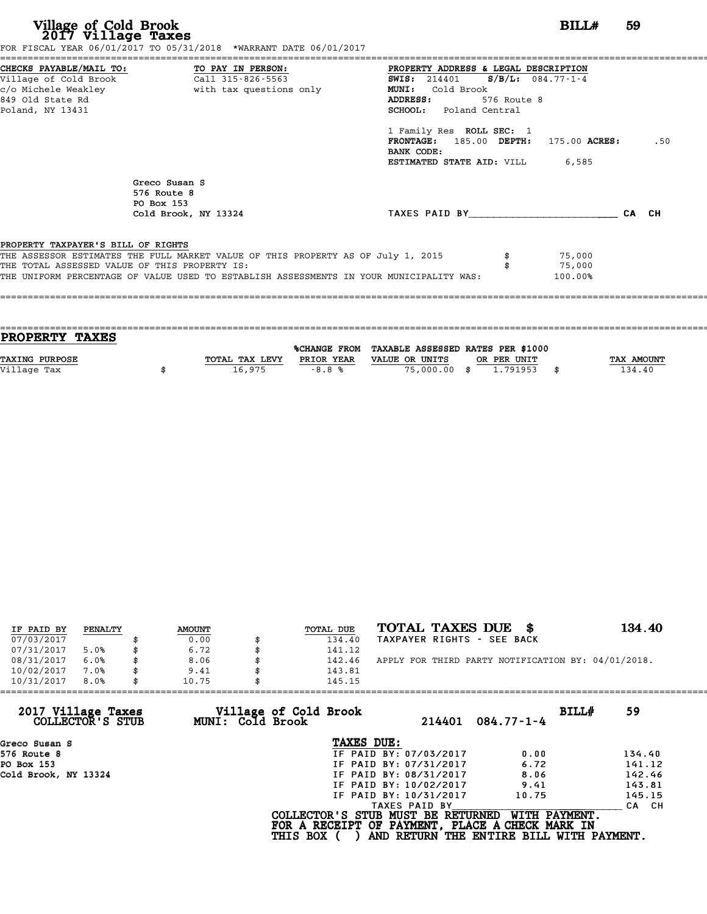# Village of Cold Brook
## 2017 Village Taxes

**BILL# 59**

FOR FISCAL YEAR 06/01/2017 TO 05/31/2018 *WARRANT DATE 06/01/2017

**CHECKS PAYABLE/MAIL TO:**
Village of Cold Brook
c/o Michele Weakley
849 Old State Rd
Poland, NY 13431

**TO PAY IN PERSON:**
Call 315-826-5563
with tax questions only

**PROPERTY ADDRESS & LEGAL DESCRIPTION**
**SWIS:** 214401 **S/B/L:** 084.77-1-4
**MUNI:** Cold Brook
**ADDRESS:** 576 Route 8
**SCHOOL:** Poland Central

1 Family Res **ROLL SEC:** 1
**FRONTAGE:** 185.00 **DEPTH:** 175.00 **ACRES:** .50
**BANK CODE:**
**ESTIMATED STATE AID:** VILL 6,585

Greco Susan S
576 Route 8
PO Box 153
Cold Brook, NY 13324

TAXES PAID BY________________________ CA CH

PROPERTY TAXPAYER'S BILL OF RIGHTS
THE ASSESSOR ESTIMATES THE FULL MARKET VALUE OF THIS PROPERTY AS OF July 1, 2015 $ 75,000
THE TOTAL ASSESSED VALUE OF THIS PROPERTY IS: $ 75,000
THE UNIFORM PERCENTAGE OF VALUE USED TO ESTABLISH ASSESSMENTS IN YOUR MUNICIPALITY WAS: 100.00%

## PROPERTY TAXES

| TAXING PURPOSE | TOTAL TAX LEVY | %CHANGE FROM PRIOR YEAR | TAXABLE ASSESSED VALUE OR UNITS | RATES PER $1000 OR PER UNIT | TAX AMOUNT |
|---|---|---|---|---|---|
| Village Tax | $ 16,975 | -8.8 % | 75,000.00 | $ 1.791953 | $ 134.40 |

| IF PAID BY | PENALTY | AMOUNT | TOTAL DUE |
|---|---|---|---|
| 07/03/2017 | | $ 0.00 | $ 134.40 |
| 07/31/2017 | 5.0% | $ 6.72 | $ 141.12 |
| 08/31/2017 | 6.0% | $ 8.06 | $ 142.46 |
| 10/02/2017 | 7.0% | $ 9.41 | $ 143.81 |
| 10/31/2017 | 8.0% | $ 10.75 | $ 145.15 |

**TOTAL TAXES DUE $ 134.40**
TAXPAYER RIGHTS - SEE BACK

APPLY FOR THIRD PARTY NOTIFICATION BY: 04/01/2018.

---

**2017 Village Taxes COLLECTOR'S STUB** — **Village of Cold Brook MUNI: Cold Brook** — 214401 084.77-1-4 — **BILL# 59**

Greco Susan S
576 Route 8
PO Box 153
Cold Brook, NY 13324

**TAXES DUE:**

| | | |
|---|---|---|
| IF PAID BY: 07/03/2017 | 0.00 | 134.40 |
| IF PAID BY: 07/31/2017 | 6.72 | 141.12 |
| IF PAID BY: 08/31/2017 | 8.06 | 142.46 |
| IF PAID BY: 10/02/2017 | 9.41 | 143.81 |
| IF PAID BY: 10/31/2017 | 10.75 | 145.15 |

TAXES PAID BY________________________ CA CH

**COLLECTOR'S STUB MUST BE RETURNED WITH PAYMENT.**
**FOR A RECEIPT OF PAYMENT, PLACE A CHECK MARK IN THIS BOX ( ) AND RETURN THE ENTIRE BILL WITH PAYMENT.**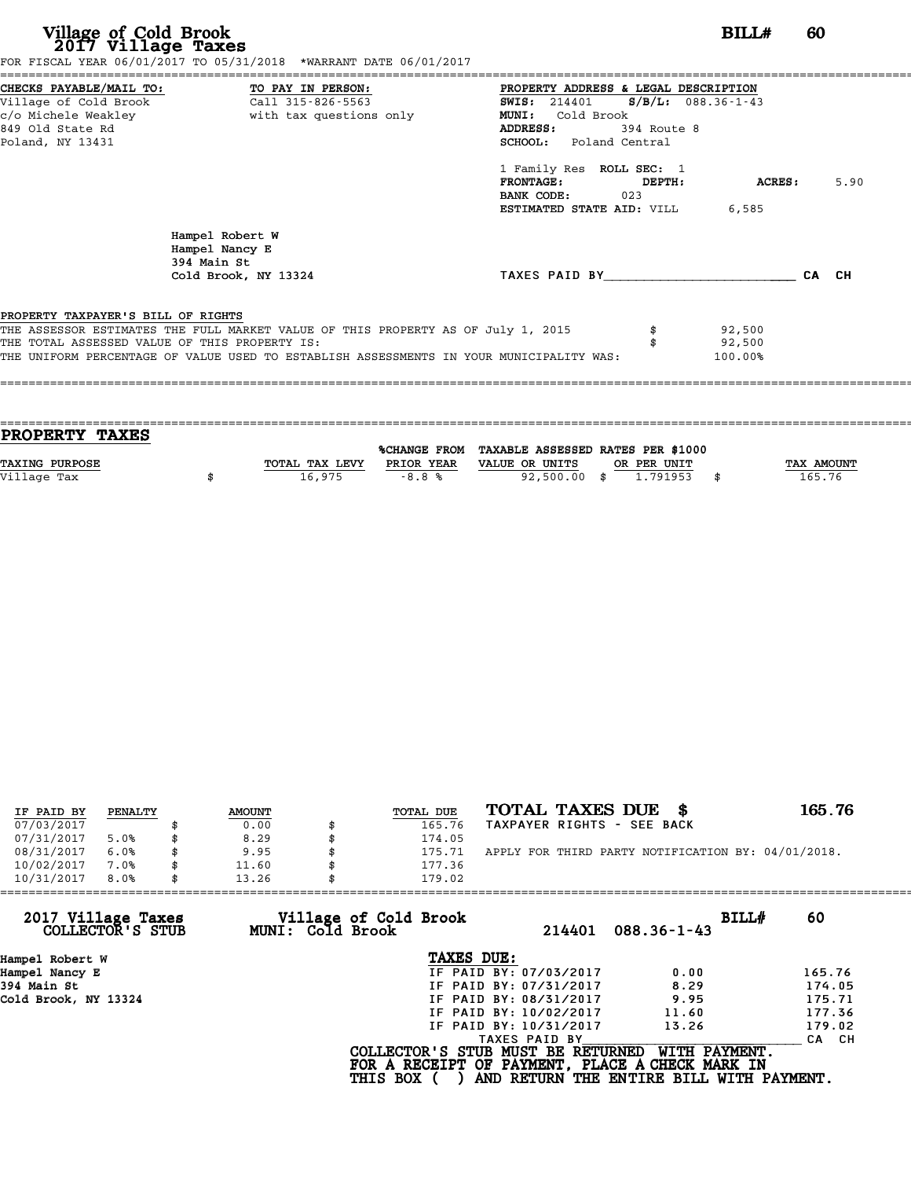# Village of Cold Brook
## 2017 Village Taxes

**BILL# 60**

FOR FISCAL YEAR 06/01/2017 TO 05/31/2018 *WARRANT DATE 06/01/2017

**CHECKS PAYABLE/MAIL TO:**
Village of Cold Brook
c/o Michele Weakley
849 Old State Rd
Poland, NY 13431

**TO PAY IN PERSON:**
Call 315-826-5563
with tax questions only

**PROPERTY ADDRESS & LEGAL DESCRIPTION**
**SWIS:** 214401 **S/B/L:** 088.36-1-43
**MUNI:** Cold Brook
**ADDRESS:** 394 Route 8
**SCHOOL:** Poland Central

1 Family Res **ROLL SEC:** 1
**FRONTAGE:** **DEPTH:** **ACRES:** 5.90
**BANK CODE:** 023
**ESTIMATED STATE AID:** VILL 6,585

Hampel Robert W
Hampel Nancy E
394 Main St
Cold Brook, NY 13324

TAXES PAID BY________________________ CA CH

**PROPERTY TAXPAYER'S BILL OF RIGHTS**

THE ASSESSOR ESTIMATES THE FULL MARKET VALUE OF THIS PROPERTY AS OF July 1, 2015 $ 92,500
THE TOTAL ASSESSED VALUE OF THIS PROPERTY IS: $ 92,500
THE UNIFORM PERCENTAGE OF VALUE USED TO ESTABLISH ASSESSMENTS IN YOUR MUNICIPALITY WAS: 100.00%

## PROPERTY TAXES

| TAXING PURPOSE | TOTAL TAX LEVY | %CHANGE FROM PRIOR YEAR | TAXABLE ASSESSED VALUE OR UNITS | RATES PER $1000 OR PER UNIT | TAX AMOUNT |
|---|---|---|---|---|---|
| Village Tax | $ 16,975 | -8.8 % | 92,500.00 | $ 1.791953 | $ 165.76 |

| IF PAID BY | PENALTY | AMOUNT | TOTAL DUE |
|---|---|---|---|
| 07/03/2017 | | $ 0.00 | $ 165.76 |
| 07/31/2017 | 5.0% | $ 8.29 | $ 174.05 |
| 08/31/2017 | 6.0% | $ 9.95 | $ 175.71 |
| 10/02/2017 | 7.0% | $ 11.60 | $ 177.36 |
| 10/31/2017 | 8.0% | $ 13.26 | $ 179.02 |

**TOTAL TAXES DUE $ 165.76**
TAXPAYER RIGHTS - SEE BACK

APPLY FOR THIRD PARTY NOTIFICATION BY: 04/01/2018.

---

**2017 Village Taxes COLLECTOR'S STUB** — **Village of Cold Brook MUNI: Cold Brook** — 214401 088.36-1-43 — **BILL# 60**

Hampel Robert W
Hampel Nancy E
394 Main St
Cold Brook, NY 13324

**TAXES DUE:**

| | | |
|---|---|---|
| IF PAID BY: 07/03/2017 | 0.00 | 165.76 |
| IF PAID BY: 07/31/2017 | 8.29 | 174.05 |
| IF PAID BY: 08/31/2017 | 9.95 | 175.71 |
| IF PAID BY: 10/02/2017 | 11.60 | 177.36 |
| IF PAID BY: 10/31/2017 | 13.26 | 179.02 |

TAXES PAID BY________________________ CA CH

COLLECTOR'S STUB MUST BE RETURNED WITH PAYMENT.
FOR A RECEIPT OF PAYMENT, PLACE A CHECK MARK IN
THIS BOX ( ) AND RETURN THE ENTIRE BILL WITH PAYMENT.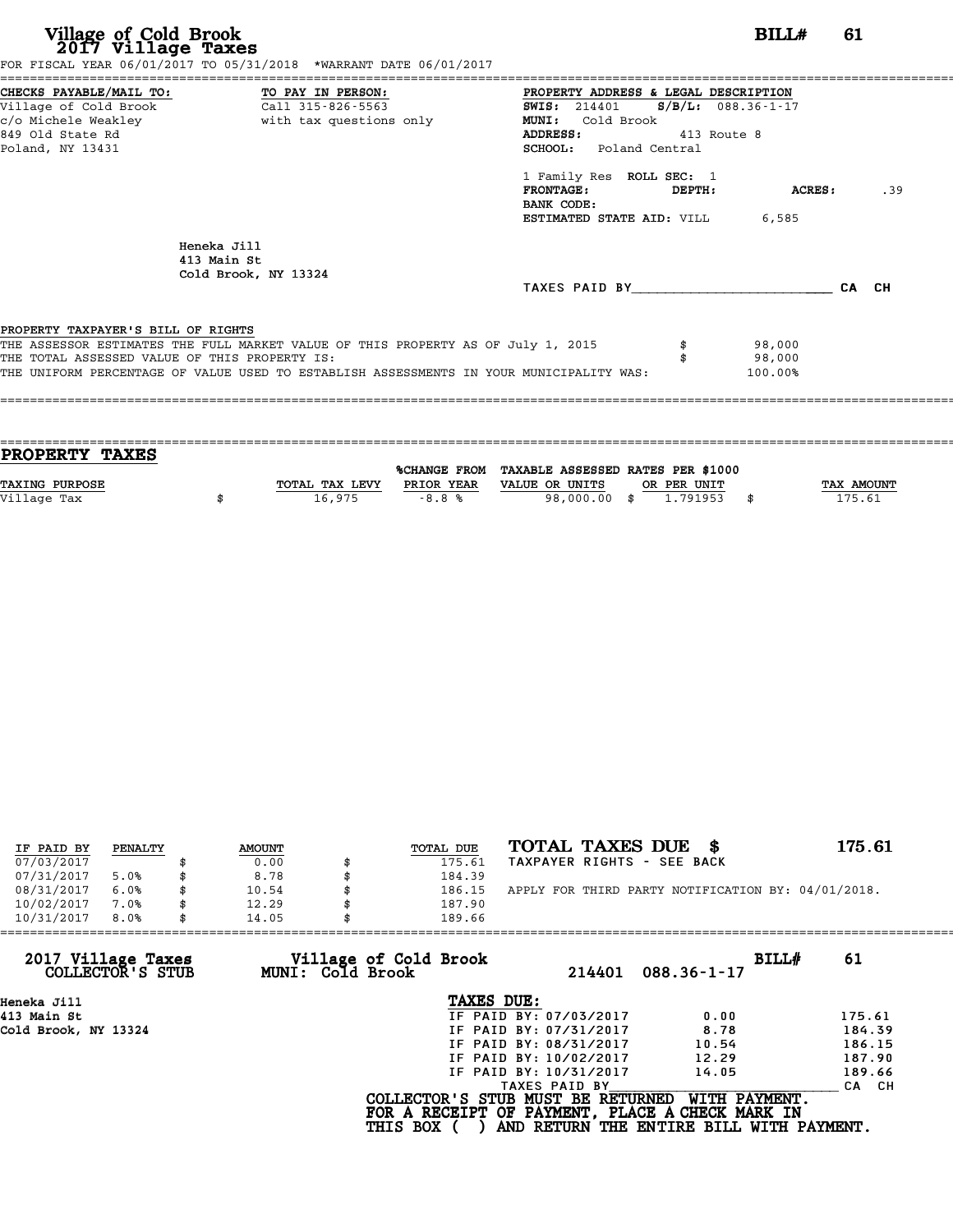# Village of Cold Brook
## 2017 Village Taxes

**BILL# 61**

FOR FISCAL YEAR 06/01/2017 TO 05/31/2018 *WARRANT DATE 06/01/2017

**CHECKS PAYABLE/MAIL TO:**
Village of Cold Brook
c/o Michele Weakley
849 Old State Rd
Poland, NY 13431

**TO PAY IN PERSON:**
Call 315-826-5563
with tax questions only

**PROPERTY ADDRESS & LEGAL DESCRIPTION**
**SWIS:** 214401 **S/B/L:** 088.36-1-17
**MUNI:** Cold Brook
**ADDRESS:** 413 Route 8
**SCHOOL:** Poland Central

1 Family Res **ROLL SEC:** 1
**FRONTAGE:** **DEPTH:** **ACRES:** .39
**BANK CODE:**
**ESTIMATED STATE AID:** VILL 6,585

Heneka Jill
413 Main St
Cold Brook, NY 13324

TAXES PAID BY________________________ CA CH

PROPERTY TAXPAYER'S BILL OF RIGHTS

THE ASSESSOR ESTIMATES THE FULL MARKET VALUE OF THIS PROPERTY AS OF July 1, 2015 $ 98,000
THE TOTAL ASSESSED VALUE OF THIS PROPERTY IS: $ 98,000
THE UNIFORM PERCENTAGE OF VALUE USED TO ESTABLISH ASSESSMENTS IN YOUR MUNICIPALITY WAS: 100.00%

## PROPERTY TAXES

| TAXING PURPOSE | TOTAL TAX LEVY | %CHANGE FROM PRIOR YEAR | TAXABLE ASSESSED VALUE OR UNITS | RATES PER $1000 OR PER UNIT | TAX AMOUNT |
|---|---|---|---|---|---|
| Village Tax | $ 16,975 | -8.8 % | 98,000.00 | $ 1.791953 | $ 175.61 |

| IF PAID BY | PENALTY | AMOUNT | TOTAL DUE |
|---|---|---|---|
| 07/03/2017 | | $ 0.00 | $ 175.61 |
| 07/31/2017 | 5.0% | $ 8.78 | $ 184.39 |
| 08/31/2017 | 6.0% | $ 10.54 | $ 186.15 |
| 10/02/2017 | 7.0% | $ 12.29 | $ 187.90 |
| 10/31/2017 | 8.0% | $ 14.05 | $ 189.66 |

**TOTAL TAXES DUE $ 175.61**
TAXPAYER RIGHTS - SEE BACK

APPLY FOR THIRD PARTY NOTIFICATION BY: 04/01/2018.

**2017 Village Taxes COLLECTOR'S STUB** — **Village of Cold Brook MUNI: Cold Brook** — 214401 088.36-1-17 — **BILL# 61**

Heneka Jill
413 Main St
Cold Brook, NY 13324

**TAXES DUE:**

| | | |
|---|---|---|
| IF PAID BY: 07/03/2017 | 0.00 | 175.61 |
| IF PAID BY: 07/31/2017 | 8.78 | 184.39 |
| IF PAID BY: 08/31/2017 | 10.54 | 186.15 |
| IF PAID BY: 10/02/2017 | 12.29 | 187.90 |
| IF PAID BY: 10/31/2017 | 14.05 | 189.66 |

TAXES PAID BY________________________ CA CH

**COLLECTOR'S STUB MUST BE RETURNED WITH PAYMENT.**
**FOR A RECEIPT OF PAYMENT, PLACE A CHECK MARK IN THIS BOX ( ) AND RETURN THE ENTIRE BILL WITH PAYMENT.**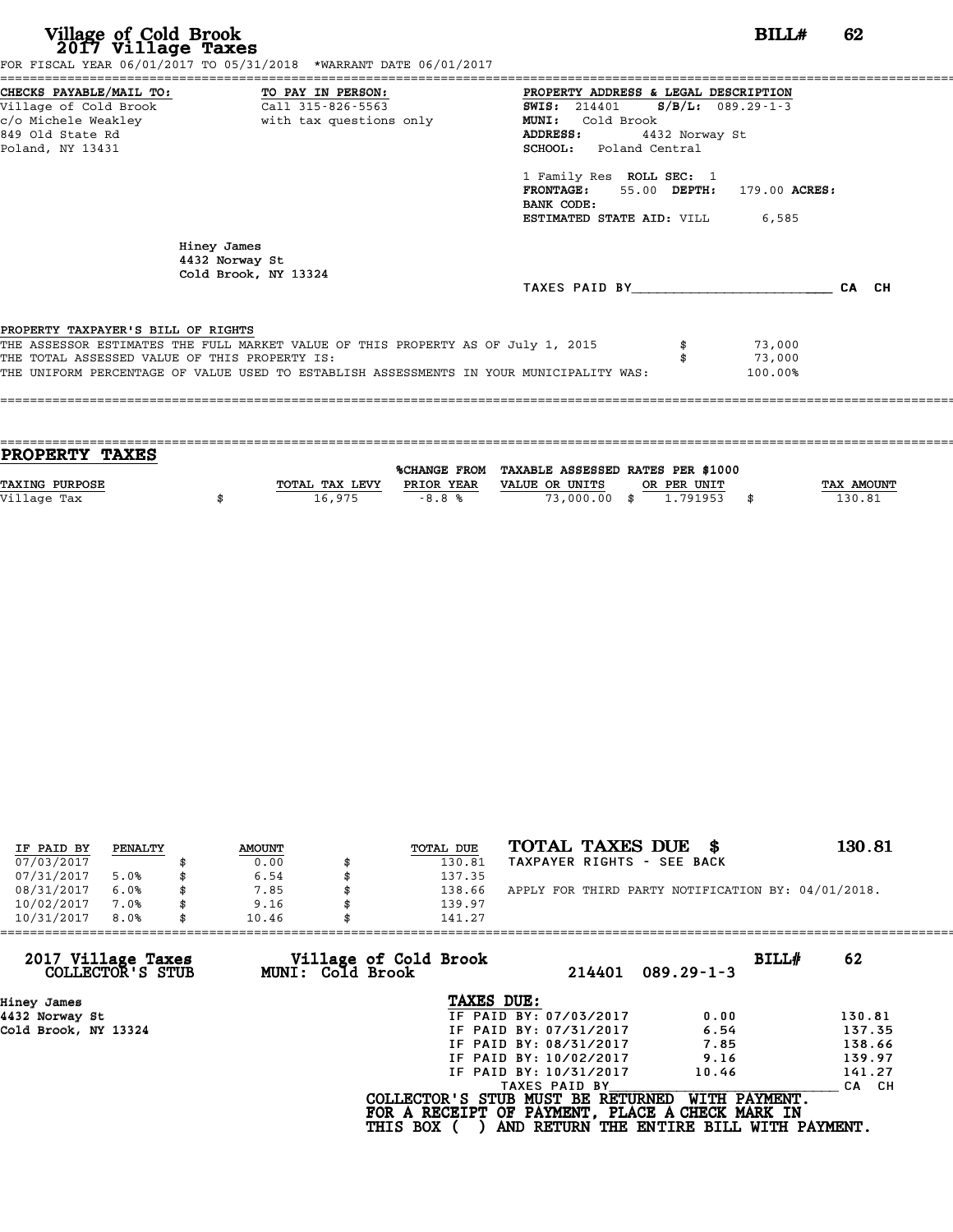# Village of Cold Brook
## 2017 Village Taxes

**BILL# 62**

FOR FISCAL YEAR 06/01/2017 TO 05/31/2018 *WARRANT DATE 06/01/2017

**CHECKS PAYABLE/MAIL TO:**
Village of Cold Brook
c/o Michele Weakley
849 Old State Rd
Poland, NY 13431

**TO PAY IN PERSON:**
Call 315-826-5563
with tax questions only

**PROPERTY ADDRESS & LEGAL DESCRIPTION**
**SWIS:** 214401 **S/B/L:** 089.29-1-3
**MUNI:** Cold Brook
**ADDRESS:** 4432 Norway St
**SCHOOL:** Poland Central

1 Family Res **ROLL SEC:** 1
**FRONTAGE:** 55.00 **DEPTH:** 179.00 **ACRES:**
**BANK CODE:**
**ESTIMATED STATE AID:** VILL 6,585

Hiney James
4432 Norway St
Cold Brook, NY 13324

TAXES PAID BY________________________ CA CH

PROPERTY TAXPAYER'S BILL OF RIGHTS

| | | |
|---|---|---|
| THE ASSESSOR ESTIMATES THE FULL MARKET VALUE OF THIS PROPERTY AS OF July 1, 2015 | $ | 73,000 |
| THE TOTAL ASSESSED VALUE OF THIS PROPERTY IS: | $ | 73,000 |
| THE UNIFORM PERCENTAGE OF VALUE USED TO ESTABLISH ASSESSMENTS IN YOUR MUNICIPALITY WAS: | | 100.00% |

## PROPERTY TAXES

| TAXING PURPOSE | | TOTAL TAX LEVY | %CHANGE FROM PRIOR YEAR | TAXABLE ASSESSED VALUE OR UNITS | | RATES PER $1000 OR PER UNIT | | TAX AMOUNT |
|---|---|---|---|---|---|---|---|---|
| Village Tax | $ | 16,975 | -8.8 % | 73,000.00 | $ | 1.791953 | $ | 130.81 |

| IF PAID BY | PENALTY | | AMOUNT | | TOTAL DUE |
|---|---|---|---|---|---|
| 07/03/2017 | | $ | 0.00 | $ | 130.81 |
| 07/31/2017 | 5.0% | $ | 6.54 | $ | 137.35 |
| 08/31/2017 | 6.0% | $ | 7.85 | $ | 138.66 |
| 10/02/2017 | 7.0% | $ | 9.16 | $ | 139.97 |
| 10/31/2017 | 8.0% | $ | 10.46 | $ | 141.27 |

**TOTAL TAXES DUE $ 130.81**
TAXPAYER RIGHTS - SEE BACK

APPLY FOR THIRD PARTY NOTIFICATION BY: 04/01/2018.

---

**2017 Village Taxes**
**COLLECTOR'S STUB**

**Village of Cold Brook**
**MUNI: Cold Brook**

214401 089.29-1-3

**BILL# 62**

Hiney James
4432 Norway St
Cold Brook, NY 13324

**TAXES DUE:**

| | | |
|---|---|---|
| IF PAID BY: 07/03/2017 | 0.00 | 130.81 |
| IF PAID BY: 07/31/2017 | 6.54 | 137.35 |
| IF PAID BY: 08/31/2017 | 7.85 | 138.66 |
| IF PAID BY: 10/02/2017 | 9.16 | 139.97 |
| IF PAID BY: 10/31/2017 | 10.46 | 141.27 |

TAXES PAID BY________________________ CA CH

**COLLECTOR'S STUB MUST BE RETURNED WITH PAYMENT.**
**FOR A RECEIPT OF PAYMENT, PLACE A CHECK MARK IN**
**THIS BOX ( ) AND RETURN THE ENTIRE BILL WITH PAYMENT.**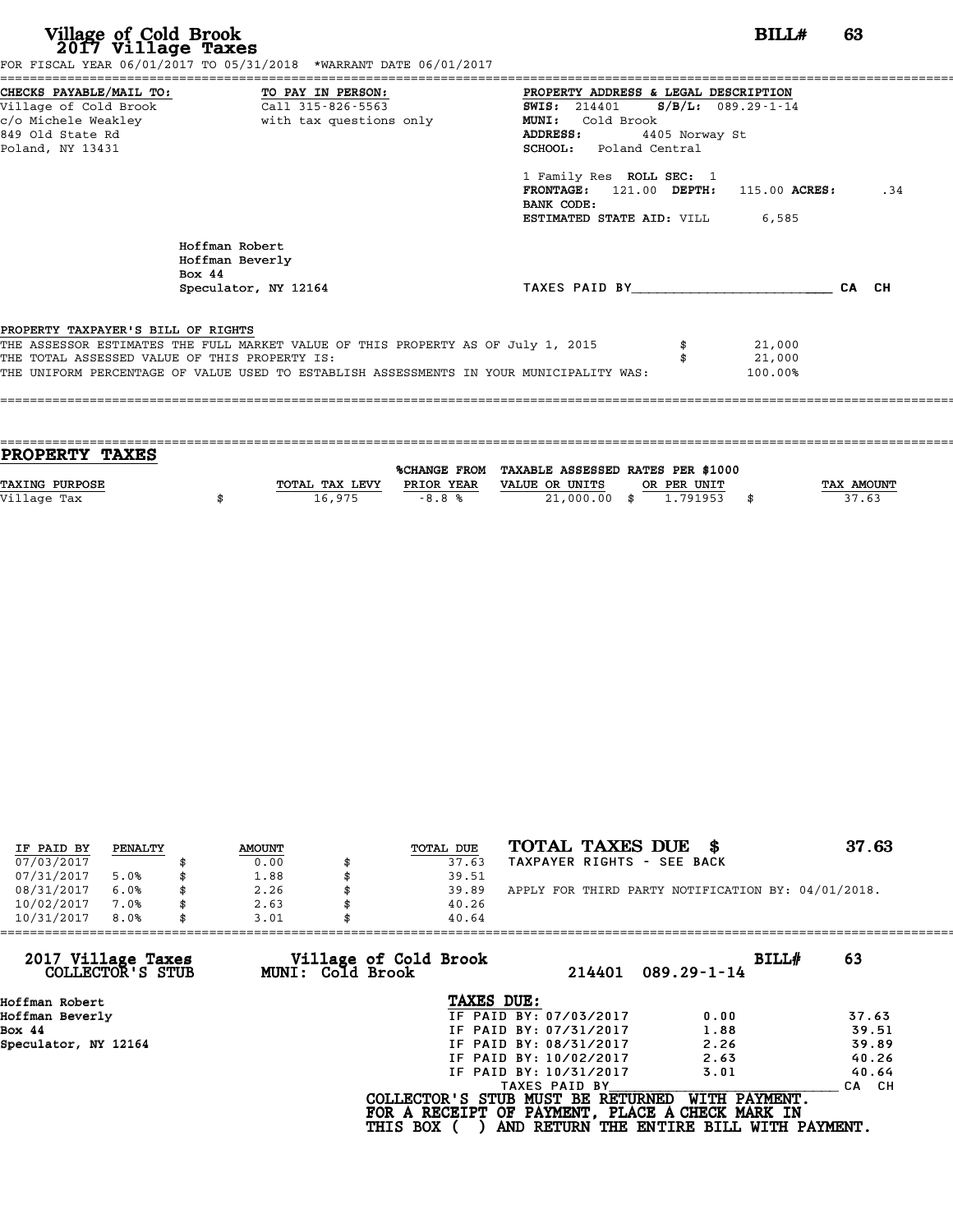# Village of Cold Brook
## 2017 Village Taxes

**BILL# 63**

FOR FISCAL YEAR 06/01/2017 TO 05/31/2018 *WARRANT DATE 06/01/2017

**CHECKS PAYABLE/MAIL TO:**
Village of Cold Brook
c/o Michele Weakley
849 Old State Rd
Poland, NY 13431

**TO PAY IN PERSON:**
Call 315-826-5563
with tax questions only

**PROPERTY ADDRESS & LEGAL DESCRIPTION**
**SWIS:** 214401 **S/B/L:** 089.29-1-14
**MUNI:** Cold Brook
**ADDRESS:** 4405 Norway St
**SCHOOL:** Poland Central

1 Family Res **ROLL SEC:** 1
**FRONTAGE:** 121.00 **DEPTH:** 115.00 **ACRES:** .34
**BANK CODE:**
**ESTIMATED STATE AID:** VILL 6,585

Hoffman Robert
Hoffman Beverly
Box 44
Speculator, NY 12164

TAXES PAID BY________________________ CA CH

PROPERTY TAXPAYER'S BILL OF RIGHTS
THE ASSESSOR ESTIMATES THE FULL MARKET VALUE OF THIS PROPERTY AS OF July 1, 2015 $ 21,000
THE TOTAL ASSESSED VALUE OF THIS PROPERTY IS: $ 21,000
THE UNIFORM PERCENTAGE OF VALUE USED TO ESTABLISH ASSESSMENTS IN YOUR MUNICIPALITY WAS: 100.00%

## PROPERTY TAXES

| TAXING PURPOSE | | TOTAL TAX LEVY | %CHANGE FROM PRIOR YEAR | TAXABLE ASSESSED VALUE OR UNITS | | RATES PER $1000 OR PER UNIT | | TAX AMOUNT |
|---|---|---|---|---|---|---|---|---|
| Village Tax | $ | 16,975 | -8.8 % | 21,000.00 | $ | 1.791953 | $ | 37.63 |

| IF PAID BY | PENALTY | | AMOUNT | | TOTAL DUE |
|---|---|---|---|---|---|
| 07/03/2017 | | $ | 0.00 | $ | 37.63 |
| 07/31/2017 | 5.0% | $ | 1.88 | $ | 39.51 |
| 08/31/2017 | 6.0% | $ | 2.26 | $ | 39.89 |
| 10/02/2017 | 7.0% | $ | 2.63 | $ | 40.26 |
| 10/31/2017 | 8.0% | $ | 3.01 | $ | 40.64 |

**TOTAL TAXES DUE $ 37.63**
TAXPAYER RIGHTS - SEE BACK

APPLY FOR THIRD PARTY NOTIFICATION BY: 04/01/2018.

**2017 Village Taxes COLLECTOR'S STUB** | **Village of Cold Brook MUNI: Cold Brook** | 214401 089.29-1-14 | **BILL# 63**

Hoffman Robert
Hoffman Beverly
Box 44
Speculator, NY 12164

**TAXES DUE:**

| | | |
|---|---|---|
| IF PAID BY: 07/03/2017 | 0.00 | 37.63 |
| IF PAID BY: 07/31/2017 | 1.88 | 39.51 |
| IF PAID BY: 08/31/2017 | 2.26 | 39.89 |
| IF PAID BY: 10/02/2017 | 2.63 | 40.26 |
| IF PAID BY: 10/31/2017 | 3.01 | 40.64 |

TAXES PAID BY________________________ CA CH

**COLLECTOR'S STUB MUST BE RETURNED WITH PAYMENT.**
**FOR A RECEIPT OF PAYMENT, PLACE A CHECK MARK IN THIS BOX ( ) AND RETURN THE ENTIRE BILL WITH PAYMENT.**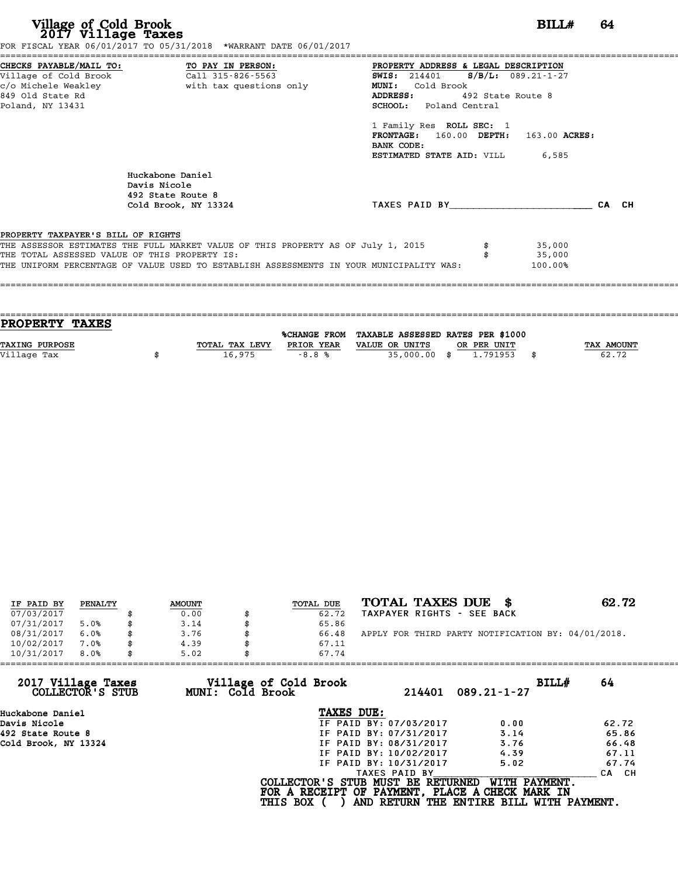# Village of Cold Brook
## 2017 Village Taxes

**BILL# 64**

FOR FISCAL YEAR 06/01/2017 TO 05/31/2018 *WARRANT DATE 06/01/2017

**CHECKS PAYABLE/MAIL TO:**
Village of Cold Brook
c/o Michele Weakley
849 Old State Rd
Poland, NY 13431

**TO PAY IN PERSON:**
Call 315-826-5563
with tax questions only

**PROPERTY ADDRESS & LEGAL DESCRIPTION**
**SWIS:** 214401 **S/B/L:** 089.21-1-27
**MUNI:** Cold Brook
**ADDRESS:** 492 State Route 8
**SCHOOL:** Poland Central

1 Family Res **ROLL SEC:** 1
**FRONTAGE:** 160.00 **DEPTH:** 163.00 **ACRES:**
**BANK CODE:**
**ESTIMATED STATE AID:** VILL 6,585

Huckabone Daniel
Davis Nicole
492 State Route 8
Cold Brook, NY 13324

TAXES PAID BY________________________ CA CH

PROPERTY TAXPAYER'S BILL OF RIGHTS
THE ASSESSOR ESTIMATES THE FULL MARKET VALUE OF THIS PROPERTY AS OF July 1, 2015 $ 35,000
THE TOTAL ASSESSED VALUE OF THIS PROPERTY IS: $ 35,000
THE UNIFORM PERCENTAGE OF VALUE USED TO ESTABLISH ASSESSMENTS IN YOUR MUNICIPALITY WAS: 100.00%

## PROPERTY TAXES

| TAXING PURPOSE | TOTAL TAX LEVY | %CHANGE FROM PRIOR YEAR | TAXABLE ASSESSED VALUE OR UNITS | RATES PER $1000 OR PER UNIT | TAX AMOUNT |
|---|---|---|---|---|---|
| Village Tax | $ 16,975 | -8.8 % | 35,000.00 | $ 1.791953 | $ 62.72 |

| IF PAID BY | PENALTY | AMOUNT | TOTAL DUE |
|---|---|---|---|
| 07/03/2017 | | $ 0.00 | $ 62.72 |
| 07/31/2017 | 5.0% | $ 3.14 | $ 65.86 |
| 08/31/2017 | 6.0% | $ 3.76 | $ 66.48 |
| 10/02/2017 | 7.0% | $ 4.39 | $ 67.11 |
| 10/31/2017 | 8.0% | $ 5.02 | $ 67.74 |

**TOTAL TAXES DUE $ 62.72**
TAXPAYER RIGHTS - SEE BACK

APPLY FOR THIRD PARTY NOTIFICATION BY: 04/01/2018.

**2017 Village Taxes COLLECTOR'S STUB**
**Village of Cold Brook MUNI: Cold Brook** 214401 089.21-1-27 **BILL# 64**

Huckabone Daniel
Davis Nicole
492 State Route 8
Cold Brook, NY 13324

**TAXES DUE:**

| | | |
|---|---|---|
| IF PAID BY: 07/03/2017 | 0.00 | 62.72 |
| IF PAID BY: 07/31/2017 | 3.14 | 65.86 |
| IF PAID BY: 08/31/2017 | 3.76 | 66.48 |
| IF PAID BY: 10/02/2017 | 4.39 | 67.11 |
| IF PAID BY: 10/31/2017 | 5.02 | 67.74 |

TAXES PAID BY________________________ CA CH

**COLLECTOR'S STUB MUST BE RETURNED WITH PAYMENT.**
**FOR A RECEIPT OF PAYMENT, PLACE A CHECK MARK IN THIS BOX ( ) AND RETURN THE ENTIRE BILL WITH PAYMENT.**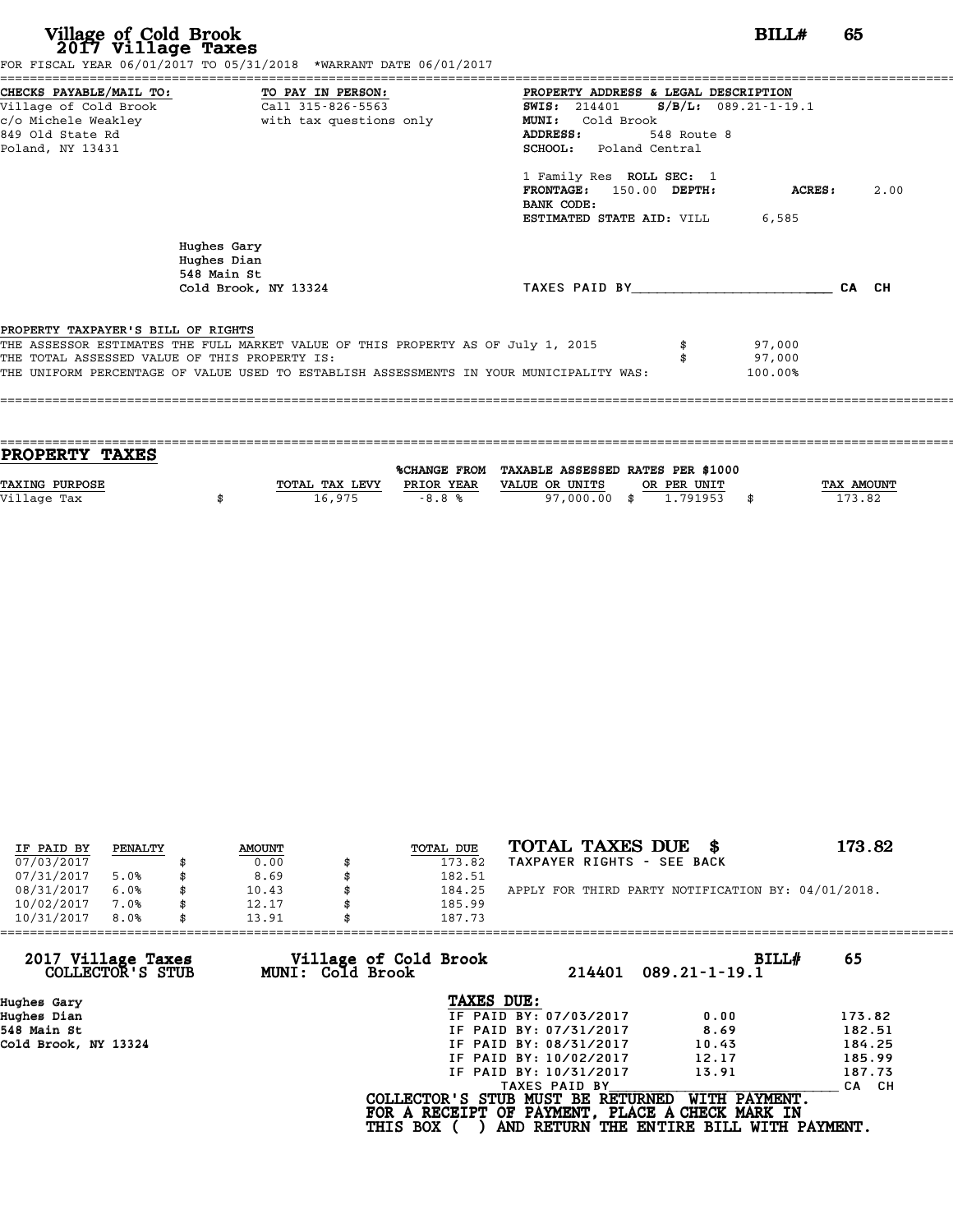# Village of Cold Brook
## 2017 Village Taxes

**BILL# 65**

FOR FISCAL YEAR 06/01/2017 TO 05/31/2018 *WARRANT DATE 06/01/2017

**CHECKS PAYABLE/MAIL TO:**
Village of Cold Brook
c/o Michele Weakley
849 Old State Rd
Poland, NY 13431

**TO PAY IN PERSON:**
Call 315-826-5563
with tax questions only

**PROPERTY ADDRESS & LEGAL DESCRIPTION**
**SWIS:** 214401 **S/B/L:** 089.21-1-19.1
**MUNI:** Cold Brook
**ADDRESS:** 548 Route 8
**SCHOOL:** Poland Central

1 Family Res **ROLL SEC:** 1
**FRONTAGE:** 150.00 **DEPTH:** **ACRES:** 2.00
**BANK CODE:**
**ESTIMATED STATE AID:** VILL 6,585

Hughes Gary
Hughes Dian
548 Main St
Cold Brook, NY 13324

TAXES PAID BY________________________ CA CH

**PROPERTY TAXPAYER'S BILL OF RIGHTS**

| | | |
|---|---|---|
| THE ASSESSOR ESTIMATES THE FULL MARKET VALUE OF THIS PROPERTY AS OF July 1, 2015 | $ | 97,000 |
| THE TOTAL ASSESSED VALUE OF THIS PROPERTY IS: | $ | 97,000 |
| THE UNIFORM PERCENTAGE OF VALUE USED TO ESTABLISH ASSESSMENTS IN YOUR MUNICIPALITY WAS: | | 100.00% |

## PROPERTY TAXES

| TAXING PURPOSE | TOTAL TAX LEVY | %CHANGE FROM PRIOR YEAR | TAXABLE ASSESSED VALUE OR UNITS | RATES PER $1000 OR PER UNIT | TAX AMOUNT |
|---|---|---|---|---|---|
| Village Tax | $ 16,975 | -8.8 % | 97,000.00 | $ 1.791953 | $ 173.82 |

| IF PAID BY | PENALTY | AMOUNT | TOTAL DUE |
|---|---|---|---|
| 07/03/2017 | | $ 0.00 | $ 173.82 |
| 07/31/2017 | 5.0% | $ 8.69 | $ 182.51 |
| 08/31/2017 | 6.0% | $ 10.43 | $ 184.25 |
| 10/02/2017 | 7.0% | $ 12.17 | $ 185.99 |
| 10/31/2017 | 8.0% | $ 13.91 | $ 187.73 |

**TOTAL TAXES DUE $ 173.82**
TAXPAYER RIGHTS - SEE BACK

APPLY FOR THIRD PARTY NOTIFICATION BY: 04/01/2018.

---

**2017 Village Taxes COLLECTOR'S STUB** — **Village of Cold Brook MUNI: Cold Brook** — 214401 089.21-1-19.1 — **BILL# 65**

Hughes Gary
Hughes Dian
548 Main St
Cold Brook, NY 13324

**TAXES DUE:**

| | | |
|---|---|---|
| IF PAID BY: 07/03/2017 | 0.00 | 173.82 |
| IF PAID BY: 07/31/2017 | 8.69 | 182.51 |
| IF PAID BY: 08/31/2017 | 10.43 | 184.25 |
| IF PAID BY: 10/02/2017 | 12.17 | 185.99 |
| IF PAID BY: 10/31/2017 | 13.91 | 187.73 |

TAXES PAID BY________________________ CA CH

**COLLECTOR'S STUB MUST BE RETURNED WITH PAYMENT.**
**FOR A RECEIPT OF PAYMENT, PLACE A CHECK MARK IN**
**THIS BOX ( ) AND RETURN THE ENTIRE BILL WITH PAYMENT.**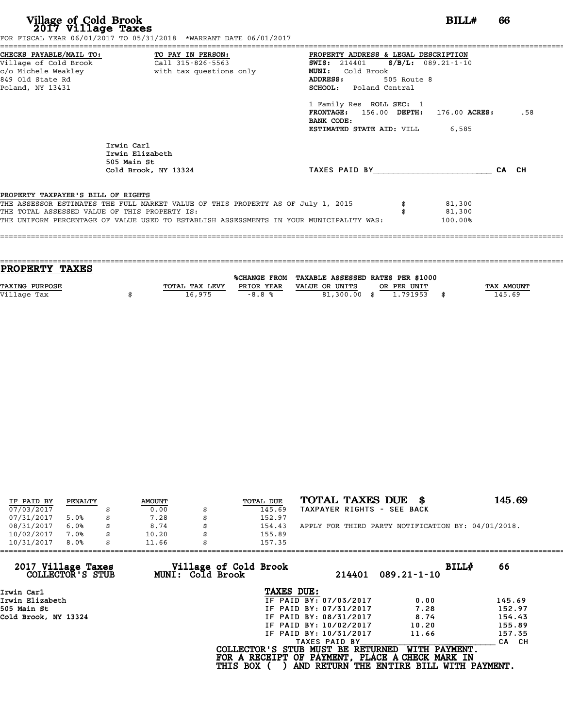# Village of Cold Brook
## 2017 Village Taxes

**BILL# 66**

FOR FISCAL YEAR 06/01/2017 TO 05/31/2018 *WARRANT DATE 06/01/2017

**CHECKS PAYABLE/MAIL TO:**
Village of Cold Brook
c/o Michele Weakley
849 Old State Rd
Poland, NY 13431

**TO PAY IN PERSON:**
Call 315-826-5563
with tax questions only

**PROPERTY ADDRESS & LEGAL DESCRIPTION**
**SWIS:** 214401 **S/B/L:** 089.21-1-10
**MUNI:** Cold Brook
**ADDRESS:** 505 Route 8
**SCHOOL:** Poland Central

1 Family Res **ROLL SEC:** 1
**FRONTAGE:** 156.00 **DEPTH:** 176.00 **ACRES:** .58
**BANK CODE:**
**ESTIMATED STATE AID:** VILL 6,585

Irwin Carl
Irwin Elizabeth
505 Main St
Cold Brook, NY 13324

TAXES PAID BY________________________ CA CH

**PROPERTY TAXPAYER'S BILL OF RIGHTS**

THE ASSESSOR ESTIMATES THE FULL MARKET VALUE OF THIS PROPERTY AS OF July 1, 2015 $ 81,300
THE TOTAL ASSESSED VALUE OF THIS PROPERTY IS: $ 81,300
THE UNIFORM PERCENTAGE OF VALUE USED TO ESTABLISH ASSESSMENTS IN YOUR MUNICIPALITY WAS: 100.00%

## PROPERTY TAXES

| TAXING PURPOSE | TOTAL TAX LEVY | %CHANGE FROM PRIOR YEAR | TAXABLE ASSESSED VALUE OR UNITS | RATES PER $1000 OR PER UNIT | TAX AMOUNT |
|---|---|---|---|---|---|
| Village Tax | $ 16,975 | -8.8 % | 81,300.00 | $ 1.791953 | $ 145.69 |

| IF PAID BY | PENALTY | AMOUNT | TOTAL DUE |
|---|---|---|---|
| 07/03/2017 | | $ 0.00 | $ 145.69 |
| 07/31/2017 | 5.0% | $ 7.28 | $ 152.97 |
| 08/31/2017 | 6.0% | $ 8.74 | $ 154.43 |
| 10/02/2017 | 7.0% | $ 10.20 | $ 155.89 |
| 10/31/2017 | 8.0% | $ 11.66 | $ 157.35 |

**TOTAL TAXES DUE $ 145.69**
TAXPAYER RIGHTS - SEE BACK

APPLY FOR THIRD PARTY NOTIFICATION BY: 04/01/2018.

---

**2017 Village Taxes COLLECTOR'S STUB** Village of Cold Brook MUNI: Cold Brook 214401 089.21-1-10 **BILL# 66**

Irwin Carl
Irwin Elizabeth
505 Main St
Cold Brook, NY 13324

**TAXES DUE:**

| | | |
|---|---|---|
| IF PAID BY: 07/03/2017 | 0.00 | 145.69 |
| IF PAID BY: 07/31/2017 | 7.28 | 152.97 |
| IF PAID BY: 08/31/2017 | 8.74 | 154.43 |
| IF PAID BY: 10/02/2017 | 10.20 | 155.89 |
| IF PAID BY: 10/31/2017 | 11.66 | 157.35 |

TAXES PAID BY________________________ CA CH

**COLLECTOR'S STUB MUST BE RETURNED WITH PAYMENT.**
**FOR A RECEIPT OF PAYMENT, PLACE A CHECK MARK IN THIS BOX ( ) AND RETURN THE ENTIRE BILL WITH PAYMENT.**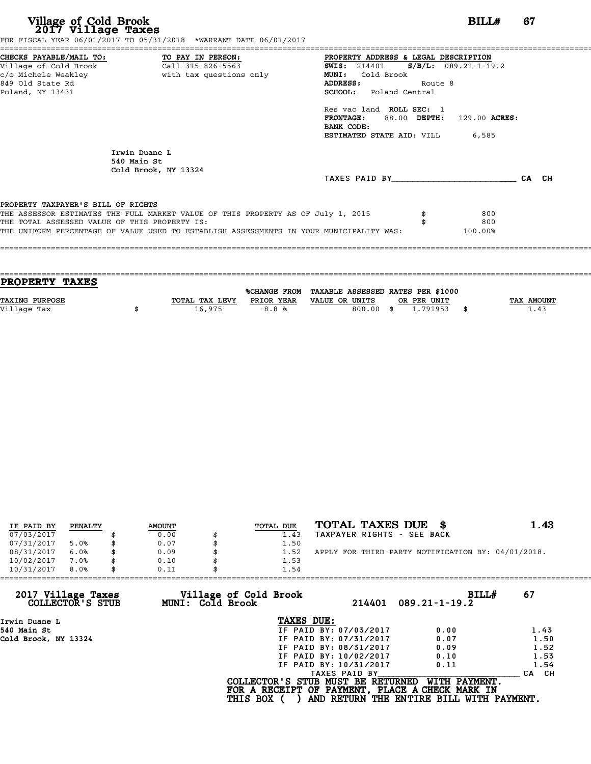# Village of Cold Brook
## 2017 Village Taxes

**BILL# 67**

FOR FISCAL YEAR 06/01/2017 TO 05/31/2018 *WARRANT DATE 06/01/2017

**CHECKS PAYABLE/MAIL TO:**
Village of Cold Brook
c/o Michele Weakley
849 Old State Rd
Poland, NY 13431

**TO PAY IN PERSON:**
Call 315-826-5563
with tax questions only

**PROPERTY ADDRESS & LEGAL DESCRIPTION**
**SWIS:** 214401 **S/B/L:** 089.21-1-19.2
**MUNI:** Cold Brook
**ADDRESS:** Route 8
**SCHOOL:** Poland Central

Res vac land **ROLL SEC:** 1
**FRONTAGE:** 88.00 **DEPTH:** 129.00 **ACRES:**
**BANK CODE:**
**ESTIMATED STATE AID:** VILL 6,585

Irwin Duane L
540 Main St
Cold Brook, NY 13324

TAXES PAID BY_______________________ CA CH

**PROPERTY TAXPAYER'S BILL OF RIGHTS**

THE ASSESSOR ESTIMATES THE FULL MARKET VALUE OF THIS PROPERTY AS OF July 1, 2015 $ 800
THE TOTAL ASSESSED VALUE OF THIS PROPERTY IS: $ 800
THE UNIFORM PERCENTAGE OF VALUE USED TO ESTABLISH ASSESSMENTS IN YOUR MUNICIPALITY WAS: 100.00%

## PROPERTY TAXES

| TAXING PURPOSE | TOTAL TAX LEVY | %CHANGE FROM PRIOR YEAR | TAXABLE ASSESSED VALUE OR UNITS | RATES PER $1000 OR PER UNIT | TAX AMOUNT |
|---|---|---|---|---|---|
| Village Tax | $ 16,975 | -8.8 % | 800.00 | $ 1.791953 | $ 1.43 |

| IF PAID BY | PENALTY | AMOUNT | TOTAL DUE |
|---|---|---|---|
| 07/03/2017 | | $ 0.00 | $ 1.43 |
| 07/31/2017 | 5.0% | $ 0.07 | $ 1.50 |
| 08/31/2017 | 6.0% | $ 0.09 | $ 1.52 |
| 10/02/2017 | 7.0% | $ 0.10 | $ 1.53 |
| 10/31/2017 | 8.0% | $ 0.11 | $ 1.54 |

**TOTAL TAXES DUE $ 1.43**
TAXPAYER RIGHTS - SEE BACK

APPLY FOR THIRD PARTY NOTIFICATION BY: 04/01/2018.

---

**2017 Village Taxes COLLECTOR'S STUB** — **Village of Cold Brook MUNI: Cold Brook** — 214401 089.21-1-19.2 — **BILL# 67**

Irwin Duane L
540 Main St
Cold Brook, NY 13324

**TAXES DUE:**

| | | |
|---|---|---|
| IF PAID BY: 07/03/2017 | 0.00 | 1.43 |
| IF PAID BY: 07/31/2017 | 0.07 | 1.50 |
| IF PAID BY: 08/31/2017 | 0.09 | 1.52 |
| IF PAID BY: 10/02/2017 | 0.10 | 1.53 |
| IF PAID BY: 10/31/2017 | 0.11 | 1.54 |

TAXES PAID BY_______________________ CA CH

**COLLECTOR'S STUB MUST BE RETURNED WITH PAYMENT.**
**FOR A RECEIPT OF PAYMENT, PLACE A CHECK MARK IN THIS BOX ( ) AND RETURN THE ENTIRE BILL WITH PAYMENT.**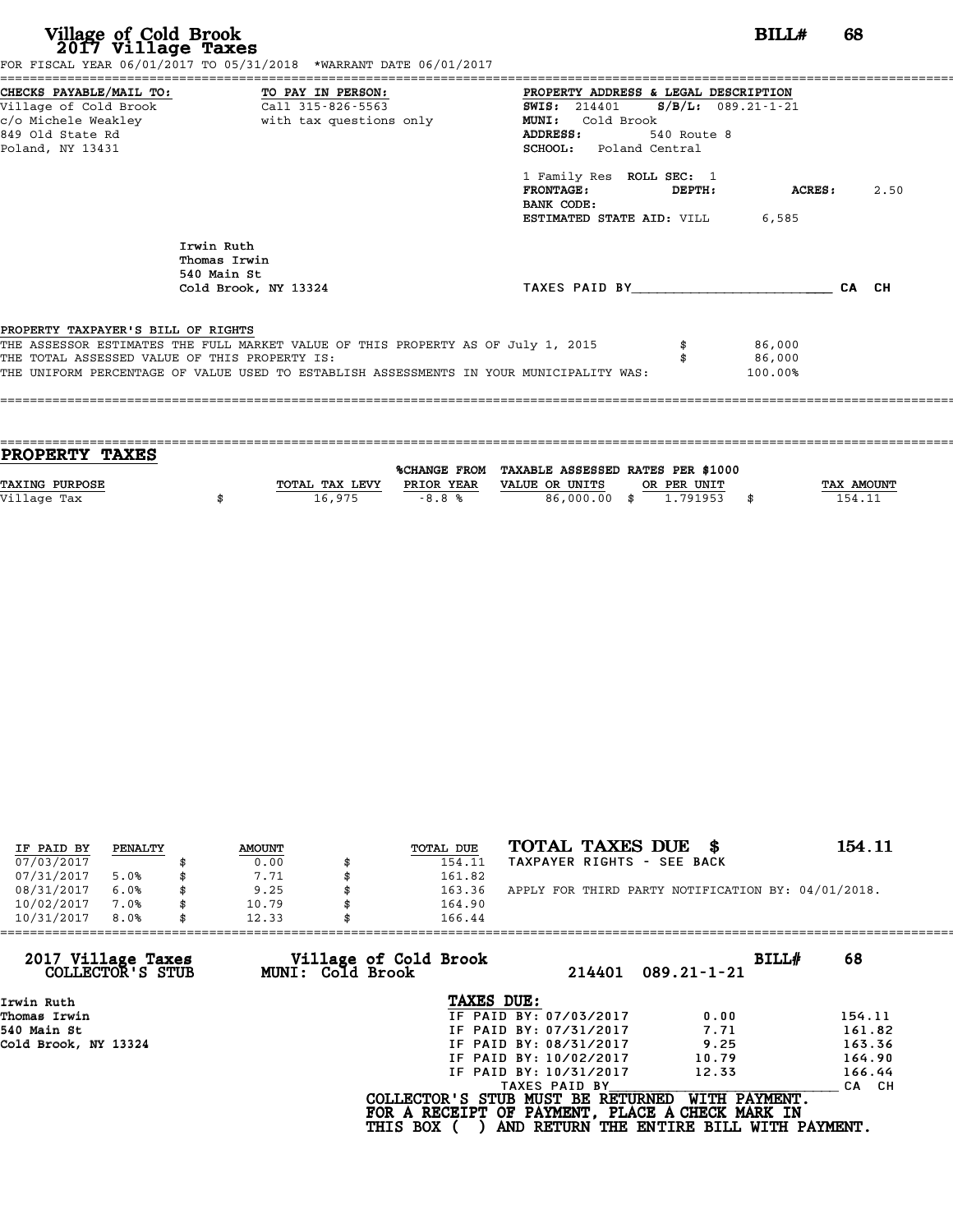# Village of Cold Brook 2017 Village Taxes

**BILL# 68**

FOR FISCAL YEAR 06/01/2017 TO 05/31/2018 *WARRANT DATE 06/01/2017

**CHECKS PAYABLE/MAIL TO:**
Village of Cold Brook
c/o Michele Weakley
849 Old State Rd
Poland, NY 13431

**TO PAY IN PERSON:**
Call 315-826-5563
with tax questions only

**PROPERTY ADDRESS & LEGAL DESCRIPTION**
**SWIS:** 214401 **S/B/L:** 089.21-1-21
**MUNI:** Cold Brook
**ADDRESS:** 540 Route 8
**SCHOOL:** Poland Central

1 Family Res **ROLL SEC:** 1
**FRONTAGE:** **DEPTH:** **ACRES:** 2.50
**BANK CODE:**
**ESTIMATED STATE AID:** VILL 6,585

Irwin Ruth
Thomas Irwin
540 Main St
Cold Brook, NY 13324

TAXES PAID BY________________________ CA CH

**PROPERTY TAXPAYER'S BILL OF RIGHTS**

THE ASSESSOR ESTIMATES THE FULL MARKET VALUE OF THIS PROPERTY AS OF July 1, 2015 $ 86,000
THE TOTAL ASSESSED VALUE OF THIS PROPERTY IS: $ 86,000
THE UNIFORM PERCENTAGE OF VALUE USED TO ESTABLISH ASSESSMENTS IN YOUR MUNICIPALITY WAS: 100.00%

## PROPERTY TAXES

| TAXING PURPOSE | TOTAL TAX LEVY | %CHANGE FROM PRIOR YEAR | TAXABLE ASSESSED VALUE OR UNITS | RATES PER $1000 OR PER UNIT | TAX AMOUNT |
|---|---|---|---|---|---|
| Village Tax | $ 16,975 | -8.8 % | 86,000.00 | $ 1.791953 | $ 154.11 |

| IF PAID BY | PENALTY | AMOUNT | TOTAL DUE |
|---|---|---|---|
| 07/03/2017 | | $ 0.00 | $ 154.11 |
| 07/31/2017 | 5.0% | $ 7.71 | $ 161.82 |
| 08/31/2017 | 6.0% | $ 9.25 | $ 163.36 |
| 10/02/2017 | 7.0% | $ 10.79 | $ 164.90 |
| 10/31/2017 | 8.0% | $ 12.33 | $ 166.44 |

**TOTAL TAXES DUE $ 154.11**
TAXPAYER RIGHTS - SEE BACK

APPLY FOR THIRD PARTY NOTIFICATION BY: 04/01/2018.

---

**2017 Village Taxes COLLECTOR'S STUB** — **Village of Cold Brook MUNI: Cold Brook** — 214401 089.21-1-21 — **BILL# 68**

Irwin Ruth
Thomas Irwin
540 Main St
Cold Brook, NY 13324

**TAXES DUE:**

| | | |
|---|---|---|
| IF PAID BY: 07/03/2017 | 0.00 | 154.11 |
| IF PAID BY: 07/31/2017 | 7.71 | 161.82 |
| IF PAID BY: 08/31/2017 | 9.25 | 163.36 |
| IF PAID BY: 10/02/2017 | 10.79 | 164.90 |
| IF PAID BY: 10/31/2017 | 12.33 | 166.44 |

TAXES PAID BY________________________ CA CH

**COLLECTOR'S STUB MUST BE RETURNED WITH PAYMENT.**
**FOR A RECEIPT OF PAYMENT, PLACE A CHECK MARK IN THIS BOX ( ) AND RETURN THE ENTIRE BILL WITH PAYMENT.**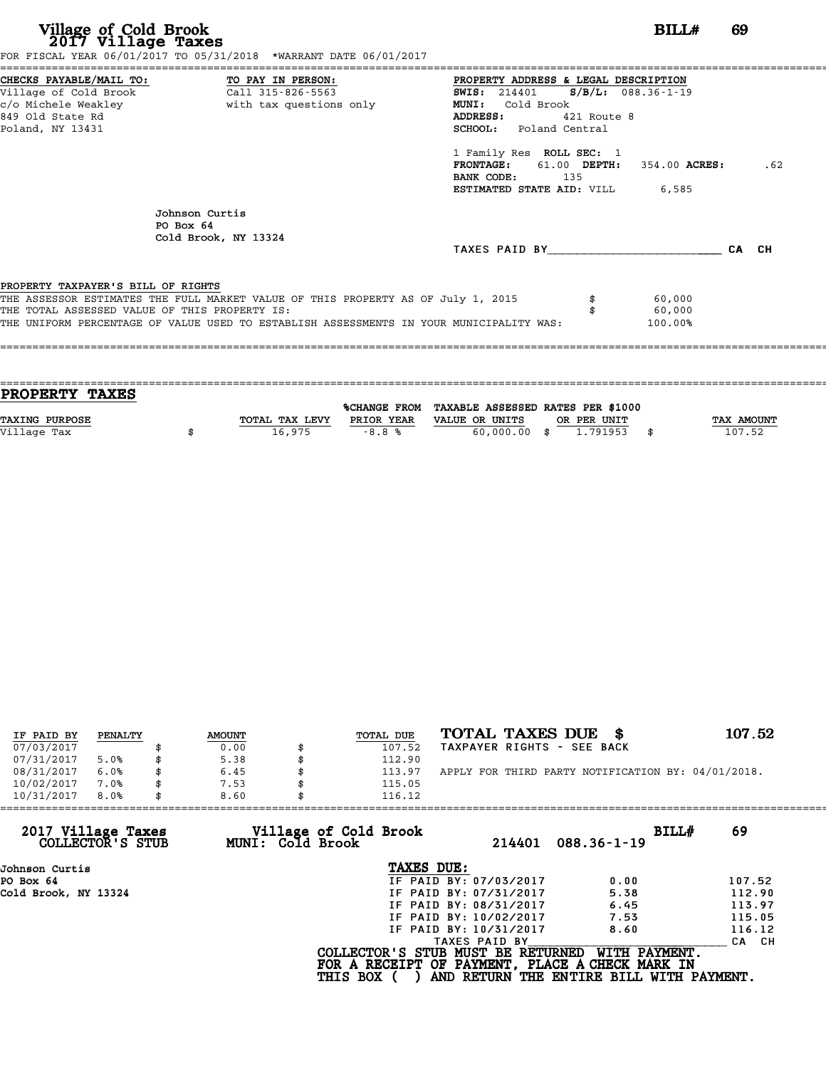# Village of Cold Brook
## 2017 Village Taxes

**BILL# 69**

FOR FISCAL YEAR 06/01/2017 TO 05/31/2018 *WARRANT DATE 06/01/2017

**CHECKS PAYABLE/MAIL TO:**
Village of Cold Brook
c/o Michele Weakley
849 Old State Rd
Poland, NY 13431

**TO PAY IN PERSON:**
Call 315-826-5563
with tax questions only

**PROPERTY ADDRESS & LEGAL DESCRIPTION**
**SWIS:** 214401 **S/B/L:** 088.36-1-19
**MUNI:** Cold Brook
**ADDRESS:** 421 Route 8
**SCHOOL:** Poland Central

1 Family Res **ROLL SEC:** 1
**FRONTAGE:** 61.00 **DEPTH:** 354.00 **ACRES:** .62
**BANK CODE:** 135
**ESTIMATED STATE AID:** VILL 6,585

Johnson Curtis
PO Box 64
Cold Brook, NY 13324

TAXES PAID BY________________________ CA CH

**PROPERTY TAXPAYER'S BILL OF RIGHTS**

THE ASSESSOR ESTIMATES THE FULL MARKET VALUE OF THIS PROPERTY AS OF July 1, 2015 $ 60,000
THE TOTAL ASSESSED VALUE OF THIS PROPERTY IS: $ 60,000
THE UNIFORM PERCENTAGE OF VALUE USED TO ESTABLISH ASSESSMENTS IN YOUR MUNICIPALITY WAS: 100.00%

## PROPERTY TAXES

| TAXING PURPOSE | TOTAL TAX LEVY | %CHANGE FROM PRIOR YEAR | TAXABLE ASSESSED VALUE OR UNITS | RATES PER $1000 OR PER UNIT | TAX AMOUNT |
|---|---|---|---|---|---|
| Village Tax | $ 16,975 | -8.8 % | 60,000.00 | $ 1.791953 | $ 107.52 |

| IF PAID BY | PENALTY | AMOUNT | TOTAL DUE |
|---|---|---|---|
| 07/03/2017 | | $ 0.00 | $ 107.52 |
| 07/31/2017 | 5.0% | $ 5.38 | $ 112.90 |
| 08/31/2017 | 6.0% | $ 6.45 | $ 113.97 |
| 10/02/2017 | 7.0% | $ 7.53 | $ 115.05 |
| 10/31/2017 | 8.0% | $ 8.60 | $ 116.12 |

**TOTAL TAXES DUE $ 107.52**
TAXPAYER RIGHTS - SEE BACK

APPLY FOR THIRD PARTY NOTIFICATION BY: 04/01/2018.

**2017 Village Taxes COLLECTOR'S STUB** — **Village of Cold Brook MUNI: Cold Brook** — 214401 088.36-1-19 — **BILL# 69**

Johnson Curtis
PO Box 64
Cold Brook, NY 13324

**TAXES DUE:**

| | | |
|---|---|---|
| IF PAID BY: 07/03/2017 | 0.00 | 107.52 |
| IF PAID BY: 07/31/2017 | 5.38 | 112.90 |
| IF PAID BY: 08/31/2017 | 6.45 | 113.97 |
| IF PAID BY: 10/02/2017 | 7.53 | 115.05 |
| IF PAID BY: 10/31/2017 | 8.60 | 116.12 |

TAXES PAID BY________________________ CA CH

**COLLECTOR'S STUB MUST BE RETURNED WITH PAYMENT.**
**FOR A RECEIPT OF PAYMENT, PLACE A CHECK MARK IN THIS BOX ( ) AND RETURN THE ENTIRE BILL WITH PAYMENT.**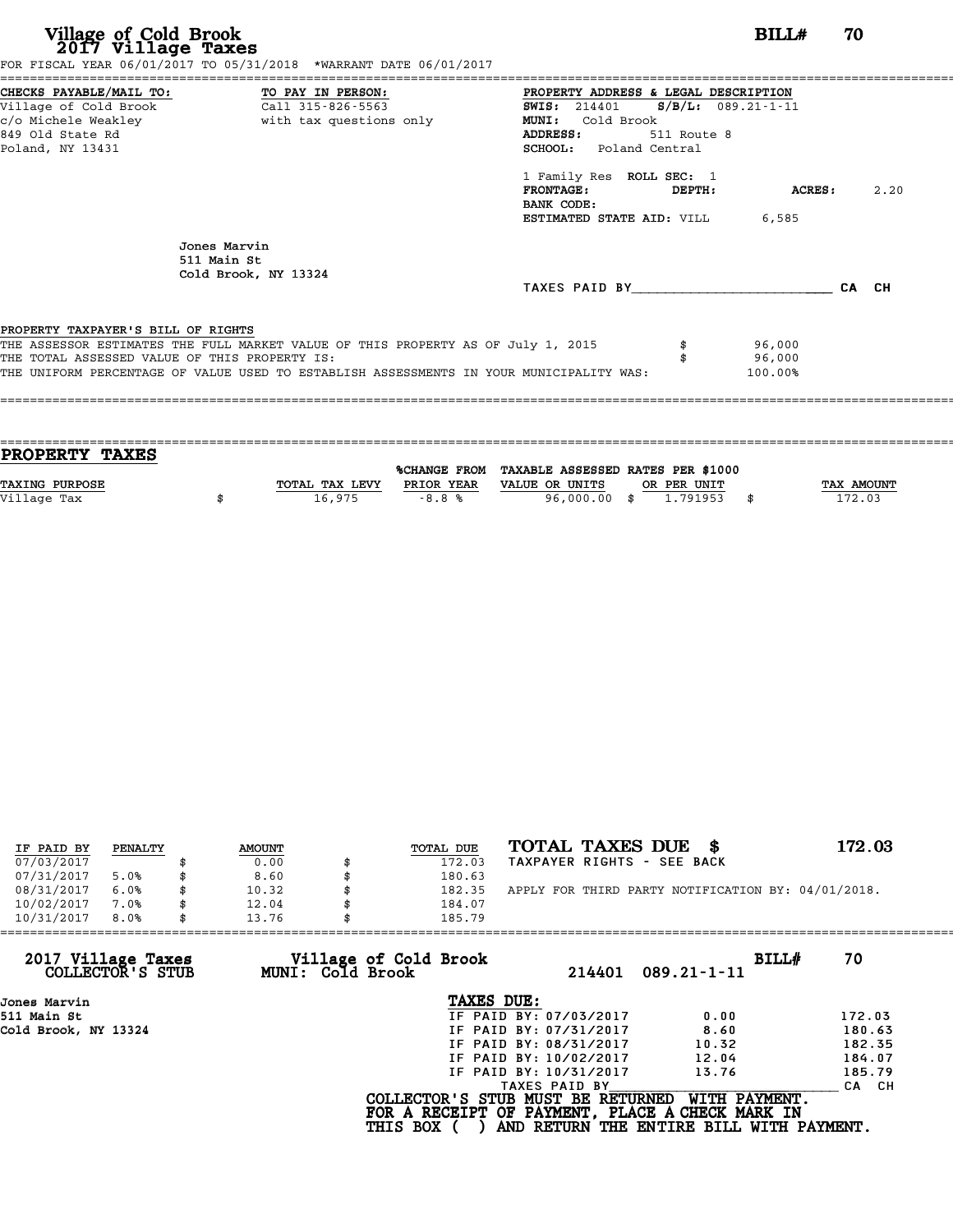# Village of Cold Brook
## 2017 Village Taxes

**BILL#** 70

FOR FISCAL YEAR 06/01/2017 TO 05/31/2018 *WARRANT DATE 06/01/2017

**CHECKS PAYABLE/MAIL TO:**
Village of Cold Brook
c/o Michele Weakley
849 Old State Rd
Poland, NY 13431

**TO PAY IN PERSON:**
Call 315-826-5563
with tax questions only

**PROPERTY ADDRESS & LEGAL DESCRIPTION**
**SWIS:** 214401 **S/B/L:** 089.21-1-11
**MUNI:** Cold Brook
**ADDRESS:** 511 Route 8
**SCHOOL:** Poland Central

1 Family Res **ROLL SEC:** 1
**FRONTAGE:** **DEPTH:** **ACRES:** 2.20
**BANK CODE:**
**ESTIMATED STATE AID:** VILL 6,585

Jones Marvin
511 Main St
Cold Brook, NY 13324

TAXES PAID BY________________________ CA CH

**PROPERTY TAXPAYER'S BILL OF RIGHTS**

THE ASSESSOR ESTIMATES THE FULL MARKET VALUE OF THIS PROPERTY AS OF July 1, 2015 $ 96,000
THE TOTAL ASSESSED VALUE OF THIS PROPERTY IS: $ 96,000
THE UNIFORM PERCENTAGE OF VALUE USED TO ESTABLISH ASSESSMENTS IN YOUR MUNICIPALITY WAS: 100.00%

## PROPERTY TAXES

| TAXING PURPOSE | TOTAL TAX LEVY | %CHANGE FROM PRIOR YEAR | TAXABLE ASSESSED VALUE OR UNITS | RATES PER $1000 OR PER UNIT | TAX AMOUNT |
|---|---|---|---|---|---|
| Village Tax | $ 16,975 | -8.8 % | 96,000.00 | $ 1.791953 | $ 172.03 |

| IF PAID BY | PENALTY | AMOUNT | TOTAL DUE |
|---|---|---|---|
| 07/03/2017 | | $ 0.00 | $ 172.03 |
| 07/31/2017 | 5.0% | $ 8.60 | $ 180.63 |
| 08/31/2017 | 6.0% | $ 10.32 | $ 182.35 |
| 10/02/2017 | 7.0% | $ 12.04 | $ 184.07 |
| 10/31/2017 | 8.0% | $ 13.76 | $ 185.79 |

**TOTAL TAXES DUE $ 172.03**
TAXPAYER RIGHTS - SEE BACK

APPLY FOR THIRD PARTY NOTIFICATION BY: 04/01/2018.

**2017 Village Taxes COLLECTOR'S STUB** — **Village of Cold Brook MUNI: Cold Brook** — 214401 089.21-1-11 — **BILL#** 70

Jones Marvin
511 Main St
Cold Brook, NY 13324

**TAXES DUE:**

| | | |
|---|---|---|
| IF PAID BY: 07/03/2017 | 0.00 | 172.03 |
| IF PAID BY: 07/31/2017 | 8.60 | 180.63 |
| IF PAID BY: 08/31/2017 | 10.32 | 182.35 |
| IF PAID BY: 10/02/2017 | 12.04 | 184.07 |
| IF PAID BY: 10/31/2017 | 13.76 | 185.79 |

TAXES PAID BY________________________ CA CH

COLLECTOR'S STUB MUST BE RETURNED WITH PAYMENT.
FOR A RECEIPT OF PAYMENT, PLACE A CHECK MARK IN
THIS BOX ( ) AND RETURN THE ENTIRE BILL WITH PAYMENT.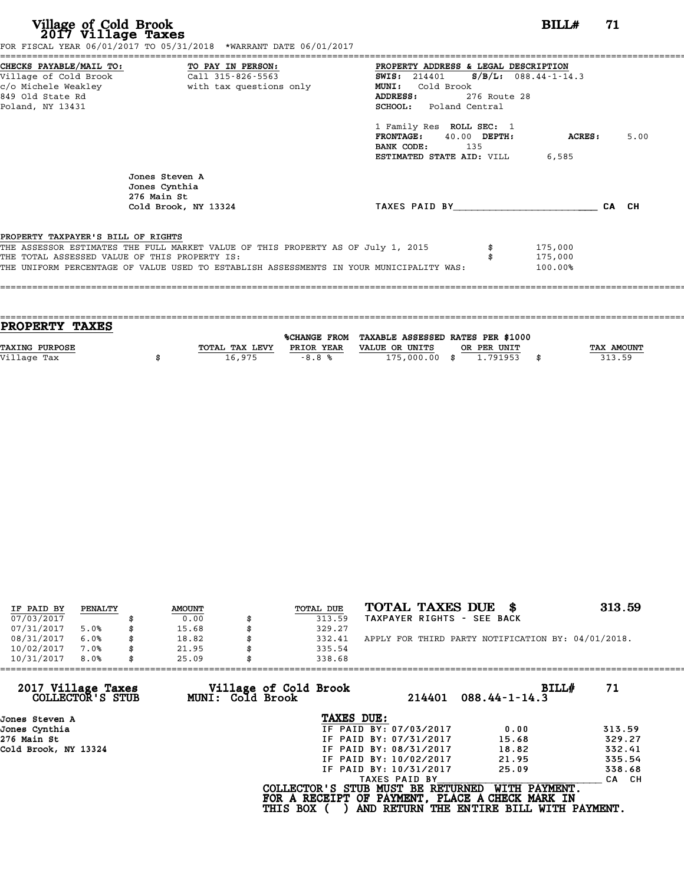# Village of Cold Brook
## 2017 Village Taxes

**BILL# 71**

FOR FISCAL YEAR 06/01/2017 TO 05/31/2018 *WARRANT DATE 06/01/2017

**CHECKS PAYABLE/MAIL TO:**
Village of Cold Brook
c/o Michele Weakley
849 Old State Rd
Poland, NY 13431

**TO PAY IN PERSON:**
Call 315-826-5563
with tax questions only

**PROPERTY ADDRESS & LEGAL DESCRIPTION**
**SWIS:** 214401 **S/B/L:** 088.44-1-14.3
**MUNI:** Cold Brook
**ADDRESS:** 276 Route 28
**SCHOOL:** Poland Central

1 Family Res **ROLL SEC:** 1
**FRONTAGE:** 40.00 **DEPTH:** **ACRES:** 5.00
**BANK CODE:** 135
**ESTIMATED STATE AID:** VILL 6,585

Jones Steven A
Jones Cynthia
276 Main St
Cold Brook, NY 13324

TAXES PAID BY________________________ CA CH

**PROPERTY TAXPAYER'S BILL OF RIGHTS**

THE ASSESSOR ESTIMATES THE FULL MARKET VALUE OF THIS PROPERTY AS OF July 1, 2015 $ 175,000
THE TOTAL ASSESSED VALUE OF THIS PROPERTY IS: $ 175,000
THE UNIFORM PERCENTAGE OF VALUE USED TO ESTABLISH ASSESSMENTS IN YOUR MUNICIPALITY WAS: 100.00%

## PROPERTY TAXES

| TAXING PURPOSE | TOTAL TAX LEVY | %CHANGE FROM PRIOR YEAR | TAXABLE ASSESSED VALUE OR UNITS | RATES PER $1000 OR PER UNIT | TAX AMOUNT |
|---|---|---|---|---|---|
| Village Tax | $ 16,975 | -8.8 % | 175,000.00 | $ 1.791953 | $ 313.59 |

| IF PAID BY | PENALTY | AMOUNT | TOTAL DUE |
|---|---|---|---|
| 07/03/2017 | | $ 0.00 | $ 313.59 |
| 07/31/2017 | 5.0% | $ 15.68 | $ 329.27 |
| 08/31/2017 | 6.0% | $ 18.82 | $ 332.41 |
| 10/02/2017 | 7.0% | $ 21.95 | $ 335.54 |
| 10/31/2017 | 8.0% | $ 25.09 | $ 338.68 |

**TOTAL TAXES DUE $ 313.59**
TAXPAYER RIGHTS - SEE BACK

APPLY FOR THIRD PARTY NOTIFICATION BY: 04/01/2018.

---

**2017 Village Taxes — COLLECTOR'S STUB**
**Village of Cold Brook — MUNI: Cold Brook**
214401 088.44-1-14.3 **BILL# 71**

Jones Steven A
Jones Cynthia
276 Main St
Cold Brook, NY 13324

**TAXES DUE:**

| | | |
|---|---|---|
| IF PAID BY: 07/03/2017 | 0.00 | 313.59 |
| IF PAID BY: 07/31/2017 | 15.68 | 329.27 |
| IF PAID BY: 08/31/2017 | 18.82 | 332.41 |
| IF PAID BY: 10/02/2017 | 21.95 | 335.54 |
| IF PAID BY: 10/31/2017 | 25.09 | 338.68 |

TAXES PAID BY________________________ CA CH

**COLLECTOR'S STUB MUST BE RETURNED WITH PAYMENT.**
**FOR A RECEIPT OF PAYMENT, PLACE A CHECK MARK IN THIS BOX ( ) AND RETURN THE ENTIRE BILL WITH PAYMENT.**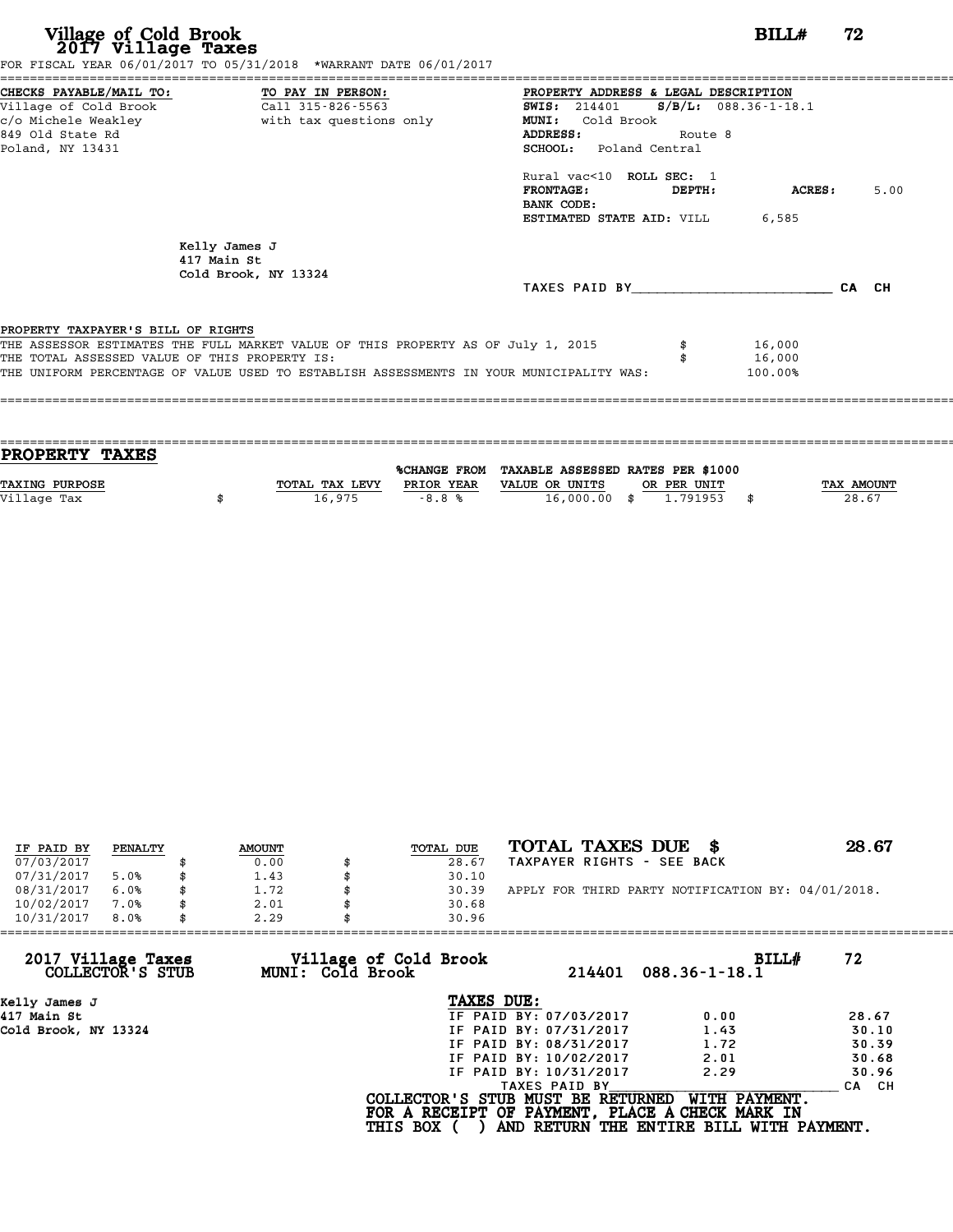# Village of Cold Brook
## 2017 Village Taxes

**BILL# 72**

FOR FISCAL YEAR 06/01/2017 TO 05/31/2018 *WARRANT DATE 06/01/2017

**CHECKS PAYABLE/MAIL TO:**
Village of Cold Brook
c/o Michele Weakley
849 Old State Rd
Poland, NY 13431

**TO PAY IN PERSON:**
Call 315-826-5563
with tax questions only

**PROPERTY ADDRESS & LEGAL DESCRIPTION**
**SWIS:** 214401 **S/B/L:** 088.36-1-18.1
**MUNI:** Cold Brook
**ADDRESS:** Route 8
**SCHOOL:** Poland Central

Rural vac<10 **ROLL SEC:** 1
**FRONTAGE:** **DEPTH:** **ACRES:** 5.00
**BANK CODE:**
**ESTIMATED STATE AID:** VILL 6,585

Kelly James J
417 Main St
Cold Brook, NY 13324

TAXES PAID BY________________________ CA CH

PROPERTY TAXPAYER'S BILL OF RIGHTS
THE ASSESSOR ESTIMATES THE FULL MARKET VALUE OF THIS PROPERTY AS OF July 1, 2015 $ 16,000
THE TOTAL ASSESSED VALUE OF THIS PROPERTY IS: $ 16,000
THE UNIFORM PERCENTAGE OF VALUE USED TO ESTABLISH ASSESSMENTS IN YOUR MUNICIPALITY WAS: 100.00%

## PROPERTY TAXES

| TAXING PURPOSE | TOTAL TAX LEVY | %CHANGE FROM PRIOR YEAR | TAXABLE ASSESSED VALUE OR UNITS | RATES PER $1000 OR PER UNIT | TAX AMOUNT |
|---|---|---|---|---|---|
| Village Tax | $ 16,975 | -8.8 % | 16,000.00 | $ 1.791953 | $ 28.67 |

| IF PAID BY | PENALTY | AMOUNT | TOTAL DUE |
|---|---|---|---|
| 07/03/2017 | | $ 0.00 | $ 28.67 |
| 07/31/2017 | 5.0% | $ 1.43 | $ 30.10 |
| 08/31/2017 | 6.0% | $ 1.72 | $ 30.39 |
| 10/02/2017 | 7.0% | $ 2.01 | $ 30.68 |
| 10/31/2017 | 8.0% | $ 2.29 | $ 30.96 |

**TOTAL TAXES DUE $ 28.67**
TAXPAYER RIGHTS - SEE BACK

APPLY FOR THIRD PARTY NOTIFICATION BY: 04/01/2018.

**2017 Village Taxes COLLECTOR'S STUB** — **Village of Cold Brook MUNI: Cold Brook** — 214401 088.36-1-18.1 — **BILL# 72**

Kelly James J
417 Main St
Cold Brook, NY 13324

**TAXES DUE:**

| | | |
|---|---|---|
| IF PAID BY: 07/03/2017 | 0.00 | 28.67 |
| IF PAID BY: 07/31/2017 | 1.43 | 30.10 |
| IF PAID BY: 08/31/2017 | 1.72 | 30.39 |
| IF PAID BY: 10/02/2017 | 2.01 | 30.68 |
| IF PAID BY: 10/31/2017 | 2.29 | 30.96 |

TAXES PAID BY________________________ CA CH

**COLLECTOR'S STUB MUST BE RETURNED WITH PAYMENT.**
**FOR A RECEIPT OF PAYMENT, PLACE A CHECK MARK IN THIS BOX ( ) AND RETURN THE ENTIRE BILL WITH PAYMENT.**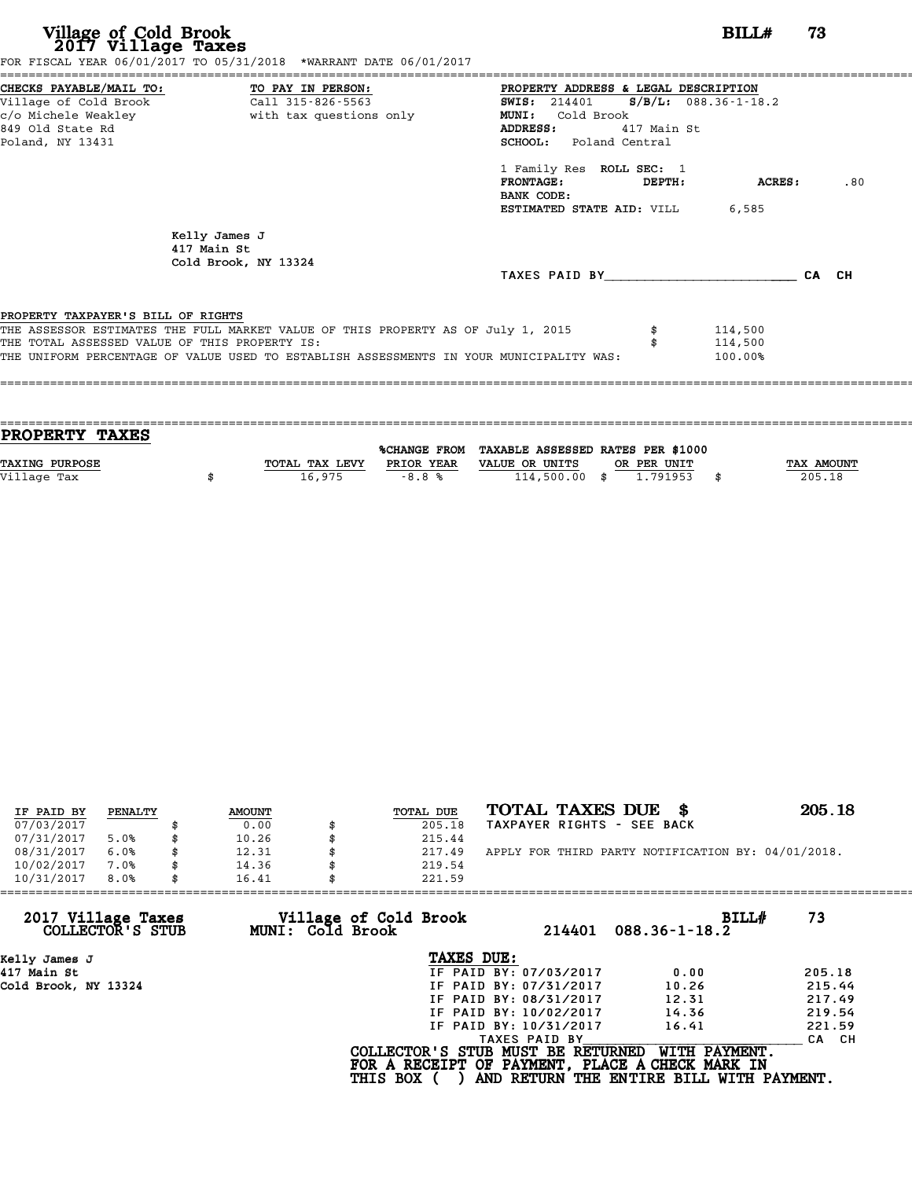# Village of Cold Brook
## 2017 Village Taxes

**BILL# 73**

FOR FISCAL YEAR 06/01/2017 TO 05/31/2018 *WARRANT DATE 06/01/2017

**CHECKS PAYABLE/MAIL TO:**
Village of Cold Brook
c/o Michele Weakley
849 Old State Rd
Poland, NY 13431

**TO PAY IN PERSON:**
Call 315-826-5563
with tax questions only

**PROPERTY ADDRESS & LEGAL DESCRIPTION**
**SWIS:** 214401 **S/B/L:** 088.36-1-18.2
**MUNI:** Cold Brook
**ADDRESS:** 417 Main St
**SCHOOL:** Poland Central

1 Family Res **ROLL SEC:** 1
**FRONTAGE:** **DEPTH:** **ACRES:** .80
**BANK CODE:**
**ESTIMATED STATE AID:** VILL 6,585

Kelly James J
417 Main St
Cold Brook, NY 13324

TAXES PAID BY________________________ CA CH

**PROPERTY TAXPAYER'S BILL OF RIGHTS**

THE ASSESSOR ESTIMATES THE FULL MARKET VALUE OF THIS PROPERTY AS OF July 1, 2015 $ 114,500
THE TOTAL ASSESSED VALUE OF THIS PROPERTY IS: $ 114,500
THE UNIFORM PERCENTAGE OF VALUE USED TO ESTABLISH ASSESSMENTS IN YOUR MUNICIPALITY WAS: 100.00%

## PROPERTY TAXES

| TAXING PURPOSE | TOTAL TAX LEVY | %CHANGE FROM PRIOR YEAR | TAXABLE ASSESSED VALUE OR UNITS | RATES PER $1000 OR PER UNIT | TAX AMOUNT |
|---|---|---|---|---|---|
| Village Tax | $ 16,975 | -8.8 % | 114,500.00 | $ 1.791953 | $ 205.18 |

| IF PAID BY | PENALTY | AMOUNT | TOTAL DUE |
|---|---|---|---|
| 07/03/2017 | | $ 0.00 | $ 205.18 |
| 07/31/2017 | 5.0% | $ 10.26 | $ 215.44 |
| 08/31/2017 | 6.0% | $ 12.31 | $ 217.49 |
| 10/02/2017 | 7.0% | $ 14.36 | $ 219.54 |
| 10/31/2017 | 8.0% | $ 16.41 | $ 221.59 |

**TOTAL TAXES DUE $ 205.18**
TAXPAYER RIGHTS - SEE BACK

APPLY FOR THIRD PARTY NOTIFICATION BY: 04/01/2018.

---

**2017 Village Taxes COLLECTOR'S STUB** — **Village of Cold Brook MUNI: Cold Brook** — 214401 088.36-1-18.2 — **BILL# 73**

Kelly James J
417 Main St
Cold Brook, NY 13324

**TAXES DUE:**

| | | |
|---|---|---|
| IF PAID BY: 07/03/2017 | 0.00 | 205.18 |
| IF PAID BY: 07/31/2017 | 10.26 | 215.44 |
| IF PAID BY: 08/31/2017 | 12.31 | 217.49 |
| IF PAID BY: 10/02/2017 | 14.36 | 219.54 |
| IF PAID BY: 10/31/2017 | 16.41 | 221.59 |

TAXES PAID BY________________________ CA CH

COLLECTOR'S STUB MUST BE RETURNED WITH PAYMENT.
FOR A RECEIPT OF PAYMENT, PLACE A CHECK MARK IN
THIS BOX ( ) AND RETURN THE ENTIRE BILL WITH PAYMENT.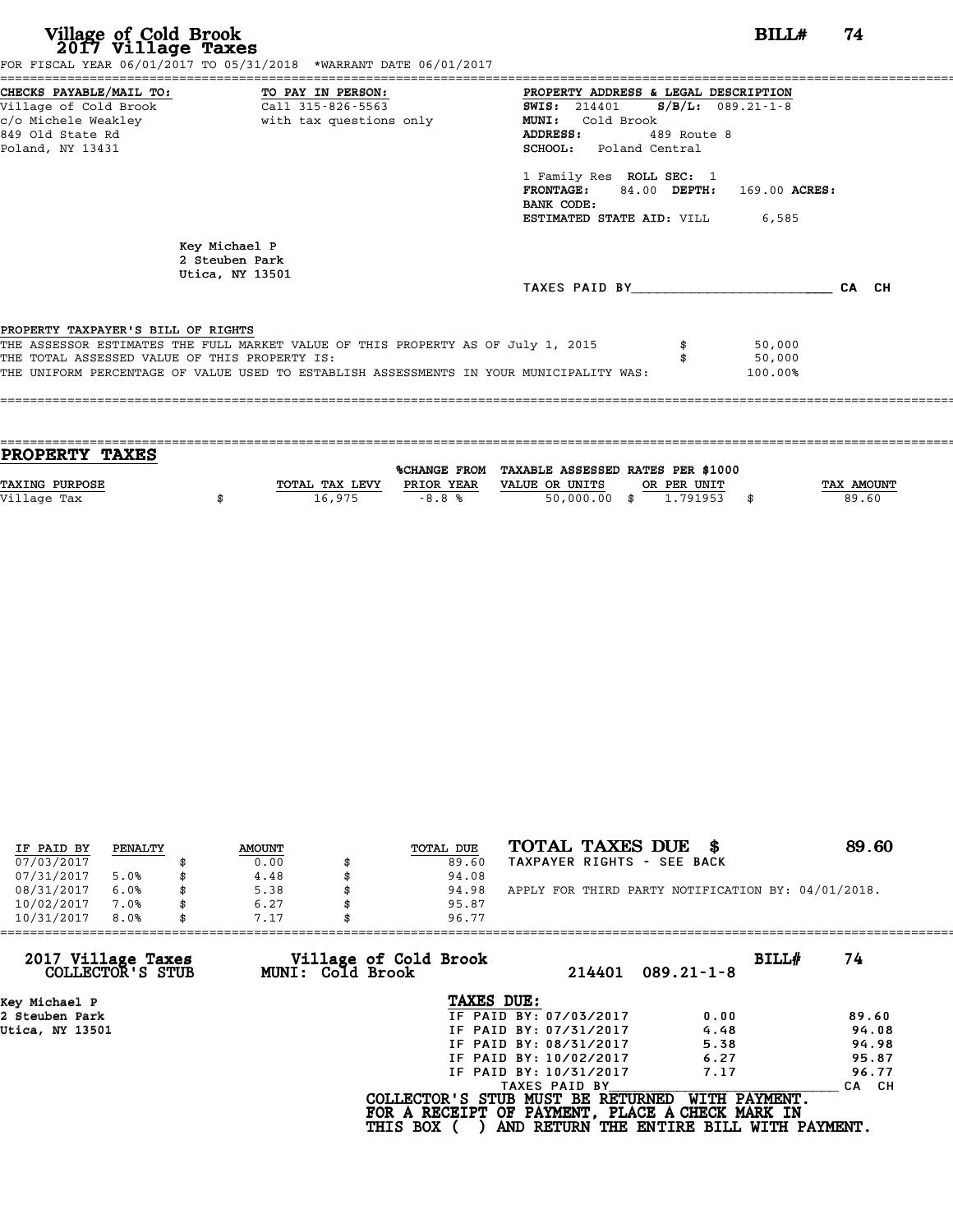# Village of Cold Brook
## 2017 Village Taxes

**BILL# 74**

FOR FISCAL YEAR 06/01/2017 TO 05/31/2018 *WARRANT DATE 06/01/2017

**CHECKS PAYABLE/MAIL TO:**
Village of Cold Brook
c/o Michele Weakley
849 Old State Rd
Poland, NY 13431

**TO PAY IN PERSON:**
Call 315-826-5563
with tax questions only

**PROPERTY ADDRESS & LEGAL DESCRIPTION**
**SWIS:** 214401 **S/B/L:** 089.21-1-8
**MUNI:** Cold Brook
**ADDRESS:** 489 Route 8
**SCHOOL:** Poland Central

1 Family Res **ROLL SEC:** 1
**FRONTAGE:** 84.00 **DEPTH:** 169.00 **ACRES:**
**BANK CODE:**
**ESTIMATED STATE AID:** VILL 6,585

Key Michael P
2 Steuben Park
Utica, NY 13501

TAXES PAID BY________________________ CA CH

PROPERTY TAXPAYER'S BILL OF RIGHTS

| | | |
|---|---|---|
| THE ASSESSOR ESTIMATES THE FULL MARKET VALUE OF THIS PROPERTY AS OF July 1, 2015 | $ | 50,000 |
| THE TOTAL ASSESSED VALUE OF THIS PROPERTY IS: | $ | 50,000 |
| THE UNIFORM PERCENTAGE OF VALUE USED TO ESTABLISH ASSESSMENTS IN YOUR MUNICIPALITY WAS: | | 100.00% |

## PROPERTY TAXES

| TAXING PURPOSE | | TOTAL TAX LEVY | %CHANGE FROM PRIOR YEAR | TAXABLE ASSESSED VALUE OR UNITS | | RATES PER $1000 OR PER UNIT | | TAX AMOUNT |
|---|---|---|---|---|---|---|---|---|
| Village Tax | $ | 16,975 | -8.8 % | 50,000.00 | $ | 1.791953 | $ | 89.60 |

| IF PAID BY | PENALTY | | AMOUNT | | TOTAL DUE |
|---|---|---|---|---|---|
| 07/03/2017 | | $ | 0.00 | $ | 89.60 |
| 07/31/2017 | 5.0% | $ | 4.48 | $ | 94.08 |
| 08/31/2017 | 6.0% | $ | 5.38 | $ | 94.98 |
| 10/02/2017 | 7.0% | $ | 6.27 | $ | 95.87 |
| 10/31/2017 | 8.0% | $ | 7.17 | $ | 96.77 |

**TOTAL TAXES DUE $ 89.60**
TAXPAYER RIGHTS - SEE BACK

APPLY FOR THIRD PARTY NOTIFICATION BY: 04/01/2018.

---

**2017 Village Taxes**
**COLLECTOR'S STUB**

**Village of Cold Brook**
**MUNI: Cold Brook**

214401 089.21-1-8 **BILL# 74**

Key Michael P
2 Steuben Park
Utica, NY 13501

**TAXES DUE:**

| | | |
|---|---|---|
| IF PAID BY: 07/03/2017 | 0.00 | 89.60 |
| IF PAID BY: 07/31/2017 | 4.48 | 94.08 |
| IF PAID BY: 08/31/2017 | 5.38 | 94.98 |
| IF PAID BY: 10/02/2017 | 6.27 | 95.87 |
| IF PAID BY: 10/31/2017 | 7.17 | 96.77 |

TAXES PAID BY________________________ CA CH

**COLLECTOR'S STUB MUST BE RETURNED WITH PAYMENT.**
**FOR A RECEIPT OF PAYMENT, PLACE A CHECK MARK IN**
**THIS BOX ( ) AND RETURN THE ENTIRE BILL WITH PAYMENT.**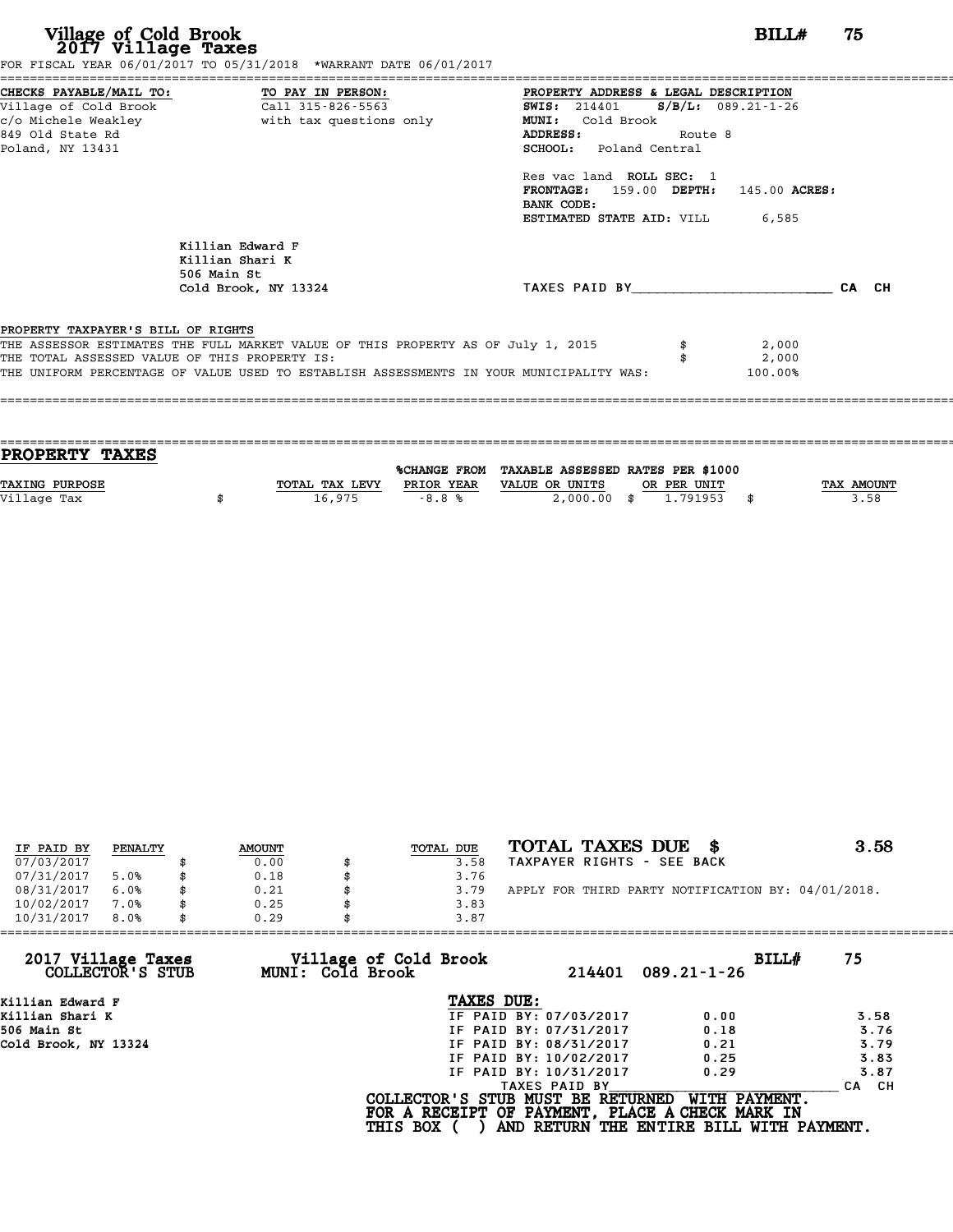# Village of Cold Brook
## 2017 Village Taxes

**BILL# 75**

FOR FISCAL YEAR 06/01/2017 TO 05/31/2018 *WARRANT DATE 06/01/2017

**CHECKS PAYABLE/MAIL TO:**
Village of Cold Brook
c/o Michele Weakley
849 Old State Rd
Poland, NY 13431

**TO PAY IN PERSON:**
Call 315-826-5563
with tax questions only

**PROPERTY ADDRESS & LEGAL DESCRIPTION**
**SWIS:** 214401 **S/B/L:** 089.21-1-26
**MUNI:** Cold Brook
**ADDRESS:** Route 8
**SCHOOL:** Poland Central

Res vac land **ROLL SEC:** 1
**FRONTAGE:** 159.00 **DEPTH:** 145.00 **ACRES:**
**BANK CODE:**
**ESTIMATED STATE AID:** VILL 6,585

Killian Edward F
Killian Shari K
506 Main St
Cold Brook, NY 13324

TAXES PAID BY________________________ CA CH

PROPERTY TAXPAYER'S BILL OF RIGHTS

| | | |
|---|---|---|
| THE ASSESSOR ESTIMATES THE FULL MARKET VALUE OF THIS PROPERTY AS OF July 1, 2015 | $ | 2,000 |
| THE TOTAL ASSESSED VALUE OF THIS PROPERTY IS: | $ | 2,000 |
| THE UNIFORM PERCENTAGE OF VALUE USED TO ESTABLISH ASSESSMENTS IN YOUR MUNICIPALITY WAS: | | 100.00% |

## PROPERTY TAXES

| TAXING PURPOSE | | TOTAL TAX LEVY | %CHANGE FROM PRIOR YEAR | TAXABLE ASSESSED VALUE OR UNITS | | RATES PER $1000 OR PER UNIT | | TAX AMOUNT |
|---|---|---|---|---|---|---|---|---|
| Village Tax | $ | 16,975 | -8.8 % | 2,000.00 | $ | 1.791953 | $ | 3.58 |

| IF PAID BY | PENALTY | | AMOUNT | | TOTAL DUE |
|---|---|---|---|---|---|
| 07/03/2017 | | $ | 0.00 | $ | 3.58 |
| 07/31/2017 | 5.0% | $ | 0.18 | $ | 3.76 |
| 08/31/2017 | 6.0% | $ | 0.21 | $ | 3.79 |
| 10/02/2017 | 7.0% | $ | 0.25 | $ | 3.83 |
| 10/31/2017 | 8.0% | $ | 0.29 | $ | 3.87 |

**TOTAL TAXES DUE $ 3.58**
TAXPAYER RIGHTS - SEE BACK

APPLY FOR THIRD PARTY NOTIFICATION BY: 04/01/2018.

**2017 Village Taxes** **COLLECTOR'S STUB**
**Village of Cold Brook** **MUNI: Cold Brook**
214401 089.21-1-26
**BILL# 75**

Killian Edward F
Killian Shari K
506 Main St
Cold Brook, NY 13324

**TAXES DUE:**

| | | |
|---|---|---|
| IF PAID BY: 07/03/2017 | 0.00 | 3.58 |
| IF PAID BY: 07/31/2017 | 0.18 | 3.76 |
| IF PAID BY: 08/31/2017 | 0.21 | 3.79 |
| IF PAID BY: 10/02/2017 | 0.25 | 3.83 |
| IF PAID BY: 10/31/2017 | 0.29 | 3.87 |

TAXES PAID BY________________________ CA CH

**COLLECTOR'S STUB MUST BE RETURNED WITH PAYMENT.**
**FOR A RECEIPT OF PAYMENT, PLACE A CHECK MARK IN**
**THIS BOX ( ) AND RETURN THE ENTIRE BILL WITH PAYMENT.**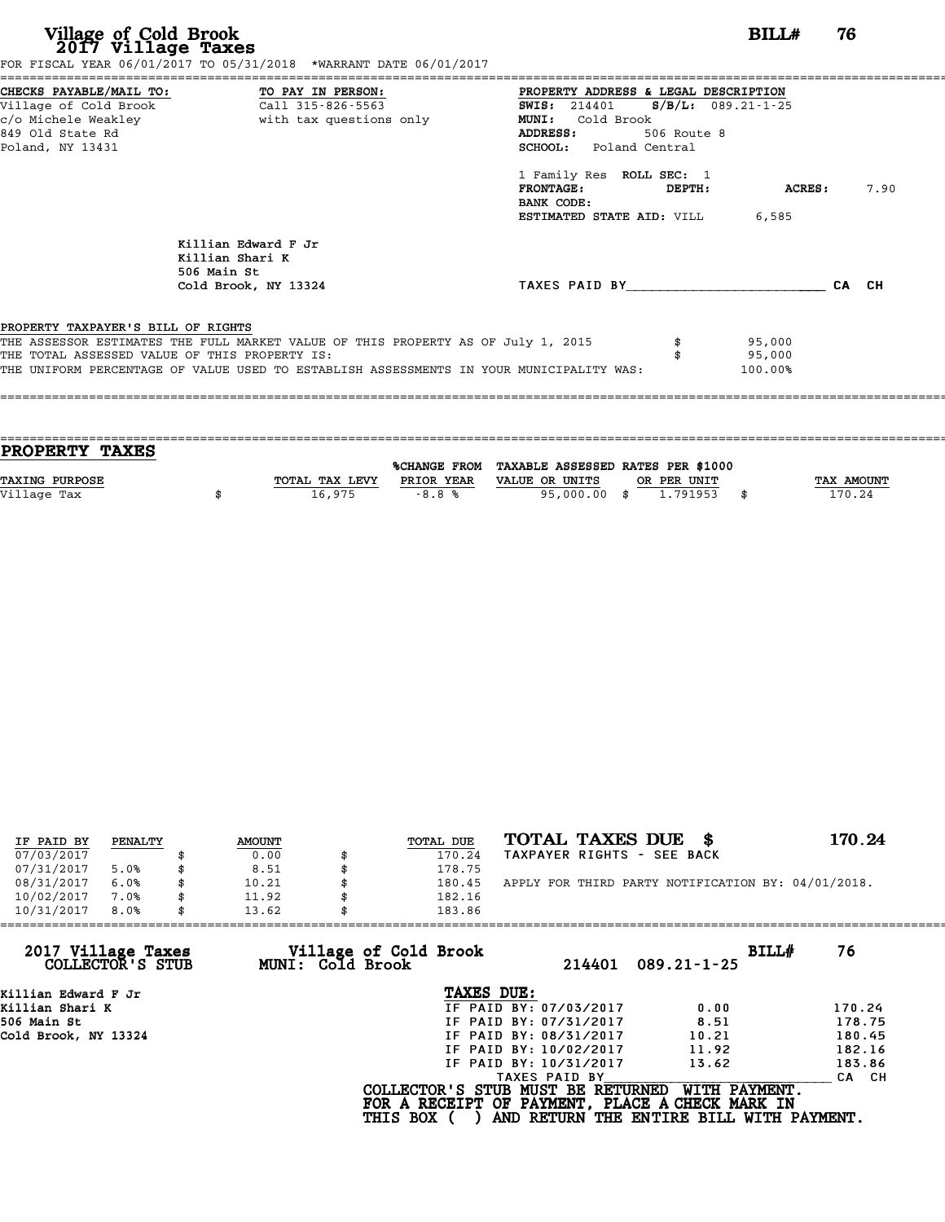# Village of Cold Brook
## 2017 Village Taxes

**BILL# 76**

FOR FISCAL YEAR 06/01/2017 TO 05/31/2018 *WARRANT DATE 06/01/2017

**CHECKS PAYABLE/MAIL TO:**
Village of Cold Brook
c/o Michele Weakley
849 Old State Rd
Poland, NY 13431

**TO PAY IN PERSON:**
Call 315-826-5563
with tax questions only

**PROPERTY ADDRESS & LEGAL DESCRIPTION**
**SWIS:** 214401 **S/B/L:** 089.21-1-25
**MUNI:** Cold Brook
**ADDRESS:** 506 Route 8
**SCHOOL:** Poland Central

1 Family Res **ROLL SEC:** 1
**FRONTAGE:** **DEPTH:** **ACRES:** 7.90
**BANK CODE:**
**ESTIMATED STATE AID:** VILL 6,585

Killian Edward F Jr
Killian Shari K
506 Main St
Cold Brook, NY 13324

TAXES PAID BY________________________ CA CH

**PROPERTY TAXPAYER'S BILL OF RIGHTS**

THE ASSESSOR ESTIMATES THE FULL MARKET VALUE OF THIS PROPERTY AS OF July 1, 2015 $ 95,000
THE TOTAL ASSESSED VALUE OF THIS PROPERTY IS: $ 95,000
THE UNIFORM PERCENTAGE OF VALUE USED TO ESTABLISH ASSESSMENTS IN YOUR MUNICIPALITY WAS: 100.00%

## PROPERTY TAXES

| TAXING PURPOSE | TOTAL TAX LEVY | %CHANGE FROM PRIOR YEAR | TAXABLE ASSESSED VALUE OR UNITS | RATES PER $1000 OR PER UNIT | TAX AMOUNT |
|---|---|---|---|---|---|
| Village Tax | $ 16,975 | -8.8 % | 95,000.00 | $ 1.791953 | $ 170.24 |

| IF PAID BY | PENALTY | AMOUNT | TOTAL DUE |
|---|---|---|---|
| 07/03/2017 | | $ 0.00 | $ 170.24 |
| 07/31/2017 | 5.0% | $ 8.51 | $ 178.75 |
| 08/31/2017 | 6.0% | $ 10.21 | $ 180.45 |
| 10/02/2017 | 7.0% | $ 11.92 | $ 182.16 |
| 10/31/2017 | 8.0% | $ 13.62 | $ 183.86 |

**TOTAL TAXES DUE $ 170.24**
TAXPAYER RIGHTS - SEE BACK

APPLY FOR THIRD PARTY NOTIFICATION BY: 04/01/2018.

---

**2017 Village Taxes COLLECTOR'S STUB** — **Village of Cold Brook MUNI: Cold Brook** — 214401 089.21-1-25 — **BILL# 76**

Killian Edward F Jr
Killian Shari K
506 Main St
Cold Brook, NY 13324

**TAXES DUE:**

| | | |
|---|---|---|
| IF PAID BY: 07/03/2017 | 0.00 | 170.24 |
| IF PAID BY: 07/31/2017 | 8.51 | 178.75 |
| IF PAID BY: 08/31/2017 | 10.21 | 180.45 |
| IF PAID BY: 10/02/2017 | 11.92 | 182.16 |
| IF PAID BY: 10/31/2017 | 13.62 | 183.86 |

TAXES PAID BY________________________ CA CH

**COLLECTOR'S STUB MUST BE RETURNED WITH PAYMENT.**
**FOR A RECEIPT OF PAYMENT, PLACE A CHECK MARK IN THIS BOX ( ) AND RETURN THE ENTIRE BILL WITH PAYMENT.**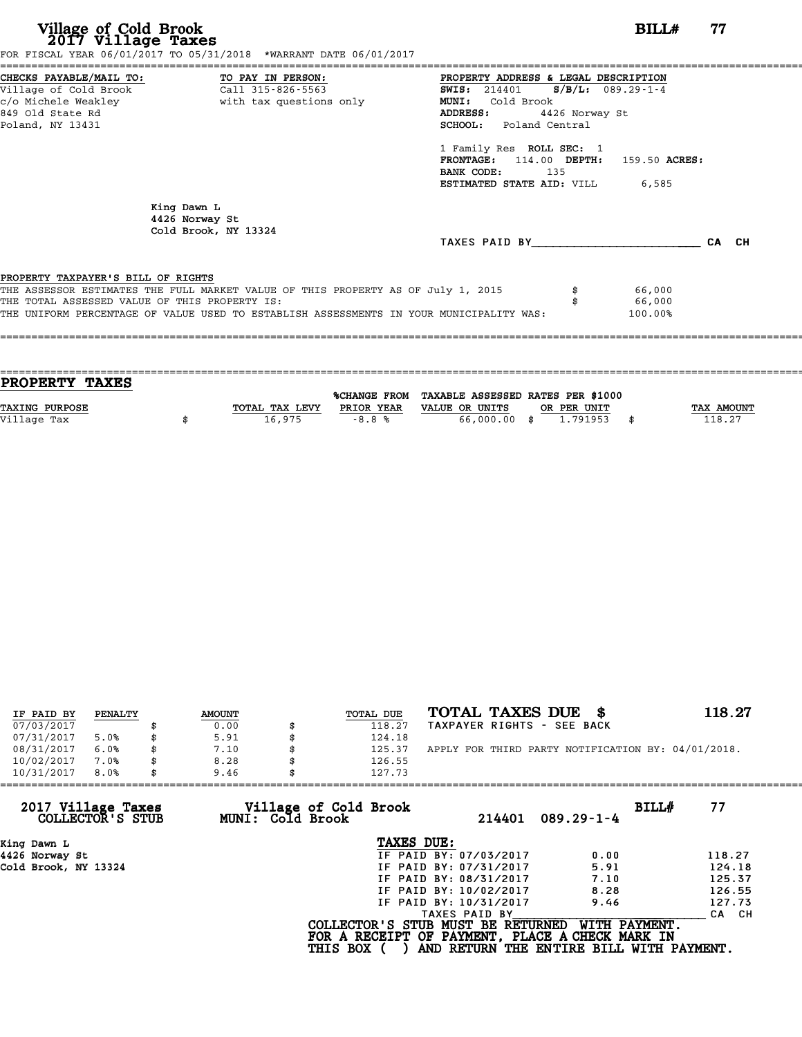# Village of Cold Brook
## 2017 Village Taxes

**BILL# 77**

FOR FISCAL YEAR 06/01/2017 TO 05/31/2018 *WARRANT DATE 06/01/2017

**CHECKS PAYABLE/MAIL TO:**
Village of Cold Brook
c/o Michele Weakley
849 Old State Rd
Poland, NY 13431

**TO PAY IN PERSON:**
Call 315-826-5563
with tax questions only

**PROPERTY ADDRESS & LEGAL DESCRIPTION**
**SWIS:** 214401 **S/B/L:** 089.29-1-4
**MUNI:** Cold Brook
**ADDRESS:** 4426 Norway St
**SCHOOL:** Poland Central

1 Family Res **ROLL SEC:** 1
**FRONTAGE:** 114.00 **DEPTH:** 159.50 **ACRES:**
**BANK CODE:** 135
**ESTIMATED STATE AID:** VILL 6,585

King Dawn L
4426 Norway St
Cold Brook, NY 13324

TAXES PAID BY________________________ CA CH

**PROPERTY TAXPAYER'S BILL OF RIGHTS**

THE ASSESSOR ESTIMATES THE FULL MARKET VALUE OF THIS PROPERTY AS OF July 1, 2015 $ 66,000
THE TOTAL ASSESSED VALUE OF THIS PROPERTY IS: $ 66,000
THE UNIFORM PERCENTAGE OF VALUE USED TO ESTABLISH ASSESSMENTS IN YOUR MUNICIPALITY WAS: 100.00%

## PROPERTY TAXES

| TAXING PURPOSE | | TOTAL TAX LEVY | %CHANGE FROM PRIOR YEAR | TAXABLE ASSESSED VALUE OR UNITS | | RATES PER $1000 OR PER UNIT | | TAX AMOUNT |
|---|---|---|---|---|---|---|---|---|
| Village Tax | $ | 16,975 | -8.8 % | 66,000.00 | $ | 1.791953 | $ | 118.27 |

| IF PAID BY | PENALTY | | AMOUNT | | TOTAL DUE |
|---|---|---|---|---|---|
| 07/03/2017 | | $ | 0.00 | $ | 118.27 |
| 07/31/2017 | 5.0% | $ | 5.91 | $ | 124.18 |
| 08/31/2017 | 6.0% | $ | 7.10 | $ | 125.37 |
| 10/02/2017 | 7.0% | $ | 8.28 | $ | 126.55 |
| 10/31/2017 | 8.0% | $ | 9.46 | $ | 127.73 |

**TOTAL TAXES DUE $ 118.27**
TAXPAYER RIGHTS - SEE BACK

APPLY FOR THIRD PARTY NOTIFICATION BY: 04/01/2018.

---

**2017 Village Taxes COLLECTOR'S STUB** **Village of Cold Brook MUNI: Cold Brook** 214401 089.29-1-4 **BILL# 77**

King Dawn L
4426 Norway St
Cold Brook, NY 13324

**TAXES DUE:**

| | | |
|---|---|---|
| IF PAID BY: 07/03/2017 | 0.00 | 118.27 |
| IF PAID BY: 07/31/2017 | 5.91 | 124.18 |
| IF PAID BY: 08/31/2017 | 7.10 | 125.37 |
| IF PAID BY: 10/02/2017 | 8.28 | 126.55 |
| IF PAID BY: 10/31/2017 | 9.46 | 127.73 |

TAXES PAID BY________________________ CA CH

COLLECTOR'S STUB MUST BE RETURNED WITH PAYMENT.
FOR A RECEIPT OF PAYMENT, PLACE A CHECK MARK IN
THIS BOX ( ) AND RETURN THE ENTIRE BILL WITH PAYMENT.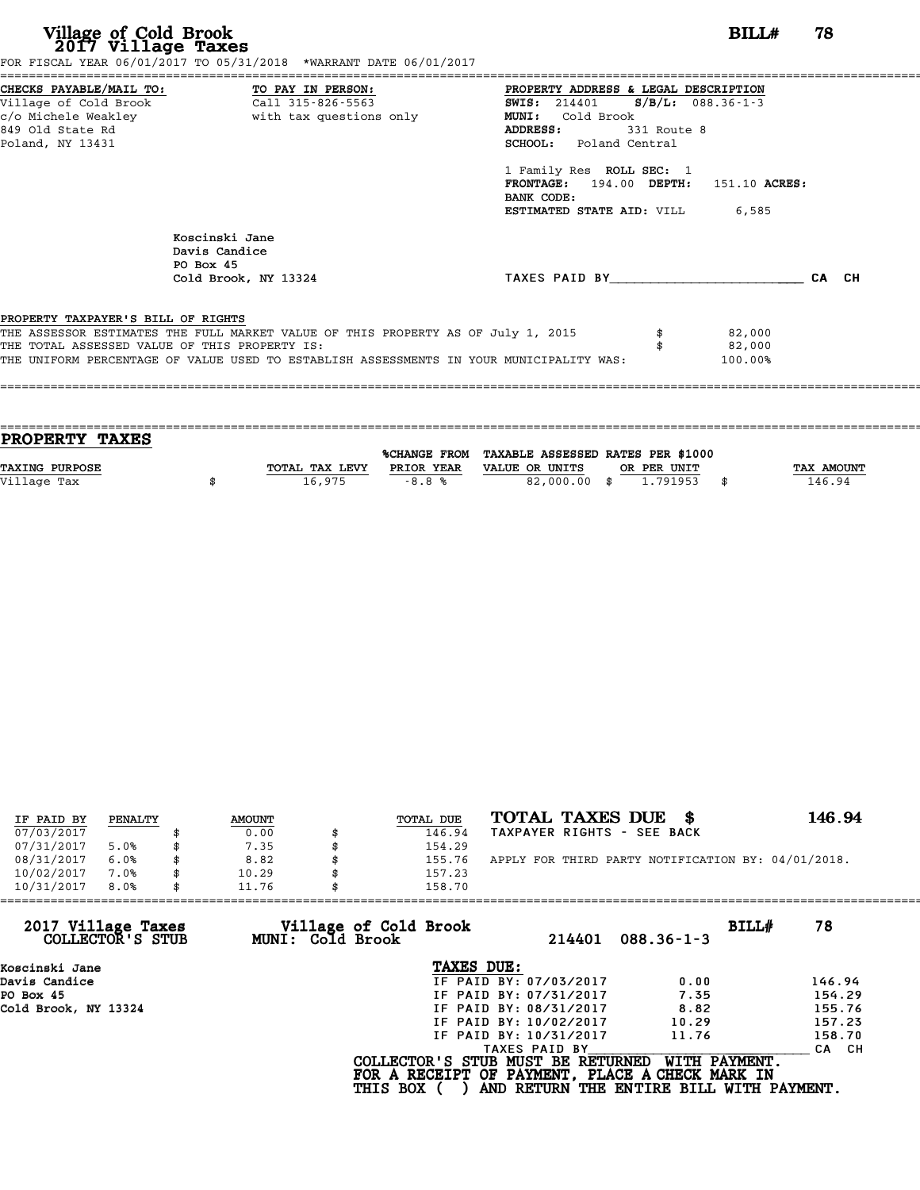# Village of Cold Brook
## 2017 Village Taxes

**BILL# 78**

FOR FISCAL YEAR 06/01/2017 TO 05/31/2018 *WARRANT DATE 06/01/2017

**CHECKS PAYABLE/MAIL TO:**
Village of Cold Brook
c/o Michele Weakley
849 Old State Rd
Poland, NY 13431

**TO PAY IN PERSON:**
Call 315-826-5563
with tax questions only

**PROPERTY ADDRESS & LEGAL DESCRIPTION**
**SWIS:** 214401 **S/B/L:** 088.36-1-3
**MUNI:** Cold Brook
**ADDRESS:** 331 Route 8
**SCHOOL:** Poland Central

1 Family Res **ROLL SEC:** 1
**FRONTAGE:** 194.00 **DEPTH:** 151.10 **ACRES:**
**BANK CODE:**
**ESTIMATED STATE AID:** VILL 6,585

Koscinski Jane
Davis Candice
PO Box 45
Cold Brook, NY 13324

TAXES PAID BY________________________ CA CH

PROPERTY TAXPAYER'S BILL OF RIGHTS

THE ASSESSOR ESTIMATES THE FULL MARKET VALUE OF THIS PROPERTY AS OF July 1, 2015 $ 82,000
THE TOTAL ASSESSED VALUE OF THIS PROPERTY IS: $ 82,000
THE UNIFORM PERCENTAGE OF VALUE USED TO ESTABLISH ASSESSMENTS IN YOUR MUNICIPALITY WAS: 100.00%

## PROPERTY TAXES

| TAXING PURPOSE | TOTAL TAX LEVY | %CHANGE FROM PRIOR YEAR | TAXABLE ASSESSED VALUE OR UNITS | RATES PER $1000 OR PER UNIT | TAX AMOUNT |
|---|---|---|---|---|---|
| Village Tax | $ 16,975 | -8.8 % | 82,000.00 | $ 1.791953 | $ 146.94 |

| IF PAID BY | PENALTY | AMOUNT | TOTAL DUE |
|---|---|---|---|
| 07/03/2017 | | $ 0.00 | $ 146.94 |
| 07/31/2017 | 5.0% | $ 7.35 | $ 154.29 |
| 08/31/2017 | 6.0% | $ 8.82 | $ 155.76 |
| 10/02/2017 | 7.0% | $ 10.29 | $ 157.23 |
| 10/31/2017 | 8.0% | $ 11.76 | $ 158.70 |

**TOTAL TAXES DUE $ 146.94**
TAXPAYER RIGHTS - SEE BACK

APPLY FOR THIRD PARTY NOTIFICATION BY: 04/01/2018.

**2017 Village Taxes COLLECTOR'S STUB** **Village of Cold Brook MUNI: Cold Brook** 214401 088.36-1-3 **BILL# 78**

Koscinski Jane
Davis Candice
PO Box 45
Cold Brook, NY 13324

**TAXES DUE:**

| | | |
|---|---|---|
| IF PAID BY: 07/03/2017 | 0.00 | 146.94 |
| IF PAID BY: 07/31/2017 | 7.35 | 154.29 |
| IF PAID BY: 08/31/2017 | 8.82 | 155.76 |
| IF PAID BY: 10/02/2017 | 10.29 | 157.23 |
| IF PAID BY: 10/31/2017 | 11.76 | 158.70 |

TAXES PAID BY________________________ CA CH

**COLLECTOR'S STUB MUST BE RETURNED WITH PAYMENT.**
**FOR A RECEIPT OF PAYMENT, PLACE A CHECK MARK IN THIS BOX ( ) AND RETURN THE ENTIRE BILL WITH PAYMENT.**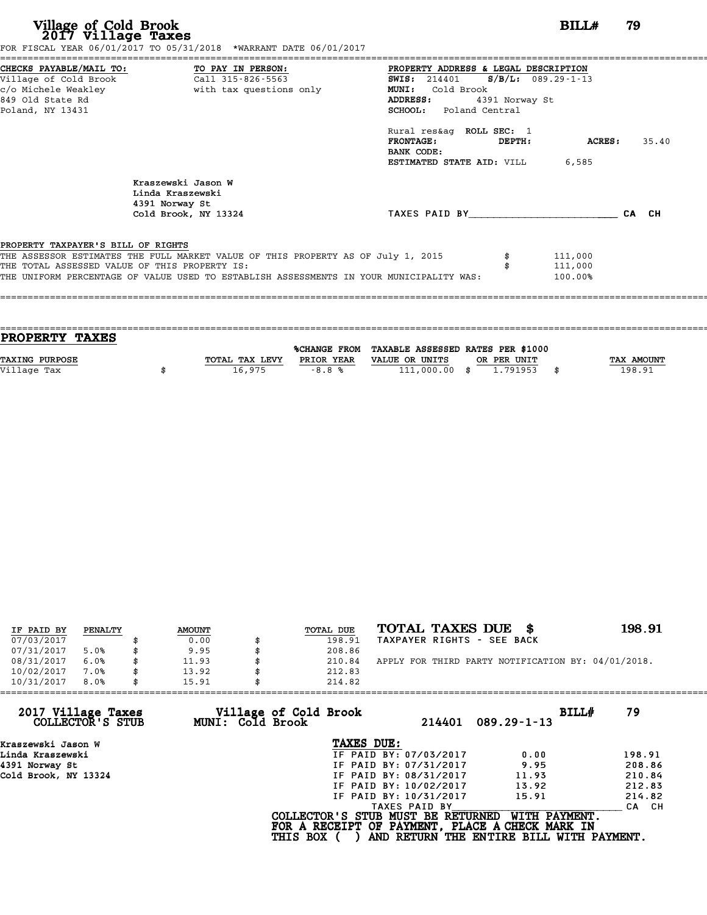# Village of Cold Brook
## 2017 Village Taxes

**BILL#** 79

FOR FISCAL YEAR 06/01/2017 TO 05/31/2018 *WARRANT DATE 06/01/2017

**CHECKS PAYABLE/MAIL TO:**
Village of Cold Brook
c/o Michele Weakley
849 Old State Rd
Poland, NY 13431

**TO PAY IN PERSON:**
Call 315-826-5563
with tax questions only

**PROPERTY ADDRESS & LEGAL DESCRIPTION**
**SWIS:** 214401 **S/B/L:** 089.29-1-13
**MUNI:** Cold Brook
**ADDRESS:** 4391 Norway St
**SCHOOL:** Poland Central

Rural res&ag **ROLL SEC:** 1
**FRONTAGE:** **DEPTH:** **ACRES:** 35.40
**BANK CODE:**
**ESTIMATED STATE AID:** VILL 6,585

Kraszewski Jason W
Linda Kraszewski
4391 Norway St
Cold Brook, NY 13324

TAXES PAID BY________________________ CA CH

**PROPERTY TAXPAYER'S BILL OF RIGHTS**

THE ASSESSOR ESTIMATES THE FULL MARKET VALUE OF THIS PROPERTY AS OF July 1, 2015 $ 111,000
THE TOTAL ASSESSED VALUE OF THIS PROPERTY IS: $ 111,000
THE UNIFORM PERCENTAGE OF VALUE USED TO ESTABLISH ASSESSMENTS IN YOUR MUNICIPALITY WAS: 100.00%

## PROPERTY TAXES

| TAXING PURPOSE | TOTAL TAX LEVY | %CHANGE FROM PRIOR YEAR | TAXABLE ASSESSED VALUE OR UNITS | RATES PER $1000 OR PER UNIT | TAX AMOUNT |
|---|---|---|---|---|---|
| Village Tax | $ 16,975 | -8.8 % | 111,000.00 $ | 1.791953 $ | 198.91 |

| IF PAID BY | PENALTY | AMOUNT | TOTAL DUE |
|---|---|---|---|
| 07/03/2017 | | $ 0.00 | $ 198.91 |
| 07/31/2017 | 5.0% | $ 9.95 | $ 208.86 |
| 08/31/2017 | 6.0% | $ 11.93 | $ 210.84 |
| 10/02/2017 | 7.0% | $ 13.92 | $ 212.83 |
| 10/31/2017 | 8.0% | $ 15.91 | $ 214.82 |

**TOTAL TAXES DUE $ 198.91**
TAXPAYER RIGHTS - SEE BACK

APPLY FOR THIRD PARTY NOTIFICATION BY: 04/01/2018.

**2017 Village Taxes COLLECTOR'S STUB** — **Village of Cold Brook MUNI: Cold Brook** — 214401 089.29-1-13 — **BILL#** 79

Kraszewski Jason W
Linda Kraszewski
4391 Norway St
Cold Brook, NY 13324

**TAXES DUE:**

| | | |
|---|---|---|
| IF PAID BY: 07/03/2017 | 0.00 | 198.91 |
| IF PAID BY: 07/31/2017 | 9.95 | 208.86 |
| IF PAID BY: 08/31/2017 | 11.93 | 210.84 |
| IF PAID BY: 10/02/2017 | 13.92 | 212.83 |
| IF PAID BY: 10/31/2017 | 15.91 | 214.82 |

TAXES PAID BY________________________ CA CH

**COLLECTOR'S STUB MUST BE RETURNED WITH PAYMENT.**
**FOR A RECEIPT OF PAYMENT, PLACE A CHECK MARK IN THIS BOX ( ) AND RETURN THE ENTIRE BILL WITH PAYMENT.**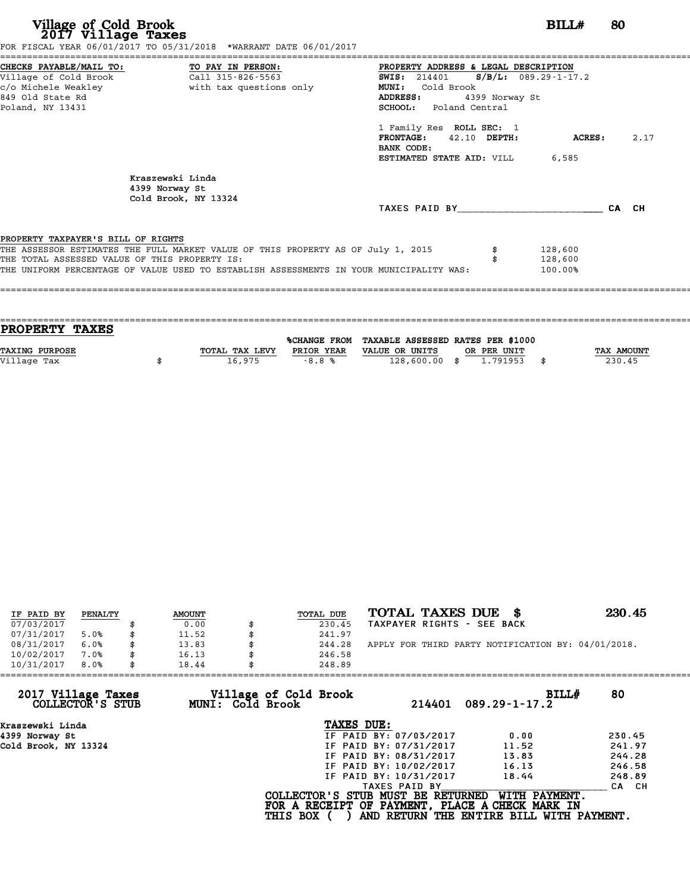# Village of Cold Brook
## 2017 Village Taxes

**BILL# 80**

FOR FISCAL YEAR 06/01/2017 TO 05/31/2018 *WARRANT DATE 06/01/2017

**CHECKS PAYABLE/MAIL TO:**
Village of Cold Brook
c/o Michele Weakley
849 Old State Rd
Poland, NY 13431

**TO PAY IN PERSON:**
Call 315-826-5563
with tax questions only

**PROPERTY ADDRESS & LEGAL DESCRIPTION**
**SWIS:** 214401 **S/B/L:** 089.29-1-17.2
**MUNI:** Cold Brook
**ADDRESS:** 4399 Norway St
**SCHOOL:** Poland Central

1 Family Res **ROLL SEC:** 1
**FRONTAGE:** 42.10 **DEPTH:** **ACRES:** 2.17
**BANK CODE:**
**ESTIMATED STATE AID:** VILL 6,585

Kraszewski Linda
4399 Norway St
Cold Brook, NY 13324

TAXES PAID BY________________________ CA CH

**PROPERTY TAXPAYER'S BILL OF RIGHTS**

THE ASSESSOR ESTIMATES THE FULL MARKET VALUE OF THIS PROPERTY AS OF July 1, 2015 $ 128,600
THE TOTAL ASSESSED VALUE OF THIS PROPERTY IS: $ 128,600
THE UNIFORM PERCENTAGE OF VALUE USED TO ESTABLISH ASSESSMENTS IN YOUR MUNICIPALITY WAS: 100.00%

## PROPERTY TAXES

| TAXING PURPOSE | TOTAL TAX LEVY | %CHANGE FROM PRIOR YEAR | TAXABLE ASSESSED VALUE OR UNITS | RATES PER $1000 OR PER UNIT | TAX AMOUNT |
|---|---|---|---|---|---|
| Village Tax | $ 16,975 | -8.8 % | 128,600.00 | $ 1.791953 | $ 230.45 |

| IF PAID BY | PENALTY | AMOUNT | TOTAL DUE |
|---|---|---|---|
| 07/03/2017 | | $ 0.00 | $ 230.45 |
| 07/31/2017 | 5.0% | $ 11.52 | $ 241.97 |
| 08/31/2017 | 6.0% | $ 13.83 | $ 244.28 |
| 10/02/2017 | 7.0% | $ 16.13 | $ 246.58 |
| 10/31/2017 | 8.0% | $ 18.44 | $ 248.89 |

**TOTAL TAXES DUE $ 230.45**
TAXPAYER RIGHTS - SEE BACK

APPLY FOR THIRD PARTY NOTIFICATION BY: 04/01/2018.

**2017 Village Taxes COLLECTOR'S STUB** — **Village of Cold Brook MUNI: Cold Brook** — 214401 089.29-1-17.2 — **BILL# 80**

Kraszewski Linda
4399 Norway St
Cold Brook, NY 13324

**TAXES DUE:**

| | | |
|---|---|---|
| IF PAID BY: 07/03/2017 | 0.00 | 230.45 |
| IF PAID BY: 07/31/2017 | 11.52 | 241.97 |
| IF PAID BY: 08/31/2017 | 13.83 | 244.28 |
| IF PAID BY: 10/02/2017 | 16.13 | 246.58 |
| IF PAID BY: 10/31/2017 | 18.44 | 248.89 |

TAXES PAID BY________________________ CA CH

**COLLECTOR'S STUB MUST BE RETURNED WITH PAYMENT.**
**FOR A RECEIPT OF PAYMENT, PLACE A CHECK MARK IN THIS BOX ( ) AND RETURN THE ENTIRE BILL WITH PAYMENT.**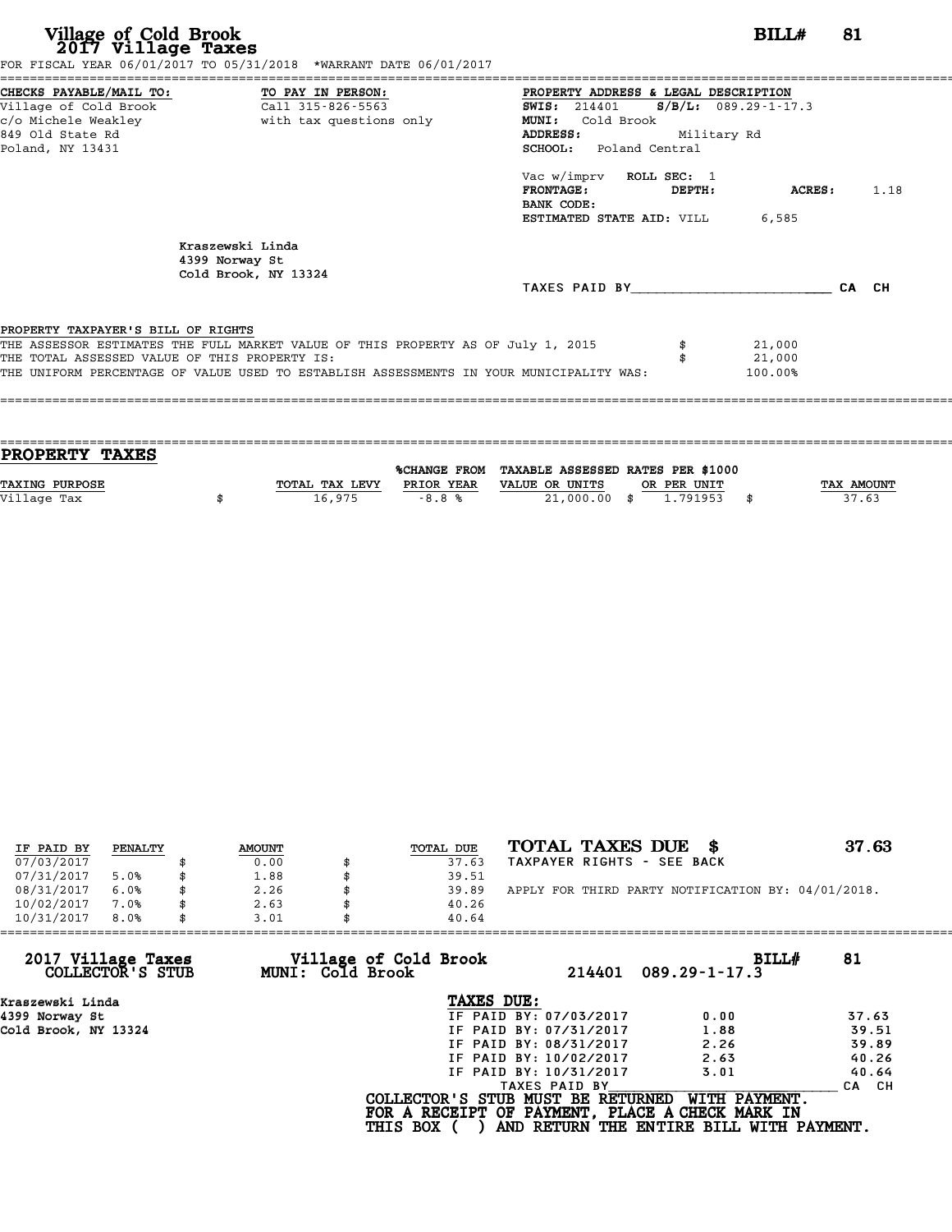# Village of Cold Brook
## 2017 Village Taxes

**BILL# 81**

FOR FISCAL YEAR 06/01/2017 TO 05/31/2018 *WARRANT DATE 06/01/2017

**CHECKS PAYABLE/MAIL TO:**
Village of Cold Brook
c/o Michele Weakley
849 Old State Rd
Poland, NY 13431

**TO PAY IN PERSON:**
Call 315-826-5563
with tax questions only

**PROPERTY ADDRESS & LEGAL DESCRIPTION**
**SWIS:** 214401 **S/B/L:** 089.29-1-17.3
**MUNI:** Cold Brook
**ADDRESS:** Military Rd
**SCHOOL:** Poland Central

Vac w/imprv **ROLL SEC:** 1
**FRONTAGE:** **DEPTH:** **ACRES:** 1.18
**BANK CODE:**
**ESTIMATED STATE AID:** VILL 6,585

Kraszewski Linda
4399 Norway St
Cold Brook, NY 13324

TAXES PAID BY________________________ CA CH

**PROPERTY TAXPAYER'S BILL OF RIGHTS**

THE ASSESSOR ESTIMATES THE FULL MARKET VALUE OF THIS PROPERTY AS OF July 1, 2015 $ 21,000
THE TOTAL ASSESSED VALUE OF THIS PROPERTY IS: $ 21,000
THE UNIFORM PERCENTAGE OF VALUE USED TO ESTABLISH ASSESSMENTS IN YOUR MUNICIPALITY WAS: 100.00%

## PROPERTY TAXES

| TAXING PURPOSE | TOTAL TAX LEVY | %CHANGE FROM PRIOR YEAR | TAXABLE ASSESSED VALUE OR UNITS | RATES PER $1000 OR PER UNIT | TAX AMOUNT |
|---|---|---|---|---|---|
| Village Tax | $ 16,975 | -8.8 % | 21,000.00 | $ 1.791953 | $ 37.63 |

| IF PAID BY | PENALTY | AMOUNT | TOTAL DUE |
|---|---|---|---|
| 07/03/2017 | | $ 0.00 | $ 37.63 |
| 07/31/2017 | 5.0% | $ 1.88 | $ 39.51 |
| 08/31/2017 | 6.0% | $ 2.26 | $ 39.89 |
| 10/02/2017 | 7.0% | $ 2.63 | $ 40.26 |
| 10/31/2017 | 8.0% | $ 3.01 | $ 40.64 |

**TOTAL TAXES DUE $ 37.63**
TAXPAYER RIGHTS - SEE BACK

APPLY FOR THIRD PARTY NOTIFICATION BY: 04/01/2018.

---

**2017 Village Taxes COLLECTOR'S STUB**
**Village of Cold Brook MUNI: Cold Brook**
214401 089.29-1-17.3 **BILL# 81**

Kraszewski Linda
4399 Norway St
Cold Brook, NY 13324

**TAXES DUE:**

| | | |
|---|---|---|
| IF PAID BY: 07/03/2017 | 0.00 | 37.63 |
| IF PAID BY: 07/31/2017 | 1.88 | 39.51 |
| IF PAID BY: 08/31/2017 | 2.26 | 39.89 |
| IF PAID BY: 10/02/2017 | 2.63 | 40.26 |
| IF PAID BY: 10/31/2017 | 3.01 | 40.64 |

TAXES PAID BY________________________ CA CH

**COLLECTOR'S STUB MUST BE RETURNED WITH PAYMENT.**
**FOR A RECEIPT OF PAYMENT, PLACE A CHECK MARK IN THIS BOX ( ) AND RETURN THE ENTIRE BILL WITH PAYMENT.**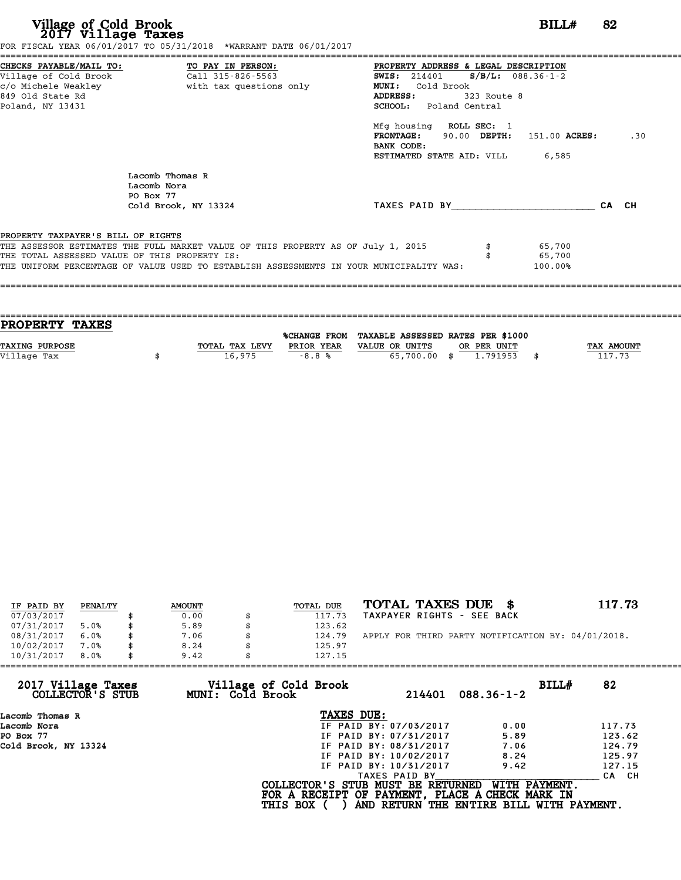# Village of Cold Brook
## 2017 Village Taxes

**BILL# 82**

FOR FISCAL YEAR 06/01/2017 TO 05/31/2018 *WARRANT DATE 06/01/2017

**CHECKS PAYABLE/MAIL TO:**
Village of Cold Brook
c/o Michele Weakley
849 Old State Rd
Poland, NY 13431

**TO PAY IN PERSON:**
Call 315-826-5563
with tax questions only

**PROPERTY ADDRESS & LEGAL DESCRIPTION**
**SWIS:** 214401 **S/B/L:** 088.36-1-2
**MUNI:** Cold Brook
**ADDRESS:** 323 Route 8
**SCHOOL:** Poland Central

Mfg housing **ROLL SEC:** 1
**FRONTAGE:** 90.00 **DEPTH:** 151.00 **ACRES:** .30
**BANK CODE:**
**ESTIMATED STATE AID:** VILL 6,585

Lacomb Thomas R
Lacomb Nora
PO Box 77
Cold Brook, NY 13324

TAXES PAID BY________________________ CA CH

PROPERTY TAXPAYER'S BILL OF RIGHTS

THE ASSESSOR ESTIMATES THE FULL MARKET VALUE OF THIS PROPERTY AS OF July 1, 2015 $ 65,700
THE TOTAL ASSESSED VALUE OF THIS PROPERTY IS: $ 65,700
THE UNIFORM PERCENTAGE OF VALUE USED TO ESTABLISH ASSESSMENTS IN YOUR MUNICIPALITY WAS: 100.00%

## PROPERTY TAXES

| TAXING PURPOSE | TOTAL TAX LEVY | %CHANGE FROM PRIOR YEAR | TAXABLE ASSESSED VALUE OR UNITS | RATES PER $1000 OR PER UNIT | TAX AMOUNT |
|---|---|---|---|---|---|
| Village Tax | $ 16,975 | -8.8 % | 65,700.00 | $ 1.791953 | $ 117.73 |

| IF PAID BY | PENALTY | AMOUNT | TOTAL DUE |
|---|---|---|---|
| 07/03/2017 | | $ 0.00 | $ 117.73 |
| 07/31/2017 | 5.0% | $ 5.89 | $ 123.62 |
| 08/31/2017 | 6.0% | $ 7.06 | $ 124.79 |
| 10/02/2017 | 7.0% | $ 8.24 | $ 125.97 |
| 10/31/2017 | 8.0% | $ 9.42 | $ 127.15 |

**TOTAL TAXES DUE $ 117.73**
TAXPAYER RIGHTS - SEE BACK

APPLY FOR THIRD PARTY NOTIFICATION BY: 04/01/2018.

---

**2017 Village Taxes COLLECTOR'S STUB** — **Village of Cold Brook MUNI: Cold Brook** — 214401 088.36-1-2 — **BILL# 82**

Lacomb Thomas R
Lacomb Nora
PO Box 77
Cold Brook, NY 13324

**TAXES DUE:**

| | | |
|---|---|---|
| IF PAID BY: 07/03/2017 | 0.00 | 117.73 |
| IF PAID BY: 07/31/2017 | 5.89 | 123.62 |
| IF PAID BY: 08/31/2017 | 7.06 | 124.79 |
| IF PAID BY: 10/02/2017 | 8.24 | 125.97 |
| IF PAID BY: 10/31/2017 | 9.42 | 127.15 |

TAXES PAID BY________________________ CA CH

**COLLECTOR'S STUB MUST BE RETURNED WITH PAYMENT. FOR A RECEIPT OF PAYMENT, PLACE A CHECK MARK IN THIS BOX ( ) AND RETURN THE ENTIRE BILL WITH PAYMENT.**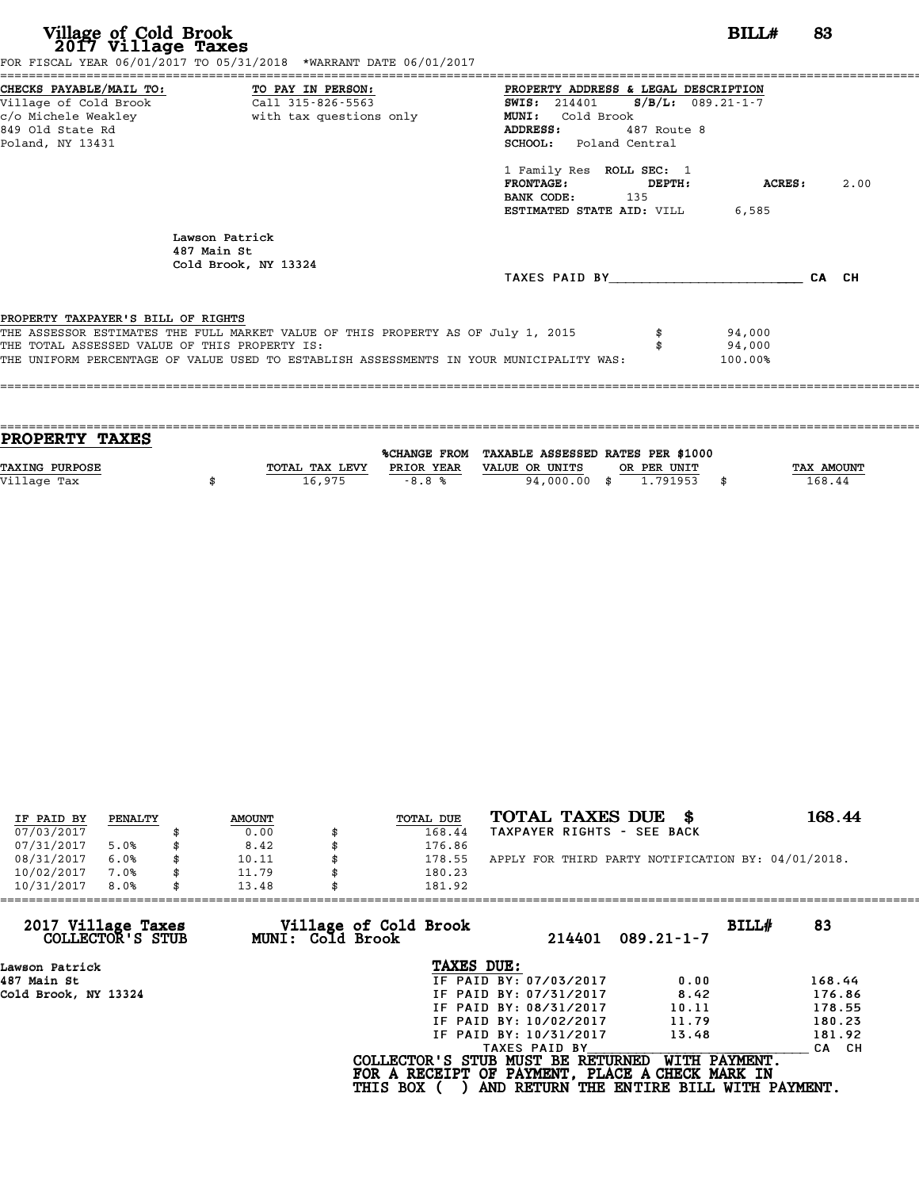# Village of Cold Brook
## 2017 Village Taxes

**BILL# 83**

FOR FISCAL YEAR 06/01/2017 TO 05/31/2018 *WARRANT DATE 06/01/2017

| CHECKS PAYABLE/MAIL TO: | TO PAY IN PERSON: | PROPERTY ADDRESS & LEGAL DESCRIPTION |
|---|---|---|
| Village of Cold Brook | Call 315-826-5563 | **SWIS:** 214401 **S/B/L:** 089.21-1-7 |
| c/o Michele Weakley | with tax questions only | **MUNI:** Cold Brook |
| 849 Old State Rd | | **ADDRESS:** 487 Route 8 |
| Poland, NY 13431 | | **SCHOOL:** Poland Central |

1 Family Res **ROLL SEC:** 1
**FRONTAGE:** **DEPTH:** **ACRES:** 2.00
**BANK CODE:** 135
**ESTIMATED STATE AID:** VILL 6,585

Lawson Patrick
487 Main St
Cold Brook, NY 13324

TAXES PAID BY________________________ CA CH

**PROPERTY TAXPAYER'S BILL OF RIGHTS**

| | |
|---|---|
| THE ASSESSOR ESTIMATES THE FULL MARKET VALUE OF THIS PROPERTY AS OF July 1, 2015 | $ 94,000 |
| THE TOTAL ASSESSED VALUE OF THIS PROPERTY IS: | $ 94,000 |
| THE UNIFORM PERCENTAGE OF VALUE USED TO ESTABLISH ASSESSMENTS IN YOUR MUNICIPALITY WAS: | 100.00% |

## PROPERTY TAXES

| TAXING PURPOSE | TOTAL TAX LEVY | %CHANGE FROM PRIOR YEAR | TAXABLE ASSESSED VALUE OR UNITS | RATES PER $1000 OR PER UNIT | TAX AMOUNT |
|---|---|---|---|---|---|
| Village Tax | $ 16,975 | -8.8 % | 94,000.00 | $ 1.791953 | $ 168.44 |

| IF PAID BY | PENALTY | AMOUNT | TOTAL DUE |
|---|---|---|---|
| 07/03/2017 | | $ 0.00 | $ 168.44 |
| 07/31/2017 | 5.0% | $ 8.42 | $ 176.86 |
| 08/31/2017 | 6.0% | $ 10.11 | $ 178.55 |
| 10/02/2017 | 7.0% | $ 11.79 | $ 180.23 |
| 10/31/2017 | 8.0% | $ 13.48 | $ 181.92 |

**TOTAL TAXES DUE $ 168.44**

TAXPAYER RIGHTS - SEE BACK

APPLY FOR THIRD PARTY NOTIFICATION BY: 04/01/2018.

---

**2017 Village Taxes COLLECTOR'S STUB** — **Village of Cold Brook MUNI: Cold Brook** — 214401 089.21-1-7 — **BILL# 83**

Lawson Patrick
487 Main St
Cold Brook, NY 13324

**TAXES DUE:**

| | | |
|---|---|---|
| IF PAID BY: 07/03/2017 | 0.00 | 168.44 |
| IF PAID BY: 07/31/2017 | 8.42 | 176.86 |
| IF PAID BY: 08/31/2017 | 10.11 | 178.55 |
| IF PAID BY: 10/02/2017 | 11.79 | 180.23 |
| IF PAID BY: 10/31/2017 | 13.48 | 181.92 |

TAXES PAID BY________________________ CA CH

**COLLECTOR'S STUB MUST BE RETURNED WITH PAYMENT.**
**FOR A RECEIPT OF PAYMENT, PLACE A CHECK MARK IN THIS BOX ( ) AND RETURN THE ENTIRE BILL WITH PAYMENT.**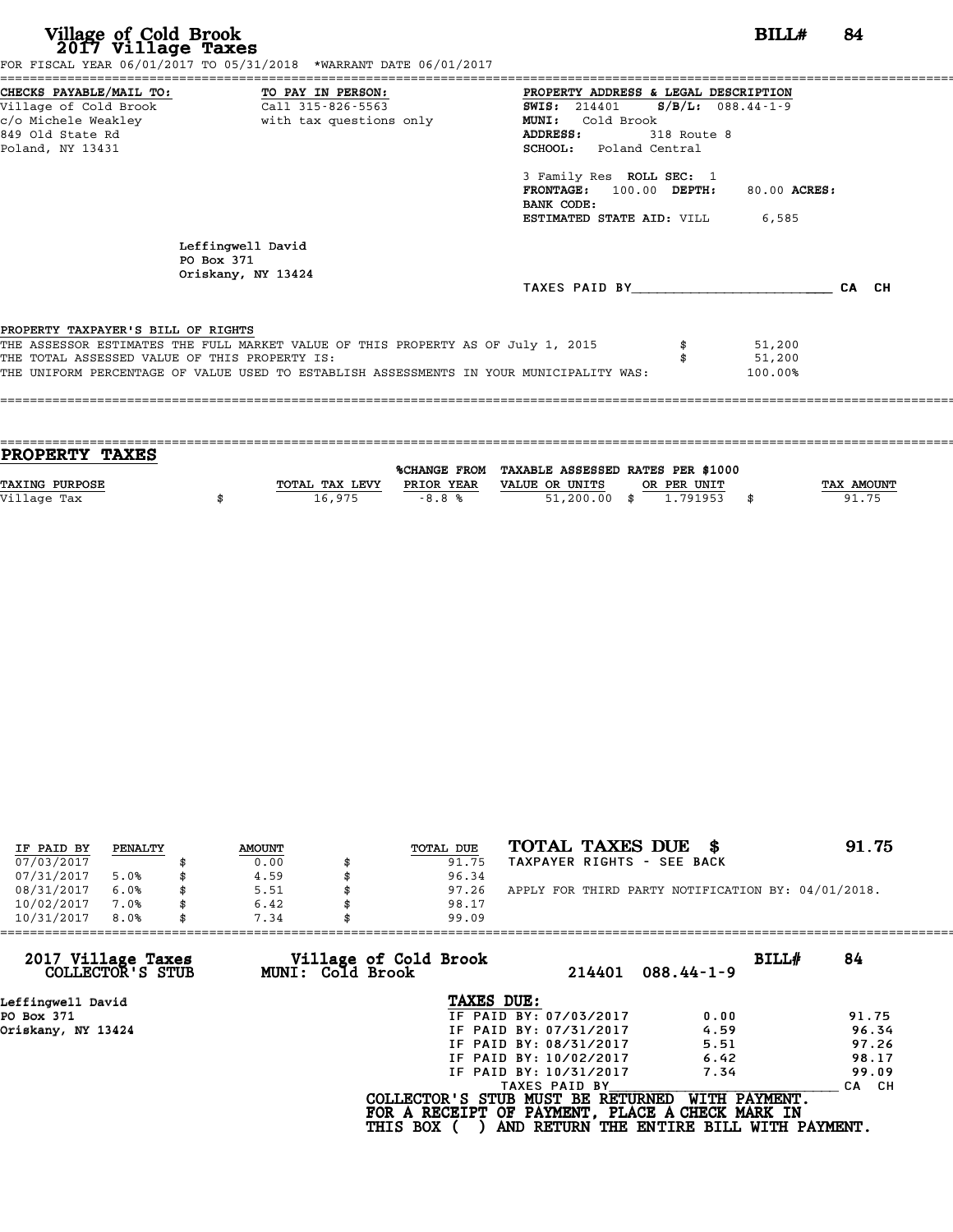# Village of Cold Brook
## 2017 Village Taxes

**BILL# 84**

FOR FISCAL YEAR 06/01/2017 TO 05/31/2018 *WARRANT DATE 06/01/2017

**CHECKS PAYABLE/MAIL TO:**
Village of Cold Brook
c/o Michele Weakley
849 Old State Rd
Poland, NY 13431

**TO PAY IN PERSON:**
Call 315-826-5563
with tax questions only

**PROPERTY ADDRESS & LEGAL DESCRIPTION**
**SWIS:** 214401 **S/B/L:** 088.44-1-9
**MUNI:** Cold Brook
**ADDRESS:** 318 Route 8
**SCHOOL:** Poland Central

3 Family Res **ROLL SEC:** 1
**FRONTAGE:** 100.00 **DEPTH:** 80.00 **ACRES:**
**BANK CODE:**
**ESTIMATED STATE AID:** VILL 6,585

Leffingwell David
PO Box 371
Oriskany, NY 13424

TAXES PAID BY________________________ CA CH

**PROPERTY TAXPAYER'S BILL OF RIGHTS**

THE ASSESSOR ESTIMATES THE FULL MARKET VALUE OF THIS PROPERTY AS OF July 1, 2015 $ 51,200
THE TOTAL ASSESSED VALUE OF THIS PROPERTY IS: $ 51,200
THE UNIFORM PERCENTAGE OF VALUE USED TO ESTABLISH ASSESSMENTS IN YOUR MUNICIPALITY WAS: 100.00%

## PROPERTY TAXES

| TAXING PURPOSE | TOTAL TAX LEVY | %CHANGE FROM PRIOR YEAR | TAXABLE ASSESSED VALUE OR UNITS | RATES PER $1000 OR PER UNIT | TAX AMOUNT |
|---|---|---|---|---|---|
| Village Tax | $ 16,975 | -8.8 % | 51,200.00 | $ 1.791953 | $ 91.75 |

| IF PAID BY | PENALTY | AMOUNT | TOTAL DUE |
|---|---|---|---|
| 07/03/2017 | | $ 0.00 | $ 91.75 |
| 07/31/2017 | 5.0% | $ 4.59 | $ 96.34 |
| 08/31/2017 | 6.0% | $ 5.51 | $ 97.26 |
| 10/02/2017 | 7.0% | $ 6.42 | $ 98.17 |
| 10/31/2017 | 8.0% | $ 7.34 | $ 99.09 |

**TOTAL TAXES DUE $ 91.75**

TAXPAYER RIGHTS - SEE BACK

APPLY FOR THIRD PARTY NOTIFICATION BY: 04/01/2018.

---

**2017 Village Taxes COLLECTOR'S STUB**

**Village of Cold Brook**
**MUNI: Cold Brook** 214401 088.44-1-9

**BILL# 84**

Leffingwell David
PO Box 371
Oriskany, NY 13424

**TAXES DUE:**

| | | |
|---|---|---|
| IF PAID BY: 07/03/2017 | 0.00 | 91.75 |
| IF PAID BY: 07/31/2017 | 4.59 | 96.34 |
| IF PAID BY: 08/31/2017 | 5.51 | 97.26 |
| IF PAID BY: 10/02/2017 | 6.42 | 98.17 |
| IF PAID BY: 10/31/2017 | 7.34 | 99.09 |

TAXES PAID BY________________________ CA CH

COLLECTOR'S STUB MUST BE RETURNED WITH PAYMENT.
FOR A RECEIPT OF PAYMENT, PLACE A CHECK MARK IN THIS BOX ( ) AND RETURN THE ENTIRE BILL WITH PAYMENT.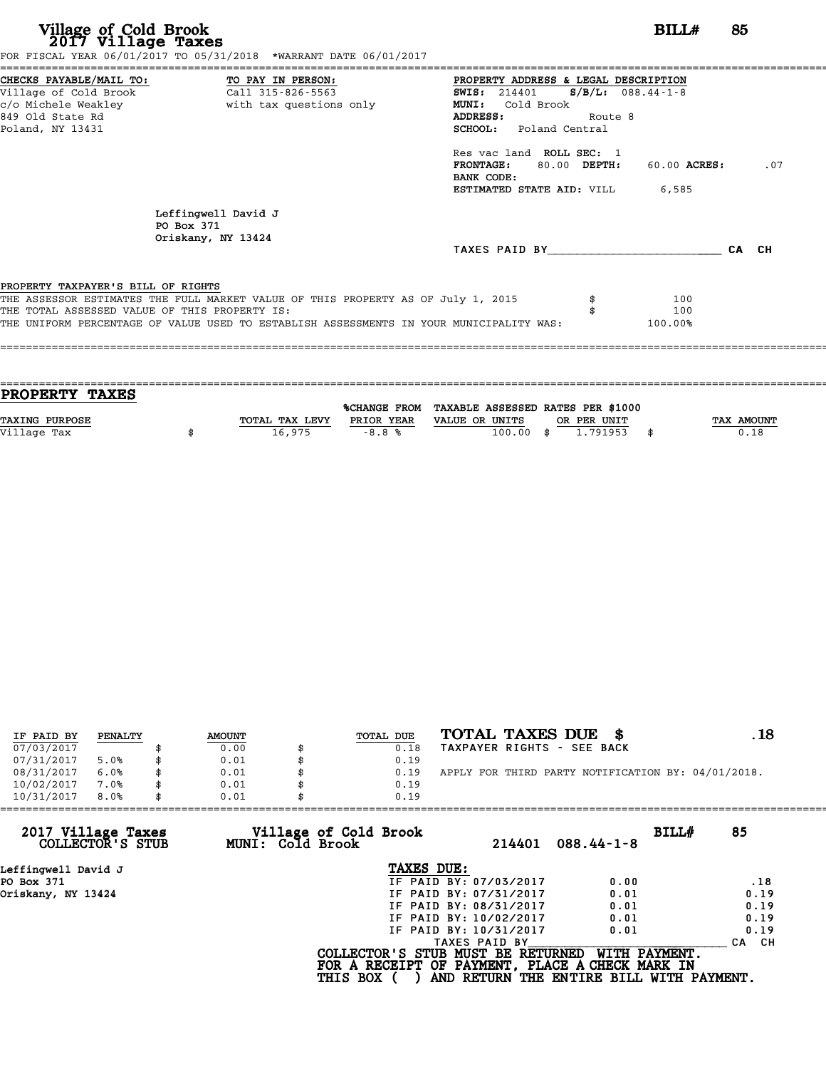# Village of Cold Brook
## 2017 Village Taxes

**BILL# 85**

FOR FISCAL YEAR 06/01/2017 TO 05/31/2018 *WARRANT DATE 06/01/2017

**CHECKS PAYABLE/MAIL TO:**
Village of Cold Brook
c/o Michele Weakley
849 Old State Rd
Poland, NY 13431

**TO PAY IN PERSON:**
Call 315-826-5563
with tax questions only

**PROPERTY ADDRESS & LEGAL DESCRIPTION**
**SWIS:** 214401 **S/B/L:** 088.44-1-8
**MUNI:** Cold Brook
**ADDRESS:** Route 8
**SCHOOL:** Poland Central

Res vac land **ROLL SEC:** 1
**FRONTAGE:** 80.00 **DEPTH:** 60.00 **ACRES:** .07
**BANK CODE:**
**ESTIMATED STATE AID:** VILL 6,585

Leffingwell David J
PO Box 371
Oriskany, NY 13424

TAXES PAID BY\_\_\_\_\_\_\_\_\_\_\_\_\_\_\_\_\_\_\_\_ CA CH

**PROPERTY TAXPAYER'S BILL OF RIGHTS**

| | |
|---|---|
| THE ASSESSOR ESTIMATES THE FULL MARKET VALUE OF THIS PROPERTY AS OF July 1, 2015 | $ 100 |
| THE TOTAL ASSESSED VALUE OF THIS PROPERTY IS: | $ 100 |
| THE UNIFORM PERCENTAGE OF VALUE USED TO ESTABLISH ASSESSMENTS IN YOUR MUNICIPALITY WAS: | 100.00% |

## PROPERTY TAXES

| TAXING PURPOSE | TOTAL TAX LEVY | %CHANGE FROM PRIOR YEAR | TAXABLE ASSESSED VALUE OR UNITS | RATES PER $1000 OR PER UNIT | TAX AMOUNT |
|---|---|---|---|---|---|
| Village Tax | $ 16,975 | -8.8 % | 100.00 | $ 1.791953 | $ 0.18 |

| IF PAID BY | PENALTY | AMOUNT | TOTAL DUE |
|---|---|---|---|
| 07/03/2017 | | $ 0.00 | $ 0.18 |
| 07/31/2017 | 5.0% | $ 0.01 | $ 0.19 |
| 08/31/2017 | 6.0% | $ 0.01 | $ 0.19 |
| 10/02/2017 | 7.0% | $ 0.01 | $ 0.19 |
| 10/31/2017 | 8.0% | $ 0.01 | $ 0.19 |

**TOTAL TAXES DUE $ .18**
TAXPAYER RIGHTS - SEE BACK

APPLY FOR THIRD PARTY NOTIFICATION BY: 04/01/2018.

---

**2017 Village Taxes COLLECTOR'S STUB** — **Village of Cold Brook MUNI: Cold Brook** — 214401 088.44-1-8 — **BILL# 85**

Leffingwell David J
PO Box 371
Oriskany, NY 13424

**TAXES DUE:**

| | | |
|---|---|---|
| IF PAID BY: 07/03/2017 | 0.00 | .18 |
| IF PAID BY: 07/31/2017 | 0.01 | 0.19 |
| IF PAID BY: 08/31/2017 | 0.01 | 0.19 |
| IF PAID BY: 10/02/2017 | 0.01 | 0.19 |
| IF PAID BY: 10/31/2017 | 0.01 | 0.19 |

TAXES PAID BY\_\_\_\_\_\_\_\_\_\_\_\_\_\_\_\_\_\_\_\_ CA CH

**COLLECTOR'S STUB MUST BE RETURNED WITH PAYMENT.**
**FOR A RECEIPT OF PAYMENT, PLACE A CHECK MARK IN THIS BOX ( ) AND RETURN THE ENTIRE BILL WITH PAYMENT.**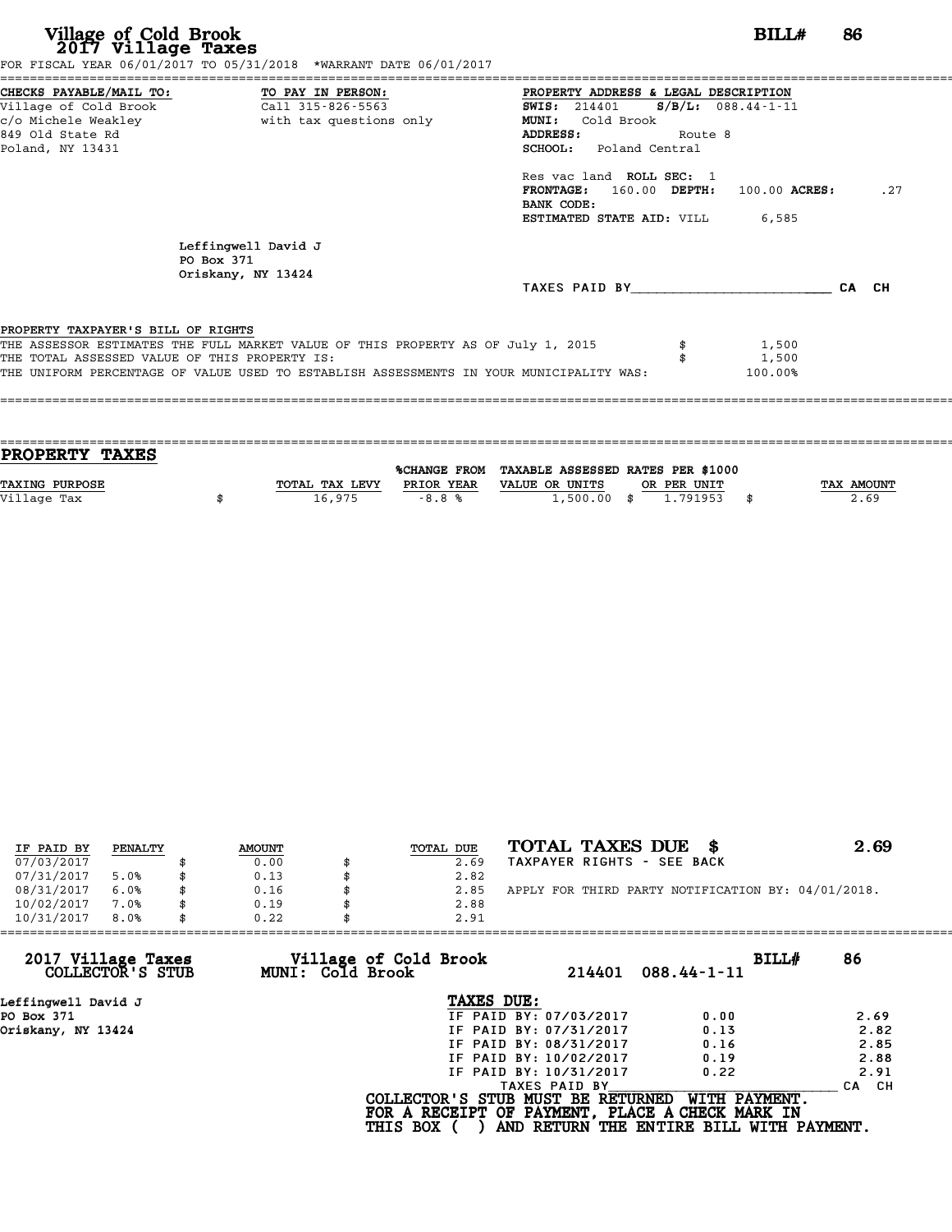# Village of Cold Brook
## 2017 Village Taxes

**BILL#** 86

FOR FISCAL YEAR 06/01/2017 TO 05/31/2018 *WARRANT DATE 06/01/2017

**CHECKS PAYABLE/MAIL TO:**
Village of Cold Brook
c/o Michele Weakley
849 Old State Rd
Poland, NY 13431

**TO PAY IN PERSON:**
Call 315-826-5563
with tax questions only

**PROPERTY ADDRESS & LEGAL DESCRIPTION**
**SWIS:** 214401 **S/B/L:** 088.44-1-11
**MUNI:** Cold Brook
**ADDRESS:** Route 8
**SCHOOL:** Poland Central

Res vac land **ROLL SEC:** 1
**FRONTAGE:** 160.00 **DEPTH:** 100.00 **ACRES:** .27
**BANK CODE:**
**ESTIMATED STATE AID:** VILL 6,585

Leffingwell David J
PO Box 371
Oriskany, NY 13424

TAXES PAID BY________________________ CA CH

PROPERTY TAXPAYER'S BILL OF RIGHTS
THE ASSESSOR ESTIMATES THE FULL MARKET VALUE OF THIS PROPERTY AS OF July 1, 2015 $ 1,500
THE TOTAL ASSESSED VALUE OF THIS PROPERTY IS: $ 1,500
THE UNIFORM PERCENTAGE OF VALUE USED TO ESTABLISH ASSESSMENTS IN YOUR MUNICIPALITY WAS: 100.00%

## PROPERTY TAXES

| TAXING PURPOSE | TOTAL TAX LEVY | %CHANGE FROM PRIOR YEAR | TAXABLE ASSESSED VALUE OR UNITS | RATES PER $1000 OR PER UNIT | TAX AMOUNT |
|---|---|---|---|---|---|
| Village Tax | $ 16,975 | -8.8 % | 1,500.00 | $ 1.791953 | $ 2.69 |

| IF PAID BY | PENALTY | AMOUNT | TOTAL DUE |
|---|---|---|---|
| 07/03/2017 | | $ 0.00 | $ 2.69 |
| 07/31/2017 | 5.0% | $ 0.13 | $ 2.82 |
| 08/31/2017 | 6.0% | $ 0.16 | $ 2.85 |
| 10/02/2017 | 7.0% | $ 0.19 | $ 2.88 |
| 10/31/2017 | 8.0% | $ 0.22 | $ 2.91 |

**TOTAL TAXES DUE $ 2.69**
TAXPAYER RIGHTS - SEE BACK

APPLY FOR THIRD PARTY NOTIFICATION BY: 04/01/2018.

---

**2017 Village Taxes COLLECTOR'S STUB** — **Village of Cold Brook MUNI: Cold Brook** — 214401 088.44-1-11 — **BILL#** 86

Leffingwell David J
PO Box 371
Oriskany, NY 13424

**TAXES DUE:**

| | | |
|---|---|---|
| IF PAID BY: 07/03/2017 | 0.00 | 2.69 |
| IF PAID BY: 07/31/2017 | 0.13 | 2.82 |
| IF PAID BY: 08/31/2017 | 0.16 | 2.85 |
| IF PAID BY: 10/02/2017 | 0.19 | 2.88 |
| IF PAID BY: 10/31/2017 | 0.22 | 2.91 |

TAXES PAID BY________________________ CA CH

**COLLECTOR'S STUB MUST BE RETURNED WITH PAYMENT.**
**FOR A RECEIPT OF PAYMENT, PLACE A CHECK MARK IN THIS BOX ( ) AND RETURN THE ENTIRE BILL WITH PAYMENT.**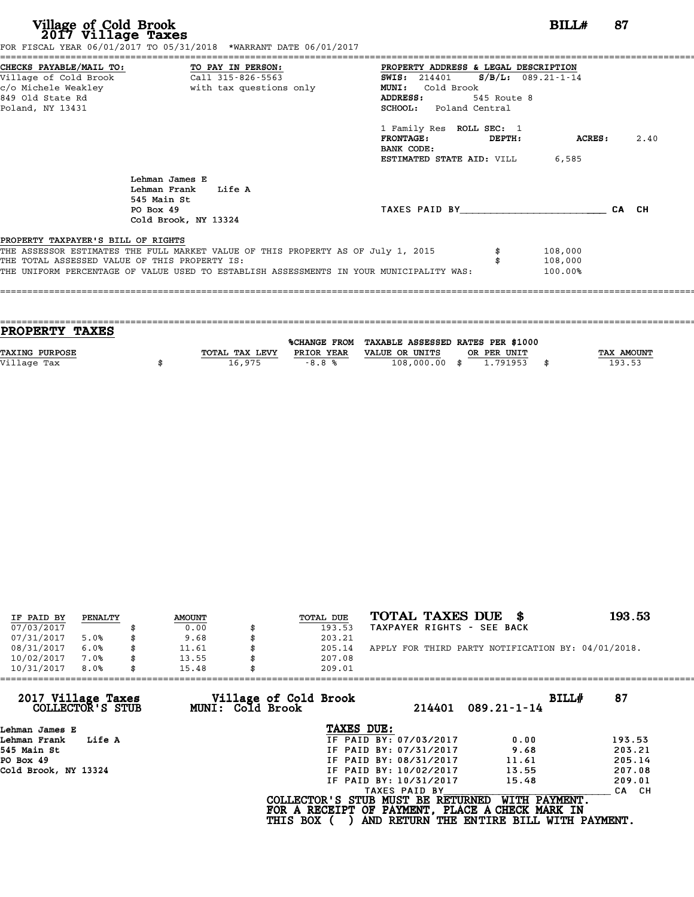# Village of Cold Brook
## 2017 Village Taxes

**BILL# 87**

FOR FISCAL YEAR 06/01/2017 TO 05/31/2018 *WARRANT DATE 06/01/2017

**CHECKS PAYABLE/MAIL TO:**
Village of Cold Brook
c/o Michele Weakley
849 Old State Rd
Poland, NY 13431

**TO PAY IN PERSON:**
Call 315-826-5563
with tax questions only

**PROPERTY ADDRESS & LEGAL DESCRIPTION**
**SWIS:** 214401 **S/B/L:** 089.21-1-14
**MUNI:** Cold Brook
**ADDRESS:** 545 Route 8
**SCHOOL:** Poland Central

1 Family Res **ROLL SEC:** 1
**FRONTAGE:** **DEPTH:** **ACRES:** 2.40
**BANK CODE:**
**ESTIMATED STATE AID:** VILL 6,585

Lehman James E
Lehman Frank Life A
545 Main St
PO Box 49
Cold Brook, NY 13324

TAXES PAID BY________________________ CA CH

**PROPERTY TAXPAYER'S BILL OF RIGHTS**

THE ASSESSOR ESTIMATES THE FULL MARKET VALUE OF THIS PROPERTY AS OF July 1, 2015 $ 108,000
THE TOTAL ASSESSED VALUE OF THIS PROPERTY IS: $ 108,000
THE UNIFORM PERCENTAGE OF VALUE USED TO ESTABLISH ASSESSMENTS IN YOUR MUNICIPALITY WAS: 100.00%

## PROPERTY TAXES

| TAXING PURPOSE | TOTAL TAX LEVY | %CHANGE FROM PRIOR YEAR | TAXABLE ASSESSED VALUE OR UNITS | RATES PER $1000 OR PER UNIT | TAX AMOUNT |
|---|---|---|---|---|---|
| Village Tax | $ 16,975 | -8.8 % | 108,000.00 | $ 1.791953 | $ 193.53 |

| IF PAID BY | PENALTY | AMOUNT | TOTAL DUE |
|---|---|---|---|
| 07/03/2017 | | $ 0.00 | $ 193.53 |
| 07/31/2017 | 5.0% | $ 9.68 | $ 203.21 |
| 08/31/2017 | 6.0% | $ 11.61 | $ 205.14 |
| 10/02/2017 | 7.0% | $ 13.55 | $ 207.08 |
| 10/31/2017 | 8.0% | $ 15.48 | $ 209.01 |

**TOTAL TAXES DUE $ 193.53**
TAXPAYER RIGHTS - SEE BACK

APPLY FOR THIRD PARTY NOTIFICATION BY: 04/01/2018.

---

**2017 Village Taxes COLLECTOR'S STUB** — **Village of Cold Brook MUNI: Cold Brook** — 214401 089.21-1-14 — **BILL# 87**

Lehman James E
Lehman Frank Life A
545 Main St
PO Box 49
Cold Brook, NY 13324

**TAXES DUE:**

| | | |
|---|---|---|
| IF PAID BY: 07/03/2017 | 0.00 | 193.53 |
| IF PAID BY: 07/31/2017 | 9.68 | 203.21 |
| IF PAID BY: 08/31/2017 | 11.61 | 205.14 |
| IF PAID BY: 10/02/2017 | 13.55 | 207.08 |
| IF PAID BY: 10/31/2017 | 15.48 | 209.01 |

TAXES PAID BY________________________ CA CH

**COLLECTOR'S STUB MUST BE RETURNED WITH PAYMENT.**
**FOR A RECEIPT OF PAYMENT, PLACE A CHECK MARK IN**
**THIS BOX ( ) AND RETURN THE ENTIRE BILL WITH PAYMENT.**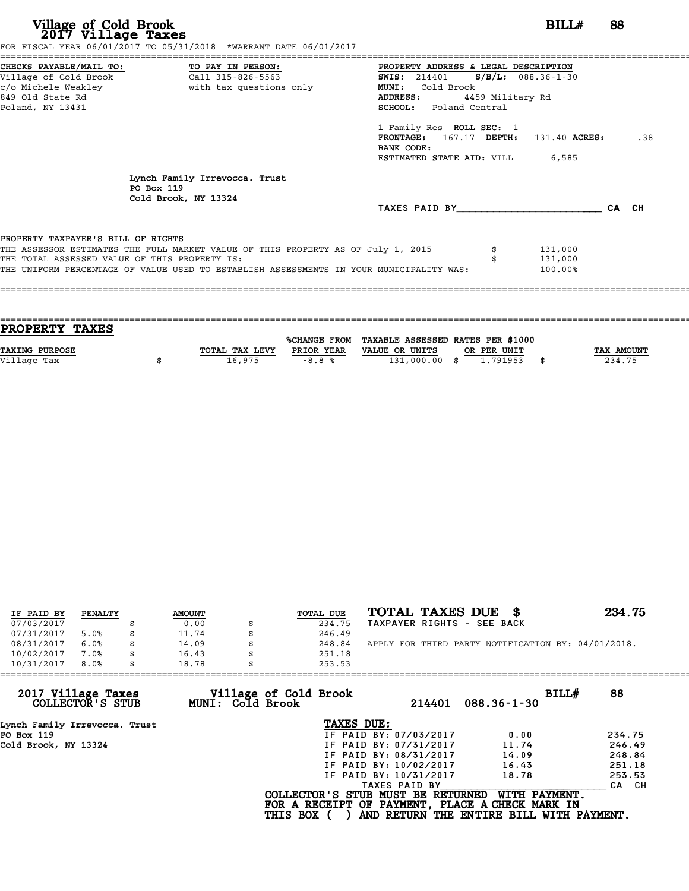# Village of Cold Brook
## 2017 Village Taxes

**BILL# 88**

FOR FISCAL YEAR 06/01/2017 TO 05/31/2018 *WARRANT DATE 06/01/2017

**CHECKS PAYABLE/MAIL TO:**
Village of Cold Brook
c/o Michele Weakley
849 Old State Rd
Poland, NY 13431

**TO PAY IN PERSON:**
Call 315-826-5563
with tax questions only

**PROPERTY ADDRESS & LEGAL DESCRIPTION**
**SWIS:** 214401 **S/B/L:** 088.36-1-30
**MUNI:** Cold Brook
**ADDRESS:** 4459 Military Rd
**SCHOOL:** Poland Central

1 Family Res **ROLL SEC:** 1
**FRONTAGE:** 167.17 **DEPTH:** 131.40 **ACRES:** .38
**BANK CODE:**
**ESTIMATED STATE AID:** VILL 6,585

Lynch Family Irrevocca. Trust
PO Box 119
Cold Brook, NY 13324

TAXES PAID BY________________________ CA CH

PROPERTY TAXPAYER'S BILL OF RIGHTS

THE ASSESSOR ESTIMATES THE FULL MARKET VALUE OF THIS PROPERTY AS OF July 1, 2015 $ 131,000
THE TOTAL ASSESSED VALUE OF THIS PROPERTY IS: $ 131,000
THE UNIFORM PERCENTAGE OF VALUE USED TO ESTABLISH ASSESSMENTS IN YOUR MUNICIPALITY WAS: 100.00%

## PROPERTY TAXES

| TAXING PURPOSE | TOTAL TAX LEVY | %CHANGE FROM PRIOR YEAR | TAXABLE ASSESSED VALUE OR UNITS | RATES PER $1000 OR PER UNIT | TAX AMOUNT |
|---|---|---|---|---|---|
| Village Tax | $ 16,975 | -8.8 % | 131,000.00 | $ 1.791953 | $ 234.75 |

| IF PAID BY | PENALTY | AMOUNT | TOTAL DUE |
|---|---|---|---|
| 07/03/2017 | | $ 0.00 | $ 234.75 |
| 07/31/2017 | 5.0% | $ 11.74 | $ 246.49 |
| 08/31/2017 | 6.0% | $ 14.09 | $ 248.84 |
| 10/02/2017 | 7.0% | $ 16.43 | $ 251.18 |
| 10/31/2017 | 8.0% | $ 18.78 | $ 253.53 |

**TOTAL TAXES DUE $ 234.75**
TAXPAYER RIGHTS - SEE BACK

APPLY FOR THIRD PARTY NOTIFICATION BY: 04/01/2018.

---

**2017 Village Taxes COLLECTOR'S STUB**    **Village of Cold Brook MUNI: Cold Brook**    214401 088.36-1-30    **BILL# 88**

Lynch Family Irrevocca. Trust
PO Box 119
Cold Brook, NY 13324

**TAXES DUE:**

| | | |
|---|---|---|
| IF PAID BY: 07/03/2017 | 0.00 | 234.75 |
| IF PAID BY: 07/31/2017 | 11.74 | 246.49 |
| IF PAID BY: 08/31/2017 | 14.09 | 248.84 |
| IF PAID BY: 10/02/2017 | 16.43 | 251.18 |
| IF PAID BY: 10/31/2017 | 18.78 | 253.53 |

TAXES PAID BY________________________ CA CH

**COLLECTOR'S STUB MUST BE RETURNED WITH PAYMENT.**
**FOR A RECEIPT OF PAYMENT, PLACE A CHECK MARK IN THIS BOX ( ) AND RETURN THE ENTIRE BILL WITH PAYMENT.**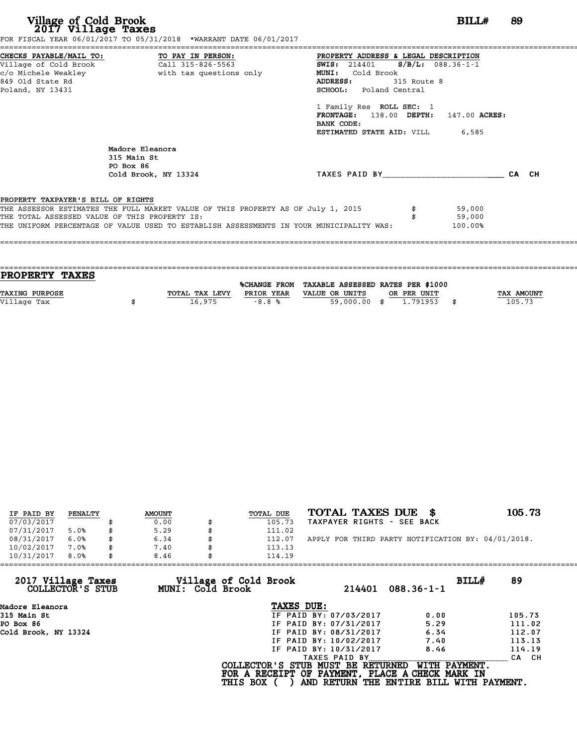# Village of Cold Brook
## 2017 Village Taxes

**BILL#** 89

FOR FISCAL YEAR 06/01/2017 TO 05/31/2018 *WARRANT DATE 06/01/2017

**CHECKS PAYABLE/MAIL TO:**
Village of Cold Brook
c/o Michele Weakley
849 Old State Rd
Poland, NY 13431

**TO PAY IN PERSON:**
Call 315-826-5563
with tax questions only

**PROPERTY ADDRESS & LEGAL DESCRIPTION**
**SWIS:** 214401 **S/B/L:** 088.36-1-1
**MUNI:** Cold Brook
**ADDRESS:** 315 Route 8
**SCHOOL:** Poland Central

1 Family Res **ROLL SEC:** 1
**FRONTAGE:** 138.00 **DEPTH:** 147.00 **ACRES:**
**BANK CODE:**
**ESTIMATED STATE AID:** VILL 6,585

Madore Eleanora
315 Main St
PO Box 86
Cold Brook, NY 13324

TAXES PAID BY________________________ CA CH

**PROPERTY TAXPAYER'S BILL OF RIGHTS**

| | | |
|---|---|---|
| THE ASSESSOR ESTIMATES THE FULL MARKET VALUE OF THIS PROPERTY AS OF July 1, 2015 | $ | 59,000 |
| THE TOTAL ASSESSED VALUE OF THIS PROPERTY IS: | $ | 59,000 |
| THE UNIFORM PERCENTAGE OF VALUE USED TO ESTABLISH ASSESSMENTS IN YOUR MUNICIPALITY WAS: | | 100.00% |

## PROPERTY TAXES

| TAXING PURPOSE | | TOTAL TAX LEVY | %CHANGE FROM PRIOR YEAR | TAXABLE ASSESSED VALUE OR UNITS | | RATES PER $1000 OR PER UNIT | | TAX AMOUNT |
|---|---|---|---|---|---|---|---|---|
| Village Tax | $ | 16,975 | -8.8 % | 59,000.00 | $ | 1.791953 | $ | 105.73 |

| IF PAID BY | PENALTY | | AMOUNT | | TOTAL DUE |
|---|---|---|---|---|---|
| 07/03/2017 | | $ | 0.00 | $ | 105.73 |
| 07/31/2017 | 5.0% | $ | 5.29 | $ | 111.02 |
| 08/31/2017 | 6.0% | $ | 6.34 | $ | 112.07 |
| 10/02/2017 | 7.0% | $ | 7.40 | $ | 113.13 |
| 10/31/2017 | 8.0% | $ | 8.46 | $ | 114.19 |

**TOTAL TAXES DUE $ 105.73**
TAXPAYER RIGHTS - SEE BACK

APPLY FOR THIRD PARTY NOTIFICATION BY: 04/01/2018.

**2017 Village Taxes COLLECTOR'S STUB** | **Village of Cold Brook MUNI: Cold Brook** | 214401 088.36-1-1 | **BILL#** 89

Madore Eleanora
315 Main St
PO Box 86
Cold Brook, NY 13324

**TAXES DUE:**

| | | |
|---|---|---|
| IF PAID BY: 07/03/2017 | 0.00 | 105.73 |
| IF PAID BY: 07/31/2017 | 5.29 | 111.02 |
| IF PAID BY: 08/31/2017 | 6.34 | 112.07 |
| IF PAID BY: 10/02/2017 | 7.40 | 113.13 |
| IF PAID BY: 10/31/2017 | 8.46 | 114.19 |

TAXES PAID BY________________________ CA CH

**COLLECTOR'S STUB MUST BE RETURNED WITH PAYMENT.**
**FOR A RECEIPT OF PAYMENT, PLACE A CHECK MARK IN THIS BOX ( ) AND RETURN THE ENTIRE BILL WITH PAYMENT.**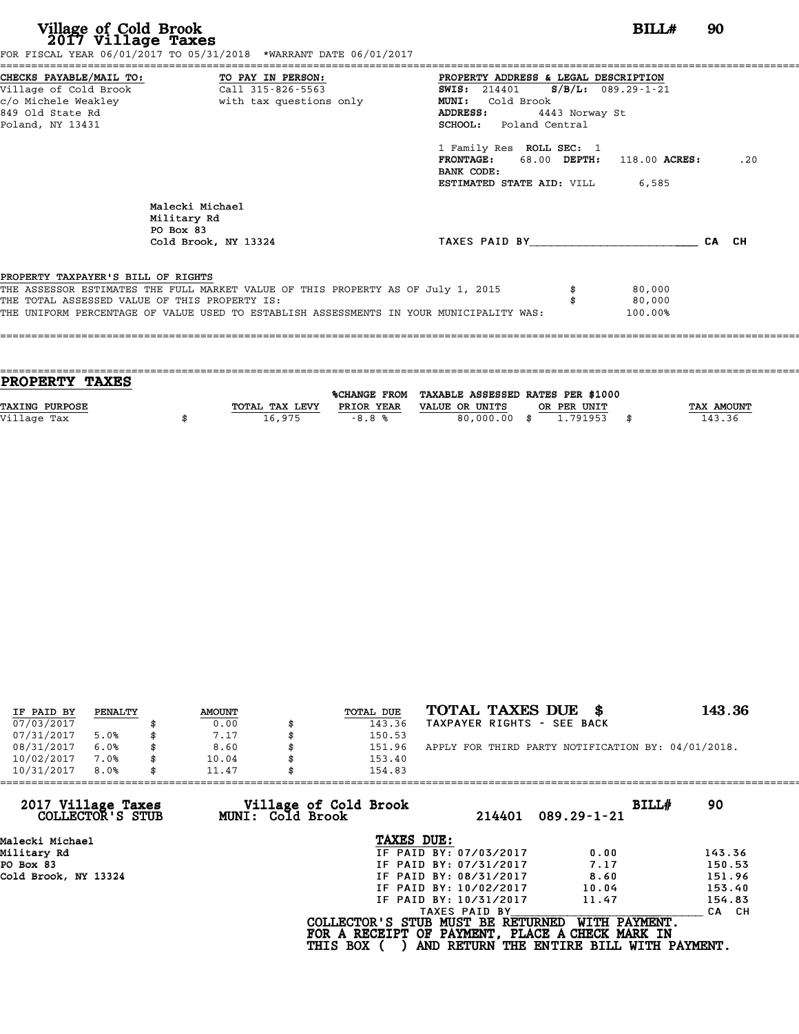# Village of Cold Brook
## 2017 Village Taxes

**BILL# 90**

FOR FISCAL YEAR 06/01/2017 TO 05/31/2018 *WARRANT DATE 06/01/2017

| CHECKS PAYABLE/MAIL TO: | TO PAY IN PERSON: | PROPERTY ADDRESS & LEGAL DESCRIPTION |
|---|---|---|
| Village of Cold Brook | Call 315-826-5563 | **SWIS:** 214401 **S/B/L:** 089.29-1-21 |
| c/o Michele Weakley | with tax questions only | **MUNI:** Cold Brook |
| 849 Old State Rd | | **ADDRESS:** 4443 Norway St |
| Poland, NY 13431 | | **SCHOOL:** Poland Central |

1 Family Res **ROLL SEC:** 1
**FRONTAGE:** 68.00 **DEPTH:** 118.00 **ACRES:** .20
**BANK CODE:**
**ESTIMATED STATE AID:** VILL 6,585

Malecki Michael
Military Rd
PO Box 83
Cold Brook, NY 13324

TAXES PAID BY________________________ CA CH

PROPERTY TAXPAYER'S BILL OF RIGHTS

THE ASSESSOR ESTIMATES THE FULL MARKET VALUE OF THIS PROPERTY AS OF July 1, 2015 $ 80,000
THE TOTAL ASSESSED VALUE OF THIS PROPERTY IS: $ 80,000
THE UNIFORM PERCENTAGE OF VALUE USED TO ESTABLISH ASSESSMENTS IN YOUR MUNICIPALITY WAS: 100.00%

## PROPERTY TAXES

| TAXING PURPOSE | TOTAL TAX LEVY | %CHANGE FROM PRIOR YEAR | TAXABLE ASSESSED VALUE OR UNITS | RATES PER $1000 OR PER UNIT | TAX AMOUNT |
|---|---|---|---|---|---|
| Village Tax | $ 16,975 | -8.8 % | 80,000.00 | $ 1.791953 | $ 143.36 |

| IF PAID BY | PENALTY | AMOUNT | TOTAL DUE |
|---|---|---|---|
| 07/03/2017 | | $ 0.00 | $ 143.36 |
| 07/31/2017 | 5.0% | $ 7.17 | $ 150.53 |
| 08/31/2017 | 6.0% | $ 8.60 | $ 151.96 |
| 10/02/2017 | 7.0% | $ 10.04 | $ 153.40 |
| 10/31/2017 | 8.0% | $ 11.47 | $ 154.83 |

**TOTAL TAXES DUE $ 143.36**

TAXPAYER RIGHTS - SEE BACK

APPLY FOR THIRD PARTY NOTIFICATION BY: 04/01/2018.

---

**2017 Village Taxes COLLECTOR'S STUB** — **Village of Cold Brook MUNI: Cold Brook** — 214401 089.29-1-21 — **BILL# 90**

Malecki Michael
Military Rd
PO Box 83
Cold Brook, NY 13324

**TAXES DUE:**

| | | |
|---|---|---|
| IF PAID BY: 07/03/2017 | 0.00 | 143.36 |
| IF PAID BY: 07/31/2017 | 7.17 | 150.53 |
| IF PAID BY: 08/31/2017 | 8.60 | 151.96 |
| IF PAID BY: 10/02/2017 | 10.04 | 153.40 |
| IF PAID BY: 10/31/2017 | 11.47 | 154.83 |

TAXES PAID BY________________________ CA CH

**COLLECTOR'S STUB MUST BE RETURNED WITH PAYMENT.**
**FOR A RECEIPT OF PAYMENT, PLACE A CHECK MARK IN THIS BOX ( ) AND RETURN THE ENTIRE BILL WITH PAYMENT.**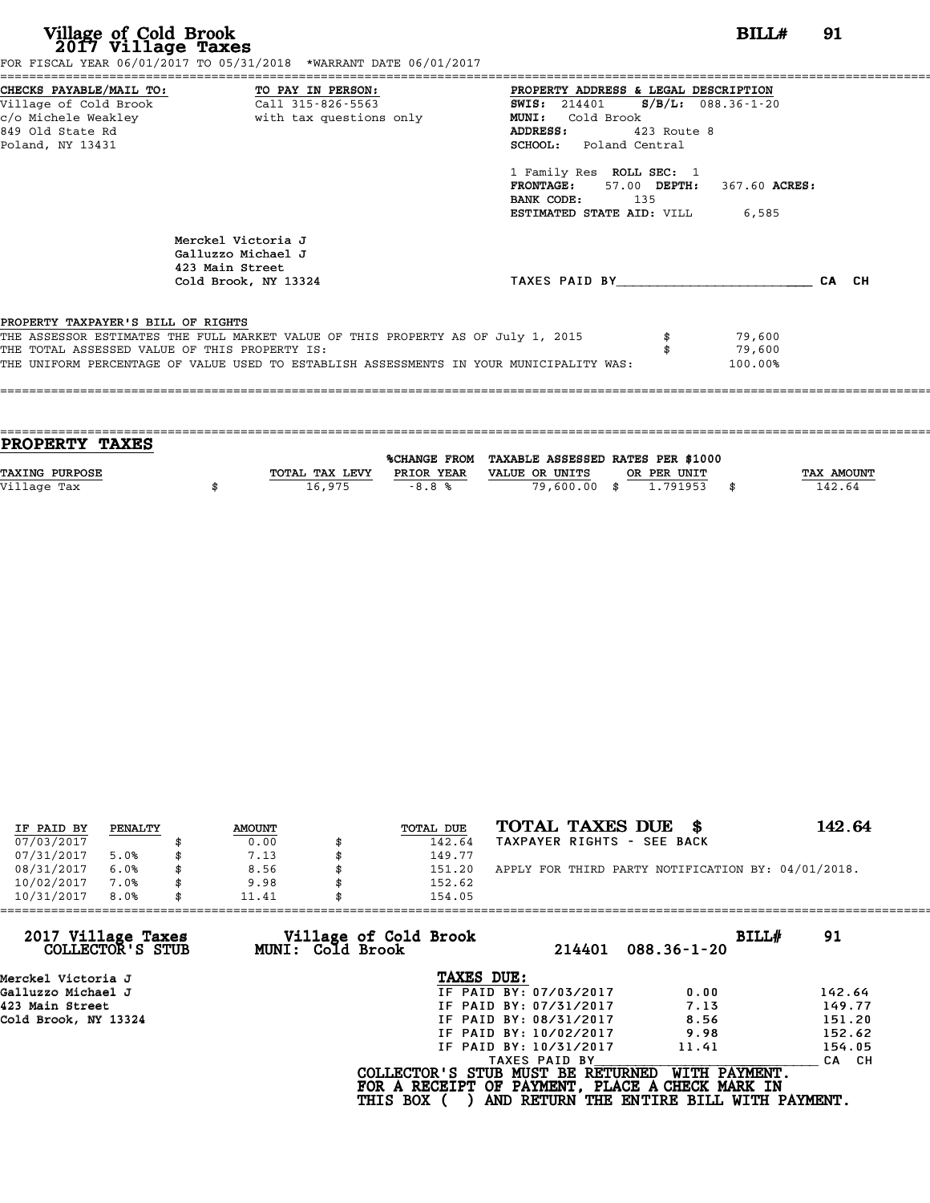# Village of Cold Brook
## 2017 Village Taxes

**BILL# 91**

FOR FISCAL YEAR 06/01/2017 TO 05/31/2018 *WARRANT DATE 06/01/2017

**CHECKS PAYABLE/MAIL TO:**
Village of Cold Brook
c/o Michele Weakley
849 Old State Rd
Poland, NY 13431

**TO PAY IN PERSON:**
Call 315-826-5563
with tax questions only

**PROPERTY ADDRESS & LEGAL DESCRIPTION**
**SWIS:** 214401 **S/B/L:** 088.36-1-20
**MUNI:** Cold Brook
**ADDRESS:** 423 Route 8
**SCHOOL:** Poland Central

1 Family Res **ROLL SEC:** 1
**FRONTAGE:** 57.00 **DEPTH:** 367.60 **ACRES:**
**BANK CODE:** 135
**ESTIMATED STATE AID:** VILL 6,585

Merckel Victoria J
Galluzzo Michael J
423 Main Street
Cold Brook, NY 13324

TAXES PAID BY________________________ CA CH

PROPERTY TAXPAYER'S BILL OF RIGHTS

THE ASSESSOR ESTIMATES THE FULL MARKET VALUE OF THIS PROPERTY AS OF July 1, 2015 $ 79,600
THE TOTAL ASSESSED VALUE OF THIS PROPERTY IS: $ 79,600
THE UNIFORM PERCENTAGE OF VALUE USED TO ESTABLISH ASSESSMENTS IN YOUR MUNICIPALITY WAS: 100.00%

## PROPERTY TAXES

| TAXING PURPOSE | TOTAL TAX LEVY | %CHANGE FROM PRIOR YEAR | TAXABLE ASSESSED VALUE OR UNITS | RATES PER $1000 OR PER UNIT | TAX AMOUNT |
|---|---|---|---|---|---|
| Village Tax | $ 16,975 | -8.8 % | 79,600.00 | $ 1.791953 | $ 142.64 |

| IF PAID BY | PENALTY | AMOUNT | TOTAL DUE |
|---|---|---|---|
| 07/03/2017 | | $ 0.00 | $ 142.64 |
| 07/31/2017 | 5.0% | $ 7.13 | $ 149.77 |
| 08/31/2017 | 6.0% | $ 8.56 | $ 151.20 |
| 10/02/2017 | 7.0% | $ 9.98 | $ 152.62 |
| 10/31/2017 | 8.0% | $ 11.41 | $ 154.05 |

**TOTAL TAXES DUE $ 142.64**
TAXPAYER RIGHTS - SEE BACK

APPLY FOR THIRD PARTY NOTIFICATION BY: 04/01/2018.

---

**2017 Village Taxes COLLECTOR'S STUB** — **Village of Cold Brook MUNI: Cold Brook** — 214401 088.36-1-20 — **BILL# 91**

Merckel Victoria J
Galluzzo Michael J
423 Main Street
Cold Brook, NY 13324

**TAXES DUE:**

| | | |
|---|---|---|
| IF PAID BY: 07/03/2017 | 0.00 | 142.64 |
| IF PAID BY: 07/31/2017 | 7.13 | 149.77 |
| IF PAID BY: 08/31/2017 | 8.56 | 151.20 |
| IF PAID BY: 10/02/2017 | 9.98 | 152.62 |
| IF PAID BY: 10/31/2017 | 11.41 | 154.05 |

TAXES PAID BY________________________ CA CH

**COLLECTOR'S STUB MUST BE RETURNED WITH PAYMENT.**
**FOR A RECEIPT OF PAYMENT, PLACE A CHECK MARK IN THIS BOX ( ) AND RETURN THE ENTIRE BILL WITH PAYMENT.**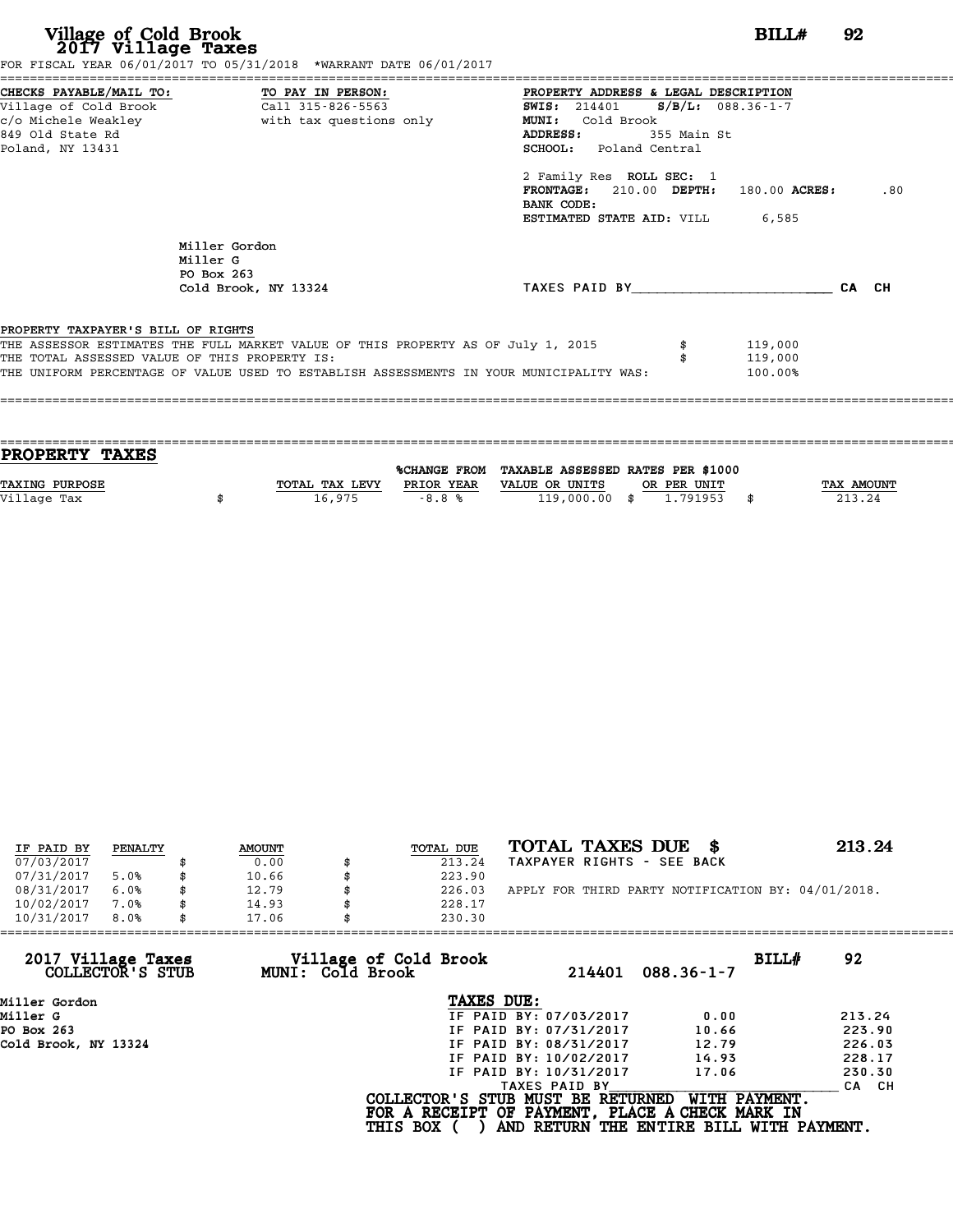# Village of Cold Brook
## 2017 Village Taxes

**BILL# 92**

FOR FISCAL YEAR 06/01/2017 TO 05/31/2018 *WARRANT DATE 06/01/2017

**CHECKS PAYABLE/MAIL TO:**
Village of Cold Brook
c/o Michele Weakley
849 Old State Rd
Poland, NY 13431

**TO PAY IN PERSON:**
Call 315-826-5563
with tax questions only

**PROPERTY ADDRESS & LEGAL DESCRIPTION**
**SWIS:** 214401 **S/B/L:** 088.36-1-7
**MUNI:** Cold Brook
**ADDRESS:** 355 Main St
**SCHOOL:** Poland Central

2 Family Res **ROLL SEC:** 1
**FRONTAGE:** 210.00 **DEPTH:** 180.00 **ACRES:** .80
**BANK CODE:**
**ESTIMATED STATE AID:** VILL 6,585

Miller Gordon
Miller G
PO Box 263
Cold Brook, NY 13324

TAXES PAID BY________________________ CA CH

**PROPERTY TAXPAYER'S BILL OF RIGHTS**

THE ASSESSOR ESTIMATES THE FULL MARKET VALUE OF THIS PROPERTY AS OF July 1, 2015 $ 119,000
THE TOTAL ASSESSED VALUE OF THIS PROPERTY IS: $ 119,000
THE UNIFORM PERCENTAGE OF VALUE USED TO ESTABLISH ASSESSMENTS IN YOUR MUNICIPALITY WAS: 100.00%

## PROPERTY TAXES

| TAXING PURPOSE | TOTAL TAX LEVY | %CHANGE FROM PRIOR YEAR | TAXABLE ASSESSED VALUE OR UNITS | RATES PER $1000 OR PER UNIT | TAX AMOUNT |
|---|---|---|---|---|---|
| Village Tax | $ 16,975 | -8.8 % | 119,000.00 | $ 1.791953 | $ 213.24 |

| IF PAID BY | PENALTY | AMOUNT | TOTAL DUE |
|---|---|---|---|
| 07/03/2017 | | $ 0.00 | $ 213.24 |
| 07/31/2017 | 5.0% | $ 10.66 | $ 223.90 |
| 08/31/2017 | 6.0% | $ 12.79 | $ 226.03 |
| 10/02/2017 | 7.0% | $ 14.93 | $ 228.17 |
| 10/31/2017 | 8.0% | $ 17.06 | $ 230.30 |

**TOTAL TAXES DUE $ 213.24**
TAXPAYER RIGHTS - SEE BACK

APPLY FOR THIRD PARTY NOTIFICATION BY: 04/01/2018.

---

**2017 Village Taxes COLLECTOR'S STUB** — **Village of Cold Brook MUNI: Cold Brook** — 214401 088.36-1-7 — **BILL# 92**

Miller Gordon
Miller G
PO Box 263
Cold Brook, NY 13324

**TAXES DUE:**

| | | |
|---|---|---|
| IF PAID BY: 07/03/2017 | 0.00 | 213.24 |
| IF PAID BY: 07/31/2017 | 10.66 | 223.90 |
| IF PAID BY: 08/31/2017 | 12.79 | 226.03 |
| IF PAID BY: 10/02/2017 | 14.93 | 228.17 |
| IF PAID BY: 10/31/2017 | 17.06 | 230.30 |

TAXES PAID BY________________________ CA CH

**COLLECTOR'S STUB MUST BE RETURNED WITH PAYMENT.**
**FOR A RECEIPT OF PAYMENT, PLACE A CHECK MARK IN THIS BOX ( ) AND RETURN THE ENTIRE BILL WITH PAYMENT.**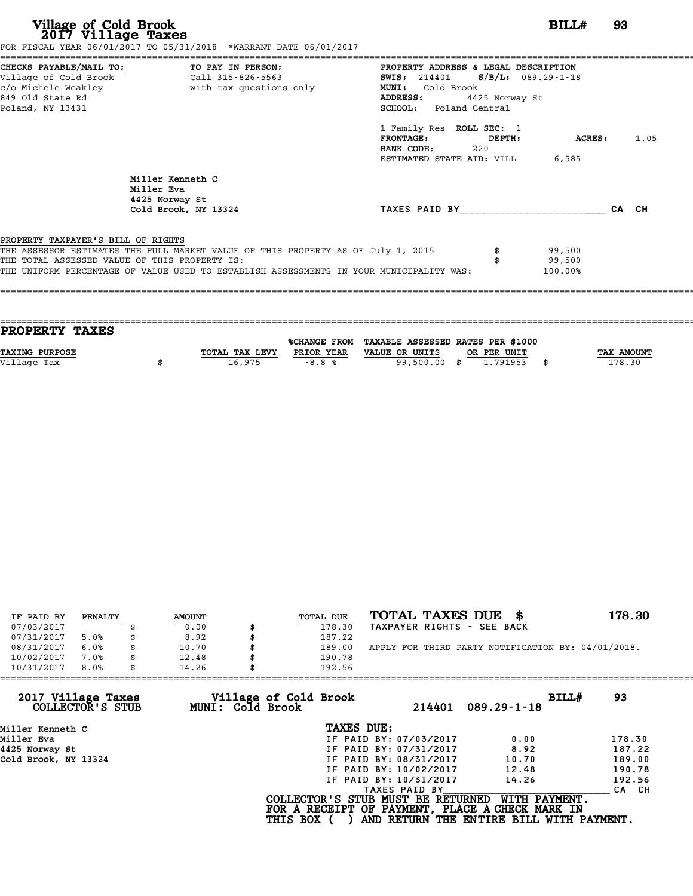# Village of Cold Brook 2017 Village Taxes

**BILL# 93**

FOR FISCAL YEAR 06/01/2017 TO 05/31/2018 *WARRANT DATE 06/01/2017

**CHECKS PAYABLE/MAIL TO:**
Village of Cold Brook
c/o Michele Weakley
849 Old State Rd
Poland, NY 13431

**TO PAY IN PERSON:**
Call 315-826-5563
with tax questions only

**PROPERTY ADDRESS & LEGAL DESCRIPTION**
**SWIS:** 214401 **S/B/L:** 089.29-1-18
**MUNI:** Cold Brook
**ADDRESS:** 4425 Norway St
**SCHOOL:** Poland Central

1 Family Res **ROLL SEC:** 1
**FRONTAGE:** **DEPTH:** **ACRES:** 1.05
**BANK CODE:** 220
**ESTIMATED STATE AID:** VILL 6,585

Miller Kenneth C
Miller Eva
4425 Norway St
Cold Brook, NY 13324

TAXES PAID BY________________________ CA CH

**PROPERTY TAXPAYER'S BILL OF RIGHTS**

THE ASSESSOR ESTIMATES THE FULL MARKET VALUE OF THIS PROPERTY AS OF July 1, 2015 $ 99,500
THE TOTAL ASSESSED VALUE OF THIS PROPERTY IS: $ 99,500
THE UNIFORM PERCENTAGE OF VALUE USED TO ESTABLISH ASSESSMENTS IN YOUR MUNICIPALITY WAS: 100.00%

## PROPERTY TAXES

| TAXING PURPOSE | TOTAL TAX LEVY | %CHANGE FROM PRIOR YEAR | TAXABLE ASSESSED VALUE OR UNITS | RATES PER $1000 OR PER UNIT | TAX AMOUNT |
|---|---|---|---|---|---|
| Village Tax | $ 16,975 | -8.8 % | 99,500.00 | $ 1.791953 | $ 178.30 |

| IF PAID BY | PENALTY | AMOUNT | TOTAL DUE |
|---|---|---|---|
| 07/03/2017 | | $ 0.00 | $ 178.30 |
| 07/31/2017 | 5.0% | $ 8.92 | $ 187.22 |
| 08/31/2017 | 6.0% | $ 10.70 | $ 189.00 |
| 10/02/2017 | 7.0% | $ 12.48 | $ 190.78 |
| 10/31/2017 | 8.0% | $ 14.26 | $ 192.56 |

**TOTAL TAXES DUE $ 178.30**

TAXPAYER RIGHTS - SEE BACK

APPLY FOR THIRD PARTY NOTIFICATION BY: 04/01/2018.

---

**2017 Village Taxes COLLECTOR'S STUB** — **Village of Cold Brook MUNI: Cold Brook** — 214401 089.29-1-18 — **BILL# 93**

Miller Kenneth C
Miller Eva
4425 Norway St
Cold Brook, NY 13324

**TAXES DUE:**

| | | |
|---|---|---|
| IF PAID BY: 07/03/2017 | 0.00 | 178.30 |
| IF PAID BY: 07/31/2017 | 8.92 | 187.22 |
| IF PAID BY: 08/31/2017 | 10.70 | 189.00 |
| IF PAID BY: 10/02/2017 | 12.48 | 190.78 |
| IF PAID BY: 10/31/2017 | 14.26 | 192.56 |

TAXES PAID BY________________________ CA CH

COLLECTOR'S STUB MUST BE RETURNED WITH PAYMENT.
FOR A RECEIPT OF PAYMENT, PLACE A CHECK MARK IN THIS BOX ( ) AND RETURN THE ENTIRE BILL WITH PAYMENT.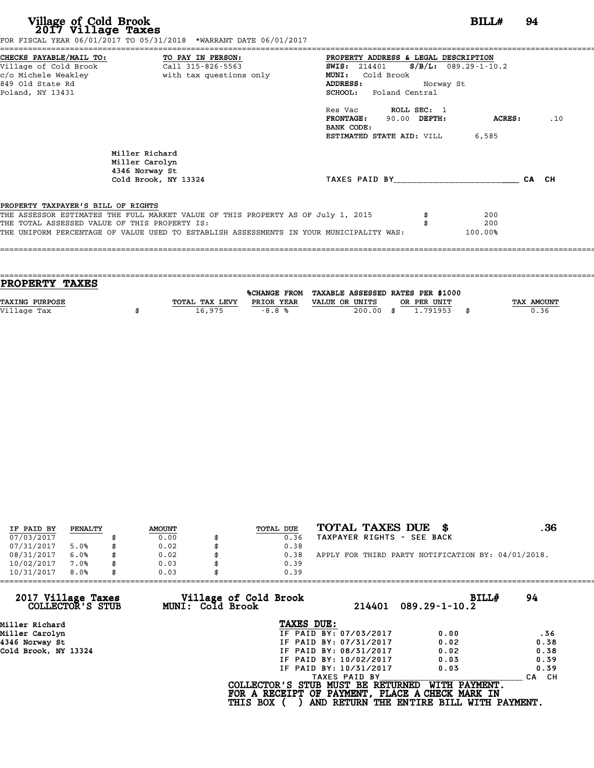# Village of Cold Brook
## 2017 Village Taxes

**BILL# 94**

FOR FISCAL YEAR 06/01/2017 TO 05/31/2018 *WARRANT DATE 06/01/2017

**CHECKS PAYABLE/MAIL TO:**
Village of Cold Brook
c/o Michele Weakley
849 Old State Rd
Poland, NY 13431

**TO PAY IN PERSON:**
Call 315-826-5563
with tax questions only

**PROPERTY ADDRESS & LEGAL DESCRIPTION**
**SWIS:** 214401 **S/B/L:** 089.29-1-10.2
**MUNI:** Cold Brook
**ADDRESS:** Norway St
**SCHOOL:** Poland Central

Res Vac **ROLL SEC:** 1
**FRONTAGE:** 90.00 **DEPTH:** **ACRES:** .10
**BANK CODE:**
**ESTIMATED STATE AID:** VILL 6,585

Miller Richard
Miller Carolyn
4346 Norway St
Cold Brook, NY 13324

TAXES PAID BY________________________ CA CH

PROPERTY TAXPAYER'S BILL OF RIGHTS

THE ASSESSOR ESTIMATES THE FULL MARKET VALUE OF THIS PROPERTY AS OF July 1, 2015 $ 200
THE TOTAL ASSESSED VALUE OF THIS PROPERTY IS: $ 200
THE UNIFORM PERCENTAGE OF VALUE USED TO ESTABLISH ASSESSMENTS IN YOUR MUNICIPALITY WAS: 100.00%

## PROPERTY TAXES

| TAXING PURPOSE | TOTAL TAX LEVY | %CHANGE FROM PRIOR YEAR | TAXABLE ASSESSED VALUE OR UNITS | RATES PER $1000 OR PER UNIT | TAX AMOUNT |
|---|---|---|---|---|---|
| Village Tax | $ 16,975 | -8.8 % | 200.00 | $ 1.791953 | $ 0.36 |

| IF PAID BY | PENALTY | AMOUNT | TOTAL DUE |
|---|---|---|---|
| 07/03/2017 | | $ 0.00 | $ 0.36 |
| 07/31/2017 | 5.0% | $ 0.02 | $ 0.38 |
| 08/31/2017 | 6.0% | $ 0.02 | $ 0.38 |
| 10/02/2017 | 7.0% | $ 0.03 | $ 0.39 |
| 10/31/2017 | 8.0% | $ 0.03 | $ 0.39 |

**TOTAL TAXES DUE $ .36**
TAXPAYER RIGHTS - SEE BACK

APPLY FOR THIRD PARTY NOTIFICATION BY: 04/01/2018.

**2017 Village Taxes COLLECTOR'S STUB** — **Village of Cold Brook MUNI: Cold Brook** — 214401 089.29-1-10.2 — **BILL# 94**

Miller Richard
Miller Carolyn
4346 Norway St
Cold Brook, NY 13324

**TAXES DUE:**

| | | |
|---|---|---|
| IF PAID BY: 07/03/2017 | 0.00 | .36 |
| IF PAID BY: 07/31/2017 | 0.02 | 0.38 |
| IF PAID BY: 08/31/2017 | 0.02 | 0.38 |
| IF PAID BY: 10/02/2017 | 0.03 | 0.39 |
| IF PAID BY: 10/31/2017 | 0.03 | 0.39 |

TAXES PAID BY________________________ CA CH

**COLLECTOR'S STUB MUST BE RETURNED WITH PAYMENT.**
**FOR A RECEIPT OF PAYMENT, PLACE A CHECK MARK IN THIS BOX ( ) AND RETURN THE ENTIRE BILL WITH PAYMENT.**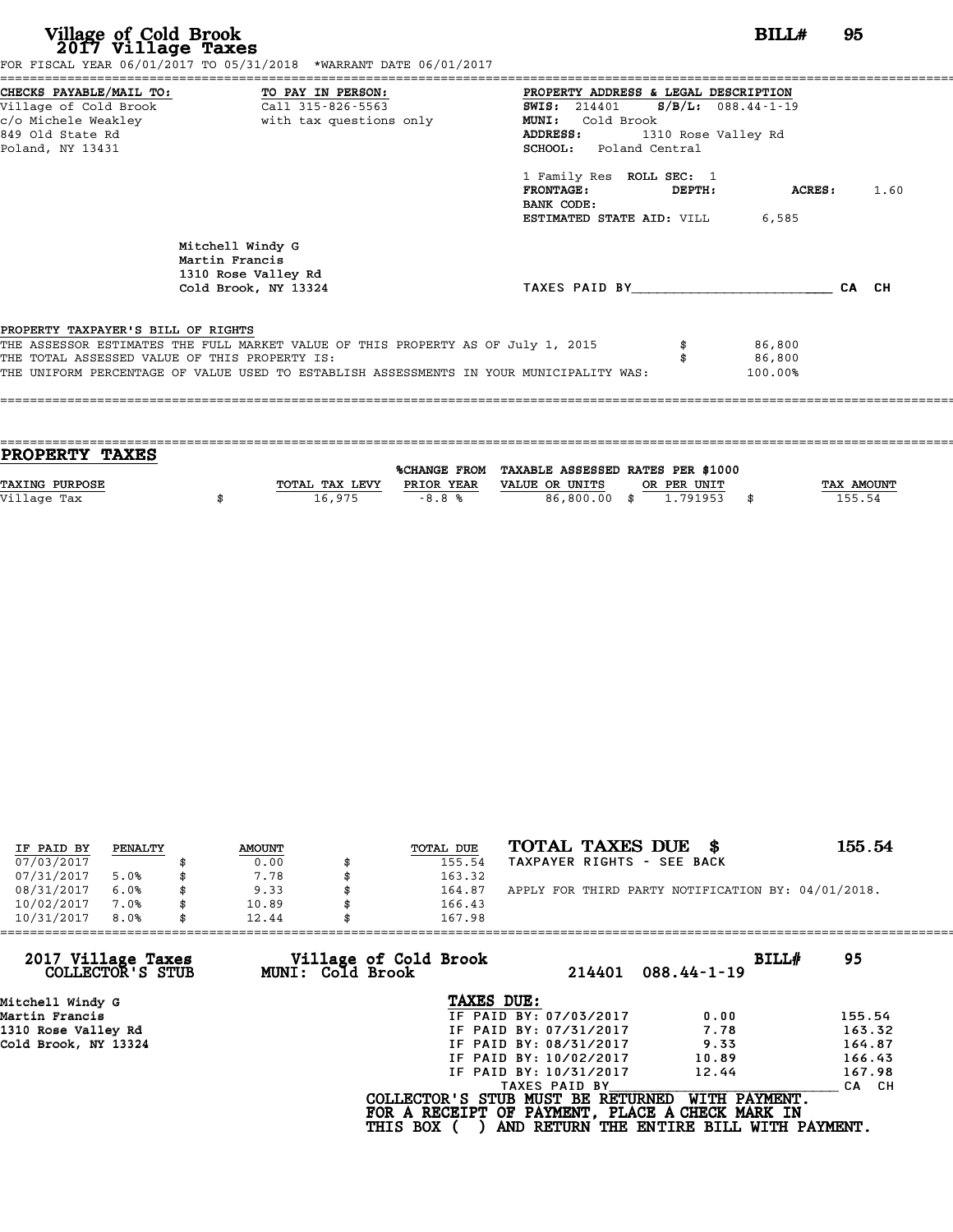# Village of Cold Brook
## 2017 Village Taxes

**BILL# 95**

FOR FISCAL YEAR 06/01/2017 TO 05/31/2018 *WARRANT DATE 06/01/2017

**CHECKS PAYABLE/MAIL TO:**
Village of Cold Brook
c/o Michele Weakley
849 Old State Rd
Poland, NY 13431

**TO PAY IN PERSON:**
Call 315-826-5563
with tax questions only

**PROPERTY ADDRESS & LEGAL DESCRIPTION**
**SWIS:** 214401 **S/B/L:** 088.44-1-19
**MUNI:** Cold Brook
**ADDRESS:** 1310 Rose Valley Rd
**SCHOOL:** Poland Central

1 Family Res **ROLL SEC:** 1
**FRONTAGE:** **DEPTH:** **ACRES:** 1.60
**BANK CODE:**
**ESTIMATED STATE AID:** VILL 6,585

Mitchell Windy G
Martin Francis
1310 Rose Valley Rd
Cold Brook, NY 13324

TAXES PAID BY________________________ CA CH

**PROPERTY TAXPAYER'S BILL OF RIGHTS**

| | | |
|---|---|---|
| THE ASSESSOR ESTIMATES THE FULL MARKET VALUE OF THIS PROPERTY AS OF July 1, 2015 | $ | 86,800 |
| THE TOTAL ASSESSED VALUE OF THIS PROPERTY IS: | $ | 86,800 |
| THE UNIFORM PERCENTAGE OF VALUE USED TO ESTABLISH ASSESSMENTS IN YOUR MUNICIPALITY WAS: | | 100.00% |

## PROPERTY TAXES

| TAXING PURPOSE | | TOTAL TAX LEVY | %CHANGE FROM PRIOR YEAR | TAXABLE ASSESSED VALUE OR UNITS | | RATES PER $1000 OR PER UNIT | | TAX AMOUNT |
|---|---|---|---|---|---|---|---|---|
| Village Tax | $ | 16,975 | -8.8 % | 86,800.00 | $ | 1.791953 | $ | 155.54 |

| IF PAID BY | PENALTY | | AMOUNT | | TOTAL DUE |
|---|---|---|---|---|---|
| 07/03/2017 | | $ | 0.00 | $ | 155.54 |
| 07/31/2017 | 5.0% | $ | 7.78 | $ | 163.32 |
| 08/31/2017 | 6.0% | $ | 9.33 | $ | 164.87 |
| 10/02/2017 | 7.0% | $ | 10.89 | $ | 166.43 |
| 10/31/2017 | 8.0% | $ | 12.44 | $ | 167.98 |

**TOTAL TAXES DUE $ 155.54**
TAXPAYER RIGHTS - SEE BACK

APPLY FOR THIRD PARTY NOTIFICATION BY: 04/01/2018.

**2017 Village Taxes**
**COLLECTOR'S STUB**

**Village of Cold Brook**
**MUNI: Cold Brook**

214401 088.44-1-19

**BILL# 95**

Mitchell Windy G
Martin Francis
1310 Rose Valley Rd
Cold Brook, NY 13324

**TAXES DUE:**

| | | |
|---|---|---|
| IF PAID BY: 07/03/2017 | 0.00 | 155.54 |
| IF PAID BY: 07/31/2017 | 7.78 | 163.32 |
| IF PAID BY: 08/31/2017 | 9.33 | 164.87 |
| IF PAID BY: 10/02/2017 | 10.89 | 166.43 |
| IF PAID BY: 10/31/2017 | 12.44 | 167.98 |

TAXES PAID BY________________________ CA CH

**COLLECTOR'S STUB MUST BE RETURNED WITH PAYMENT.**
**FOR A RECEIPT OF PAYMENT, PLACE A CHECK MARK IN THIS BOX ( ) AND RETURN THE ENTIRE BILL WITH PAYMENT.**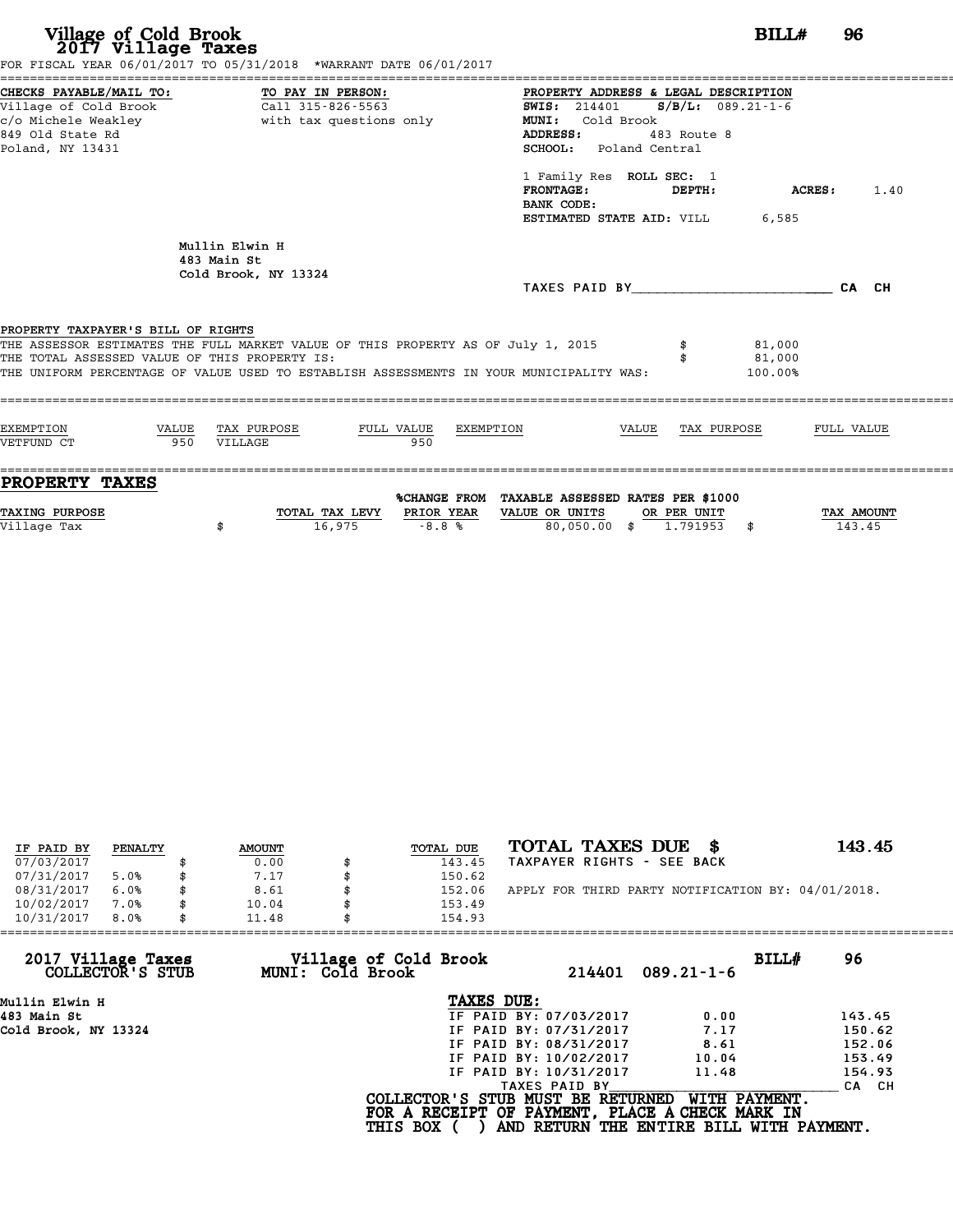# Village of Cold Brook
## 2017 Village Taxes

**BILL# 96**

FOR FISCAL YEAR 06/01/2017 TO 05/31/2018 *WARRANT DATE 06/01/2017

**CHECKS PAYABLE/MAIL TO:**
Village of Cold Brook
c/o Michele Weakley
849 Old State Rd
Poland, NY 13431

**TO PAY IN PERSON:**
Call 315-826-5563
with tax questions only

**PROPERTY ADDRESS & LEGAL DESCRIPTION**
**SWIS:** 214401 **S/B/L:** 089.21-1-6
**MUNI:** Cold Brook
**ADDRESS:** 483 Route 8
**SCHOOL:** Poland Central

1 Family Res **ROLL SEC:** 1
**FRONTAGE:** **DEPTH:** **ACRES:** 1.40
**BANK CODE:**
**ESTIMATED STATE AID:** VILL 6,585

Mullin Elwin H
483 Main St
Cold Brook, NY 13324

TAXES PAID BY________________________ CA CH

**PROPERTY TAXPAYER'S BILL OF RIGHTS**

THE ASSESSOR ESTIMATES THE FULL MARKET VALUE OF THIS PROPERTY AS OF July 1, 2015 $ 81,000
THE TOTAL ASSESSED VALUE OF THIS PROPERTY IS: $ 81,000
THE UNIFORM PERCENTAGE OF VALUE USED TO ESTABLISH ASSESSMENTS IN YOUR MUNICIPALITY WAS: 100.00%

| EXEMPTION | VALUE | TAX PURPOSE | FULL VALUE | EXEMPTION | VALUE | TAX PURPOSE | FULL VALUE |
|---|---|---|---|---|---|---|---|
| VETFUND CT | 950 | VILLAGE | 950 | | | | |

## PROPERTY TAXES

| TAXING PURPOSE | TOTAL TAX LEVY | %CHANGE FROM PRIOR YEAR | TAXABLE ASSESSED VALUE OR UNITS | RATES PER $1000 OR PER UNIT | TAX AMOUNT |
|---|---|---|---|---|---|
| Village Tax | $ 16,975 | -8.8 % | 80,050.00 | $ 1.791953 | $ 143.45 |

| IF PAID BY | PENALTY | AMOUNT | TOTAL DUE |
|---|---|---|---|
| 07/03/2017 | | $ 0.00 | $ 143.45 |
| 07/31/2017 | 5.0% | $ 7.17 | $ 150.62 |
| 08/31/2017 | 6.0% | $ 8.61 | $ 152.06 |
| 10/02/2017 | 7.0% | $ 10.04 | $ 153.49 |
| 10/31/2017 | 8.0% | $ 11.48 | $ 154.93 |

**TOTAL TAXES DUE $ 143.45**
TAXPAYER RIGHTS - SEE BACK

APPLY FOR THIRD PARTY NOTIFICATION BY: 04/01/2018.

---

**2017 Village Taxes** — COLLECTOR'S STUB
**Village of Cold Brook** — MUNI: Cold Brook
214401 089.21-1-6
**BILL# 96**

Mullin Elwin H
483 Main St
Cold Brook, NY 13324

**TAXES DUE:**

| | | |
|---|---|---|
| IF PAID BY: 07/03/2017 | 0.00 | 143.45 |
| IF PAID BY: 07/31/2017 | 7.17 | 150.62 |
| IF PAID BY: 08/31/2017 | 8.61 | 152.06 |
| IF PAID BY: 10/02/2017 | 10.04 | 153.49 |
| IF PAID BY: 10/31/2017 | 11.48 | 154.93 |

TAXES PAID BY________________________ CA CH

**COLLECTOR'S STUB MUST BE RETURNED WITH PAYMENT.**
**FOR A RECEIPT OF PAYMENT, PLACE A CHECK MARK IN THIS BOX ( ) AND RETURN THE ENTIRE BILL WITH PAYMENT.**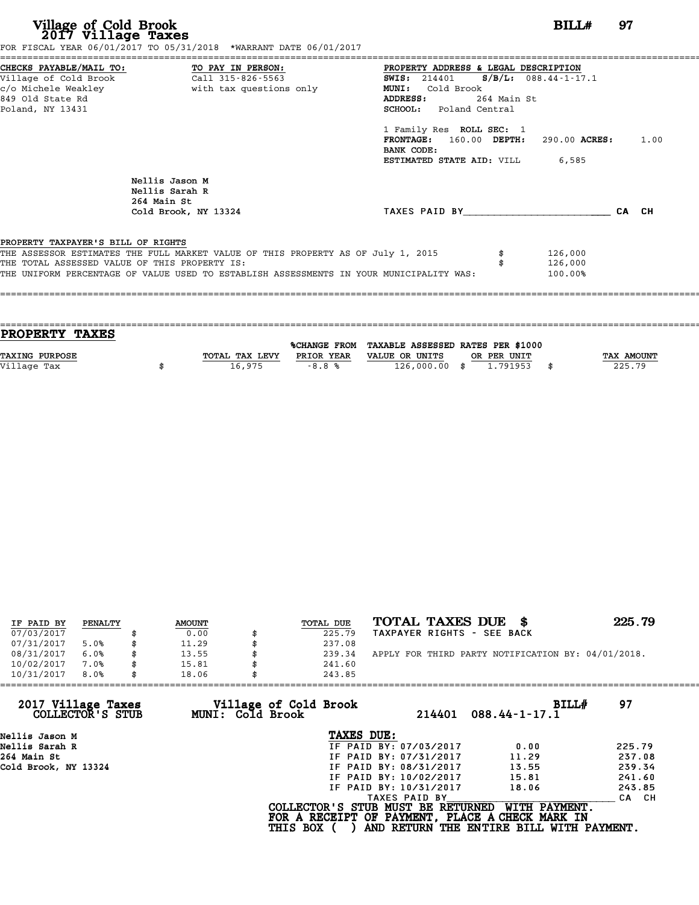# Village of Cold Brook
## 2017 Village Taxes

**BILL# 97**

FOR FISCAL YEAR 06/01/2017 TO 05/31/2018 *WARRANT DATE 06/01/2017

**CHECKS PAYABLE/MAIL TO:**
Village of Cold Brook
c/o Michele Weakley
849 Old State Rd
Poland, NY 13431

**TO PAY IN PERSON:**
Call 315-826-5563
with tax questions only

**PROPERTY ADDRESS & LEGAL DESCRIPTION**
**SWIS:** 214401 **S/B/L:** 088.44-1-17.1
**MUNI:** Cold Brook
**ADDRESS:** 264 Main St
**SCHOOL:** Poland Central

1 Family Res **ROLL SEC:** 1
**FRONTAGE:** 160.00 **DEPTH:** 290.00 **ACRES:** 1.00
**BANK CODE:**
**ESTIMATED STATE AID:** VILL 6,585

Nellis Jason M
Nellis Sarah R
264 Main St
Cold Brook, NY 13324

TAXES PAID BY________________________ CA CH

**PROPERTY TAXPAYER'S BILL OF RIGHTS**

THE ASSESSOR ESTIMATES THE FULL MARKET VALUE OF THIS PROPERTY AS OF July 1, 2015 $ 126,000
THE TOTAL ASSESSED VALUE OF THIS PROPERTY IS: $ 126,000
THE UNIFORM PERCENTAGE OF VALUE USED TO ESTABLISH ASSESSMENTS IN YOUR MUNICIPALITY WAS: 100.00%

## PROPERTY TAXES

| TAXING PURPOSE | TOTAL TAX LEVY | %CHANGE FROM PRIOR YEAR | TAXABLE ASSESSED VALUE OR UNITS | RATES PER $1000 OR PER UNIT | TAX AMOUNT |
|---|---|---|---|---|---|
| Village Tax | $ 16,975 | -8.8 % | 126,000.00 | $ 1.791953 | $ 225.79 |

| IF PAID BY | PENALTY | AMOUNT | TOTAL DUE |
|---|---|---|---|
| 07/03/2017 | | $ 0.00 | $ 225.79 |
| 07/31/2017 | 5.0% | $ 11.29 | $ 237.08 |
| 08/31/2017 | 6.0% | $ 13.55 | $ 239.34 |
| 10/02/2017 | 7.0% | $ 15.81 | $ 241.60 |
| 10/31/2017 | 8.0% | $ 18.06 | $ 243.85 |

**TOTAL TAXES DUE $ 225.79**
TAXPAYER RIGHTS - SEE BACK

APPLY FOR THIRD PARTY NOTIFICATION BY: 04/01/2018.

---

**2017 Village Taxes COLLECTOR'S STUB**
**Village of Cold Brook MUNI: Cold Brook**
214401 088.44-1-17.1
**BILL# 97**

Nellis Jason M
Nellis Sarah R
264 Main St
Cold Brook, NY 13324

**TAXES DUE:**

| | | |
|---|---|---|
| IF PAID BY: 07/03/2017 | 0.00 | 225.79 |
| IF PAID BY: 07/31/2017 | 11.29 | 237.08 |
| IF PAID BY: 08/31/2017 | 13.55 | 239.34 |
| IF PAID BY: 10/02/2017 | 15.81 | 241.60 |
| IF PAID BY: 10/31/2017 | 18.06 | 243.85 |

TAXES PAID BY________________________ CA CH

COLLECTOR'S STUB MUST BE RETURNED WITH PAYMENT.
FOR A RECEIPT OF PAYMENT, PLACE A CHECK MARK IN THIS BOX ( ) AND RETURN THE ENTIRE BILL WITH PAYMENT.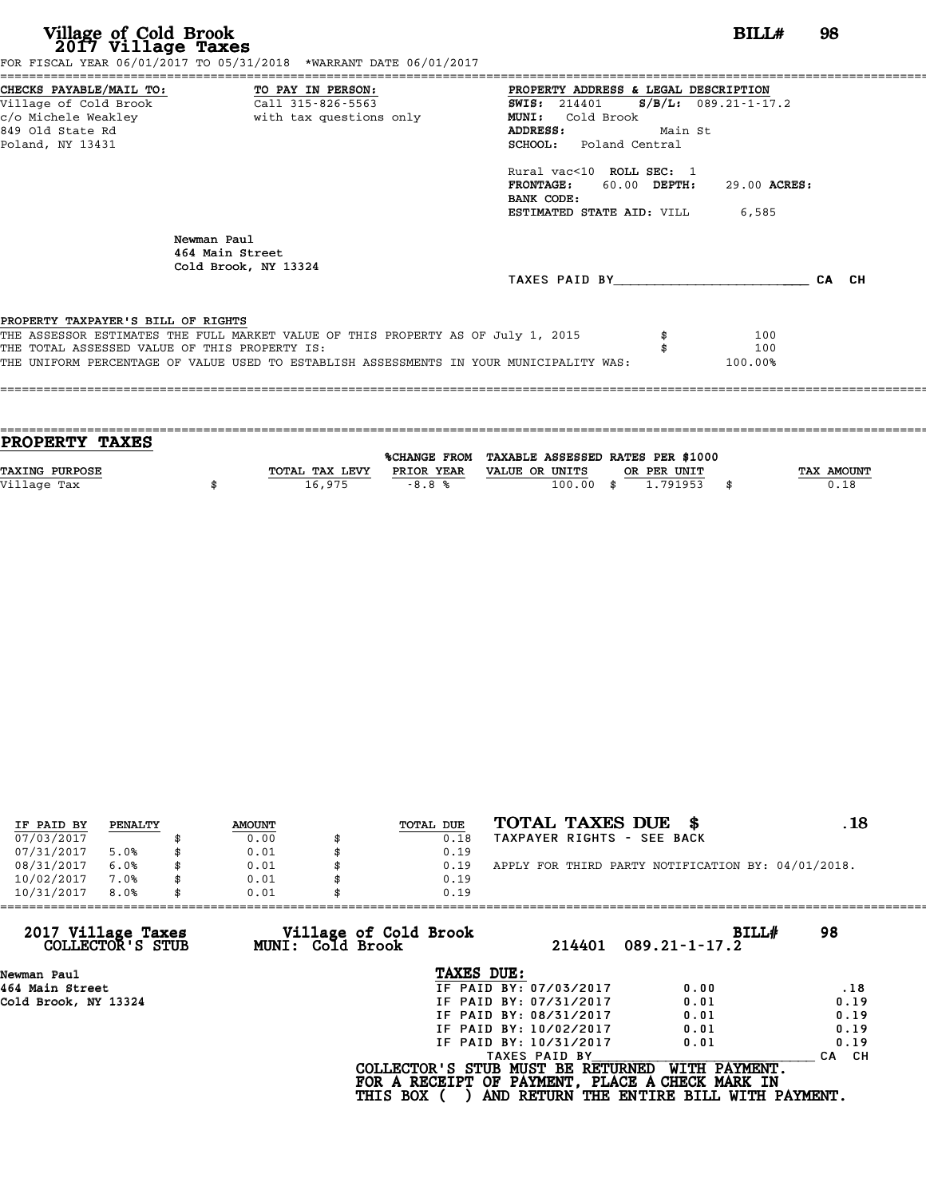# Village of Cold Brook
## 2017 Village Taxes

**BILL# 98**

FOR FISCAL YEAR 06/01/2017 TO 05/31/2018 *WARRANT DATE 06/01/2017

**CHECKS PAYABLE/MAIL TO:**
Village of Cold Brook
c/o Michele Weakley
849 Old State Rd
Poland, NY 13431

**TO PAY IN PERSON:**
Call 315-826-5563
with tax questions only

**PROPERTY ADDRESS & LEGAL DESCRIPTION**
**SWIS:** 214401 **S/B/L:** 089.21-1-17.2
**MUNI:** Cold Brook
**ADDRESS:** Main St
**SCHOOL:** Poland Central

Rural vac<10 **ROLL SEC:** 1
**FRONTAGE:** 60.00 **DEPTH:** 29.00 **ACRES:**
**BANK CODE:**
**ESTIMATED STATE AID:** VILL 6,585

Newman Paul
464 Main Street
Cold Brook, NY 13324

TAXES PAID BY________________________ CA CH

**PROPERTY TAXPAYER'S BILL OF RIGHTS**

THE ASSESSOR ESTIMATES THE FULL MARKET VALUE OF THIS PROPERTY AS OF July 1, 2015 $ 100
THE TOTAL ASSESSED VALUE OF THIS PROPERTY IS: $ 100
THE UNIFORM PERCENTAGE OF VALUE USED TO ESTABLISH ASSESSMENTS IN YOUR MUNICIPALITY WAS: 100.00%

## PROPERTY TAXES

| TAXING PURPOSE | TOTAL TAX LEVY | %CHANGE FROM PRIOR YEAR | TAXABLE ASSESSED VALUE OR UNITS | RATES PER $1000 OR PER UNIT | TAX AMOUNT |
|---|---|---|---|---|---|
| Village Tax | $ 16,975 | -8.8 % | 100.00 | $ 1.791953 | $ 0.18 |

| IF PAID BY | PENALTY | AMOUNT | TOTAL DUE |
|---|---|---|---|
| 07/03/2017 | | $ 0.00 | $ 0.18 |
| 07/31/2017 | 5.0% | $ 0.01 | $ 0.19 |
| 08/31/2017 | 6.0% | $ 0.01 | $ 0.19 |
| 10/02/2017 | 7.0% | $ 0.01 | $ 0.19 |
| 10/31/2017 | 8.0% | $ 0.01 | $ 0.19 |

**TOTAL TAXES DUE $ .18**
TAXPAYER RIGHTS - SEE BACK

APPLY FOR THIRD PARTY NOTIFICATION BY: 04/01/2018.

---

**2017 Village Taxes COLLECTOR'S STUB** | **Village of Cold Brook MUNI: Cold Brook** | 214401 089.21-1-17.2 | **BILL# 98**

Newman Paul
464 Main Street
Cold Brook, NY 13324

**TAXES DUE:**

| | | |
|---|---|---|
| IF PAID BY: 07/03/2017 | 0.00 | .18 |
| IF PAID BY: 07/31/2017 | 0.01 | 0.19 |
| IF PAID BY: 08/31/2017 | 0.01 | 0.19 |
| IF PAID BY: 10/02/2017 | 0.01 | 0.19 |
| IF PAID BY: 10/31/2017 | 0.01 | 0.19 |

TAXES PAID BY________________________ CA CH

**COLLECTOR'S STUB MUST BE RETURNED WITH PAYMENT. FOR A RECEIPT OF PAYMENT, PLACE A CHECK MARK IN THIS BOX ( ) AND RETURN THE ENTIRE BILL WITH PAYMENT.**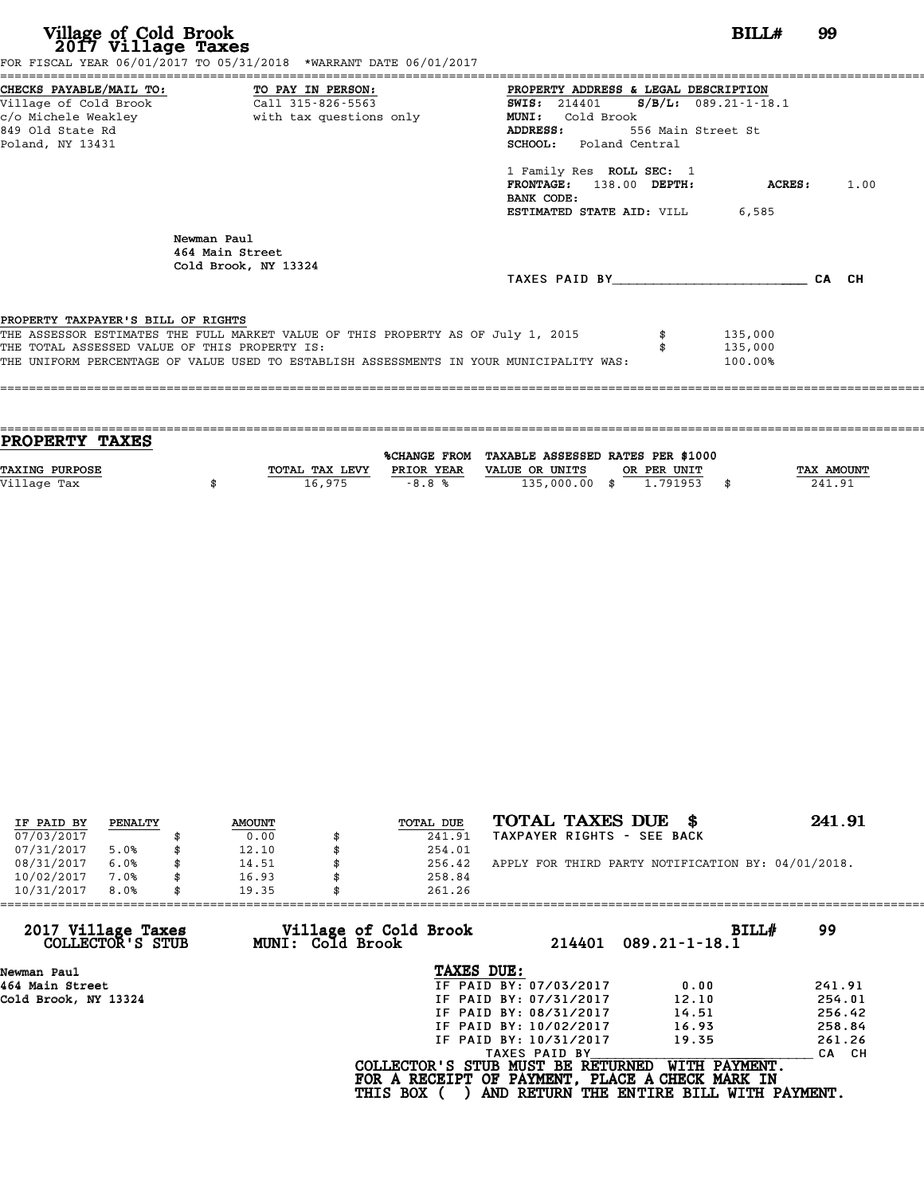# Village of Cold Brook
## 2017 Village Taxes

**BILL# 99**

FOR FISCAL YEAR 06/01/2017 TO 05/31/2018 *WARRANT DATE 06/01/2017

**CHECKS PAYABLE/MAIL TO:**
Village of Cold Brook
c/o Michele Weakley
849 Old State Rd
Poland, NY 13431

**TO PAY IN PERSON:**
Call 315-826-5563
with tax questions only

**PROPERTY ADDRESS & LEGAL DESCRIPTION**
**SWIS:** 214401 **S/B/L:** 089.21-1-18.1
**MUNI:** Cold Brook
**ADDRESS:** 556 Main Street St
**SCHOOL:** Poland Central

1 Family Res **ROLL SEC:** 1
**FRONTAGE:** 138.00 **DEPTH:** **ACRES:** 1.00
**BANK CODE:**
**ESTIMATED STATE AID:** VILL 6,585

Newman Paul
464 Main Street
Cold Brook, NY 13324

TAXES PAID BY________________________ CA CH

**PROPERTY TAXPAYER'S BILL OF RIGHTS**

THE ASSESSOR ESTIMATES THE FULL MARKET VALUE OF THIS PROPERTY AS OF July 1, 2015 $ 135,000
THE TOTAL ASSESSED VALUE OF THIS PROPERTY IS: $ 135,000
THE UNIFORM PERCENTAGE OF VALUE USED TO ESTABLISH ASSESSMENTS IN YOUR MUNICIPALITY WAS: 100.00%

## PROPERTY TAXES

| TAXING PURPOSE | TOTAL TAX LEVY | %CHANGE FROM PRIOR YEAR | TAXABLE ASSESSED VALUE OR UNITS | RATES PER $1000 OR PER UNIT | TAX AMOUNT |
|---|---|---|---|---|---|
| Village Tax | $ 16,975 | -8.8 % | 135,000.00 | $ 1.791953 | $ 241.91 |

| IF PAID BY | PENALTY | AMOUNT | TOTAL DUE |
|---|---|---|---|
| 07/03/2017 | | $ 0.00 | $ 241.91 |
| 07/31/2017 | 5.0% | $ 12.10 | $ 254.01 |
| 08/31/2017 | 6.0% | $ 14.51 | $ 256.42 |
| 10/02/2017 | 7.0% | $ 16.93 | $ 258.84 |
| 10/31/2017 | 8.0% | $ 19.35 | $ 261.26 |

**TOTAL TAXES DUE $ 241.91**
TAXPAYER RIGHTS - SEE BACK

APPLY FOR THIRD PARTY NOTIFICATION BY: 04/01/2018.

**2017 Village Taxes COLLECTOR'S STUB** — **Village of Cold Brook MUNI: Cold Brook** — 214401 089.21-1-18.1 — **BILL# 99**

Newman Paul
464 Main Street
Cold Brook, NY 13324

**TAXES DUE:**

| | | |
|---|---|---|
| IF PAID BY: 07/03/2017 | 0.00 | 241.91 |
| IF PAID BY: 07/31/2017 | 12.10 | 254.01 |
| IF PAID BY: 08/31/2017 | 14.51 | 256.42 |
| IF PAID BY: 10/02/2017 | 16.93 | 258.84 |
| IF PAID BY: 10/31/2017 | 19.35 | 261.26 |

TAXES PAID BY________________________ CA CH

**COLLECTOR'S STUB MUST BE RETURNED WITH PAYMENT.**
**FOR A RECEIPT OF PAYMENT, PLACE A CHECK MARK IN**
**THIS BOX ( ) AND RETURN THE ENTIRE BILL WITH PAYMENT.**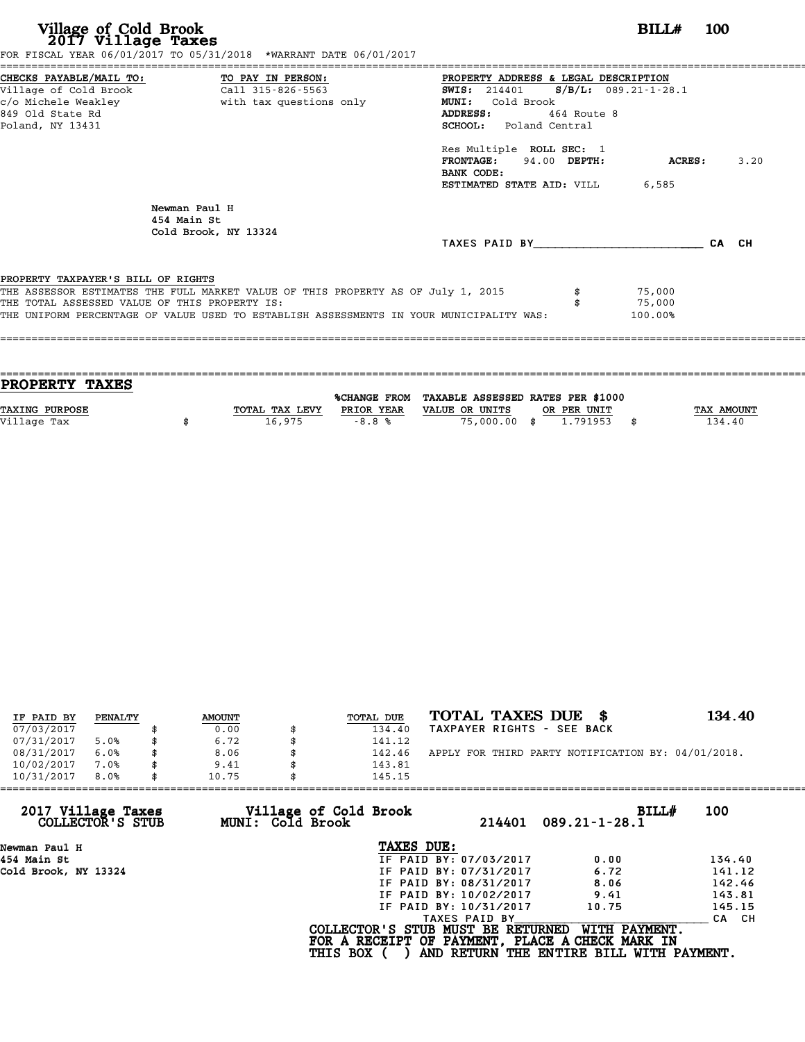# Village of Cold Brook
## 2017 Village Taxes

**BILL# 100**

FOR FISCAL YEAR 06/01/2017 TO 05/31/2018 *WARRANT DATE 06/01/2017

**CHECKS PAYABLE/MAIL TO:**
Village of Cold Brook
c/o Michele Weakley
849 Old State Rd
Poland, NY 13431

**TO PAY IN PERSON:**
Call 315-826-5563
with tax questions only

**PROPERTY ADDRESS & LEGAL DESCRIPTION**
**SWIS:** 214401 **S/B/L:** 089.21-1-28.1
**MUNI:** Cold Brook
**ADDRESS:** 464 Route 8
**SCHOOL:** Poland Central

Res Multiple **ROLL SEC:** 1
**FRONTAGE:** 94.00 **DEPTH:** **ACRES:** 3.20
**BANK CODE:**
**ESTIMATED STATE AID:** VILL 6,585

Newman Paul H
454 Main St
Cold Brook, NY 13324

TAXES PAID BY________________________ CA CH

PROPERTY TAXPAYER'S BILL OF RIGHTS

THE ASSESSOR ESTIMATES THE FULL MARKET VALUE OF THIS PROPERTY AS OF July 1, 2015 $ 75,000
THE TOTAL ASSESSED VALUE OF THIS PROPERTY IS: $ 75,000
THE UNIFORM PERCENTAGE OF VALUE USED TO ESTABLISH ASSESSMENTS IN YOUR MUNICIPALITY WAS: 100.00%

## PROPERTY TAXES

| TAXING PURPOSE | TOTAL TAX LEVY | %CHANGE FROM PRIOR YEAR | TAXABLE ASSESSED VALUE OR UNITS | RATES PER $1000 OR PER UNIT | TAX AMOUNT |
|---|---|---|---|---|---|
| Village Tax | $ 16,975 | -8.8 % | 75,000.00 | $ 1.791953 | $ 134.40 |

| IF PAID BY | PENALTY | AMOUNT | TOTAL DUE |
|---|---|---|---|
| 07/03/2017 | | $ 0.00 | $ 134.40 |
| 07/31/2017 | 5.0% | $ 6.72 | $ 141.12 |
| 08/31/2017 | 6.0% | $ 8.06 | $ 142.46 |
| 10/02/2017 | 7.0% | $ 9.41 | $ 143.81 |
| 10/31/2017 | 8.0% | $ 10.75 | $ 145.15 |

**TOTAL TAXES DUE $ 134.40**
TAXPAYER RIGHTS - SEE BACK

APPLY FOR THIRD PARTY NOTIFICATION BY: 04/01/2018.

**2017 Village Taxes COLLECTOR'S STUB** — **Village of Cold Brook MUNI: Cold Brook** — 214401 089.21-1-28.1 — **BILL# 100**

Newman Paul H
454 Main St
Cold Brook, NY 13324

**TAXES DUE:**

| | | |
|---|---|---|
| IF PAID BY: 07/03/2017 | 0.00 | 134.40 |
| IF PAID BY: 07/31/2017 | 6.72 | 141.12 |
| IF PAID BY: 08/31/2017 | 8.06 | 142.46 |
| IF PAID BY: 10/02/2017 | 9.41 | 143.81 |
| IF PAID BY: 10/31/2017 | 10.75 | 145.15 |

TAXES PAID BY________________________ CA CH

COLLECTOR'S STUB MUST BE RETURNED WITH PAYMENT.
FOR A RECEIPT OF PAYMENT, PLACE A CHECK MARK IN
THIS BOX ( ) AND RETURN THE ENTIRE BILL WITH PAYMENT.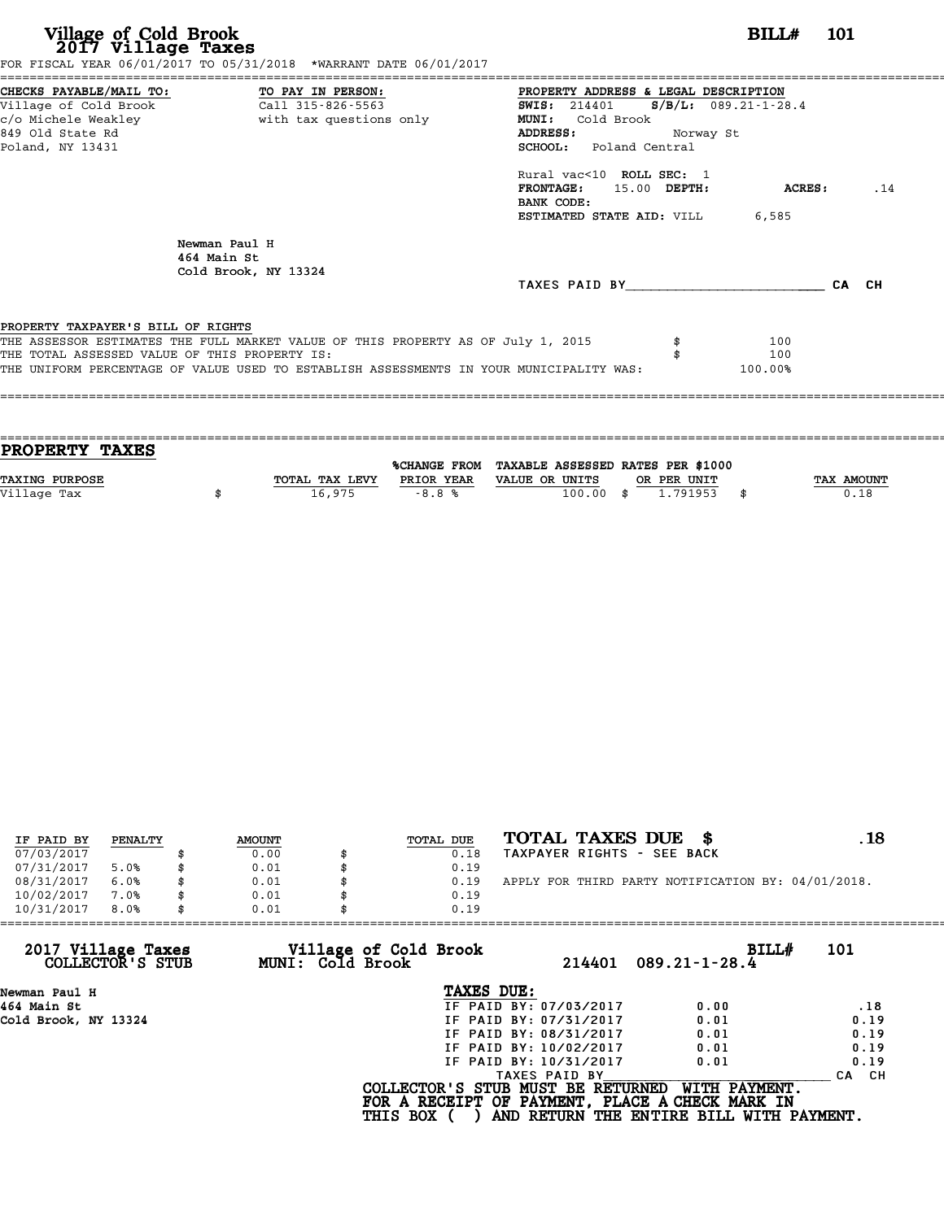# Village of Cold Brook
## 2017 Village Taxes

**BILL# 101**

FOR FISCAL YEAR 06/01/2017 TO 05/31/2018 *WARRANT DATE 06/01/2017

**CHECKS PAYABLE/MAIL TO:**
Village of Cold Brook
c/o Michele Weakley
849 Old State Rd
Poland, NY 13431

**TO PAY IN PERSON:**
Call 315-826-5563
with tax questions only

**PROPERTY ADDRESS & LEGAL DESCRIPTION**
**SWIS:** 214401 **S/B/L:** 089.21-1-28.4
**MUNI:** Cold Brook
**ADDRESS:** Norway St
**SCHOOL:** Poland Central

Rural vac<10 **ROLL SEC:** 1
**FRONTAGE:** 15.00 **DEPTH:** **ACRES:** .14
**BANK CODE:**
**ESTIMATED STATE AID:** VILL 6,585

Newman Paul H
464 Main St
Cold Brook, NY 13324

TAXES PAID BY________________________ CA CH

**PROPERTY TAXPAYER'S BILL OF RIGHTS**

THE ASSESSOR ESTIMATES THE FULL MARKET VALUE OF THIS PROPERTY AS OF July 1, 2015 $ 100
THE TOTAL ASSESSED VALUE OF THIS PROPERTY IS: $ 100
THE UNIFORM PERCENTAGE OF VALUE USED TO ESTABLISH ASSESSMENTS IN YOUR MUNICIPALITY WAS: 100.00%

## PROPERTY TAXES

| TAXING PURPOSE | TOTAL TAX LEVY | %CHANGE FROM PRIOR YEAR | TAXABLE ASSESSED VALUE OR UNITS | RATES PER $1000 OR PER UNIT | TAX AMOUNT |
|---|---|---|---|---|---|
| Village Tax | $ 16,975 | -8.8 % | 100.00 | $ 1.791953 | $ 0.18 |

| IF PAID BY | PENALTY | AMOUNT | TOTAL DUE |
|---|---|---|---|
| 07/03/2017 | | $ 0.00 | $ 0.18 |
| 07/31/2017 | 5.0% | $ 0.01 | $ 0.19 |
| 08/31/2017 | 6.0% | $ 0.01 | $ 0.19 |
| 10/02/2017 | 7.0% | $ 0.01 | $ 0.19 |
| 10/31/2017 | 8.0% | $ 0.01 | $ 0.19 |

**TOTAL TAXES DUE $ .18**
TAXPAYER RIGHTS - SEE BACK

APPLY FOR THIRD PARTY NOTIFICATION BY: 04/01/2018.

**2017 Village Taxes COLLECTOR'S STUB** — **Village of Cold Brook MUNI: Cold Brook** — 214401 089.21-1-28.4 — **BILL# 101**

Newman Paul H
464 Main St
Cold Brook, NY 13324

**TAXES DUE:**

| | | |
|---|---|---|
| IF PAID BY: 07/03/2017 | 0.00 | .18 |
| IF PAID BY: 07/31/2017 | 0.01 | 0.19 |
| IF PAID BY: 08/31/2017 | 0.01 | 0.19 |
| IF PAID BY: 10/02/2017 | 0.01 | 0.19 |
| IF PAID BY: 10/31/2017 | 0.01 | 0.19 |

TAXES PAID BY________________________ CA CH

**COLLECTOR'S STUB MUST BE RETURNED WITH PAYMENT.**
**FOR A RECEIPT OF PAYMENT, PLACE A CHECK MARK IN THIS BOX ( ) AND RETURN THE ENTIRE BILL WITH PAYMENT.**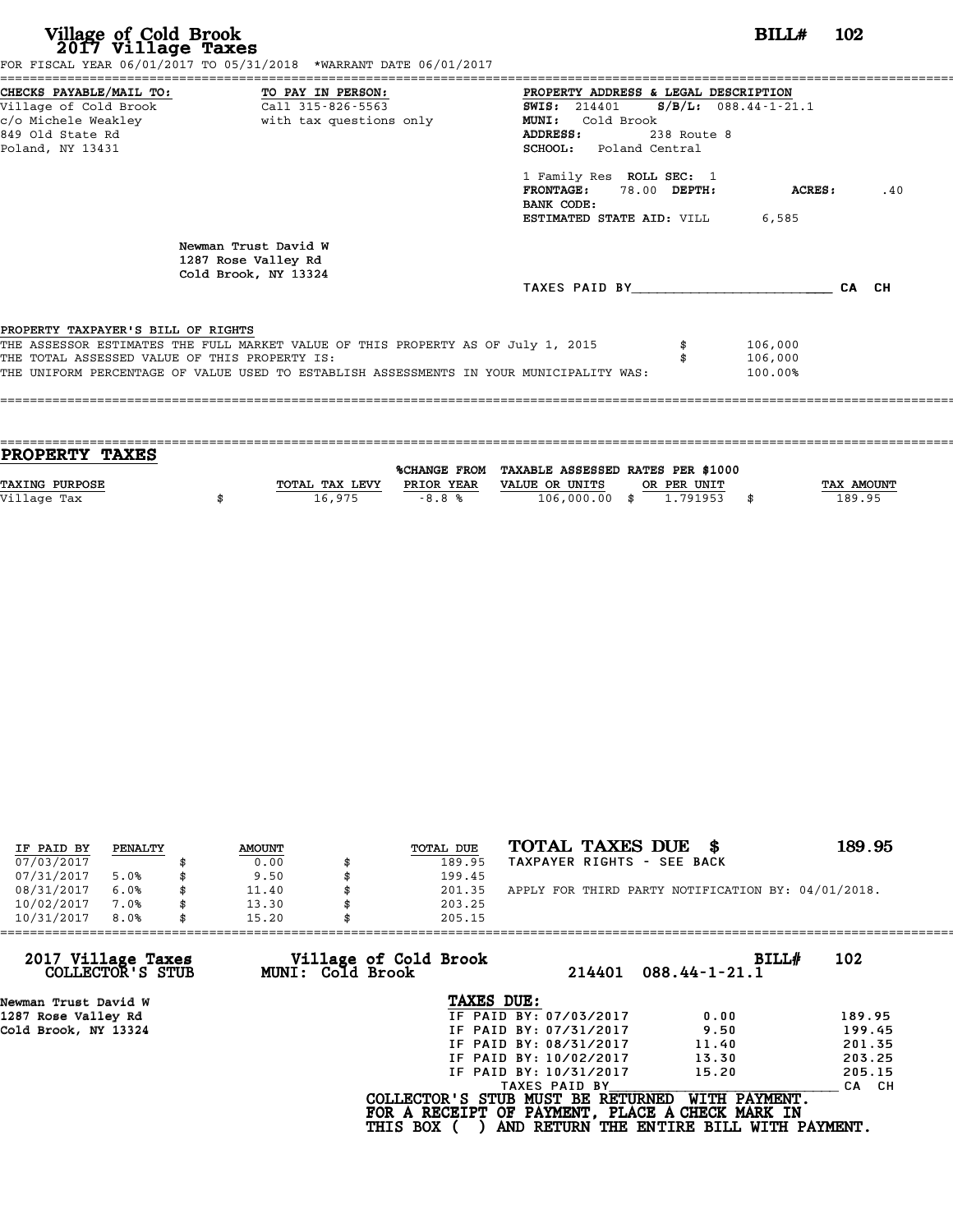# Village of Cold Brook
## 2017 Village Taxes

**BILL# 102**

FOR FISCAL YEAR 06/01/2017 TO 05/31/2018 *WARRANT DATE 06/01/2017

**CHECKS PAYABLE/MAIL TO:**
Village of Cold Brook
c/o Michele Weakley
849 Old State Rd
Poland, NY 13431

**TO PAY IN PERSON:**
Call 315-826-5563
with tax questions only

**PROPERTY ADDRESS & LEGAL DESCRIPTION**
**SWIS:** 214401 **S/B/L:** 088.44-1-21.1
**MUNI:** Cold Brook
**ADDRESS:** 238 Route 8
**SCHOOL:** Poland Central

1 Family Res **ROLL SEC:** 1
**FRONTAGE:** 78.00 **DEPTH:** **ACRES:** .40
**BANK CODE:**
**ESTIMATED STATE AID:** VILL 6,585

Newman Trust David W
1287 Rose Valley Rd
Cold Brook, NY 13324

TAXES PAID BY________________________ CA CH

PROPERTY TAXPAYER'S BILL OF RIGHTS

THE ASSESSOR ESTIMATES THE FULL MARKET VALUE OF THIS PROPERTY AS OF July 1, 2015 $ 106,000
THE TOTAL ASSESSED VALUE OF THIS PROPERTY IS: $ 106,000
THE UNIFORM PERCENTAGE OF VALUE USED TO ESTABLISH ASSESSMENTS IN YOUR MUNICIPALITY WAS: 100.00%

## PROPERTY TAXES

| TAXING PURPOSE | TOTAL TAX LEVY | %CHANGE FROM PRIOR YEAR | TAXABLE ASSESSED VALUE OR UNITS | RATES PER $1000 OR PER UNIT | TAX AMOUNT |
|---|---|---|---|---|---|
| Village Tax | $ 16,975 | -8.8 % | 106,000.00 | $ 1.791953 | $ 189.95 |

| IF PAID BY | PENALTY | AMOUNT | TOTAL DUE |
|---|---|---|---|
| 07/03/2017 | | $ 0.00 | $ 189.95 |
| 07/31/2017 | 5.0% | $ 9.50 | $ 199.45 |
| 08/31/2017 | 6.0% | $ 11.40 | $ 201.35 |
| 10/02/2017 | 7.0% | $ 13.30 | $ 203.25 |
| 10/31/2017 | 8.0% | $ 15.20 | $ 205.15 |

**TOTAL TAXES DUE $ 189.95**
TAXPAYER RIGHTS - SEE BACK

APPLY FOR THIRD PARTY NOTIFICATION BY: 04/01/2018.

**2017 Village Taxes COLLECTOR'S STUB** — **Village of Cold Brook MUNI: Cold Brook** — 214401 088.44-1-21.1 — **BILL# 102**

Newman Trust David W
1287 Rose Valley Rd
Cold Brook, NY 13324

**TAXES DUE:**

| | | |
|---|---|---|
| IF PAID BY: 07/03/2017 | 0.00 | 189.95 |
| IF PAID BY: 07/31/2017 | 9.50 | 199.45 |
| IF PAID BY: 08/31/2017 | 11.40 | 201.35 |
| IF PAID BY: 10/02/2017 | 13.30 | 203.25 |
| IF PAID BY: 10/31/2017 | 15.20 | 205.15 |

TAXES PAID BY________________________ CA CH

**COLLECTOR'S STUB MUST BE RETURNED WITH PAYMENT.**
**FOR A RECEIPT OF PAYMENT, PLACE A CHECK MARK IN THIS BOX ( ) AND RETURN THE ENTIRE BILL WITH PAYMENT.**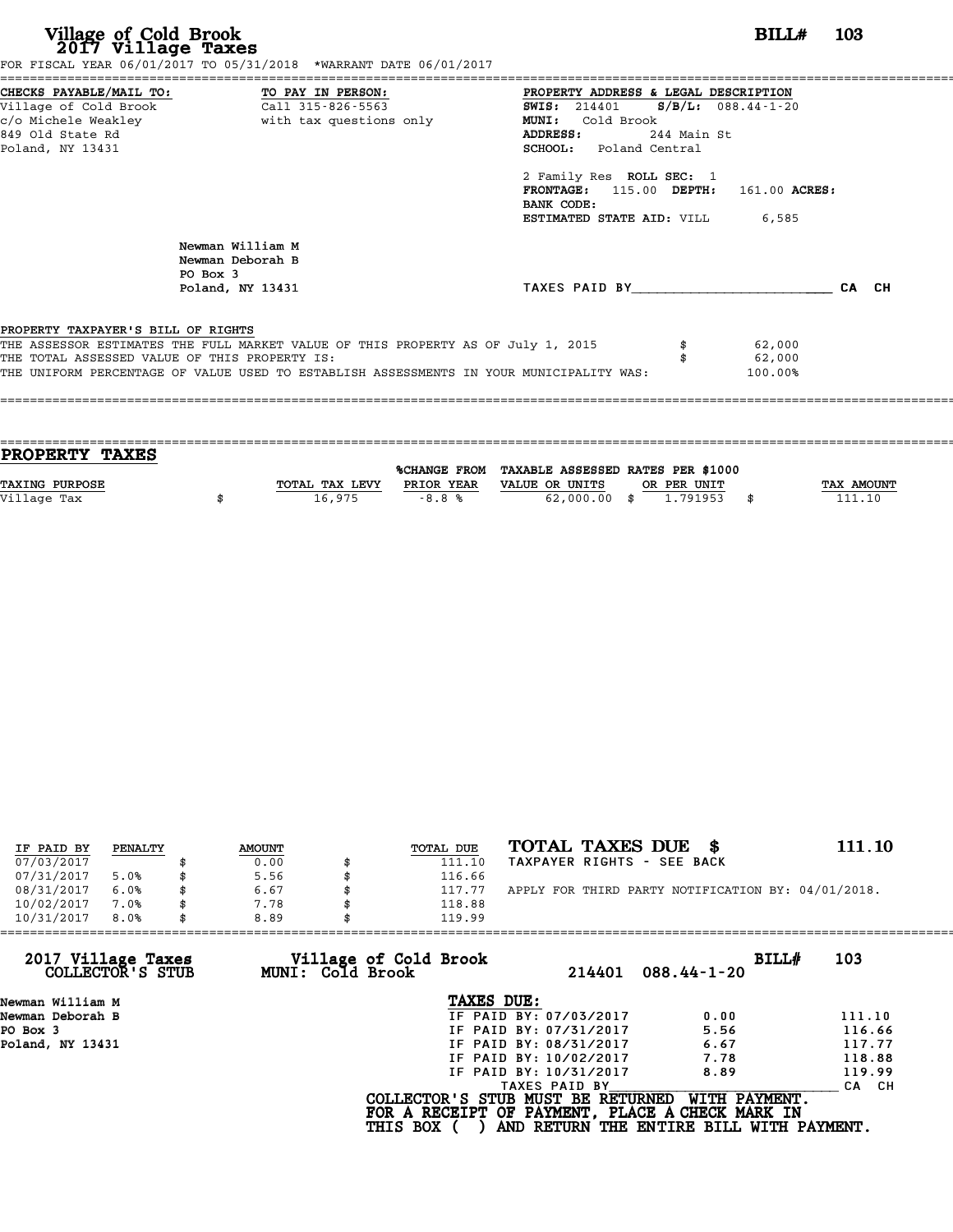# Village of Cold Brook
## 2017 Village Taxes

**BILL# 103**

FOR FISCAL YEAR 06/01/2017 TO 05/31/2018 *WARRANT DATE 06/01/2017

**CHECKS PAYABLE/MAIL TO:**
Village of Cold Brook
c/o Michele Weakley
849 Old State Rd
Poland, NY 13431

**TO PAY IN PERSON:**
Call 315-826-5563
with tax questions only

**PROPERTY ADDRESS & LEGAL DESCRIPTION**
**SWIS:** 214401 **S/B/L:** 088.44-1-20
**MUNI:** Cold Brook
**ADDRESS:** 244 Main St
**SCHOOL:** Poland Central

2 Family Res **ROLL SEC:** 1
**FRONTAGE:** 115.00 **DEPTH:** 161.00 **ACRES:**
**BANK CODE:**
**ESTIMATED STATE AID:** VILL 6,585

Newman William M
Newman Deborah B
PO Box 3
Poland, NY 13431

TAXES PAID BY________________________ CA CH

**PROPERTY TAXPAYER'S BILL OF RIGHTS**

| | | |
|---|---|---|
| THE ASSESSOR ESTIMATES THE FULL MARKET VALUE OF THIS PROPERTY AS OF July 1, 2015 | $ | 62,000 |
| THE TOTAL ASSESSED VALUE OF THIS PROPERTY IS: | $ | 62,000 |
| THE UNIFORM PERCENTAGE OF VALUE USED TO ESTABLISH ASSESSMENTS IN YOUR MUNICIPALITY WAS: | | 100.00% |

## PROPERTY TAXES

| TAXING PURPOSE | | TOTAL TAX LEVY | %CHANGE FROM PRIOR YEAR | TAXABLE ASSESSED VALUE OR UNITS | | RATES PER $1000 OR PER UNIT | | TAX AMOUNT |
|---|---|---|---|---|---|---|---|---|
| Village Tax | $ | 16,975 | -8.8 % | 62,000.00 | $ | 1.791953 | $ | 111.10 |

| IF PAID BY | PENALTY | | AMOUNT | | TOTAL DUE |
|---|---|---|---|---|---|
| 07/03/2017 | | $ | 0.00 | $ | 111.10 |
| 07/31/2017 | 5.0% | $ | 5.56 | $ | 116.66 |
| 08/31/2017 | 6.0% | $ | 6.67 | $ | 117.77 |
| 10/02/2017 | 7.0% | $ | 7.78 | $ | 118.88 |
| 10/31/2017 | 8.0% | $ | 8.89 | $ | 119.99 |

**TOTAL TAXES DUE $ 111.10**
TAXPAYER RIGHTS - SEE BACK

APPLY FOR THIRD PARTY NOTIFICATION BY: 04/01/2018.

**2017 Village Taxes** — **COLLECTOR'S STUB**
**Village of Cold Brook** — **MUNI: Cold Brook**
214401 088.44-1-20
**BILL# 103**

Newman William M
Newman Deborah B
PO Box 3
Poland, NY 13431

**TAXES DUE:**

| | | |
|---|---|---|
| IF PAID BY: 07/03/2017 | 0.00 | 111.10 |
| IF PAID BY: 07/31/2017 | 5.56 | 116.66 |
| IF PAID BY: 08/31/2017 | 6.67 | 117.77 |
| IF PAID BY: 10/02/2017 | 7.78 | 118.88 |
| IF PAID BY: 10/31/2017 | 8.89 | 119.99 |

TAXES PAID BY________________________ CA CH

COLLECTOR'S STUB MUST BE RETURNED WITH PAYMENT.
FOR A RECEIPT OF PAYMENT, PLACE A CHECK MARK IN
THIS BOX ( ) AND RETURN THE ENTIRE BILL WITH PAYMENT.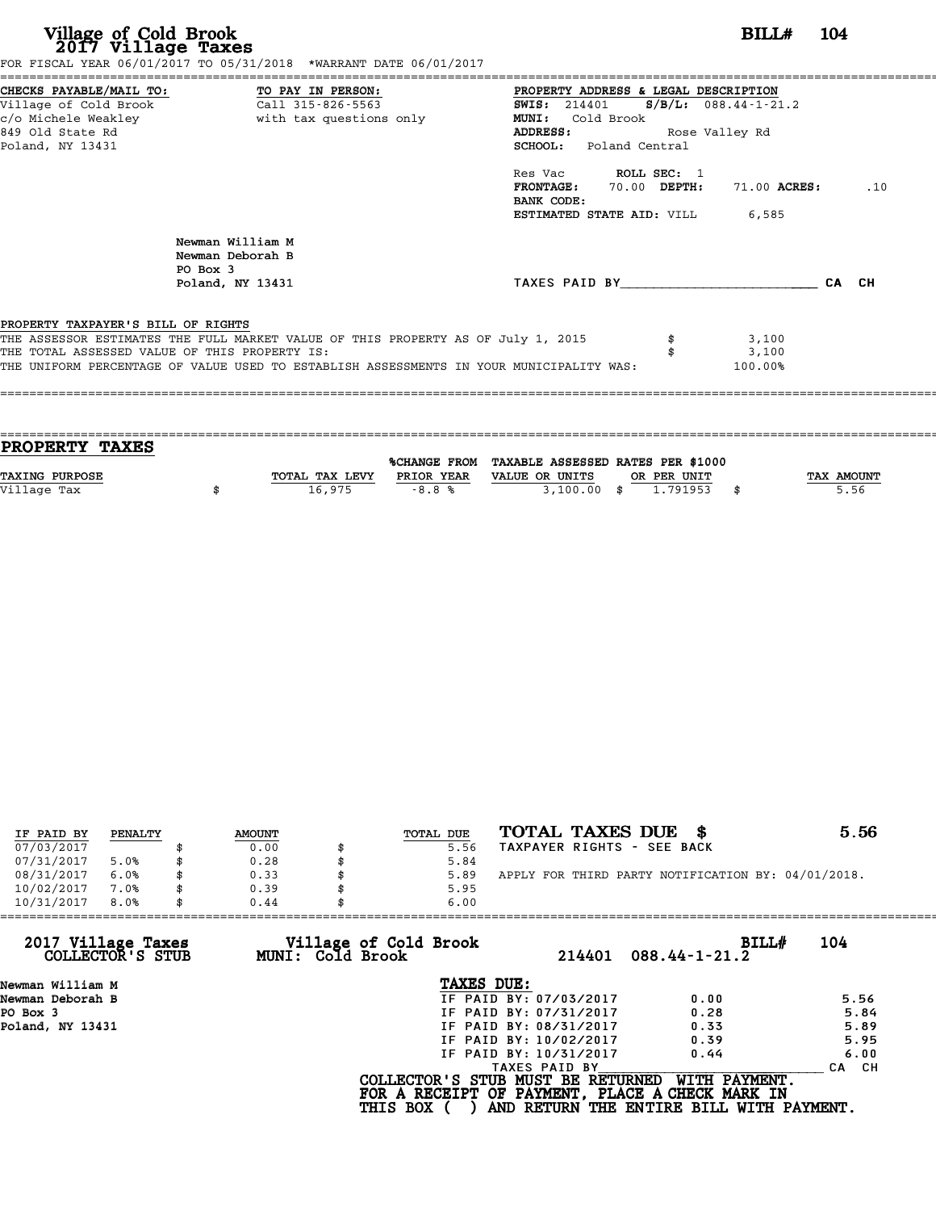# Village of Cold Brook
## 2017 Village Taxes

**BILL# 104**

FOR FISCAL YEAR 06/01/2017 TO 05/31/2018 *WARRANT DATE 06/01/2017

**CHECKS PAYABLE/MAIL TO:**
Village of Cold Brook
c/o Michele Weakley
849 Old State Rd
Poland, NY 13431

**TO PAY IN PERSON:**
Call 315-826-5563
with tax questions only

**PROPERTY ADDRESS & LEGAL DESCRIPTION**
**SWIS:** 214401 **S/B/L:** 088.44-1-21.2
**MUNI:** Cold Brook
**ADDRESS:** Rose Valley Rd
**SCHOOL:** Poland Central

Res Vac **ROLL SEC:** 1
**FRONTAGE:** 70.00 **DEPTH:** 71.00 **ACRES:** .10
**BANK CODE:**
**ESTIMATED STATE AID:** VILL 6,585

Newman William M
Newman Deborah B
PO Box 3
Poland, NY 13431

TAXES PAID BY________________________ CA CH

**PROPERTY TAXPAYER'S BILL OF RIGHTS**

THE ASSESSOR ESTIMATES THE FULL MARKET VALUE OF THIS PROPERTY AS OF July 1, 2015 $ 3,100
THE TOTAL ASSESSED VALUE OF THIS PROPERTY IS: $ 3,100
THE UNIFORM PERCENTAGE OF VALUE USED TO ESTABLISH ASSESSMENTS IN YOUR MUNICIPALITY WAS: 100.00%

## PROPERTY TAXES

| TAXING PURPOSE | TOTAL TAX LEVY | %CHANGE FROM PRIOR YEAR | TAXABLE ASSESSED VALUE OR UNITS | RATES PER $1000 OR PER UNIT | TAX AMOUNT |
|---|---|---|---|---|---|
| Village Tax | $ 16,975 | -8.8 % | 3,100.00 | $ 1.791953 | $ 5.56 |

| IF PAID BY | PENALTY | AMOUNT | TOTAL DUE |
|---|---|---|---|
| 07/03/2017 | | $ 0.00 | $ 5.56 |
| 07/31/2017 | 5.0% | $ 0.28 | $ 5.84 |
| 08/31/2017 | 6.0% | $ 0.33 | $ 5.89 |
| 10/02/2017 | 7.0% | $ 0.39 | $ 5.95 |
| 10/31/2017 | 8.0% | $ 0.44 | $ 6.00 |

**TOTAL TAXES DUE $ 5.56**
TAXPAYER RIGHTS - SEE BACK

APPLY FOR THIRD PARTY NOTIFICATION BY: 04/01/2018.

---

**2017 Village Taxes COLLECTOR'S STUB** — **Village of Cold Brook MUNI: Cold Brook** — 214401 088.44-1-21.2 — **BILL# 104**

Newman William M
Newman Deborah B
PO Box 3
Poland, NY 13431

**TAXES DUE:**

| | | |
|---|---|---|
| IF PAID BY: 07/03/2017 | 0.00 | 5.56 |
| IF PAID BY: 07/31/2017 | 0.28 | 5.84 |
| IF PAID BY: 08/31/2017 | 0.33 | 5.89 |
| IF PAID BY: 10/02/2017 | 0.39 | 5.95 |
| IF PAID BY: 10/31/2017 | 0.44 | 6.00 |

TAXES PAID BY________________________ CA CH

COLLECTOR'S STUB MUST BE RETURNED WITH PAYMENT.
FOR A RECEIPT OF PAYMENT, PLACE A CHECK MARK IN THIS BOX ( ) AND RETURN THE ENTIRE BILL WITH PAYMENT.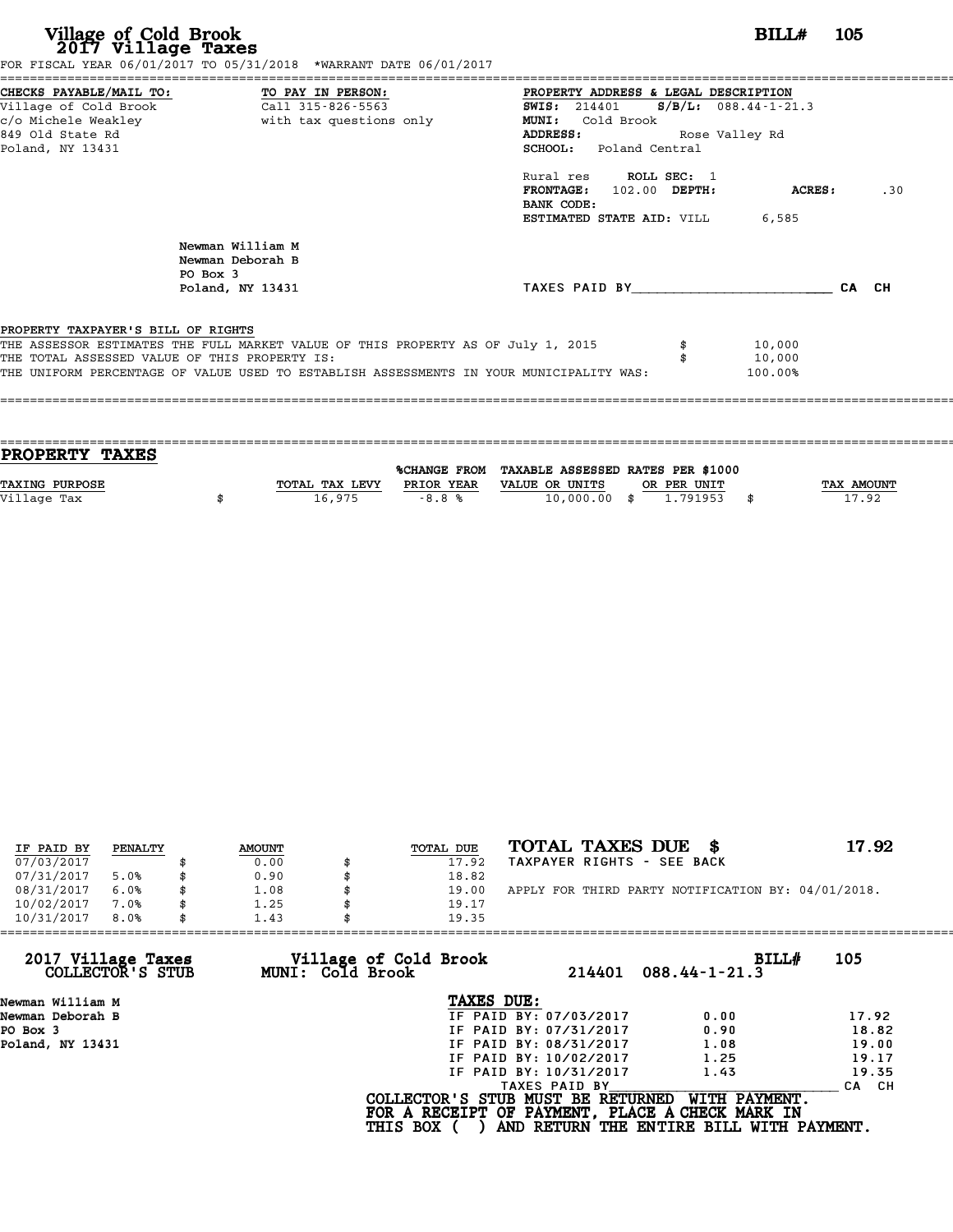# Village of Cold Brook
## 2017 Village Taxes

**BILL# 105**

FOR FISCAL YEAR 06/01/2017 TO 05/31/2018 *WARRANT DATE 06/01/2017

**CHECKS PAYABLE/MAIL TO:**
Village of Cold Brook
c/o Michele Weakley
849 Old State Rd
Poland, NY 13431

**TO PAY IN PERSON:**
Call 315-826-5563
with tax questions only

**PROPERTY ADDRESS & LEGAL DESCRIPTION**
**SWIS:** 214401 **S/B/L:** 088.44-1-21.3
**MUNI:** Cold Brook
**ADDRESS:** Rose Valley Rd
**SCHOOL:** Poland Central

Rural res **ROLL SEC:** 1
**FRONTAGE:** 102.00 **DEPTH:** **ACRES:** .30
**BANK CODE:**
**ESTIMATED STATE AID:** VILL 6,585

Newman William M
Newman Deborah B
PO Box 3
Poland, NY 13431

TAXES PAID BY________________________ CA CH

**PROPERTY TAXPAYER'S BILL OF RIGHTS**

| | | |
|---|---|---|
| THE ASSESSOR ESTIMATES THE FULL MARKET VALUE OF THIS PROPERTY AS OF July 1, 2015 | $ | 10,000 |
| THE TOTAL ASSESSED VALUE OF THIS PROPERTY IS: | $ | 10,000 |
| THE UNIFORM PERCENTAGE OF VALUE USED TO ESTABLISH ASSESSMENTS IN YOUR MUNICIPALITY WAS: | | 100.00% |

## PROPERTY TAXES

| TAXING PURPOSE | | TOTAL TAX LEVY | %CHANGE FROM PRIOR YEAR | TAXABLE ASSESSED VALUE OR UNITS | | RATES PER $1000 OR PER UNIT | | TAX AMOUNT |
|---|---|---|---|---|---|---|---|---|
| Village Tax | $ | 16,975 | -8.8 % | 10,000.00 | $ | 1.791953 | $ | 17.92 |

| IF PAID BY | PENALTY | | AMOUNT | | TOTAL DUE |
|---|---|---|---|---|---|
| 07/03/2017 | | $ | 0.00 | $ | 17.92 |
| 07/31/2017 | 5.0% | $ | 0.90 | $ | 18.82 |
| 08/31/2017 | 6.0% | $ | 1.08 | $ | 19.00 |
| 10/02/2017 | 7.0% | $ | 1.25 | $ | 19.17 |
| 10/31/2017 | 8.0% | $ | 1.43 | $ | 19.35 |

**TOTAL TAXES DUE $ 17.92**
TAXPAYER RIGHTS - SEE BACK

APPLY FOR THIRD PARTY NOTIFICATION BY: 04/01/2018.

---

**2017 Village Taxes COLLECTOR'S STUB** — **Village of Cold Brook MUNI: Cold Brook** — 214401 088.44-1-21.3 — **BILL# 105**

Newman William M
Newman Deborah B
PO Box 3
Poland, NY 13431

**TAXES DUE:**

| | | |
|---|---|---|
| IF PAID BY: 07/03/2017 | 0.00 | 17.92 |
| IF PAID BY: 07/31/2017 | 0.90 | 18.82 |
| IF PAID BY: 08/31/2017 | 1.08 | 19.00 |
| IF PAID BY: 10/02/2017 | 1.25 | 19.17 |
| IF PAID BY: 10/31/2017 | 1.43 | 19.35 |

TAXES PAID BY________________________ CA CH

**COLLECTOR'S STUB MUST BE RETURNED WITH PAYMENT.**
**FOR A RECEIPT OF PAYMENT, PLACE A CHECK MARK IN THIS BOX ( ) AND RETURN THE ENTIRE BILL WITH PAYMENT.**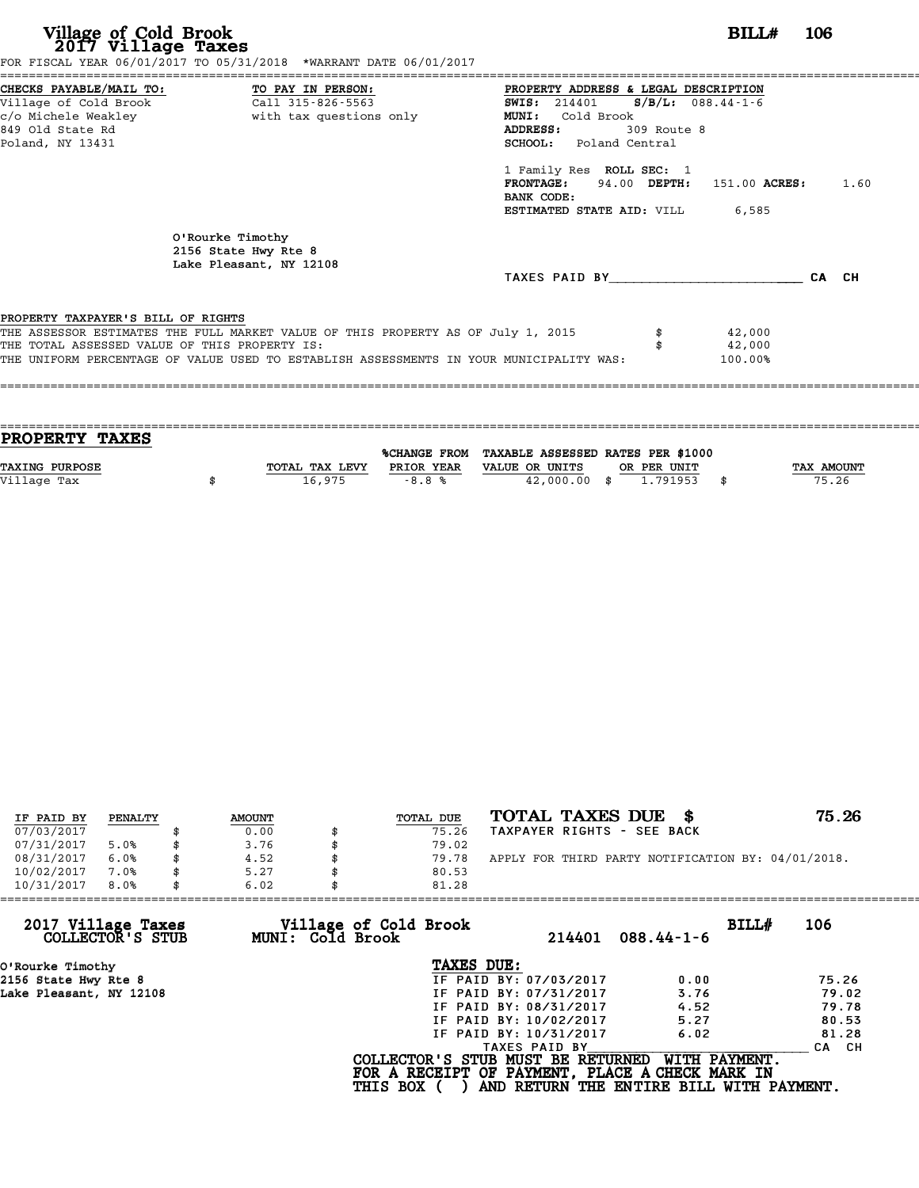# Village of Cold Brook
## 2017 Village Taxes

**BILL# 106**

FOR FISCAL YEAR 06/01/2017 TO 05/31/2018 *WARRANT DATE 06/01/2017

**CHECKS PAYABLE/MAIL TO:**
Village of Cold Brook
c/o Michele Weakley
849 Old State Rd
Poland, NY 13431

**TO PAY IN PERSON:**
Call 315-826-5563
with tax questions only

**PROPERTY ADDRESS & LEGAL DESCRIPTION**
**SWIS:** 214401 **S/B/L:** 088.44-1-6
**MUNI:** Cold Brook
**ADDRESS:** 309 Route 8
**SCHOOL:** Poland Central

1 Family Res **ROLL SEC:** 1
**FRONTAGE:** 94.00 **DEPTH:** 151.00 **ACRES:** 1.60
**BANK CODE:**
**ESTIMATED STATE AID:** VILL 6,585

O'Rourke Timothy
2156 State Hwy Rte 8
Lake Pleasant, NY 12108

TAXES PAID BY________________________ CA CH

PROPERTY TAXPAYER'S BILL OF RIGHTS

THE ASSESSOR ESTIMATES THE FULL MARKET VALUE OF THIS PROPERTY AS OF July 1, 2015 $ 42,000
THE TOTAL ASSESSED VALUE OF THIS PROPERTY IS: $ 42,000
THE UNIFORM PERCENTAGE OF VALUE USED TO ESTABLISH ASSESSMENTS IN YOUR MUNICIPALITY WAS: 100.00%

## PROPERTY TAXES

| TAXING PURPOSE | TOTAL TAX LEVY | %CHANGE FROM PRIOR YEAR | TAXABLE ASSESSED VALUE OR UNITS | RATES PER $1000 OR PER UNIT | TAX AMOUNT |
|---|---|---|---|---|---|
| Village Tax | $ 16,975 | -8.8 % | 42,000.00 | $ 1.791953 | $ 75.26 |

| IF PAID BY | PENALTY | AMOUNT | TOTAL DUE |
|---|---|---|---|
| 07/03/2017 | | $ 0.00 | $ 75.26 |
| 07/31/2017 | 5.0% | $ 3.76 | $ 79.02 |
| 08/31/2017 | 6.0% | $ 4.52 | $ 79.78 |
| 10/02/2017 | 7.0% | $ 5.27 | $ 80.53 |
| 10/31/2017 | 8.0% | $ 6.02 | $ 81.28 |

**TOTAL TAXES DUE $ 75.26**

TAXPAYER RIGHTS - SEE BACK

APPLY FOR THIRD PARTY NOTIFICATION BY: 04/01/2018.

---

**2017 Village Taxes COLLECTOR'S STUB**

**Village of Cold Brook MUNI: Cold Brook** 214401 088.44-1-6 **BILL# 106**

O'Rourke Timothy
2156 State Hwy Rte 8
Lake Pleasant, NY 12108

**TAXES DUE:**

| | | |
|---|---|---|
| IF PAID BY: 07/03/2017 | 0.00 | 75.26 |
| IF PAID BY: 07/31/2017 | 3.76 | 79.02 |
| IF PAID BY: 08/31/2017 | 4.52 | 79.78 |
| IF PAID BY: 10/02/2017 | 5.27 | 80.53 |
| IF PAID BY: 10/31/2017 | 6.02 | 81.28 |

TAXES PAID BY________________________ CA CH

COLLECTOR'S STUB MUST BE RETURNED WITH PAYMENT.
FOR A RECEIPT OF PAYMENT, PLACE A CHECK MARK IN THIS BOX ( ) AND RETURN THE ENTIRE BILL WITH PAYMENT.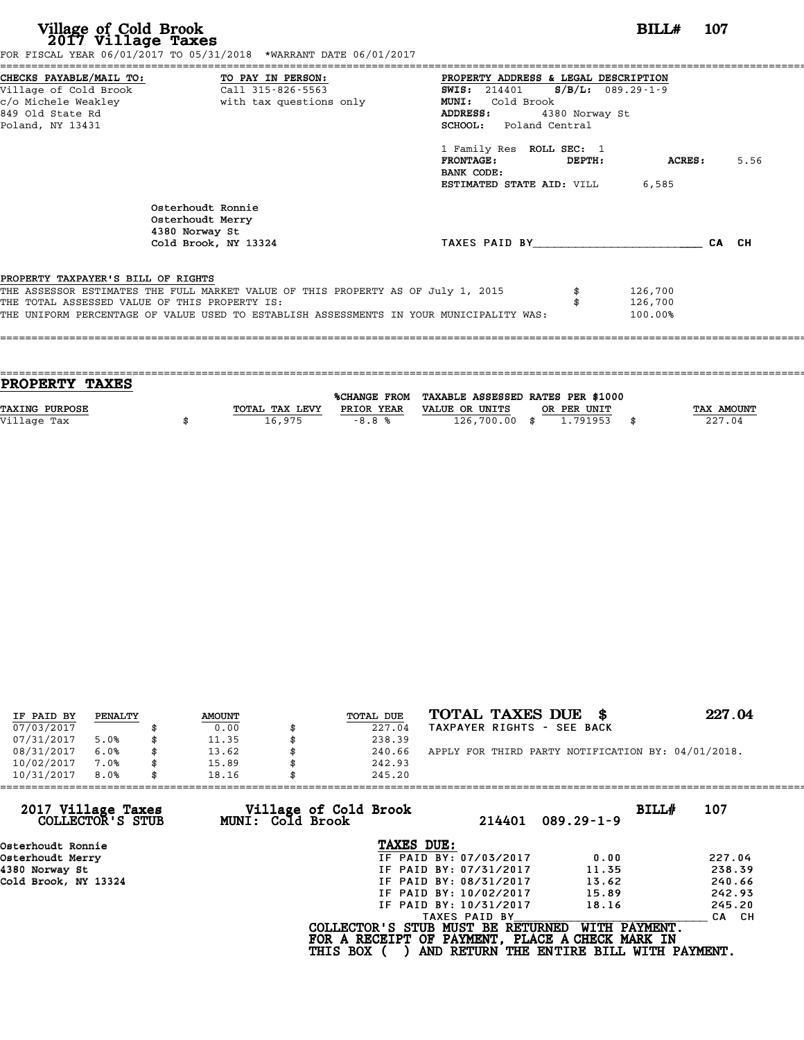# Village of Cold Brook
## 2017 Village Taxes

**BILL# 107**

FOR FISCAL YEAR 06/01/2017 TO 05/31/2018 *WARRANT DATE 06/01/2017

**CHECKS PAYABLE/MAIL TO:**
Village of Cold Brook
c/o Michele Weakley
849 Old State Rd
Poland, NY 13431

**TO PAY IN PERSON:**
Call 315-826-5563
with tax questions only

**PROPERTY ADDRESS & LEGAL DESCRIPTION**
**SWIS:** 214401 **S/B/L:** 089.29-1-9
**MUNI:** Cold Brook
**ADDRESS:** 4380 Norway St
**SCHOOL:** Poland Central

1 Family Res **ROLL SEC:** 1
**FRONTAGE:** **DEPTH:** **ACRES:** 5.56
**BANK CODE:**
**ESTIMATED STATE AID:** VILL 6,585

Osterhoudt Ronnie
Osterhoudt Merry
4380 Norway St
Cold Brook, NY 13324

TAXES PAID BY________________________ CA CH

**PROPERTY TAXPAYER'S BILL OF RIGHTS**

THE ASSESSOR ESTIMATES THE FULL MARKET VALUE OF THIS PROPERTY AS OF July 1, 2015 $ 126,700
THE TOTAL ASSESSED VALUE OF THIS PROPERTY IS: $ 126,700
THE UNIFORM PERCENTAGE OF VALUE USED TO ESTABLISH ASSESSMENTS IN YOUR MUNICIPALITY WAS: 100.00%

## PROPERTY TAXES

| TAXING PURPOSE | TOTAL TAX LEVY | %CHANGE FROM PRIOR YEAR | TAXABLE ASSESSED VALUE OR UNITS | RATES PER $1000 OR PER UNIT | TAX AMOUNT |
|---|---|---|---|---|---|
| Village Tax | $ 16,975 | -8.8 % | 126,700.00 | $ 1.791953 | $ 227.04 |

| IF PAID BY | PENALTY | AMOUNT | TOTAL DUE |
|---|---|---|---|
| 07/03/2017 | | $ 0.00 | $ 227.04 |
| 07/31/2017 | 5.0% | $ 11.35 | $ 238.39 |
| 08/31/2017 | 6.0% | $ 13.62 | $ 240.66 |
| 10/02/2017 | 7.0% | $ 15.89 | $ 242.93 |
| 10/31/2017 | 8.0% | $ 18.16 | $ 245.20 |

**TOTAL TAXES DUE $ 227.04**
TAXPAYER RIGHTS - SEE BACK

APPLY FOR THIRD PARTY NOTIFICATION BY: 04/01/2018.

---

**2017 Village Taxes COLLECTOR'S STUB** — **Village of Cold Brook MUNI: Cold Brook** — 214401 089.29-1-9 — **BILL# 107**

Osterhoudt Ronnie
Osterhoudt Merry
4380 Norway St
Cold Brook, NY 13324

**TAXES DUE:**

| | | |
|---|---|---|
| IF PAID BY: 07/03/2017 | 0.00 | 227.04 |
| IF PAID BY: 07/31/2017 | 11.35 | 238.39 |
| IF PAID BY: 08/31/2017 | 13.62 | 240.66 |
| IF PAID BY: 10/02/2017 | 15.89 | 242.93 |
| IF PAID BY: 10/31/2017 | 18.16 | 245.20 |

TAXES PAID BY________________________ CA CH

COLLECTOR'S STUB MUST BE RETURNED WITH PAYMENT.
FOR A RECEIPT OF PAYMENT, PLACE A CHECK MARK IN
THIS BOX ( ) AND RETURN THE ENTIRE BILL WITH PAYMENT.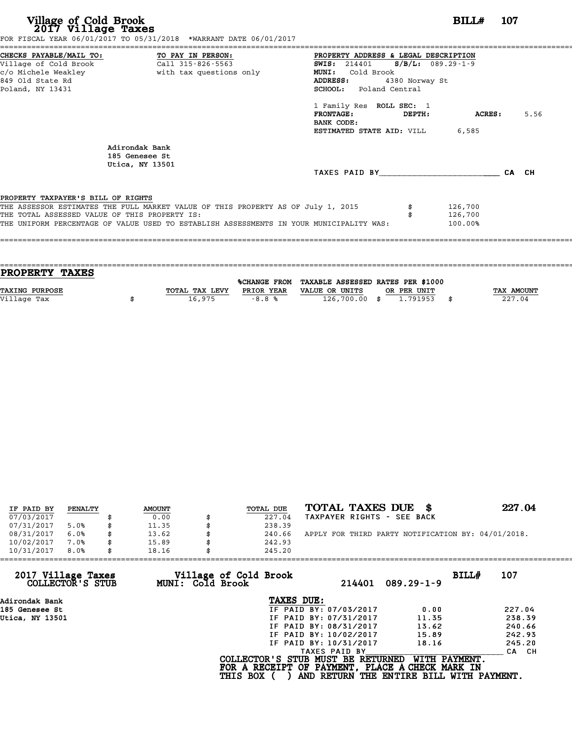# Village of Cold Brook
## 2017 Village Taxes

**BILL# 107**

FOR FISCAL YEAR 06/01/2017 TO 05/31/2018 *WARRANT DATE 06/01/2017

**CHECKS PAYABLE/MAIL TO:**
Village of Cold Brook
c/o Michele Weakley
849 Old State Rd
Poland, NY 13431

**TO PAY IN PERSON:**
Call 315-826-5563
with tax questions only

**PROPERTY ADDRESS & LEGAL DESCRIPTION**
**SWIS:** 214401 **S/B/L:** 089.29-1-9
**MUNI:** Cold Brook
**ADDRESS:** 4380 Norway St
**SCHOOL:** Poland Central

1 Family Res **ROLL SEC:** 1
**FRONTAGE:** **DEPTH:** **ACRES:** 5.56
**BANK CODE:**
**ESTIMATED STATE AID:** VILL 6,585

Adirondak Bank
185 Genesee St
Utica, NY 13501

TAXES PAID BY________________________ CA CH

**PROPERTY TAXPAYER'S BILL OF RIGHTS**

THE ASSESSOR ESTIMATES THE FULL MARKET VALUE OF THIS PROPERTY AS OF July 1, 2015 $ 126,700
THE TOTAL ASSESSED VALUE OF THIS PROPERTY IS: $ 126,700
THE UNIFORM PERCENTAGE OF VALUE USED TO ESTABLISH ASSESSMENTS IN YOUR MUNICIPALITY WAS: 100.00%

## PROPERTY TAXES

| TAXING PURPOSE | TOTAL TAX LEVY | %CHANGE FROM PRIOR YEAR | TAXABLE ASSESSED VALUE OR UNITS | RATES PER $1000 OR PER UNIT | TAX AMOUNT |
|---|---|---|---|---|---|
| Village Tax | $ 16,975 | -8.8 % | 126,700.00 | $ 1.791953 | $ 227.04 |

| IF PAID BY | PENALTY | AMOUNT | TOTAL DUE |
|---|---|---|---|
| 07/03/2017 | | $ 0.00 | $ 227.04 |
| 07/31/2017 | 5.0% | $ 11.35 | $ 238.39 |
| 08/31/2017 | 6.0% | $ 13.62 | $ 240.66 |
| 10/02/2017 | 7.0% | $ 15.89 | $ 242.93 |
| 10/31/2017 | 8.0% | $ 18.16 | $ 245.20 |

**TOTAL TAXES DUE $ 227.04**
TAXPAYER RIGHTS - SEE BACK

APPLY FOR THIRD PARTY NOTIFICATION BY: 04/01/2018.

---

**2017 Village Taxes COLLECTOR'S STUB** — **Village of Cold Brook MUNI: Cold Brook** — 214401 089.29-1-9 — **BILL# 107**

Adirondak Bank
185 Genesee St
Utica, NY 13501

**TAXES DUE:**

| | | |
|---|---|---|
| IF PAID BY: 07/03/2017 | 0.00 | 227.04 |
| IF PAID BY: 07/31/2017 | 11.35 | 238.39 |
| IF PAID BY: 08/31/2017 | 13.62 | 240.66 |
| IF PAID BY: 10/02/2017 | 15.89 | 242.93 |
| IF PAID BY: 10/31/2017 | 18.16 | 245.20 |

TAXES PAID BY________________________ CA CH

COLLECTOR'S STUB MUST BE RETURNED WITH PAYMENT.
FOR A RECEIPT OF PAYMENT, PLACE A CHECK MARK IN
THIS BOX ( ) AND RETURN THE ENTIRE BILL WITH PAYMENT.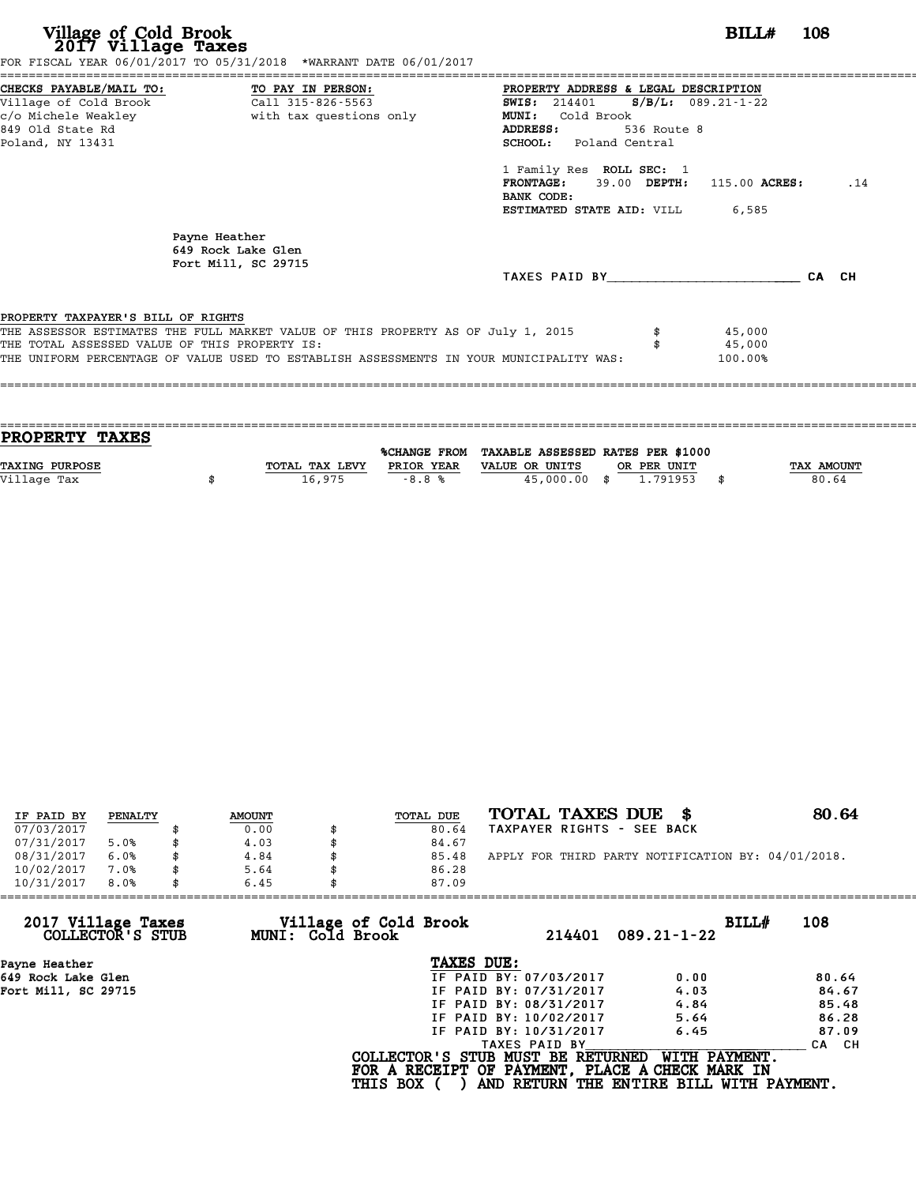# Village of Cold Brook
## 2017 Village Taxes

**BILL# 108**

FOR FISCAL YEAR 06/01/2017 TO 05/31/2018 *WARRANT DATE 06/01/2017

**CHECKS PAYABLE/MAIL TO:**
Village of Cold Brook
c/o Michele Weakley
849 Old State Rd
Poland, NY 13431

**TO PAY IN PERSON:**
Call 315-826-5563
with tax questions only

**PROPERTY ADDRESS & LEGAL DESCRIPTION**
**SWIS:** 214401 **S/B/L:** 089.21-1-22
**MUNI:** Cold Brook
**ADDRESS:** 536 Route 8
**SCHOOL:** Poland Central

1 Family Res **ROLL SEC:** 1
**FRONTAGE:** 39.00 **DEPTH:** 115.00 **ACRES:** .14
**BANK CODE:**
**ESTIMATED STATE AID:** VILL 6,585

Payne Heather
649 Rock Lake Glen
Fort Mill, SC 29715

TAXES PAID BY________________________ CA CH

PROPERTY TAXPAYER'S BILL OF RIGHTS

THE ASSESSOR ESTIMATES THE FULL MARKET VALUE OF THIS PROPERTY AS OF July 1, 2015 $ 45,000
THE TOTAL ASSESSED VALUE OF THIS PROPERTY IS: $ 45,000
THE UNIFORM PERCENTAGE OF VALUE USED TO ESTABLISH ASSESSMENTS IN YOUR MUNICIPALITY WAS: 100.00%

## PROPERTY TAXES

| TAXING PURPOSE | TOTAL TAX LEVY | %CHANGE FROM PRIOR YEAR | TAXABLE ASSESSED VALUE OR UNITS | RATES PER $1000 OR PER UNIT | TAX AMOUNT |
|---|---|---|---|---|---|
| Village Tax | $ 16,975 | -8.8 % | 45,000.00 | $ 1.791953 | $ 80.64 |

| IF PAID BY | PENALTY | AMOUNT | TOTAL DUE |
|---|---|---|---|
| 07/03/2017 | | $ 0.00 | $ 80.64 |
| 07/31/2017 | 5.0% | $ 4.03 | $ 84.67 |
| 08/31/2017 | 6.0% | $ 4.84 | $ 85.48 |
| 10/02/2017 | 7.0% | $ 5.64 | $ 86.28 |
| 10/31/2017 | 8.0% | $ 6.45 | $ 87.09 |

**TOTAL TAXES DUE $ 80.64**
TAXPAYER RIGHTS - SEE BACK

APPLY FOR THIRD PARTY NOTIFICATION BY: 04/01/2018.

---

**2017 Village Taxes COLLECTOR'S STUB** — **Village of Cold Brook MUNI: Cold Brook** — 214401 089.21-1-22 — **BILL# 108**

Payne Heather
649 Rock Lake Glen
Fort Mill, SC 29715

**TAXES DUE:**

| | | |
|---|---|---|
| IF PAID BY: 07/03/2017 | 0.00 | 80.64 |
| IF PAID BY: 07/31/2017 | 4.03 | 84.67 |
| IF PAID BY: 08/31/2017 | 4.84 | 85.48 |
| IF PAID BY: 10/02/2017 | 5.64 | 86.28 |
| IF PAID BY: 10/31/2017 | 6.45 | 87.09 |

TAXES PAID BY________________________ CA CH

**COLLECTOR'S STUB MUST BE RETURNED WITH PAYMENT.**
**FOR A RECEIPT OF PAYMENT, PLACE A CHECK MARK IN THIS BOX ( ) AND RETURN THE ENTIRE BILL WITH PAYMENT.**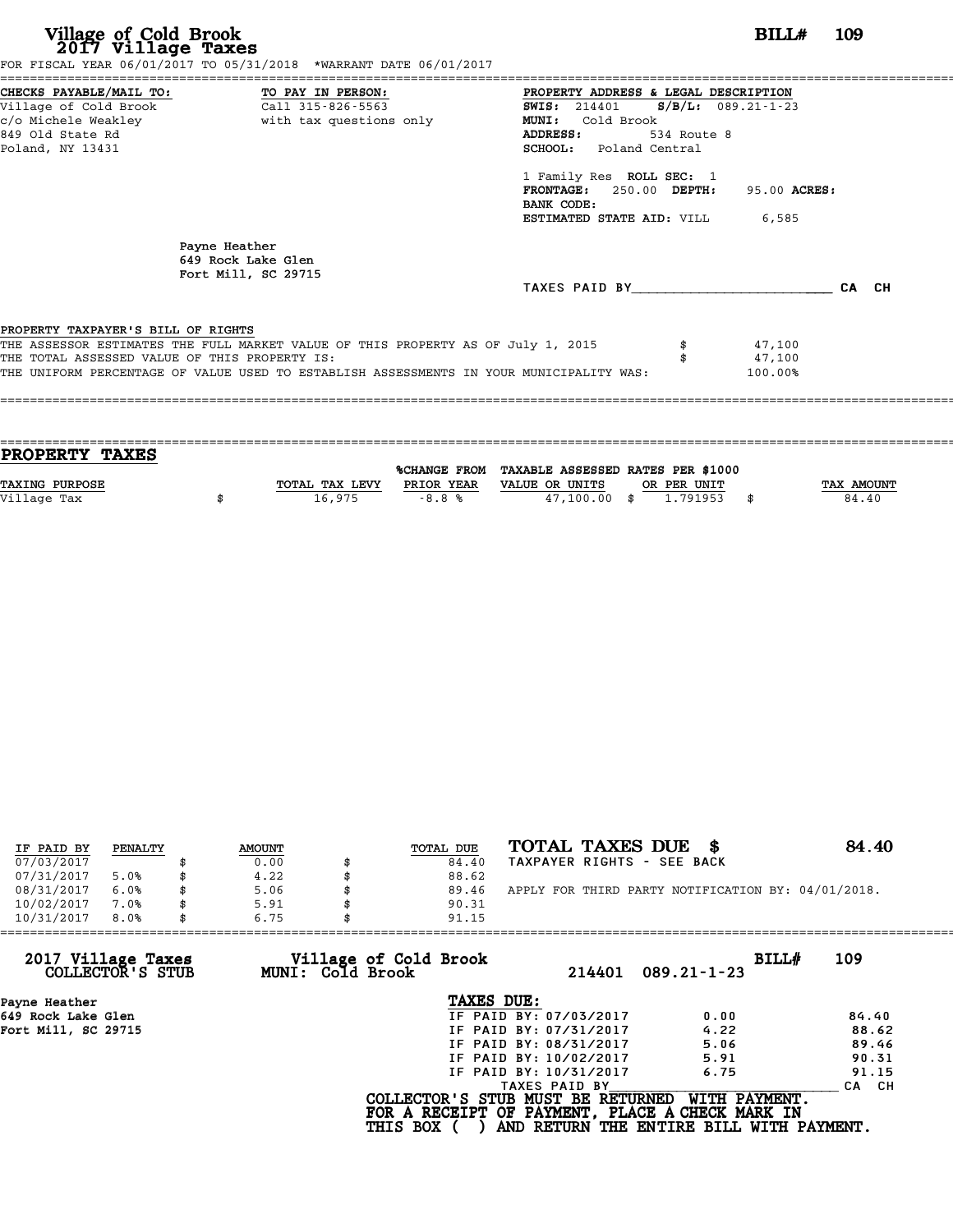# Village of Cold Brook
## 2017 Village Taxes

**BILL# 109**

FOR FISCAL YEAR 06/01/2017 TO 05/31/2018 *WARRANT DATE 06/01/2017

**CHECKS PAYABLE/MAIL TO:**
Village of Cold Brook
c/o Michele Weakley
849 Old State Rd
Poland, NY 13431

**TO PAY IN PERSON:**
Call 315-826-5563
with tax questions only

**PROPERTY ADDRESS & LEGAL DESCRIPTION**
**SWIS:** 214401 **S/B/L:** 089.21-1-23
**MUNI:** Cold Brook
**ADDRESS:** 534 Route 8
**SCHOOL:** Poland Central

1 Family Res **ROLL SEC:** 1
**FRONTAGE:** 250.00 **DEPTH:** 95.00 **ACRES:**
**BANK CODE:**
**ESTIMATED STATE AID:** VILL 6,585

Payne Heather
649 Rock Lake Glen
Fort Mill, SC 29715

TAXES PAID BY________________________ CA CH

**PROPERTY TAXPAYER'S BILL OF RIGHTS**

THE ASSESSOR ESTIMATES THE FULL MARKET VALUE OF THIS PROPERTY AS OF July 1, 2015 $ 47,100
THE TOTAL ASSESSED VALUE OF THIS PROPERTY IS: $ 47,100
THE UNIFORM PERCENTAGE OF VALUE USED TO ESTABLISH ASSESSMENTS IN YOUR MUNICIPALITY WAS: 100.00%

## PROPERTY TAXES

| TAXING PURPOSE | TOTAL TAX LEVY | %CHANGE FROM PRIOR YEAR | TAXABLE ASSESSED VALUE OR UNITS | RATES PER $1000 OR PER UNIT | TAX AMOUNT |
|---|---|---|---|---|---|
| Village Tax | $ 16,975 | -8.8 % | 47,100.00 | $ 1.791953 | $ 84.40 |

| IF PAID BY | PENALTY | AMOUNT | TOTAL DUE |
|---|---|---|---|
| 07/03/2017 | | $ 0.00 | $ 84.40 |
| 07/31/2017 | 5.0% | $ 4.22 | $ 88.62 |
| 08/31/2017 | 6.0% | $ 5.06 | $ 89.46 |
| 10/02/2017 | 7.0% | $ 5.91 | $ 90.31 |
| 10/31/2017 | 8.0% | $ 6.75 | $ 91.15 |

**TOTAL TAXES DUE $ 84.40**
TAXPAYER RIGHTS - SEE BACK

APPLY FOR THIRD PARTY NOTIFICATION BY: 04/01/2018.

---

**2017 Village Taxes** — **COLLECTOR'S STUB**
**Village of Cold Brook** — **MUNI: Cold Brook**
214401 089.21-1-23 **BILL# 109**

Payne Heather
649 Rock Lake Glen
Fort Mill, SC 29715

**TAXES DUE:**

| | | |
|---|---|---|
| IF PAID BY: 07/03/2017 | 0.00 | 84.40 |
| IF PAID BY: 07/31/2017 | 4.22 | 88.62 |
| IF PAID BY: 08/31/2017 | 5.06 | 89.46 |
| IF PAID BY: 10/02/2017 | 5.91 | 90.31 |
| IF PAID BY: 10/31/2017 | 6.75 | 91.15 |

TAXES PAID BY________________________ CA CH

COLLECTOR'S STUB MUST BE RETURNED WITH PAYMENT.
FOR A RECEIPT OF PAYMENT, PLACE A CHECK MARK IN
THIS BOX ( ) AND RETURN THE ENTIRE BILL WITH PAYMENT.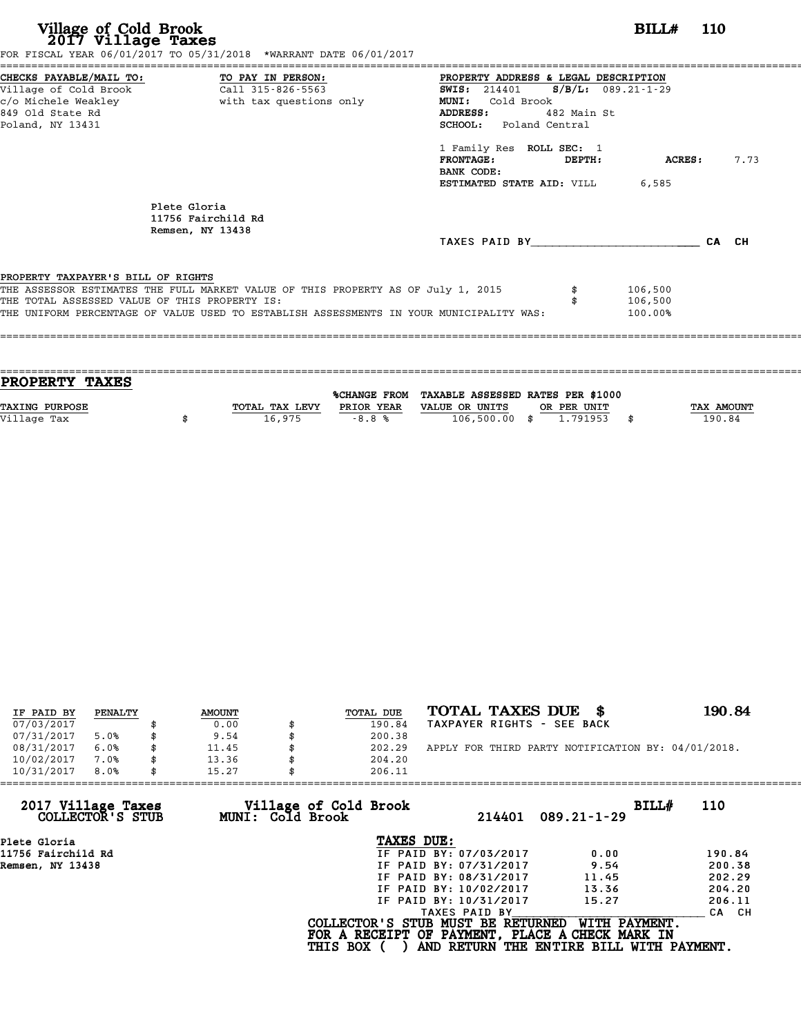# Village of Cold Brook
## 2017 Village Taxes

**BILL# 110**

FOR FISCAL YEAR 06/01/2017 TO 05/31/2018 *WARRANT DATE 06/01/2017

**CHECKS PAYABLE/MAIL TO:**
Village of Cold Brook
c/o Michele Weakley
849 Old State Rd
Poland, NY 13431

**TO PAY IN PERSON:**
Call 315-826-5563
with tax questions only

**PROPERTY ADDRESS & LEGAL DESCRIPTION**
**SWIS:** 214401 **S/B/L:** 089.21-1-29
**MUNI:** Cold Brook
**ADDRESS:** 482 Main St
**SCHOOL:** Poland Central

1 Family Res **ROLL SEC:** 1
**FRONTAGE:** **DEPTH:** **ACRES:** 7.73
**BANK CODE:**
**ESTIMATED STATE AID:** VILL 6,585

Plete Gloria
11756 Fairchild Rd
Remsen, NY 13438

TAXES PAID BY________________________ CA CH

**PROPERTY TAXPAYER'S BILL OF RIGHTS**

THE ASSESSOR ESTIMATES THE FULL MARKET VALUE OF THIS PROPERTY AS OF July 1, 2015 $ 106,500
THE TOTAL ASSESSED VALUE OF THIS PROPERTY IS: $ 106,500
THE UNIFORM PERCENTAGE OF VALUE USED TO ESTABLISH ASSESSMENTS IN YOUR MUNICIPALITY WAS: 100.00%

## PROPERTY TAXES

| TAXING PURPOSE | TOTAL TAX LEVY | %CHANGE FROM PRIOR YEAR | TAXABLE ASSESSED VALUE OR UNITS | RATES PER $1000 OR PER UNIT | TAX AMOUNT |
|---|---|---|---|---|---|
| Village Tax | $ 16,975 | -8.8 % | 106,500.00 | $ 1.791953 | $ 190.84 |

| IF PAID BY | PENALTY | AMOUNT | TOTAL DUE |
|---|---|---|---|
| 07/03/2017 | | $ 0.00 | $ 190.84 |
| 07/31/2017 | 5.0% | $ 9.54 | $ 200.38 |
| 08/31/2017 | 6.0% | $ 11.45 | $ 202.29 |
| 10/02/2017 | 7.0% | $ 13.36 | $ 204.20 |
| 10/31/2017 | 8.0% | $ 15.27 | $ 206.11 |

**TOTAL TAXES DUE $ 190.84**
TAXPAYER RIGHTS - SEE BACK

APPLY FOR THIRD PARTY NOTIFICATION BY: 04/01/2018.

---

**2017 Village Taxes COLLECTOR'S STUB** — **Village of Cold Brook MUNI: Cold Brook** — 214401 089.21-1-29 — **BILL# 110**

Plete Gloria
11756 Fairchild Rd
Remsen, NY 13438

**TAXES DUE:**

| | | |
|---|---|---|
| IF PAID BY: 07/03/2017 | 0.00 | 190.84 |
| IF PAID BY: 07/31/2017 | 9.54 | 200.38 |
| IF PAID BY: 08/31/2017 | 11.45 | 202.29 |
| IF PAID BY: 10/02/2017 | 13.36 | 204.20 |
| IF PAID BY: 10/31/2017 | 15.27 | 206.11 |

TAXES PAID BY________________________ CA CH

COLLECTOR'S STUB MUST BE RETURNED WITH PAYMENT.
FOR A RECEIPT OF PAYMENT, PLACE A CHECK MARK IN
THIS BOX ( ) AND RETURN THE ENTIRE BILL WITH PAYMENT.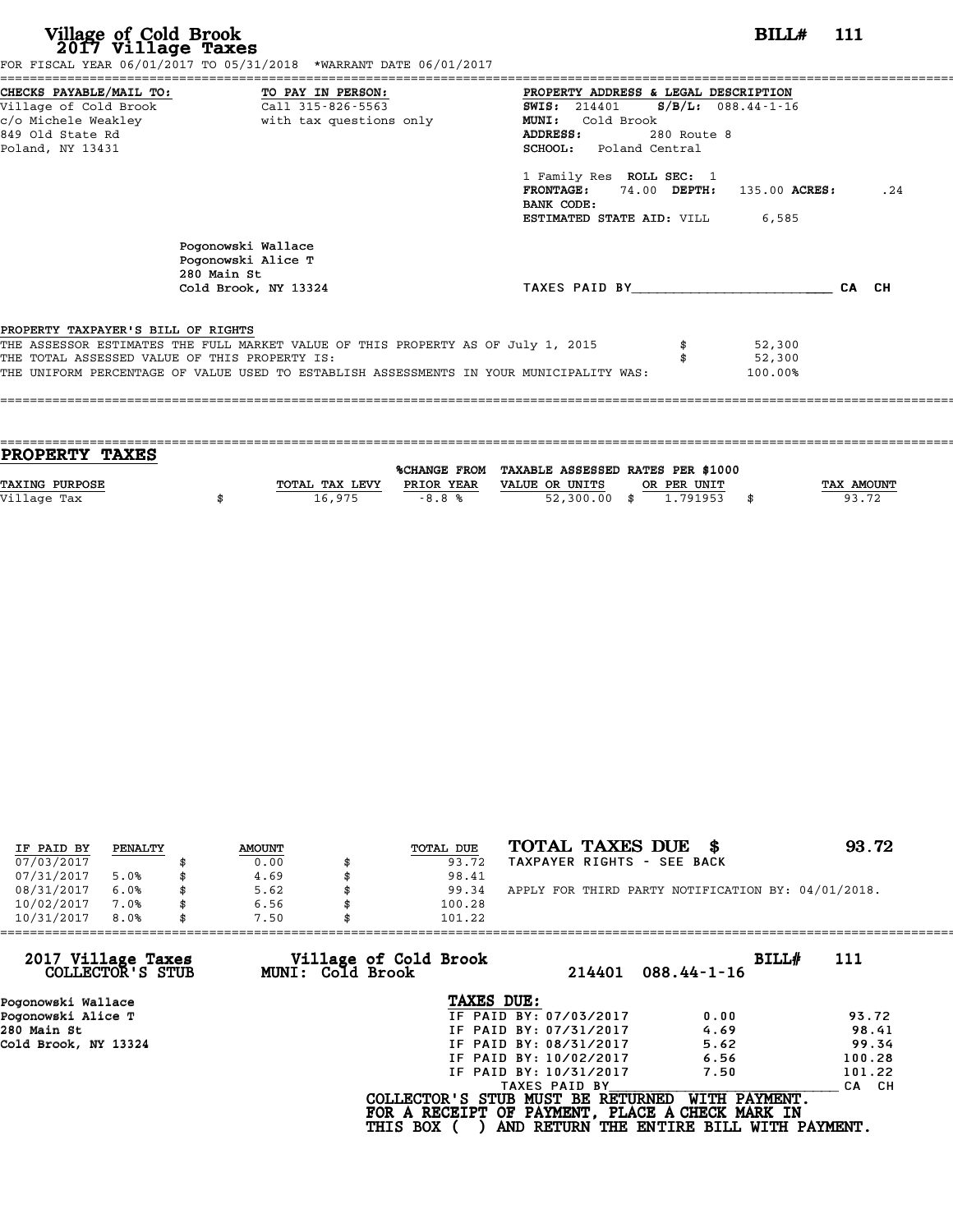# Village of Cold Brook
## 2017 Village Taxes

**BILL# 111**

FOR FISCAL YEAR 06/01/2017 TO 05/31/2018 *WARRANT DATE 06/01/2017

**CHECKS PAYABLE/MAIL TO:**
Village of Cold Brook
c/o Michele Weakley
849 Old State Rd
Poland, NY 13431

**TO PAY IN PERSON:**
Call 315-826-5563
with tax questions only

**PROPERTY ADDRESS & LEGAL DESCRIPTION**
**SWIS:** 214401 **S/B/L:** 088.44-1-16
**MUNI:** Cold Brook
**ADDRESS:** 280 Route 8
**SCHOOL:** Poland Central

1 Family Res **ROLL SEC:** 1
**FRONTAGE:** 74.00 **DEPTH:** 135.00 **ACRES:** .24
**BANK CODE:**
**ESTIMATED STATE AID:** VILL 6,585

Pogonowski Wallace
Pogonowski Alice T
280 Main St
Cold Brook, NY 13324

TAXES PAID BY________________________ CA CH

**PROPERTY TAXPAYER'S BILL OF RIGHTS**

THE ASSESSOR ESTIMATES THE FULL MARKET VALUE OF THIS PROPERTY AS OF July 1, 2015 $ 52,300
THE TOTAL ASSESSED VALUE OF THIS PROPERTY IS: $ 52,300
THE UNIFORM PERCENTAGE OF VALUE USED TO ESTABLISH ASSESSMENTS IN YOUR MUNICIPALITY WAS: 100.00%

## PROPERTY TAXES

| TAXING PURPOSE | TOTAL TAX LEVY | %CHANGE FROM PRIOR YEAR | TAXABLE ASSESSED VALUE OR UNITS | RATES PER $1000 OR PER UNIT | TAX AMOUNT |
|---|---|---|---|---|---|
| Village Tax | $ 16,975 | -8.8 % | 52,300.00 | $ 1.791953 | $ 93.72 |

| IF PAID BY | PENALTY | AMOUNT | TOTAL DUE |
|---|---|---|---|
| 07/03/2017 | | $ 0.00 | $ 93.72 |
| 07/31/2017 | 5.0% | $ 4.69 | $ 98.41 |
| 08/31/2017 | 6.0% | $ 5.62 | $ 99.34 |
| 10/02/2017 | 7.0% | $ 6.56 | $ 100.28 |
| 10/31/2017 | 8.0% | $ 7.50 | $ 101.22 |

**TOTAL TAXES DUE $ 93.72**
TAXPAYER RIGHTS - SEE BACK

APPLY FOR THIRD PARTY NOTIFICATION BY: 04/01/2018.

---

**2017 Village Taxes COLLECTOR'S STUB**
**Village of Cold Brook MUNI: Cold Brook** 214401 088.44-1-16 **BILL# 111**

Pogonowski Wallace
Pogonowski Alice T
280 Main St
Cold Brook, NY 13324

**TAXES DUE:**

| | | |
|---|---|---|
| IF PAID BY: 07/03/2017 | 0.00 | 93.72 |
| IF PAID BY: 07/31/2017 | 4.69 | 98.41 |
| IF PAID BY: 08/31/2017 | 5.62 | 99.34 |
| IF PAID BY: 10/02/2017 | 6.56 | 100.28 |
| IF PAID BY: 10/31/2017 | 7.50 | 101.22 |

TAXES PAID BY________________________ CA CH

COLLECTOR'S STUB MUST BE RETURNED WITH PAYMENT.
FOR A RECEIPT OF PAYMENT, PLACE A CHECK MARK IN
THIS BOX ( ) AND RETURN THE ENTIRE BILL WITH PAYMENT.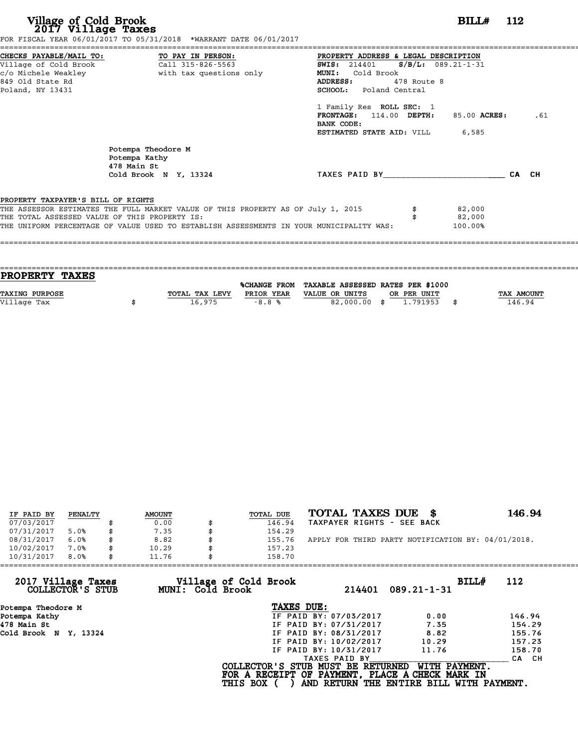# Village of Cold Brook
## 2017 Village Taxes

**BILL# 112**

FOR FISCAL YEAR 06/01/2017 TO 05/31/2018 *WARRANT DATE 06/01/2017

| CHECKS PAYABLE/MAIL TO: | TO PAY IN PERSON: | PROPERTY ADDRESS & LEGAL DESCRIPTION |
|---|---|---|
| Village of Cold Brook | Call 315-826-5563 | **SWIS:** 214401 **S/B/L:** 089.21-1-31 |
| c/o Michele Weakley | with tax questions only | **MUNI:** Cold Brook |
| 849 Old State Rd | | **ADDRESS:** 478 Route 8 |
| Poland, NY 13431 | | **SCHOOL:** Poland Central |

1 Family Res **ROLL SEC:** 1
**FRONTAGE:** 114.00 **DEPTH:** 85.00 **ACRES:** .61
**BANK CODE:**
**ESTIMATED STATE AID:** VILL 6,585

Potempa Theodore M
Potempa Kathy
478 Main St
Cold Brook N Y, 13324

TAXES PAID BY________________________ CA CH

PROPERTY TAXPAYER'S BILL OF RIGHTS

| | | |
|---|---|---|
| THE ASSESSOR ESTIMATES THE FULL MARKET VALUE OF THIS PROPERTY AS OF July 1, 2015 | $ | 82,000 |
| THE TOTAL ASSESSED VALUE OF THIS PROPERTY IS: | $ | 82,000 |
| THE UNIFORM PERCENTAGE OF VALUE USED TO ESTABLISH ASSESSMENTS IN YOUR MUNICIPALITY WAS: | | 100.00% |

## PROPERTY TAXES

| TAXING PURPOSE | TOTAL TAX LEVY | %CHANGE FROM PRIOR YEAR | TAXABLE ASSESSED VALUE OR UNITS | RATES PER $1000 OR PER UNIT | TAX AMOUNT |
|---|---|---|---|---|---|
| Village Tax | $ 16,975 | -8.8 % | 82,000.00 | $ 1.791953 | $ 146.94 |

| IF PAID BY | PENALTY | AMOUNT | TOTAL DUE |
|---|---|---|---|
| 07/03/2017 | | $ 0.00 | $ 146.94 |
| 07/31/2017 | 5.0% | $ 7.35 | $ 154.29 |
| 08/31/2017 | 6.0% | $ 8.82 | $ 155.76 |
| 10/02/2017 | 7.0% | $ 10.29 | $ 157.23 |
| 10/31/2017 | 8.0% | $ 11.76 | $ 158.70 |

**TOTAL TAXES DUE $ 146.94**

TAXPAYER RIGHTS - SEE BACK

APPLY FOR THIRD PARTY NOTIFICATION BY: 04/01/2018.

---

**2017 Village Taxes COLLECTOR'S STUB** — **Village of Cold Brook MUNI: Cold Brook** — 214401 089.21-1-31 — **BILL# 112**

Potempa Theodore M
Potempa Kathy
478 Main St
Cold Brook N Y, 13324

**TAXES DUE:**

| | | |
|---|---|---|
| IF PAID BY: 07/03/2017 | 0.00 | 146.94 |
| IF PAID BY: 07/31/2017 | 7.35 | 154.29 |
| IF PAID BY: 08/31/2017 | 8.82 | 155.76 |
| IF PAID BY: 10/02/2017 | 10.29 | 157.23 |
| IF PAID BY: 10/31/2017 | 11.76 | 158.70 |

TAXES PAID BY________________________ CA CH

COLLECTOR'S STUB MUST BE RETURNED WITH PAYMENT.
FOR A RECEIPT OF PAYMENT, PLACE A CHECK MARK IN
THIS BOX ( ) AND RETURN THE ENTIRE BILL WITH PAYMENT.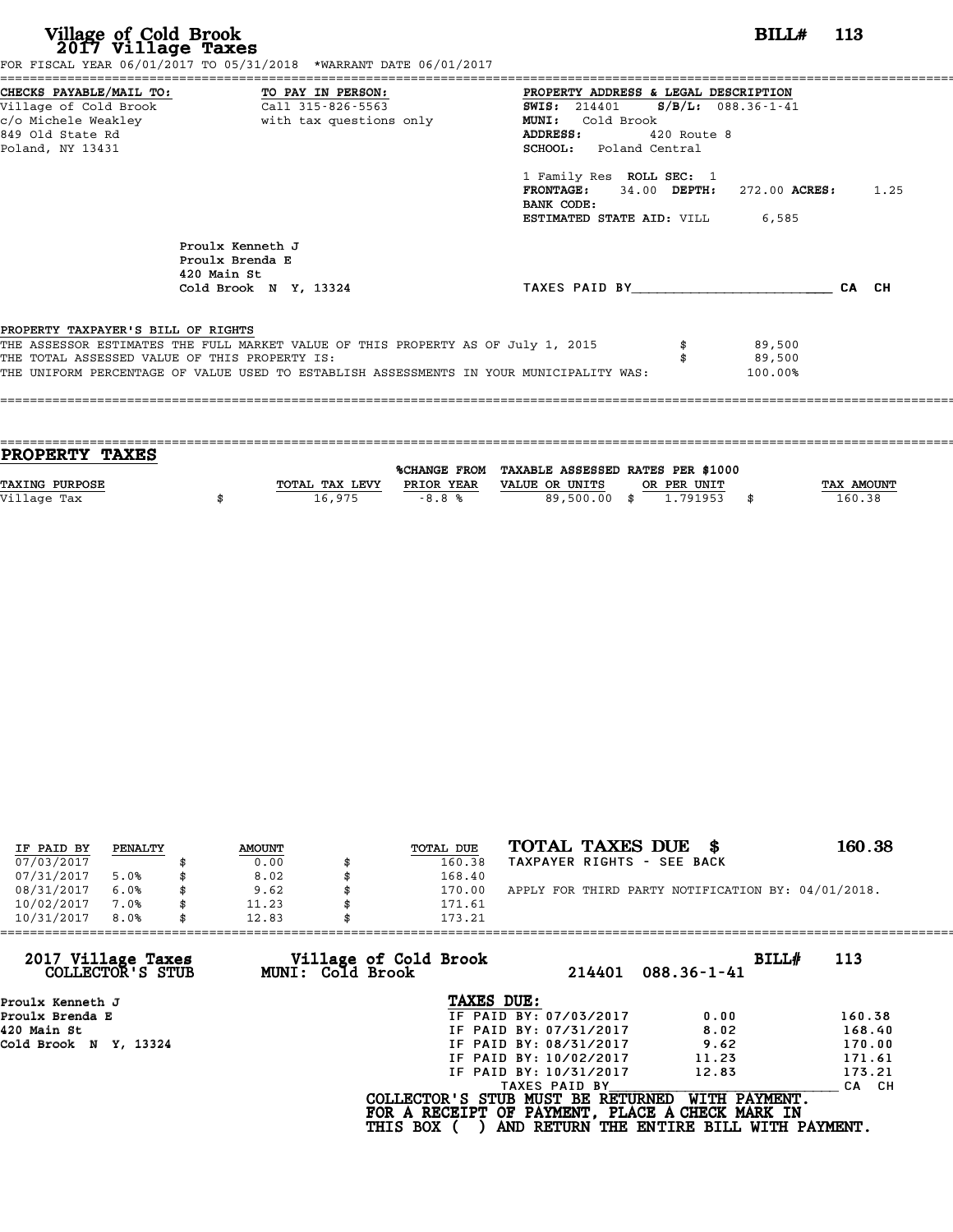# Village of Cold Brook
## 2017 Village Taxes

**BILL# 113**

FOR FISCAL YEAR 06/01/2017 TO 05/31/2018 *WARRANT DATE 06/01/2017

| CHECKS PAYABLE/MAIL TO: | TO PAY IN PERSON: | PROPERTY ADDRESS & LEGAL DESCRIPTION |
|---|---|---|
| Village of Cold Brook | Call 315-826-5563 | **SWIS:** 214401 **S/B/L:** 088.36-1-41 |
| c/o Michele Weakley | with tax questions only | **MUNI:** Cold Brook |
| 849 Old State Rd | | **ADDRESS:** 420 Route 8 |
| Poland, NY 13431 | | **SCHOOL:** Poland Central |

1 Family Res **ROLL SEC:** 1
**FRONTAGE:** 34.00 **DEPTH:** 272.00 **ACRES:** 1.25
**BANK CODE:**
**ESTIMATED STATE AID:** VILL 6,585

Proulx Kenneth J
Proulx Brenda E
420 Main St
Cold Brook N Y, 13324

TAXES PAID BY________________________ CA CH

**PROPERTY TAXPAYER'S BILL OF RIGHTS**

| | | |
|---|---|---|
| THE ASSESSOR ESTIMATES THE FULL MARKET VALUE OF THIS PROPERTY AS OF July 1, 2015 | $ | 89,500 |
| THE TOTAL ASSESSED VALUE OF THIS PROPERTY IS: | $ | 89,500 |
| THE UNIFORM PERCENTAGE OF VALUE USED TO ESTABLISH ASSESSMENTS IN YOUR MUNICIPALITY WAS: | | 100.00% |

## PROPERTY TAXES

| TAXING PURPOSE | TOTAL TAX LEVY | %CHANGE FROM PRIOR YEAR | TAXABLE ASSESSED VALUE OR UNITS | RATES PER $1000 OR PER UNIT | TAX AMOUNT |
|---|---|---|---|---|---|
| Village Tax | $ 16,975 | -8.8 % | 89,500.00 | $ 1.791953 | $ 160.38 |

| IF PAID BY | PENALTY | AMOUNT | TOTAL DUE |
|---|---|---|---|
| 07/03/2017 | | $ 0.00 | $ 160.38 |
| 07/31/2017 | 5.0% | $ 8.02 | $ 168.40 |
| 08/31/2017 | 6.0% | $ 9.62 | $ 170.00 |
| 10/02/2017 | 7.0% | $ 11.23 | $ 171.61 |
| 10/31/2017 | 8.0% | $ 12.83 | $ 173.21 |

**TOTAL TAXES DUE $ 160.38**

TAXPAYER RIGHTS - SEE BACK

APPLY FOR THIRD PARTY NOTIFICATION BY: 04/01/2018.

---

**2017 Village Taxes COLLECTOR'S STUB** — **Village of Cold Brook MUNI: Cold Brook** — 214401 088.36-1-41 — **BILL# 113**

Proulx Kenneth J
Proulx Brenda E
420 Main St
Cold Brook N Y, 13324

**TAXES DUE:**

| | | |
|---|---|---|
| IF PAID BY: 07/03/2017 | 0.00 | 160.38 |
| IF PAID BY: 07/31/2017 | 8.02 | 168.40 |
| IF PAID BY: 08/31/2017 | 9.62 | 170.00 |
| IF PAID BY: 10/02/2017 | 11.23 | 171.61 |
| IF PAID BY: 10/31/2017 | 12.83 | 173.21 |

TAXES PAID BY________________________ CA CH

**COLLECTOR'S STUB MUST BE RETURNED WITH PAYMENT.**
**FOR A RECEIPT OF PAYMENT, PLACE A CHECK MARK IN THIS BOX ( ) AND RETURN THE ENTIRE BILL WITH PAYMENT.**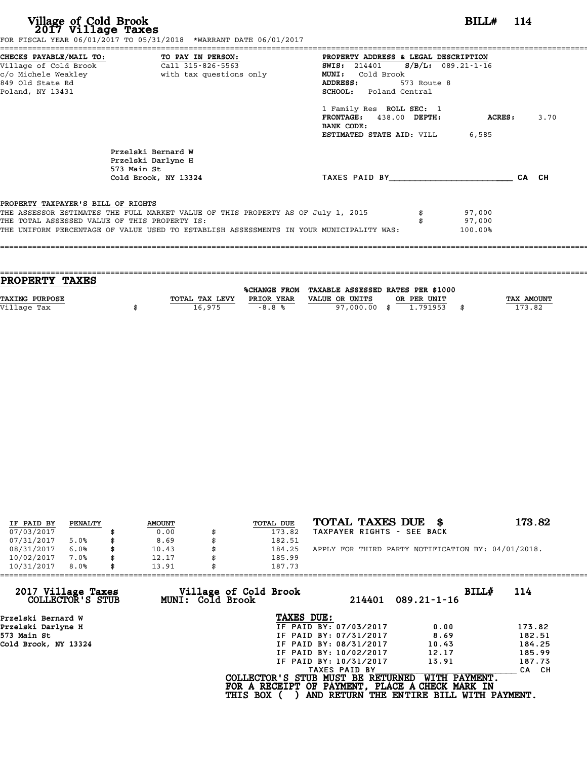**Village of Cold Brook**
**2017 Village Taxes**

**BILL# 114**

FOR FISCAL YEAR 06/01/2017 TO 05/31/2018 *WARRANT DATE 06/01/2017

| CHECKS PAYABLE/MAIL TO: | TO PAY IN PERSON: | PROPERTY ADDRESS & LEGAL DESCRIPTION |
|---|---|---|
| Village of Cold Brook | Call 315-826-5563 | SWIS: 214401 S/B/L: 089.21-1-16 |
| c/o Michele Weakley | with tax questions only | MUNI: Cold Brook |
| 849 Old State Rd | | ADDRESS: 573 Route 8 |
| Poland, NY 13431 | | SCHOOL: Poland Central |

1 Family Res **ROLL SEC:** 1
**FRONTAGE:** 438.00 **DEPTH:** **ACRES:** 3.70
**BANK CODE:**
**ESTIMATED STATE AID:** VILL 6,585

Przelski Bernard W
Przelski Darlyne H
573 Main St
Cold Brook, NY 13324

TAXES PAID BY________________________ CA CH

PROPERTY TAXPAYER'S BILL OF RIGHTS

THE ASSESSOR ESTIMATES THE FULL MARKET VALUE OF THIS PROPERTY AS OF July 1, 2015 $ 97,000
THE TOTAL ASSESSED VALUE OF THIS PROPERTY IS: $ 97,000
THE UNIFORM PERCENTAGE OF VALUE USED TO ESTABLISH ASSESSMENTS IN YOUR MUNICIPALITY WAS: 100.00%

## PROPERTY TAXES

| TAXING PURPOSE | TOTAL TAX LEVY | %CHANGE FROM PRIOR YEAR | TAXABLE ASSESSED VALUE OR UNITS | RATES PER $1000 OR PER UNIT | TAX AMOUNT |
|---|---|---|---|---|---|
| Village Tax | $ 16,975 | -8.8 % | 97,000.00 | $ 1.791953 | $ 173.82 |

| IF PAID BY | PENALTY | AMOUNT | TOTAL DUE |
|---|---|---|---|
| 07/03/2017 | | $ 0.00 | $ 173.82 |
| 07/31/2017 | 5.0% | $ 8.69 | $ 182.51 |
| 08/31/2017 | 6.0% | $ 10.43 | $ 184.25 |
| 10/02/2017 | 7.0% | $ 12.17 | $ 185.99 |
| 10/31/2017 | 8.0% | $ 13.91 | $ 187.73 |

**TOTAL TAXES DUE $ 173.82**

TAXPAYER RIGHTS - SEE BACK

APPLY FOR THIRD PARTY NOTIFICATION BY: 04/01/2018.

**2017 Village Taxes** — **COLLECTOR'S STUB**
**Village of Cold Brook** — **MUNI: Cold Brook**
214401 089.21-1-16 **BILL# 114**

Przelski Bernard W
Przelski Darlyne H
573 Main St
Cold Brook, NY 13324

**TAXES DUE:**

| | | |
|---|---|---|
| IF PAID BY: 07/03/2017 | 0.00 | 173.82 |
| IF PAID BY: 07/31/2017 | 8.69 | 182.51 |
| IF PAID BY: 08/31/2017 | 10.43 | 184.25 |
| IF PAID BY: 10/02/2017 | 12.17 | 185.99 |
| IF PAID BY: 10/31/2017 | 13.91 | 187.73 |

TAXES PAID BY________________________ CA CH

COLLECTOR'S STUB MUST BE RETURNED WITH PAYMENT.
FOR A RECEIPT OF PAYMENT, PLACE A CHECK MARK IN THIS BOX ( ) AND RETURN THE ENTIRE BILL WITH PAYMENT.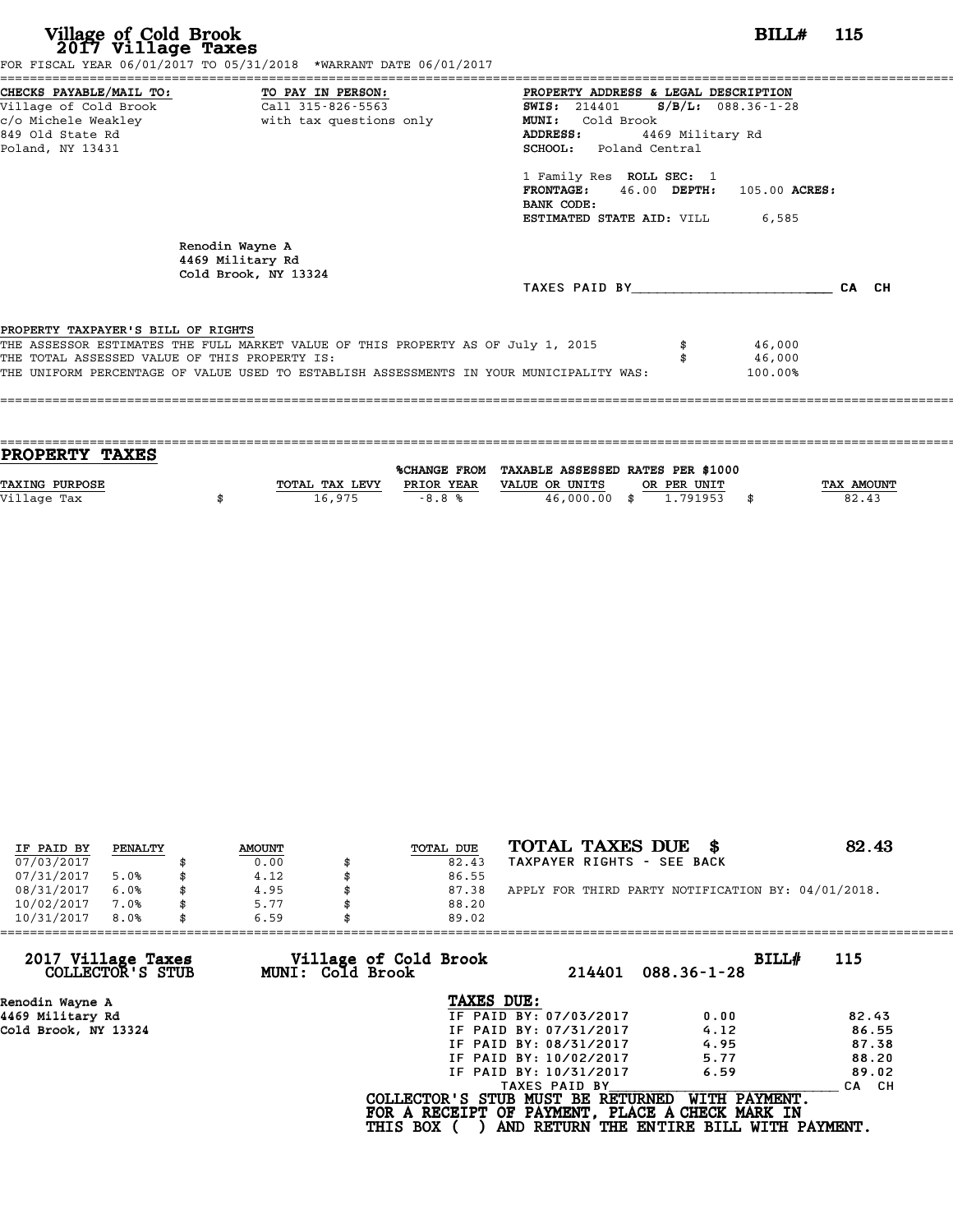# Village of Cold Brook
## 2017 Village Taxes

**BILL# 115**

FOR FISCAL YEAR 06/01/2017 TO 05/31/2018 *WARRANT DATE 06/01/2017

**CHECKS PAYABLE/MAIL TO:**
Village of Cold Brook
c/o Michele Weakley
849 Old State Rd
Poland, NY 13431

**TO PAY IN PERSON:**
Call 315-826-5563
with tax questions only

**PROPERTY ADDRESS & LEGAL DESCRIPTION**
**SWIS:** 214401 **S/B/L:** 088.36-1-28
**MUNI:** Cold Brook
**ADDRESS:** 4469 Military Rd
**SCHOOL:** Poland Central

1 Family Res **ROLL SEC:** 1
**FRONTAGE:** 46.00 **DEPTH:** 105.00 **ACRES:**
**BANK CODE:**
**ESTIMATED STATE AID:** VILL 6,585

Renodin Wayne A
4469 Military Rd
Cold Brook, NY 13324

TAXES PAID BY________________________ CA CH

PROPERTY TAXPAYER'S BILL OF RIGHTS

THE ASSESSOR ESTIMATES THE FULL MARKET VALUE OF THIS PROPERTY AS OF July 1, 2015 $ 46,000
THE TOTAL ASSESSED VALUE OF THIS PROPERTY IS: $ 46,000
THE UNIFORM PERCENTAGE OF VALUE USED TO ESTABLISH ASSESSMENTS IN YOUR MUNICIPALITY WAS: 100.00%

## PROPERTY TAXES

| TAXING PURPOSE | TOTAL TAX LEVY | %CHANGE FROM PRIOR YEAR | TAXABLE ASSESSED VALUE OR UNITS | RATES PER $1000 OR PER UNIT | TAX AMOUNT |
|---|---|---|---|---|---|
| Village Tax | $ 16,975 | -8.8 % | 46,000.00 | $ 1.791953 | $ 82.43 |

| IF PAID BY | PENALTY | AMOUNT | TOTAL DUE |
|---|---|---|---|
| 07/03/2017 | | $ 0.00 | $ 82.43 |
| 07/31/2017 | 5.0% | $ 4.12 | $ 86.55 |
| 08/31/2017 | 6.0% | $ 4.95 | $ 87.38 |
| 10/02/2017 | 7.0% | $ 5.77 | $ 88.20 |
| 10/31/2017 | 8.0% | $ 6.59 | $ 89.02 |

**TOTAL TAXES DUE $ 82.43**

TAXPAYER RIGHTS - SEE BACK

APPLY FOR THIRD PARTY NOTIFICATION BY: 04/01/2018.

---

**2017 Village Taxes COLLECTOR'S STUB** — **Village of Cold Brook MUNI: Cold Brook** — 214401 088.36-1-28 — **BILL# 115**

Renodin Wayne A
4469 Military Rd
Cold Brook, NY 13324

**TAXES DUE:**

| | | |
|---|---|---|
| IF PAID BY: 07/03/2017 | 0.00 | 82.43 |
| IF PAID BY: 07/31/2017 | 4.12 | 86.55 |
| IF PAID BY: 08/31/2017 | 4.95 | 87.38 |
| IF PAID BY: 10/02/2017 | 5.77 | 88.20 |
| IF PAID BY: 10/31/2017 | 6.59 | 89.02 |

TAXES PAID BY________________________ CA CH

**COLLECTOR'S STUB MUST BE RETURNED WITH PAYMENT.**
**FOR A RECEIPT OF PAYMENT, PLACE A CHECK MARK IN**
**THIS BOX ( ) AND RETURN THE ENTIRE BILL WITH PAYMENT.**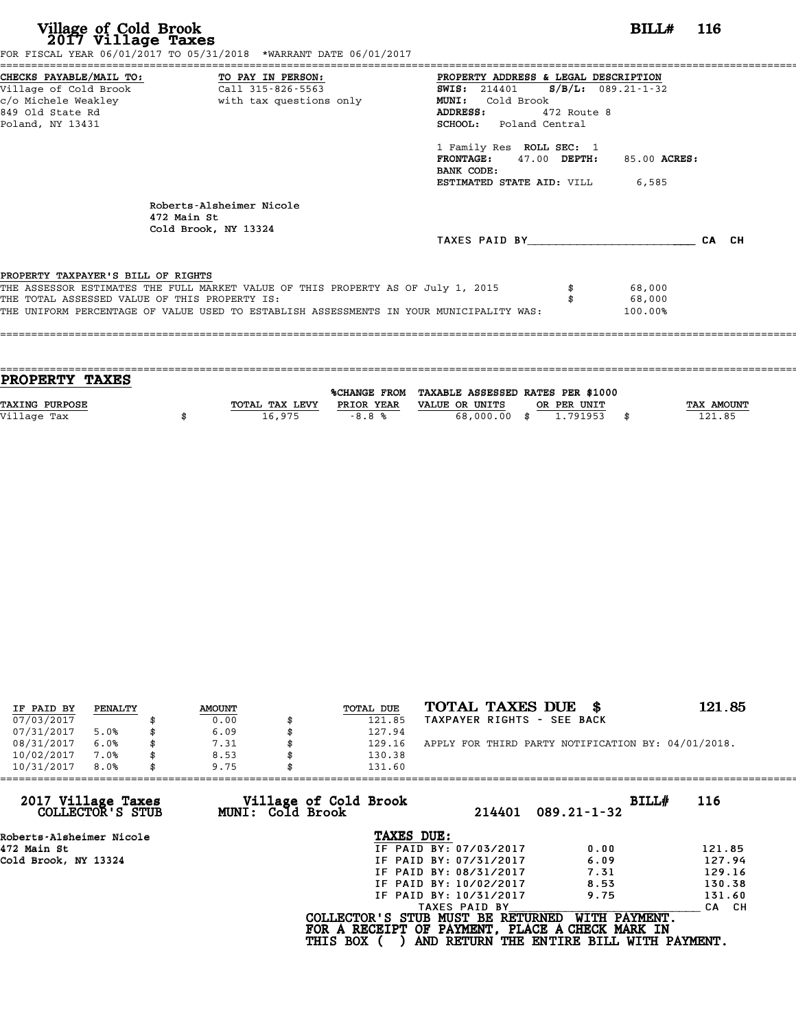# Village of Cold Brook
## 2017 Village Taxes

**BILL# 116**

FOR FISCAL YEAR 06/01/2017 TO 05/31/2018 *WARRANT DATE 06/01/2017

**CHECKS PAYABLE/MAIL TO:**
Village of Cold Brook
c/o Michele Weakley
849 Old State Rd
Poland, NY 13431

**TO PAY IN PERSON:**
Call 315-826-5563
with tax questions only

**PROPERTY ADDRESS & LEGAL DESCRIPTION**
**SWIS:** 214401 **S/B/L:** 089.21-1-32
**MUNI:** Cold Brook
**ADDRESS:** 472 Route 8
**SCHOOL:** Poland Central

1 Family Res **ROLL SEC:** 1
**FRONTAGE:** 47.00 **DEPTH:** 85.00 **ACRES:**
**BANK CODE:**
**ESTIMATED STATE AID:** VILL 6,585

Roberts-Alsheimer Nicole
472 Main St
Cold Brook, NY 13324

TAXES PAID BY________________________ CA CH

**PROPERTY TAXPAYER'S BILL OF RIGHTS**

THE ASSESSOR ESTIMATES THE FULL MARKET VALUE OF THIS PROPERTY AS OF July 1, 2015 $ 68,000
THE TOTAL ASSESSED VALUE OF THIS PROPERTY IS: $ 68,000
THE UNIFORM PERCENTAGE OF VALUE USED TO ESTABLISH ASSESSMENTS IN YOUR MUNICIPALITY WAS: 100.00%

## PROPERTY TAXES

| TAXING PURPOSE | TOTAL TAX LEVY | %CHANGE FROM PRIOR YEAR | TAXABLE ASSESSED VALUE OR UNITS | RATES PER $1000 OR PER UNIT | TAX AMOUNT |
|---|---|---|---|---|---|
| Village Tax | $ 16,975 | -8.8 % | 68,000.00 | $ 1.791953 | $ 121.85 |

| IF PAID BY | PENALTY | AMOUNT | TOTAL DUE |
|---|---|---|---|
| 07/03/2017 | | $ 0.00 | $ 121.85 |
| 07/31/2017 | 5.0% | $ 6.09 | $ 127.94 |
| 08/31/2017 | 6.0% | $ 7.31 | $ 129.16 |
| 10/02/2017 | 7.0% | $ 8.53 | $ 130.38 |
| 10/31/2017 | 8.0% | $ 9.75 | $ 131.60 |

**TOTAL TAXES DUE $ 121.85**
TAXPAYER RIGHTS - SEE BACK

APPLY FOR THIRD PARTY NOTIFICATION BY: 04/01/2018.

---

**2017 Village Taxes COLLECTOR'S STUB** — **Village of Cold Brook MUNI: Cold Brook** — 214401 089.21-1-32 — **BILL# 116**

Roberts-Alsheimer Nicole
472 Main St
Cold Brook, NY 13324

**TAXES DUE:**

| | | |
|---|---|---|
| IF PAID BY: 07/03/2017 | 0.00 | 121.85 |
| IF PAID BY: 07/31/2017 | 6.09 | 127.94 |
| IF PAID BY: 08/31/2017 | 7.31 | 129.16 |
| IF PAID BY: 10/02/2017 | 8.53 | 130.38 |
| IF PAID BY: 10/31/2017 | 9.75 | 131.60 |

TAXES PAID BY________________________ CA CH

COLLECTOR'S STUB MUST BE RETURNED WITH PAYMENT.
FOR A RECEIPT OF PAYMENT, PLACE A CHECK MARK IN THIS BOX ( ) AND RETURN THE ENTIRE BILL WITH PAYMENT.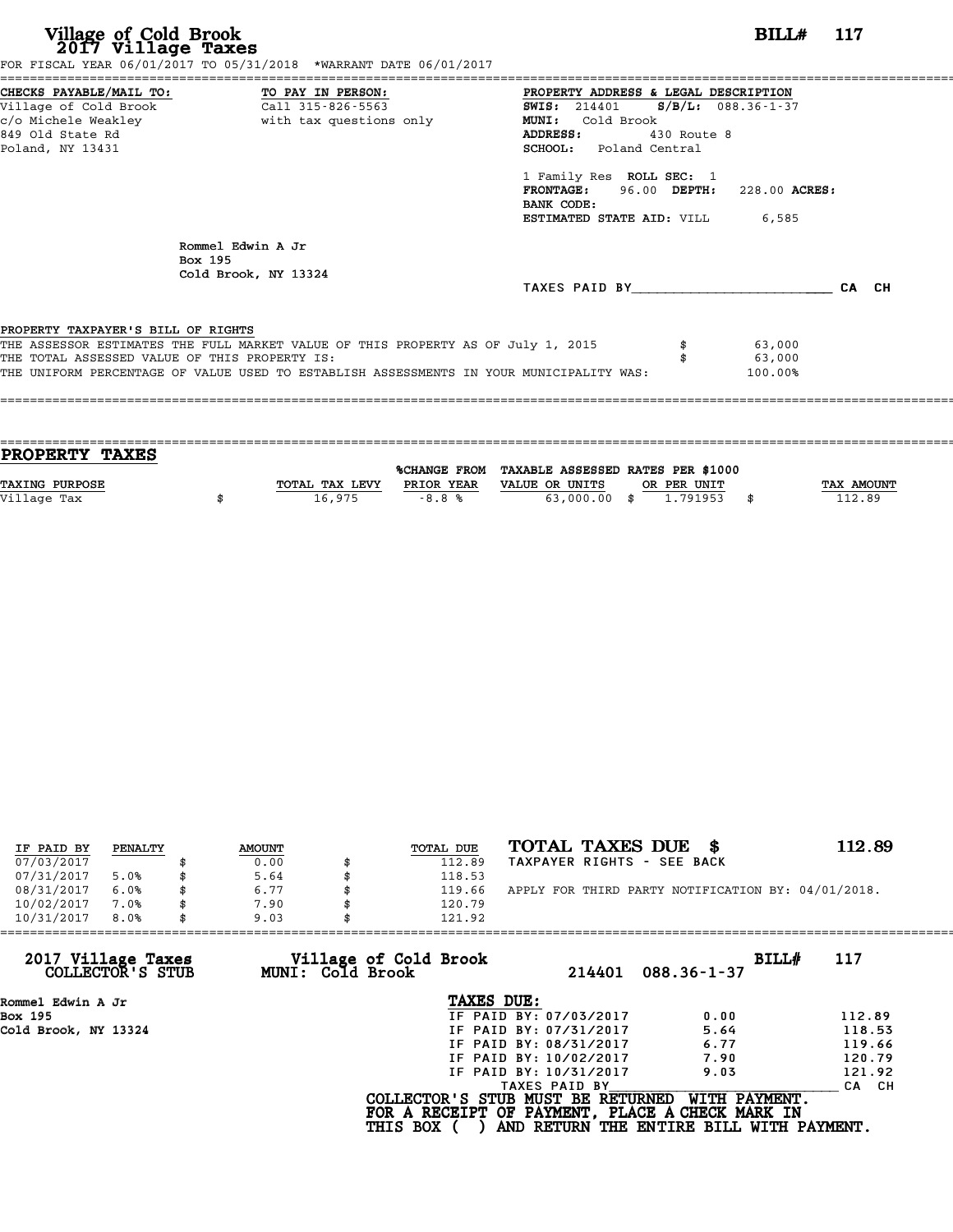# Village of Cold Brook
## 2017 Village Taxes

**BILL# 117**

FOR FISCAL YEAR 06/01/2017 TO 05/31/2018 *WARRANT DATE 06/01/2017

**CHECKS PAYABLE/MAIL TO:**
Village of Cold Brook
c/o Michele Weakley
849 Old State Rd
Poland, NY 13431

**TO PAY IN PERSON:**
Call 315-826-5563
with tax questions only

**PROPERTY ADDRESS & LEGAL DESCRIPTION**
**SWIS:** 214401 **S/B/L:** 088.36-1-37
**MUNI:** Cold Brook
**ADDRESS:** 430 Route 8
**SCHOOL:** Poland Central

1 Family Res **ROLL SEC:** 1
**FRONTAGE:** 96.00 **DEPTH:** 228.00 **ACRES:**
**BANK CODE:**
**ESTIMATED STATE AID:** VILL 6,585

Rommel Edwin A Jr
Box 195
Cold Brook, NY 13324

TAXES PAID BY________________________ CA CH

PROPERTY TAXPAYER'S BILL OF RIGHTS

THE ASSESSOR ESTIMATES THE FULL MARKET VALUE OF THIS PROPERTY AS OF July 1, 2015 $ 63,000
THE TOTAL ASSESSED VALUE OF THIS PROPERTY IS: $ 63,000
THE UNIFORM PERCENTAGE OF VALUE USED TO ESTABLISH ASSESSMENTS IN YOUR MUNICIPALITY WAS: 100.00%

## PROPERTY TAXES

| TAXING PURPOSE | TOTAL TAX LEVY | %CHANGE FROM PRIOR YEAR | TAXABLE ASSESSED VALUE OR UNITS | RATES PER $1000 OR PER UNIT | TAX AMOUNT |
|---|---|---|---|---|---|
| Village Tax | $ 16,975 | -8.8 % | 63,000.00 | $ 1.791953 | $ 112.89 |

| IF PAID BY | PENALTY | AMOUNT | TOTAL DUE |
|---|---|---|---|
| 07/03/2017 | | $ 0.00 | $ 112.89 |
| 07/31/2017 | 5.0% | $ 5.64 | $ 118.53 |
| 08/31/2017 | 6.0% | $ 6.77 | $ 119.66 |
| 10/02/2017 | 7.0% | $ 7.90 | $ 120.79 |
| 10/31/2017 | 8.0% | $ 9.03 | $ 121.92 |

**TOTAL TAXES DUE $ 112.89**
TAXPAYER RIGHTS - SEE BACK

APPLY FOR THIRD PARTY NOTIFICATION BY: 04/01/2018.

---

**2017 Village Taxes COLLECTOR'S STUB**
**Village of Cold Brook MUNI: Cold Brook**
214401 088.36-1-37
**BILL# 117**

Rommel Edwin A Jr
Box 195
Cold Brook, NY 13324

**TAXES DUE:**

| | | |
|---|---|---|
| IF PAID BY: 07/03/2017 | 0.00 | 112.89 |
| IF PAID BY: 07/31/2017 | 5.64 | 118.53 |
| IF PAID BY: 08/31/2017 | 6.77 | 119.66 |
| IF PAID BY: 10/02/2017 | 7.90 | 120.79 |
| IF PAID BY: 10/31/2017 | 9.03 | 121.92 |

TAXES PAID BY________________________ CA CH

**COLLECTOR'S STUB MUST BE RETURNED WITH PAYMENT.**
**FOR A RECEIPT OF PAYMENT, PLACE A CHECK MARK IN THIS BOX ( ) AND RETURN THE ENTIRE BILL WITH PAYMENT.**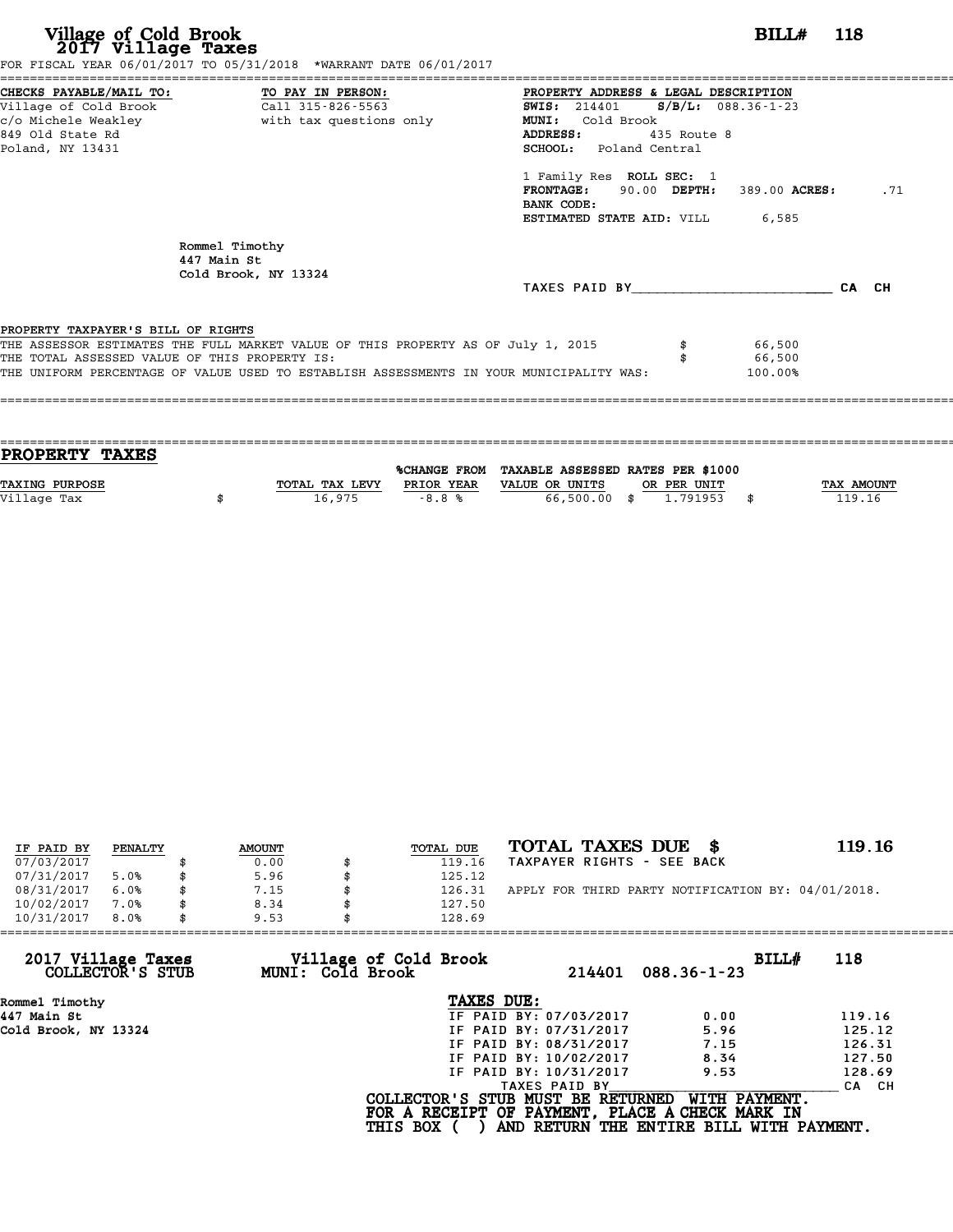# Village of Cold Brook
## 2017 Village Taxes

**BILL# 118**

FOR FISCAL YEAR 06/01/2017 TO 05/31/2018 *WARRANT DATE 06/01/2017

**CHECKS PAYABLE/MAIL TO:**
Village of Cold Brook
c/o Michele Weakley
849 Old State Rd
Poland, NY 13431

**TO PAY IN PERSON:**
Call 315-826-5563
with tax questions only

**PROPERTY ADDRESS & LEGAL DESCRIPTION**
**SWIS:** 214401 **S/B/L:** 088.36-1-23
**MUNI:** Cold Brook
**ADDRESS:** 435 Route 8
**SCHOOL:** Poland Central

1 Family Res **ROLL SEC:** 1
**FRONTAGE:** 90.00 **DEPTH:** 389.00 **ACRES:** .71
**BANK CODE:**
**ESTIMATED STATE AID:** VILL 6,585

Rommel Timothy
447 Main St
Cold Brook, NY 13324

TAXES PAID BY________________________ CA CH

**PROPERTY TAXPAYER'S BILL OF RIGHTS**

THE ASSESSOR ESTIMATES THE FULL MARKET VALUE OF THIS PROPERTY AS OF July 1, 2015 $ 66,500
THE TOTAL ASSESSED VALUE OF THIS PROPERTY IS: $ 66,500
THE UNIFORM PERCENTAGE OF VALUE USED TO ESTABLISH ASSESSMENTS IN YOUR MUNICIPALITY WAS: 100.00%

## PROPERTY TAXES

| TAXING PURPOSE | TOTAL TAX LEVY | %CHANGE FROM PRIOR YEAR | TAXABLE ASSESSED VALUE OR UNITS | RATES PER $1000 OR PER UNIT | TAX AMOUNT |
|---|---|---|---|---|---|
| Village Tax | $ 16,975 | -8.8 % | 66,500.00 | $ 1.791953 | $ 119.16 |

| IF PAID BY | PENALTY | AMOUNT | TOTAL DUE |
|---|---|---|---|
| 07/03/2017 | | $ 0.00 | $ 119.16 |
| 07/31/2017 | 5.0% | $ 5.96 | $ 125.12 |
| 08/31/2017 | 6.0% | $ 7.15 | $ 126.31 |
| 10/02/2017 | 7.0% | $ 8.34 | $ 127.50 |
| 10/31/2017 | 8.0% | $ 9.53 | $ 128.69 |

**TOTAL TAXES DUE $ 119.16**
TAXPAYER RIGHTS - SEE BACK

APPLY FOR THIRD PARTY NOTIFICATION BY: 04/01/2018.

---

**2017 Village Taxes COLLECTOR'S STUB** — **Village of Cold Brook MUNI: Cold Brook** — 214401 088.36-1-23 — **BILL# 118**

Rommel Timothy
447 Main St
Cold Brook, NY 13324

**TAXES DUE:**

| | | |
|---|---|---|
| IF PAID BY: 07/03/2017 | 0.00 | 119.16 |
| IF PAID BY: 07/31/2017 | 5.96 | 125.12 |
| IF PAID BY: 08/31/2017 | 7.15 | 126.31 |
| IF PAID BY: 10/02/2017 | 8.34 | 127.50 |
| IF PAID BY: 10/31/2017 | 9.53 | 128.69 |

TAXES PAID BY________________________ CA CH

**COLLECTOR'S STUB MUST BE RETURNED WITH PAYMENT.**
**FOR A RECEIPT OF PAYMENT, PLACE A CHECK MARK IN THIS BOX ( ) AND RETURN THE ENTIRE BILL WITH PAYMENT.**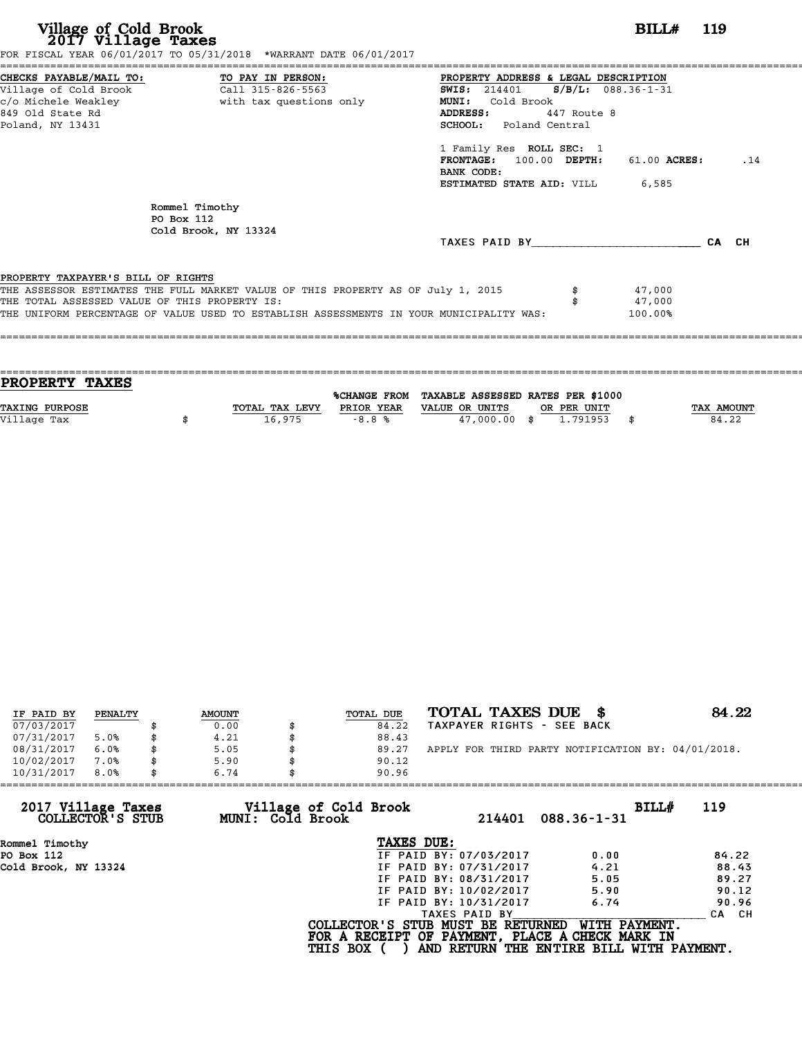# Village of Cold Brook
## 2017 Village Taxes

**BILL# 119**

FOR FISCAL YEAR 06/01/2017 TO 05/31/2018 *WARRANT DATE 06/01/2017

**CHECKS PAYABLE/MAIL TO:**
Village of Cold Brook
c/o Michele Weakley
849 Old State Rd
Poland, NY 13431

**TO PAY IN PERSON:**
Call 315-826-5563
with tax questions only

**PROPERTY ADDRESS & LEGAL DESCRIPTION**
**SWIS:** 214401 **S/B/L:** 088.36-1-31
**MUNI:** Cold Brook
**ADDRESS:** 447 Route 8
**SCHOOL:** Poland Central

1 Family Res **ROLL SEC:** 1
**FRONTAGE:** 100.00 **DEPTH:** 61.00 **ACRES:** .14
**BANK CODE:**
**ESTIMATED STATE AID:** VILL 6,585

Rommel Timothy
PO Box 112
Cold Brook, NY 13324

TAXES PAID BY________________________ CA CH

**PROPERTY TAXPAYER'S BILL OF RIGHTS**

THE ASSESSOR ESTIMATES THE FULL MARKET VALUE OF THIS PROPERTY AS OF July 1, 2015 $ 47,000
THE TOTAL ASSESSED VALUE OF THIS PROPERTY IS: $ 47,000
THE UNIFORM PERCENTAGE OF VALUE USED TO ESTABLISH ASSESSMENTS IN YOUR MUNICIPALITY WAS: 100.00%

## PROPERTY TAXES

| TAXING PURPOSE | TOTAL TAX LEVY | %CHANGE FROM PRIOR YEAR | TAXABLE ASSESSED VALUE OR UNITS | RATES PER $1000 OR PER UNIT | TAX AMOUNT |
|---|---|---|---|---|---|
| Village Tax | $ 16,975 | -8.8 % | 47,000.00 | $ 1.791953 | $ 84.22 |

| IF PAID BY | PENALTY | AMOUNT | TOTAL DUE |
|---|---|---|---|
| 07/03/2017 | | $ 0.00 | $ 84.22 |
| 07/31/2017 | 5.0% | $ 4.21 | $ 88.43 |
| 08/31/2017 | 6.0% | $ 5.05 | $ 89.27 |
| 10/02/2017 | 7.0% | $ 5.90 | $ 90.12 |
| 10/31/2017 | 8.0% | $ 6.74 | $ 90.96 |

**TOTAL TAXES DUE $ 84.22**
TAXPAYER RIGHTS - SEE BACK

APPLY FOR THIRD PARTY NOTIFICATION BY: 04/01/2018.

**2017 Village Taxes COLLECTOR'S STUB** — **Village of Cold Brook MUNI: Cold Brook** — 214401 088.36-1-31 — **BILL# 119**

Rommel Timothy
PO Box 112
Cold Brook, NY 13324

**TAXES DUE:**

| | | |
|---|---|---|
| IF PAID BY: 07/03/2017 | 0.00 | 84.22 |
| IF PAID BY: 07/31/2017 | 4.21 | 88.43 |
| IF PAID BY: 08/31/2017 | 5.05 | 89.27 |
| IF PAID BY: 10/02/2017 | 5.90 | 90.12 |
| IF PAID BY: 10/31/2017 | 6.74 | 90.96 |

TAXES PAID BY________________________ CA CH

**COLLECTOR'S STUB MUST BE RETURNED WITH PAYMENT.**
**FOR A RECEIPT OF PAYMENT, PLACE A CHECK MARK IN THIS BOX ( ) AND RETURN THE ENTIRE BILL WITH PAYMENT.**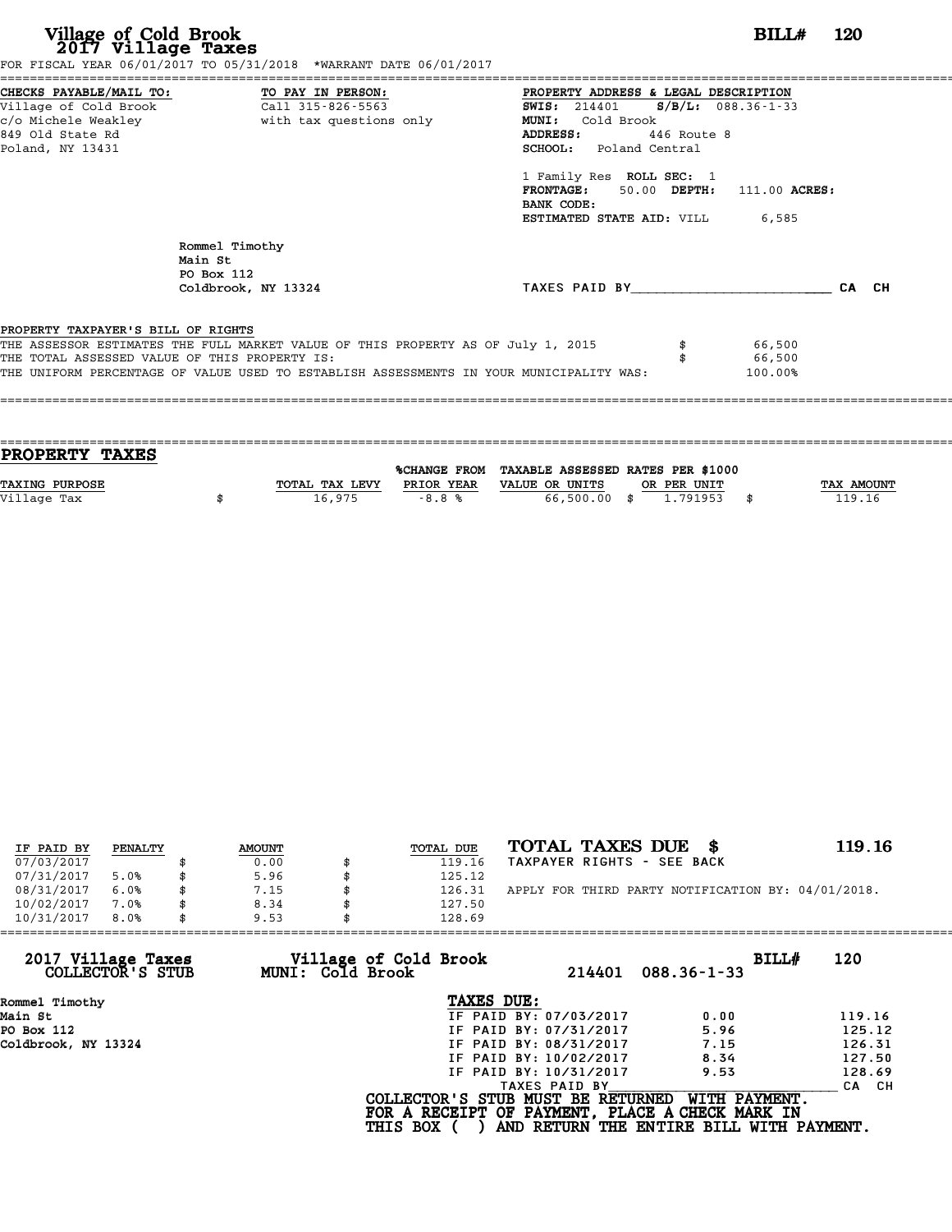# Village of Cold Brook
## 2017 Village Taxes

**BILL# 120**

FOR FISCAL YEAR 06/01/2017 TO 05/31/2018 *WARRANT DATE 06/01/2017

**CHECKS PAYABLE/MAIL TO:**
Village of Cold Brook
c/o Michele Weakley
849 Old State Rd
Poland, NY 13431

**TO PAY IN PERSON:**
Call 315-826-5563
with tax questions only

**PROPERTY ADDRESS & LEGAL DESCRIPTION**
**SWIS:** 214401 **S/B/L:** 088.36-1-33
**MUNI:** Cold Brook
**ADDRESS:** 446 Route 8
**SCHOOL:** Poland Central

1 Family Res **ROLL SEC:** 1
**FRONTAGE:** 50.00 **DEPTH:** 111.00 **ACRES:**
**BANK CODE:**
**ESTIMATED STATE AID:** VILL 6,585

Rommel Timothy
Main St
PO Box 112
Coldbrook, NY 13324

TAXES PAID BY________________________ CA CH

PROPERTY TAXPAYER'S BILL OF RIGHTS

THE ASSESSOR ESTIMATES THE FULL MARKET VALUE OF THIS PROPERTY AS OF July 1, 2015 $ 66,500
THE TOTAL ASSESSED VALUE OF THIS PROPERTY IS: $ 66,500
THE UNIFORM PERCENTAGE OF VALUE USED TO ESTABLISH ASSESSMENTS IN YOUR MUNICIPALITY WAS: 100.00%

## PROPERTY TAXES

| TAXING PURPOSE | TOTAL TAX LEVY | %CHANGE FROM PRIOR YEAR | TAXABLE ASSESSED VALUE OR UNITS | RATES PER $1000 OR PER UNIT | TAX AMOUNT |
|---|---|---|---|---|---|
| Village Tax | $ 16,975 | -8.8 % | 66,500.00 | $ 1.791953 | $ 119.16 |

| IF PAID BY | PENALTY | AMOUNT | TOTAL DUE |
|---|---|---|---|
| 07/03/2017 | | $ 0.00 | $ 119.16 |
| 07/31/2017 | 5.0% | $ 5.96 | $ 125.12 |
| 08/31/2017 | 6.0% | $ 7.15 | $ 126.31 |
| 10/02/2017 | 7.0% | $ 8.34 | $ 127.50 |
| 10/31/2017 | 8.0% | $ 9.53 | $ 128.69 |

**TOTAL TAXES DUE $ 119.16**
TAXPAYER RIGHTS - SEE BACK

APPLY FOR THIRD PARTY NOTIFICATION BY: 04/01/2018.

**2017 Village Taxes** **Village of Cold Brook** **BILL# 120**
**COLLECTOR'S STUB** **MUNI: Cold Brook** 214401 088.36-1-33

Rommel Timothy
Main St
PO Box 112
Coldbrook, NY 13324

**TAXES DUE:**

| | | |
|---|---|---|
| IF PAID BY: 07/03/2017 | 0.00 | 119.16 |
| IF PAID BY: 07/31/2017 | 5.96 | 125.12 |
| IF PAID BY: 08/31/2017 | 7.15 | 126.31 |
| IF PAID BY: 10/02/2017 | 8.34 | 127.50 |
| IF PAID BY: 10/31/2017 | 9.53 | 128.69 |

TAXES PAID BY________________________ CA CH

**COLLECTOR'S STUB MUST BE RETURNED WITH PAYMENT.**
**FOR A RECEIPT OF PAYMENT, PLACE A CHECK MARK IN**
**THIS BOX ( ) AND RETURN THE ENTIRE BILL WITH PAYMENT.**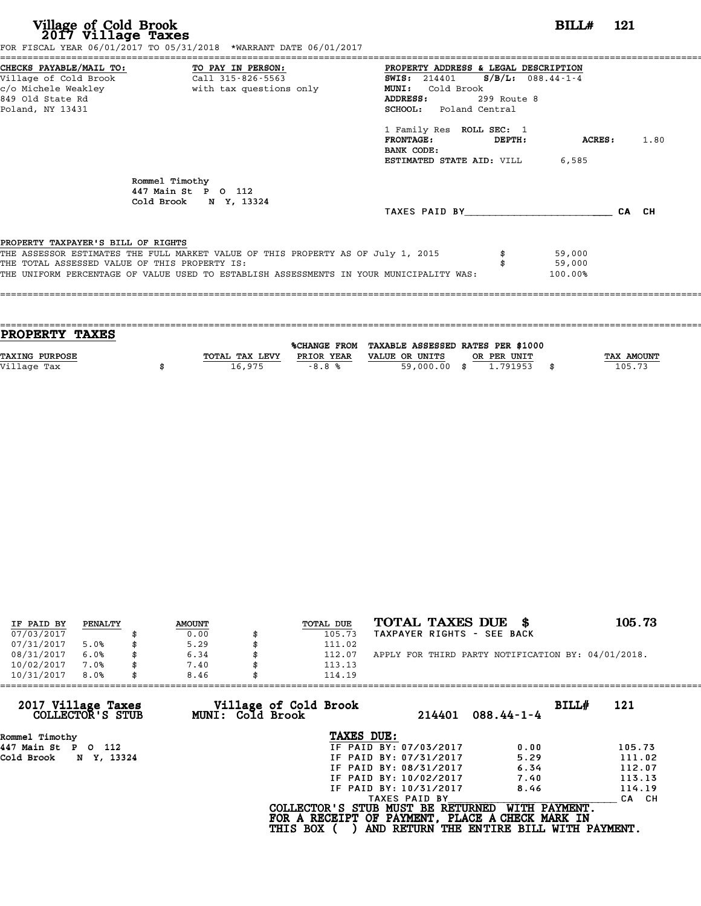# Village of Cold Brook
## 2017 Village Taxes

**BILL# 121**

FOR FISCAL YEAR 06/01/2017 TO 05/31/2018 *WARRANT DATE 06/01/2017

**CHECKS PAYABLE/MAIL TO:**
Village of Cold Brook
c/o Michele Weakley
849 Old State Rd
Poland, NY 13431

**TO PAY IN PERSON:**
Call 315-826-5563
with tax questions only

**PROPERTY ADDRESS & LEGAL DESCRIPTION**
**SWIS:** 214401 **S/B/L:** 088.44-1-4
**MUNI:** Cold Brook
**ADDRESS:** 299 Route 8
**SCHOOL:** Poland Central

1 Family Res **ROLL SEC:** 1
**FRONTAGE:** **DEPTH:** **ACRES:** 1.80
**BANK CODE:**
**ESTIMATED STATE AID:** VILL 6,585

Rommel Timothy
447 Main St P O 112
Cold Brook N Y, 13324

TAXES PAID BY________________________ CA CH

**PROPERTY TAXPAYER'S BILL OF RIGHTS**

THE ASSESSOR ESTIMATES THE FULL MARKET VALUE OF THIS PROPERTY AS OF July 1, 2015 $ 59,000
THE TOTAL ASSESSED VALUE OF THIS PROPERTY IS: $ 59,000
THE UNIFORM PERCENTAGE OF VALUE USED TO ESTABLISH ASSESSMENTS IN YOUR MUNICIPALITY WAS: 100.00%

## PROPERTY TAXES

| TAXING PURPOSE | TOTAL TAX LEVY | %CHANGE FROM PRIOR YEAR | TAXABLE ASSESSED VALUE OR UNITS | RATES PER $1000 OR PER UNIT | TAX AMOUNT |
|---|---|---|---|---|---|
| Village Tax | $ 16,975 | -8.8 % | 59,000.00 | $ 1.791953 | $ 105.73 |

| IF PAID BY | PENALTY | AMOUNT | TOTAL DUE |
|---|---|---|---|
| 07/03/2017 | | $ 0.00 | $ 105.73 |
| 07/31/2017 | 5.0% | $ 5.29 | $ 111.02 |
| 08/31/2017 | 6.0% | $ 6.34 | $ 112.07 |
| 10/02/2017 | 7.0% | $ 7.40 | $ 113.13 |
| 10/31/2017 | 8.0% | $ 8.46 | $ 114.19 |

**TOTAL TAXES DUE $ 105.73**
TAXPAYER RIGHTS - SEE BACK

APPLY FOR THIRD PARTY NOTIFICATION BY: 04/01/2018.

---

**2017 Village Taxes COLLECTOR'S STUB**
**Village of Cold Brook MUNI: Cold Brook** 214401 088.44-1-4 **BILL# 121**

Rommel Timothy
447 Main St P O 112
Cold Brook N Y, 13324

**TAXES DUE:**

| | | |
|---|---|---|
| IF PAID BY: 07/03/2017 | 0.00 | 105.73 |
| IF PAID BY: 07/31/2017 | 5.29 | 111.02 |
| IF PAID BY: 08/31/2017 | 6.34 | 112.07 |
| IF PAID BY: 10/02/2017 | 7.40 | 113.13 |
| IF PAID BY: 10/31/2017 | 8.46 | 114.19 |

TAXES PAID BY________________________ CA CH

**COLLECTOR'S STUB MUST BE RETURNED WITH PAYMENT.**
**FOR A RECEIPT OF PAYMENT, PLACE A CHECK MARK IN THIS BOX ( ) AND RETURN THE ENTIRE BILL WITH PAYMENT.**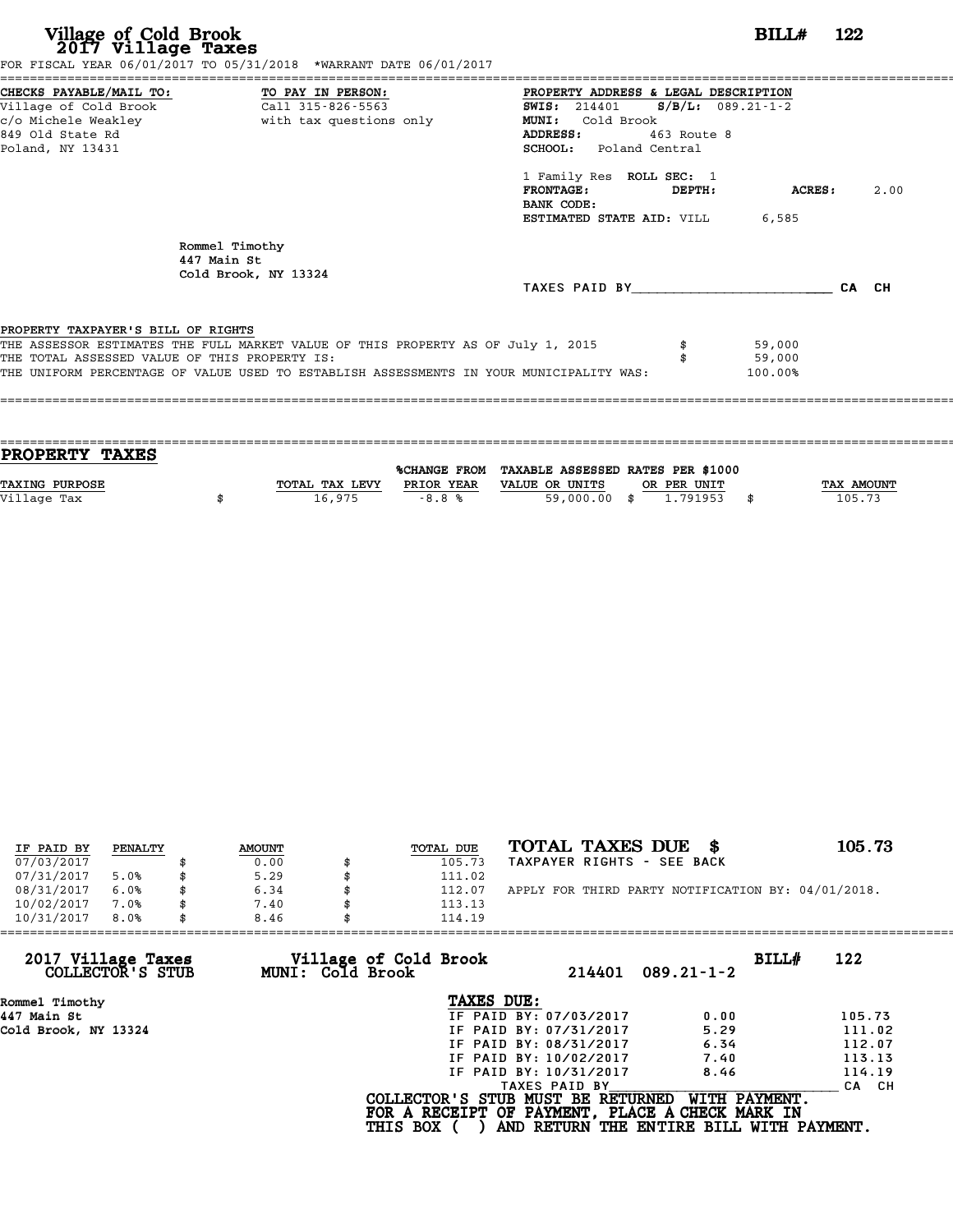# Village of Cold Brook
## 2017 Village Taxes

**BILL# 122**

FOR FISCAL YEAR 06/01/2017 TO 05/31/2018 *WARRANT DATE 06/01/2017

**CHECKS PAYABLE/MAIL TO:**
Village of Cold Brook
c/o Michele Weakley
849 Old State Rd
Poland, NY 13431

**TO PAY IN PERSON:**
Call 315-826-5563
with tax questions only

**PROPERTY ADDRESS & LEGAL DESCRIPTION**
**SWIS:** 214401 **S/B/L:** 089.21-1-2
**MUNI:** Cold Brook
**ADDRESS:** 463 Route 8
**SCHOOL:** Poland Central

1 Family Res **ROLL SEC:** 1
**FRONTAGE:** **DEPTH:** **ACRES:** 2.00
**BANK CODE:**
**ESTIMATED STATE AID:** VILL 6,585

Rommel Timothy
447 Main St
Cold Brook, NY 13324

TAXES PAID BY________________________ CA CH

**PROPERTY TAXPAYER'S BILL OF RIGHTS**

THE ASSESSOR ESTIMATES THE FULL MARKET VALUE OF THIS PROPERTY AS OF July 1, 2015 $ 59,000
THE TOTAL ASSESSED VALUE OF THIS PROPERTY IS: $ 59,000
THE UNIFORM PERCENTAGE OF VALUE USED TO ESTABLISH ASSESSMENTS IN YOUR MUNICIPALITY WAS: 100.00%

## PROPERTY TAXES

| TAXING PURPOSE | TOTAL TAX LEVY | %CHANGE FROM PRIOR YEAR | TAXABLE ASSESSED VALUE OR UNITS | RATES PER $1000 OR PER UNIT | TAX AMOUNT |
|---|---|---|---|---|---|
| Village Tax | $ 16,975 | -8.8 % | 59,000.00 | $ 1.791953 | $ 105.73 |

| IF PAID BY | PENALTY | AMOUNT | TOTAL DUE |
|---|---|---|---|
| 07/03/2017 | | $ 0.00 | $ 105.73 |
| 07/31/2017 | 5.0% | $ 5.29 | $ 111.02 |
| 08/31/2017 | 6.0% | $ 6.34 | $ 112.07 |
| 10/02/2017 | 7.0% | $ 7.40 | $ 113.13 |
| 10/31/2017 | 8.0% | $ 8.46 | $ 114.19 |

**TOTAL TAXES DUE $ 105.73**
TAXPAYER RIGHTS - SEE BACK

APPLY FOR THIRD PARTY NOTIFICATION BY: 04/01/2018.

**2017 Village Taxes COLLECTOR'S STUB** — **Village of Cold Brook MUNI: Cold Brook** — 214401 089.21-1-2 — **BILL# 122**

Rommel Timothy
447 Main St
Cold Brook, NY 13324

**TAXES DUE:**

| | | |
|---|---|---|
| IF PAID BY: 07/03/2017 | 0.00 | 105.73 |
| IF PAID BY: 07/31/2017 | 5.29 | 111.02 |
| IF PAID BY: 08/31/2017 | 6.34 | 112.07 |
| IF PAID BY: 10/02/2017 | 7.40 | 113.13 |
| IF PAID BY: 10/31/2017 | 8.46 | 114.19 |

TAXES PAID BY________________________ CA CH

**COLLECTOR'S STUB MUST BE RETURNED WITH PAYMENT.**
**FOR A RECEIPT OF PAYMENT, PLACE A CHECK MARK IN THIS BOX ( ) AND RETURN THE ENTIRE BILL WITH PAYMENT.**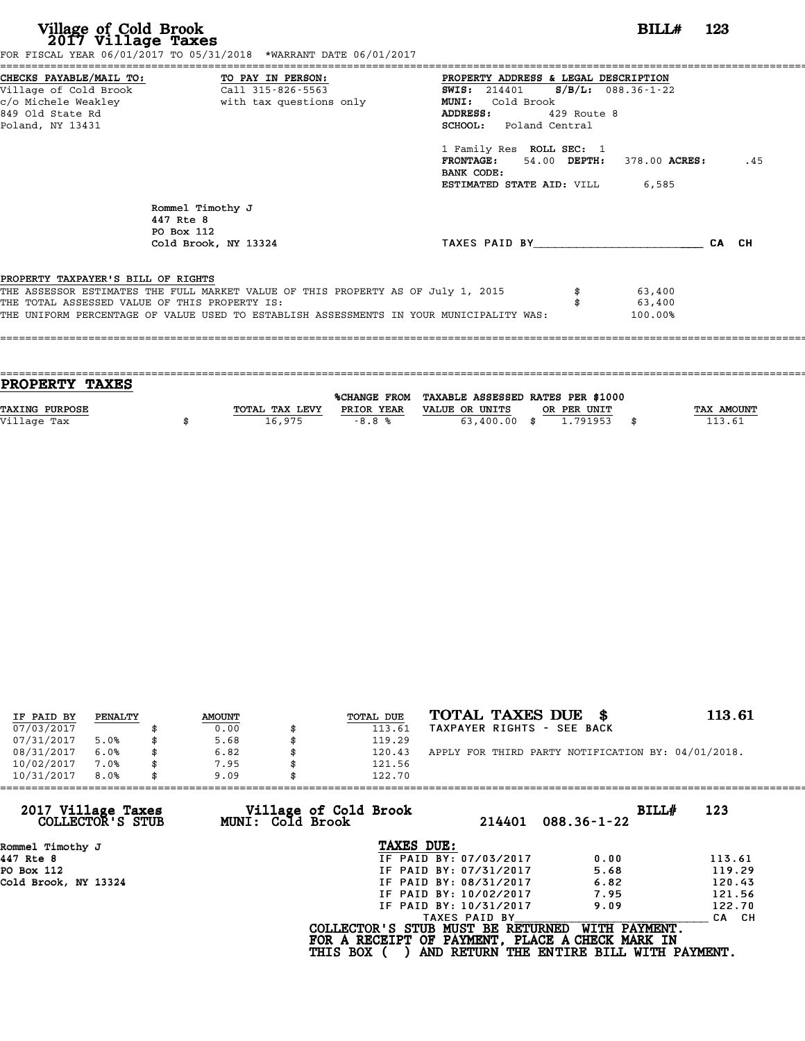# Village of Cold Brook
## 2017 Village Taxes

**BILL# 123**

FOR FISCAL YEAR 06/01/2017 TO 05/31/2018 *WARRANT DATE 06/01/2017

**CHECKS PAYABLE/MAIL TO:**
Village of Cold Brook
c/o Michele Weakley
849 Old State Rd
Poland, NY 13431

**TO PAY IN PERSON:**
Call 315-826-5563
with tax questions only

**PROPERTY ADDRESS & LEGAL DESCRIPTION**
**SWIS:** 214401 **S/B/L:** 088.36-1-22
**MUNI:** Cold Brook
**ADDRESS:** 429 Route 8
**SCHOOL:** Poland Central

1 Family Res **ROLL SEC:** 1
**FRONTAGE:** 54.00 **DEPTH:** 378.00 **ACRES:** .45
**BANK CODE:**
**ESTIMATED STATE AID:** VILL 6,585

Rommel Timothy J
447 Rte 8
PO Box 112
Cold Brook, NY 13324

TAXES PAID BY________________________ CA CH

PROPERTY TAXPAYER'S BILL OF RIGHTS

THE ASSESSOR ESTIMATES THE FULL MARKET VALUE OF THIS PROPERTY AS OF July 1, 2015 $ 63,400
THE TOTAL ASSESSED VALUE OF THIS PROPERTY IS: $ 63,400
THE UNIFORM PERCENTAGE OF VALUE USED TO ESTABLISH ASSESSMENTS IN YOUR MUNICIPALITY WAS: 100.00%

## PROPERTY TAXES

| TAXING PURPOSE | TOTAL TAX LEVY | %CHANGE FROM PRIOR YEAR | TAXABLE ASSESSED VALUE OR UNITS | RATES PER $1000 OR PER UNIT | TAX AMOUNT |
|---|---|---|---|---|---|
| Village Tax | $ 16,975 | -8.8 % | 63,400.00 | $ 1.791953 | $ 113.61 |

| IF PAID BY | PENALTY | AMOUNT | TOTAL DUE |
|---|---|---|---|
| 07/03/2017 | | $ 0.00 | $ 113.61 |
| 07/31/2017 | 5.0% | $ 5.68 | $ 119.29 |
| 08/31/2017 | 6.0% | $ 6.82 | $ 120.43 |
| 10/02/2017 | 7.0% | $ 7.95 | $ 121.56 |
| 10/31/2017 | 8.0% | $ 9.09 | $ 122.70 |

**TOTAL TAXES DUE $ 113.61**
TAXPAYER RIGHTS - SEE BACK

APPLY FOR THIRD PARTY NOTIFICATION BY: 04/01/2018.

**2017 Village Taxes COLLECTOR'S STUB** — **Village of Cold Brook MUNI: Cold Brook** — 214401 088.36-1-22 — **BILL# 123**

Rommel Timothy J
447 Rte 8
PO Box 112
Cold Brook, NY 13324

**TAXES DUE:**

| | | |
|---|---|---|
| IF PAID BY: 07/03/2017 | 0.00 | 113.61 |
| IF PAID BY: 07/31/2017 | 5.68 | 119.29 |
| IF PAID BY: 08/31/2017 | 6.82 | 120.43 |
| IF PAID BY: 10/02/2017 | 7.95 | 121.56 |
| IF PAID BY: 10/31/2017 | 9.09 | 122.70 |

TAXES PAID BY________________________ CA CH

**COLLECTOR'S STUB MUST BE RETURNED WITH PAYMENT. FOR A RECEIPT OF PAYMENT, PLACE A CHECK MARK IN THIS BOX ( ) AND RETURN THE ENTIRE BILL WITH PAYMENT.**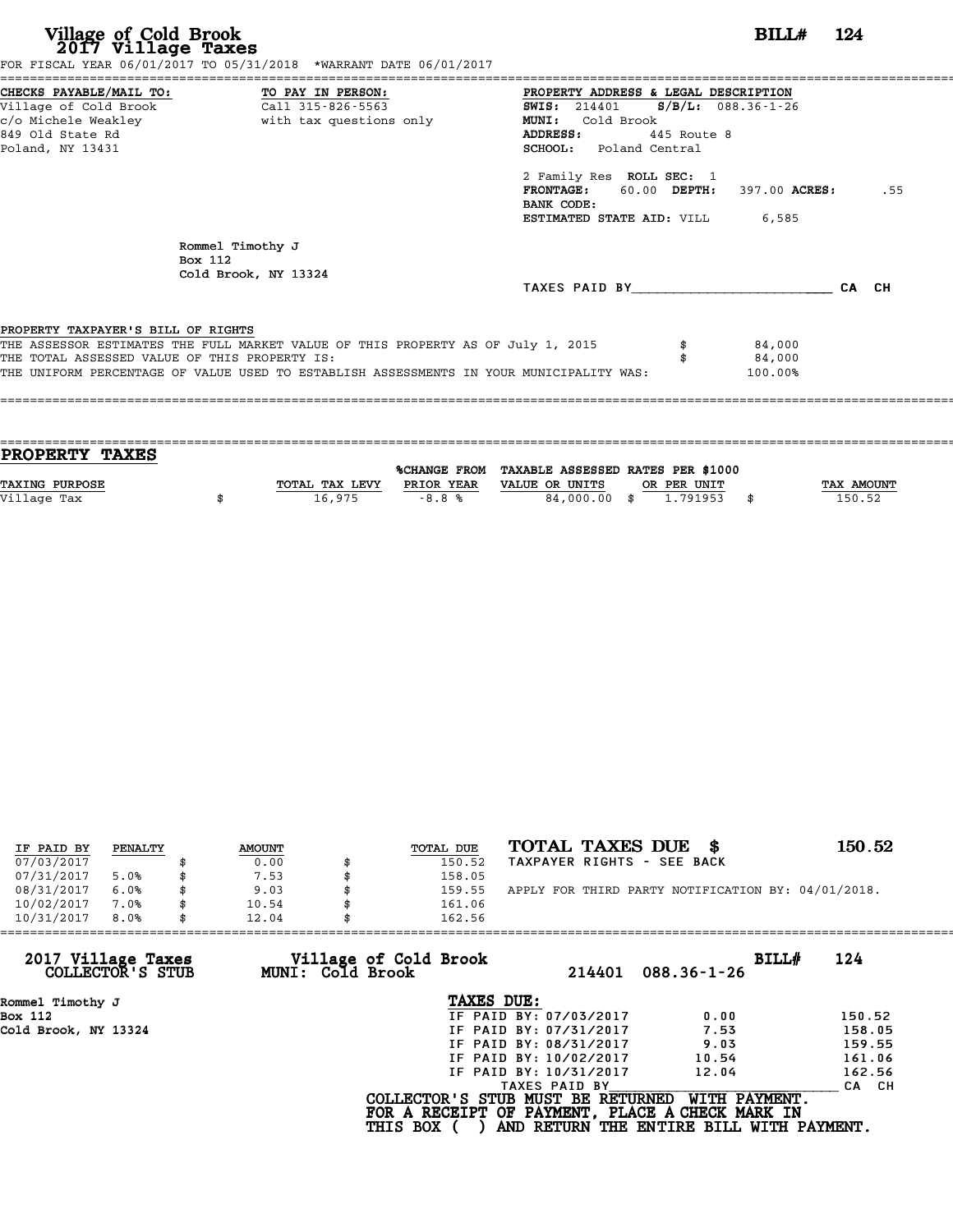# Village of Cold Brook
## 2017 Village Taxes

**BILL# 124**

FOR FISCAL YEAR 06/01/2017 TO 05/31/2018 *WARRANT DATE 06/01/2017

**CHECKS PAYABLE/MAIL TO:**
Village of Cold Brook
c/o Michele Weakley
849 Old State Rd
Poland, NY 13431

**TO PAY IN PERSON:**
Call 315-826-5563
with tax questions only

**PROPERTY ADDRESS & LEGAL DESCRIPTION**
**SWIS:** 214401 **S/B/L:** 088.36-1-26
**MUNI:** Cold Brook
**ADDRESS:** 445 Route 8
**SCHOOL:** Poland Central

2 Family Res **ROLL SEC:** 1
**FRONTAGE:** 60.00 **DEPTH:** 397.00 **ACRES:** .55
**BANK CODE:**
**ESTIMATED STATE AID:** VILL 6,585

Rommel Timothy J
Box 112
Cold Brook, NY 13324

TAXES PAID BY________________________ CA CH

**PROPERTY TAXPAYER'S BILL OF RIGHTS**

THE ASSESSOR ESTIMATES THE FULL MARKET VALUE OF THIS PROPERTY AS OF July 1, 2015 $ 84,000
THE TOTAL ASSESSED VALUE OF THIS PROPERTY IS: $ 84,000
THE UNIFORM PERCENTAGE OF VALUE USED TO ESTABLISH ASSESSMENTS IN YOUR MUNICIPALITY WAS: 100.00%

## PROPERTY TAXES

| TAXING PURPOSE | TOTAL TAX LEVY | %CHANGE FROM PRIOR YEAR | TAXABLE ASSESSED VALUE OR UNITS | RATES PER $1000 OR PER UNIT | TAX AMOUNT |
|---|---|---|---|---|---|
| Village Tax | $ 16,975 | -8.8 % | 84,000.00 | $ 1.791953 | $ 150.52 |

| IF PAID BY | PENALTY | AMOUNT | TOTAL DUE |
|---|---|---|---|
| 07/03/2017 | | $ 0.00 | $ 150.52 |
| 07/31/2017 | 5.0% | $ 7.53 | $ 158.05 |
| 08/31/2017 | 6.0% | $ 9.03 | $ 159.55 |
| 10/02/2017 | 7.0% | $ 10.54 | $ 161.06 |
| 10/31/2017 | 8.0% | $ 12.04 | $ 162.56 |

**TOTAL TAXES DUE $ 150.52**
TAXPAYER RIGHTS - SEE BACK

APPLY FOR THIRD PARTY NOTIFICATION BY: 04/01/2018.

---

**2017 Village Taxes COLLECTOR'S STUB** — **Village of Cold Brook MUNI: Cold Brook** — 214401 088.36-1-26 — **BILL# 124**

Rommel Timothy J
Box 112
Cold Brook, NY 13324

**TAXES DUE:**

| | | |
|---|---|---|
| IF PAID BY: 07/03/2017 | 0.00 | 150.52 |
| IF PAID BY: 07/31/2017 | 7.53 | 158.05 |
| IF PAID BY: 08/31/2017 | 9.03 | 159.55 |
| IF PAID BY: 10/02/2017 | 10.54 | 161.06 |
| IF PAID BY: 10/31/2017 | 12.04 | 162.56 |

TAXES PAID BY________________________ CA CH

**COLLECTOR'S STUB MUST BE RETURNED WITH PAYMENT.**
**FOR A RECEIPT OF PAYMENT, PLACE A CHECK MARK IN THIS BOX ( ) AND RETURN THE ENTIRE BILL WITH PAYMENT.**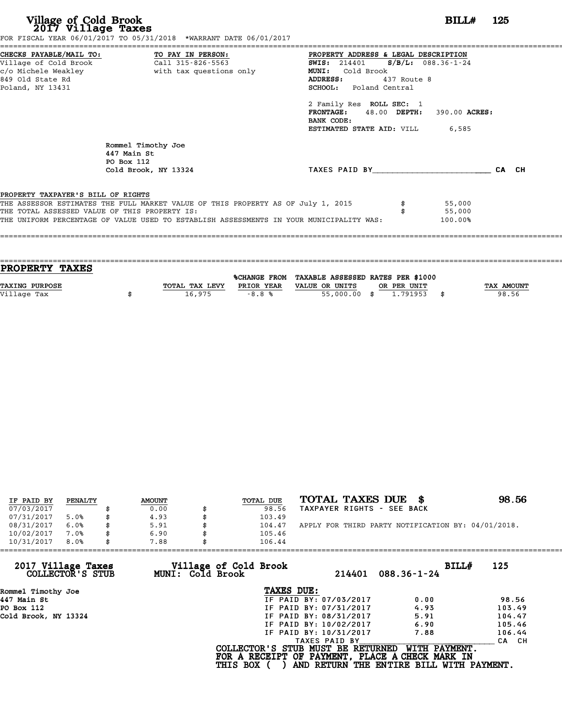# Village of Cold Brook
## 2017 Village Taxes

**BILL# 125**

FOR FISCAL YEAR 06/01/2017 TO 05/31/2018 *WARRANT DATE 06/01/2017

**CHECKS PAYABLE/MAIL TO:**
Village of Cold Brook
c/o Michele Weakley
849 Old State Rd
Poland, NY 13431

**TO PAY IN PERSON:**
Call 315-826-5563
with tax questions only

**PROPERTY ADDRESS & LEGAL DESCRIPTION**
**SWIS:** 214401 **S/B/L:** 088.36-1-24
**MUNI:** Cold Brook
**ADDRESS:** 437 Route 8
**SCHOOL:** Poland Central

2 Family Res **ROLL SEC:** 1
**FRONTAGE:** 48.00 **DEPTH:** 390.00 **ACRES:**
**BANK CODE:**
**ESTIMATED STATE AID:** VILL 6,585

Rommel Timothy Joe
447 Main St
PO Box 112
Cold Brook, NY 13324

TAXES PAID BY________________________ CA CH

PROPERTY TAXPAYER'S BILL OF RIGHTS

THE ASSESSOR ESTIMATES THE FULL MARKET VALUE OF THIS PROPERTY AS OF July 1, 2015 $ 55,000
THE TOTAL ASSESSED VALUE OF THIS PROPERTY IS: $ 55,000
THE UNIFORM PERCENTAGE OF VALUE USED TO ESTABLISH ASSESSMENTS IN YOUR MUNICIPALITY WAS: 100.00%

## PROPERTY TAXES

| TAXING PURPOSE | TOTAL TAX LEVY | %CHANGE FROM PRIOR YEAR | TAXABLE ASSESSED VALUE OR UNITS | RATES PER $1000 OR PER UNIT | TAX AMOUNT |
|---|---|---|---|---|---|
| Village Tax | $ 16,975 | -8.8 % | 55,000.00 | $ 1.791953 | $ 98.56 |

| IF PAID BY | PENALTY | AMOUNT | TOTAL DUE |
|---|---|---|---|
| 07/03/2017 | | $ 0.00 | $ 98.56 |
| 07/31/2017 | 5.0% | $ 4.93 | $ 103.49 |
| 08/31/2017 | 6.0% | $ 5.91 | $ 104.47 |
| 10/02/2017 | 7.0% | $ 6.90 | $ 105.46 |
| 10/31/2017 | 8.0% | $ 7.88 | $ 106.44 |

**TOTAL TAXES DUE $ 98.56**
TAXPAYER RIGHTS - SEE BACK

APPLY FOR THIRD PARTY NOTIFICATION BY: 04/01/2018.

**2017 Village Taxes COLLECTOR'S STUB** — **Village of Cold Brook MUNI: Cold Brook** — 214401 088.36-1-24 — **BILL# 125**

Rommel Timothy Joe
447 Main St
PO Box 112
Cold Brook, NY 13324

**TAXES DUE:**

| | | |
|---|---|---|
| IF PAID BY: 07/03/2017 | 0.00 | 98.56 |
| IF PAID BY: 07/31/2017 | 4.93 | 103.49 |
| IF PAID BY: 08/31/2017 | 5.91 | 104.47 |
| IF PAID BY: 10/02/2017 | 6.90 | 105.46 |
| IF PAID BY: 10/31/2017 | 7.88 | 106.44 |

TAXES PAID BY________________________ CA CH

**COLLECTOR'S STUB MUST BE RETURNED WITH PAYMENT.**
**FOR A RECEIPT OF PAYMENT, PLACE A CHECK MARK IN THIS BOX ( ) AND RETURN THE ENTIRE BILL WITH PAYMENT.**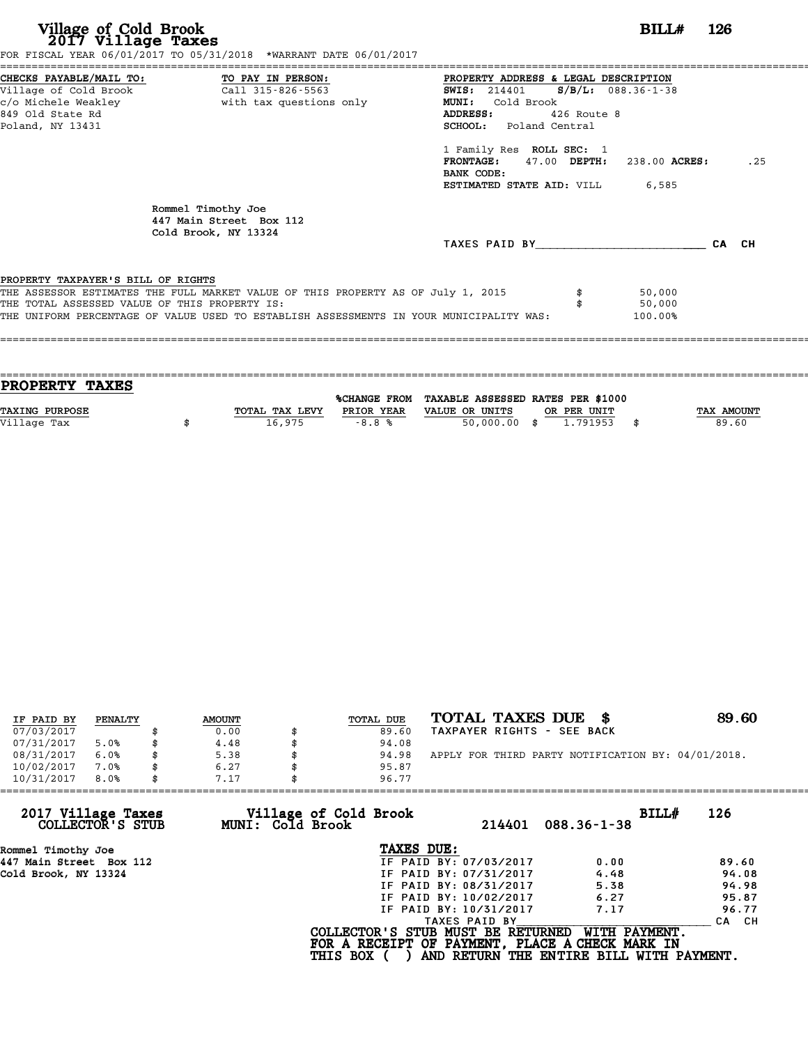# Village of Cold Brook
## 2017 Village Taxes

**BILL# 126**

FOR FISCAL YEAR 06/01/2017 TO 05/31/2018 *WARRANT DATE 06/01/2017

| CHECKS PAYABLE/MAIL TO: | TO PAY IN PERSON: | PROPERTY ADDRESS & LEGAL DESCRIPTION |
|---|---|---|
| Village of Cold Brook | Call 315-826-5563 | **SWIS:** 214401 **S/B/L:** 088.36-1-38 |
| c/o Michele Weakley | with tax questions only | **MUNI:** Cold Brook |
| 849 Old State Rd | | **ADDRESS:** 426 Route 8 |
| Poland, NY 13431 | | **SCHOOL:** Poland Central |

1 Family Res **ROLL SEC:** 1
**FRONTAGE:** 47.00 **DEPTH:** 238.00 **ACRES:** .25
**BANK CODE:**
**ESTIMATED STATE AID:** VILL 6,585

Rommel Timothy Joe
447 Main Street Box 112
Cold Brook, NY 13324

TAXES PAID BY________________________ CA CH

PROPERTY TAXPAYER'S BILL OF RIGHTS

THE ASSESSOR ESTIMATES THE FULL MARKET VALUE OF THIS PROPERTY AS OF July 1, 2015 $ 50,000
THE TOTAL ASSESSED VALUE OF THIS PROPERTY IS: $ 50,000
THE UNIFORM PERCENTAGE OF VALUE USED TO ESTABLISH ASSESSMENTS IN YOUR MUNICIPALITY WAS: 100.00%

## PROPERTY TAXES

| TAXING PURPOSE | TOTAL TAX LEVY | %CHANGE FROM PRIOR YEAR | TAXABLE ASSESSED VALUE OR UNITS | RATES PER $1000 OR PER UNIT | TAX AMOUNT |
|---|---|---|---|---|---|
| Village Tax | $ 16,975 | -8.8 % | 50,000.00 | $ 1.791953 | $ 89.60 |

| IF PAID BY | PENALTY | AMOUNT | TOTAL DUE |
|---|---|---|---|
| 07/03/2017 | | $ 0.00 | $ 89.60 |
| 07/31/2017 | 5.0% | $ 4.48 | $ 94.08 |
| 08/31/2017 | 6.0% | $ 5.38 | $ 94.98 |
| 10/02/2017 | 7.0% | $ 6.27 | $ 95.87 |
| 10/31/2017 | 8.0% | $ 7.17 | $ 96.77 |

**TOTAL TAXES DUE $ 89.60**
TAXPAYER RIGHTS - SEE BACK

APPLY FOR THIRD PARTY NOTIFICATION BY: 04/01/2018.

---

**2017 Village Taxes COLLECTOR'S STUB** — **Village of Cold Brook MUNI: Cold Brook** — 214401 088.36-1-38 — **BILL# 126**

Rommel Timothy Joe
447 Main Street Box 112
Cold Brook, NY 13324

**TAXES DUE:**

| | | |
|---|---|---|
| IF PAID BY: 07/03/2017 | 0.00 | 89.60 |
| IF PAID BY: 07/31/2017 | 4.48 | 94.08 |
| IF PAID BY: 08/31/2017 | 5.38 | 94.98 |
| IF PAID BY: 10/02/2017 | 6.27 | 95.87 |
| IF PAID BY: 10/31/2017 | 7.17 | 96.77 |

TAXES PAID BY________________________ CA CH

COLLECTOR'S STUB MUST BE RETURNED WITH PAYMENT.
FOR A RECEIPT OF PAYMENT, PLACE A CHECK MARK IN
THIS BOX ( ) AND RETURN THE ENTIRE BILL WITH PAYMENT.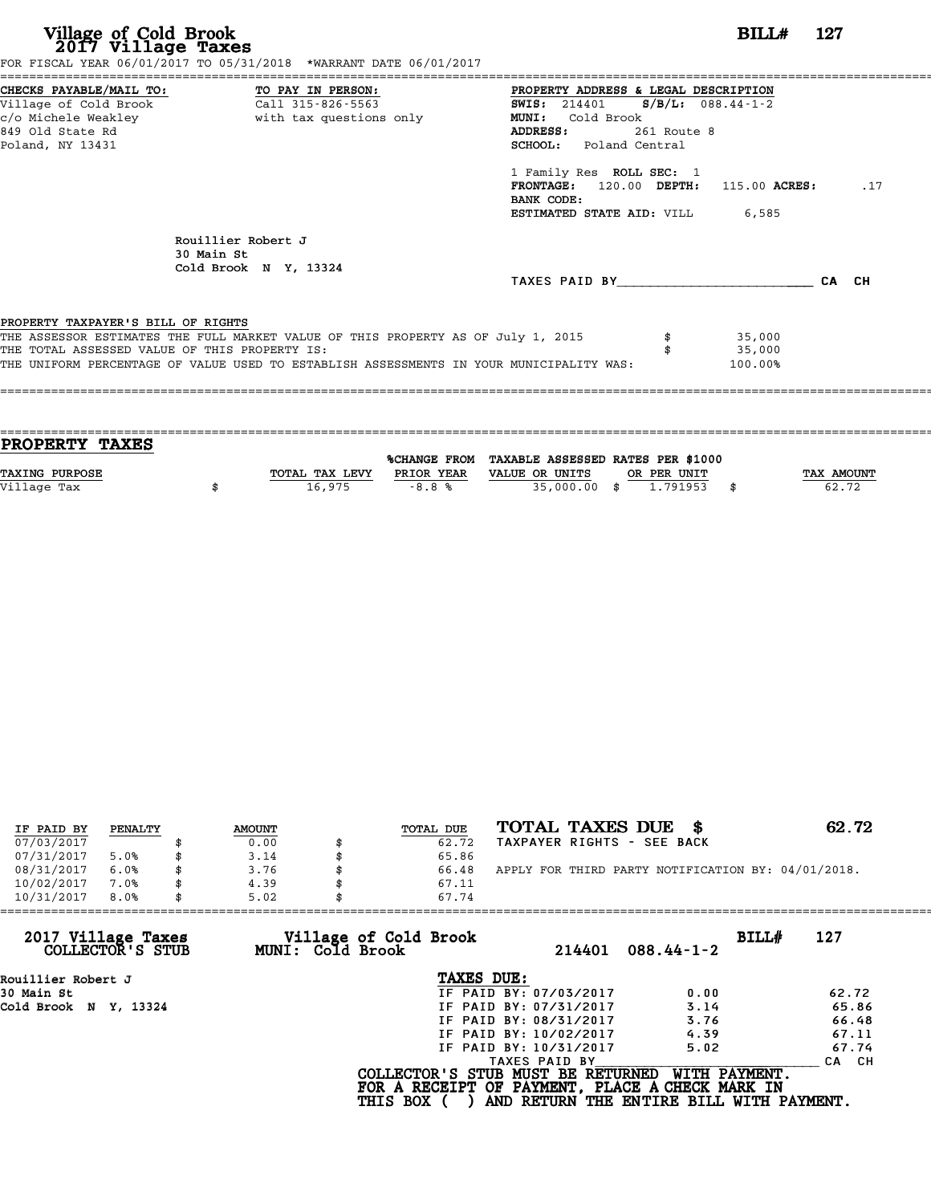# Village of Cold Brook
## 2017 Village Taxes

**BILL# 127**

FOR FISCAL YEAR 06/01/2017 TO 05/31/2018 *WARRANT DATE 06/01/2017

**CHECKS PAYABLE/MAIL TO:**
Village of Cold Brook
c/o Michele Weakley
849 Old State Rd
Poland, NY 13431

**TO PAY IN PERSON:**
Call 315-826-5563
with tax questions only

**PROPERTY ADDRESS & LEGAL DESCRIPTION**
**SWIS:** 214401 **S/B/L:** 088.44-1-2
**MUNI:** Cold Brook
**ADDRESS:** 261 Route 8
**SCHOOL:** Poland Central

1 Family Res **ROLL SEC:** 1
**FRONTAGE:** 120.00 **DEPTH:** 115.00 **ACRES:** .17
**BANK CODE:**
**ESTIMATED STATE AID:** VILL 6,585

Rouillier Robert J
30 Main St
Cold Brook N Y, 13324

TAXES PAID BY_______________________ CA CH

**PROPERTY TAXPAYER'S BILL OF RIGHTS**

THE ASSESSOR ESTIMATES THE FULL MARKET VALUE OF THIS PROPERTY AS OF July 1, 2015 $ 35,000
THE TOTAL ASSESSED VALUE OF THIS PROPERTY IS: $ 35,000
THE UNIFORM PERCENTAGE OF VALUE USED TO ESTABLISH ASSESSMENTS IN YOUR MUNICIPALITY WAS: 100.00%

## PROPERTY TAXES

| TAXING PURPOSE | TOTAL TAX LEVY | %CHANGE FROM PRIOR YEAR | TAXABLE ASSESSED VALUE OR UNITS | RATES PER $1000 OR PER UNIT | TAX AMOUNT |
|---|---|---|---|---|---|
| Village Tax | $ 16,975 | -8.8 % | 35,000.00 | $ 1.791953 | $ 62.72 |

| IF PAID BY | PENALTY | AMOUNT | TOTAL DUE |
|---|---|---|---|
| 07/03/2017 | | $ 0.00 | $ 62.72 |
| 07/31/2017 | 5.0% | $ 3.14 | $ 65.86 |
| 08/31/2017 | 6.0% | $ 3.76 | $ 66.48 |
| 10/02/2017 | 7.0% | $ 4.39 | $ 67.11 |
| 10/31/2017 | 8.0% | $ 5.02 | $ 67.74 |

**TOTAL TAXES DUE $ 62.72**
TAXPAYER RIGHTS - SEE BACK

APPLY FOR THIRD PARTY NOTIFICATION BY: 04/01/2018.

---

**2017 Village Taxes COLLECTOR'S STUB** — **Village of Cold Brook MUNI: Cold Brook** — 214401 088.44-1-2 — **BILL# 127**

Rouillier Robert J
30 Main St
Cold Brook N Y, 13324

**TAXES DUE:**

| | | |
|---|---|---|
| IF PAID BY: 07/03/2017 | 0.00 | 62.72 |
| IF PAID BY: 07/31/2017 | 3.14 | 65.86 |
| IF PAID BY: 08/31/2017 | 3.76 | 66.48 |
| IF PAID BY: 10/02/2017 | 4.39 | 67.11 |
| IF PAID BY: 10/31/2017 | 5.02 | 67.74 |

TAXES PAID BY_______________________ CA CH

**COLLECTOR'S STUB MUST BE RETURNED WITH PAYMENT.**
**FOR A RECEIPT OF PAYMENT, PLACE A CHECK MARK IN THIS BOX ( ) AND RETURN THE ENTIRE BILL WITH PAYMENT.**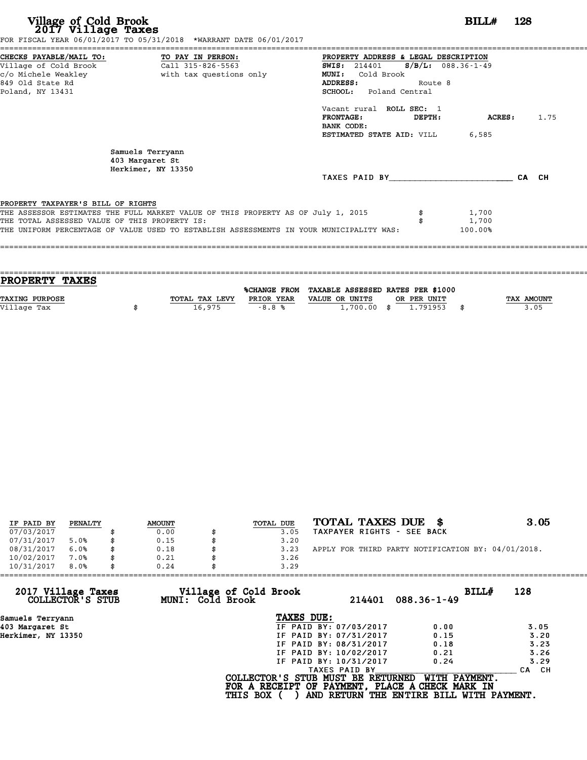# Village of Cold Brook
## 2017 Village Taxes

**BILL# 128**

FOR FISCAL YEAR 06/01/2017 TO 05/31/2018 *WARRANT DATE 06/01/2017

| CHECKS PAYABLE/MAIL TO: | TO PAY IN PERSON: | PROPERTY ADDRESS & LEGAL DESCRIPTION |
|---|---|---|
| Village of Cold Brook | Call 315-826-5563 | **SWIS:** 214401 **S/B/L:** 088.36-1-49 |
| c/o Michele Weakley | with tax questions only | **MUNI:** Cold Brook |
| 849 Old State Rd | | **ADDRESS:** Route 8 |
| Poland, NY 13431 | | **SCHOOL:** Poland Central |

Vacant rural **ROLL SEC:** 1
**FRONTAGE:** **DEPTH:** **ACRES:** 1.75
**BANK CODE:**
**ESTIMATED STATE AID:** VILL 6,585

Samuels Terryann
403 Margaret St
Herkimer, NY 13350

TAXES PAID BY________________________ CA CH

PROPERTY TAXPAYER'S BILL OF RIGHTS

| | | |
|---|---|---|
| THE ASSESSOR ESTIMATES THE FULL MARKET VALUE OF THIS PROPERTY AS OF July 1, 2015 | $ | 1,700 |
| THE TOTAL ASSESSED VALUE OF THIS PROPERTY IS: | $ | 1,700 |
| THE UNIFORM PERCENTAGE OF VALUE USED TO ESTABLISH ASSESSMENTS IN YOUR MUNICIPALITY WAS: | | 100.00% |

## PROPERTY TAXES

| TAXING PURPOSE | | TOTAL TAX LEVY | %CHANGE FROM PRIOR YEAR | TAXABLE ASSESSED VALUE OR UNITS | | RATES PER $1000 OR PER UNIT | | TAX AMOUNT |
|---|---|---|---|---|---|---|---|---|
| Village Tax | $ | 16,975 | -8.8 % | 1,700.00 | $ | 1.791953 | $ | 3.05 |

| IF PAID BY | PENALTY | | AMOUNT | | TOTAL DUE |
|---|---|---|---|---|---|
| 07/03/2017 | | $ | 0.00 | $ | 3.05 |
| 07/31/2017 | 5.0% | $ | 0.15 | $ | 3.20 |
| 08/31/2017 | 6.0% | $ | 0.18 | $ | 3.23 |
| 10/02/2017 | 7.0% | $ | 0.21 | $ | 3.26 |
| 10/31/2017 | 8.0% | $ | 0.24 | $ | 3.29 |

**TOTAL TAXES DUE $ 3.05**

TAXPAYER RIGHTS - SEE BACK

APPLY FOR THIRD PARTY NOTIFICATION BY: 04/01/2018.

---

**2017 Village Taxes COLLECTOR'S STUB** | **Village of Cold Brook MUNI: Cold Brook** | 214401 088.36-1-49 | **BILL# 128**

Samuels Terryann
403 Margaret St
Herkimer, NY 13350

**TAXES DUE:**

| | | |
|---|---|---|
| IF PAID BY: 07/03/2017 | 0.00 | 3.05 |
| IF PAID BY: 07/31/2017 | 0.15 | 3.20 |
| IF PAID BY: 08/31/2017 | 0.18 | 3.23 |
| IF PAID BY: 10/02/2017 | 0.21 | 3.26 |
| IF PAID BY: 10/31/2017 | 0.24 | 3.29 |

TAXES PAID BY________________________ CA CH

**COLLECTOR'S STUB MUST BE RETURNED WITH PAYMENT.**
**FOR A RECEIPT OF PAYMENT, PLACE A CHECK MARK IN THIS BOX ( ) AND RETURN THE ENTIRE BILL WITH PAYMENT.**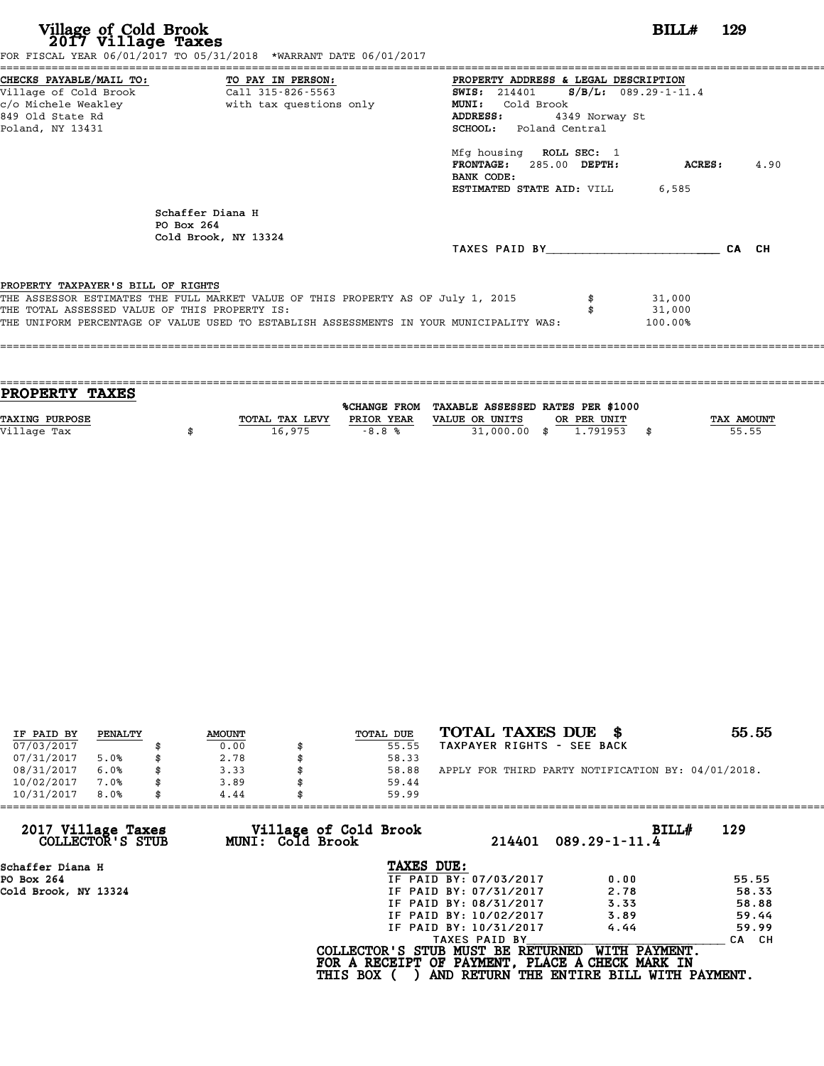# Village of Cold Brook
## 2017 Village Taxes

**BILL# 129**

FOR FISCAL YEAR 06/01/2017 TO 05/31/2018 *WARRANT DATE 06/01/2017

**CHECKS PAYABLE/MAIL TO:**
Village of Cold Brook
c/o Michele Weakley
849 Old State Rd
Poland, NY 13431

**TO PAY IN PERSON:**
Call 315-826-5563
with tax questions only

**PROPERTY ADDRESS & LEGAL DESCRIPTION**
**SWIS:** 214401 **S/B/L:** 089.29-1-11.4
**MUNI:** Cold Brook
**ADDRESS:** 4349 Norway St
**SCHOOL:** Poland Central

Mfg housing **ROLL SEC:** 1
**FRONTAGE:** 285.00 **DEPTH:** **ACRES:** 4.90
**BANK CODE:**
**ESTIMATED STATE AID:** VILL 6,585

Schaffer Diana H
PO Box 264
Cold Brook, NY 13324

TAXES PAID BY________________________ CA CH

PROPERTY TAXPAYER'S BILL OF RIGHTS
THE ASSESSOR ESTIMATES THE FULL MARKET VALUE OF THIS PROPERTY AS OF July 1, 2015 $ 31,000
THE TOTAL ASSESSED VALUE OF THIS PROPERTY IS: $ 31,000
THE UNIFORM PERCENTAGE OF VALUE USED TO ESTABLISH ASSESSMENTS IN YOUR MUNICIPALITY WAS: 100.00%

## PROPERTY TAXES

| TAXING PURPOSE | TOTAL TAX LEVY | %CHANGE FROM PRIOR YEAR | TAXABLE ASSESSED VALUE OR UNITS | RATES PER $1000 OR PER UNIT | TAX AMOUNT |
|---|---|---|---|---|---|
| Village Tax | $ 16,975 | -8.8 % | 31,000.00 | $ 1.791953 | $ 55.55 |

| IF PAID BY | PENALTY | AMOUNT | TOTAL DUE |
|---|---|---|---|
| 07/03/2017 | | $ 0.00 | $ 55.55 |
| 07/31/2017 | 5.0% | $ 2.78 | $ 58.33 |
| 08/31/2017 | 6.0% | $ 3.33 | $ 58.88 |
| 10/02/2017 | 7.0% | $ 3.89 | $ 59.44 |
| 10/31/2017 | 8.0% | $ 4.44 | $ 59.99 |

**TOTAL TAXES DUE $ 55.55**
TAXPAYER RIGHTS - SEE BACK

APPLY FOR THIRD PARTY NOTIFICATION BY: 04/01/2018.

---

**2017 Village Taxes COLLECTOR'S STUB** — **Village of Cold Brook MUNI: Cold Brook** — 214401 089.29-1-11.4 — **BILL# 129**

Schaffer Diana H
PO Box 264
Cold Brook, NY 13324

**TAXES DUE:**

| | | |
|---|---|---|
| IF PAID BY: 07/03/2017 | 0.00 | 55.55 |
| IF PAID BY: 07/31/2017 | 2.78 | 58.33 |
| IF PAID BY: 08/31/2017 | 3.33 | 58.88 |
| IF PAID BY: 10/02/2017 | 3.89 | 59.44 |
| IF PAID BY: 10/31/2017 | 4.44 | 59.99 |

TAXES PAID BY________________________ CA CH

**COLLECTOR'S STUB MUST BE RETURNED WITH PAYMENT.**
**FOR A RECEIPT OF PAYMENT, PLACE A CHECK MARK IN THIS BOX ( ) AND RETURN THE ENTIRE BILL WITH PAYMENT.**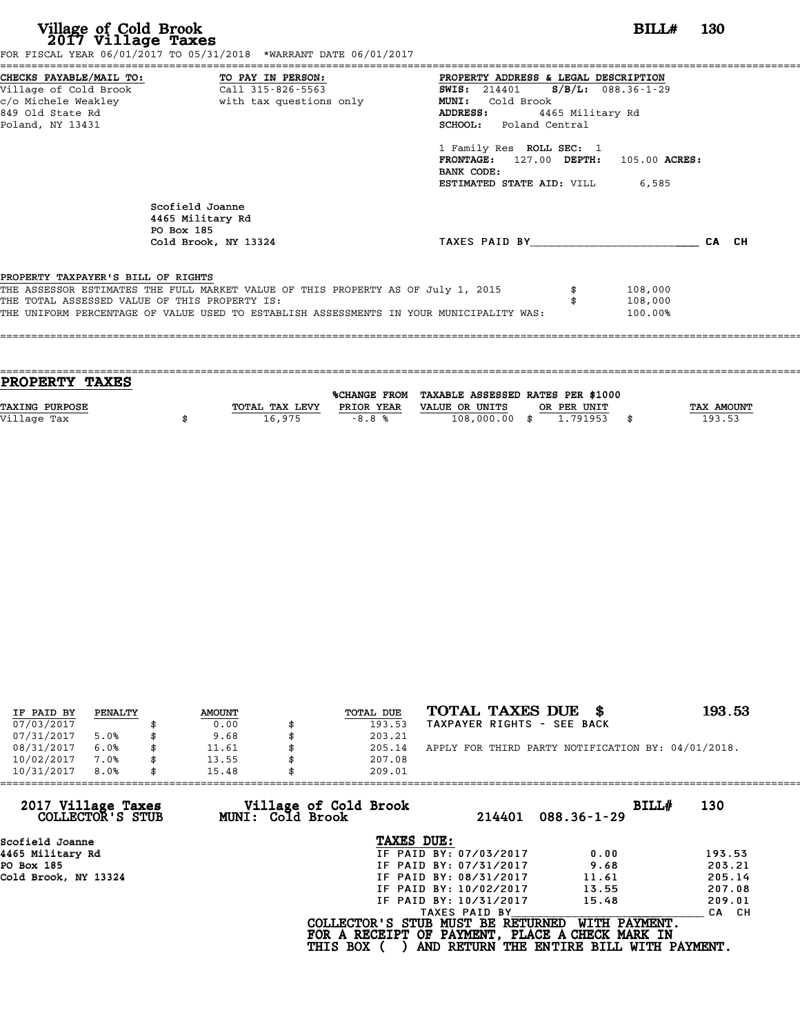# Village of Cold Brook
## 2017 Village Taxes

**BILL# 130**

FOR FISCAL YEAR 06/01/2017 TO 05/31/2018 *WARRANT DATE 06/01/2017

**CHECKS PAYABLE/MAIL TO:**
Village of Cold Brook
c/o Michele Weakley
849 Old State Rd
Poland, NY 13431

**TO PAY IN PERSON:**
Call 315-826-5563
with tax questions only

**PROPERTY ADDRESS & LEGAL DESCRIPTION**
**SWIS:** 214401 **S/B/L:** 088.36-1-29
**MUNI:** Cold Brook
**ADDRESS:** 4465 Military Rd
**SCHOOL:** Poland Central

1 Family Res **ROLL SEC:** 1
**FRONTAGE:** 127.00 **DEPTH:** 105.00 **ACRES:**
**BANK CODE:**
**ESTIMATED STATE AID:** VILL 6,585

Scofield Joanne
4465 Military Rd
PO Box 185
Cold Brook, NY 13324

TAXES PAID BY________________________ CA CH

**PROPERTY TAXPAYER'S BILL OF RIGHTS**

THE ASSESSOR ESTIMATES THE FULL MARKET VALUE OF THIS PROPERTY AS OF July 1, 2015 $ 108,000
THE TOTAL ASSESSED VALUE OF THIS PROPERTY IS: $ 108,000
THE UNIFORM PERCENTAGE OF VALUE USED TO ESTABLISH ASSESSMENTS IN YOUR MUNICIPALITY WAS: 100.00%

## PROPERTY TAXES

| TAXING PURPOSE | TOTAL TAX LEVY | %CHANGE FROM PRIOR YEAR | TAXABLE ASSESSED VALUE OR UNITS | RATES PER $1000 OR PER UNIT | TAX AMOUNT |
|---|---|---|---|---|---|
| Village Tax | $ 16,975 | -8.8 % | 108,000.00 | $ 1.791953 | $ 193.53 |

| IF PAID BY | PENALTY | AMOUNT | TOTAL DUE |
|---|---|---|---|
| 07/03/2017 | | $ 0.00 | $ 193.53 |
| 07/31/2017 | 5.0% | $ 9.68 | $ 203.21 |
| 08/31/2017 | 6.0% | $ 11.61 | $ 205.14 |
| 10/02/2017 | 7.0% | $ 13.55 | $ 207.08 |
| 10/31/2017 | 8.0% | $ 15.48 | $ 209.01 |

**TOTAL TAXES DUE $ 193.53**
TAXPAYER RIGHTS - SEE BACK

APPLY FOR THIRD PARTY NOTIFICATION BY: 04/01/2018.

---

**2017 Village Taxes COLLECTOR'S STUB** — **Village of Cold Brook MUNI: Cold Brook** — 214401 088.36-1-29 — **BILL# 130**

Scofield Joanne
4465 Military Rd
PO Box 185
Cold Brook, NY 13324

**TAXES DUE:**

| | | |
|---|---|---|
| IF PAID BY: 07/03/2017 | 0.00 | 193.53 |
| IF PAID BY: 07/31/2017 | 9.68 | 203.21 |
| IF PAID BY: 08/31/2017 | 11.61 | 205.14 |
| IF PAID BY: 10/02/2017 | 13.55 | 207.08 |
| IF PAID BY: 10/31/2017 | 15.48 | 209.01 |

TAXES PAID BY________________________ CA CH

**COLLECTOR'S STUB MUST BE RETURNED WITH PAYMENT.**
**FOR A RECEIPT OF PAYMENT, PLACE A CHECK MARK IN THIS BOX ( ) AND RETURN THE ENTIRE BILL WITH PAYMENT.**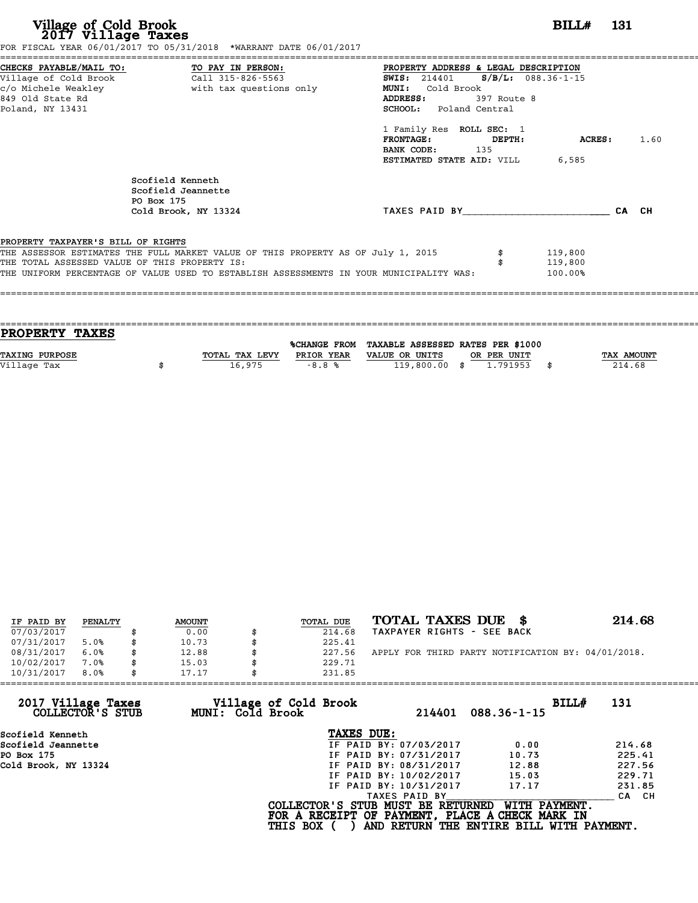# Village of Cold Brook
## 2017 Village Taxes

**BILL# 131**

FOR FISCAL YEAR 06/01/2017 TO 05/31/2018 *WARRANT DATE 06/01/2017

**CHECKS PAYABLE/MAIL TO:**
Village of Cold Brook
c/o Michele Weakley
849 Old State Rd
Poland, NY 13431

**TO PAY IN PERSON:**
Call 315-826-5563
with tax questions only

**PROPERTY ADDRESS & LEGAL DESCRIPTION**
**SWIS:** 214401 **S/B/L:** 088.36-1-15
**MUNI:** Cold Brook
**ADDRESS:** 397 Route 8
**SCHOOL:** Poland Central

1 Family Res **ROLL SEC:** 1
**FRONTAGE:** **DEPTH:** **ACRES:** 1.60
**BANK CODE:** 135
**ESTIMATED STATE AID:** VILL 6,585

Scofield Kenneth
Scofield Jeannette
PO Box 175
Cold Brook, NY 13324

TAXES PAID BY________________________ CA CH

PROPERTY TAXPAYER'S BILL OF RIGHTS

| | |
|---|---|
| THE ASSESSOR ESTIMATES THE FULL MARKET VALUE OF THIS PROPERTY AS OF July 1, 2015 | $ 119,800 |
| THE TOTAL ASSESSED VALUE OF THIS PROPERTY IS: | $ 119,800 |
| THE UNIFORM PERCENTAGE OF VALUE USED TO ESTABLISH ASSESSMENTS IN YOUR MUNICIPALITY WAS: | 100.00% |

## PROPERTY TAXES

| TAXING PURPOSE | TOTAL TAX LEVY | %CHANGE FROM PRIOR YEAR | TAXABLE ASSESSED VALUE OR UNITS | RATES PER $1000 OR PER UNIT | TAX AMOUNT |
|---|---|---|---|---|---|
| Village Tax | $ 16,975 | -8.8 % | 119,800.00 | $ 1.791953 | $ 214.68 |

| IF PAID BY | PENALTY | AMOUNT | TOTAL DUE |
|---|---|---|---|
| 07/03/2017 | | $ 0.00 | $ 214.68 |
| 07/31/2017 | 5.0% | $ 10.73 | $ 225.41 |
| 08/31/2017 | 6.0% | $ 12.88 | $ 227.56 |
| 10/02/2017 | 7.0% | $ 15.03 | $ 229.71 |
| 10/31/2017 | 8.0% | $ 17.17 | $ 231.85 |

**TOTAL TAXES DUE $ 214.68**
TAXPAYER RIGHTS - SEE BACK

APPLY FOR THIRD PARTY NOTIFICATION BY: 04/01/2018.

---

**2017 Village Taxes COLLECTOR'S STUB** — **Village of Cold Brook MUNI: Cold Brook** — 214401 088.36-1-15 — **BILL# 131**

Scofield Kenneth
Scofield Jeannette
PO Box 175
Cold Brook, NY 13324

**TAXES DUE:**

| | | |
|---|---|---|
| IF PAID BY: 07/03/2017 | 0.00 | 214.68 |
| IF PAID BY: 07/31/2017 | 10.73 | 225.41 |
| IF PAID BY: 08/31/2017 | 12.88 | 227.56 |
| IF PAID BY: 10/02/2017 | 15.03 | 229.71 |
| IF PAID BY: 10/31/2017 | 17.17 | 231.85 |

TAXES PAID BY________________________ CA CH

**COLLECTOR'S STUB MUST BE RETURNED WITH PAYMENT.**
**FOR A RECEIPT OF PAYMENT, PLACE A CHECK MARK IN THIS BOX ( ) AND RETURN THE ENTIRE BILL WITH PAYMENT.**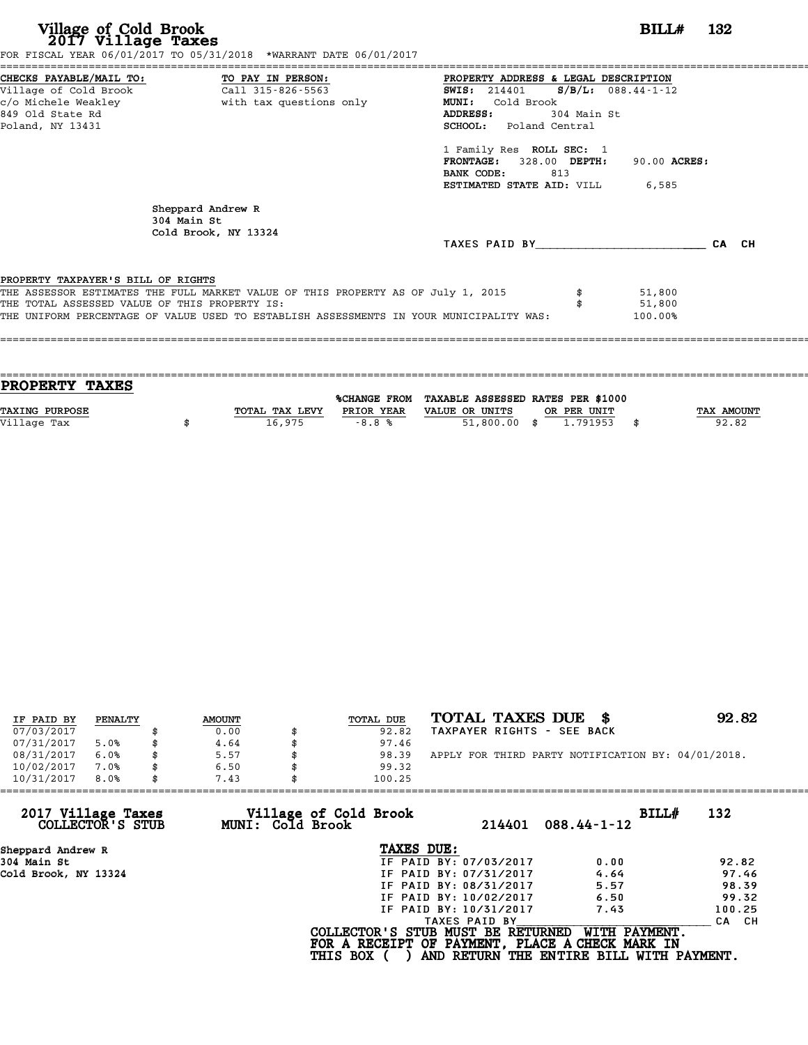# Village of Cold Brook
## 2017 Village Taxes

**BILL# 132**

FOR FISCAL YEAR 06/01/2017 TO 05/31/2018 *WARRANT DATE 06/01/2017

**CHECKS PAYABLE/MAIL TO:**
Village of Cold Brook
c/o Michele Weakley
849 Old State Rd
Poland, NY 13431

**TO PAY IN PERSON:**
Call 315-826-5563
with tax questions only

**PROPERTY ADDRESS & LEGAL DESCRIPTION**
**SWIS:** 214401 **S/B/L:** 088.44-1-12
**MUNI:** Cold Brook
**ADDRESS:** 304 Main St
**SCHOOL:** Poland Central

1 Family Res **ROLL SEC:** 1
**FRONTAGE:** 328.00 **DEPTH:** 90.00 **ACRES:**
**BANK CODE:** 813
**ESTIMATED STATE AID:** VILL 6,585

Sheppard Andrew R
304 Main St
Cold Brook, NY 13324

TAXES PAID BY________________________ CA CH

**PROPERTY TAXPAYER'S BILL OF RIGHTS**

| | |
|---|---|
| THE ASSESSOR ESTIMATES THE FULL MARKET VALUE OF THIS PROPERTY AS OF July 1, 2015 | $ 51,800 |
| THE TOTAL ASSESSED VALUE OF THIS PROPERTY IS: | $ 51,800 |
| THE UNIFORM PERCENTAGE OF VALUE USED TO ESTABLISH ASSESSMENTS IN YOUR MUNICIPALITY WAS: | 100.00% |

## PROPERTY TAXES

| TAXING PURPOSE | TOTAL TAX LEVY | %CHANGE FROM PRIOR YEAR | TAXABLE ASSESSED VALUE OR UNITS | RATES PER $1000 OR PER UNIT | TAX AMOUNT |
|---|---|---|---|---|---|
| Village Tax | $ 16,975 | -8.8 % | 51,800.00 | $ 1.791953 | $ 92.82 |

| IF PAID BY | PENALTY | AMOUNT | TOTAL DUE |
|---|---|---|---|
| 07/03/2017 | | $ 0.00 | $ 92.82 |
| 07/31/2017 | 5.0% | $ 4.64 | $ 97.46 |
| 08/31/2017 | 6.0% | $ 5.57 | $ 98.39 |
| 10/02/2017 | 7.0% | $ 6.50 | $ 99.32 |
| 10/31/2017 | 8.0% | $ 7.43 | $ 100.25 |

**TOTAL TAXES DUE $ 92.82**
TAXPAYER RIGHTS - SEE BACK

APPLY FOR THIRD PARTY NOTIFICATION BY: 04/01/2018.

---

**2017 Village Taxes COLLECTOR'S STUB** — **Village of Cold Brook MUNI: Cold Brook** — 214401 088.44-1-12 — **BILL# 132**

Sheppard Andrew R
304 Main St
Cold Brook, NY 13324

**TAXES DUE:**

| | | |
|---|---|---|
| IF PAID BY: 07/03/2017 | 0.00 | 92.82 |
| IF PAID BY: 07/31/2017 | 4.64 | 97.46 |
| IF PAID BY: 08/31/2017 | 5.57 | 98.39 |
| IF PAID BY: 10/02/2017 | 6.50 | 99.32 |
| IF PAID BY: 10/31/2017 | 7.43 | 100.25 |

TAXES PAID BY________________________ CA CH

**COLLECTOR'S STUB MUST BE RETURNED WITH PAYMENT.**
**FOR A RECEIPT OF PAYMENT, PLACE A CHECK MARK IN THIS BOX ( ) AND RETURN THE ENTIRE BILL WITH PAYMENT.**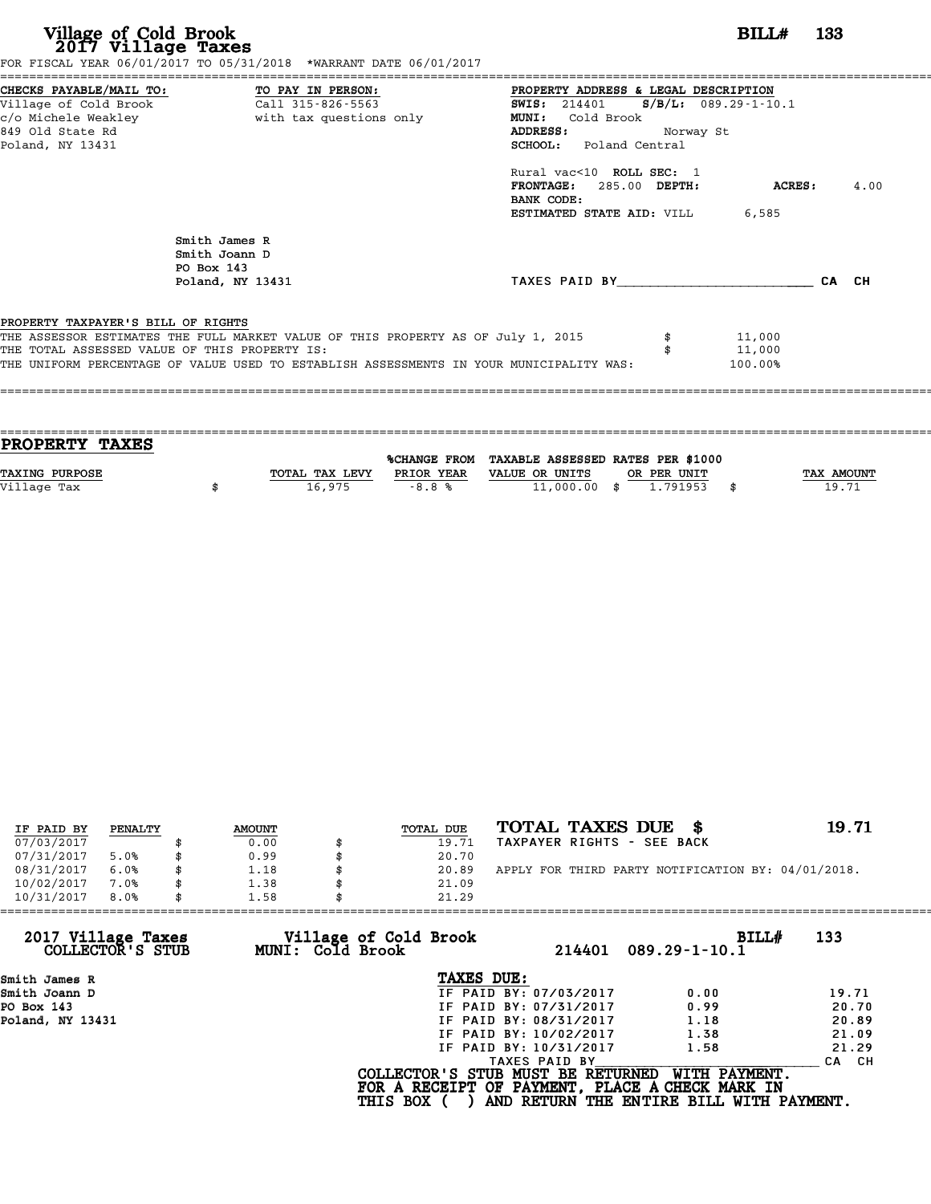# Village of Cold Brook
## 2017 Village Taxes

**BILL# 133**

FOR FISCAL YEAR 06/01/2017 TO 05/31/2018 *WARRANT DATE 06/01/2017

**CHECKS PAYABLE/MAIL TO:**
Village of Cold Brook
c/o Michele Weakley
849 Old State Rd
Poland, NY 13431

**TO PAY IN PERSON:**
Call 315-826-5563
with tax questions only

**PROPERTY ADDRESS & LEGAL DESCRIPTION**
**SWIS:** 214401 **S/B/L:** 089.29-1-10.1
**MUNI:** Cold Brook
**ADDRESS:** Norway St
**SCHOOL:** Poland Central

Rural vac<10 **ROLL SEC:** 1
**FRONTAGE:** 285.00 **DEPTH:** **ACRES:** 4.00
**BANK CODE:**
**ESTIMATED STATE AID:** VILL 6,585

Smith James R
Smith Joann D
PO Box 143
Poland, NY 13431

TAXES PAID BY________________________ CA CH

**PROPERTY TAXPAYER'S BILL OF RIGHTS**

THE ASSESSOR ESTIMATES THE FULL MARKET VALUE OF THIS PROPERTY AS OF July 1, 2015 $ 11,000
THE TOTAL ASSESSED VALUE OF THIS PROPERTY IS: $ 11,000
THE UNIFORM PERCENTAGE OF VALUE USED TO ESTABLISH ASSESSMENTS IN YOUR MUNICIPALITY WAS: 100.00%

## PROPERTY TAXES

| TAXING PURPOSE | TOTAL TAX LEVY | %CHANGE FROM PRIOR YEAR | TAXABLE ASSESSED VALUE OR UNITS | RATES PER $1000 OR PER UNIT | TAX AMOUNT |
|---|---|---|---|---|---|
| Village Tax | $ 16,975 | -8.8 % | 11,000.00 | $ 1.791953 | $ 19.71 |

| IF PAID BY | PENALTY | AMOUNT | TOTAL DUE |
|---|---|---|---|
| 07/03/2017 | | $ 0.00 | $ 19.71 |
| 07/31/2017 | 5.0% | $ 0.99 | $ 20.70 |
| 08/31/2017 | 6.0% | $ 1.18 | $ 20.89 |
| 10/02/2017 | 7.0% | $ 1.38 | $ 21.09 |
| 10/31/2017 | 8.0% | $ 1.58 | $ 21.29 |

**TOTAL TAXES DUE $ 19.71**
TAXPAYER RIGHTS - SEE BACK

APPLY FOR THIRD PARTY NOTIFICATION BY: 04/01/2018.

---

**2017 Village Taxes COLLECTOR'S STUB** — **Village of Cold Brook MUNI: Cold Brook** — 214401 089.29-1-10.1 — **BILL# 133**

Smith James R
Smith Joann D
PO Box 143
Poland, NY 13431

**TAXES DUE:**

| | | |
|---|---|---|
| IF PAID BY: 07/03/2017 | 0.00 | 19.71 |
| IF PAID BY: 07/31/2017 | 0.99 | 20.70 |
| IF PAID BY: 08/31/2017 | 1.18 | 20.89 |
| IF PAID BY: 10/02/2017 | 1.38 | 21.09 |
| IF PAID BY: 10/31/2017 | 1.58 | 21.29 |

TAXES PAID BY________________________ CA CH

**COLLECTOR'S STUB MUST BE RETURNED WITH PAYMENT.**
**FOR A RECEIPT OF PAYMENT, PLACE A CHECK MARK IN THIS BOX ( ) AND RETURN THE ENTIRE BILL WITH PAYMENT.**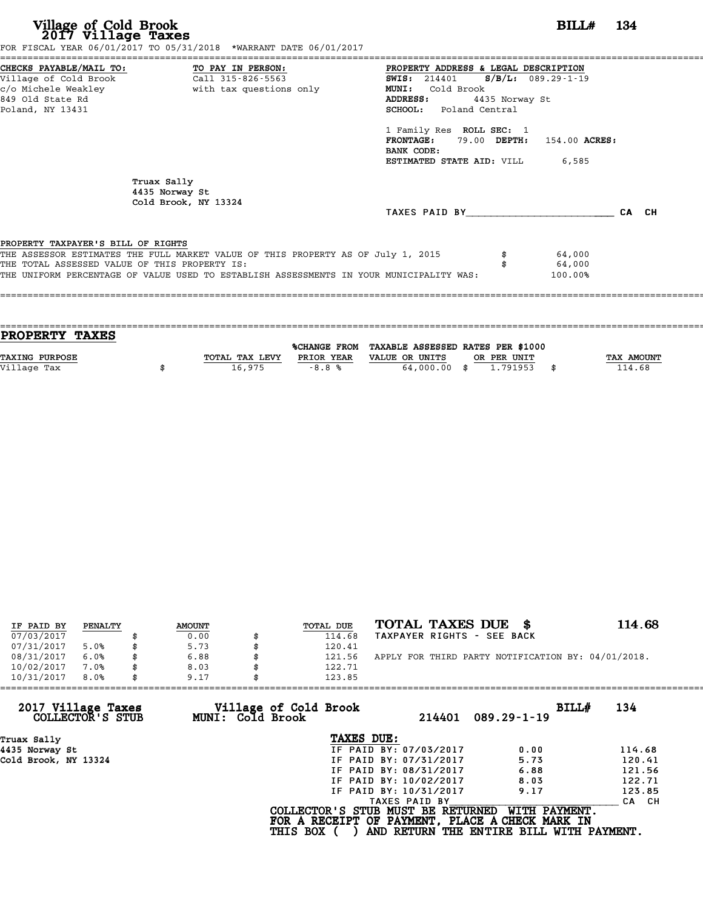# Village of Cold Brook
## 2017 Village Taxes

**BILL# 134**

FOR FISCAL YEAR 06/01/2017 TO 05/31/2018 *WARRANT DATE 06/01/2017

**CHECKS PAYABLE/MAIL TO:**
Village of Cold Brook
c/o Michele Weakley
849 Old State Rd
Poland, NY 13431

**TO PAY IN PERSON:**
Call 315-826-5563
with tax questions only

**PROPERTY ADDRESS & LEGAL DESCRIPTION**
**SWIS:** 214401 **S/B/L:** 089.29-1-19
**MUNI:** Cold Brook
**ADDRESS:** 4435 Norway St
**SCHOOL:** Poland Central

1 Family Res **ROLL SEC:** 1
**FRONTAGE:** 79.00 **DEPTH:** 154.00 **ACRES:**
**BANK CODE:**
**ESTIMATED STATE AID:** VILL 6,585

Truax Sally
4435 Norway St
Cold Brook, NY 13324

TAXES PAID BY________________________ CA CH

PROPERTY TAXPAYER'S BILL OF RIGHTS
THE ASSESSOR ESTIMATES THE FULL MARKET VALUE OF THIS PROPERTY AS OF July 1, 2015 $ 64,000
THE TOTAL ASSESSED VALUE OF THIS PROPERTY IS: $ 64,000
THE UNIFORM PERCENTAGE OF VALUE USED TO ESTABLISH ASSESSMENTS IN YOUR MUNICIPALITY WAS: 100.00%

## PROPERTY TAXES

| TAXING PURPOSE | TOTAL TAX LEVY | %CHANGE FROM PRIOR YEAR | TAXABLE ASSESSED VALUE OR UNITS | RATES PER $1000 OR PER UNIT | TAX AMOUNT |
|---|---|---|---|---|---|
| Village Tax | $ 16,975 | -8.8 % | 64,000.00 | $ 1.791953 | $ 114.68 |

| IF PAID BY | PENALTY | AMOUNT | TOTAL DUE |
|---|---|---|---|
| 07/03/2017 | | $ 0.00 | $ 114.68 |
| 07/31/2017 | 5.0% | $ 5.73 | $ 120.41 |
| 08/31/2017 | 6.0% | $ 6.88 | $ 121.56 |
| 10/02/2017 | 7.0% | $ 8.03 | $ 122.71 |
| 10/31/2017 | 8.0% | $ 9.17 | $ 123.85 |

**TOTAL TAXES DUE $ 114.68**
TAXPAYER RIGHTS - SEE BACK

APPLY FOR THIRD PARTY NOTIFICATION BY: 04/01/2018.

**2017 Village Taxes COLLECTOR'S STUB** — **Village of Cold Brook MUNI: Cold Brook** — 214401 089.29-1-19 — **BILL# 134**

Truax Sally
4435 Norway St
Cold Brook, NY 13324

**TAXES DUE:**

| | | |
|---|---|---|
| IF PAID BY: 07/03/2017 | 0.00 | 114.68 |
| IF PAID BY: 07/31/2017 | 5.73 | 120.41 |
| IF PAID BY: 08/31/2017 | 6.88 | 121.56 |
| IF PAID BY: 10/02/2017 | 8.03 | 122.71 |
| IF PAID BY: 10/31/2017 | 9.17 | 123.85 |

TAXES PAID BY________________________ CA CH

**COLLECTOR'S STUB MUST BE RETURNED WITH PAYMENT.**
**FOR A RECEIPT OF PAYMENT, PLACE A CHECK MARK IN THIS BOX ( ) AND RETURN THE ENTIRE BILL WITH PAYMENT.**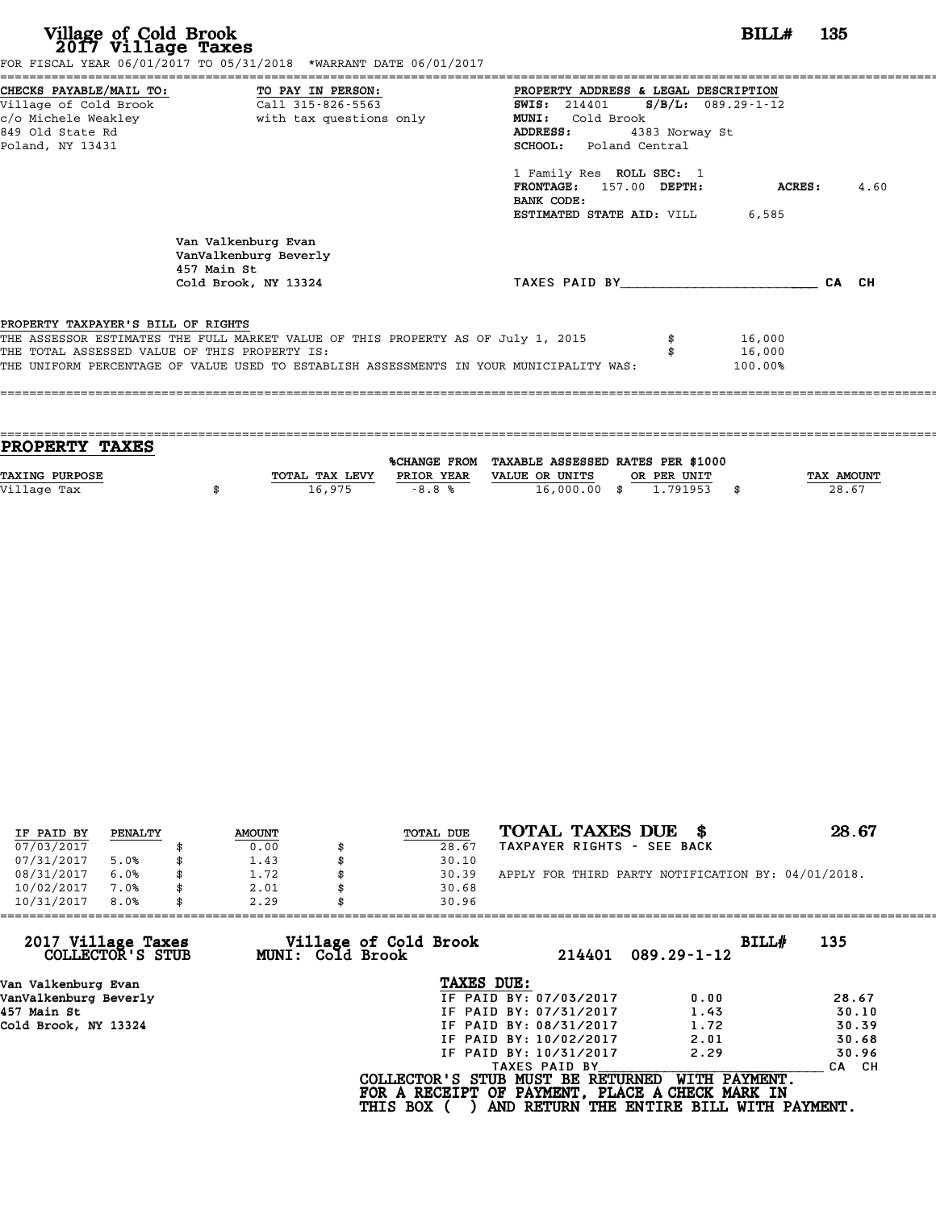# Village of Cold Brook
## 2017 Village Taxes

**BILL# 135**

FOR FISCAL YEAR 06/01/2017 TO 05/31/2018 *WARRANT DATE 06/01/2017

| CHECKS PAYABLE/MAIL TO: | TO PAY IN PERSON: | PROPERTY ADDRESS & LEGAL DESCRIPTION |
|---|---|---|
| Village of Cold Brook | Call 315-826-5563 | **SWIS:** 214401 **S/B/L:** 089.29-1-12 |
| c/o Michele Weakley | with tax questions only | **MUNI:** Cold Brook |
| 849 Old State Rd | | **ADDRESS:** 4383 Norway St |
| Poland, NY 13431 | | **SCHOOL:** Poland Central |

1 Family Res **ROLL SEC:** 1
**FRONTAGE:** 157.00 **DEPTH:** **ACRES:** 4.60
**BANK CODE:**
**ESTIMATED STATE AID:** VILL 6,585

Van Valkenburg Evan
VanValkenburg Beverly
457 Main St
Cold Brook, NY 13324

TAXES PAID BY________________________ CA CH

**PROPERTY TAXPAYER'S BILL OF RIGHTS**

THE ASSESSOR ESTIMATES THE FULL MARKET VALUE OF THIS PROPERTY AS OF July 1, 2015 $ 16,000
THE TOTAL ASSESSED VALUE OF THIS PROPERTY IS: $ 16,000
THE UNIFORM PERCENTAGE OF VALUE USED TO ESTABLISH ASSESSMENTS IN YOUR MUNICIPALITY WAS: 100.00%

## PROPERTY TAXES

| TAXING PURPOSE | TOTAL TAX LEVY | %CHANGE FROM PRIOR YEAR | TAXABLE ASSESSED VALUE OR UNITS | RATES PER $1000 OR PER UNIT | TAX AMOUNT |
|---|---|---|---|---|---|
| Village Tax | $ 16,975 | -8.8 % | 16,000.00 | $ 1.791953 | $ 28.67 |

| IF PAID BY | PENALTY | AMOUNT | TOTAL DUE |
|---|---|---|---|
| 07/03/2017 | | $ 0.00 | $ 28.67 |
| 07/31/2017 | 5.0% | $ 1.43 | $ 30.10 |
| 08/31/2017 | 6.0% | $ 1.72 | $ 30.39 |
| 10/02/2017 | 7.0% | $ 2.01 | $ 30.68 |
| 10/31/2017 | 8.0% | $ 2.29 | $ 30.96 |

**TOTAL TAXES DUE $ 28.67**

TAXPAYER RIGHTS - SEE BACK

APPLY FOR THIRD PARTY NOTIFICATION BY: 04/01/2018.

---

**2017 Village Taxes COLLECTOR'S STUB** — **Village of Cold Brook MUNI: Cold Brook** — 214401 089.29-1-12 — **BILL# 135**

Van Valkenburg Evan
VanValkenburg Beverly
457 Main St
Cold Brook, NY 13324

**TAXES DUE:**

| | | |
|---|---|---|
| IF PAID BY: 07/03/2017 | 0.00 | 28.67 |
| IF PAID BY: 07/31/2017 | 1.43 | 30.10 |
| IF PAID BY: 08/31/2017 | 1.72 | 30.39 |
| IF PAID BY: 10/02/2017 | 2.01 | 30.68 |
| IF PAID BY: 10/31/2017 | 2.29 | 30.96 |

TAXES PAID BY________________________ CA CH

COLLECTOR'S STUB MUST BE RETURNED WITH PAYMENT.
FOR A RECEIPT OF PAYMENT, PLACE A CHECK MARK IN
THIS BOX ( ) AND RETURN THE ENTIRE BILL WITH PAYMENT.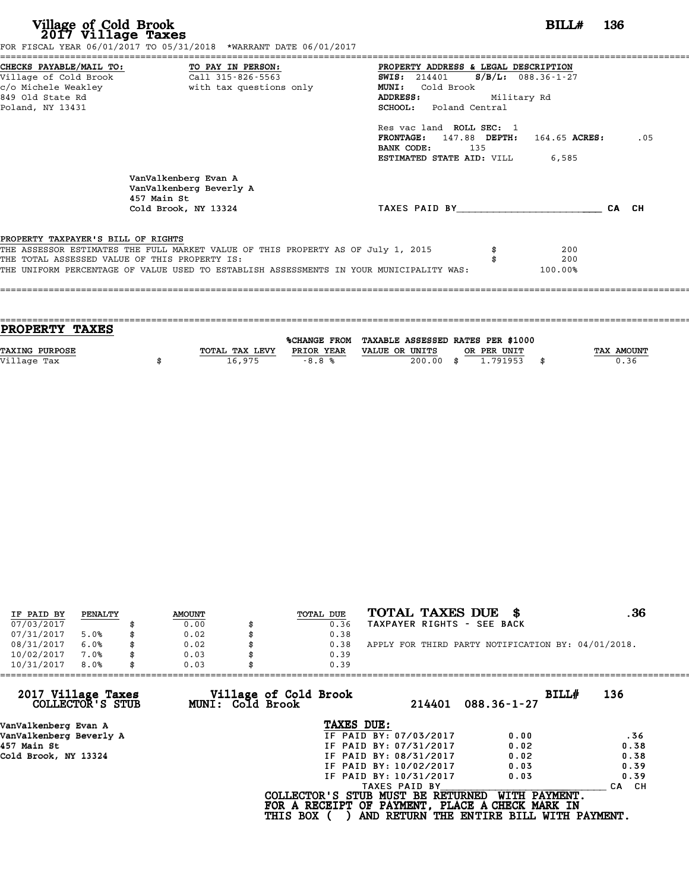# Village of Cold Brook
## 2017 Village Taxes

**BILL# 136**

FOR FISCAL YEAR 06/01/2017 TO 05/31/2018 *WARRANT DATE 06/01/2017

| CHECKS PAYABLE/MAIL TO: | TO PAY IN PERSON: | PROPERTY ADDRESS & LEGAL DESCRIPTION |
|---|---|---|
| Village of Cold Brook | Call 315-826-5563 | **SWIS:** 214401 **S/B/L:** 088.36-1-27 |
| c/o Michele Weakley | with tax questions only | **MUNI:** Cold Brook |
| 849 Old State Rd | | **ADDRESS:** Military Rd |
| Poland, NY 13431 | | **SCHOOL:** Poland Central |

Res vac land **ROLL SEC:** 1
**FRONTAGE:** 147.88 **DEPTH:** 164.65 **ACRES:** .05
**BANK CODE:** 135
**ESTIMATED STATE AID:** VILL 6,585

VanValkenberg Evan A
VanValkenberg Beverly A
457 Main St
Cold Brook, NY 13324

TAXES PAID BY________________________ CA CH

**PROPERTY TAXPAYER'S BILL OF RIGHTS**

THE ASSESSOR ESTIMATES THE FULL MARKET VALUE OF THIS PROPERTY AS OF July 1, 2015 $ 200
THE TOTAL ASSESSED VALUE OF THIS PROPERTY IS: $ 200
THE UNIFORM PERCENTAGE OF VALUE USED TO ESTABLISH ASSESSMENTS IN YOUR MUNICIPALITY WAS: 100.00%

## PROPERTY TAXES

| TAXING PURPOSE | TOTAL TAX LEVY | %CHANGE FROM PRIOR YEAR | TAXABLE ASSESSED VALUE OR UNITS | RATES PER $1000 OR PER UNIT | TAX AMOUNT |
|---|---|---|---|---|---|
| Village Tax | $ 16,975 | -8.8 % | 200.00 | $ 1.791953 | $ 0.36 |

| IF PAID BY | PENALTY | AMOUNT | TOTAL DUE |
|---|---|---|---|
| 07/03/2017 | | $ 0.00 | $ 0.36 |
| 07/31/2017 | 5.0% | $ 0.02 | $ 0.38 |
| 08/31/2017 | 6.0% | $ 0.02 | $ 0.38 |
| 10/02/2017 | 7.0% | $ 0.03 | $ 0.39 |
| 10/31/2017 | 8.0% | $ 0.03 | $ 0.39 |

**TOTAL TAXES DUE $ .36**
TAXPAYER RIGHTS - SEE BACK

APPLY FOR THIRD PARTY NOTIFICATION BY: 04/01/2018.

**2017 Village Taxes COLLECTOR'S STUB** — **Village of Cold Brook MUNI: Cold Brook** — 214401 088.36-1-27 — **BILL# 136**

VanValkenberg Evan A
VanValkenberg Beverly A
457 Main St
Cold Brook, NY 13324

**TAXES DUE:**

| | | |
|---|---|---|
| IF PAID BY: 07/03/2017 | 0.00 | .36 |
| IF PAID BY: 07/31/2017 | 0.02 | 0.38 |
| IF PAID BY: 08/31/2017 | 0.02 | 0.38 |
| IF PAID BY: 10/02/2017 | 0.03 | 0.39 |
| IF PAID BY: 10/31/2017 | 0.03 | 0.39 |

TAXES PAID BY________________________ CA CH

**COLLECTOR'S STUB MUST BE RETURNED WITH PAYMENT.**
**FOR A RECEIPT OF PAYMENT, PLACE A CHECK MARK IN THIS BOX ( ) AND RETURN THE ENTIRE BILL WITH PAYMENT.**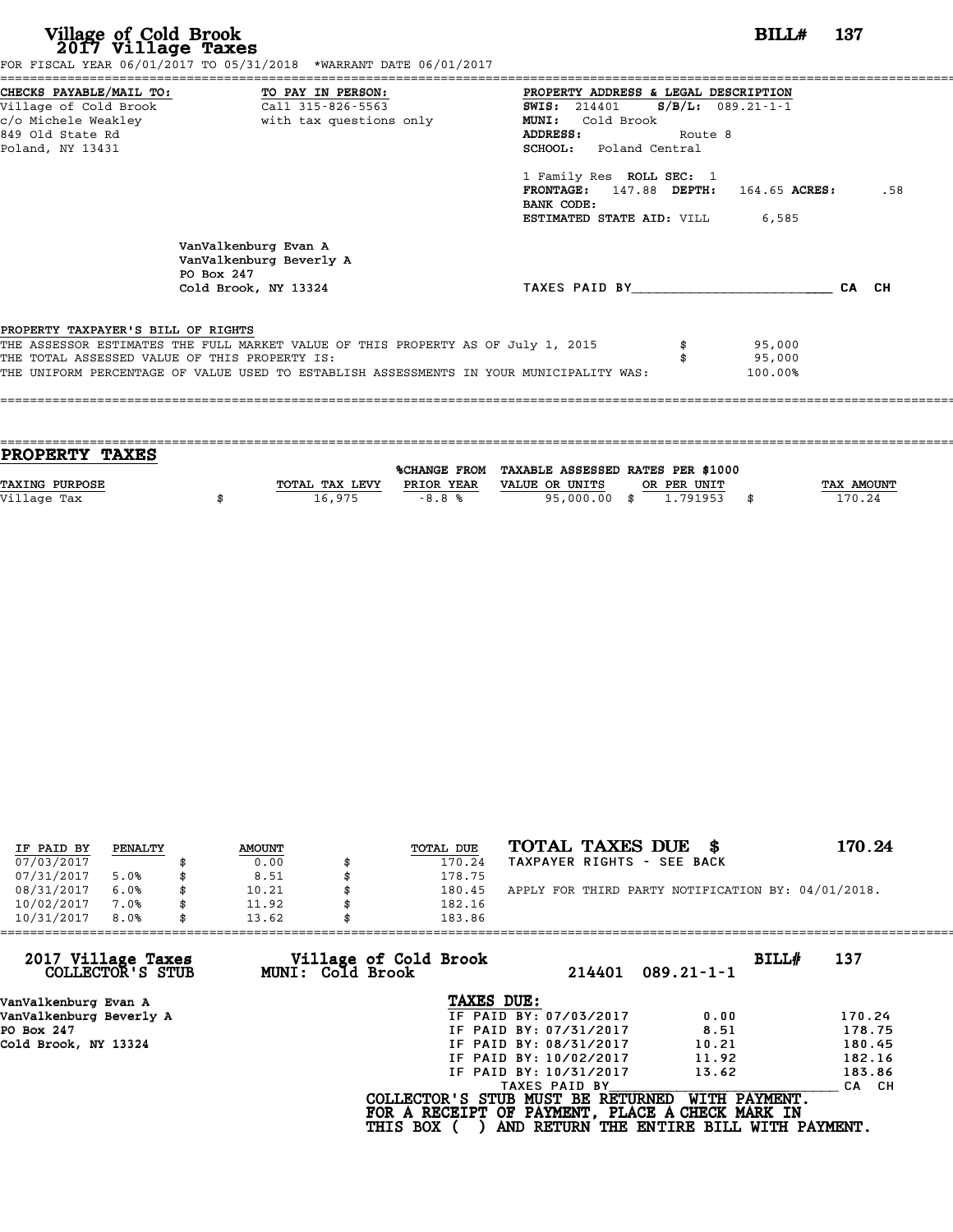# Village of Cold Brook
## 2017 Village Taxes

**BILL# 137**

FOR FISCAL YEAR 06/01/2017 TO 05/31/2018 *WARRANT DATE 06/01/2017

**CHECKS PAYABLE/MAIL TO:**
Village of Cold Brook
c/o Michele Weakley
849 Old State Rd
Poland, NY 13431

**TO PAY IN PERSON:**
Call 315-826-5563
with tax questions only

**PROPERTY ADDRESS & LEGAL DESCRIPTION**
**SWIS:** 214401 **S/B/L:** 089.21-1-1
**MUNI:** Cold Brook
**ADDRESS:** Route 8
**SCHOOL:** Poland Central

1 Family Res **ROLL SEC:** 1
**FRONTAGE:** 147.88 **DEPTH:** 164.65 **ACRES:** .58
**BANK CODE:**
**ESTIMATED STATE AID:** VILL 6,585

VanValkenburg Evan A
VanValkenburg Beverly A
PO Box 247
Cold Brook, NY 13324

TAXES PAID BY________________________ CA CH

**PROPERTY TAXPAYER'S BILL OF RIGHTS**

| | | |
|---|---|---|
| THE ASSESSOR ESTIMATES THE FULL MARKET VALUE OF THIS PROPERTY AS OF July 1, 2015 | $ | 95,000 |
| THE TOTAL ASSESSED VALUE OF THIS PROPERTY IS: | $ | 95,000 |
| THE UNIFORM PERCENTAGE OF VALUE USED TO ESTABLISH ASSESSMENTS IN YOUR MUNICIPALITY WAS: | | 100.00% |

## PROPERTY TAXES

| TAXING PURPOSE | | TOTAL TAX LEVY | %CHANGE FROM PRIOR YEAR | TAXABLE ASSESSED VALUE OR UNITS | | RATES PER $1000 OR PER UNIT | | TAX AMOUNT |
|---|---|---|---|---|---|---|---|---|
| Village Tax | $ | 16,975 | -8.8 % | 95,000.00 | $ | 1.791953 | $ | 170.24 |

| IF PAID BY | PENALTY | | AMOUNT | | TOTAL DUE |
|---|---|---|---|---|---|
| 07/03/2017 | | $ | 0.00 | $ | 170.24 |
| 07/31/2017 | 5.0% | $ | 8.51 | $ | 178.75 |
| 08/31/2017 | 6.0% | $ | 10.21 | $ | 180.45 |
| 10/02/2017 | 7.0% | $ | 11.92 | $ | 182.16 |
| 10/31/2017 | 8.0% | $ | 13.62 | $ | 183.86 |

**TOTAL TAXES DUE $ 170.24**
TAXPAYER RIGHTS - SEE BACK

APPLY FOR THIRD PARTY NOTIFICATION BY: 04/01/2018.

**2017 Village Taxes COLLECTOR'S STUB** — **Village of Cold Brook MUNI: Cold Brook** — 214401 089.21-1-1 — **BILL# 137**

VanValkenburg Evan A
VanValkenburg Beverly A
PO Box 247
Cold Brook, NY 13324

**TAXES DUE:**

| | | |
|---|---|---|
| IF PAID BY: 07/03/2017 | 0.00 | 170.24 |
| IF PAID BY: 07/31/2017 | 8.51 | 178.75 |
| IF PAID BY: 08/31/2017 | 10.21 | 180.45 |
| IF PAID BY: 10/02/2017 | 11.92 | 182.16 |
| IF PAID BY: 10/31/2017 | 13.62 | 183.86 |

TAXES PAID BY________________________ CA CH

**COLLECTOR'S STUB MUST BE RETURNED WITH PAYMENT.**
**FOR A RECEIPT OF PAYMENT, PLACE A CHECK MARK IN THIS BOX ( ) AND RETURN THE ENTIRE BILL WITH PAYMENT.**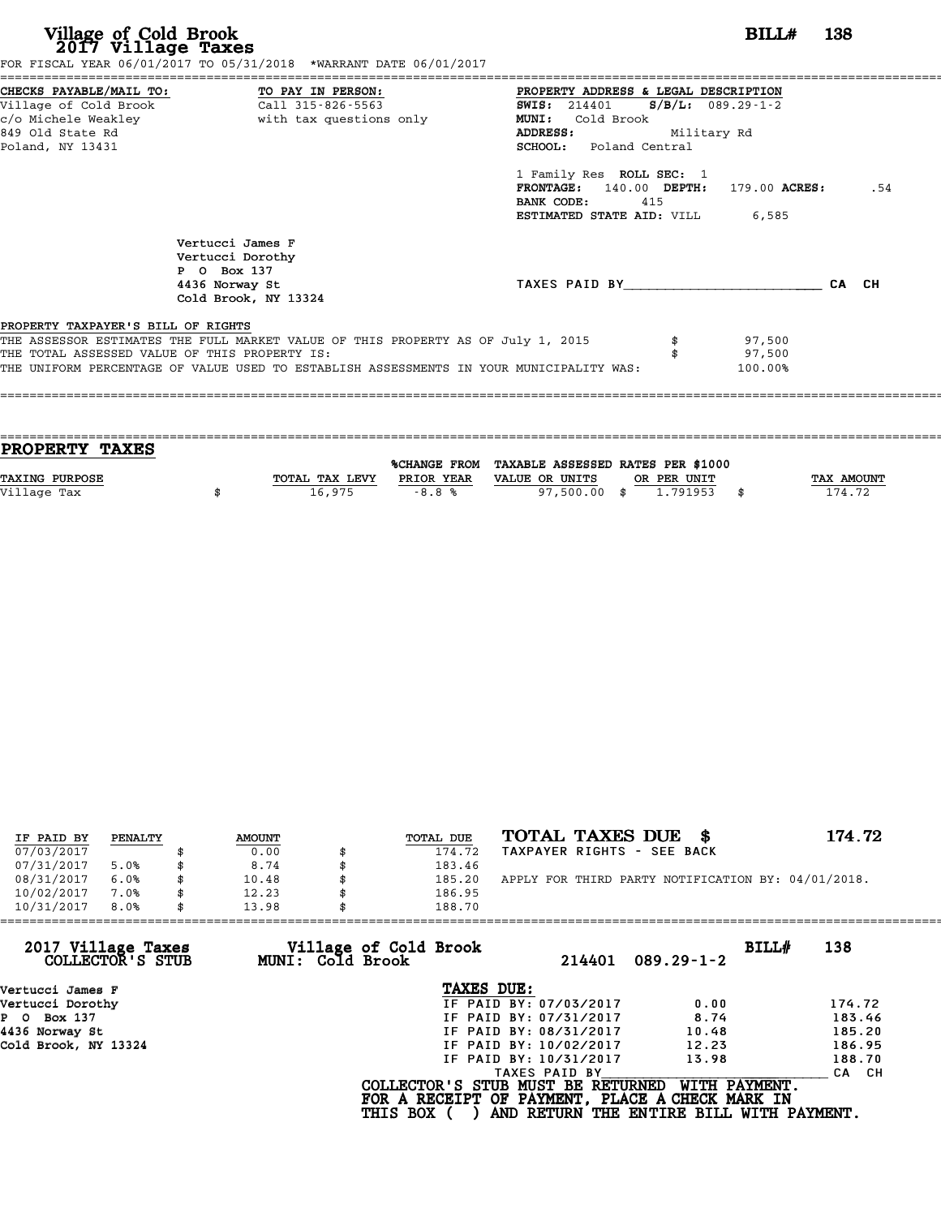# Village of Cold Brook
## 2017 Village Taxes

**BILL# 138**

FOR FISCAL YEAR 06/01/2017 TO 05/31/2018 *WARRANT DATE 06/01/2017

**CHECKS PAYABLE/MAIL TO:**
Village of Cold Brook
c/o Michele Weakley
849 Old State Rd
Poland, NY 13431

**TO PAY IN PERSON:**
Call 315-826-5563
with tax questions only

**PROPERTY ADDRESS & LEGAL DESCRIPTION**
**SWIS:** 214401 **S/B/L:** 089.29-1-2
**MUNI:** Cold Brook
**ADDRESS:** Military Rd
**SCHOOL:** Poland Central

1 Family Res **ROLL SEC:** 1
**FRONTAGE:** 140.00 **DEPTH:** 179.00 **ACRES:** .54
**BANK CODE:** 415
**ESTIMATED STATE AID:** VILL 6,585

Vertucci James F
Vertucci Dorothy
P O Box 137
4436 Norway St
Cold Brook, NY 13324

TAXES PAID BY________________________ CA CH

**PROPERTY TAXPAYER'S BILL OF RIGHTS**

THE ASSESSOR ESTIMATES THE FULL MARKET VALUE OF THIS PROPERTY AS OF July 1, 2015 $ 97,500
THE TOTAL ASSESSED VALUE OF THIS PROPERTY IS: $ 97,500
THE UNIFORM PERCENTAGE OF VALUE USED TO ESTABLISH ASSESSMENTS IN YOUR MUNICIPALITY WAS: 100.00%

## PROPERTY TAXES

| TAXING PURPOSE | TOTAL TAX LEVY | %CHANGE FROM PRIOR YEAR | TAXABLE ASSESSED VALUE OR UNITS | RATES PER $1000 OR PER UNIT | TAX AMOUNT |
|---|---|---|---|---|---|
| Village Tax | $ 16,975 | -8.8 % | 97,500.00 | $ 1.791953 | $ 174.72 |

| IF PAID BY | PENALTY | AMOUNT | TOTAL DUE |
|---|---|---|---|
| 07/03/2017 | | $ 0.00 | $ 174.72 |
| 07/31/2017 | 5.0% | $ 8.74 | $ 183.46 |
| 08/31/2017 | 6.0% | $ 10.48 | $ 185.20 |
| 10/02/2017 | 7.0% | $ 12.23 | $ 186.95 |
| 10/31/2017 | 8.0% | $ 13.98 | $ 188.70 |

**TOTAL TAXES DUE $ 174.72**
TAXPAYER RIGHTS - SEE BACK

APPLY FOR THIRD PARTY NOTIFICATION BY: 04/01/2018.

**2017 Village Taxes COLLECTOR'S STUB** | **Village of Cold Brook MUNI: Cold Brook** | 214401 089.29-1-2 | **BILL# 138**

Vertucci James F
Vertucci Dorothy
P O Box 137
4436 Norway St
Cold Brook, NY 13324

**TAXES DUE:**

| | | |
|---|---|---|
| IF PAID BY: 07/03/2017 | 0.00 | 174.72 |
| IF PAID BY: 07/31/2017 | 8.74 | 183.46 |
| IF PAID BY: 08/31/2017 | 10.48 | 185.20 |
| IF PAID BY: 10/02/2017 | 12.23 | 186.95 |
| IF PAID BY: 10/31/2017 | 13.98 | 188.70 |

TAXES PAID BY________________________ CA CH

**COLLECTOR'S STUB MUST BE RETURNED WITH PAYMENT.**
**FOR A RECEIPT OF PAYMENT, PLACE A CHECK MARK IN THIS BOX ( ) AND RETURN THE ENTIRE BILL WITH PAYMENT.**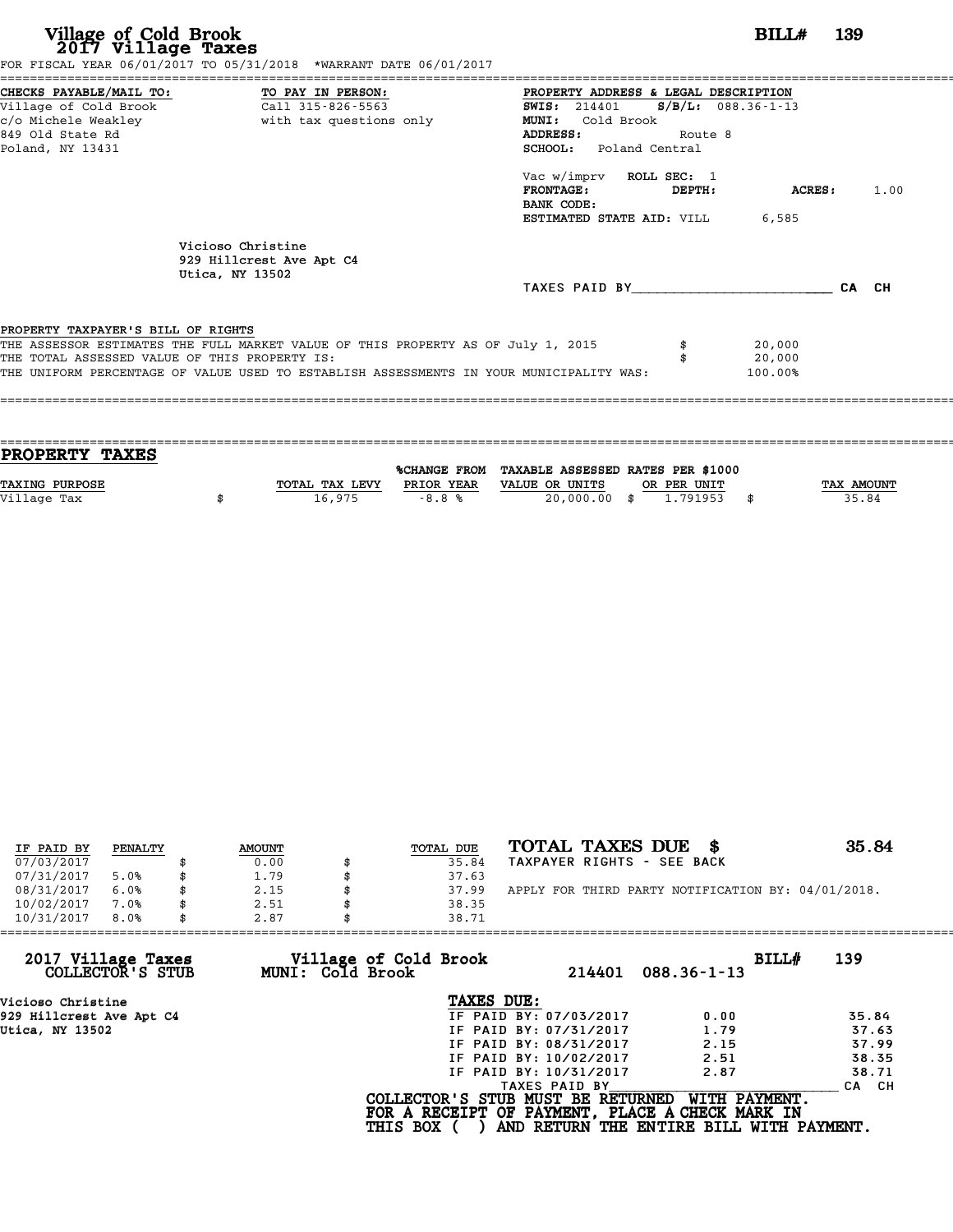# Village of Cold Brook
## 2017 Village Taxes

**BILL# 139**

FOR FISCAL YEAR 06/01/2017 TO 05/31/2018 *WARRANT DATE 06/01/2017

**CHECKS PAYABLE/MAIL TO:**
Village of Cold Brook
c/o Michele Weakley
849 Old State Rd
Poland, NY 13431

**TO PAY IN PERSON:**
Call 315-826-5563
with tax questions only

**PROPERTY ADDRESS & LEGAL DESCRIPTION**
**SWIS:** 214401 **S/B/L:** 088.36-1-13
**MUNI:** Cold Brook
**ADDRESS:** Route 8
**SCHOOL:** Poland Central

Vac w/imprv **ROLL SEC:** 1
**FRONTAGE:** **DEPTH:** **ACRES:** 1.00
**BANK CODE:**
**ESTIMATED STATE AID:** VILL 6,585

Vicioso Christine
929 Hillcrest Ave Apt C4
Utica, NY 13502

TAXES PAID BY________________________ CA CH

PROPERTY TAXPAYER'S BILL OF RIGHTS
THE ASSESSOR ESTIMATES THE FULL MARKET VALUE OF THIS PROPERTY AS OF July 1, 2015 $ 20,000
THE TOTAL ASSESSED VALUE OF THIS PROPERTY IS: $ 20,000
THE UNIFORM PERCENTAGE OF VALUE USED TO ESTABLISH ASSESSMENTS IN YOUR MUNICIPALITY WAS: 100.00%

## PROPERTY TAXES

| TAXING PURPOSE | | TOTAL TAX LEVY | %CHANGE FROM PRIOR YEAR | TAXABLE ASSESSED VALUE OR UNITS | | RATES PER $1000 OR PER UNIT | | TAX AMOUNT |
|---|---|---|---|---|---|---|---|---|
| Village Tax | $ | 16,975 | -8.8 % | 20,000.00 | $ | 1.791953 | $ | 35.84 |

| IF PAID BY | PENALTY | | AMOUNT | | TOTAL DUE |
|---|---|---|---|---|---|
| 07/03/2017 | | $ | 0.00 | $ | 35.84 |
| 07/31/2017 | 5.0% | $ | 1.79 | $ | 37.63 |
| 08/31/2017 | 6.0% | $ | 2.15 | $ | 37.99 |
| 10/02/2017 | 7.0% | $ | 2.51 | $ | 38.35 |
| 10/31/2017 | 8.0% | $ | 2.87 | $ | 38.71 |

**TOTAL TAXES DUE $ 35.84**
TAXPAYER RIGHTS - SEE BACK

APPLY FOR THIRD PARTY NOTIFICATION BY: 04/01/2018.

---

**2017 Village Taxes COLLECTOR'S STUB** — **Village of Cold Brook MUNI: Cold Brook** — 214401 088.36-1-13 — **BILL# 139**

Vicioso Christine
929 Hillcrest Ave Apt C4
Utica, NY 13502

**TAXES DUE:**

| | | |
|---|---|---|
| IF PAID BY: 07/03/2017 | 0.00 | 35.84 |
| IF PAID BY: 07/31/2017 | 1.79 | 37.63 |
| IF PAID BY: 08/31/2017 | 2.15 | 37.99 |
| IF PAID BY: 10/02/2017 | 2.51 | 38.35 |
| IF PAID BY: 10/31/2017 | 2.87 | 38.71 |

TAXES PAID BY________________________ CA CH

**COLLECTOR'S STUB MUST BE RETURNED WITH PAYMENT.**
**FOR A RECEIPT OF PAYMENT, PLACE A CHECK MARK IN THIS BOX ( ) AND RETURN THE ENTIRE BILL WITH PAYMENT.**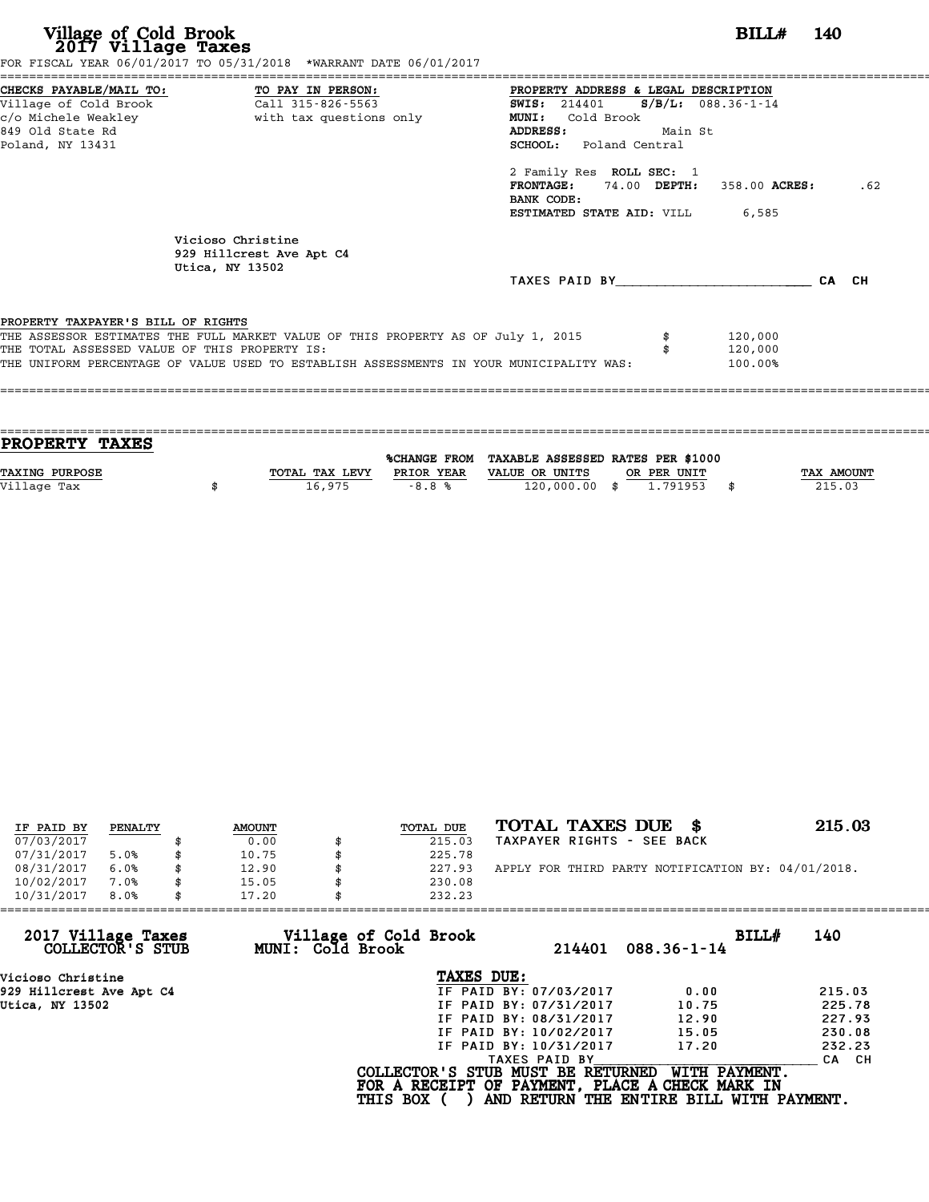# Village of Cold Brook
## 2017 Village Taxes

**BILL# 140**

FOR FISCAL YEAR 06/01/2017 TO 05/31/2018 *WARRANT DATE 06/01/2017

**CHECKS PAYABLE/MAIL TO:**
Village of Cold Brook
c/o Michele Weakley
849 Old State Rd
Poland, NY 13431

**TO PAY IN PERSON:**
Call 315-826-5563
with tax questions only

**PROPERTY ADDRESS & LEGAL DESCRIPTION**
**SWIS:** 214401 **S/B/L:** 088.36-1-14
**MUNI:** Cold Brook
**ADDRESS:** Main St
**SCHOOL:** Poland Central

2 Family Res **ROLL SEC:** 1
**FRONTAGE:** 74.00 **DEPTH:** 358.00 **ACRES:** .62
**BANK CODE:**
**ESTIMATED STATE AID:** VILL 6,585

Vicioso Christine
929 Hillcrest Ave Apt C4
Utica, NY 13502

TAXES PAID BY______________________________ CA CH

**PROPERTY TAXPAYER'S BILL OF RIGHTS**

THE ASSESSOR ESTIMATES THE FULL MARKET VALUE OF THIS PROPERTY AS OF July 1, 2015 $ 120,000
THE TOTAL ASSESSED VALUE OF THIS PROPERTY IS: $ 120,000
THE UNIFORM PERCENTAGE OF VALUE USED TO ESTABLISH ASSESSMENTS IN YOUR MUNICIPALITY WAS: 100.00%

## PROPERTY TAXES

| TAXING PURPOSE | TOTAL TAX LEVY | %CHANGE FROM PRIOR YEAR | TAXABLE ASSESSED VALUE OR UNITS | RATES PER $1000 OR PER UNIT | TAX AMOUNT |
|---|---|---|---|---|---|
| Village Tax | $ 16,975 | -8.8 % | 120,000.00 | $ 1.791953 | $ 215.03 |

| IF PAID BY | PENALTY | AMOUNT | TOTAL DUE |
|---|---|---|---|
| 07/03/2017 | | $ 0.00 | $ 215.03 |
| 07/31/2017 | 5.0% | $ 10.75 | $ 225.78 |
| 08/31/2017 | 6.0% | $ 12.90 | $ 227.93 |
| 10/02/2017 | 7.0% | $ 15.05 | $ 230.08 |
| 10/31/2017 | 8.0% | $ 17.20 | $ 232.23 |

**TOTAL TAXES DUE $ 215.03**
TAXPAYER RIGHTS - SEE BACK

APPLY FOR THIRD PARTY NOTIFICATION BY: 04/01/2018.

---

**2017 Village Taxes COLLECTOR'S STUB**
**Village of Cold Brook MUNI: Cold Brook**
214401 088.36-1-14
**BILL# 140**

Vicioso Christine
929 Hillcrest Ave Apt C4
Utica, NY 13502

**TAXES DUE:**

| | | |
|---|---|---|
| IF PAID BY: 07/03/2017 | 0.00 | 215.03 |
| IF PAID BY: 07/31/2017 | 10.75 | 225.78 |
| IF PAID BY: 08/31/2017 | 12.90 | 227.93 |
| IF PAID BY: 10/02/2017 | 15.05 | 230.08 |
| IF PAID BY: 10/31/2017 | 17.20 | 232.23 |

TAXES PAID BY______________________________ CA CH

**COLLECTOR'S STUB MUST BE RETURNED WITH PAYMENT.**
**FOR A RECEIPT OF PAYMENT, PLACE A CHECK MARK IN**
**THIS BOX ( ) AND RETURN THE ENTIRE BILL WITH PAYMENT.**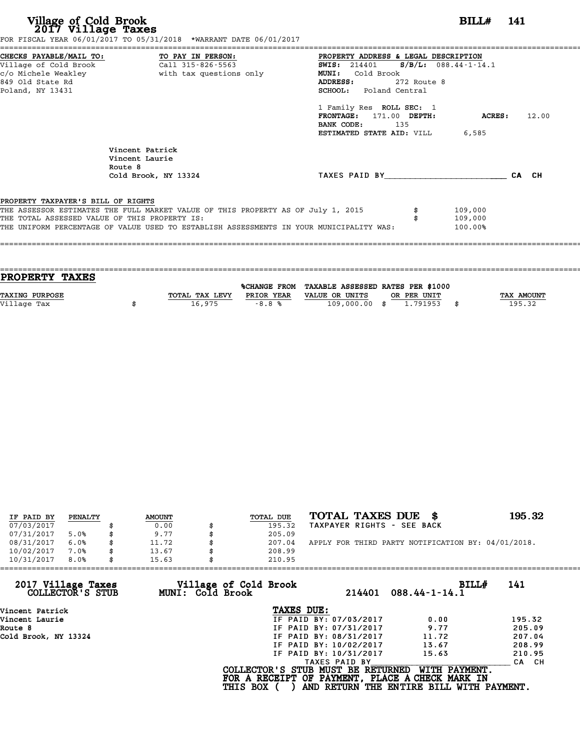# Village of Cold Brook
## 2017 Village Taxes

**BILL# 141**

FOR FISCAL YEAR 06/01/2017 TO 05/31/2018 *WARRANT DATE 06/01/2017

**CHECKS PAYABLE/MAIL TO:**
Village of Cold Brook
c/o Michele Weakley
849 Old State Rd
Poland, NY 13431

**TO PAY IN PERSON:**
Call 315-826-5563
with tax questions only

**PROPERTY ADDRESS & LEGAL DESCRIPTION**
**SWIS:** 214401 **S/B/L:** 088.44-1-14.1
**MUNI:** Cold Brook
**ADDRESS:** 272 Route 8
**SCHOOL:** Poland Central

1 Family Res **ROLL SEC:** 1
**FRONTAGE:** 171.00 **DEPTH:** **ACRES:** 12.00
**BANK CODE:** 135
**ESTIMATED STATE AID:** VILL 6,585

Vincent Patrick
Vincent Laurie
Route 8
Cold Brook, NY 13324

TAXES PAID BY________________________ CA CH

**PROPERTY TAXPAYER'S BILL OF RIGHTS**

| | | |
|---|---|---|
| THE ASSESSOR ESTIMATES THE FULL MARKET VALUE OF THIS PROPERTY AS OF July 1, 2015 | $ | 109,000 |
| THE TOTAL ASSESSED VALUE OF THIS PROPERTY IS: | $ | 109,000 |
| THE UNIFORM PERCENTAGE OF VALUE USED TO ESTABLISH ASSESSMENTS IN YOUR MUNICIPALITY WAS: | | 100.00% |

## PROPERTY TAXES

| TAXING PURPOSE | TOTAL TAX LEVY | %CHANGE FROM PRIOR YEAR | TAXABLE ASSESSED VALUE OR UNITS | RATES PER $1000 OR PER UNIT | TAX AMOUNT |
|---|---|---|---|---|---|
| Village Tax | $ 16,975 | -8.8 % | 109,000.00 | $ 1.791953 | $ 195.32 |

| IF PAID BY | PENALTY | AMOUNT | TOTAL DUE |
|---|---|---|---|
| 07/03/2017 | | $ 0.00 | $ 195.32 |
| 07/31/2017 | 5.0% | $ 9.77 | $ 205.09 |
| 08/31/2017 | 6.0% | $ 11.72 | $ 207.04 |
| 10/02/2017 | 7.0% | $ 13.67 | $ 208.99 |
| 10/31/2017 | 8.0% | $ 15.63 | $ 210.95 |

**TOTAL TAXES DUE $ 195.32**
TAXPAYER RIGHTS - SEE BACK

APPLY FOR THIRD PARTY NOTIFICATION BY: 04/01/2018.

---

**2017 Village Taxes COLLECTOR'S STUB** — **Village of Cold Brook MUNI: Cold Brook** — 214401 088.44-1-14.1 — **BILL# 141**

Vincent Patrick
Vincent Laurie
Route 8
Cold Brook, NY 13324

**TAXES DUE:**

| | | |
|---|---|---|
| IF PAID BY: 07/03/2017 | 0.00 | 195.32 |
| IF PAID BY: 07/31/2017 | 9.77 | 205.09 |
| IF PAID BY: 08/31/2017 | 11.72 | 207.04 |
| IF PAID BY: 10/02/2017 | 13.67 | 208.99 |
| IF PAID BY: 10/31/2017 | 15.63 | 210.95 |

TAXES PAID BY________________________ CA CH

**COLLECTOR'S STUB MUST BE RETURNED WITH PAYMENT.**
**FOR A RECEIPT OF PAYMENT, PLACE A CHECK MARK IN THIS BOX ( ) AND RETURN THE ENTIRE BILL WITH PAYMENT.**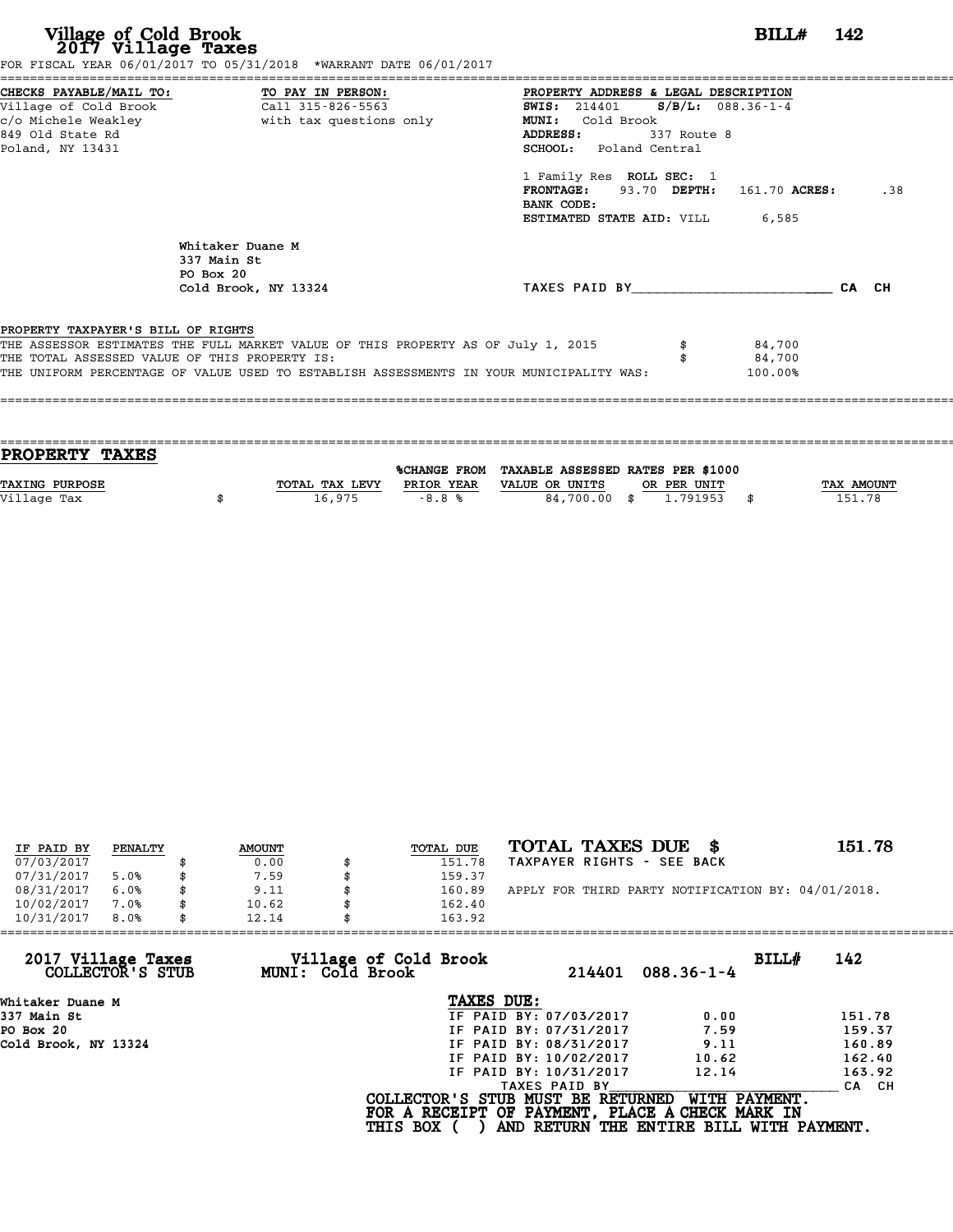# Village of Cold Brook
## 2017 Village Taxes

**BILL# 142**

FOR FISCAL YEAR 06/01/2017 TO 05/31/2018 *WARRANT DATE 06/01/2017

**CHECKS PAYABLE/MAIL TO:**
Village of Cold Brook
c/o Michele Weakley
849 Old State Rd
Poland, NY 13431

**TO PAY IN PERSON:**
Call 315-826-5563
with tax questions only

**PROPERTY ADDRESS & LEGAL DESCRIPTION**
**SWIS:** 214401 **S/B/L:** 088.36-1-4
**MUNI:** Cold Brook
**ADDRESS:** 337 Route 8
**SCHOOL:** Poland Central

1 Family Res **ROLL SEC:** 1
**FRONTAGE:** 93.70 **DEPTH:** 161.70 **ACRES:** .38
**BANK CODE:**
**ESTIMATED STATE AID:** VILL 6,585

Whitaker Duane M
337 Main St
PO Box 20
Cold Brook, NY 13324

TAXES PAID BY________________________ CA CH

PROPERTY TAXPAYER'S BILL OF RIGHTS

THE ASSESSOR ESTIMATES THE FULL MARKET VALUE OF THIS PROPERTY AS OF July 1, 2015 $ 84,700
THE TOTAL ASSESSED VALUE OF THIS PROPERTY IS: $ 84,700
THE UNIFORM PERCENTAGE OF VALUE USED TO ESTABLISH ASSESSMENTS IN YOUR MUNICIPALITY WAS: 100.00%

## PROPERTY TAXES

| TAXING PURPOSE | TOTAL TAX LEVY | %CHANGE FROM PRIOR YEAR | TAXABLE ASSESSED VALUE OR UNITS | RATES PER $1000 OR PER UNIT | TAX AMOUNT |
|---|---|---|---|---|---|
| Village Tax | $ 16,975 | -8.8 % | 84,700.00 | $ 1.791953 | $ 151.78 |

| IF PAID BY | PENALTY | AMOUNT | TOTAL DUE |
|---|---|---|---|
| 07/03/2017 | | $ 0.00 | $ 151.78 |
| 07/31/2017 | 5.0% | $ 7.59 | $ 159.37 |
| 08/31/2017 | 6.0% | $ 9.11 | $ 160.89 |
| 10/02/2017 | 7.0% | $ 10.62 | $ 162.40 |
| 10/31/2017 | 8.0% | $ 12.14 | $ 163.92 |

**TOTAL TAXES DUE $ 151.78**
TAXPAYER RIGHTS - SEE BACK

APPLY FOR THIRD PARTY NOTIFICATION BY: 04/01/2018.

---

**2017 Village Taxes COLLECTOR'S STUB** — **Village of Cold Brook MUNI: Cold Brook** — 214401 088.36-1-4 — **BILL# 142**

Whitaker Duane M
337 Main St
PO Box 20
Cold Brook, NY 13324

**TAXES DUE:**

| | | |
|---|---|---|
| IF PAID BY: 07/03/2017 | 0.00 | 151.78 |
| IF PAID BY: 07/31/2017 | 7.59 | 159.37 |
| IF PAID BY: 08/31/2017 | 9.11 | 160.89 |
| IF PAID BY: 10/02/2017 | 10.62 | 162.40 |
| IF PAID BY: 10/31/2017 | 12.14 | 163.92 |

TAXES PAID BY________________________ CA CH

**COLLECTOR'S STUB MUST BE RETURNED WITH PAYMENT.**
**FOR A RECEIPT OF PAYMENT, PLACE A CHECK MARK IN THIS BOX ( ) AND RETURN THE ENTIRE BILL WITH PAYMENT.**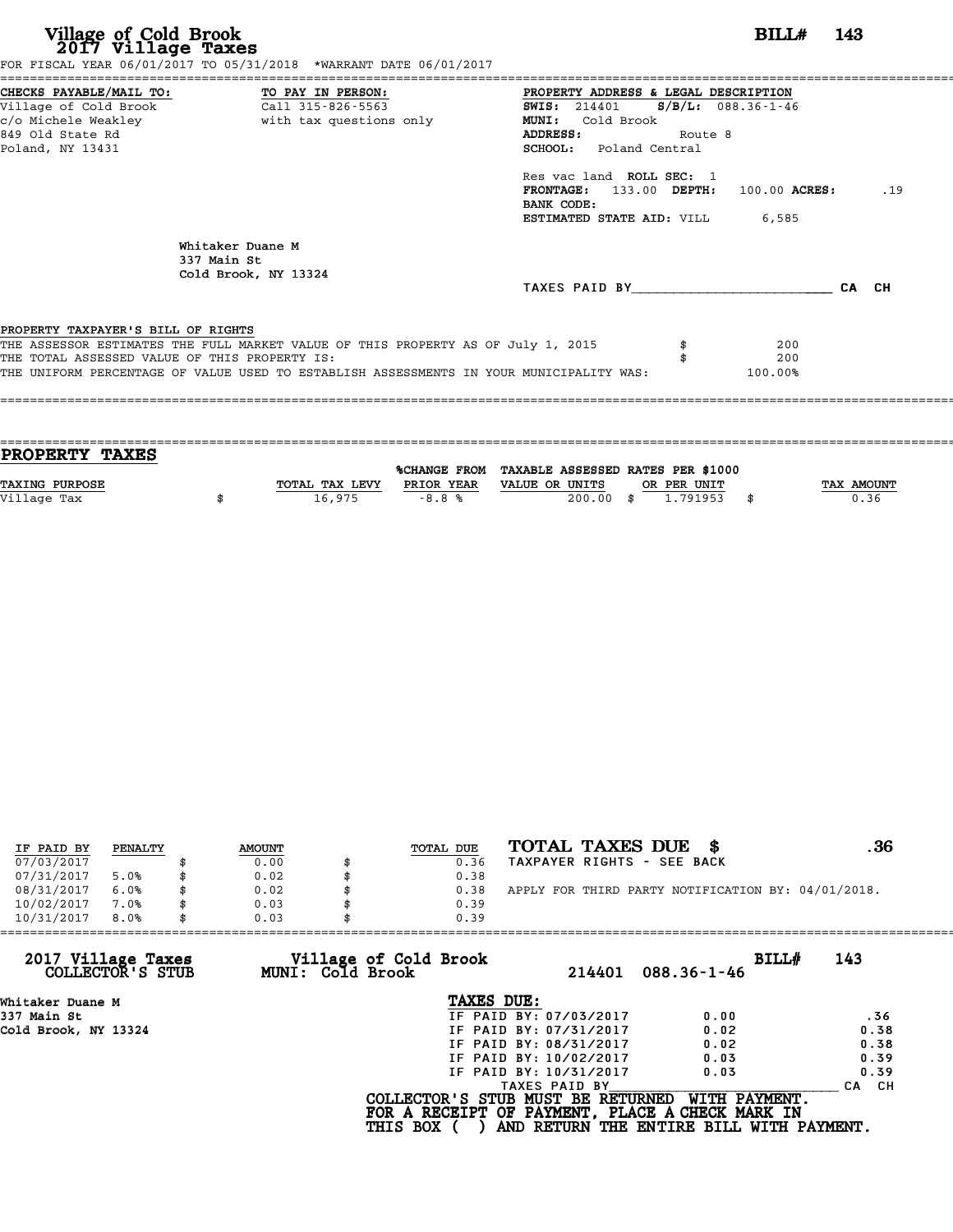# Village of Cold Brook
## 2017 Village Taxes

**BILL# 143**

FOR FISCAL YEAR 06/01/2017 TO 05/31/2018 *WARRANT DATE 06/01/2017

**CHECKS PAYABLE/MAIL TO:**
Village of Cold Brook
c/o Michele Weakley
849 Old State Rd
Poland, NY 13431

**TO PAY IN PERSON:**
Call 315-826-5563
with tax questions only

**PROPERTY ADDRESS & LEGAL DESCRIPTION**
**SWIS:** 214401 **S/B/L:** 088.36-1-46
**MUNI:** Cold Brook
**ADDRESS:** Route 8
**SCHOOL:** Poland Central

Res vac land **ROLL SEC:** 1
**FRONTAGE:** 133.00 **DEPTH:** 100.00 **ACRES:** .19
**BANK CODE:**
**ESTIMATED STATE AID:** VILL 6,585

Whitaker Duane M
337 Main St
Cold Brook, NY 13324

TAXES PAID BY________________________ CA CH

**PROPERTY TAXPAYER'S BILL OF RIGHTS**

THE ASSESSOR ESTIMATES THE FULL MARKET VALUE OF THIS PROPERTY AS OF July 1, 2015 $ 200
THE TOTAL ASSESSED VALUE OF THIS PROPERTY IS: $ 200
THE UNIFORM PERCENTAGE OF VALUE USED TO ESTABLISH ASSESSMENTS IN YOUR MUNICIPALITY WAS: 100.00%

## PROPERTY TAXES

| TAXING PURPOSE | TOTAL TAX LEVY | %CHANGE FROM PRIOR YEAR | TAXABLE ASSESSED VALUE OR UNITS | RATES PER $1000 OR PER UNIT | TAX AMOUNT |
|---|---|---|---|---|---|
| Village Tax | $ 16,975 | -8.8 % | 200.00 | $ 1.791953 | $ 0.36 |

| IF PAID BY | PENALTY | AMOUNT | TOTAL DUE |
|---|---|---|---|
| 07/03/2017 | | $ 0.00 | $ 0.36 |
| 07/31/2017 | 5.0% | $ 0.02 | $ 0.38 |
| 08/31/2017 | 6.0% | $ 0.02 | $ 0.38 |
| 10/02/2017 | 7.0% | $ 0.03 | $ 0.39 |
| 10/31/2017 | 8.0% | $ 0.03 | $ 0.39 |

**TOTAL TAXES DUE $ .36**
TAXPAYER RIGHTS - SEE BACK

APPLY FOR THIRD PARTY NOTIFICATION BY: 04/01/2018.

**2017 Village Taxes COLLECTOR'S STUB** — **Village of Cold Brook MUNI: Cold Brook** — 214401 088.36-1-46 — **BILL# 143**

Whitaker Duane M
337 Main St
Cold Brook, NY 13324

**TAXES DUE:**

| | | |
|---|---|---|
| IF PAID BY: 07/03/2017 | 0.00 | .36 |
| IF PAID BY: 07/31/2017 | 0.02 | 0.38 |
| IF PAID BY: 08/31/2017 | 0.02 | 0.38 |
| IF PAID BY: 10/02/2017 | 0.03 | 0.39 |
| IF PAID BY: 10/31/2017 | 0.03 | 0.39 |

TAXES PAID BY________________________ CA CH

**COLLECTOR'S STUB MUST BE RETURNED WITH PAYMENT.**
**FOR A RECEIPT OF PAYMENT, PLACE A CHECK MARK IN THIS BOX ( ) AND RETURN THE ENTIRE BILL WITH PAYMENT.**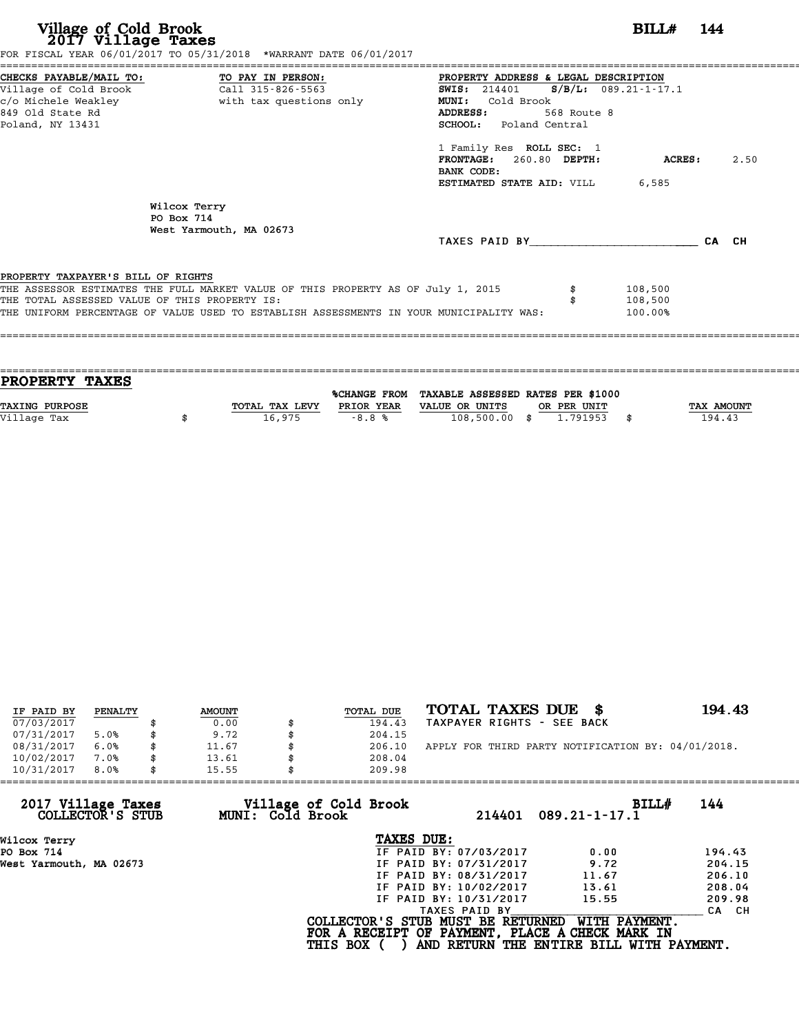# Village of Cold Brook
## 2017 Village Taxes

**BILL# 144**

FOR FISCAL YEAR 06/01/2017 TO 05/31/2018 *WARRANT DATE 06/01/2017

**CHECKS PAYABLE/MAIL TO:**
Village of Cold Brook
c/o Michele Weakley
849 Old State Rd
Poland, NY 13431

**TO PAY IN PERSON:**
Call 315-826-5563
with tax questions only

**PROPERTY ADDRESS & LEGAL DESCRIPTION**
**SWIS:** 214401 **S/B/L:** 089.21-1-17.1
**MUNI:** Cold Brook
**ADDRESS:** 568 Route 8
**SCHOOL:** Poland Central

1 Family Res **ROLL SEC:** 1
**FRONTAGE:** 260.80 **DEPTH:** **ACRES:** 2.50
**BANK CODE:**
**ESTIMATED STATE AID:** VILL 6,585

Wilcox Terry
PO Box 714
West Yarmouth, MA 02673

TAXES PAID BY________________________ CA CH

PROPERTY TAXPAYER'S BILL OF RIGHTS

| | | |
|---|---|---|
| THE ASSESSOR ESTIMATES THE FULL MARKET VALUE OF THIS PROPERTY AS OF July 1, 2015 | $ | 108,500 |
| THE TOTAL ASSESSED VALUE OF THIS PROPERTY IS: | $ | 108,500 |
| THE UNIFORM PERCENTAGE OF VALUE USED TO ESTABLISH ASSESSMENTS IN YOUR MUNICIPALITY WAS: | | 100.00% |

## PROPERTY TAXES

| TAXING PURPOSE | TOTAL TAX LEVY | %CHANGE FROM PRIOR YEAR | TAXABLE ASSESSED VALUE OR UNITS | RATES PER $1000 OR PER UNIT | TAX AMOUNT |
|---|---|---|---|---|---|
| Village Tax | $ 16,975 | -8.8 % | 108,500.00 | $ 1.791953 | $ 194.43 |

| IF PAID BY | PENALTY | AMOUNT | TOTAL DUE |
|---|---|---|---|
| 07/03/2017 | | $ 0.00 | $ 194.43 |
| 07/31/2017 | 5.0% | $ 9.72 | $ 204.15 |
| 08/31/2017 | 6.0% | $ 11.67 | $ 206.10 |
| 10/02/2017 | 7.0% | $ 13.61 | $ 208.04 |
| 10/31/2017 | 8.0% | $ 15.55 | $ 209.98 |

**TOTAL TAXES DUE $ 194.43**
TAXPAYER RIGHTS - SEE BACK

APPLY FOR THIRD PARTY NOTIFICATION BY: 04/01/2018.

**2017 Village Taxes COLLECTOR'S STUB** — **Village of Cold Brook MUNI: Cold Brook** — 214401 089.21-1-17.1 — **BILL# 144**

Wilcox Terry
PO Box 714
West Yarmouth, MA 02673

**TAXES DUE:**

| | | |
|---|---|---|
| IF PAID BY: 07/03/2017 | 0.00 | 194.43 |
| IF PAID BY: 07/31/2017 | 9.72 | 204.15 |
| IF PAID BY: 08/31/2017 | 11.67 | 206.10 |
| IF PAID BY: 10/02/2017 | 13.61 | 208.04 |
| IF PAID BY: 10/31/2017 | 15.55 | 209.98 |

TAXES PAID BY________________________ CA CH

COLLECTOR'S STUB MUST BE RETURNED WITH PAYMENT.
FOR A RECEIPT OF PAYMENT, PLACE A CHECK MARK IN THIS BOX ( ) AND RETURN THE ENTIRE BILL WITH PAYMENT.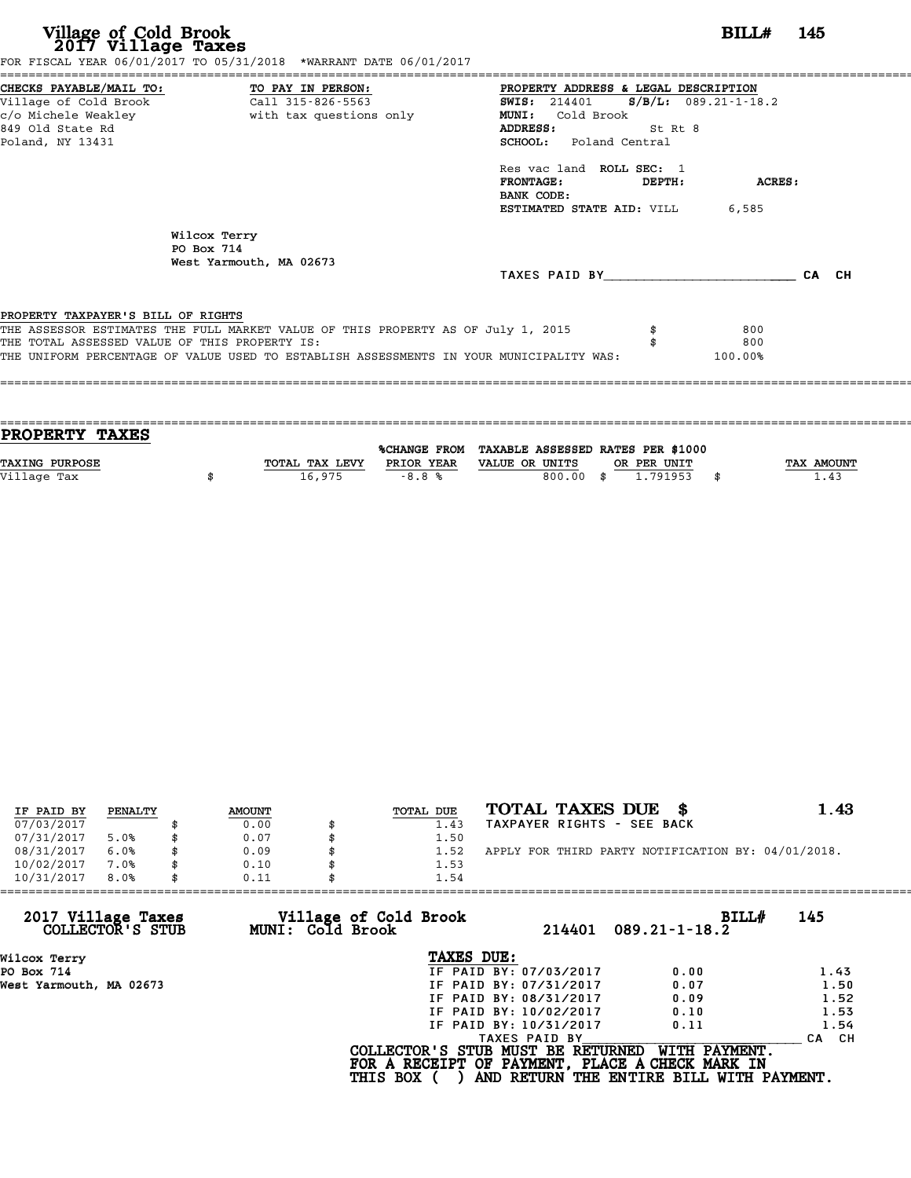# Village of Cold Brook
## 2017 Village Taxes

**BILL# 145**

FOR FISCAL YEAR 06/01/2017 TO 05/31/2018 *WARRANT DATE 06/01/2017

**CHECKS PAYABLE/MAIL TO:**
Village of Cold Brook
c/o Michele Weakley
849 Old State Rd
Poland, NY 13431

**TO PAY IN PERSON:**
Call 315-826-5563
with tax questions only

**PROPERTY ADDRESS & LEGAL DESCRIPTION**
**SWIS:** 214401 **S/B/L:** 089.21-1-18.2
**MUNI:** Cold Brook
**ADDRESS:** St Rt 8
**SCHOOL:** Poland Central

Res vac land **ROLL SEC:** 1
**FRONTAGE:** **DEPTH:** **ACRES:**
**BANK CODE:**
**ESTIMATED STATE AID:** VILL 6,585

Wilcox Terry
PO Box 714
West Yarmouth, MA 02673

TAXES PAID BY_________________________ CA CH

PROPERTY TAXPAYER'S BILL OF RIGHTS

| | | |
|---|---|---|
| THE ASSESSOR ESTIMATES THE FULL MARKET VALUE OF THIS PROPERTY AS OF July 1, 2015 | $ | 800 |
| THE TOTAL ASSESSED VALUE OF THIS PROPERTY IS: | $ | 800 |
| THE UNIFORM PERCENTAGE OF VALUE USED TO ESTABLISH ASSESSMENTS IN YOUR MUNICIPALITY WAS: | | 100.00% |

## PROPERTY TAXES

| TAXING PURPOSE | | TOTAL TAX LEVY | %CHANGE FROM PRIOR YEAR | TAXABLE ASSESSED VALUE OR UNITS | | RATES PER $1000 OR PER UNIT | | TAX AMOUNT |
|---|---|---|---|---|---|---|---|---|
| Village Tax | $ | 16,975 | -8.8 % | 800.00 | $ | 1.791953 | $ | 1.43 |

| IF PAID BY | PENALTY | | AMOUNT | | TOTAL DUE |
|---|---|---|---|---|---|
| 07/03/2017 | | $ | 0.00 | $ | 1.43 |
| 07/31/2017 | 5.0% | $ | 0.07 | $ | 1.50 |
| 08/31/2017 | 6.0% | $ | 0.09 | $ | 1.52 |
| 10/02/2017 | 7.0% | $ | 0.10 | $ | 1.53 |
| 10/31/2017 | 8.0% | $ | 0.11 | $ | 1.54 |

**TOTAL TAXES DUE $ 1.43**

TAXPAYER RIGHTS - SEE BACK

APPLY FOR THIRD PARTY NOTIFICATION BY: 04/01/2018.

**2017 Village Taxes COLLECTOR'S STUB**

**Village of Cold Brook MUNI: Cold Brook**

214401 089.21-1-18.2 **BILL# 145**

Wilcox Terry
PO Box 714
West Yarmouth, MA 02673

**TAXES DUE:**

| | | |
|---|---|---|
| IF PAID BY: 07/03/2017 | 0.00 | 1.43 |
| IF PAID BY: 07/31/2017 | 0.07 | 1.50 |
| IF PAID BY: 08/31/2017 | 0.09 | 1.52 |
| IF PAID BY: 10/02/2017 | 0.10 | 1.53 |
| IF PAID BY: 10/31/2017 | 0.11 | 1.54 |

TAXES PAID BY_________________________ CA CH

**COLLECTOR'S STUB MUST BE RETURNED WITH PAYMENT.**
**FOR A RECEIPT OF PAYMENT, PLACE A CHECK MARK IN THIS BOX ( ) AND RETURN THE ENTIRE BILL WITH PAYMENT.**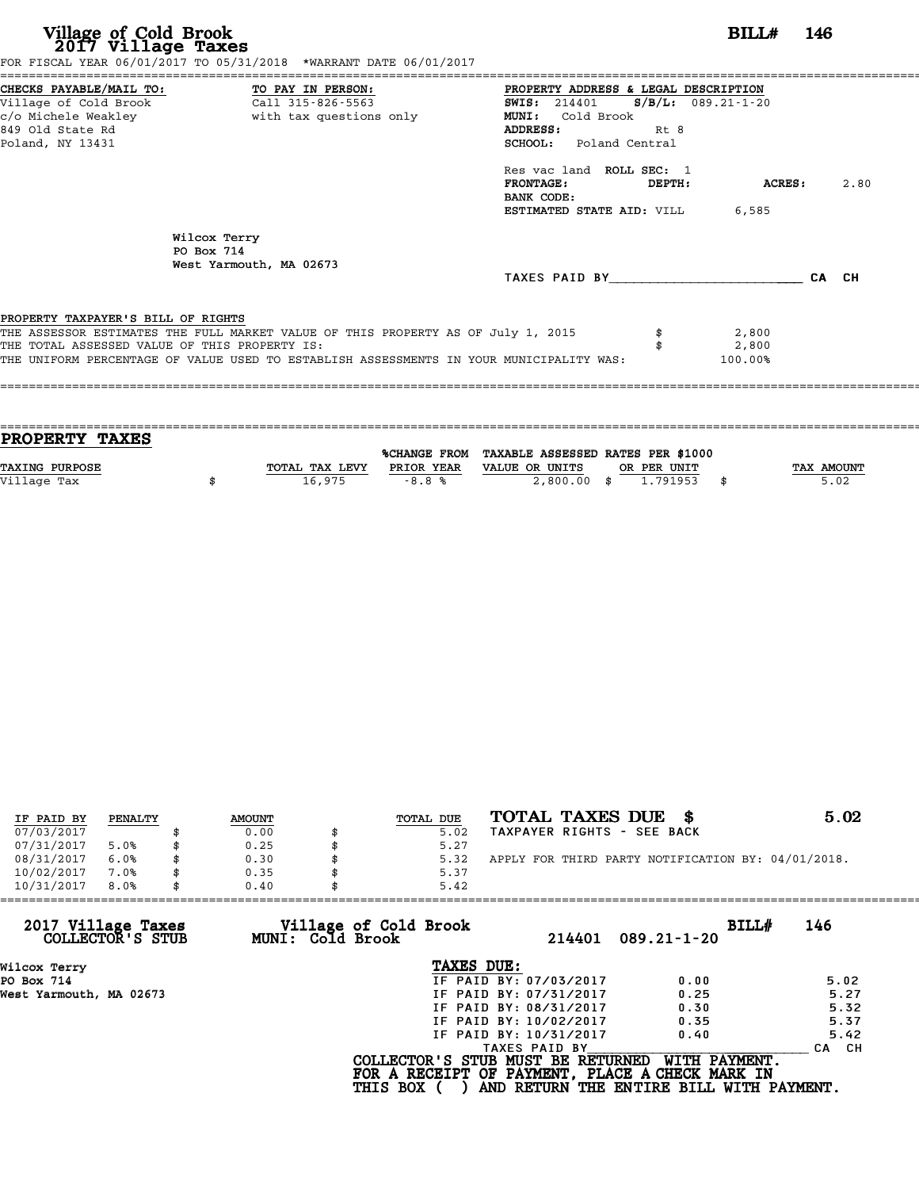# Village of Cold Brook
## 2017 Village Taxes

**BILL# 146**

FOR FISCAL YEAR 06/01/2017 TO 05/31/2018 *WARRANT DATE 06/01/2017

**CHECKS PAYABLE/MAIL TO:**
Village of Cold Brook
c/o Michele Weakley
849 Old State Rd
Poland, NY 13431

**TO PAY IN PERSON:**
Call 315-826-5563
with tax questions only

**PROPERTY ADDRESS & LEGAL DESCRIPTION**
**SWIS:** 214401 **S/B/L:** 089.21-1-20
**MUNI:** Cold Brook
**ADDRESS:** Rt 8
**SCHOOL:** Poland Central

Res vac land **ROLL SEC:** 1
**FRONTAGE:** **DEPTH:** **ACRES:** 2.80
**BANK CODE:**
**ESTIMATED STATE AID:** VILL 6,585

Wilcox Terry
PO Box 714
West Yarmouth, MA 02673

TAXES PAID BY________________________ CA CH

**PROPERTY TAXPAYER'S BILL OF RIGHTS**

THE ASSESSOR ESTIMATES THE FULL MARKET VALUE OF THIS PROPERTY AS OF July 1, 2015 $ 2,800
THE TOTAL ASSESSED VALUE OF THIS PROPERTY IS: $ 2,800
THE UNIFORM PERCENTAGE OF VALUE USED TO ESTABLISH ASSESSMENTS IN YOUR MUNICIPALITY WAS: 100.00%

## PROPERTY TAXES

| TAXING PURPOSE | TOTAL TAX LEVY | %CHANGE FROM PRIOR YEAR | TAXABLE ASSESSED VALUE OR UNITS | RATES PER $1000 OR PER UNIT | TAX AMOUNT |
|---|---|---|---|---|---|
| Village Tax | $ 16,975 | -8.8 % | 2,800.00 | $ 1.791953 | $ 5.02 |

| IF PAID BY | PENALTY | AMOUNT | TOTAL DUE |
|---|---|---|---|
| 07/03/2017 | | $ 0.00 | $ 5.02 |
| 07/31/2017 | 5.0% | $ 0.25 | $ 5.27 |
| 08/31/2017 | 6.0% | $ 0.30 | $ 5.32 |
| 10/02/2017 | 7.0% | $ 0.35 | $ 5.37 |
| 10/31/2017 | 8.0% | $ 0.40 | $ 5.42 |

**TOTAL TAXES DUE $ 5.02**
TAXPAYER RIGHTS - SEE BACK

APPLY FOR THIRD PARTY NOTIFICATION BY: 04/01/2018.

---

**2017 Village Taxes COLLECTOR'S STUB** — **Village of Cold Brook MUNI: Cold Brook** — 214401 089.21-1-20 — **BILL# 146**

Wilcox Terry
PO Box 714
West Yarmouth, MA 02673

**TAXES DUE:**

| | | |
|---|---|---|
| IF PAID BY: 07/03/2017 | 0.00 | 5.02 |
| IF PAID BY: 07/31/2017 | 0.25 | 5.27 |
| IF PAID BY: 08/31/2017 | 0.30 | 5.32 |
| IF PAID BY: 10/02/2017 | 0.35 | 5.37 |
| IF PAID BY: 10/31/2017 | 0.40 | 5.42 |

TAXES PAID BY________________________ CA CH

**COLLECTOR'S STUB MUST BE RETURNED WITH PAYMENT.**
**FOR A RECEIPT OF PAYMENT, PLACE A CHECK MARK IN THIS BOX ( ) AND RETURN THE ENTIRE BILL WITH PAYMENT.**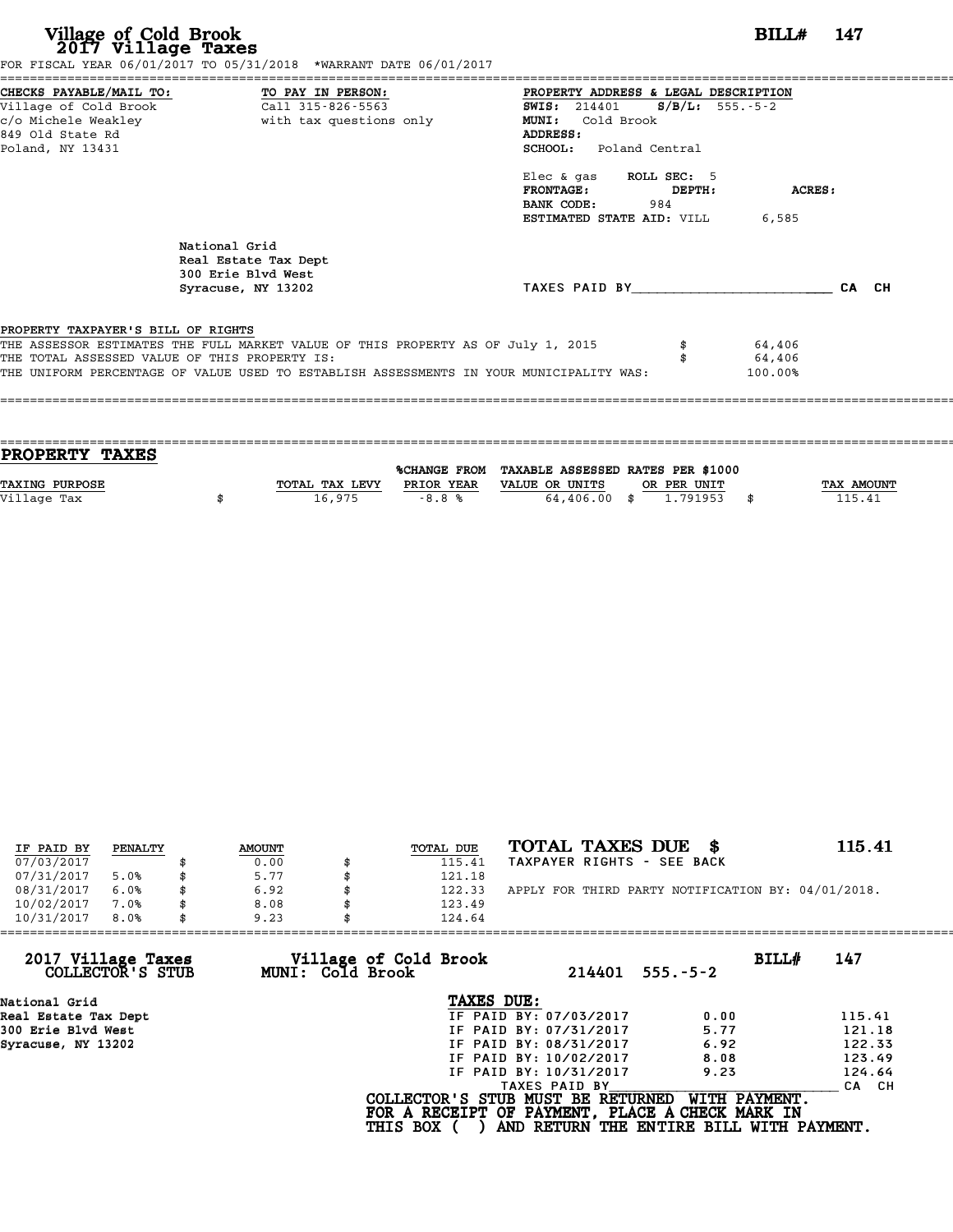# Village of Cold Brook
## 2017 Village Taxes

**BILL# 147**

FOR FISCAL YEAR 06/01/2017 TO 05/31/2018 *WARRANT DATE 06/01/2017

| CHECKS PAYABLE/MAIL TO: | TO PAY IN PERSON: | PROPERTY ADDRESS & LEGAL DESCRIPTION |
|---|---|---|
| Village of Cold Brook | Call 315-826-5563 | **SWIS:** 214401 **S/B/L:** 555.-5-2 |
| c/o Michele Weakley | with tax questions only | **MUNI:** Cold Brook |
| 849 Old State Rd | | **ADDRESS:** |
| Poland, NY 13431 | | **SCHOOL:** Poland Central |

Elec & gas **ROLL SEC:** 5
**FRONTAGE:** **DEPTH:** **ACRES:**
**BANK CODE:** 984
**ESTIMATED STATE AID:** VILL 6,585

National Grid
Real Estate Tax Dept
300 Erie Blvd West
Syracuse, NY 13202

TAXES PAID BY________________________ CA CH

PROPERTY TAXPAYER'S BILL OF RIGHTS

| | | |
|---|---|---|
| THE ASSESSOR ESTIMATES THE FULL MARKET VALUE OF THIS PROPERTY AS OF July 1, 2015 | $ | 64,406 |
| THE TOTAL ASSESSED VALUE OF THIS PROPERTY IS: | $ | 64,406 |
| THE UNIFORM PERCENTAGE OF VALUE USED TO ESTABLISH ASSESSMENTS IN YOUR MUNICIPALITY WAS: | | 100.00% |

## PROPERTY TAXES

| TAXING PURPOSE | TOTAL TAX LEVY | %CHANGE FROM PRIOR YEAR | TAXABLE ASSESSED VALUE OR UNITS | RATES PER $1000 OR PER UNIT | TAX AMOUNT |
|---|---|---|---|---|---|
| Village Tax | $ 16,975 | -8.8 % | 64,406.00 | $ 1.791953 | $ 115.41 |

| IF PAID BY | PENALTY | AMOUNT | TOTAL DUE |
|---|---|---|---|
| 07/03/2017 | | $ 0.00 | $ 115.41 |
| 07/31/2017 | 5.0% | $ 5.77 | $ 121.18 |
| 08/31/2017 | 6.0% | $ 6.92 | $ 122.33 |
| 10/02/2017 | 7.0% | $ 8.08 | $ 123.49 |
| 10/31/2017 | 8.0% | $ 9.23 | $ 124.64 |

**TOTAL TAXES DUE $ 115.41**

TAXPAYER RIGHTS - SEE BACK

APPLY FOR THIRD PARTY NOTIFICATION BY: 04/01/2018.

---

**2017 Village Taxes COLLECTOR'S STUB** — **Village of Cold Brook MUNI: Cold Brook** — 214401 555.-5-2 — **BILL# 147**

National Grid
Real Estate Tax Dept
300 Erie Blvd West
Syracuse, NY 13202

**TAXES DUE:**

| | | |
|---|---|---|
| IF PAID BY: 07/03/2017 | 0.00 | 115.41 |
| IF PAID BY: 07/31/2017 | 5.77 | 121.18 |
| IF PAID BY: 08/31/2017 | 6.92 | 122.33 |
| IF PAID BY: 10/02/2017 | 8.08 | 123.49 |
| IF PAID BY: 10/31/2017 | 9.23 | 124.64 |

TAXES PAID BY________________________ CA CH

**COLLECTOR'S STUB MUST BE RETURNED WITH PAYMENT.**
**FOR A RECEIPT OF PAYMENT, PLACE A CHECK MARK IN THIS BOX ( ) AND RETURN THE ENTIRE BILL WITH PAYMENT.**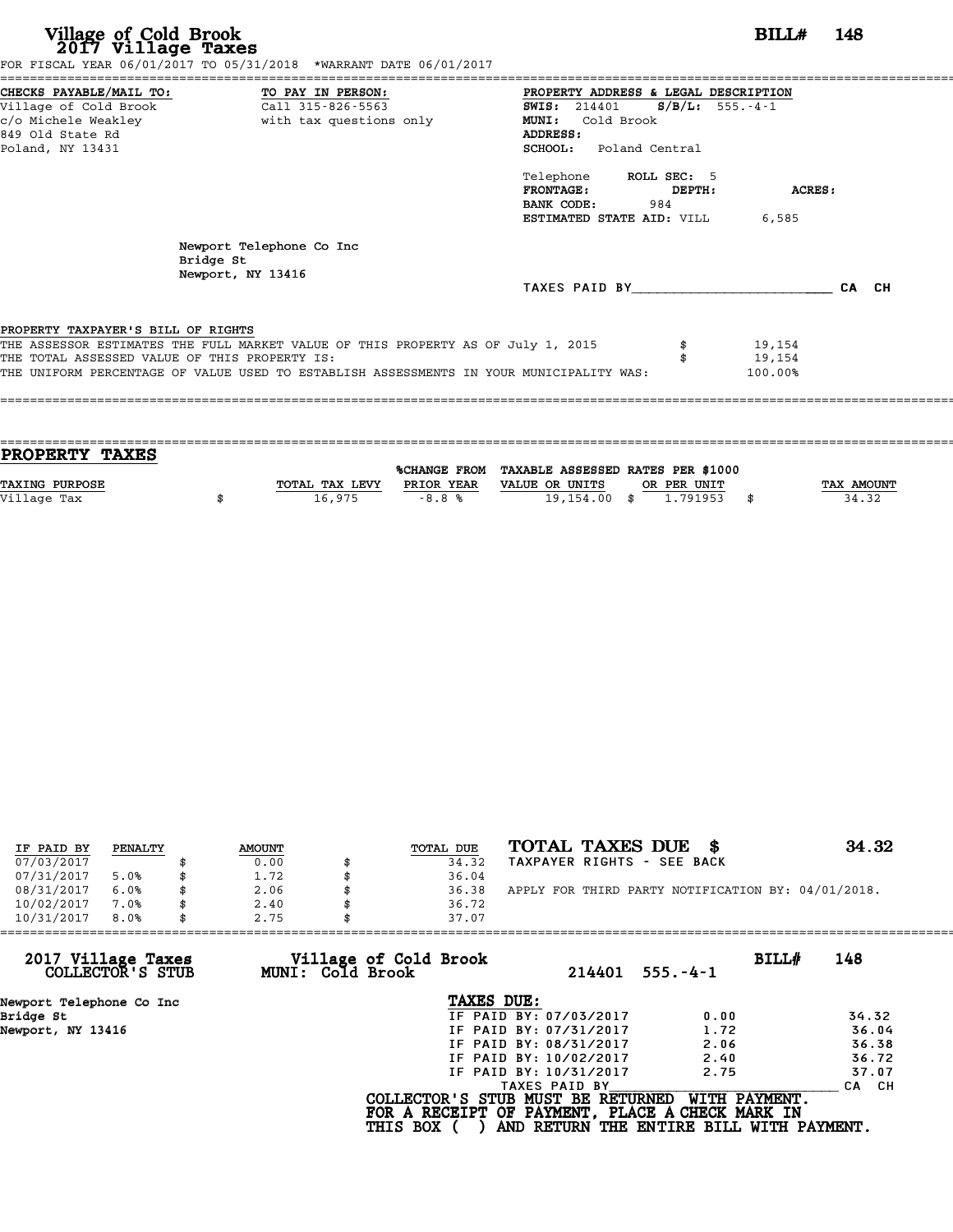# Village of Cold Brook
## 2017 Village Taxes

**BILL# 148**

FOR FISCAL YEAR 06/01/2017 TO 05/31/2018 *WARRANT DATE 06/01/2017

**CHECKS PAYABLE/MAIL TO:**
Village of Cold Brook
c/o Michele Weakley
849 Old State Rd
Poland, NY 13431

**TO PAY IN PERSON:**
Call 315-826-5563
with tax questions only

**PROPERTY ADDRESS & LEGAL DESCRIPTION**
**SWIS:** 214401 **S/B/L:** 555.-4-1
**MUNI:** Cold Brook
**ADDRESS:**
**SCHOOL:** Poland Central

Telephone **ROLL SEC:** 5
**FRONTAGE:** **DEPTH:** **ACRES:**
**BANK CODE:** 984
**ESTIMATED STATE AID:** VILL 6,585

Newport Telephone Co Inc
Bridge St
Newport, NY 13416

TAXES PAID BY________________________ CA CH

**PROPERTY TAXPAYER'S BILL OF RIGHTS**

THE ASSESSOR ESTIMATES THE FULL MARKET VALUE OF THIS PROPERTY AS OF July 1, 2015 $ 19,154
THE TOTAL ASSESSED VALUE OF THIS PROPERTY IS: $ 19,154
THE UNIFORM PERCENTAGE OF VALUE USED TO ESTABLISH ASSESSMENTS IN YOUR MUNICIPALITY WAS: 100.00%

## PROPERTY TAXES

| TAXING PURPOSE | TOTAL TAX LEVY | %CHANGE FROM PRIOR YEAR | TAXABLE ASSESSED VALUE OR UNITS | RATES PER $1000 OR PER UNIT | TAX AMOUNT |
|---|---|---|---|---|---|
| Village Tax | $ 16,975 | -8.8 % | 19,154.00 | $ 1.791953 | $ 34.32 |

| IF PAID BY | PENALTY | AMOUNT | TOTAL DUE |
|---|---|---|---|
| 07/03/2017 | | $ 0.00 | $ 34.32 |
| 07/31/2017 | 5.0% | $ 1.72 | $ 36.04 |
| 08/31/2017 | 6.0% | $ 2.06 | $ 36.38 |
| 10/02/2017 | 7.0% | $ 2.40 | $ 36.72 |
| 10/31/2017 | 8.0% | $ 2.75 | $ 37.07 |

**TOTAL TAXES DUE $ 34.32**
TAXPAYER RIGHTS - SEE BACK

APPLY FOR THIRD PARTY NOTIFICATION BY: 04/01/2018.

---

**2017 Village Taxes COLLECTOR'S STUB** — **Village of Cold Brook MUNI: Cold Brook** — 214401 555.-4-1 — **BILL# 148**

Newport Telephone Co Inc
Bridge St
Newport, NY 13416

**TAXES DUE:**

| | | |
|---|---|---|
| IF PAID BY: 07/03/2017 | 0.00 | 34.32 |
| IF PAID BY: 07/31/2017 | 1.72 | 36.04 |
| IF PAID BY: 08/31/2017 | 2.06 | 36.38 |
| IF PAID BY: 10/02/2017 | 2.40 | 36.72 |
| IF PAID BY: 10/31/2017 | 2.75 | 37.07 |

TAXES PAID BY________________________ CA CH

**COLLECTOR'S STUB MUST BE RETURNED WITH PAYMENT.**
**FOR A RECEIPT OF PAYMENT, PLACE A CHECK MARK IN**
**THIS BOX ( ) AND RETURN THE ENTIRE BILL WITH PAYMENT.**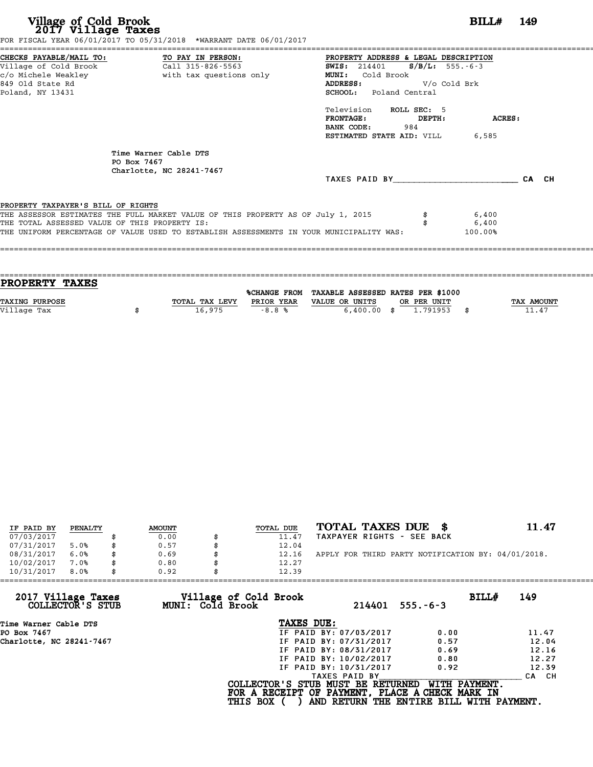# Village of Cold Brook
## 2017 Village Taxes

**BILL# 149**

FOR FISCAL YEAR 06/01/2017 TO 05/31/2018 *WARRANT DATE 06/01/2017

**CHECKS PAYABLE/MAIL TO:**
Village of Cold Brook
c/o Michele Weakley
849 Old State Rd
Poland, NY 13431

**TO PAY IN PERSON:**
Call 315-826-5563
with tax questions only

**PROPERTY ADDRESS & LEGAL DESCRIPTION**
**SWIS:** 214401 **S/B/L:** 555.-6-3
**MUNI:** Cold Brook
**ADDRESS:** V/o Cold Brk
**SCHOOL:** Poland Central

Television **ROLL SEC:** 5
**FRONTAGE:** **DEPTH:** **ACRES:**
**BANK CODE:** 984
**ESTIMATED STATE AID:** VILL 6,585

Time Warner Cable DTS
PO Box 7467
Charlotte, NC 28241-7467

TAXES PAID BY________________________ CA CH

**PROPERTY TAXPAYER'S BILL OF RIGHTS**

THE ASSESSOR ESTIMATES THE FULL MARKET VALUE OF THIS PROPERTY AS OF July 1, 2015 $ 6,400
THE TOTAL ASSESSED VALUE OF THIS PROPERTY IS: $ 6,400
THE UNIFORM PERCENTAGE OF VALUE USED TO ESTABLISH ASSESSMENTS IN YOUR MUNICIPALITY WAS: 100.00%

## PROPERTY TAXES

| TAXING PURPOSE | | TOTAL TAX LEVY | %CHANGE FROM PRIOR YEAR | TAXABLE ASSESSED VALUE OR UNITS | | RATES PER $1000 OR PER UNIT | | TAX AMOUNT |
|---|---|---|---|---|---|---|---|---|
| Village Tax | $ | 16,975 | -8.8 % | 6,400.00 | $ | 1.791953 | $ | 11.47 |

| IF PAID BY | PENALTY | | AMOUNT | | TOTAL DUE |
|---|---|---|---|---|---|
| 07/03/2017 | | $ | 0.00 | $ | 11.47 |
| 07/31/2017 | 5.0% | $ | 0.57 | $ | 12.04 |
| 08/31/2017 | 6.0% | $ | 0.69 | $ | 12.16 |
| 10/02/2017 | 7.0% | $ | 0.80 | $ | 12.27 |
| 10/31/2017 | 8.0% | $ | 0.92 | $ | 12.39 |

**TOTAL TAXES DUE $ 11.47**
TAXPAYER RIGHTS - SEE BACK

APPLY FOR THIRD PARTY NOTIFICATION BY: 04/01/2018.

**2017 Village Taxes COLLECTOR'S STUB** — **Village of Cold Brook MUNI: Cold Brook** — 214401 555.-6-3 — **BILL# 149**

Time Warner Cable DTS
PO Box 7467
Charlotte, NC 28241-7467

**TAXES DUE:**

| | | |
|---|---|---|
| IF PAID BY: 07/03/2017 | 0.00 | 11.47 |
| IF PAID BY: 07/31/2017 | 0.57 | 12.04 |
| IF PAID BY: 08/31/2017 | 0.69 | 12.16 |
| IF PAID BY: 10/02/2017 | 0.80 | 12.27 |
| IF PAID BY: 10/31/2017 | 0.92 | 12.39 |

TAXES PAID BY________________________ CA CH

COLLECTOR'S STUB MUST BE RETURNED WITH PAYMENT.
FOR A RECEIPT OF PAYMENT, PLACE A CHECK MARK IN THIS BOX ( ) AND RETURN THE ENTIRE BILL WITH PAYMENT.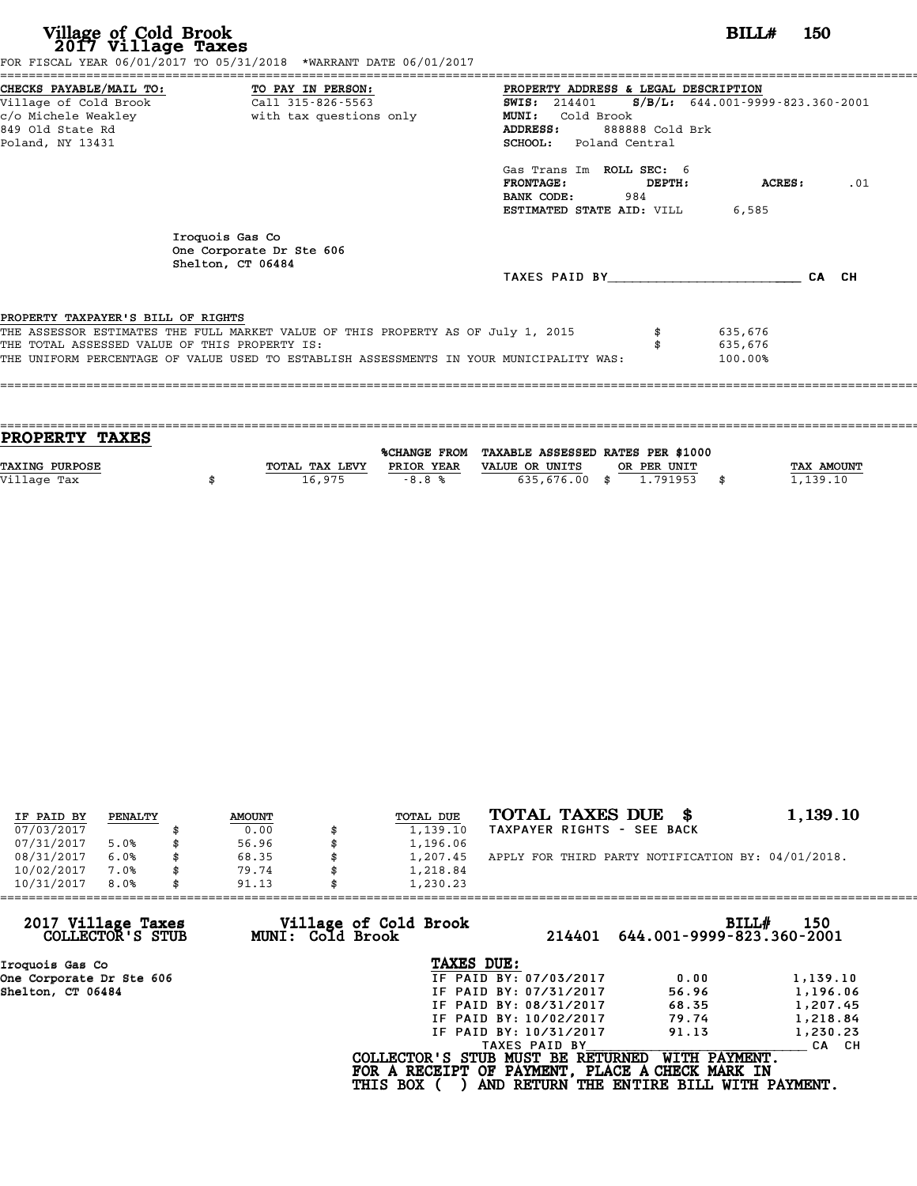# Village of Cold Brook
## 2017 Village Taxes

**BILL# 150**

FOR FISCAL YEAR 06/01/2017 TO 05/31/2018 *WARRANT DATE 06/01/2017

**CHECKS PAYABLE/MAIL TO:**
Village of Cold Brook
c/o Michele Weakley
849 Old State Rd
Poland, NY 13431

**TO PAY IN PERSON:**
Call 315-826-5563
with tax questions only

**PROPERTY ADDRESS & LEGAL DESCRIPTION**
**SWIS:** 214401 **S/B/L:** 644.001-9999-823.360-2001
**MUNI:** Cold Brook
**ADDRESS:** 888888 Cold Brk
**SCHOOL:** Poland Central

Gas Trans Im **ROLL SEC:** 6
**FRONTAGE:** **DEPTH:** **ACRES:** .01
**BANK CODE:** 984
**ESTIMATED STATE AID:** VILL 6,585

Iroquois Gas Co
One Corporate Dr Ste 606
Shelton, CT 06484

TAXES PAID BY________________________ CA CH

**PROPERTY TAXPAYER'S BILL OF RIGHTS**

THE ASSESSOR ESTIMATES THE FULL MARKET VALUE OF THIS PROPERTY AS OF July 1, 2015 $ 635,676
THE TOTAL ASSESSED VALUE OF THIS PROPERTY IS: $ 635,676
THE UNIFORM PERCENTAGE OF VALUE USED TO ESTABLISH ASSESSMENTS IN YOUR MUNICIPALITY WAS: 100.00%

## PROPERTY TAXES

| TAXING PURPOSE | TOTAL TAX LEVY | %CHANGE FROM PRIOR YEAR | TAXABLE ASSESSED VALUE OR UNITS | RATES PER $1000 OR PER UNIT | TAX AMOUNT |
|---|---|---|---|---|---|
| Village Tax | $ 16,975 | -8.8 % | 635,676.00 | $ 1.791953 | $ 1,139.10 |

| IF PAID BY | PENALTY | AMOUNT | TOTAL DUE |
|---|---|---|---|
| 07/03/2017 | | $ 0.00 | $ 1,139.10 |
| 07/31/2017 | 5.0% | $ 56.96 | $ 1,196.06 |
| 08/31/2017 | 6.0% | $ 68.35 | $ 1,207.45 |
| 10/02/2017 | 7.0% | $ 79.74 | $ 1,218.84 |
| 10/31/2017 | 8.0% | $ 91.13 | $ 1,230.23 |

**TOTAL TAXES DUE $ 1,139.10**
TAXPAYER RIGHTS - SEE BACK

APPLY FOR THIRD PARTY NOTIFICATION BY: 04/01/2018.

**2017 Village Taxes COLLECTOR'S STUB** — **Village of Cold Brook MUNI: Cold Brook** — 214401 644.001-9999-823.360-2001 — **BILL# 150**

Iroquois Gas Co
One Corporate Dr Ste 606
Shelton, CT 06484

**TAXES DUE:**

| | | |
|---|---|---|
| IF PAID BY: 07/03/2017 | 0.00 | 1,139.10 |
| IF PAID BY: 07/31/2017 | 56.96 | 1,196.06 |
| IF PAID BY: 08/31/2017 | 68.35 | 1,207.45 |
| IF PAID BY: 10/02/2017 | 79.74 | 1,218.84 |
| IF PAID BY: 10/31/2017 | 91.13 | 1,230.23 |

TAXES PAID BY________________________ CA CH

**COLLECTOR'S STUB MUST BE RETURNED WITH PAYMENT.**
**FOR A RECEIPT OF PAYMENT, PLACE A CHECK MARK IN THIS BOX ( ) AND RETURN THE ENTIRE BILL WITH PAYMENT.**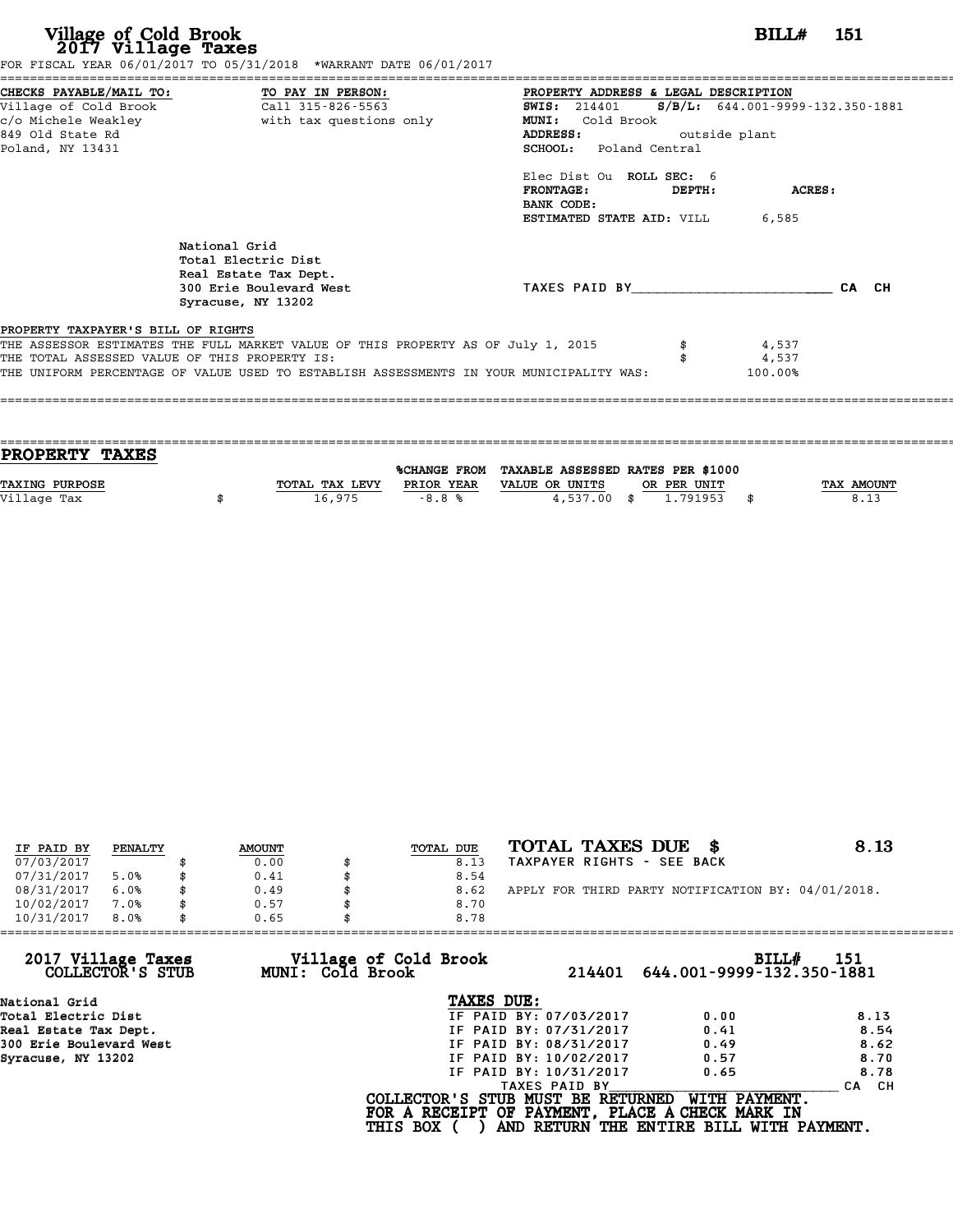# Village of Cold Brook
## 2017 Village Taxes

**BILL# 151**

FOR FISCAL YEAR 06/01/2017 TO 05/31/2018 *WARRANT DATE 06/01/2017

**CHECKS PAYABLE/MAIL TO:**
Village of Cold Brook
c/o Michele Weakley
849 Old State Rd
Poland, NY 13431

**TO PAY IN PERSON:**
Call 315-826-5563
with tax questions only

**PROPERTY ADDRESS & LEGAL DESCRIPTION**
**SWIS:** 214401 **S/B/L:** 644.001-9999-132.350-1881
**MUNI:** Cold Brook
**ADDRESS:** outside plant
**SCHOOL:** Poland Central

Elec Dist Ou **ROLL SEC:** 6
**FRONTAGE:** **DEPTH:** **ACRES:**
**BANK CODE:**
**ESTIMATED STATE AID:** VILL 6,585

National Grid
Total Electric Dist
Real Estate Tax Dept.
300 Erie Boulevard West
Syracuse, NY 13202

TAXES PAID BY________________________ CA CH

**PROPERTY TAXPAYER'S BILL OF RIGHTS**

THE ASSESSOR ESTIMATES THE FULL MARKET VALUE OF THIS PROPERTY AS OF July 1, 2015 $ 4,537
THE TOTAL ASSESSED VALUE OF THIS PROPERTY IS: $ 4,537
THE UNIFORM PERCENTAGE OF VALUE USED TO ESTABLISH ASSESSMENTS IN YOUR MUNICIPALITY WAS: 100.00%

## PROPERTY TAXES

| TAXING PURPOSE | TOTAL TAX LEVY | %CHANGE FROM PRIOR YEAR | TAXABLE ASSESSED VALUE OR UNITS | RATES PER $1000 OR PER UNIT | TAX AMOUNT |
|---|---|---|---|---|---|
| Village Tax | $ 16,975 | -8.8 % | 4,537.00 | $ 1.791953 | $ 8.13 |

| IF PAID BY | PENALTY | AMOUNT | TOTAL DUE |
|---|---|---|---|
| 07/03/2017 | | $ 0.00 | $ 8.13 |
| 07/31/2017 | 5.0% | $ 0.41 | $ 8.54 |
| 08/31/2017 | 6.0% | $ 0.49 | $ 8.62 |
| 10/02/2017 | 7.0% | $ 0.57 | $ 8.70 |
| 10/31/2017 | 8.0% | $ 0.65 | $ 8.78 |

**TOTAL TAXES DUE $ 8.13**
TAXPAYER RIGHTS - SEE BACK

APPLY FOR THIRD PARTY NOTIFICATION BY: 04/01/2018.

---

**2017 Village Taxes COLLECTOR'S STUB** | **Village of Cold Brook MUNI: Cold Brook** | 214401 644.001-9999-132.350-1881 | **BILL# 151**

National Grid
Total Electric Dist
Real Estate Tax Dept.
300 Erie Boulevard West
Syracuse, NY 13202

**TAXES DUE:**

| | | |
|---|---|---|
| IF PAID BY: 07/03/2017 | 0.00 | 8.13 |
| IF PAID BY: 07/31/2017 | 0.41 | 8.54 |
| IF PAID BY: 08/31/2017 | 0.49 | 8.62 |
| IF PAID BY: 10/02/2017 | 0.57 | 8.70 |
| IF PAID BY: 10/31/2017 | 0.65 | 8.78 |

TAXES PAID BY________________________ CA CH

**COLLECTOR'S STUB MUST BE RETURNED WITH PAYMENT.**
**FOR A RECEIPT OF PAYMENT, PLACE A CHECK MARK IN THIS BOX ( ) AND RETURN THE ENTIRE BILL WITH PAYMENT.**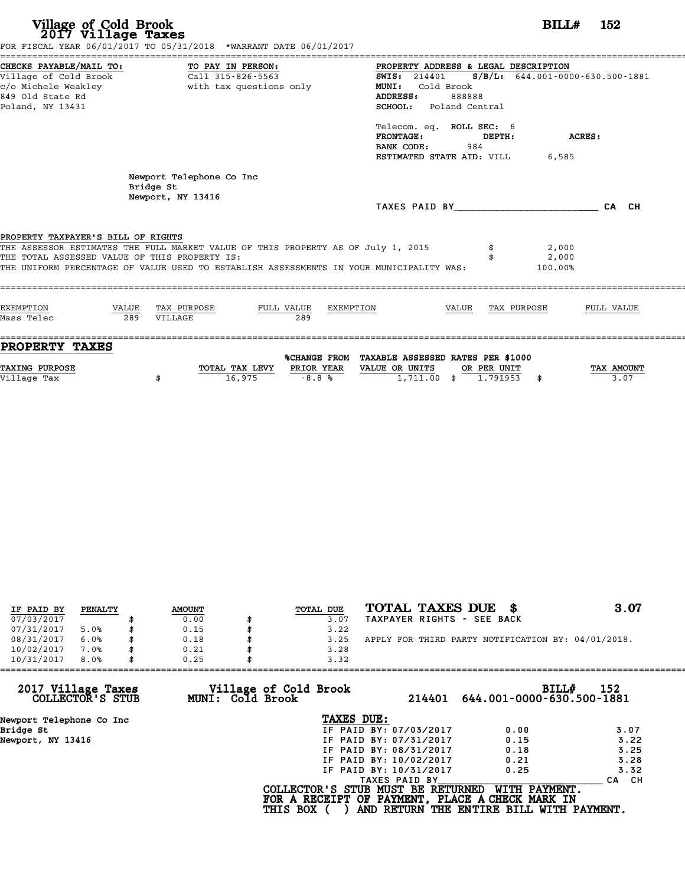# Village of Cold Brook
## 2017 Village Taxes

**BILL# 152**

FOR FISCAL YEAR 06/01/2017 TO 05/31/2018 *WARRANT DATE 06/01/2017

**CHECKS PAYABLE/MAIL TO:**
Village of Cold Brook
c/o Michele Weakley
849 Old State Rd
Poland, NY 13431

**TO PAY IN PERSON:**
Call 315-826-5563
with tax questions only

**PROPERTY ADDRESS & LEGAL DESCRIPTION**
**SWIS:** 214401 **S/B/L:** 644.001-0000-630.500-1881
**MUNI:** Cold Brook
**ADDRESS:** 888888
**SCHOOL:** Poland Central

Telecom. eq. **ROLL SEC:** 6
**FRONTAGE:** **DEPTH:** **ACRES:**
**BANK CODE:** 984
**ESTIMATED STATE AID:** VILL 6,585

Newport Telephone Co Inc
Bridge St
Newport, NY 13416

TAXES PAID BY________________________ CA CH

**PROPERTY TAXPAYER'S BILL OF RIGHTS**

| | |
|---|---|
| THE ASSESSOR ESTIMATES THE FULL MARKET VALUE OF THIS PROPERTY AS OF July 1, 2015 | $ 2,000 |
| THE TOTAL ASSESSED VALUE OF THIS PROPERTY IS: | $ 2,000 |
| THE UNIFORM PERCENTAGE OF VALUE USED TO ESTABLISH ASSESSMENTS IN YOUR MUNICIPALITY WAS: | 100.00% |

| EXEMPTION | VALUE | TAX PURPOSE | FULL VALUE | EXEMPTION | VALUE | TAX PURPOSE | FULL VALUE |
|---|---|---|---|---|---|---|---|
| Mass Telec | 289 | VILLAGE | 289 | | | | |

## PROPERTY TAXES

| TAXING PURPOSE | TOTAL TAX LEVY | %CHANGE FROM PRIOR YEAR | TAXABLE ASSESSED VALUE OR UNITS | RATES PER $1000 OR PER UNIT | TAX AMOUNT |
|---|---|---|---|---|---|
| Village Tax | $ 16,975 | -8.8 % | 1,711.00 | $ 1.791953 | $ 3.07 |

| IF PAID BY | PENALTY | AMOUNT | TOTAL DUE |
|---|---|---|---|
| 07/03/2017 | | $ 0.00 | $ 3.07 |
| 07/31/2017 | 5.0% | $ 0.15 | $ 3.22 |
| 08/31/2017 | 6.0% | $ 0.18 | $ 3.25 |
| 10/02/2017 | 7.0% | $ 0.21 | $ 3.28 |
| 10/31/2017 | 8.0% | $ 0.25 | $ 3.32 |

**TOTAL TAXES DUE $ 3.07**
TAXPAYER RIGHTS - SEE BACK

APPLY FOR THIRD PARTY NOTIFICATION BY: 04/01/2018.

**2017 Village Taxes COLLECTOR'S STUB** — **Village of Cold Brook MUNI: Cold Brook** — 214401 644.001-0000-630.500-1881 — **BILL# 152**

Newport Telephone Co Inc
Bridge St
Newport, NY 13416

**TAXES DUE:**

| | | |
|---|---|---|
| IF PAID BY: 07/03/2017 | 0.00 | 3.07 |
| IF PAID BY: 07/31/2017 | 0.15 | 3.22 |
| IF PAID BY: 08/31/2017 | 0.18 | 3.25 |
| IF PAID BY: 10/02/2017 | 0.21 | 3.28 |
| IF PAID BY: 10/31/2017 | 0.25 | 3.32 |

TAXES PAID BY________________________ CA CH

**COLLECTOR'S STUB MUST BE RETURNED WITH PAYMENT.**
**FOR A RECEIPT OF PAYMENT, PLACE A CHECK MARK IN THIS BOX ( ) AND RETURN THE ENTIRE BILL WITH PAYMENT.**